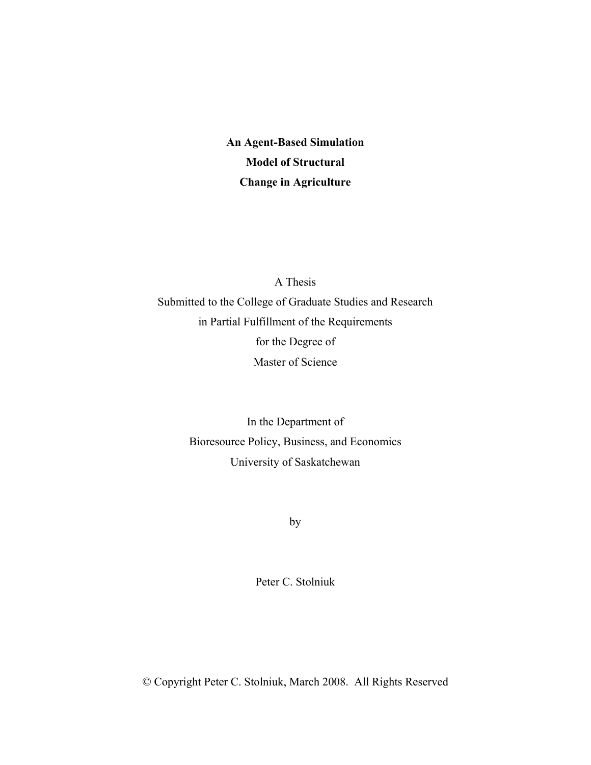# An Agent-Based Simulation Model of Structural Change in Agriculture

A Thesis
Submitted to the College of Graduate Studies and Research
in Partial Fulfillment of the Requirements
for the Degree of
Master of Science

In the Department of
Bioresource Policy, Business, and Economics
University of Saskatchewan

by

Peter C. Stolniuk

© Copyright Peter C. Stolniuk, March 2008. All Rights Reserved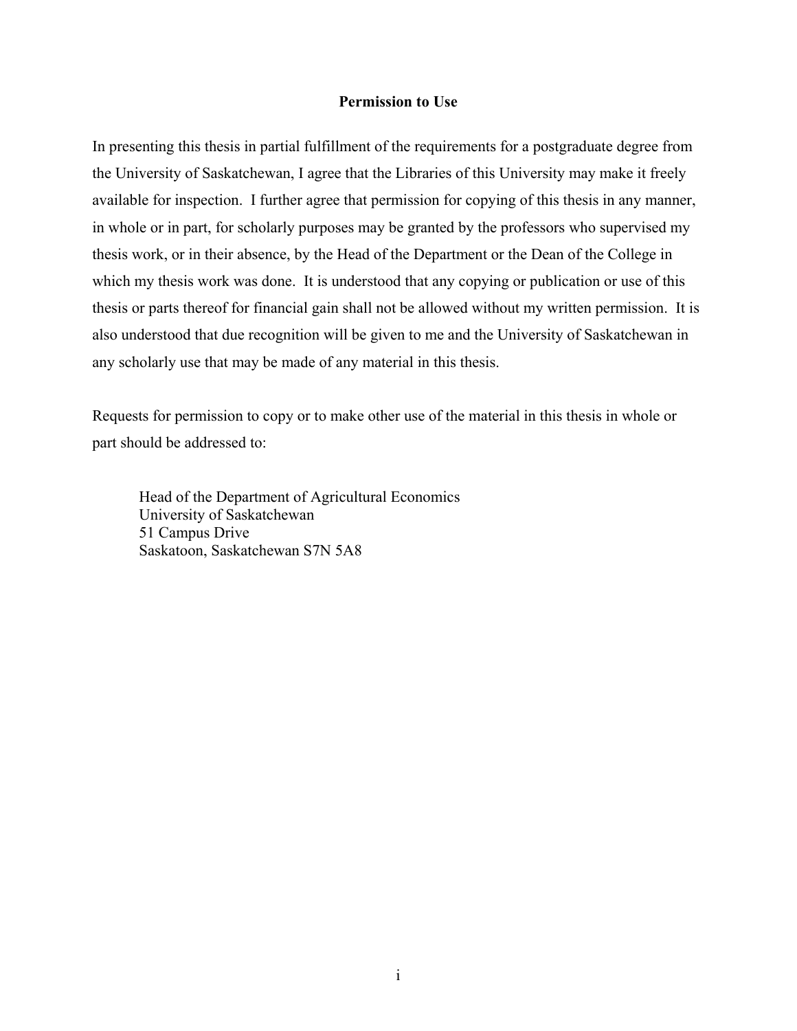## Permission to Use

In presenting this thesis in partial fulfillment of the requirements for a postgraduate degree from the University of Saskatchewan, I agree that the Libraries of this University may make it freely available for inspection. I further agree that permission for copying of this thesis in any manner, in whole or in part, for scholarly purposes may be granted by the professors who supervised my thesis work, or in their absence, by the Head of the Department or the Dean of the College in which my thesis work was done. It is understood that any copying or publication or use of this thesis or parts thereof for financial gain shall not be allowed without my written permission. It is also understood that due recognition will be given to me and the University of Saskatchewan in any scholarly use that may be made of any material in this thesis.

Requests for permission to copy or to make other use of the material in this thesis in whole or part should be addressed to:

Head of the Department of Agricultural Economics
University of Saskatchewan
51 Campus Drive
Saskatoon, Saskatchewan S7N 5A8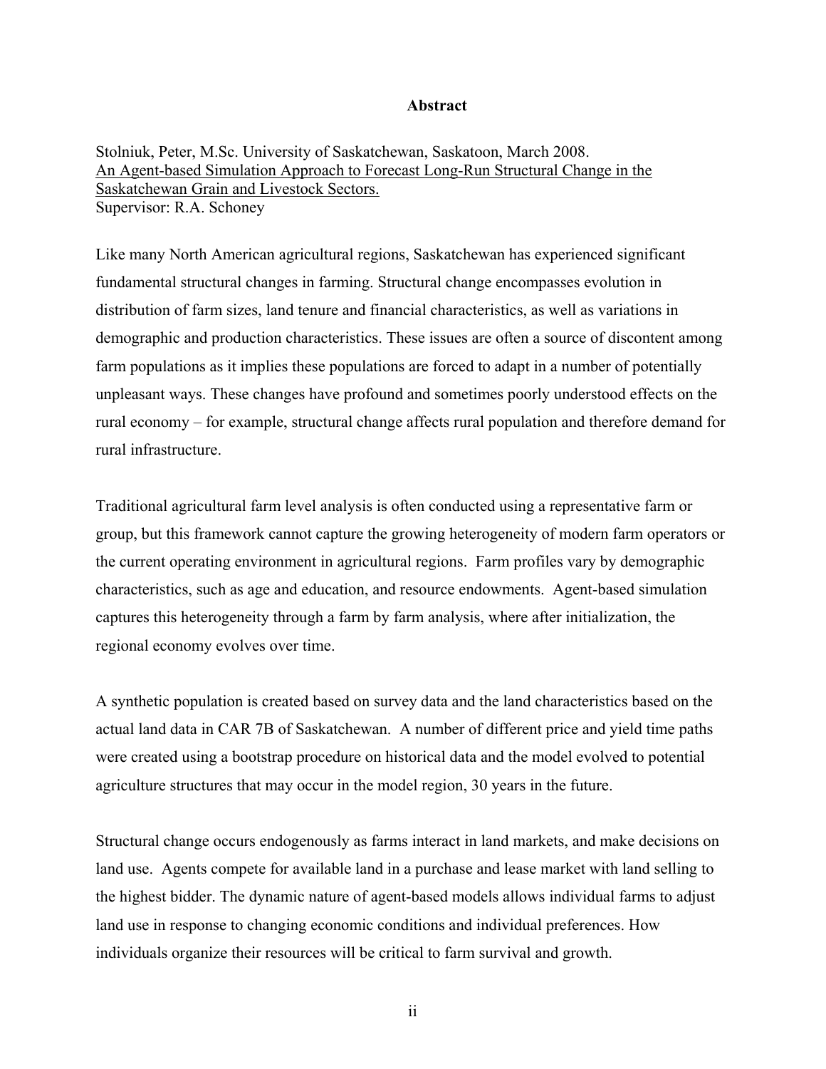## Abstract

Stolniuk, Peter, M.Sc. University of Saskatchewan, Saskatoon, March 2008.
An Agent-based Simulation Approach to Forecast Long-Run Structural Change in the Saskatchewan Grain and Livestock Sectors.
Supervisor: R.A. Schoney

Like many North American agricultural regions, Saskatchewan has experienced significant fundamental structural changes in farming. Structural change encompasses evolution in distribution of farm sizes, land tenure and financial characteristics, as well as variations in demographic and production characteristics. These issues are often a source of discontent among farm populations as it implies these populations are forced to adapt in a number of potentially unpleasant ways. These changes have profound and sometimes poorly understood effects on the rural economy – for example, structural change affects rural population and therefore demand for rural infrastructure.

Traditional agricultural farm level analysis is often conducted using a representative farm or group, but this framework cannot capture the growing heterogeneity of modern farm operators or the current operating environment in agricultural regions. Farm profiles vary by demographic characteristics, such as age and education, and resource endowments. Agent-based simulation captures this heterogeneity through a farm by farm analysis, where after initialization, the regional economy evolves over time.

A synthetic population is created based on survey data and the land characteristics based on the actual land data in CAR 7B of Saskatchewan. A number of different price and yield time paths were created using a bootstrap procedure on historical data and the model evolved to potential agriculture structures that may occur in the model region, 30 years in the future.

Structural change occurs endogenously as farms interact in land markets, and make decisions on land use. Agents compete for available land in a purchase and lease market with land selling to the highest bidder. The dynamic nature of agent-based models allows individual farms to adjust land use in response to changing economic conditions and individual preferences. How individuals organize their resources will be critical to farm survival and growth.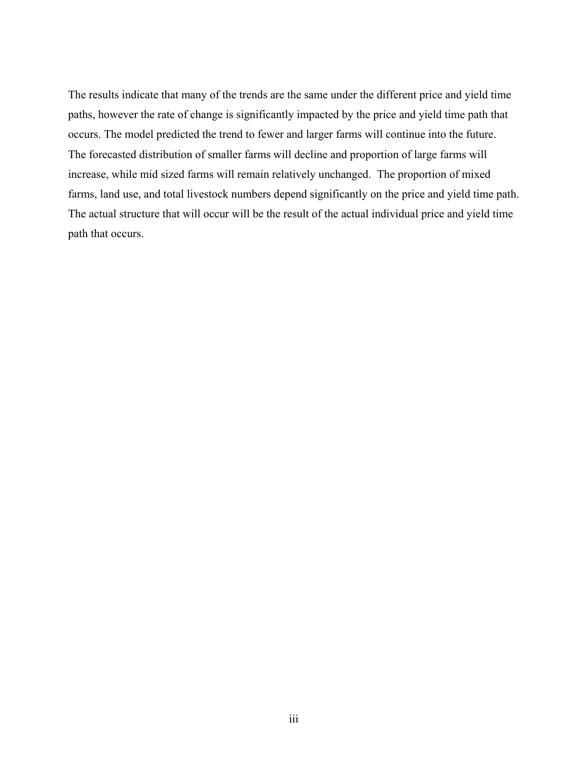The results indicate that many of the trends are the same under the different price and yield time paths, however the rate of change is significantly impacted by the price and yield time path that occurs. The model predicted the trend to fewer and larger farms will continue into the future. The forecasted distribution of smaller farms will decline and proportion of large farms will increase, while mid sized farms will remain relatively unchanged. The proportion of mixed farms, land use, and total livestock numbers depend significantly on the price and yield time path. The actual structure that will occur will be the result of the actual individual price and yield time path that occurs.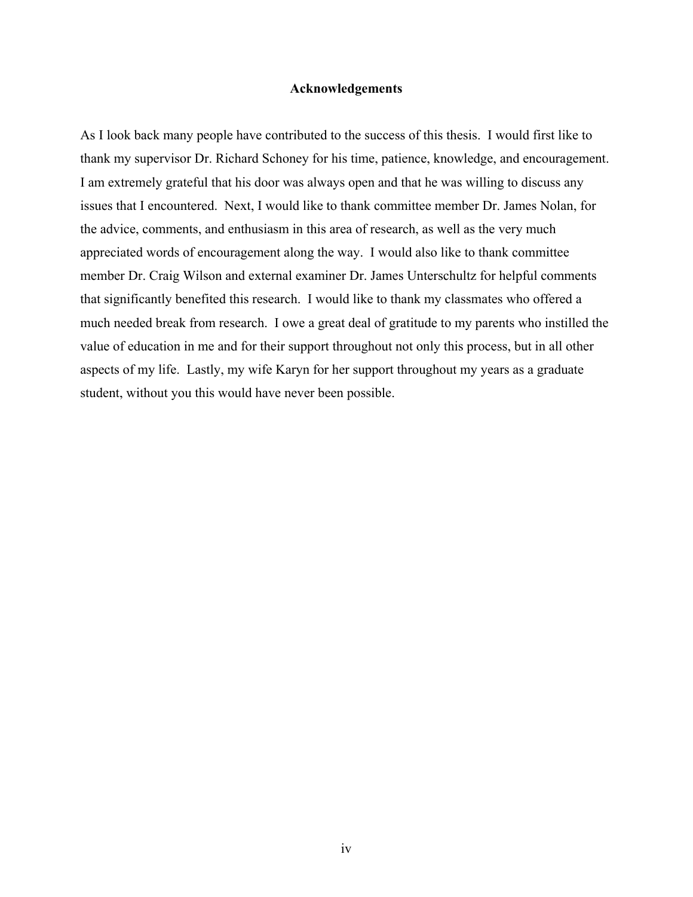# Acknowledgements

As I look back many people have contributed to the success of this thesis. I would first like to thank my supervisor Dr. Richard Schoney for his time, patience, knowledge, and encouragement. I am extremely grateful that his door was always open and that he was willing to discuss any issues that I encountered. Next, I would like to thank committee member Dr. James Nolan, for the advice, comments, and enthusiasm in this area of research, as well as the very much appreciated words of encouragement along the way. I would also like to thank committee member Dr. Craig Wilson and external examiner Dr. James Unterschultz for helpful comments that significantly benefited this research. I would like to thank my classmates who offered a much needed break from research. I owe a great deal of gratitude to my parents who instilled the value of education in me and for their support throughout not only this process, but in all other aspects of my life. Lastly, my wife Karyn for her support throughout my years as a graduate student, without you this would have never been possible.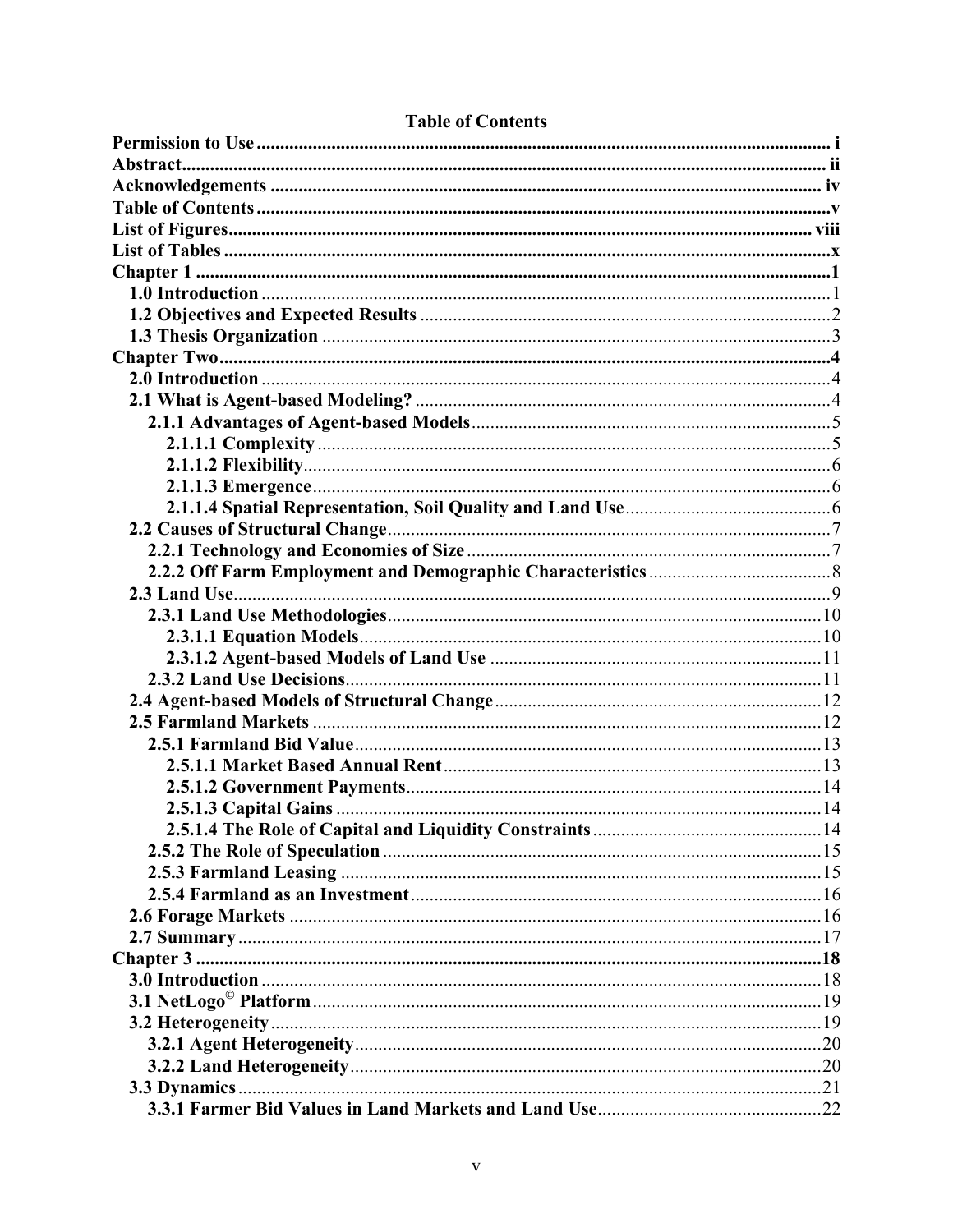# Table of Contents

**Permission to Use** ..... i
**Abstract** ..... ii
**Acknowledgements** ..... iv
**Table of Contents** ..... v
**List of Figures** ..... viii
**List of Tables** ..... x
**Chapter 1** ..... 1
- **1.0 Introduction** ..... 1
- **1.2 Objectives and Expected Results** ..... 2
- **1.3 Thesis Organization** ..... 3

**Chapter Two** ..... 4
- **2.0 Introduction** ..... 4
- **2.1 What is Agent-based Modeling?** ..... 4
  - **2.1.1 Advantages of Agent-based Models** ..... 5
    - **2.1.1.1 Complexity** ..... 5
    - **2.1.1.2 Flexibility** ..... 6
    - **2.1.1.3 Emergence** ..... 6
    - **2.1.1.4 Spatial Representation, Soil Quality and Land Use** ..... 6
- **2.2 Causes of Structural Change** ..... 7
  - **2.2.1 Technology and Economies of Size** ..... 7
  - **2.2.2 Off Farm Employment and Demographic Characteristics** ..... 8
- **2.3 Land Use** ..... 9
  - **2.3.1 Land Use Methodologies** ..... 10
    - **2.3.1.1 Equation Models** ..... 10
    - **2.3.1.2 Agent-based Models of Land Use** ..... 11
  - **2.3.2 Land Use Decisions** ..... 11
- **2.4 Agent-based Models of Structural Change** ..... 12
- **2.5 Farmland Markets** ..... 12
  - **2.5.1 Farmland Bid Value** ..... 13
    - **2.5.1.1 Market Based Annual Rent** ..... 13
    - **2.5.1.2 Government Payments** ..... 14
    - **2.5.1.3 Capital Gains** ..... 14
    - **2.5.1.4 The Role of Capital and Liquidity Constraints** ..... 14
  - **2.5.2 The Role of Speculation** ..... 15
  - **2.5.3 Farmland Leasing** ..... 15
  - **2.5.4 Farmland as an Investment** ..... 16
- **2.6 Forage Markets** ..... 16
- **2.7 Summary** ..... 17

**Chapter 3** ..... 18
- **3.0 Introduction** ..... 18
- **3.1 NetLogo© Platform** ..... 19
- **3.2 Heterogeneity** ..... 19
  - **3.2.1 Agent Heterogeneity** ..... 20
  - **3.2.2 Land Heterogeneity** ..... 20
- **3.3 Dynamics** ..... 21
  - **3.3.1 Farmer Bid Values in Land Markets and Land Use** ..... 22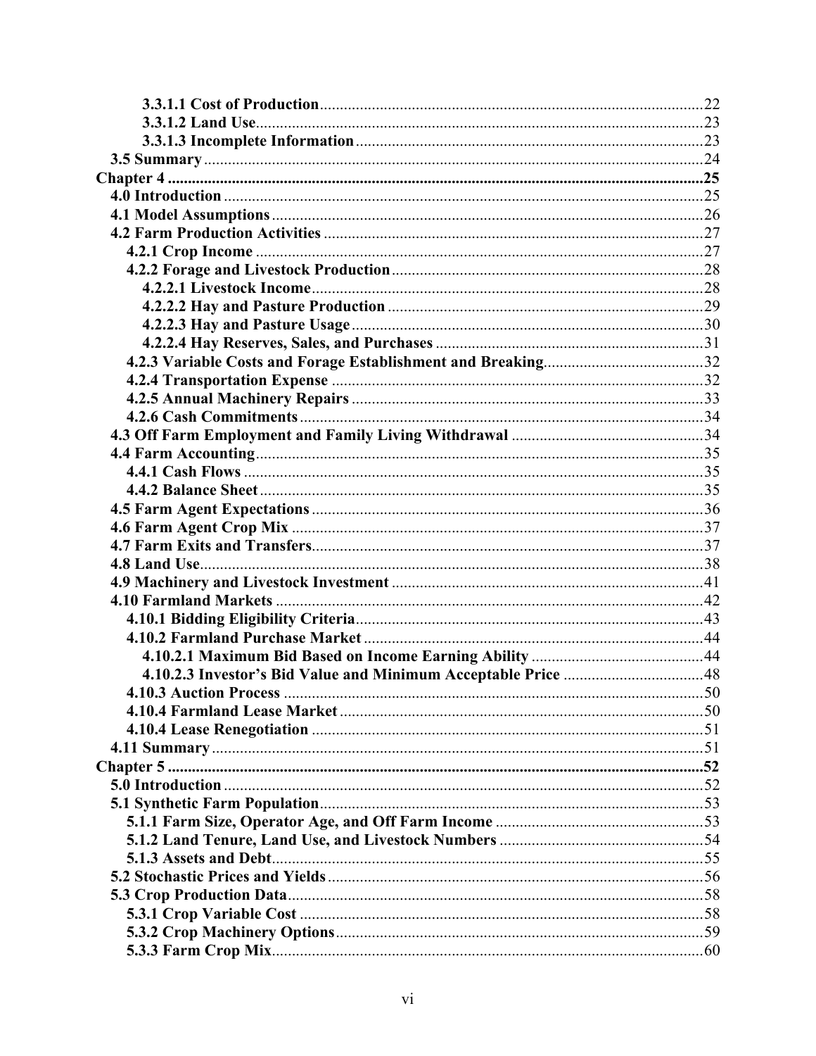3.3.1.1 Cost of Production ..... 22
3.3.1.2 Land Use ..... 23
3.3.1.3 Incomplete Information ..... 23
3.5 Summary ..... 24
Chapter 4 ..... 25
4.0 Introduction ..... 25
4.1 Model Assumptions ..... 26
4.2 Farm Production Activities ..... 27
4.2.1 Crop Income ..... 27
4.2.2 Forage and Livestock Production ..... 28
4.2.2.1 Livestock Income ..... 28
4.2.2.2 Hay and Pasture Production ..... 29
4.2.2.3 Hay and Pasture Usage ..... 30
4.2.2.4 Hay Reserves, Sales, and Purchases ..... 31
4.2.3 Variable Costs and Forage Establishment and Breaking ..... 32
4.2.4 Transportation Expense ..... 32
4.2.5 Annual Machinery Repairs ..... 33
4.2.6 Cash Commitments ..... 34
4.3 Off Farm Employment and Family Living Withdrawal ..... 34
4.4 Farm Accounting ..... 35
4.4.1 Cash Flows ..... 35
4.4.2 Balance Sheet ..... 35
4.5 Farm Agent Expectations ..... 36
4.6 Farm Agent Crop Mix ..... 37
4.7 Farm Exits and Transfers ..... 37
4.8 Land Use ..... 38
4.9 Machinery and Livestock Investment ..... 41
4.10 Farmland Markets ..... 42
4.10.1 Bidding Eligibility Criteria ..... 43
4.10.2 Farmland Purchase Market ..... 44
4.10.2.1 Maximum Bid Based on Income Earning Ability ..... 44
4.10.2.3 Investor's Bid Value and Minimum Acceptable Price ..... 48
4.10.3 Auction Process ..... 50
4.10.4 Farmland Lease Market ..... 50
4.10.4 Lease Renegotiation ..... 51
4.11 Summary ..... 51
Chapter 5 ..... 52
5.0 Introduction ..... 52
5.1 Synthetic Farm Population ..... 53
5.1.1 Farm Size, Operator Age, and Off Farm Income ..... 53
5.1.2 Land Tenure, Land Use, and Livestock Numbers ..... 54
5.1.3 Assets and Debt ..... 55
5.2 Stochastic Prices and Yields ..... 56
5.3 Crop Production Data ..... 58
5.3.1 Crop Variable Cost ..... 58
5.3.2 Crop Machinery Options ..... 59
5.3.3 Farm Crop Mix ..... 60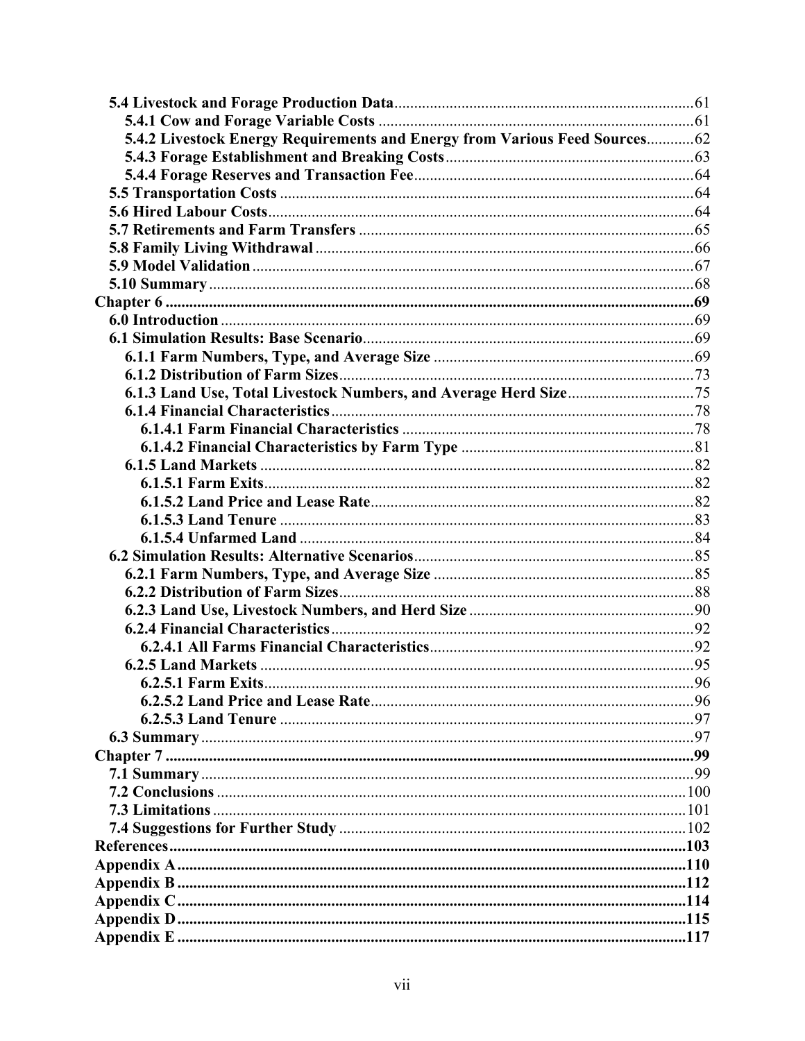5.4 Livestock and Forage Production Data ........................................................................ 61
5.4.1 Cow and Forage Variable Costs ................................................................ 61
5.4.2 Livestock Energy Requirements and Energy from Various Feed Sources ............ 62
5.4.3 Forage Establishment and Breaking Costs ............................................... 63
5.4.4 Forage Reserves and Transaction Fee ...................................................... 64
5.5 Transportation Costs ........................................................................................ 64
5.6 Hired Labour Costs .......................................................................................... 64
5.7 Retirements and Farm Transfers ..................................................................... 65
5.8 Family Living Withdrawal ................................................................................ 66
5.9 Model Validation ............................................................................................... 67
5.10 Summary ......................................................................................................... 68
Chapter 6 ............................................................................................................... 69
6.0 Introduction ...................................................................................................... 69
6.1 Simulation Results: Base Scenario ................................................................... 69
6.1.1 Farm Numbers, Type, and Average Size .................................................. 69
6.1.2 Distribution of Farm Sizes .......................................................................... 73
6.1.3 Land Use, Total Livestock Numbers, and Average Herd Size ................... 75
6.1.4 Financial Characteristics ............................................................................ 78
6.1.4.1 Farm Financial Characteristics ............................................................ 78
6.1.4.2 Financial Characteristics by Farm Type .............................................. 81
6.1.5 Land Markets .............................................................................................. 82
6.1.5.1 Farm Exits ............................................................................................. 82
6.1.5.2 Land Price and Lease Rate ................................................................... 82
6.1.5.3 Land Tenure ......................................................................................... 83
6.1.5.4 Unfarmed Land .................................................................................... 84
6.2 Simulation Results: Alternative Scenarios ....................................................... 85
6.2.1 Farm Numbers, Type, and Average Size .................................................. 85
6.2.2 Distribution of Farm Sizes .......................................................................... 88
6.2.3 Land Use, Livestock Numbers, and Herd Size .......................................... 90
6.2.4 Financial Characteristics ............................................................................ 92
6.2.4.1 All Farms Financial Characteristics .................................................... 92
6.2.5 Land Markets .............................................................................................. 95
6.2.5.1 Farm Exits ............................................................................................. 96
6.2.5.2 Land Price and Lease Rate ................................................................... 96
6.2.5.3 Land Tenure ......................................................................................... 97
6.3 Summary ........................................................................................................... 97
Chapter 7 ............................................................................................................... 99
7.1 Summary ........................................................................................................... 99
7.2 Conclusions ..................................................................................................... 100
7.3 Limitations ....................................................................................................... 101
7.4 Suggestions for Further Study ........................................................................ 102
References ............................................................................................................ 103
Appendix A ........................................................................................................... 110
Appendix B ........................................................................................................... 112
Appendix C ........................................................................................................... 114
Appendix D ........................................................................................................... 115
Appendix E ........................................................................................................... 117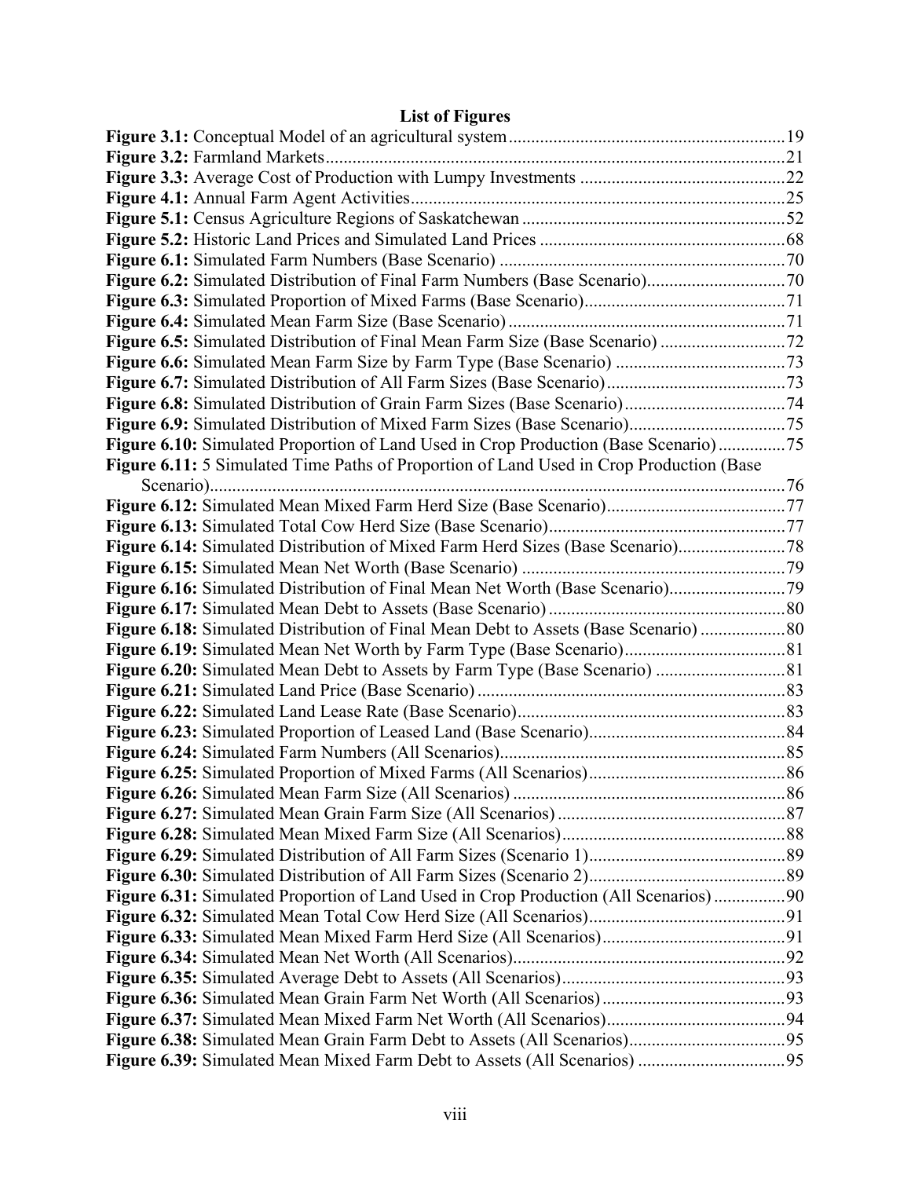## List of Figures

**Figure 3.1:** Conceptual Model of an agricultural system ........................................................ 19
**Figure 3.2:** Farmland Markets ........................................................................................................ 21
**Figure 3.3:** Average Cost of Production with Lumpy Investments ........................................... 22
**Figure 4.1:** Annual Farm Agent Activities .................................................................................. 25
**Figure 5.1:** Census Agriculture Regions of Saskatchewan ......................................................... 52
**Figure 5.2:** Historic Land Prices and Simulated Land Prices .................................................... 68
**Figure 6.1:** Simulated Farm Numbers (Base Scenario) .............................................................. 70
**Figure 6.2:** Simulated Distribution of Final Farm Numbers (Base Scenario) ............................ 70
**Figure 6.3:** Simulated Proportion of Mixed Farms (Base Scenario) .......................................... 71
**Figure 6.4:** Simulated Mean Farm Size (Base Scenario) ............................................................ 71
**Figure 6.5:** Simulated Distribution of Final Mean Farm Size (Base Scenario) .......................... 72
**Figure 6.6:** Simulated Mean Farm Size by Farm Type (Base Scenario) .................................... 73
**Figure 6.7:** Simulated Distribution of All Farm Sizes (Base Scenario) ...................................... 73
**Figure 6.8:** Simulated Distribution of Grain Farm Sizes (Base Scenario) .................................. 74
**Figure 6.9:** Simulated Distribution of Mixed Farm Sizes (Base Scenario) ................................. 75
**Figure 6.10:** Simulated Proportion of Land Used in Crop Production (Base Scenario) ............. 75
**Figure 6.11:** 5 Simulated Time Paths of Proportion of Land Used in Crop Production (Base Scenario) ........................................................................................................................................ 76
**Figure 6.12:** Simulated Mean Mixed Farm Herd Size (Base Scenario) ...................................... 77
**Figure 6.13:** Simulated Total Cow Herd Size (Base Scenario) ................................................... 77
**Figure 6.14:** Simulated Distribution of Mixed Farm Herd Sizes (Base Scenario) ...................... 78
**Figure 6.15:** Simulated Mean Net Worth (Base Scenario) ......................................................... 79
**Figure 6.16:** Simulated Distribution of Final Mean Net Worth (Base Scenario) ........................ 79
**Figure 6.17:** Simulated Mean Debt to Assets (Base Scenario) ................................................... 80
**Figure 6.18:** Simulated Distribution of Final Mean Debt to Assets (Base Scenario) ................. 80
**Figure 6.19:** Simulated Mean Net Worth by Farm Type (Base Scenario) .................................. 81
**Figure 6.20:** Simulated Mean Debt to Assets by Farm Type (Base Scenario) ........................... 81
**Figure 6.21:** Simulated Land Price (Base Scenario) ................................................................... 83
**Figure 6.22:** Simulated Land Lease Rate (Base Scenario) .......................................................... 83
**Figure 6.23:** Simulated Proportion of Leased Land (Base Scenario) .......................................... 84
**Figure 6.24:** Simulated Farm Numbers (All Scenarios) .............................................................. 85
**Figure 6.25:** Simulated Proportion of Mixed Farms (All Scenarios) .......................................... 86
**Figure 6.26:** Simulated Mean Farm Size (All Scenarios) ........................................................... 86
**Figure 6.27:** Simulated Mean Grain Farm Size (All Scenarios) ................................................. 87
**Figure 6.28:** Simulated Mean Mixed Farm Size (All Scenarios) ................................................ 88
**Figure 6.29:** Simulated Distribution of All Farm Sizes (Scenario 1) .......................................... 89
**Figure 6.30:** Simulated Distribution of All Farm Sizes (Scenario 2) .......................................... 89
**Figure 6.31:** Simulated Proportion of Land Used in Crop Production (All Scenarios) .............. 90
**Figure 6.32:** Simulated Mean Total Cow Herd Size (All Scenarios) .......................................... 91
**Figure 6.33:** Simulated Mean Mixed Farm Herd Size (All Scenarios) ....................................... 91
**Figure 6.34:** Simulated Mean Net Worth (All Scenarios) ........................................................... 92
**Figure 6.35:** Simulated Average Debt to Assets (All Scenarios) ................................................ 93
**Figure 6.36:** Simulated Mean Grain Farm Net Worth (All Scenarios) ....................................... 93
**Figure 6.37:** Simulated Mean Mixed Farm Net Worth (All Scenarios) ...................................... 94
**Figure 6.38:** Simulated Mean Grain Farm Debt to Assets (All Scenarios) ................................. 95
**Figure 6.39:** Simulated Mean Mixed Farm Debt to Assets (All Scenarios) ............................... 95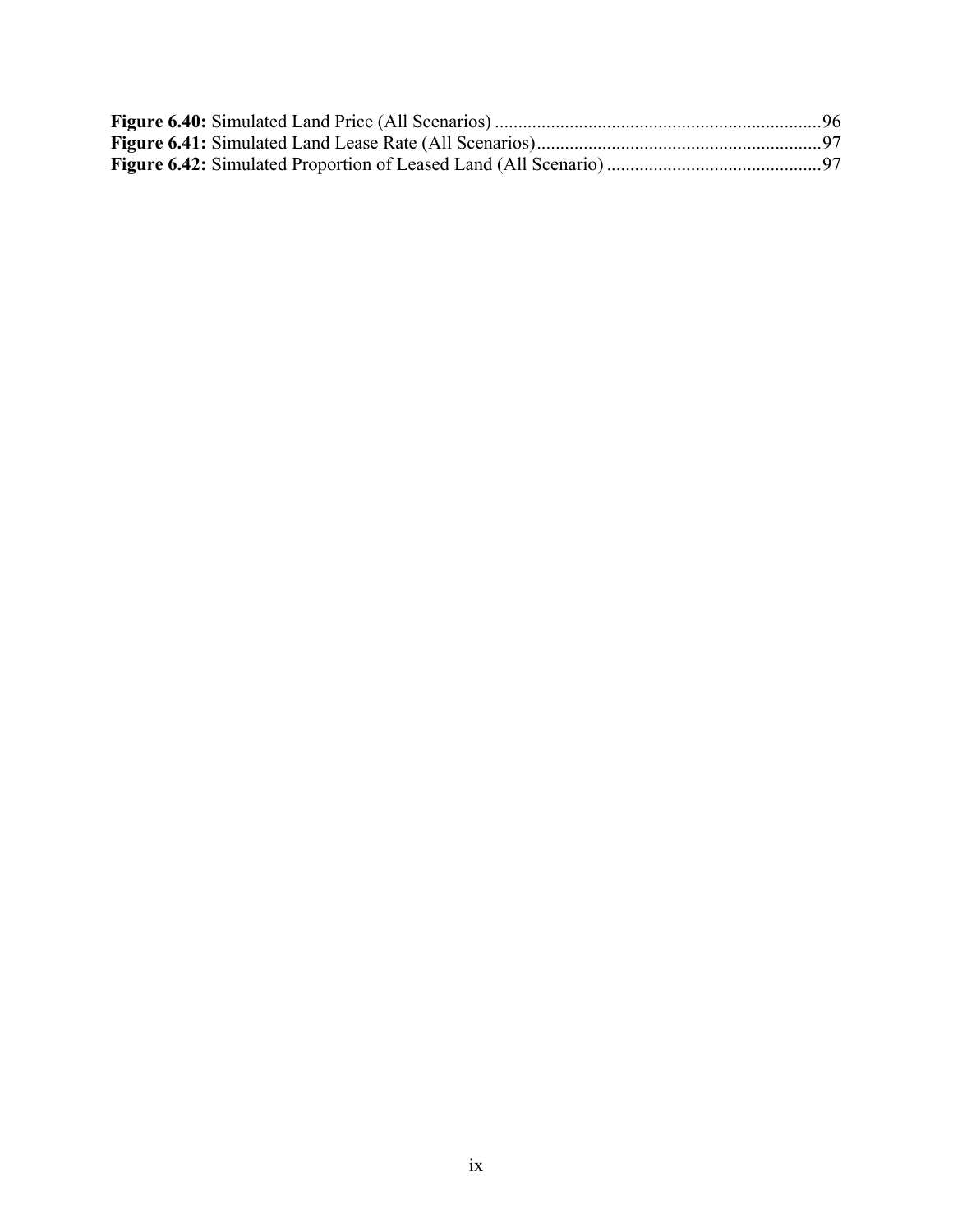**Figure 6.40:** Simulated Land Price (All Scenarios) ......................................................................96
**Figure 6.41:** Simulated Land Lease Rate (All Scenarios).............................................................97
**Figure 6.42:** Simulated Proportion of Leased Land (All Scenario) ..............................................97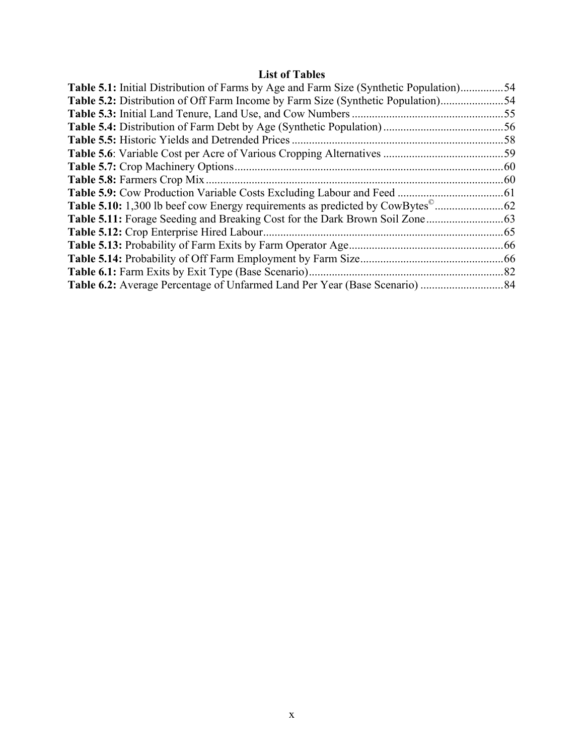# List of Tables

**Table 5.1:** Initial Distribution of Farms by Age and Farm Size (Synthetic Population)...............54
**Table 5.2:** Distribution of Off Farm Income by Farm Size (Synthetic Population)......................54
**Table 5.3:** Initial Land Tenure, Land Use, and Cow Numbers .....................................................55
**Table 5.4:** Distribution of Farm Debt by Age (Synthetic Population) ..........................................56
**Table 5.5:** Historic Yields and Detrended Prices ..........................................................................58
**Table 5.6**: Variable Cost per Acre of Various Cropping Alternatives ..........................................59
**Table 5.7:** Crop Machinery Options..............................................................................................60
**Table 5.8:** Farmers Crop Mix........................................................................................................60
**Table 5.9:** Cow Production Variable Costs Excluding Labour and Feed .....................................61
**Table 5.10:** 1,300 lb beef cow Energy requirements as predicted by CowBytes©........................62
**Table 5.11:** Forage Seeding and Breaking Cost for the Dark Brown Soil Zone...........................63
**Table 5.12:** Crop Enterprise Hired Labour....................................................................................65
**Table 5.13:** Probability of Farm Exits by Farm Operator Age......................................................66
**Table 5.14:** Probability of Off Farm Employment by Farm Size..................................................66
**Table 6.1:** Farm Exits by Exit Type (Base Scenario)....................................................................82
**Table 6.2:** Average Percentage of Unfarmed Land Per Year (Base Scenario) .............................84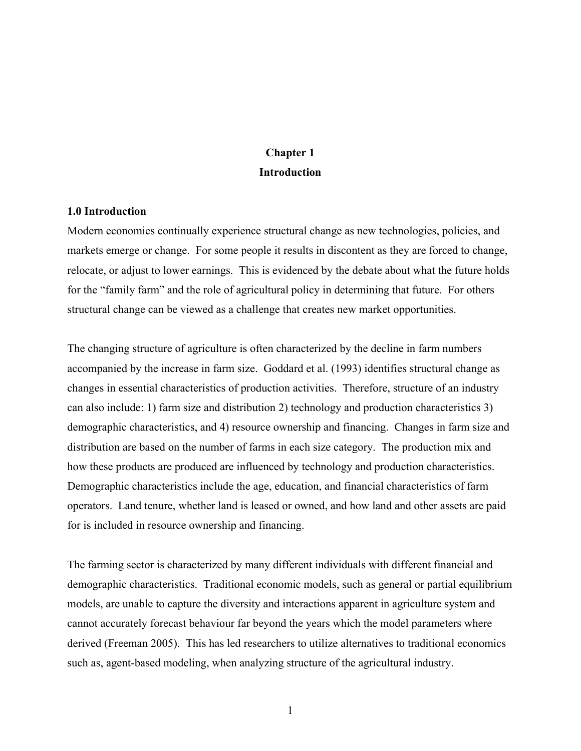# Chapter 1
# Introduction

## 1.0 Introduction

Modern economies continually experience structural change as new technologies, policies, and markets emerge or change. For some people it results in discontent as they are forced to change, relocate, or adjust to lower earnings. This is evidenced by the debate about what the future holds for the "family farm" and the role of agricultural policy in determining that future. For others structural change can be viewed as a challenge that creates new market opportunities.

The changing structure of agriculture is often characterized by the decline in farm numbers accompanied by the increase in farm size. Goddard et al. (1993) identifies structural change as changes in essential characteristics of production activities. Therefore, structure of an industry can also include: 1) farm size and distribution 2) technology and production characteristics 3) demographic characteristics, and 4) resource ownership and financing. Changes in farm size and distribution are based on the number of farms in each size category. The production mix and how these products are produced are influenced by technology and production characteristics. Demographic characteristics include the age, education, and financial characteristics of farm operators. Land tenure, whether land is leased or owned, and how land and other assets are paid for is included in resource ownership and financing.

The farming sector is characterized by many different individuals with different financial and demographic characteristics. Traditional economic models, such as general or partial equilibrium models, are unable to capture the diversity and interactions apparent in agriculture system and cannot accurately forecast behaviour far beyond the years which the model parameters where derived (Freeman 2005). This has led researchers to utilize alternatives to traditional economics such as, agent-based modeling, when analyzing structure of the agricultural industry.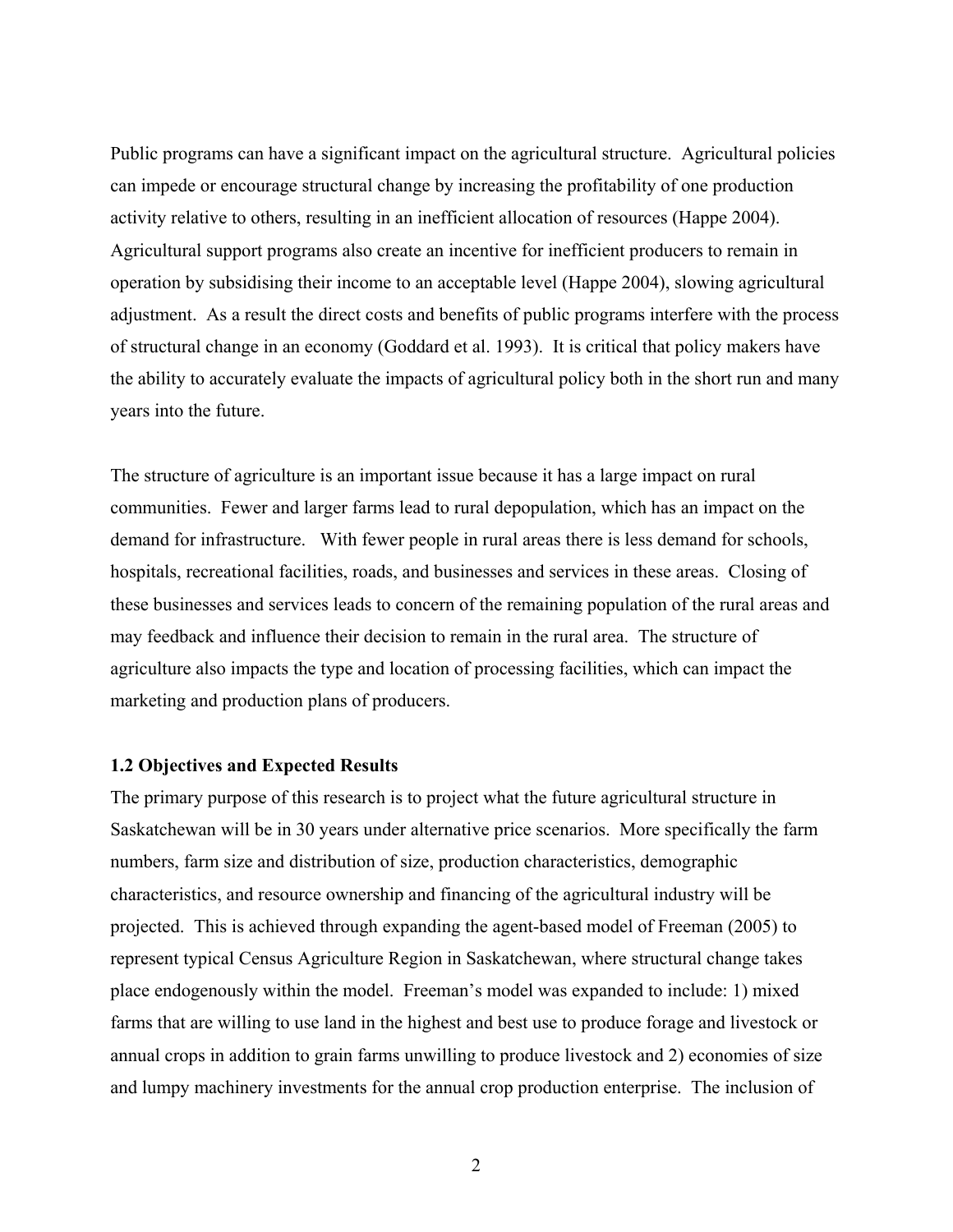Public programs can have a significant impact on the agricultural structure. Agricultural policies can impede or encourage structural change by increasing the profitability of one production activity relative to others, resulting in an inefficient allocation of resources (Happe 2004). Agricultural support programs also create an incentive for inefficient producers to remain in operation by subsidising their income to an acceptable level (Happe 2004), slowing agricultural adjustment. As a result the direct costs and benefits of public programs interfere with the process of structural change in an economy (Goddard et al. 1993). It is critical that policy makers have the ability to accurately evaluate the impacts of agricultural policy both in the short run and many years into the future.

The structure of agriculture is an important issue because it has a large impact on rural communities. Fewer and larger farms lead to rural depopulation, which has an impact on the demand for infrastructure. With fewer people in rural areas there is less demand for schools, hospitals, recreational facilities, roads, and businesses and services in these areas. Closing of these businesses and services leads to concern of the remaining population of the rural areas and may feedback and influence their decision to remain in the rural area. The structure of agriculture also impacts the type and location of processing facilities, which can impact the marketing and production plans of producers.

### 1.2 Objectives and Expected Results

The primary purpose of this research is to project what the future agricultural structure in Saskatchewan will be in 30 years under alternative price scenarios. More specifically the farm numbers, farm size and distribution of size, production characteristics, demographic characteristics, and resource ownership and financing of the agricultural industry will be projected. This is achieved through expanding the agent-based model of Freeman (2005) to represent typical Census Agriculture Region in Saskatchewan, where structural change takes place endogenously within the model. Freeman's model was expanded to include: 1) mixed farms that are willing to use land in the highest and best use to produce forage and livestock or annual crops in addition to grain farms unwilling to produce livestock and 2) economies of size and lumpy machinery investments for the annual crop production enterprise. The inclusion of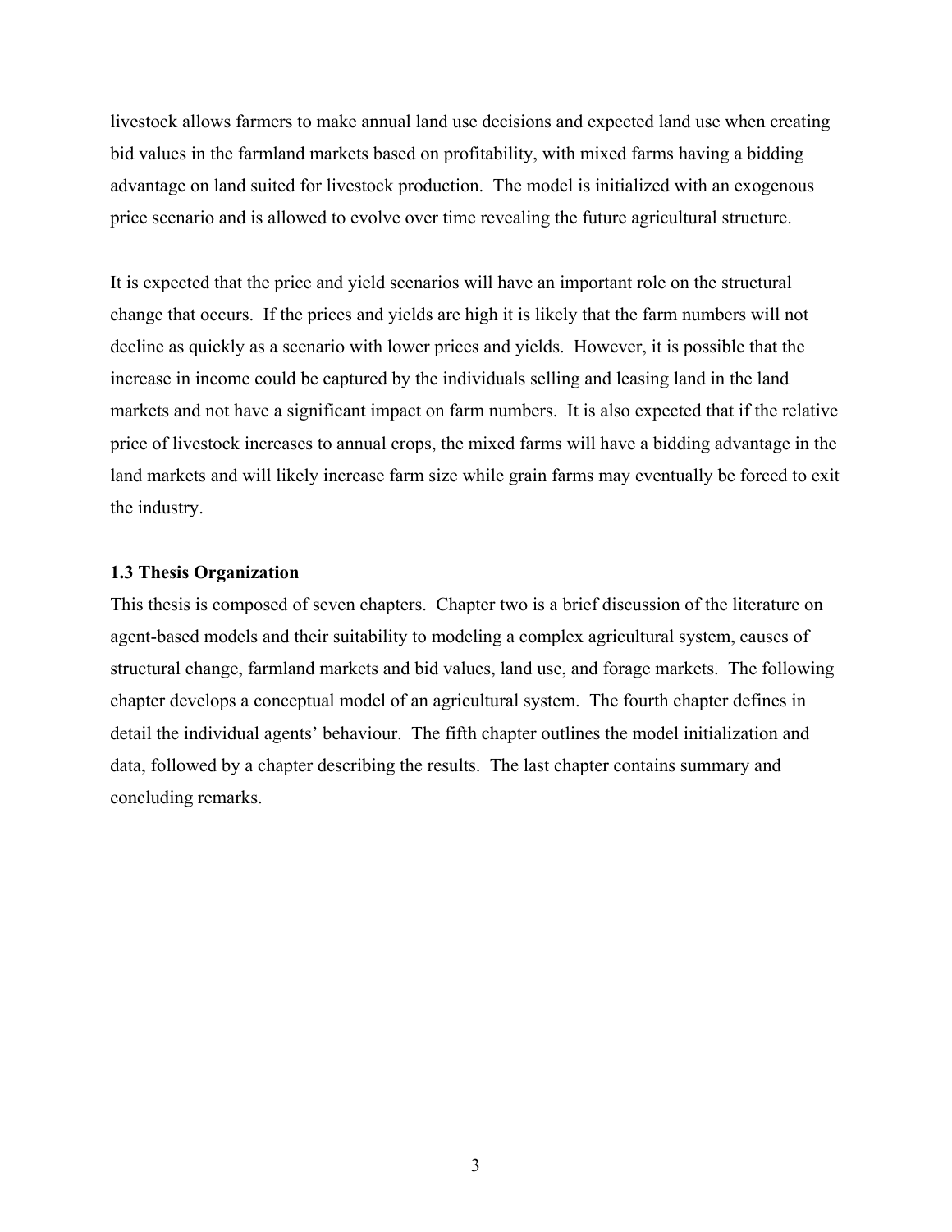livestock allows farmers to make annual land use decisions and expected land use when creating bid values in the farmland markets based on profitability, with mixed farms having a bidding advantage on land suited for livestock production. The model is initialized with an exogenous price scenario and is allowed to evolve over time revealing the future agricultural structure.

It is expected that the price and yield scenarios will have an important role on the structural change that occurs. If the prices and yields are high it is likely that the farm numbers will not decline as quickly as a scenario with lower prices and yields. However, it is possible that the increase in income could be captured by the individuals selling and leasing land in the land markets and not have a significant impact on farm numbers. It is also expected that if the relative price of livestock increases to annual crops, the mixed farms will have a bidding advantage in the land markets and will likely increase farm size while grain farms may eventually be forced to exit the industry.

### 1.3 Thesis Organization

This thesis is composed of seven chapters. Chapter two is a brief discussion of the literature on agent-based models and their suitability to modeling a complex agricultural system, causes of structural change, farmland markets and bid values, land use, and forage markets. The following chapter develops a conceptual model of an agricultural system. The fourth chapter defines in detail the individual agents' behaviour. The fifth chapter outlines the model initialization and data, followed by a chapter describing the results. The last chapter contains summary and concluding remarks.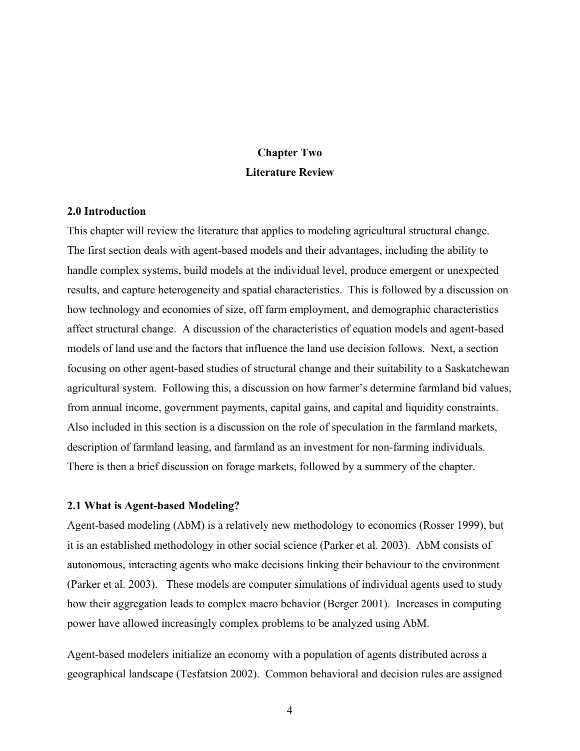# Chapter Two
# Literature Review

### 2.0 Introduction

This chapter will review the literature that applies to modeling agricultural structural change. The first section deals with agent-based models and their advantages, including the ability to handle complex systems, build models at the individual level, produce emergent or unexpected results, and capture heterogeneity and spatial characteristics. This is followed by a discussion on how technology and economies of size, off farm employment, and demographic characteristics affect structural change. A discussion of the characteristics of equation models and agent-based models of land use and the factors that influence the land use decision follows. Next, a section focusing on other agent-based studies of structural change and their suitability to a Saskatchewan agricultural system. Following this, a discussion on how farmer's determine farmland bid values, from annual income, government payments, capital gains, and capital and liquidity constraints. Also included in this section is a discussion on the role of speculation in the farmland markets, description of farmland leasing, and farmland as an investment for non-farming individuals. There is then a brief discussion on forage markets, followed by a summery of the chapter.

### 2.1 What is Agent-based Modeling?

Agent-based modeling (AbM) is a relatively new methodology to economics (Rosser 1999), but it is an established methodology in other social science (Parker et al. 2003). AbM consists of autonomous, interacting agents who make decisions linking their behaviour to the environment (Parker et al. 2003). These models are computer simulations of individual agents used to study how their aggregation leads to complex macro behavior (Berger 2001). Increases in computing power have allowed increasingly complex problems to be analyzed using AbM.

Agent-based modelers initialize an economy with a population of agents distributed across a geographical landscape (Tesfatsion 2002). Common behavioral and decision rules are assigned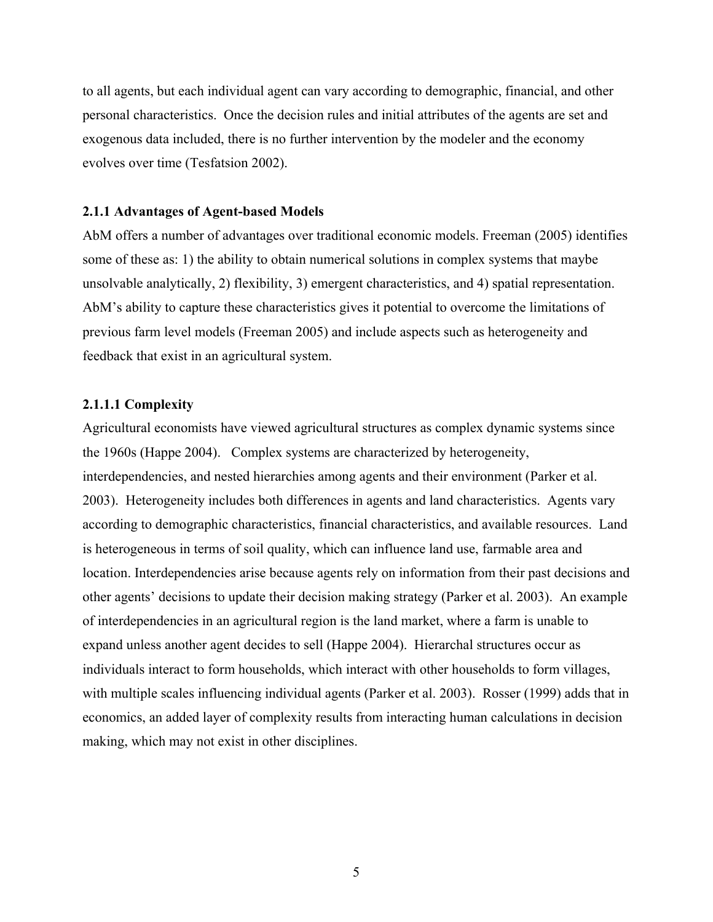to all agents, but each individual agent can vary according to demographic, financial, and other personal characteristics. Once the decision rules and initial attributes of the agents are set and exogenous data included, there is no further intervention by the modeler and the economy evolves over time (Tesfatsion 2002).

### 2.1.1 Advantages of Agent-based Models

AbM offers a number of advantages over traditional economic models. Freeman (2005) identifies some of these as: 1) the ability to obtain numerical solutions in complex systems that maybe unsolvable analytically, 2) flexibility, 3) emergent characteristics, and 4) spatial representation. AbM's ability to capture these characteristics gives it potential to overcome the limitations of previous farm level models (Freeman 2005) and include aspects such as heterogeneity and feedback that exist in an agricultural system.

#### 2.1.1.1 Complexity

Agricultural economists have viewed agricultural structures as complex dynamic systems since the 1960s (Happe 2004). Complex systems are characterized by heterogeneity, interdependencies, and nested hierarchies among agents and their environment (Parker et al. 2003). Heterogeneity includes both differences in agents and land characteristics. Agents vary according to demographic characteristics, financial characteristics, and available resources. Land is heterogeneous in terms of soil quality, which can influence land use, farmable area and location. Interdependencies arise because agents rely on information from their past decisions and other agents' decisions to update their decision making strategy (Parker et al. 2003). An example of interdependencies in an agricultural region is the land market, where a farm is unable to expand unless another agent decides to sell (Happe 2004). Hierarchal structures occur as individuals interact to form households, which interact with other households to form villages, with multiple scales influencing individual agents (Parker et al. 2003). Rosser (1999) adds that in economics, an added layer of complexity results from interacting human calculations in decision making, which may not exist in other disciplines.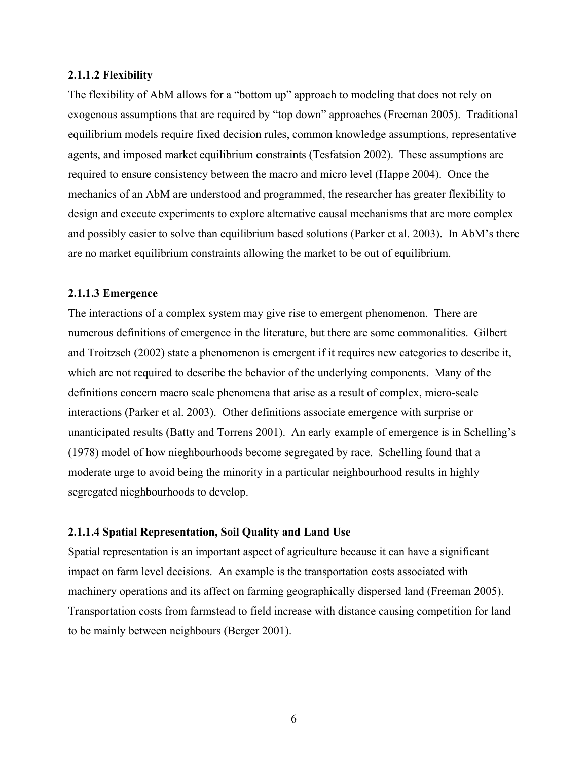#### 2.1.1.2 Flexibility

The flexibility of AbM allows for a "bottom up" approach to modeling that does not rely on exogenous assumptions that are required by "top down" approaches (Freeman 2005). Traditional equilibrium models require fixed decision rules, common knowledge assumptions, representative agents, and imposed market equilibrium constraints (Tesfatsion 2002). These assumptions are required to ensure consistency between the macro and micro level (Happe 2004). Once the mechanics of an AbM are understood and programmed, the researcher has greater flexibility to design and execute experiments to explore alternative causal mechanisms that are more complex and possibly easier to solve than equilibrium based solutions (Parker et al. 2003). In AbM's there are no market equilibrium constraints allowing the market to be out of equilibrium.

#### 2.1.1.3 Emergence

The interactions of a complex system may give rise to emergent phenomenon. There are numerous definitions of emergence in the literature, but there are some commonalities. Gilbert and Troitzsch (2002) state a phenomenon is emergent if it requires new categories to describe it, which are not required to describe the behavior of the underlying components. Many of the definitions concern macro scale phenomena that arise as a result of complex, micro-scale interactions (Parker et al. 2003). Other definitions associate emergence with surprise or unanticipated results (Batty and Torrens 2001). An early example of emergence is in Schelling's (1978) model of how nieghbourhoods become segregated by race. Schelling found that a moderate urge to avoid being the minority in a particular neighbourhood results in highly segregated nieghbourhoods to develop.

#### 2.1.1.4 Spatial Representation, Soil Quality and Land Use

Spatial representation is an important aspect of agriculture because it can have a significant impact on farm level decisions. An example is the transportation costs associated with machinery operations and its affect on farming geographically dispersed land (Freeman 2005). Transportation costs from farmstead to field increase with distance causing competition for land to be mainly between neighbours (Berger 2001).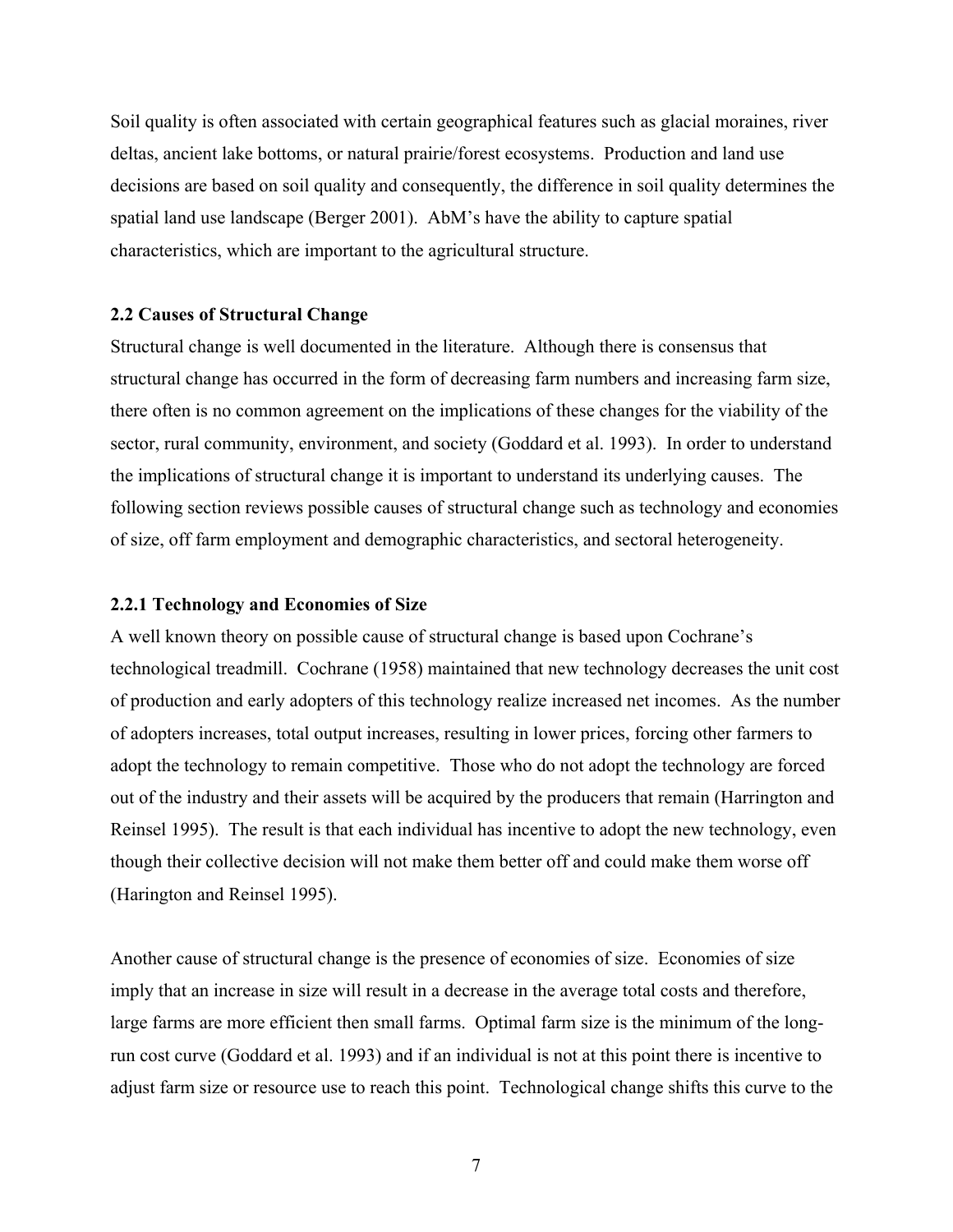Soil quality is often associated with certain geographical features such as glacial moraines, river deltas, ancient lake bottoms, or natural prairie/forest ecosystems. Production and land use decisions are based on soil quality and consequently, the difference in soil quality determines the spatial land use landscape (Berger 2001). AbM's have the ability to capture spatial characteristics, which are important to the agricultural structure.

### 2.2 Causes of Structural Change

Structural change is well documented in the literature. Although there is consensus that structural change has occurred in the form of decreasing farm numbers and increasing farm size, there often is no common agreement on the implications of these changes for the viability of the sector, rural community, environment, and society (Goddard et al. 1993). In order to understand the implications of structural change it is important to understand its underlying causes. The following section reviews possible causes of structural change such as technology and economies of size, off farm employment and demographic characteristics, and sectoral heterogeneity.

#### 2.2.1 Technology and Economies of Size

A well known theory on possible cause of structural change is based upon Cochrane's technological treadmill. Cochrane (1958) maintained that new technology decreases the unit cost of production and early adopters of this technology realize increased net incomes. As the number of adopters increases, total output increases, resulting in lower prices, forcing other farmers to adopt the technology to remain competitive. Those who do not adopt the technology are forced out of the industry and their assets will be acquired by the producers that remain (Harrington and Reinsel 1995). The result is that each individual has incentive to adopt the new technology, even though their collective decision will not make them better off and could make them worse off (Harington and Reinsel 1995).

Another cause of structural change is the presence of economies of size. Economies of size imply that an increase in size will result in a decrease in the average total costs and therefore, large farms are more efficient then small farms. Optimal farm size is the minimum of the long-run cost curve (Goddard et al. 1993) and if an individual is not at this point there is incentive to adjust farm size or resource use to reach this point. Technological change shifts this curve to the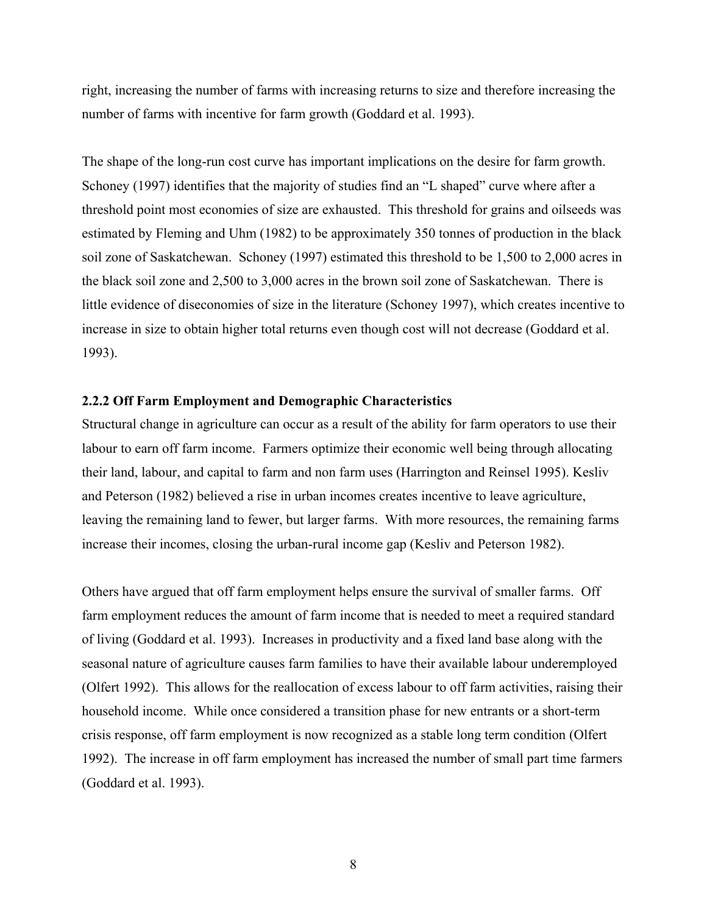right, increasing the number of farms with increasing returns to size and therefore increasing the number of farms with incentive for farm growth (Goddard et al. 1993).

The shape of the long-run cost curve has important implications on the desire for farm growth. Schoney (1997) identifies that the majority of studies find an "L shaped" curve where after a threshold point most economies of size are exhausted. This threshold for grains and oilseeds was estimated by Fleming and Uhm (1982) to be approximately 350 tonnes of production in the black soil zone of Saskatchewan. Schoney (1997) estimated this threshold to be 1,500 to 2,000 acres in the black soil zone and 2,500 to 3,000 acres in the brown soil zone of Saskatchewan. There is little evidence of diseconomies of size in the literature (Schoney 1997), which creates incentive to increase in size to obtain higher total returns even though cost will not decrease (Goddard et al. 1993).

### 2.2.2 Off Farm Employment and Demographic Characteristics

Structural change in agriculture can occur as a result of the ability for farm operators to use their labour to earn off farm income. Farmers optimize their economic well being through allocating their land, labour, and capital to farm and non farm uses (Harrington and Reinsel 1995). Kesliv and Peterson (1982) believed a rise in urban incomes creates incentive to leave agriculture, leaving the remaining land to fewer, but larger farms. With more resources, the remaining farms increase their incomes, closing the urban-rural income gap (Kesliv and Peterson 1982).

Others have argued that off farm employment helps ensure the survival of smaller farms. Off farm employment reduces the amount of farm income that is needed to meet a required standard of living (Goddard et al. 1993). Increases in productivity and a fixed land base along with the seasonal nature of agriculture causes farm families to have their available labour underemployed (Olfert 1992). This allows for the reallocation of excess labour to off farm activities, raising their household income. While once considered a transition phase for new entrants or a short-term crisis response, off farm employment is now recognized as a stable long term condition (Olfert 1992). The increase in off farm employment has increased the number of small part time farmers (Goddard et al. 1993).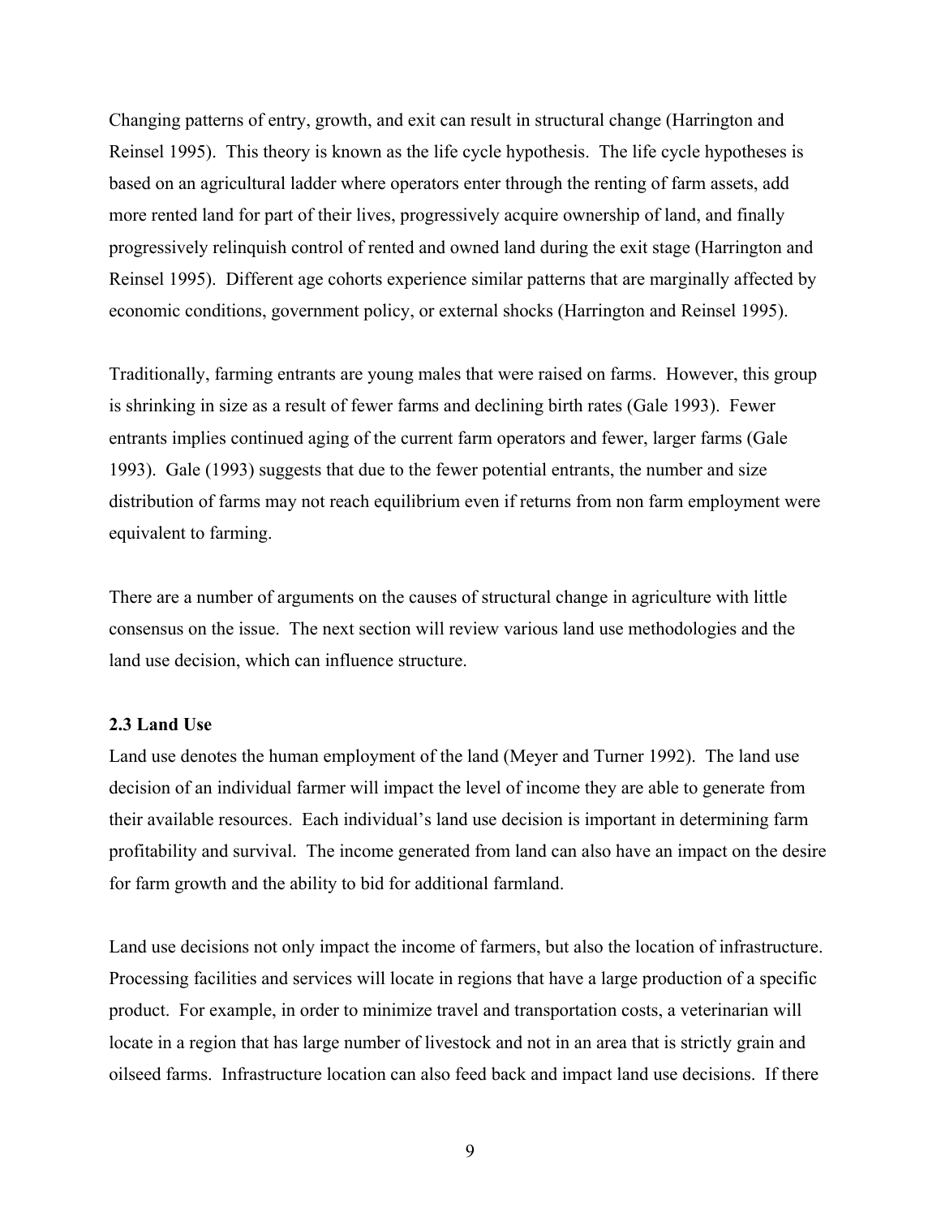Changing patterns of entry, growth, and exit can result in structural change (Harrington and Reinsel 1995). This theory is known as the life cycle hypothesis. The life cycle hypotheses is based on an agricultural ladder where operators enter through the renting of farm assets, add more rented land for part of their lives, progressively acquire ownership of land, and finally progressively relinquish control of rented and owned land during the exit stage (Harrington and Reinsel 1995). Different age cohorts experience similar patterns that are marginally affected by economic conditions, government policy, or external shocks (Harrington and Reinsel 1995).

Traditionally, farming entrants are young males that were raised on farms. However, this group is shrinking in size as a result of fewer farms and declining birth rates (Gale 1993). Fewer entrants implies continued aging of the current farm operators and fewer, larger farms (Gale 1993). Gale (1993) suggests that due to the fewer potential entrants, the number and size distribution of farms may not reach equilibrium even if returns from non farm employment were equivalent to farming.

There are a number of arguments on the causes of structural change in agriculture with little consensus on the issue. The next section will review various land use methodologies and the land use decision, which can influence structure.

### 2.3 Land Use

Land use denotes the human employment of the land (Meyer and Turner 1992). The land use decision of an individual farmer will impact the level of income they are able to generate from their available resources. Each individual's land use decision is important in determining farm profitability and survival. The income generated from land can also have an impact on the desire for farm growth and the ability to bid for additional farmland.

Land use decisions not only impact the income of farmers, but also the location of infrastructure. Processing facilities and services will locate in regions that have a large production of a specific product. For example, in order to minimize travel and transportation costs, a veterinarian will locate in a region that has large number of livestock and not in an area that is strictly grain and oilseed farms. Infrastructure location can also feed back and impact land use decisions. If there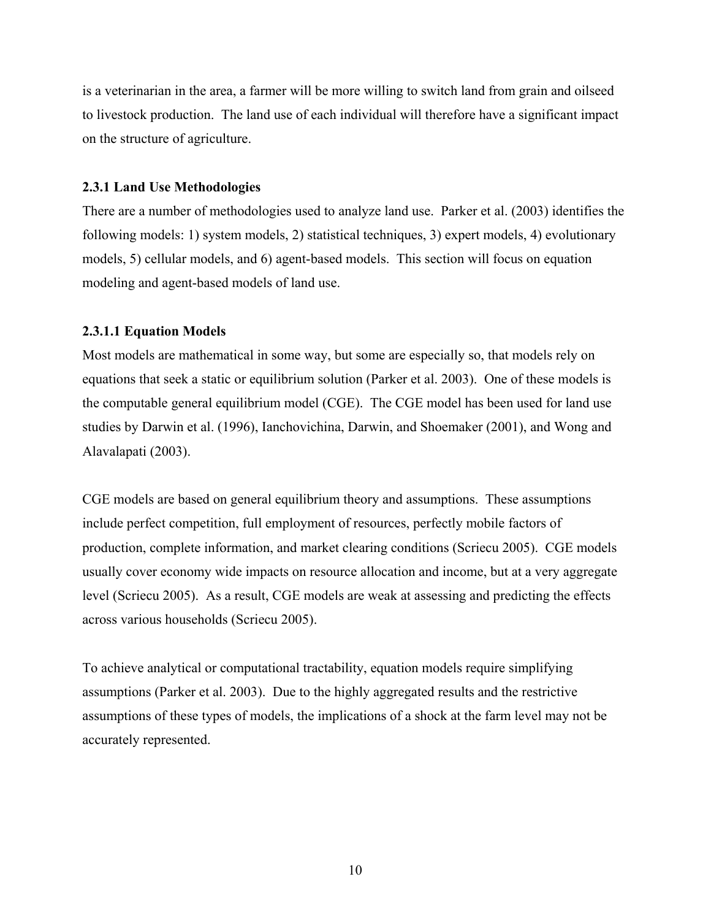is a veterinarian in the area, a farmer will be more willing to switch land from grain and oilseed to livestock production. The land use of each individual will therefore have a significant impact on the structure of agriculture.

### 2.3.1 Land Use Methodologies

There are a number of methodologies used to analyze land use. Parker et al. (2003) identifies the following models: 1) system models, 2) statistical techniques, 3) expert models, 4) evolutionary models, 5) cellular models, and 6) agent-based models. This section will focus on equation modeling and agent-based models of land use.

#### 2.3.1.1 Equation Models

Most models are mathematical in some way, but some are especially so, that models rely on equations that seek a static or equilibrium solution (Parker et al. 2003). One of these models is the computable general equilibrium model (CGE). The CGE model has been used for land use studies by Darwin et al. (1996), Ianchovichina, Darwin, and Shoemaker (2001), and Wong and Alavalapati (2003).

CGE models are based on general equilibrium theory and assumptions. These assumptions include perfect competition, full employment of resources, perfectly mobile factors of production, complete information, and market clearing conditions (Scriecu 2005). CGE models usually cover economy wide impacts on resource allocation and income, but at a very aggregate level (Scriecu 2005). As a result, CGE models are weak at assessing and predicting the effects across various households (Scriecu 2005).

To achieve analytical or computational tractability, equation models require simplifying assumptions (Parker et al. 2003). Due to the highly aggregated results and the restrictive assumptions of these types of models, the implications of a shock at the farm level may not be accurately represented.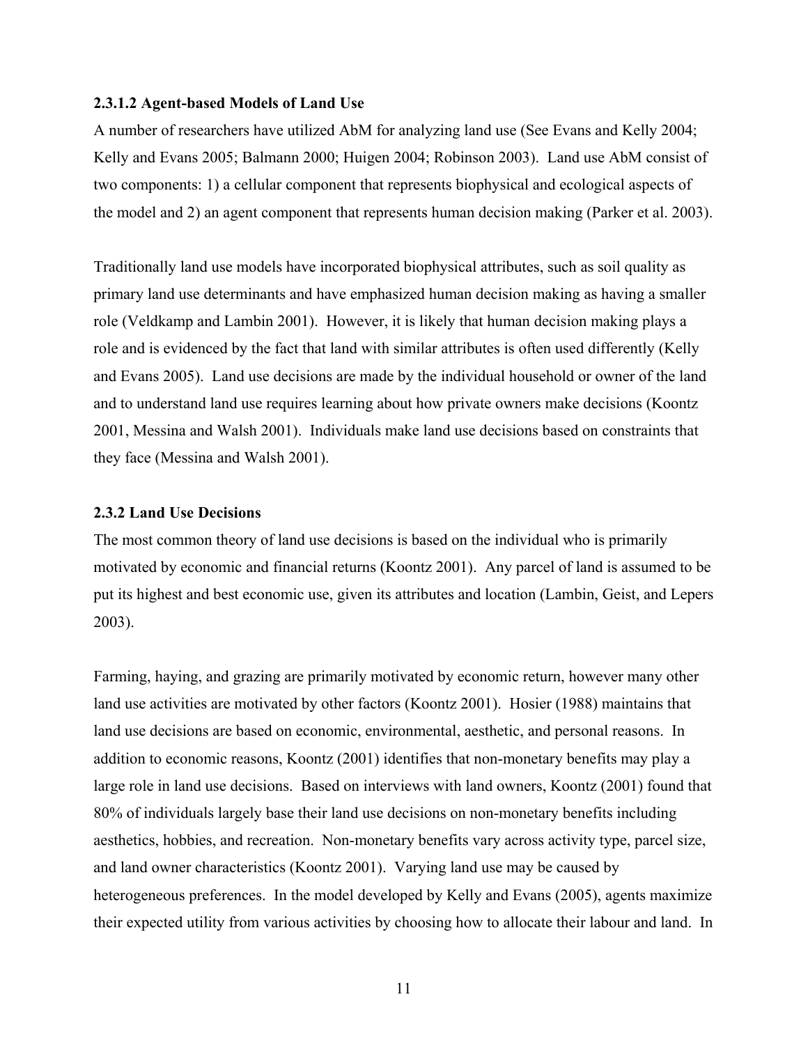#### 2.3.1.2 Agent-based Models of Land Use

A number of researchers have utilized AbM for analyzing land use (See Evans and Kelly 2004; Kelly and Evans 2005; Balmann 2000; Huigen 2004; Robinson 2003). Land use AbM consist of two components: 1) a cellular component that represents biophysical and ecological aspects of the model and 2) an agent component that represents human decision making (Parker et al. 2003).

Traditionally land use models have incorporated biophysical attributes, such as soil quality as primary land use determinants and have emphasized human decision making as having a smaller role (Veldkamp and Lambin 2001). However, it is likely that human decision making plays a role and is evidenced by the fact that land with similar attributes is often used differently (Kelly and Evans 2005). Land use decisions are made by the individual household or owner of the land and to understand land use requires learning about how private owners make decisions (Koontz 2001, Messina and Walsh 2001). Individuals make land use decisions based on constraints that they face (Messina and Walsh 2001).

### 2.3.2 Land Use Decisions

The most common theory of land use decisions is based on the individual who is primarily motivated by economic and financial returns (Koontz 2001). Any parcel of land is assumed to be put its highest and best economic use, given its attributes and location (Lambin, Geist, and Lepers 2003).

Farming, haying, and grazing are primarily motivated by economic return, however many other land use activities are motivated by other factors (Koontz 2001). Hosier (1988) maintains that land use decisions are based on economic, environmental, aesthetic, and personal reasons. In addition to economic reasons, Koontz (2001) identifies that non-monetary benefits may play a large role in land use decisions. Based on interviews with land owners, Koontz (2001) found that 80% of individuals largely base their land use decisions on non-monetary benefits including aesthetics, hobbies, and recreation. Non-monetary benefits vary across activity type, parcel size, and land owner characteristics (Koontz 2001). Varying land use may be caused by heterogeneous preferences. In the model developed by Kelly and Evans (2005), agents maximize their expected utility from various activities by choosing how to allocate their labour and land. In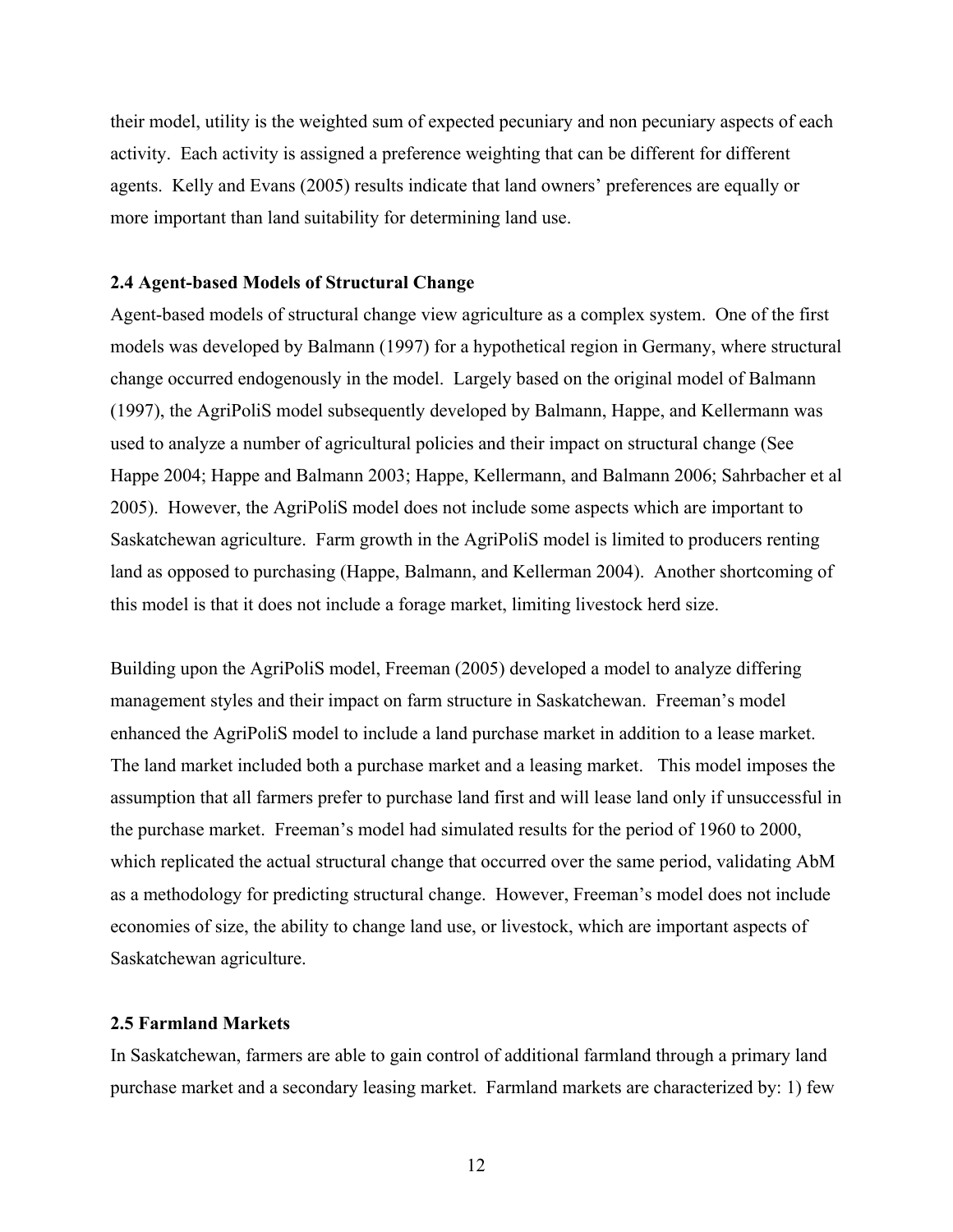their model, utility is the weighted sum of expected pecuniary and non pecuniary aspects of each activity. Each activity is assigned a preference weighting that can be different for different agents. Kelly and Evans (2005) results indicate that land owners' preferences are equally or more important than land suitability for determining land use.

### 2.4 Agent-based Models of Structural Change

Agent-based models of structural change view agriculture as a complex system. One of the first models was developed by Balmann (1997) for a hypothetical region in Germany, where structural change occurred endogenously in the model. Largely based on the original model of Balmann (1997), the AgriPoliS model subsequently developed by Balmann, Happe, and Kellermann was used to analyze a number of agricultural policies and their impact on structural change (See Happe 2004; Happe and Balmann 2003; Happe, Kellermann, and Balmann 2006; Sahrbacher et al 2005). However, the AgriPoliS model does not include some aspects which are important to Saskatchewan agriculture. Farm growth in the AgriPoliS model is limited to producers renting land as opposed to purchasing (Happe, Balmann, and Kellerman 2004). Another shortcoming of this model is that it does not include a forage market, limiting livestock herd size.

Building upon the AgriPoliS model, Freeman (2005) developed a model to analyze differing management styles and their impact on farm structure in Saskatchewan. Freeman's model enhanced the AgriPoliS model to include a land purchase market in addition to a lease market. The land market included both a purchase market and a leasing market. This model imposes the assumption that all farmers prefer to purchase land first and will lease land only if unsuccessful in the purchase market. Freeman's model had simulated results for the period of 1960 to 2000, which replicated the actual structural change that occurred over the same period, validating AbM as a methodology for predicting structural change. However, Freeman's model does not include economies of size, the ability to change land use, or livestock, which are important aspects of Saskatchewan agriculture.

### 2.5 Farmland Markets

In Saskatchewan, farmers are able to gain control of additional farmland through a primary land purchase market and a secondary leasing market. Farmland markets are characterized by: 1) few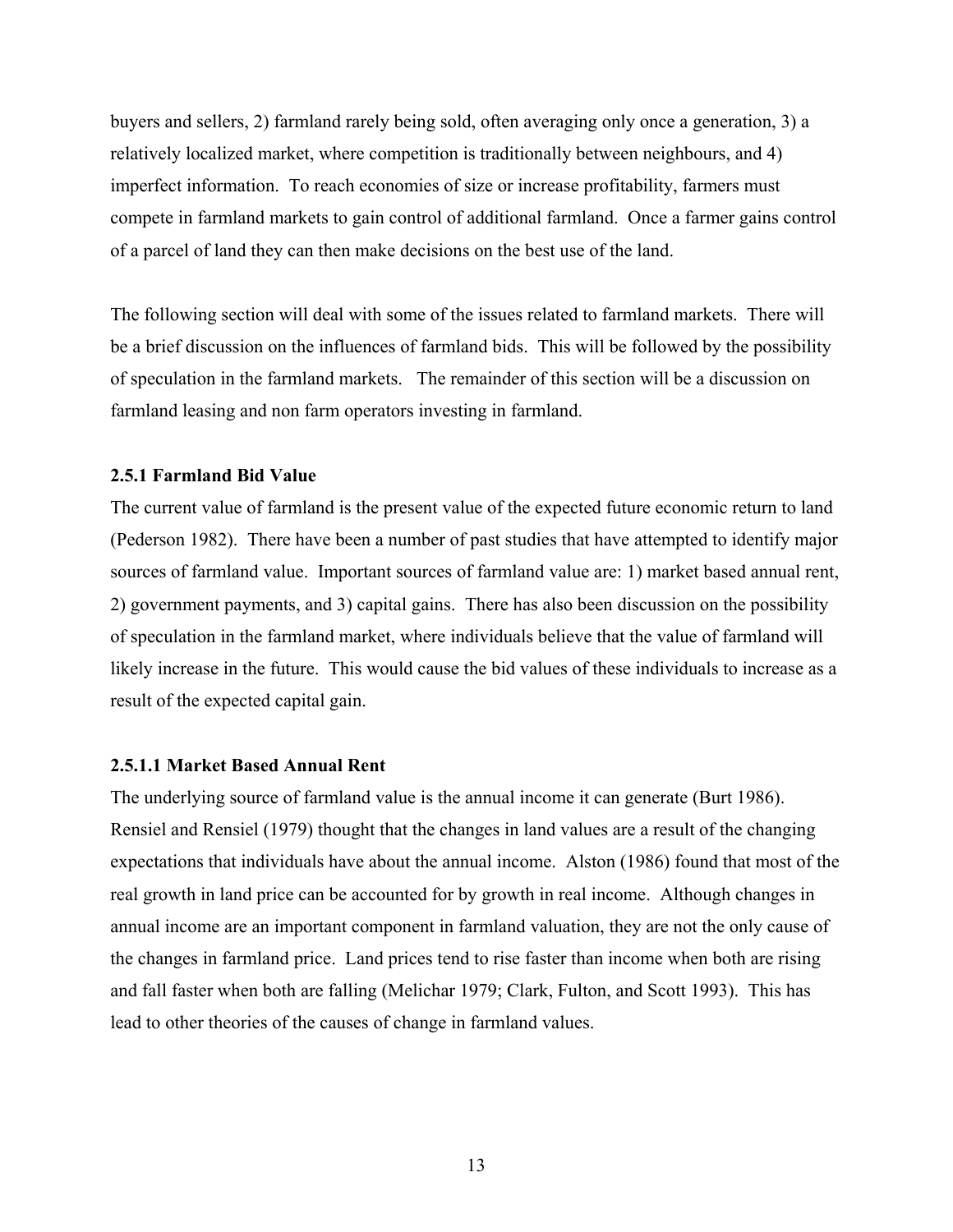buyers and sellers, 2) farmland rarely being sold, often averaging only once a generation, 3) a relatively localized market, where competition is traditionally between neighbours, and 4) imperfect information. To reach economies of size or increase profitability, farmers must compete in farmland markets to gain control of additional farmland. Once a farmer gains control of a parcel of land they can then make decisions on the best use of the land.

The following section will deal with some of the issues related to farmland markets. There will be a brief discussion on the influences of farmland bids. This will be followed by the possibility of speculation in the farmland markets. The remainder of this section will be a discussion on farmland leasing and non farm operators investing in farmland.

### 2.5.1 Farmland Bid Value

The current value of farmland is the present value of the expected future economic return to land (Pederson 1982). There have been a number of past studies that have attempted to identify major sources of farmland value. Important sources of farmland value are: 1) market based annual rent, 2) government payments, and 3) capital gains. There has also been discussion on the possibility of speculation in the farmland market, where individuals believe that the value of farmland will likely increase in the future. This would cause the bid values of these individuals to increase as a result of the expected capital gain.

#### 2.5.1.1 Market Based Annual Rent

The underlying source of farmland value is the annual income it can generate (Burt 1986). Rensiel and Rensiel (1979) thought that the changes in land values are a result of the changing expectations that individuals have about the annual income. Alston (1986) found that most of the real growth in land price can be accounted for by growth in real income. Although changes in annual income are an important component in farmland valuation, they are not the only cause of the changes in farmland price. Land prices tend to rise faster than income when both are rising and fall faster when both are falling (Melichar 1979; Clark, Fulton, and Scott 1993). This has lead to other theories of the causes of change in farmland values.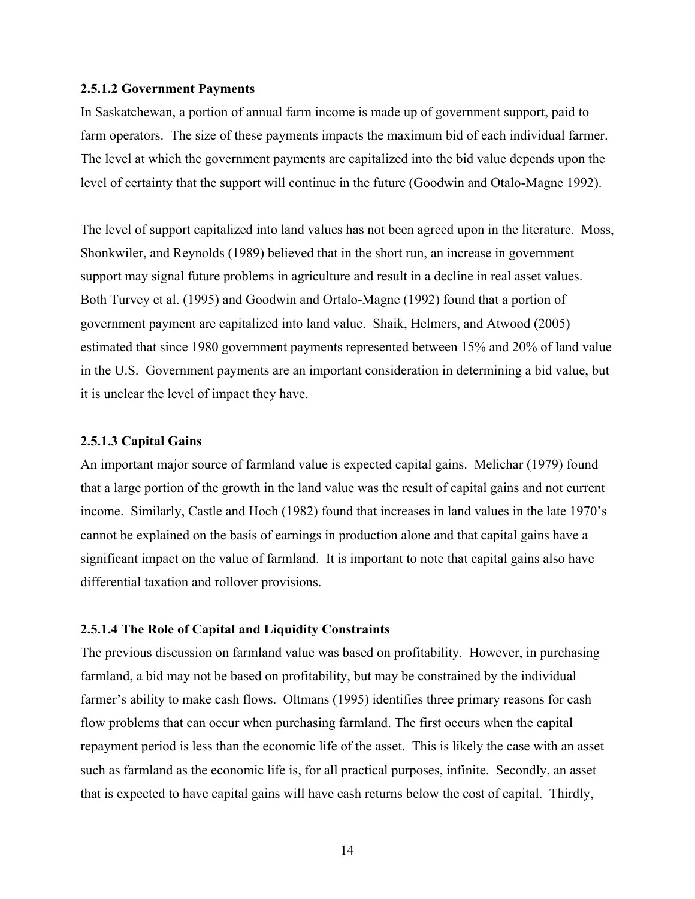#### 2.5.1.2 Government Payments

In Saskatchewan, a portion of annual farm income is made up of government support, paid to farm operators. The size of these payments impacts the maximum bid of each individual farmer. The level at which the government payments are capitalized into the bid value depends upon the level of certainty that the support will continue in the future (Goodwin and Otalo-Magne 1992).

The level of support capitalized into land values has not been agreed upon in the literature. Moss, Shonkwiler, and Reynolds (1989) believed that in the short run, an increase in government support may signal future problems in agriculture and result in a decline in real asset values. Both Turvey et al. (1995) and Goodwin and Ortalo-Magne (1992) found that a portion of government payment are capitalized into land value. Shaik, Helmers, and Atwood (2005) estimated that since 1980 government payments represented between 15% and 20% of land value in the U.S. Government payments are an important consideration in determining a bid value, but it is unclear the level of impact they have.

#### 2.5.1.3 Capital Gains

An important major source of farmland value is expected capital gains. Melichar (1979) found that a large portion of the growth in the land value was the result of capital gains and not current income. Similarly, Castle and Hoch (1982) found that increases in land values in the late 1970's cannot be explained on the basis of earnings in production alone and that capital gains have a significant impact on the value of farmland. It is important to note that capital gains also have differential taxation and rollover provisions.

#### 2.5.1.4 The Role of Capital and Liquidity Constraints

The previous discussion on farmland value was based on profitability. However, in purchasing farmland, a bid may not be based on profitability, but may be constrained by the individual farmer's ability to make cash flows. Oltmans (1995) identifies three primary reasons for cash flow problems that can occur when purchasing farmland. The first occurs when the capital repayment period is less than the economic life of the asset. This is likely the case with an asset such as farmland as the economic life is, for all practical purposes, infinite. Secondly, an asset that is expected to have capital gains will have cash returns below the cost of capital. Thirdly,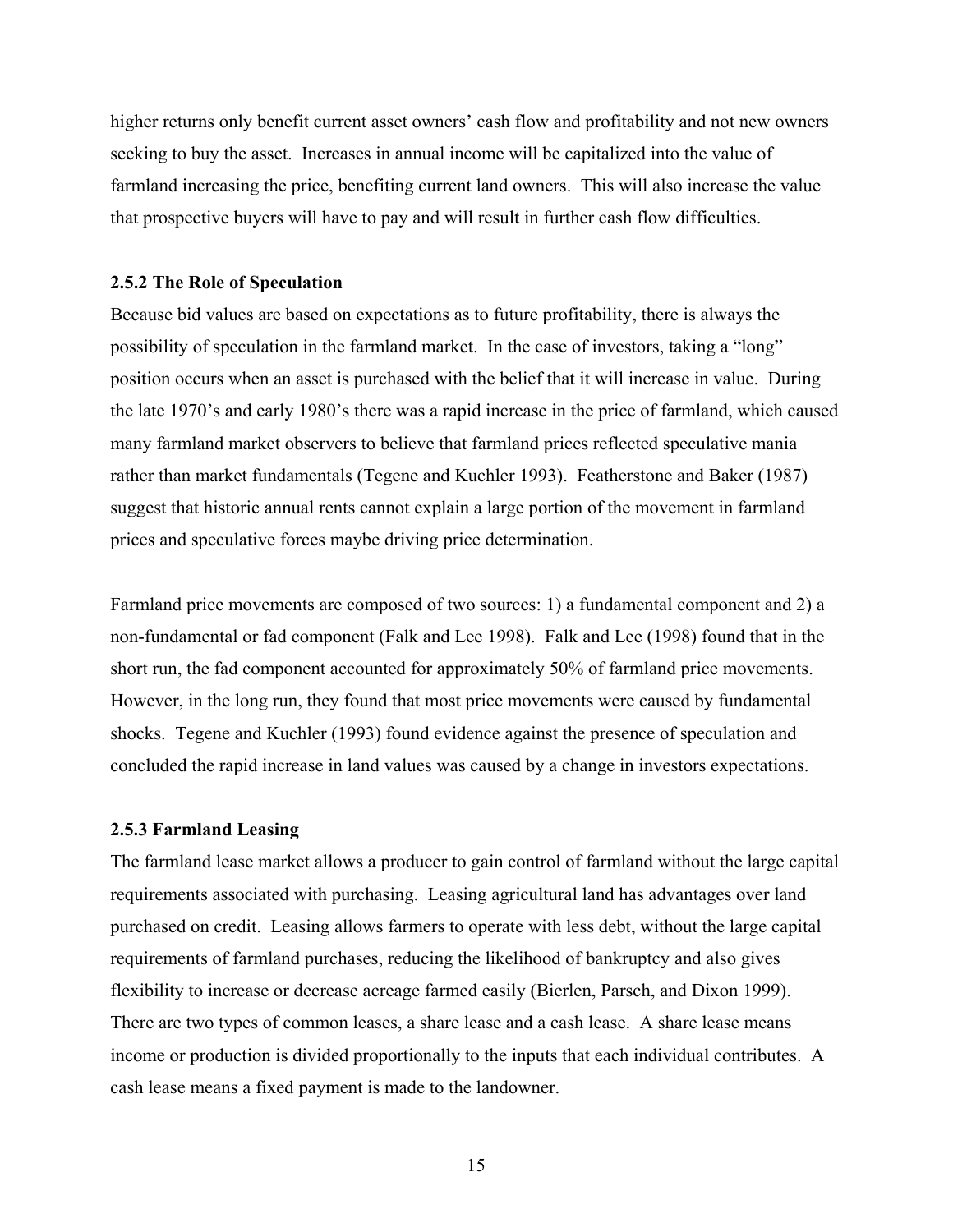higher returns only benefit current asset owners' cash flow and profitability and not new owners seeking to buy the asset. Increases in annual income will be capitalized into the value of farmland increasing the price, benefiting current land owners. This will also increase the value that prospective buyers will have to pay and will result in further cash flow difficulties.

### 2.5.2 The Role of Speculation

Because bid values are based on expectations as to future profitability, there is always the possibility of speculation in the farmland market. In the case of investors, taking a "long" position occurs when an asset is purchased with the belief that it will increase in value. During the late 1970's and early 1980's there was a rapid increase in the price of farmland, which caused many farmland market observers to believe that farmland prices reflected speculative mania rather than market fundamentals (Tegene and Kuchler 1993). Featherstone and Baker (1987) suggest that historic annual rents cannot explain a large portion of the movement in farmland prices and speculative forces maybe driving price determination.

Farmland price movements are composed of two sources: 1) a fundamental component and 2) a non-fundamental or fad component (Falk and Lee 1998). Falk and Lee (1998) found that in the short run, the fad component accounted for approximately 50% of farmland price movements. However, in the long run, they found that most price movements were caused by fundamental shocks. Tegene and Kuchler (1993) found evidence against the presence of speculation and concluded the rapid increase in land values was caused by a change in investors expectations.

### 2.5.3 Farmland Leasing

The farmland lease market allows a producer to gain control of farmland without the large capital requirements associated with purchasing. Leasing agricultural land has advantages over land purchased on credit. Leasing allows farmers to operate with less debt, without the large capital requirements of farmland purchases, reducing the likelihood of bankruptcy and also gives flexibility to increase or decrease acreage farmed easily (Bierlen, Parsch, and Dixon 1999). There are two types of common leases, a share lease and a cash lease. A share lease means income or production is divided proportionally to the inputs that each individual contributes. A cash lease means a fixed payment is made to the landowner.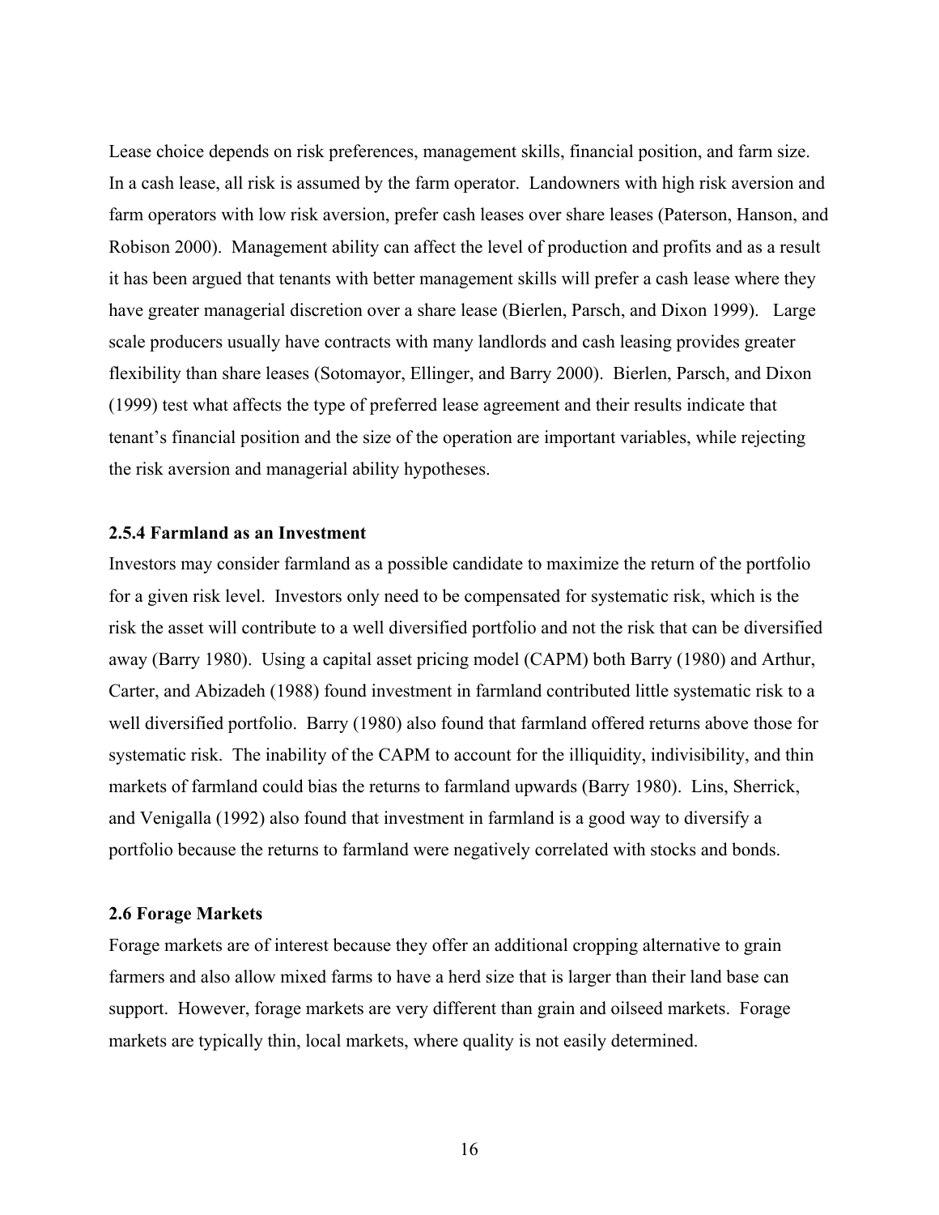Lease choice depends on risk preferences, management skills, financial position, and farm size. In a cash lease, all risk is assumed by the farm operator. Landowners with high risk aversion and farm operators with low risk aversion, prefer cash leases over share leases (Paterson, Hanson, and Robison 2000). Management ability can affect the level of production and profits and as a result it has been argued that tenants with better management skills will prefer a cash lease where they have greater managerial discretion over a share lease (Bierlen, Parsch, and Dixon 1999). Large scale producers usually have contracts with many landlords and cash leasing provides greater flexibility than share leases (Sotomayor, Ellinger, and Barry 2000). Bierlen, Parsch, and Dixon (1999) test what affects the type of preferred lease agreement and their results indicate that tenant's financial position and the size of the operation are important variables, while rejecting the risk aversion and managerial ability hypotheses.

### 2.5.4 Farmland as an Investment

Investors may consider farmland as a possible candidate to maximize the return of the portfolio for a given risk level. Investors only need to be compensated for systematic risk, which is the risk the asset will contribute to a well diversified portfolio and not the risk that can be diversified away (Barry 1980). Using a capital asset pricing model (CAPM) both Barry (1980) and Arthur, Carter, and Abizadeh (1988) found investment in farmland contributed little systematic risk to a well diversified portfolio. Barry (1980) also found that farmland offered returns above those for systematic risk. The inability of the CAPM to account for the illiquidity, indivisibility, and thin markets of farmland could bias the returns to farmland upwards (Barry 1980). Lins, Sherrick, and Venigalla (1992) also found that investment in farmland is a good way to diversify a portfolio because the returns to farmland were negatively correlated with stocks and bonds.

## 2.6 Forage Markets

Forage markets are of interest because they offer an additional cropping alternative to grain farmers and also allow mixed farms to have a herd size that is larger than their land base can support. However, forage markets are very different than grain and oilseed markets. Forage markets are typically thin, local markets, where quality is not easily determined.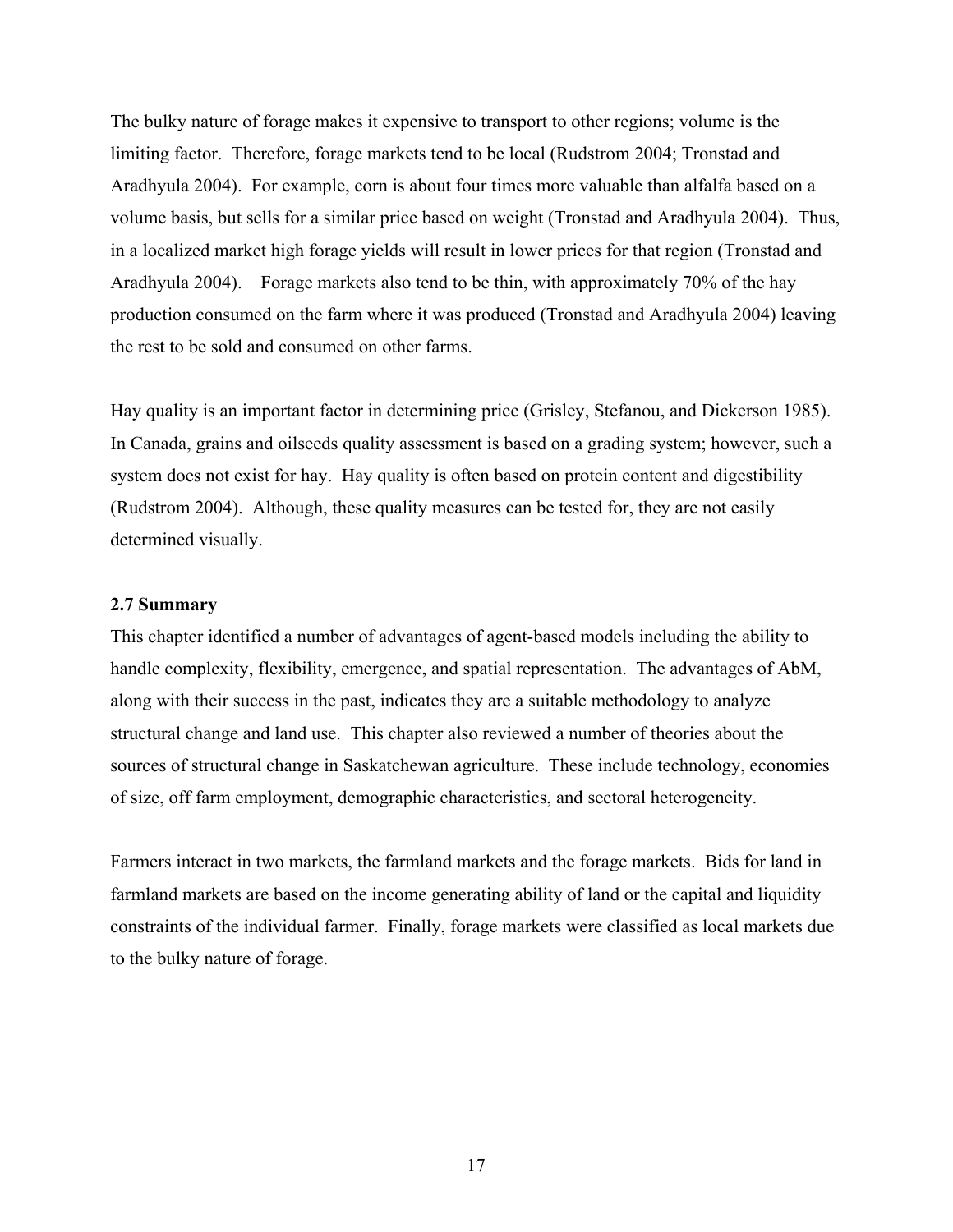The bulky nature of forage makes it expensive to transport to other regions; volume is the limiting factor. Therefore, forage markets tend to be local (Rudstrom 2004; Tronstad and Aradhyula 2004). For example, corn is about four times more valuable than alfalfa based on a volume basis, but sells for a similar price based on weight (Tronstad and Aradhyula 2004). Thus, in a localized market high forage yields will result in lower prices for that region (Tronstad and Aradhyula 2004). Forage markets also tend to be thin, with approximately 70% of the hay production consumed on the farm where it was produced (Tronstad and Aradhyula 2004) leaving the rest to be sold and consumed on other farms.

Hay quality is an important factor in determining price (Grisley, Stefanou, and Dickerson 1985). In Canada, grains and oilseeds quality assessment is based on a grading system; however, such a system does not exist for hay. Hay quality is often based on protein content and digestibility (Rudstrom 2004). Although, these quality measures can be tested for, they are not easily determined visually.

### 2.7 Summary

This chapter identified a number of advantages of agent-based models including the ability to handle complexity, flexibility, emergence, and spatial representation. The advantages of AbM, along with their success in the past, indicates they are a suitable methodology to analyze structural change and land use. This chapter also reviewed a number of theories about the sources of structural change in Saskatchewan agriculture. These include technology, economies of size, off farm employment, demographic characteristics, and sectoral heterogeneity.

Farmers interact in two markets, the farmland markets and the forage markets. Bids for land in farmland markets are based on the income generating ability of land or the capital and liquidity constraints of the individual farmer. Finally, forage markets were classified as local markets due to the bulky nature of forage.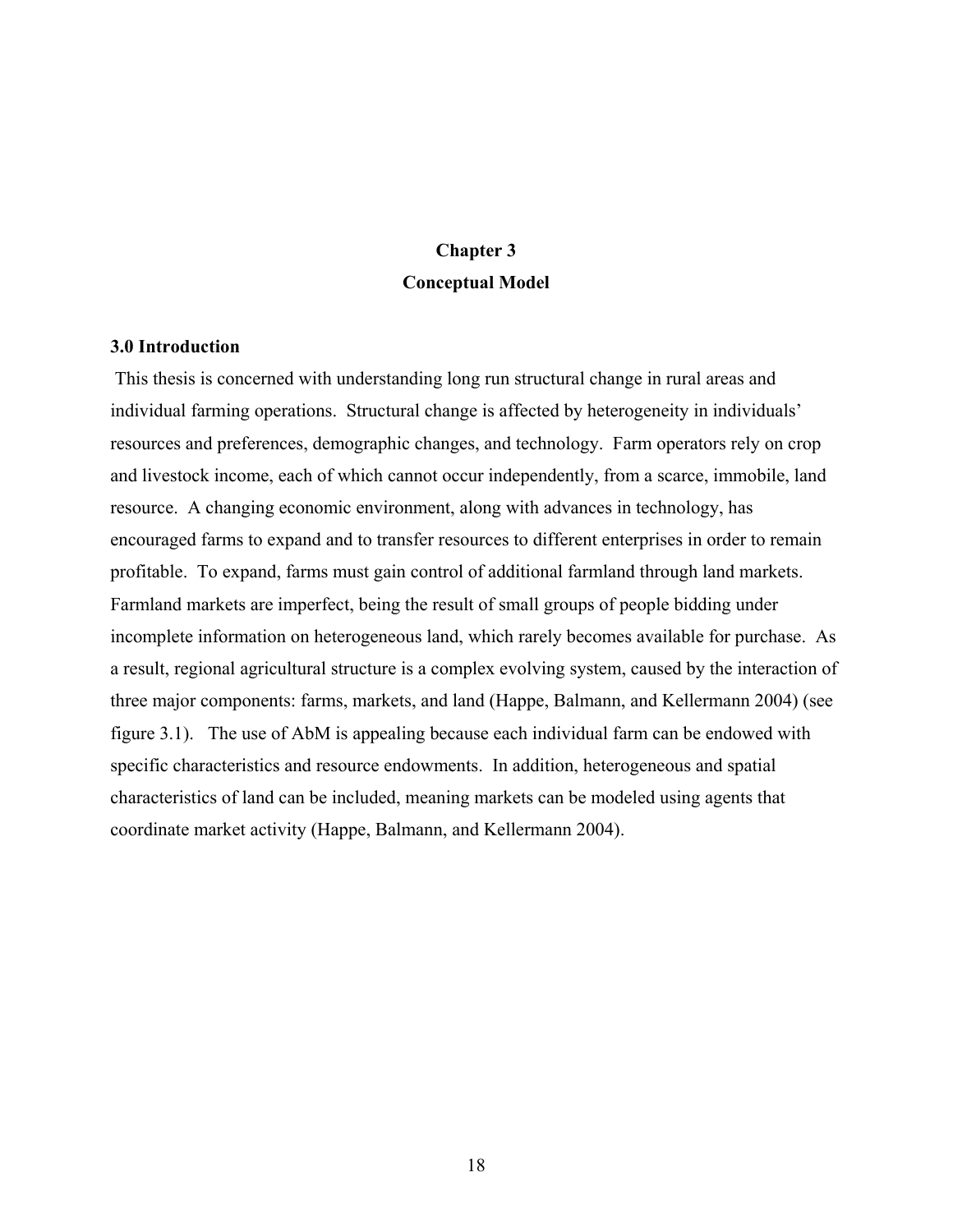# Chapter 3
# Conceptual Model

### 3.0 Introduction

This thesis is concerned with understanding long run structural change in rural areas and individual farming operations. Structural change is affected by heterogeneity in individuals' resources and preferences, demographic changes, and technology. Farm operators rely on crop and livestock income, each of which cannot occur independently, from a scarce, immobile, land resource. A changing economic environment, along with advances in technology, has encouraged farms to expand and to transfer resources to different enterprises in order to remain profitable. To expand, farms must gain control of additional farmland through land markets. Farmland markets are imperfect, being the result of small groups of people bidding under incomplete information on heterogeneous land, which rarely becomes available for purchase. As a result, regional agricultural structure is a complex evolving system, caused by the interaction of three major components: farms, markets, and land (Happe, Balmann, and Kellermann 2004) (see figure 3.1). The use of AbM is appealing because each individual farm can be endowed with specific characteristics and resource endowments. In addition, heterogeneous and spatial characteristics of land can be included, meaning markets can be modeled using agents that coordinate market activity (Happe, Balmann, and Kellermann 2004).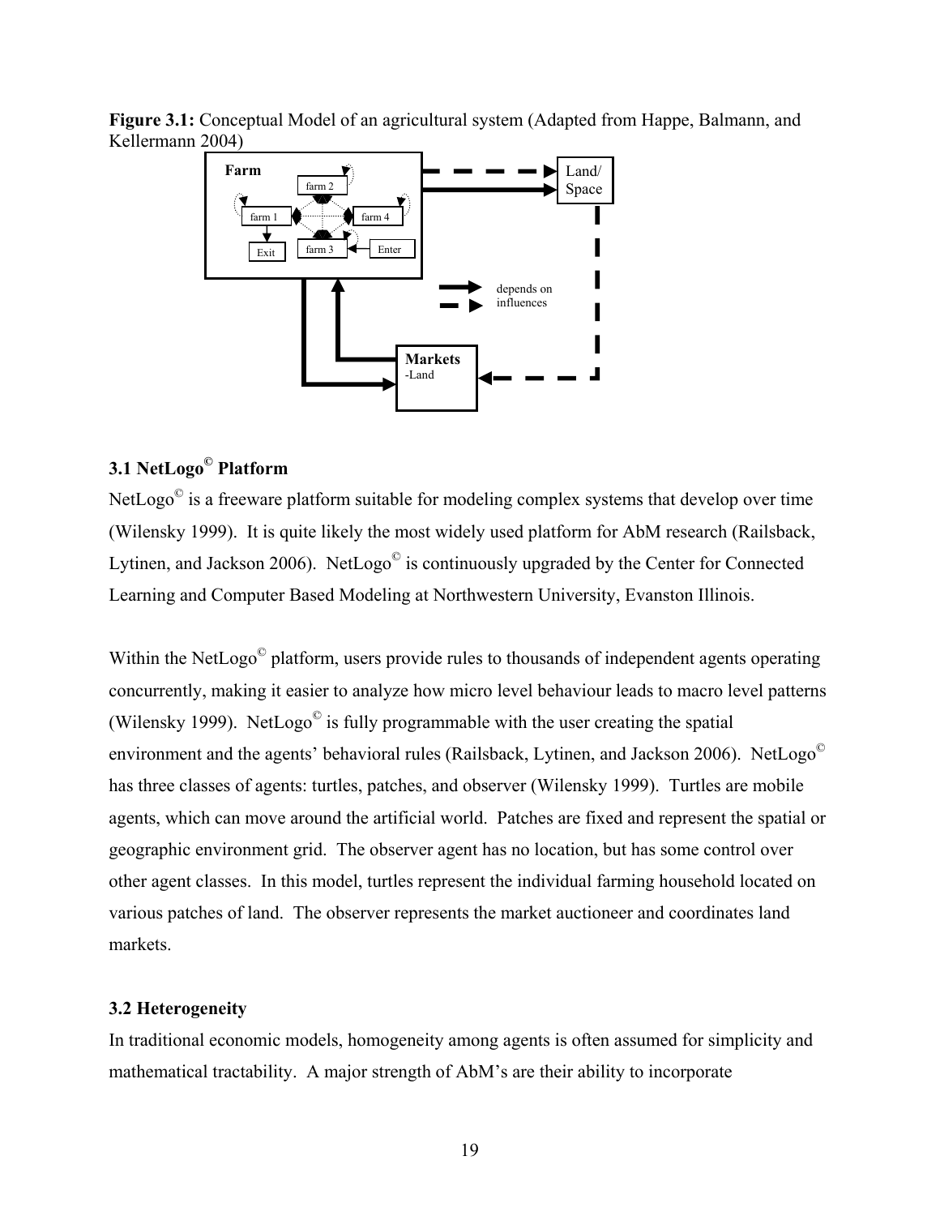**Figure 3.1:** Conceptual Model of an agricultural system (Adapted from Happe, Balmann, and Kellermann 2004)

## 3.1 NetLogo© Platform

NetLogo© is a freeware platform suitable for modeling complex systems that develop over time (Wilensky 1999). It is quite likely the most widely used platform for AbM research (Railsback, Lytinen, and Jackson 2006). NetLogo© is continuously upgraded by the Center for Connected Learning and Computer Based Modeling at Northwestern University, Evanston Illinois.

Within the NetLogo© platform, users provide rules to thousands of independent agents operating concurrently, making it easier to analyze how micro level behaviour leads to macro level patterns (Wilensky 1999). NetLogo© is fully programmable with the user creating the spatial environment and the agents' behavioral rules (Railsback, Lytinen, and Jackson 2006). NetLogo© has three classes of agents: turtles, patches, and observer (Wilensky 1999). Turtles are mobile agents, which can move around the artificial world. Patches are fixed and represent the spatial or geographic environment grid. The observer agent has no location, but has some control over other agent classes. In this model, turtles represent the individual farming household located on various patches of land. The observer represents the market auctioneer and coordinates land markets.

## 3.2 Heterogeneity

In traditional economic models, homogeneity among agents is often assumed for simplicity and mathematical tractability. A major strength of AbM's are their ability to incorporate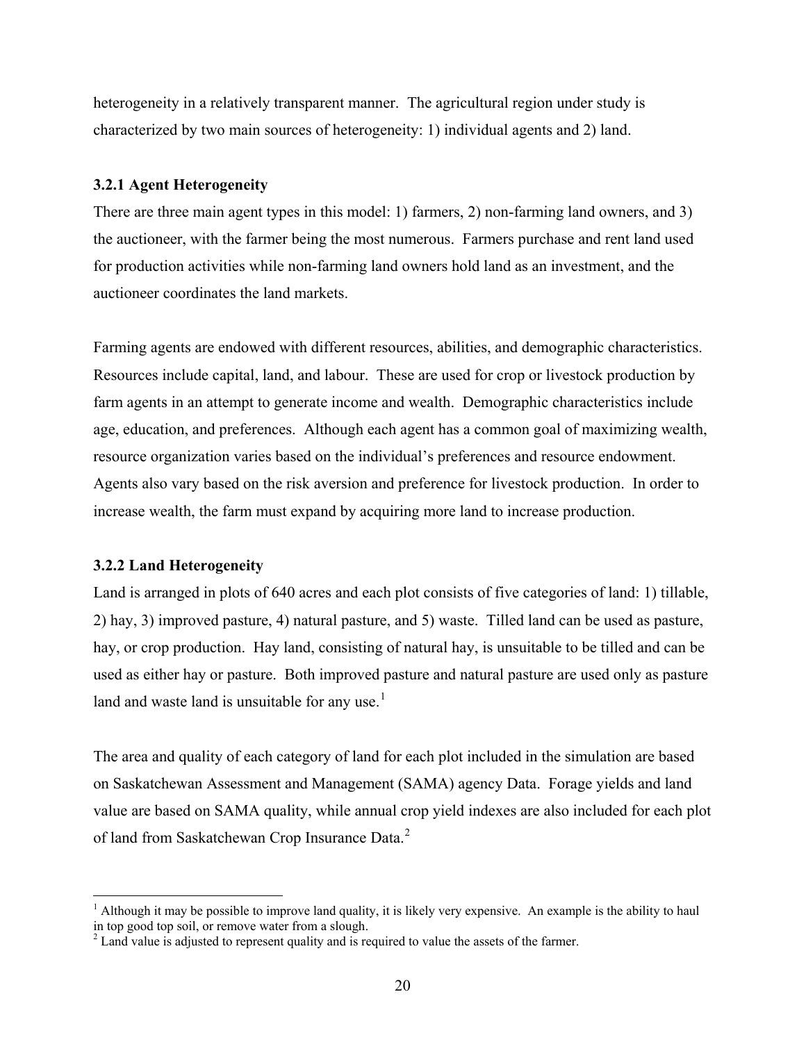heterogeneity in a relatively transparent manner. The agricultural region under study is characterized by two main sources of heterogeneity: 1) individual agents and 2) land.

### 3.2.1 Agent Heterogeneity

There are three main agent types in this model: 1) farmers, 2) non-farming land owners, and 3) the auctioneer, with the farmer being the most numerous. Farmers purchase and rent land used for production activities while non-farming land owners hold land as an investment, and the auctioneer coordinates the land markets.

Farming agents are endowed with different resources, abilities, and demographic characteristics. Resources include capital, land, and labour. These are used for crop or livestock production by farm agents in an attempt to generate income and wealth. Demographic characteristics include age, education, and preferences. Although each agent has a common goal of maximizing wealth, resource organization varies based on the individual's preferences and resource endowment. Agents also vary based on the risk aversion and preference for livestock production. In order to increase wealth, the farm must expand by acquiring more land to increase production.

### 3.2.2 Land Heterogeneity

Land is arranged in plots of 640 acres and each plot consists of five categories of land: 1) tillable, 2) hay, 3) improved pasture, 4) natural pasture, and 5) waste. Tilled land can be used as pasture, hay, or crop production. Hay land, consisting of natural hay, is unsuitable to be tilled and can be used as either hay or pasture. Both improved pasture and natural pasture are used only as pasture land and waste land is unsuitable for any use.[1]

The area and quality of each category of land for each plot included in the simulation are based on Saskatchewan Assessment and Management (SAMA) agency Data. Forage yields and land value are based on SAMA quality, while annual crop yield indexes are also included for each plot of land from Saskatchewan Crop Insurance Data.[2]

---

[1] Although it may be possible to improve land quality, it is likely very expensive. An example is the ability to haul in top good top soil, or remove water from a slough.

[2] Land value is adjusted to represent quality and is required to value the assets of the farmer.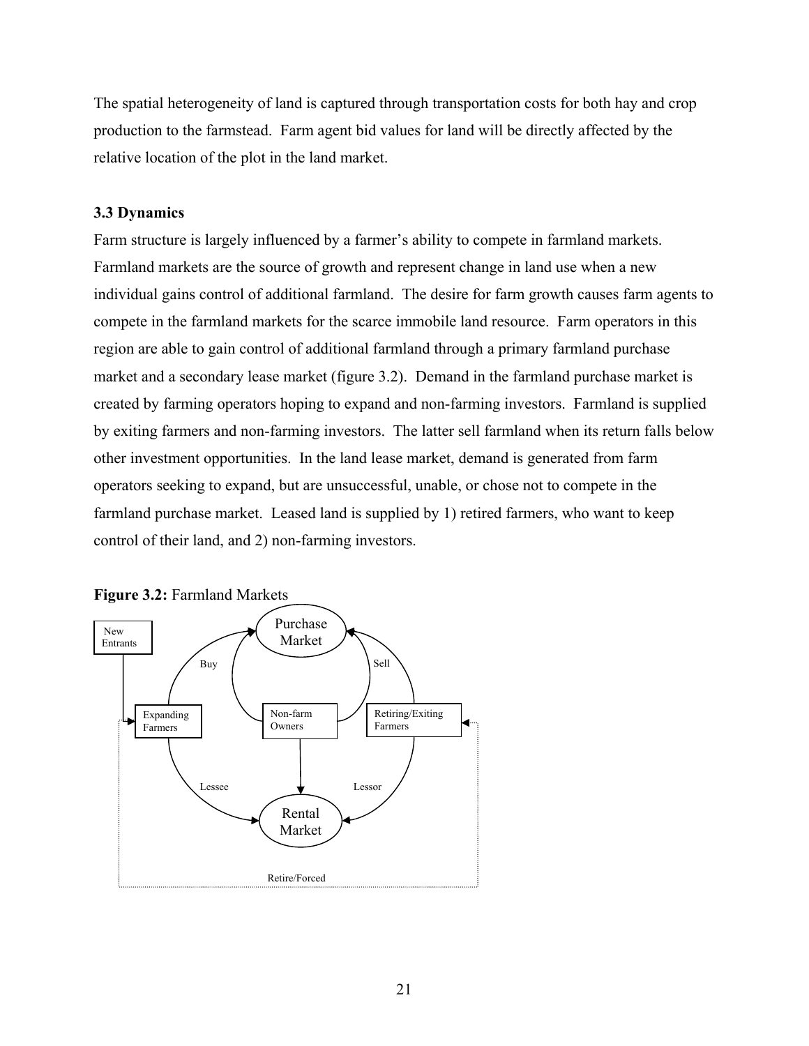The spatial heterogeneity of land is captured through transportation costs for both hay and crop production to the farmstead. Farm agent bid values for land will be directly affected by the relative location of the plot in the land market.

### 3.3 Dynamics

Farm structure is largely influenced by a farmer's ability to compete in farmland markets. Farmland markets are the source of growth and represent change in land use when a new individual gains control of additional farmland. The desire for farm growth causes farm agents to compete in the farmland markets for the scarce immobile land resource. Farm operators in this region are able to gain control of additional farmland through a primary farmland purchase market and a secondary lease market (figure 3.2). Demand in the farmland purchase market is created by farming operators hoping to expand and non-farming investors. Farmland is supplied by exiting farmers and non-farming investors. The latter sell farmland when its return falls below other investment opportunities. In the land lease market, demand is generated from farm operators seeking to expand, but are unsuccessful, unable, or chose not to compete in the farmland purchase market. Leased land is supplied by 1) retired farmers, who want to keep control of their land, and 2) non-farming investors.

**Figure 3.2:** Farmland Markets

New Entrants

Purchase Market

Buy

Sell

Expanding Farmers

Non-farm Owners

Retiring/Exiting Farmers

Lessee

Lessor

Rental Market

Retire/Forced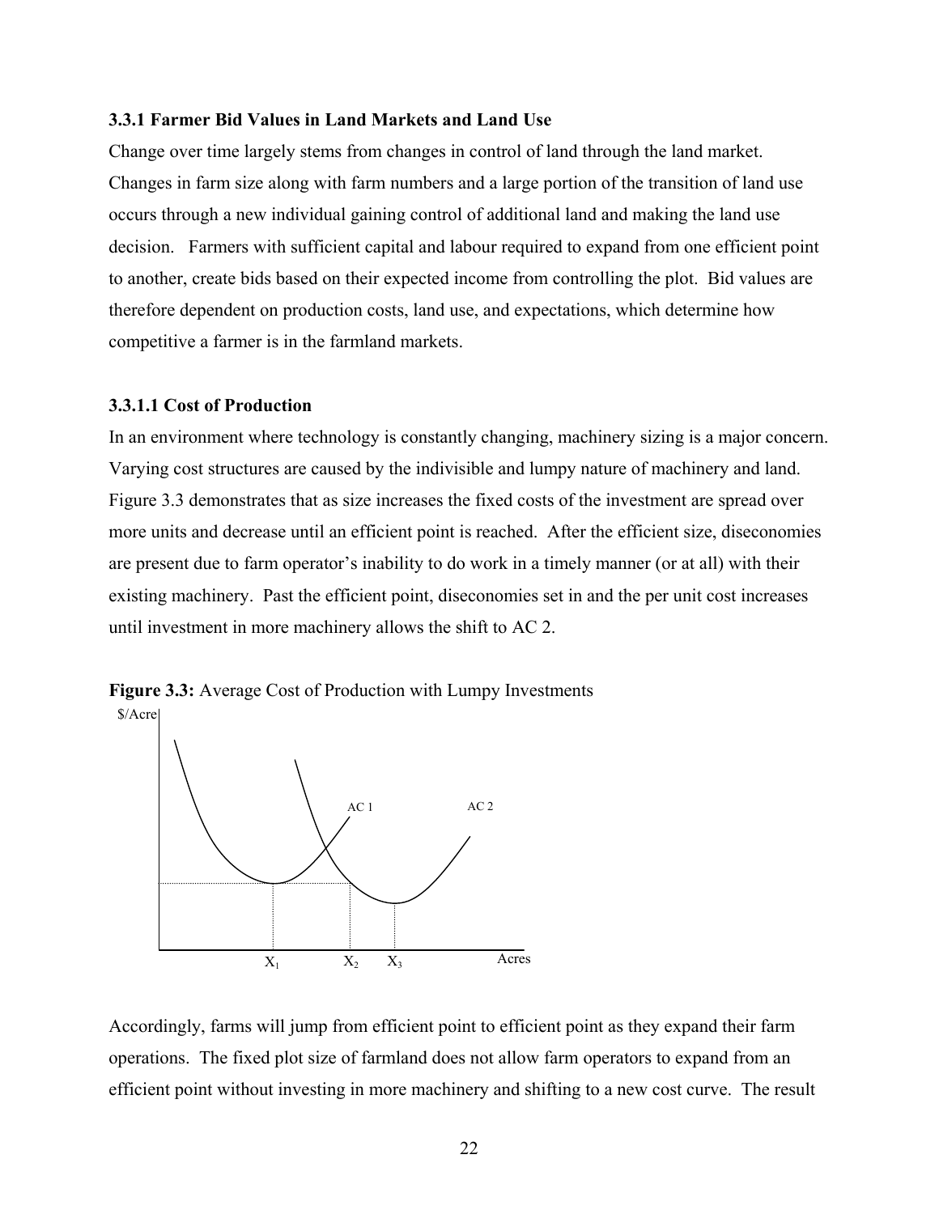### 3.3.1 Farmer Bid Values in Land Markets and Land Use

Change over time largely stems from changes in control of land through the land market. Changes in farm size along with farm numbers and a large portion of the transition of land use occurs through a new individual gaining control of additional land and making the land use decision. Farmers with sufficient capital and labour required to expand from one efficient point to another, create bids based on their expected income from controlling the plot. Bid values are therefore dependent on production costs, land use, and expectations, which determine how competitive a farmer is in the farmland markets.

#### 3.3.1.1 Cost of Production

In an environment where technology is constantly changing, machinery sizing is a major concern. Varying cost structures are caused by the indivisible and lumpy nature of machinery and land. Figure 3.3 demonstrates that as size increases the fixed costs of the investment are spread over more units and decrease until an efficient point is reached. After the efficient size, diseconomies are present due to farm operator's inability to do work in a timely manner (or at all) with their existing machinery. Past the efficient point, diseconomies set in and the per unit cost increases until investment in more machinery allows the shift to AC 2.

**Figure 3.3:** Average Cost of Production with Lumpy Investments

$/Acre

AC 1

AC 2

$X_1$ $X_2$ $X_3$ Acres

Accordingly, farms will jump from efficient point to efficient point as they expand their farm operations. The fixed plot size of farmland does not allow farm operators to expand from an efficient point without investing in more machinery and shifting to a new cost curve. The result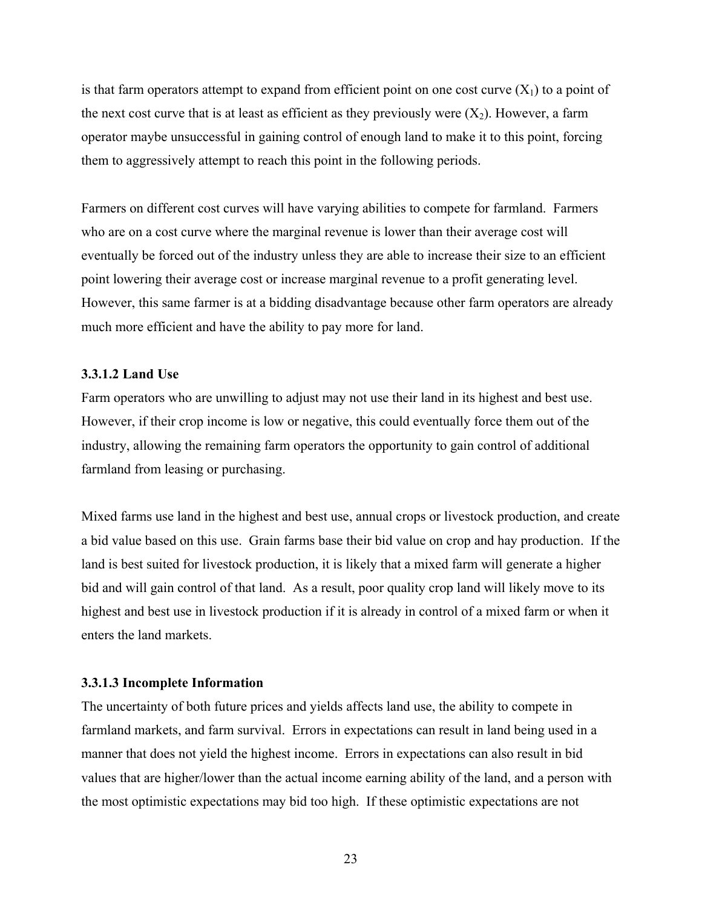is that farm operators attempt to expand from efficient point on one cost curve ($X_1$) to a point of the next cost curve that is at least as efficient as they previously were ($X_2$). However, a farm operator maybe unsuccessful in gaining control of enough land to make it to this point, forcing them to aggressively attempt to reach this point in the following periods.

Farmers on different cost curves will have varying abilities to compete for farmland. Farmers who are on a cost curve where the marginal revenue is lower than their average cost will eventually be forced out of the industry unless they are able to increase their size to an efficient point lowering their average cost or increase marginal revenue to a profit generating level. However, this same farmer is at a bidding disadvantage because other farm operators are already much more efficient and have the ability to pay more for land.

### 3.3.1.2 Land Use

Farm operators who are unwilling to adjust may not use their land in its highest and best use. However, if their crop income is low or negative, this could eventually force them out of the industry, allowing the remaining farm operators the opportunity to gain control of additional farmland from leasing or purchasing.

Mixed farms use land in the highest and best use, annual crops or livestock production, and create a bid value based on this use. Grain farms base their bid value on crop and hay production. If the land is best suited for livestock production, it is likely that a mixed farm will generate a higher bid and will gain control of that land. As a result, poor quality crop land will likely move to its highest and best use in livestock production if it is already in control of a mixed farm or when it enters the land markets.

### 3.3.1.3 Incomplete Information

The uncertainty of both future prices and yields affects land use, the ability to compete in farmland markets, and farm survival. Errors in expectations can result in land being used in a manner that does not yield the highest income. Errors in expectations can also result in bid values that are higher/lower than the actual income earning ability of the land, and a person with the most optimistic expectations may bid too high. If these optimistic expectations are not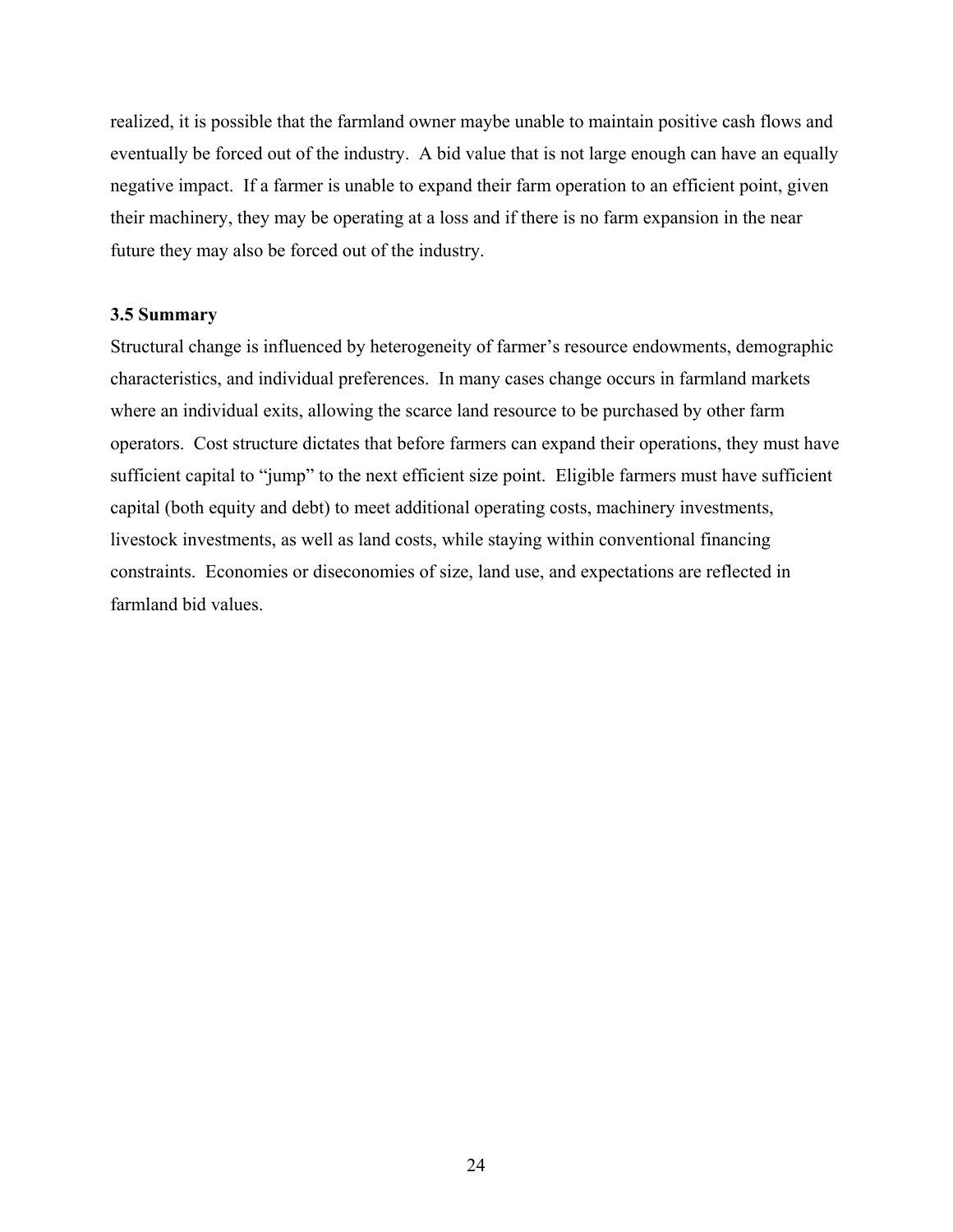realized, it is possible that the farmland owner maybe unable to maintain positive cash flows and eventually be forced out of the industry. A bid value that is not large enough can have an equally negative impact. If a farmer is unable to expand their farm operation to an efficient point, given their machinery, they may be operating at a loss and if there is no farm expansion in the near future they may also be forced out of the industry.

### 3.5 Summary

Structural change is influenced by heterogeneity of farmer's resource endowments, demographic characteristics, and individual preferences. In many cases change occurs in farmland markets where an individual exits, allowing the scarce land resource to be purchased by other farm operators. Cost structure dictates that before farmers can expand their operations, they must have sufficient capital to "jump" to the next efficient size point. Eligible farmers must have sufficient capital (both equity and debt) to meet additional operating costs, machinery investments, livestock investments, as well as land costs, while staying within conventional financing constraints. Economies or diseconomies of size, land use, and expectations are reflected in farmland bid values.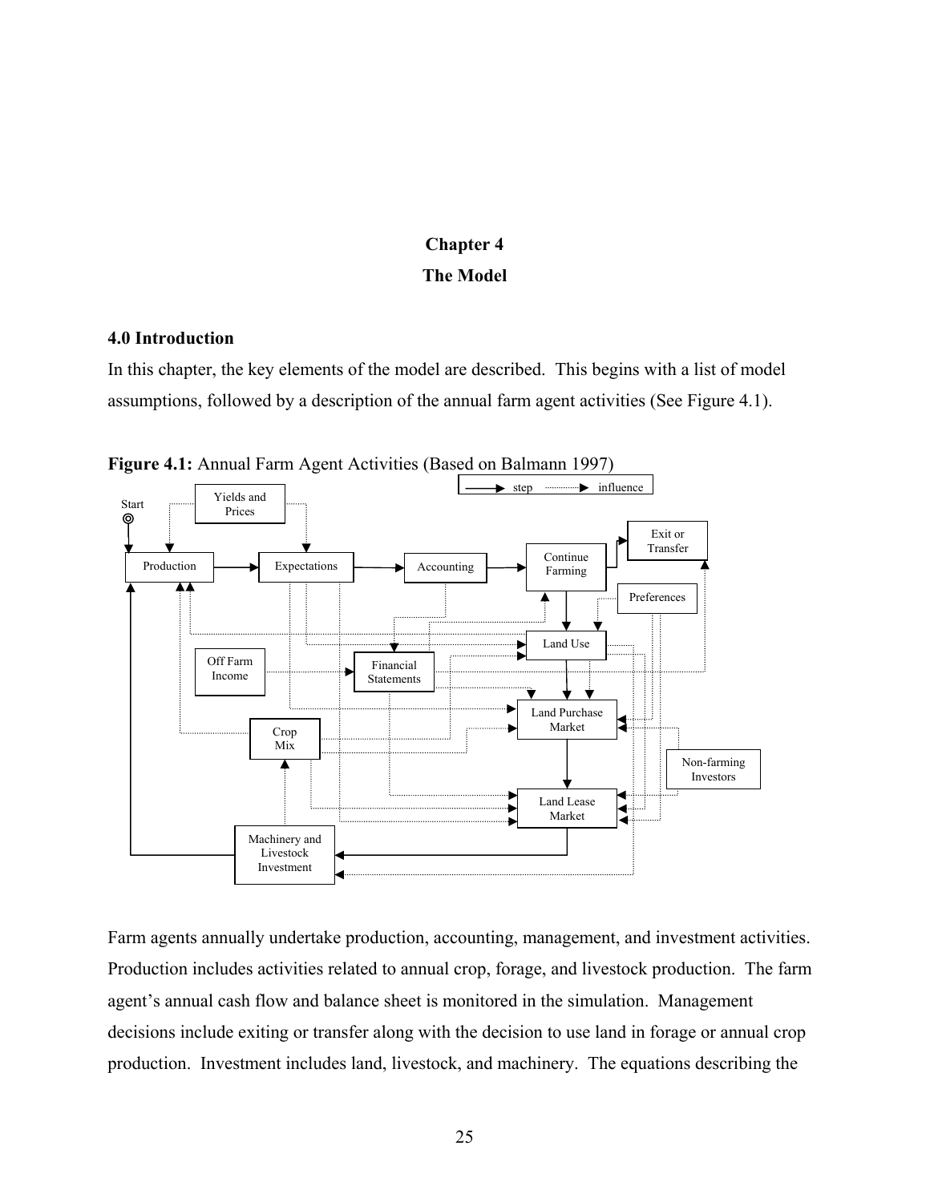# Chapter 4
# The Model

## 4.0 Introduction

In this chapter, the key elements of the model are described. This begins with a list of model assumptions, followed by a description of the annual farm agent activities (See Figure 4.1).

**Figure 4.1:** Annual Farm Agent Activities (Based on Balmann 1997)

step
influence
Start
Yields and Prices
Production
Expectations
Accounting
Continue Farming
Exit or Transfer
Preferences
Land Use
Off Farm Income
Financial Statements
Land Purchase Market
Crop Mix
Non-farming Investors
Land Lease Market
Machinery and Livestock Investment

Farm agents annually undertake production, accounting, management, and investment activities. Production includes activities related to annual crop, forage, and livestock production. The farm agent's annual cash flow and balance sheet is monitored in the simulation. Management decisions include exiting or transfer along with the decision to use land in forage or annual crop production. Investment includes land, livestock, and machinery. The equations describing the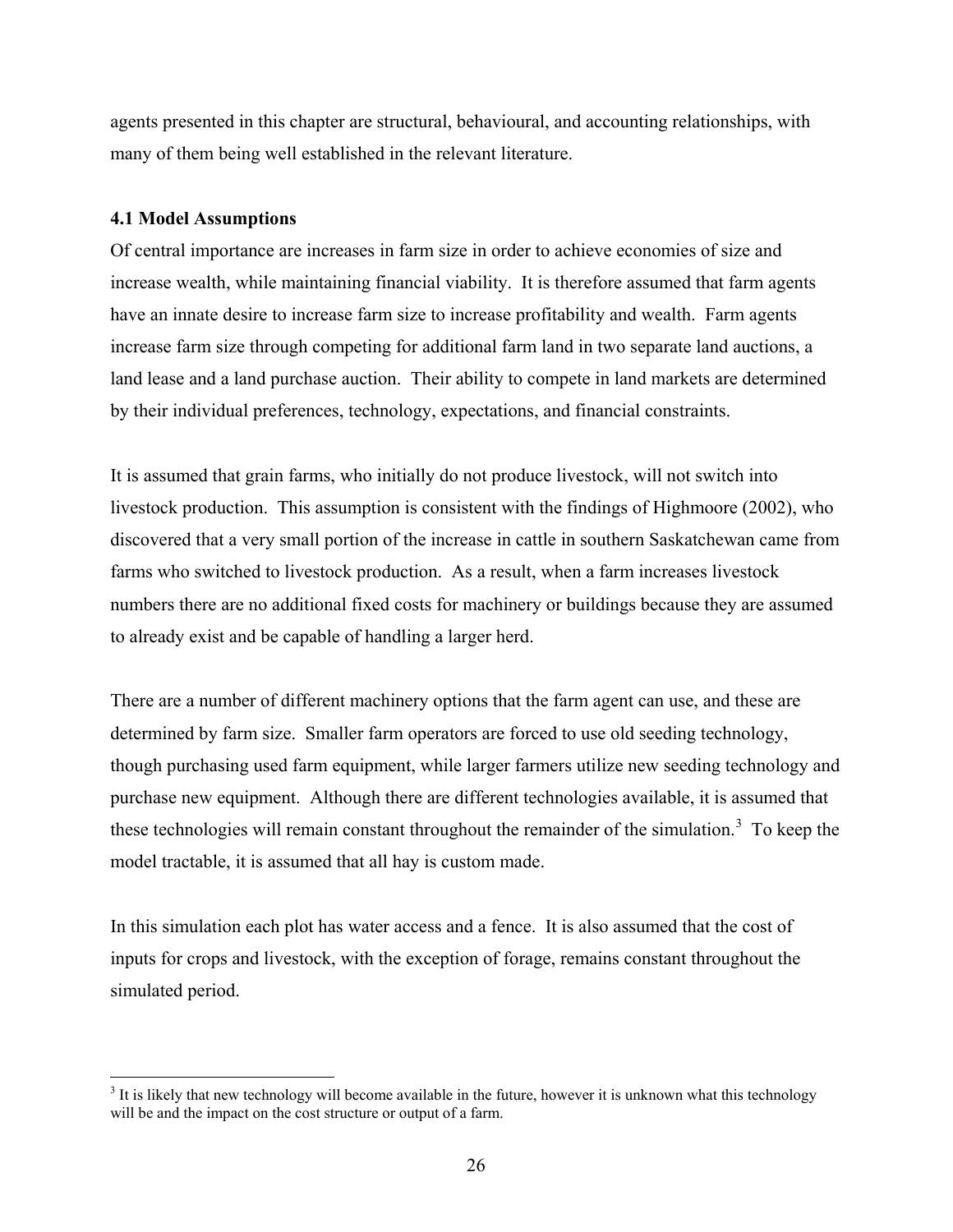agents presented in this chapter are structural, behavioural, and accounting relationships, with many of them being well established in the relevant literature.

### 4.1 Model Assumptions

Of central importance are increases in farm size in order to achieve economies of size and increase wealth, while maintaining financial viability. It is therefore assumed that farm agents have an innate desire to increase farm size to increase profitability and wealth. Farm agents increase farm size through competing for additional farm land in two separate land auctions, a land lease and a land purchase auction. Their ability to compete in land markets are determined by their individual preferences, technology, expectations, and financial constraints.

It is assumed that grain farms, who initially do not produce livestock, will not switch into livestock production. This assumption is consistent with the findings of Highmoore (2002), who discovered that a very small portion of the increase in cattle in southern Saskatchewan came from farms who switched to livestock production. As a result, when a farm increases livestock numbers there are no additional fixed costs for machinery or buildings because they are assumed to already exist and be capable of handling a larger herd.

There are a number of different machinery options that the farm agent can use, and these are determined by farm size. Smaller farm operators are forced to use old seeding technology, though purchasing used farm equipment, while larger farmers utilize new seeding technology and purchase new equipment. Although there are different technologies available, it is assumed that these technologies will remain constant throughout the remainder of the simulation.[3] To keep the model tractable, it is assumed that all hay is custom made.

In this simulation each plot has water access and a fence. It is also assumed that the cost of inputs for crops and livestock, with the exception of forage, remains constant throughout the simulated period.

[3] It is likely that new technology will become available in the future, however it is unknown what this technology will be and the impact on the cost structure or output of a farm.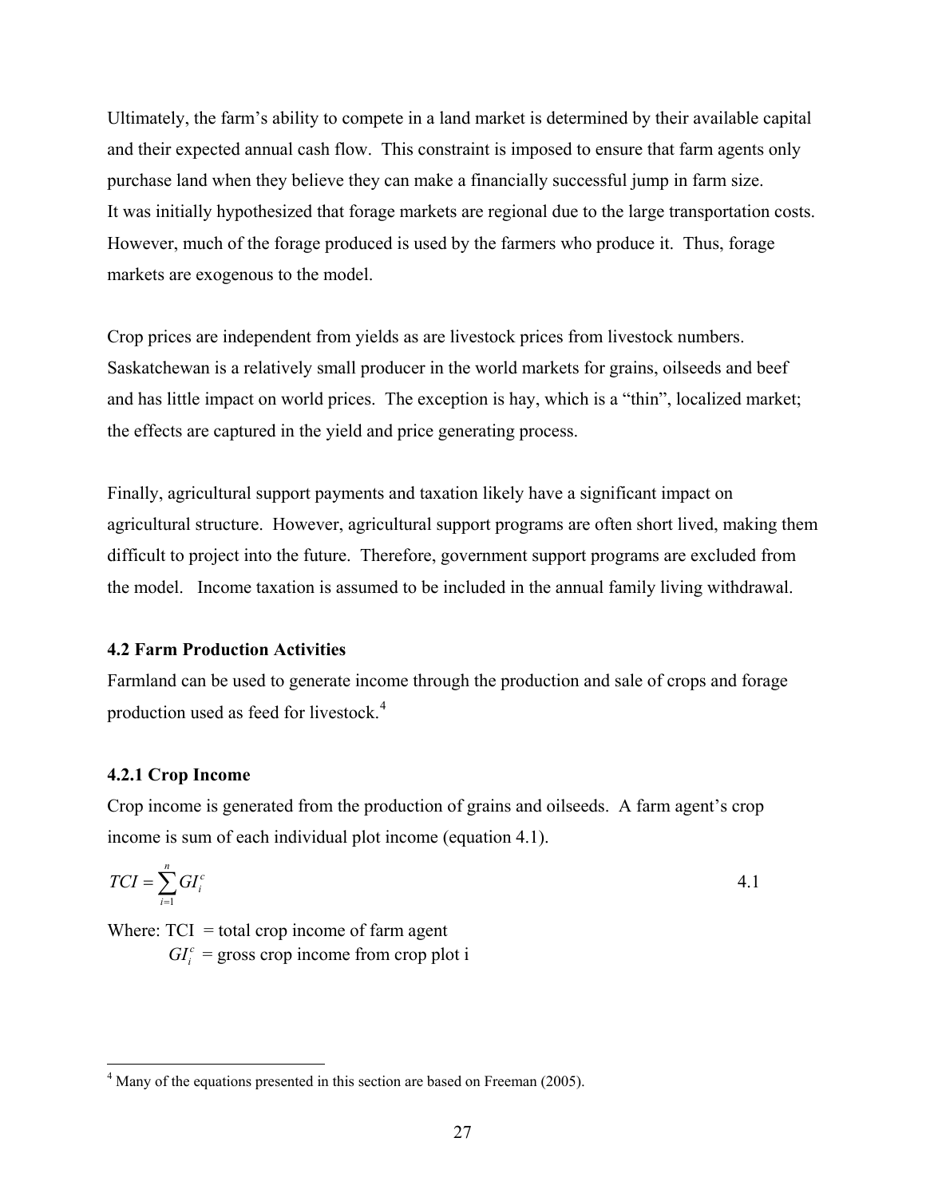Ultimately, the farm's ability to compete in a land market is determined by their available capital and their expected annual cash flow. This constraint is imposed to ensure that farm agents only purchase land when they believe they can make a financially successful jump in farm size. It was initially hypothesized that forage markets are regional due to the large transportation costs. However, much of the forage produced is used by the farmers who produce it. Thus, forage markets are exogenous to the model.

Crop prices are independent from yields as are livestock prices from livestock numbers. Saskatchewan is a relatively small producer in the world markets for grains, oilseeds and beef and has little impact on world prices. The exception is hay, which is a "thin", localized market; the effects are captured in the yield and price generating process.

Finally, agricultural support payments and taxation likely have a significant impact on agricultural structure. However, agricultural support programs are often short lived, making them difficult to project into the future. Therefore, government support programs are excluded from the model. Income taxation is assumed to be included in the annual family living withdrawal.

### 4.2 Farm Production Activities

Farmland can be used to generate income through the production and sale of crops and forage production used as feed for livestock.[4]

### 4.2.1 Crop Income

Crop income is generated from the production of grains and oilseeds. A farm agent's crop income is sum of each individual plot income (equation 4.1).

$$TCI = \sum_{i=1}^{n} GI_i^c \qquad 4.1$$

Where: TCI = total crop income of farm agent

$GI_i^c$ = gross crop income from crop plot i

[4] Many of the equations presented in this section are based on Freeman (2005).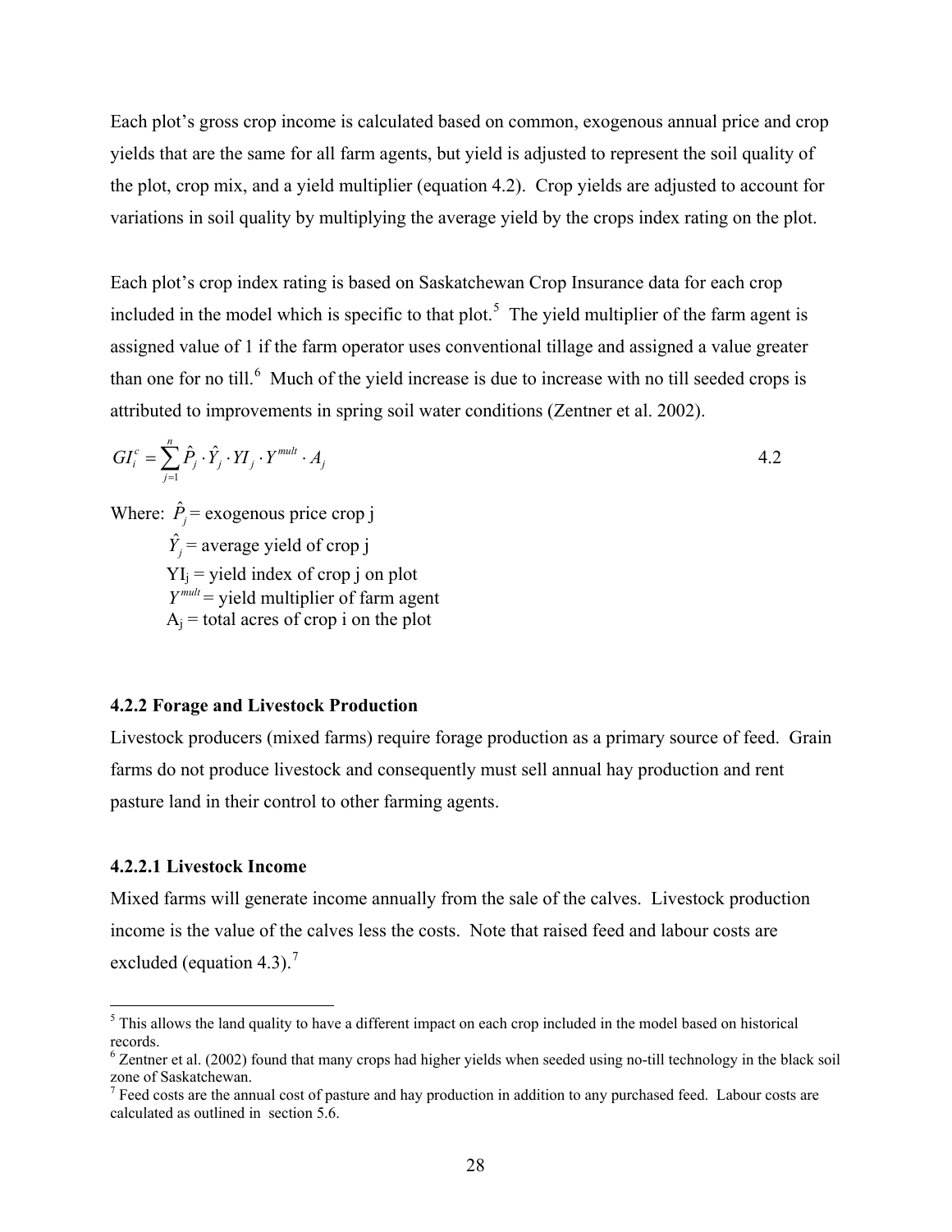Each plot's gross crop income is calculated based on common, exogenous annual price and crop yields that are the same for all farm agents, but yield is adjusted to represent the soil quality of the plot, crop mix, and a yield multiplier (equation 4.2). Crop yields are adjusted to account for variations in soil quality by multiplying the average yield by the crops index rating on the plot.

Each plot's crop index rating is based on Saskatchewan Crop Insurance data for each crop included in the model which is specific to that plot.[5] The yield multiplier of the farm agent is assigned value of 1 if the farm operator uses conventional tillage and assigned a value greater than one for no till.[6] Much of the yield increase is due to increase with no till seeded crops is attributed to improvements in spring soil water conditions (Zentner et al. 2002).

$$GI_i^c = \sum_{j=1}^{n} \hat{P}_j \cdot \hat{Y}_j \cdot YI_j \cdot Y^{mult} \cdot A_j \qquad 4.2$$

Where: $\hat{P}_j$ = exogenous price crop j

$\hat{Y}_j$ = average yield of crop j

$YI_j$ = yield index of crop j on plot

$Y^{mult}$ = yield multiplier of farm agent

$A_j$ = total acres of crop i on the plot

### 4.2.2 Forage and Livestock Production

Livestock producers (mixed farms) require forage production as a primary source of feed. Grain farms do not produce livestock and consequently must sell annual hay production and rent pasture land in their control to other farming agents.

#### 4.2.2.1 Livestock Income

Mixed farms will generate income annually from the sale of the calves. Livestock production income is the value of the calves less the costs. Note that raised feed and labour costs are excluded (equation 4.3).[7]

---

[5] This allows the land quality to have a different impact on each crop included in the model based on historical records.

[6] Zentner et al. (2002) found that many crops had higher yields when seeded using no-till technology in the black soil zone of Saskatchewan.

[7] Feed costs are the annual cost of pasture and hay production in addition to any purchased feed. Labour costs are calculated as outlined in section 5.6.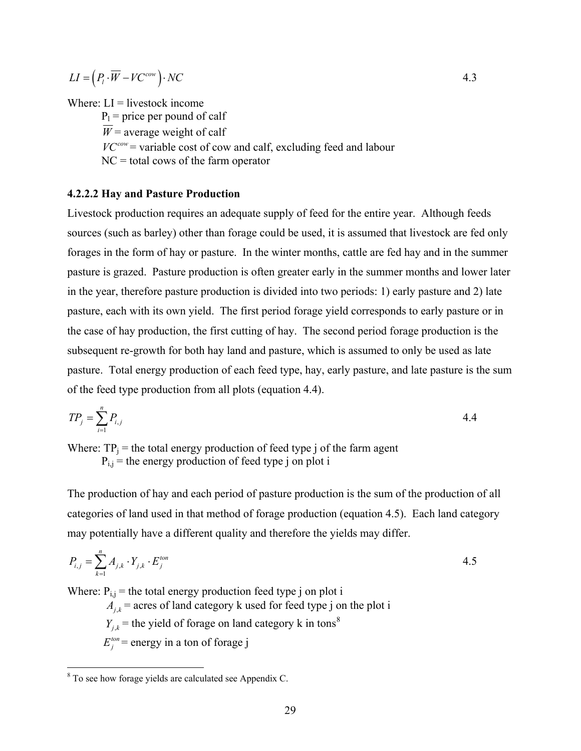$$LI = \left(P_l \cdot \overline{W} - VC^{cow}\right) \cdot NC \quad 4.3$$

Where: LI = livestock income

$P_l$ = price per pound of calf

$\overline{W}$ = average weight of calf

$VC^{cow}$ = variable cost of cow and calf, excluding feed and labour

NC = total cows of the farm operator

#### 4.2.2.2 Hay and Pasture Production

Livestock production requires an adequate supply of feed for the entire year. Although feeds sources (such as barley) other than forage could be used, it is assumed that livestock are fed only forages in the form of hay or pasture. In the winter months, cattle are fed hay and in the summer pasture is grazed. Pasture production is often greater early in the summer months and lower later in the year, therefore pasture production is divided into two periods: 1) early pasture and 2) late pasture, each with its own yield. The first period forage yield corresponds to early pasture or in the case of hay production, the first cutting of hay. The second period forage production is the subsequent re-growth for both hay land and pasture, which is assumed to only be used as late pasture. Total energy production of each feed type, hay, early pasture, and late pasture is the sum of the feed type production from all plots (equation 4.4).

$$TP_j = \sum_{i=1}^{n} P_{i,j} \quad 4.4$$

Where: $TP_j$ = the total energy production of feed type j of the farm agent

$P_{i,j}$ = the energy production of feed type j on plot i

The production of hay and each period of pasture production is the sum of the production of all categories of land used in that method of forage production (equation 4.5). Each land category may potentially have a different quality and therefore the yields may differ.

$$P_{i,j} = \sum_{k=1}^{n} A_{j,k} \cdot Y_{j,k} \cdot E_j^{ton} \quad 4.5$$

Where: $P_{i,j}$ = the total energy production feed type j on plot i

$A_{j,k}$ = acres of land category k used for feed type j on the plot i

$Y_{j,k}$ = the yield of forage on land category k in tons[8]

$E_j^{ton}$ = energy in a ton of forage j

[8] To see how forage yields are calculated see Appendix C.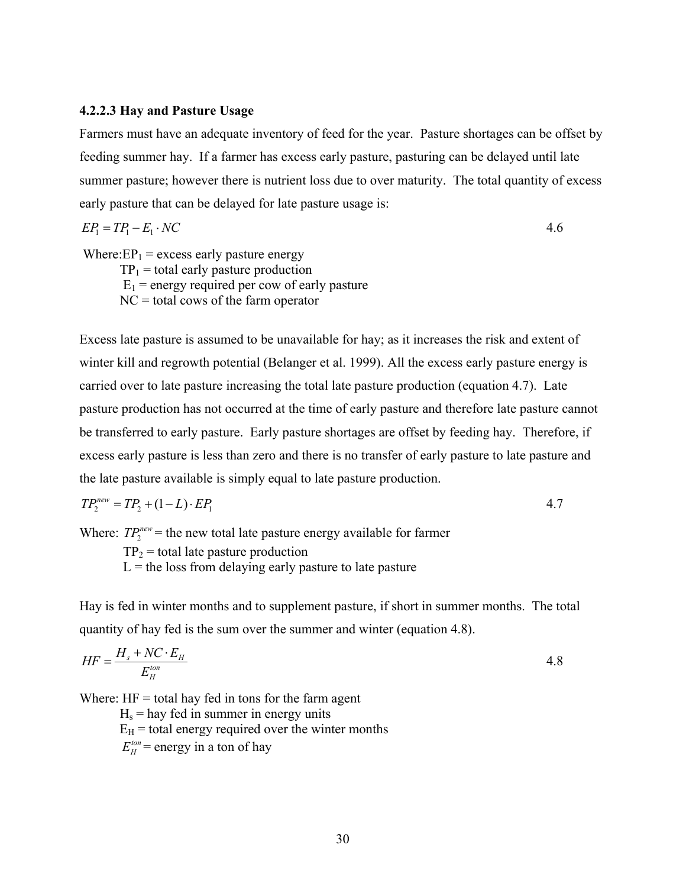#### 4.2.2.3 Hay and Pasture Usage

Farmers must have an adequate inventory of feed for the year. Pasture shortages can be offset by feeding summer hay. If a farmer has excess early pasture, pasturing can be delayed until late summer pasture; however there is nutrient loss due to over maturity. The total quantity of excess early pasture that can be delayed for late pasture usage is:

$$EP_1 = TP_1 - E_1 \cdot NC \tag{4.6}$$

Where: $EP_1$ = excess early pasture energy  
$TP_1$ = total early pasture production  
$E_1$ = energy required per cow of early pasture  
$NC$ = total cows of the farm operator

Excess late pasture is assumed to be unavailable for hay; as it increases the risk and extent of winter kill and regrowth potential (Belanger et al. 1999). All the excess early pasture energy is carried over to late pasture increasing the total late pasture production (equation 4.7). Late pasture production has not occurred at the time of early pasture and therefore late pasture cannot be transferred to early pasture. Early pasture shortages are offset by feeding hay. Therefore, if excess early pasture is less than zero and there is no transfer of early pasture to late pasture and the late pasture available is simply equal to late pasture production.

$$TP_2^{new} = TP_2 + (1 - L) \cdot EP_1 \tag{4.7}$$

Where: $TP_2^{new}$ = the new total late pasture energy available for farmer  
$TP_2$ = total late pasture production  
$L$ = the loss from delaying early pasture to late pasture

Hay is fed in winter months and to supplement pasture, if short in summer months. The total quantity of hay fed is the sum over the summer and winter (equation 4.8).

$$HF = \frac{H_s + NC \cdot E_H}{E_H^{ton}} \tag{4.8}$$

Where: $HF$ = total hay fed in tons for the farm agent  
$H_s$ = hay fed in summer in energy units  
$E_H$ = total energy required over the winter months  
$E_H^{ton}$ = energy in a ton of hay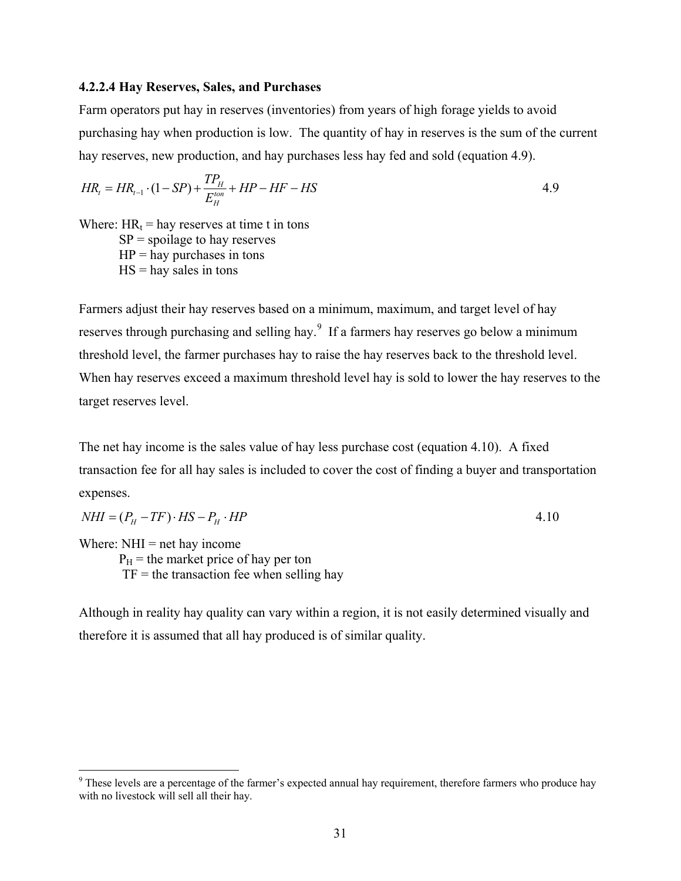#### 4.2.2.4 Hay Reserves, Sales, and Purchases

Farm operators put hay in reserves (inventories) from years of high forage yields to avoid purchasing hay when production is low. The quantity of hay in reserves is the sum of the current hay reserves, new production, and hay purchases less hay fed and sold (equation 4.9).

$$HR_t = HR_{t-1} \cdot (1 - SP) + \frac{TP_H}{E_H^{ton}} + HP - HF - HS \qquad 4.9$$

Where: $HR_t$ = hay reserves at time t in tons
SP = spoilage to hay reserves
HP = hay purchases in tons
HS = hay sales in tons

Farmers adjust their hay reserves based on a minimum, maximum, and target level of hay reserves through purchasing and selling hay.[9] If a farmers hay reserves go below a minimum threshold level, the farmer purchases hay to raise the hay reserves back to the threshold level. When hay reserves exceed a maximum threshold level hay is sold to lower the hay reserves to the target reserves level.

The net hay income is the sales value of hay less purchase cost (equation 4.10). A fixed transaction fee for all hay sales is included to cover the cost of finding a buyer and transportation expenses.

$$NHI = (P_H - TF) \cdot HS - P_H \cdot HP \qquad 4.10$$

Where: NHI = net hay income
$P_H$ = the market price of hay per ton
TF = the transaction fee when selling hay

Although in reality hay quality can vary within a region, it is not easily determined visually and therefore it is assumed that all hay produced is of similar quality.

[9] These levels are a percentage of the farmer's expected annual hay requirement, therefore farmers who produce hay with no livestock will sell all their hay.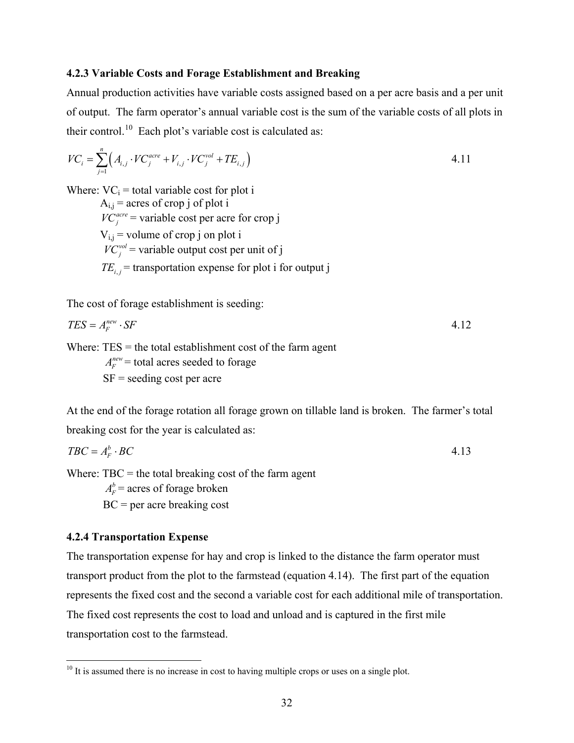### 4.2.3 Variable Costs and Forage Establishment and Breaking

Annual production activities have variable costs assigned based on a per acre basis and a per unit of output. The farm operator's annual variable cost is the sum of the variable costs of all plots in their control.[10] Each plot's variable cost is calculated as:

$$VC_i = \sum_{j=1}^{n} \left( A_{i,j} \cdot VC_j^{acre} + V_{i,j} \cdot VC_j^{vol} + TE_{i,j} \right) \qquad 4.11$$

Where: $VC_i$ = total variable cost for plot i
$A_{i,j}$ = acres of crop j of plot i
$VC_j^{acre}$ = variable cost per acre for crop j
$V_{i,j}$ = volume of crop j on plot i
$VC_j^{vol}$ = variable output cost per unit of j
$TE_{i,j}$ = transportation expense for plot i for output j

The cost of forage establishment is seeding:

$$TES = A_F^{new} \cdot SF \qquad 4.12$$

Where: TES = the total establishment cost of the farm agent
$A_F^{new}$ = total acres seeded to forage
SF = seeding cost per acre

At the end of the forage rotation all forage grown on tillable land is broken. The farmer's total breaking cost for the year is calculated as:

$$TBC = A_F^{b} \cdot BC \qquad 4.13$$

Where: TBC = the total breaking cost of the farm agent
$A_F^{b}$ = acres of forage broken
BC = per acre breaking cost

### 4.2.4 Transportation Expense

The transportation expense for hay and crop is linked to the distance the farm operator must transport product from the plot to the farmstead (equation 4.14). The first part of the equation represents the fixed cost and the second a variable cost for each additional mile of transportation. The fixed cost represents the cost to load and unload and is captured in the first mile transportation cost to the farmstead.

---

[10] It is assumed there is no increase in cost to having multiple crops or uses on a single plot.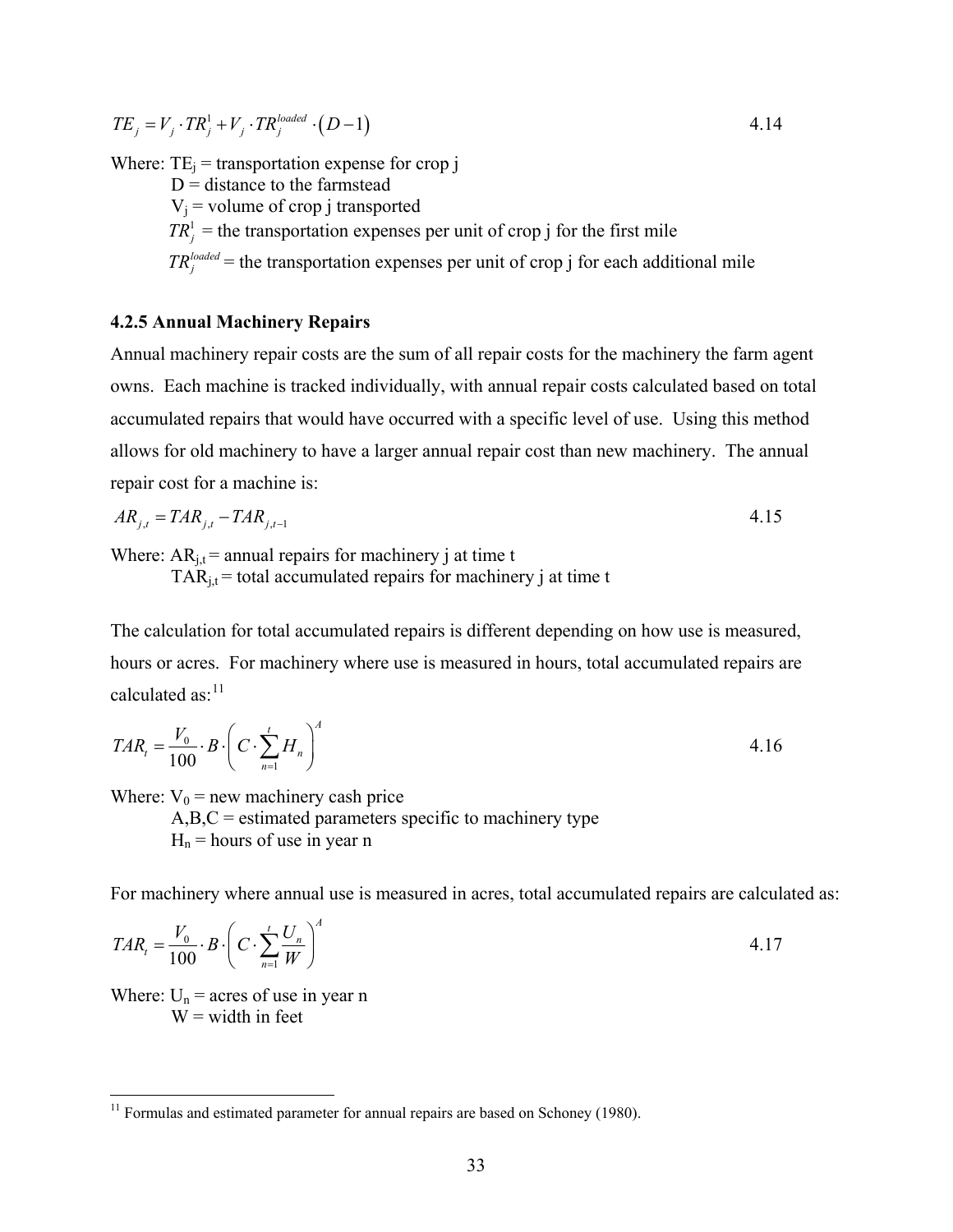$$TE_j = V_j \cdot TR_j^1 + V_j \cdot TR_j^{loaded} \cdot (D-1) \tag{4.14}$$

Where: $TE_j$ = transportation expense for crop j
D = distance to the farmstead
$V_j$ = volume of crop j transported
$TR_j^1$ = the transportation expenses per unit of crop j for the first mile
$TR_j^{loaded}$ = the transportation expenses per unit of crop j for each additional mile

### 4.2.5 Annual Machinery Repairs

Annual machinery repair costs are the sum of all repair costs for the machinery the farm agent owns. Each machine is tracked individually, with annual repair costs calculated based on total accumulated repairs that would have occurred with a specific level of use. Using this method allows for old machinery to have a larger annual repair cost than new machinery. The annual repair cost for a machine is:

$$AR_{j,t} = TAR_{j,t} - TAR_{j,t-1} \tag{4.15}$$

Where: $AR_{j,t}$ = annual repairs for machinery j at time t
$TAR_{j,t}$ = total accumulated repairs for machinery j at time t

The calculation for total accumulated repairs is different depending on how use is measured, hours or acres. For machinery where use is measured in hours, total accumulated repairs are calculated as:[11]

$$TAR_t = \frac{V_0}{100} \cdot B \cdot \left( C \cdot \sum_{n=1}^{t} H_n \right)^A \tag{4.16}$$

Where: $V_0$ = new machinery cash price
A,B,C = estimated parameters specific to machinery type
$H_n$ = hours of use in year n

For machinery where annual use is measured in acres, total accumulated repairs are calculated as:

$$TAR_t = \frac{V_0}{100} \cdot B \cdot \left( C \cdot \sum_{n=1}^{t} \frac{U_n}{W} \right)^A \tag{4.17}$$

Where: $U_n$ = acres of use in year n
W = width in feet

[11] Formulas and estimated parameter for annual repairs are based on Schoney (1980).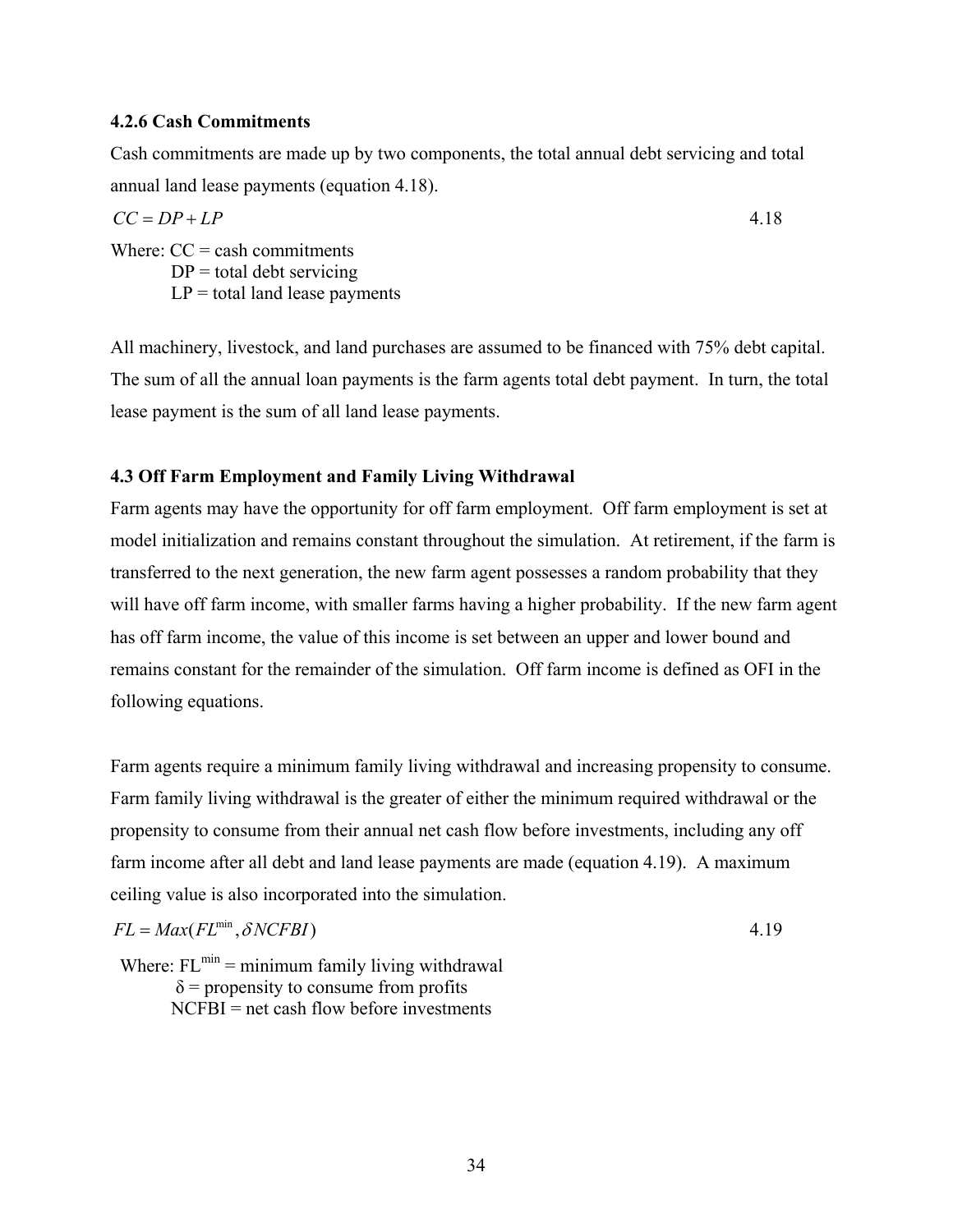### 4.2.6 Cash Commitments

Cash commitments are made up by two components, the total annual debt servicing and total annual land lease payments (equation 4.18).

$$CC = DP + LP \qquad 4.18$$

Where: CC = cash commitments
DP = total debt servicing
LP = total land lease payments

All machinery, livestock, and land purchases are assumed to be financed with 75% debt capital. The sum of all the annual loan payments is the farm agents total debt payment. In turn, the total lease payment is the sum of all land lease payments.

### 4.3 Off Farm Employment and Family Living Withdrawal

Farm agents may have the opportunity for off farm employment. Off farm employment is set at model initialization and remains constant throughout the simulation. At retirement, if the farm is transferred to the next generation, the new farm agent possesses a random probability that they will have off farm income, with smaller farms having a higher probability. If the new farm agent has off farm income, the value of this income is set between an upper and lower bound and remains constant for the remainder of the simulation. Off farm income is defined as OFI in the following equations.

Farm agents require a minimum family living withdrawal and increasing propensity to consume. Farm family living withdrawal is the greater of either the minimum required withdrawal or the propensity to consume from their annual net cash flow before investments, including any off farm income after all debt and land lease payments are made (equation 4.19). A maximum ceiling value is also incorporated into the simulation.

$$FL = Max(FL^{\min}, \delta NCFBI) \qquad 4.19$$

Where: $FL^{min}$ = minimum family living withdrawal
$\delta$ = propensity to consume from profits
NCFBI = net cash flow before investments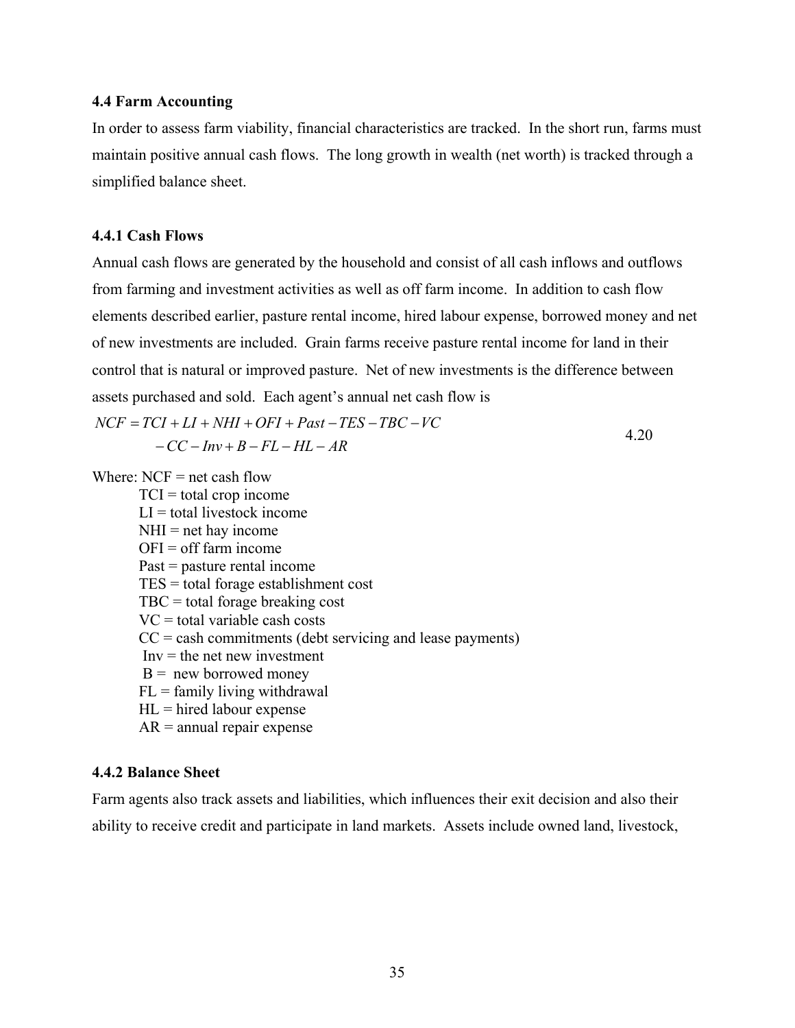### 4.4 Farm Accounting

In order to assess farm viability, financial characteristics are tracked. In the short run, farms must maintain positive annual cash flows. The long growth in wealth (net worth) is tracked through a simplified balance sheet.

#### 4.4.1 Cash Flows

Annual cash flows are generated by the household and consist of all cash inflows and outflows from farming and investment activities as well as off farm income. In addition to cash flow elements described earlier, pasture rental income, hired labour expense, borrowed money and net of new investments are included. Grain farms receive pasture rental income for land in their control that is natural or improved pasture. Net of new investments is the difference between assets purchased and sold. Each agent's annual net cash flow is

$$\begin{aligned} NCF = {} & TCI + LI + NHI + OFI + Past - TES - TBC - VC \\ & - CC - Inv + B - FL - HL - AR \end{aligned} \tag{4.20}$$

Where: NCF = net cash flow
- TCI = total crop income
- LI = total livestock income
- NHI = net hay income
- OFI = off farm income
- Past = pasture rental income
- TES = total forage establishment cost
- TBC = total forage breaking cost
- VC = total variable cash costs
- CC = cash commitments (debt servicing and lease payments)
- Inv = the net new investment
- B = new borrowed money
- FL = family living withdrawal
- HL = hired labour expense
- AR = annual repair expense

#### 4.4.2 Balance Sheet

Farm agents also track assets and liabilities, which influences their exit decision and also their ability to receive credit and participate in land markets. Assets include owned land, livestock,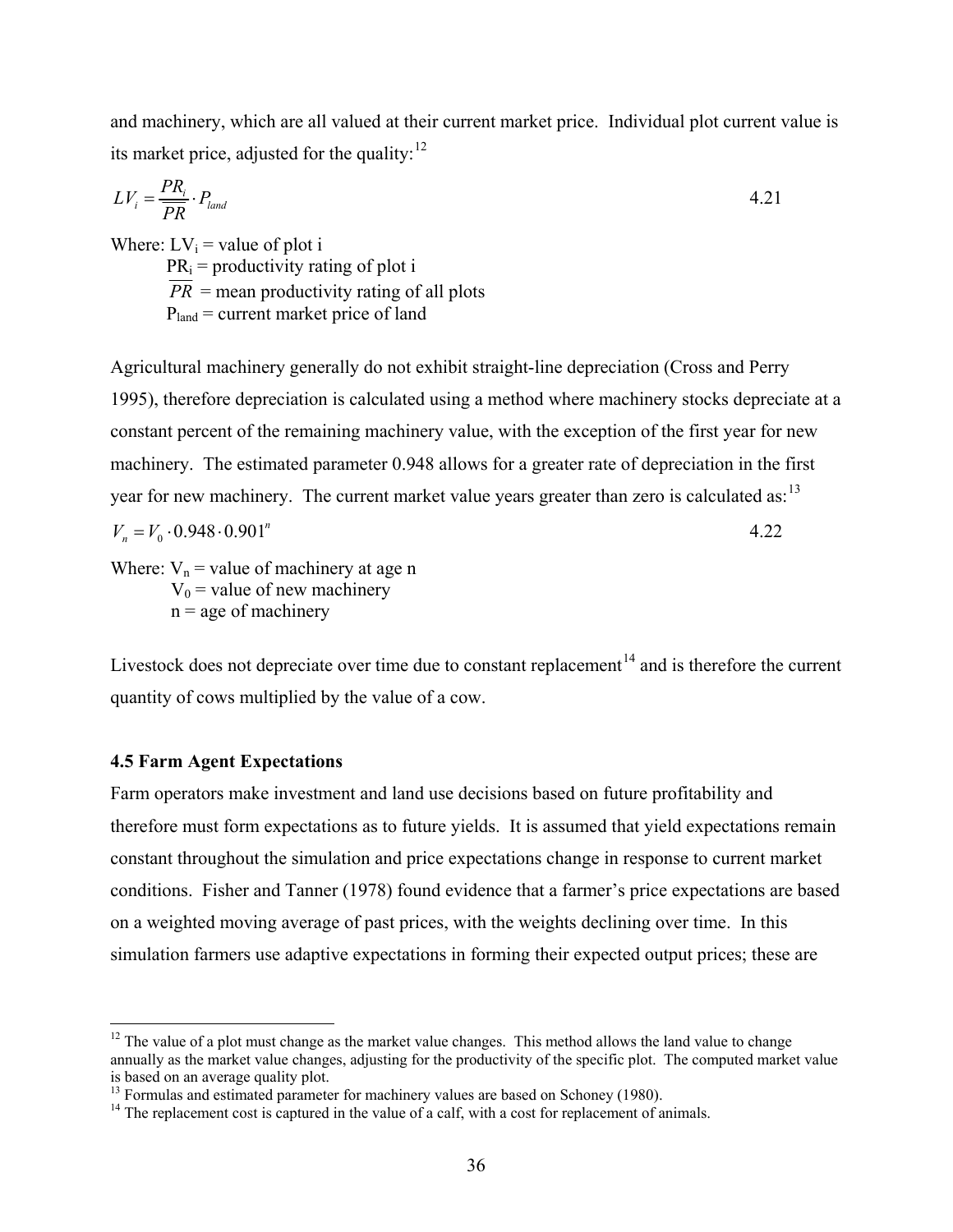and machinery, which are all valued at their current market price. Individual plot current value is its market price, adjusted for the quality:[12]

$$LV_i = \frac{PR_i}{\overline{PR}} \cdot P_{land} \qquad 4.21$$

Where: $LV_i$ = value of plot i
$PR_i$ = productivity rating of plot i
$\overline{PR}$ = mean productivity rating of all plots
$P_{land}$ = current market price of land

Agricultural machinery generally do not exhibit straight-line depreciation (Cross and Perry 1995), therefore depreciation is calculated using a method where machinery stocks depreciate at a constant percent of the remaining machinery value, with the exception of the first year for new machinery. The estimated parameter 0.948 allows for a greater rate of depreciation in the first year for new machinery. The current market value years greater than zero is calculated as:[13]

$$V_n = V_0 \cdot 0.948 \cdot 0.901^n \qquad 4.22$$

Where: $V_n$ = value of machinery at age n
$V_0$ = value of new machinery
n = age of machinery

Livestock does not depreciate over time due to constant replacement[14] and is therefore the current quantity of cows multiplied by the value of a cow.

### 4.5 Farm Agent Expectations

Farm operators make investment and land use decisions based on future profitability and therefore must form expectations as to future yields. It is assumed that yield expectations remain constant throughout the simulation and price expectations change in response to current market conditions. Fisher and Tanner (1978) found evidence that a farmer's price expectations are based on a weighted moving average of past prices, with the weights declining over time. In this simulation farmers use adaptive expectations in forming their expected output prices; these are

[12] The value of a plot must change as the market value changes. This method allows the land value to change annually as the market value changes, adjusting for the productivity of the specific plot. The computed market value is based on an average quality plot.

[13] Formulas and estimated parameter for machinery values are based on Schoney (1980).

[14] The replacement cost is captured in the value of a calf, with a cost for replacement of animals.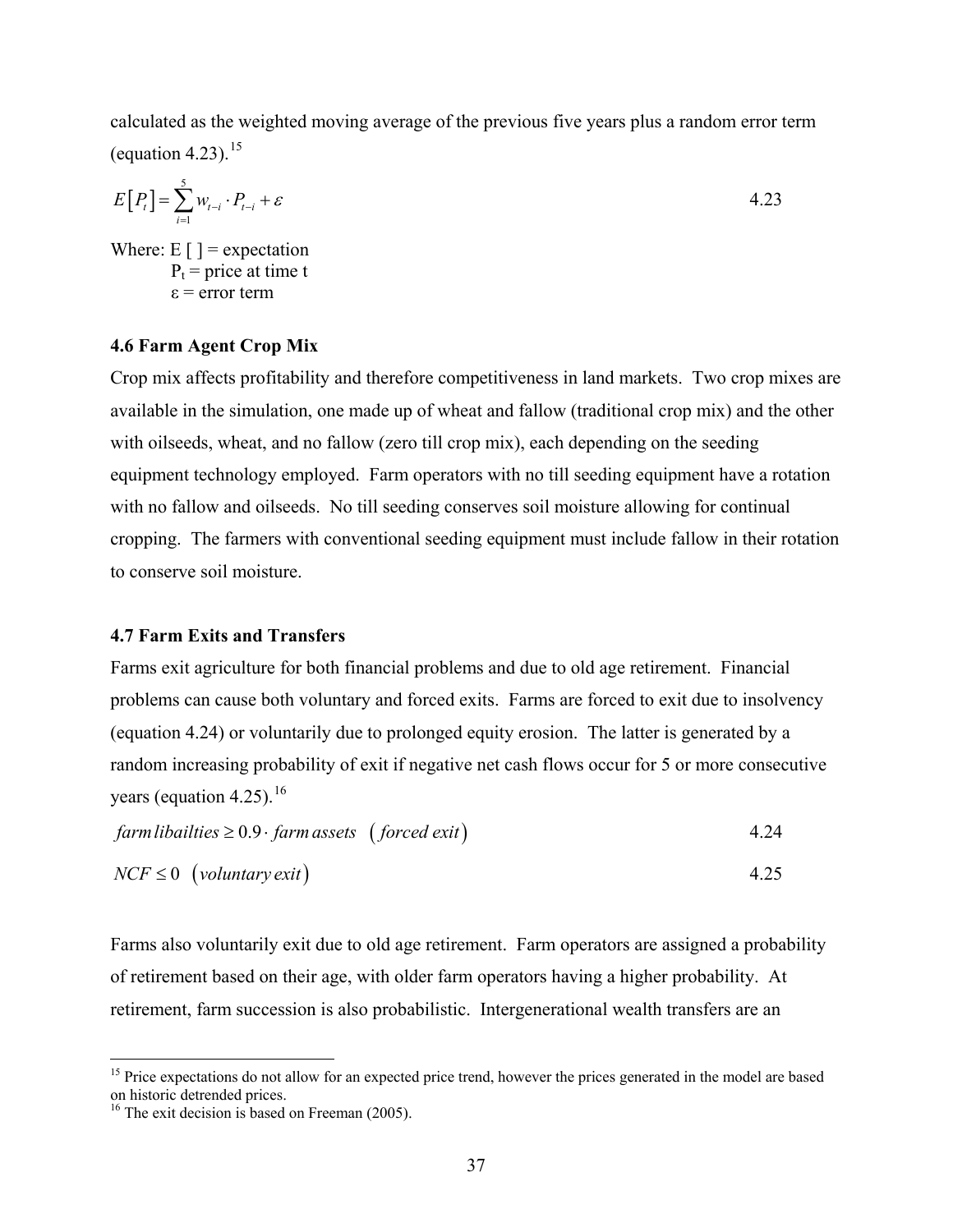calculated as the weighted moving average of the previous five years plus a random error term (equation 4.23).[15]

$$E\left[P_t\right] = \sum_{i=1}^{5} w_{t-i} \cdot P_{t-i} + \varepsilon \qquad 4.23$$

Where: E [ ] = expectation
$P_t$ = price at time t
ε = error term

### 4.6 Farm Agent Crop Mix

Crop mix affects profitability and therefore competitiveness in land markets. Two crop mixes are available in the simulation, one made up of wheat and fallow (traditional crop mix) and the other with oilseeds, wheat, and no fallow (zero till crop mix), each depending on the seeding equipment technology employed. Farm operators with no till seeding equipment have a rotation with no fallow and oilseeds. No till seeding conserves soil moisture allowing for continual cropping. The farmers with conventional seeding equipment must include fallow in their rotation to conserve soil moisture.

### 4.7 Farm Exits and Transfers

Farms exit agriculture for both financial problems and due to old age retirement. Financial problems can cause both voluntary and forced exits. Farms are forced to exit due to insolvency (equation 4.24) or voluntarily due to prolonged equity erosion. The latter is generated by a random increasing probability of exit if negative net cash flows occur for 5 or more consecutive years (equation 4.25).[16]

$$farm\,libailties \geq 0.9 \cdot farm\,assets \quad \left(forced\ exit\right) \qquad 4.24$$

$$NCF \leq 0 \quad \left(voluntary\,exit\right) \qquad 4.25$$

Farms also voluntarily exit due to old age retirement. Farm operators are assigned a probability of retirement based on their age, with older farm operators having a higher probability. At retirement, farm succession is also probabilistic. Intergenerational wealth transfers are an

[15] Price expectations do not allow for an expected price trend, however the prices generated in the model are based on historic detrended prices.

[16] The exit decision is based on Freeman (2005).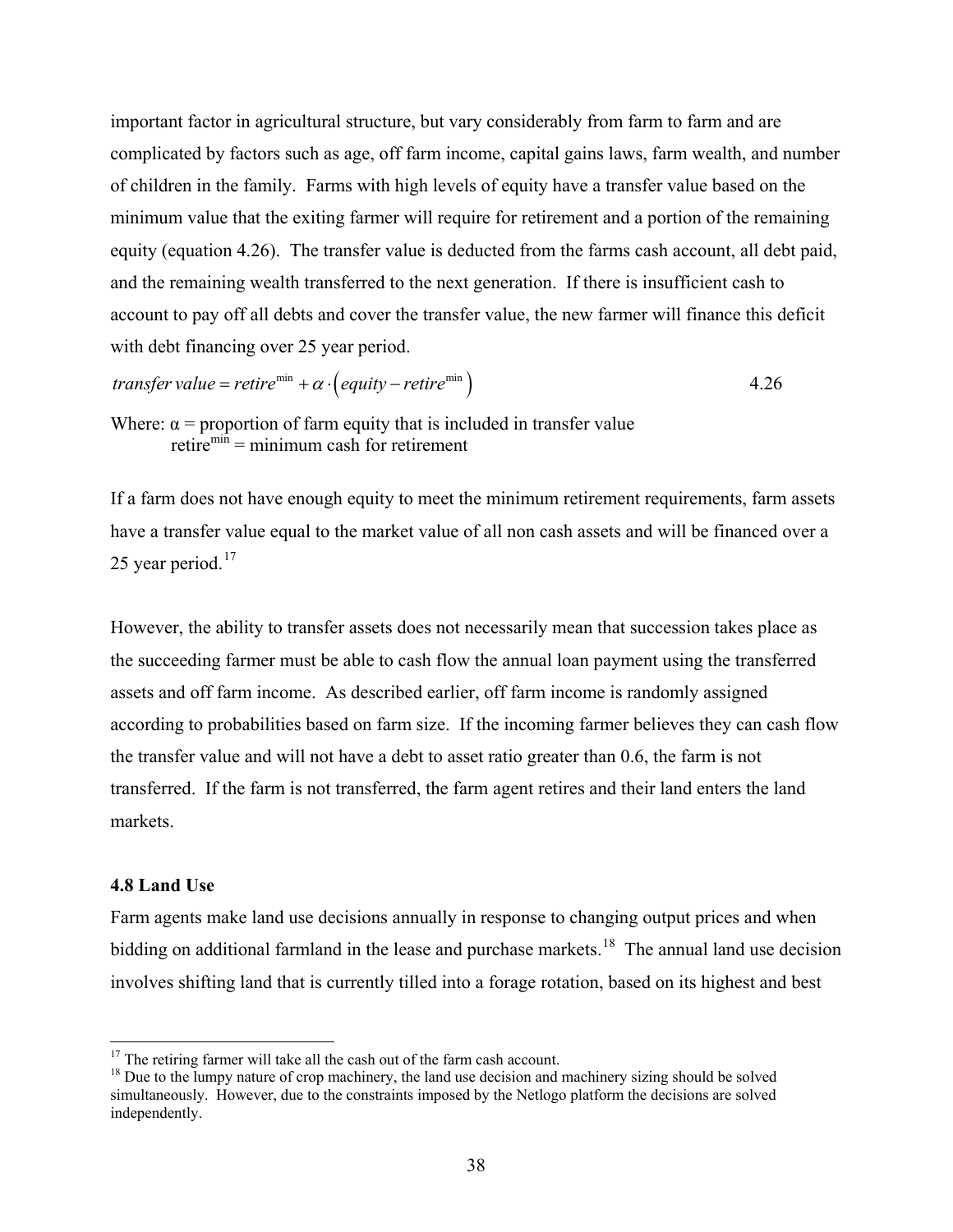important factor in agricultural structure, but vary considerably from farm to farm and are complicated by factors such as age, off farm income, capital gains laws, farm wealth, and number of children in the family. Farms with high levels of equity have a transfer value based on the minimum value that the exiting farmer will require for retirement and a portion of the remaining equity (equation 4.26). The transfer value is deducted from the farms cash account, all debt paid, and the remaining wealth transferred to the next generation. If there is insufficient cash to account to pay off all debts and cover the transfer value, the new farmer will finance this deficit with debt financing over 25 year period.

$$transfer\ value = retire^{\min} + \alpha \cdot \left( equity - retire^{\min} \right) \qquad 4.26$$

Where: $\alpha$ = proportion of farm equity that is included in transfer value
$retire^{min}$ = minimum cash for retirement

If a farm does not have enough equity to meet the minimum retirement requirements, farm assets have a transfer value equal to the market value of all non cash assets and will be financed over a 25 year period.[17]

However, the ability to transfer assets does not necessarily mean that succession takes place as the succeeding farmer must be able to cash flow the annual loan payment using the transferred assets and off farm income. As described earlier, off farm income is randomly assigned according to probabilities based on farm size. If the incoming farmer believes they can cash flow the transfer value and will not have a debt to asset ratio greater than 0.6, the farm is not transferred. If the farm is not transferred, the farm agent retires and their land enters the land markets.

### 4.8 Land Use

Farm agents make land use decisions annually in response to changing output prices and when bidding on additional farmland in the lease and purchase markets.[18] The annual land use decision involves shifting land that is currently tilled into a forage rotation, based on its highest and best

[17] The retiring farmer will take all the cash out of the farm cash account.

[18] Due to the lumpy nature of crop machinery, the land use decision and machinery sizing should be solved simultaneously. However, due to the constraints imposed by the Netlogo platform the decisions are solved independently.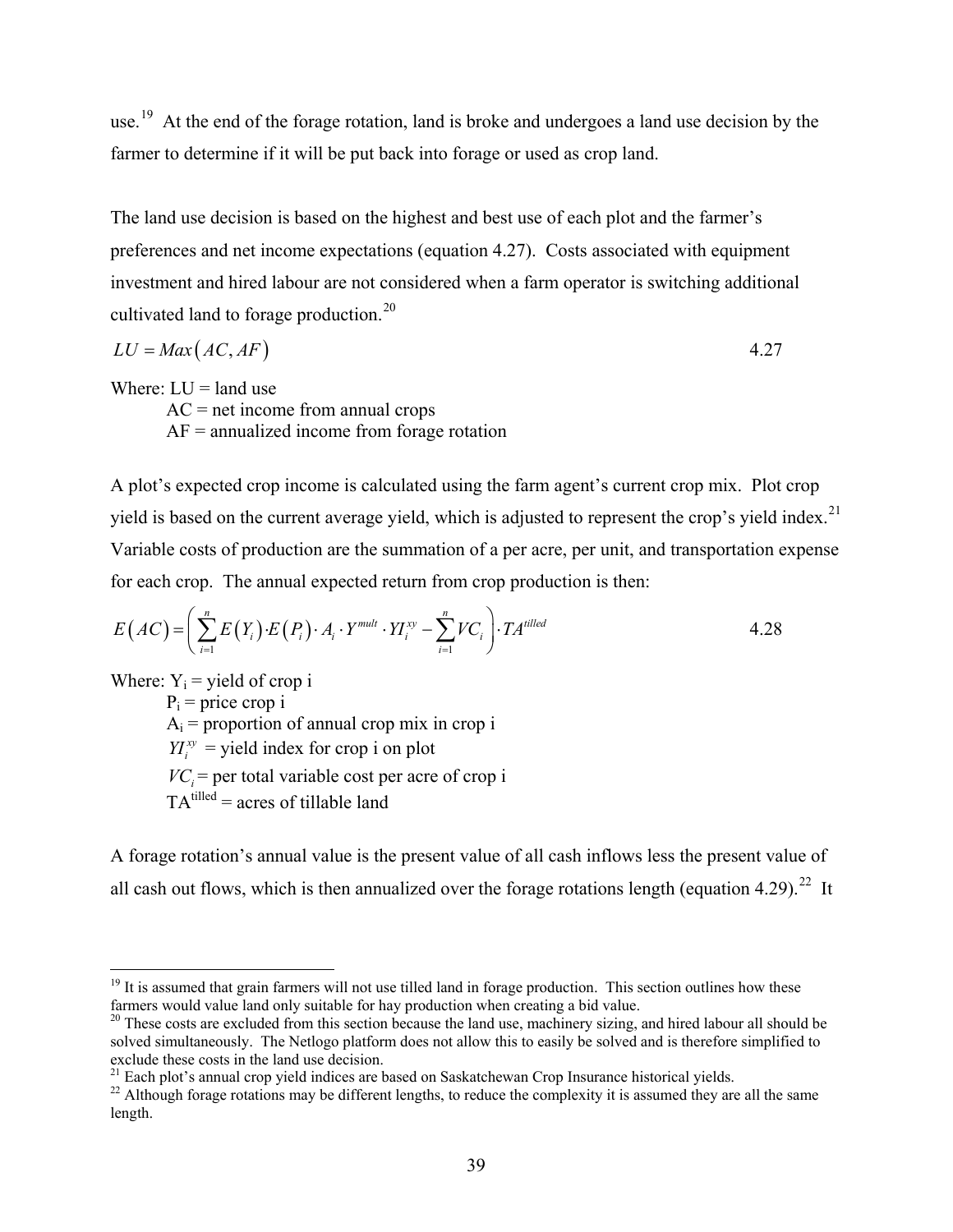use.[19] At the end of the forage rotation, land is broke and undergoes a land use decision by the farmer to determine if it will be put back into forage or used as crop land.

The land use decision is based on the highest and best use of each plot and the farmer's preferences and net income expectations (equation 4.27). Costs associated with equipment investment and hired labour are not considered when a farm operator is switching additional cultivated land to forage production.[20]

$$LU = Max\left(AC, AF\right) \tag{4.27}$$

Where: LU = land use
AC = net income from annual crops
AF = annualized income from forage rotation

A plot's expected crop income is calculated using the farm agent's current crop mix. Plot crop yield is based on the current average yield, which is adjusted to represent the crop's yield index.[21] Variable costs of production are the summation of a per acre, per unit, and transportation expense for each crop. The annual expected return from crop production is then:

$$E\left(AC\right) = \left(\sum_{i=1}^{n} E\left(Y_i\right) \cdot E\left(P_i\right) \cdot A_i \cdot Y^{mult} \cdot YI_i^{xy} - \sum_{i=1}^{n} VC_i\right) \cdot TA^{tilled} \tag{4.28}$$

Where: $Y_i$ = yield of crop i
$P_i$ = price crop i
$A_i$ = proportion of annual crop mix in crop i
$YI_i^{xy}$ = yield index for crop i on plot
$VC_i$ = per total variable cost per acre of crop i
$TA^{tilled}$ = acres of tillable land

A forage rotation's annual value is the present value of all cash inflows less the present value of all cash out flows, which is then annualized over the forage rotations length (equation 4.29).[22] It

[19] It is assumed that grain farmers will not use tilled land in forage production. This section outlines how these farmers would value land only suitable for hay production when creating a bid value.

[20] These costs are excluded from this section because the land use, machinery sizing, and hired labour all should be solved simultaneously. The Netlogo platform does not allow this to easily be solved and is therefore simplified to exclude these costs in the land use decision.

[21] Each plot's annual crop yield indices are based on Saskatchewan Crop Insurance historical yields.

[22] Although forage rotations may be different lengths, to reduce the complexity it is assumed they are all the same length.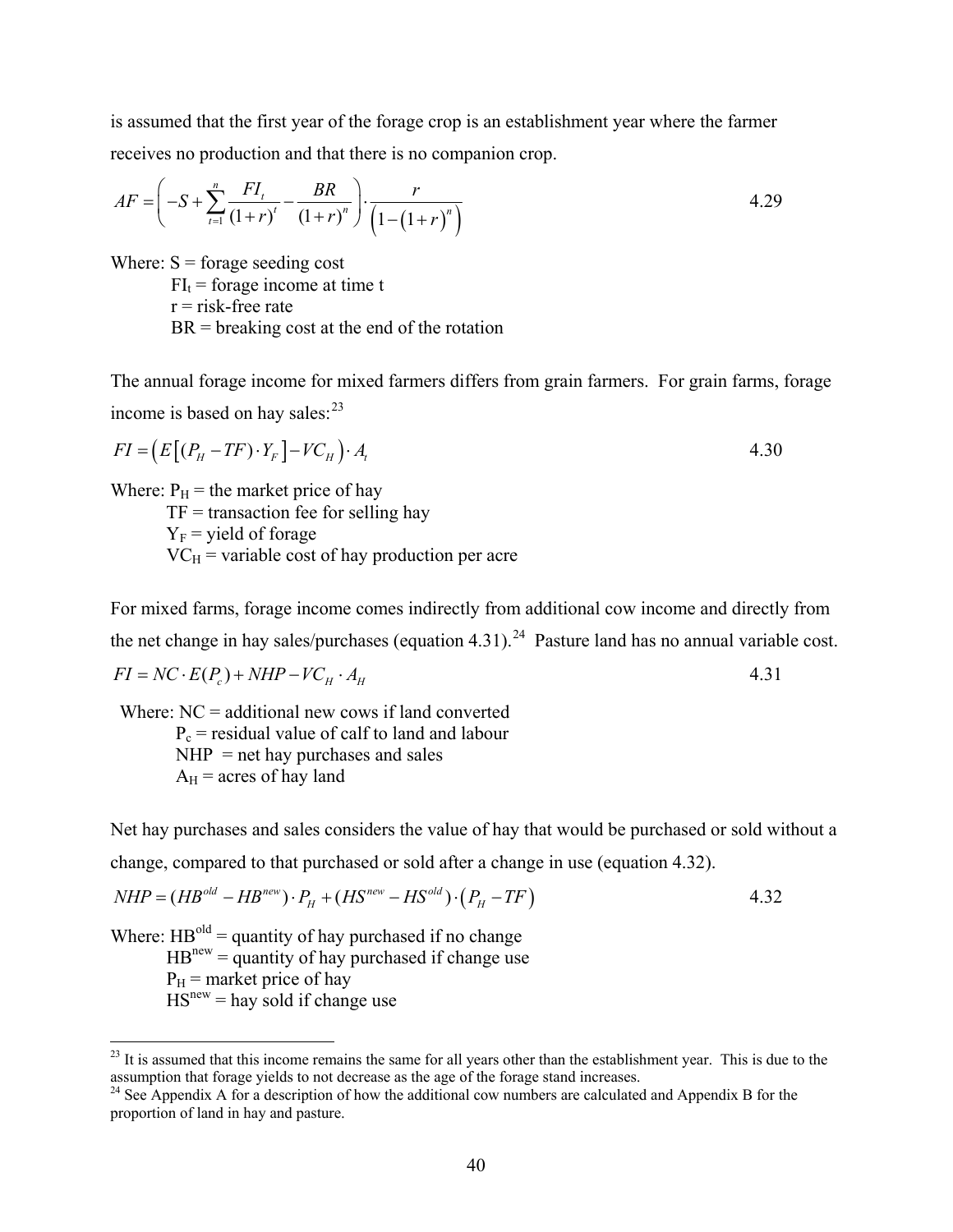is assumed that the first year of the forage crop is an establishment year where the farmer receives no production and that there is no companion crop.

$$AF = \left( -S + \sum_{t=1}^{n} \frac{FI_t}{(1+r)^t} - \frac{BR}{(1+r)^n} \right) \cdot \frac{r}{\left(1-(1+r)^n\right)} \tag{4.29}$$

Where: $S$ = forage seeding cost
$FI_t$ = forage income at time t
$r$ = risk-free rate
$BR$ = breaking cost at the end of the rotation

The annual forage income for mixed farmers differs from grain farmers. For grain farms, forage income is based on hay sales:[23]

$$FI = \left( E\left[ (P_H - TF) \cdot Y_F \right] - VC_H \right) \cdot A_t \tag{4.30}$$

Where: $P_H$ = the market price of hay
$TF$ = transaction fee for selling hay
$Y_F$ = yield of forage
$VC_H$ = variable cost of hay production per acre

For mixed farms, forage income comes indirectly from additional cow income and directly from the net change in hay sales/purchases (equation 4.31).[24] Pasture land has no annual variable cost.

$$FI = NC \cdot E(P_c) + NHP - VC_H \cdot A_H \tag{4.31}$$

Where: $NC$ = additional new cows if land converted
$P_c$ = residual value of calf to land and labour
$NHP$ = net hay purchases and sales
$A_H$ = acres of hay land

Net hay purchases and sales considers the value of hay that would be purchased or sold without a change, compared to that purchased or sold after a change in use (equation 4.32).

$$NHP = (HB^{old} - HB^{new}) \cdot P_H + (HS^{new} - HS^{old}) \cdot \left(P_H - TF\right) \tag{4.32}$$

Where: $HB^{old}$ = quantity of hay purchased if no change
$HB^{new}$ = quantity of hay purchased if change use
$P_H$ = market price of hay
$HS^{new}$ = hay sold if change use

---

[23] It is assumed that this income remains the same for all years other than the establishment year. This is due to the assumption that forage yields to not decrease as the age of the forage stand increases.

[24] See Appendix A for a description of how the additional cow numbers are calculated and Appendix B for the proportion of land in hay and pasture.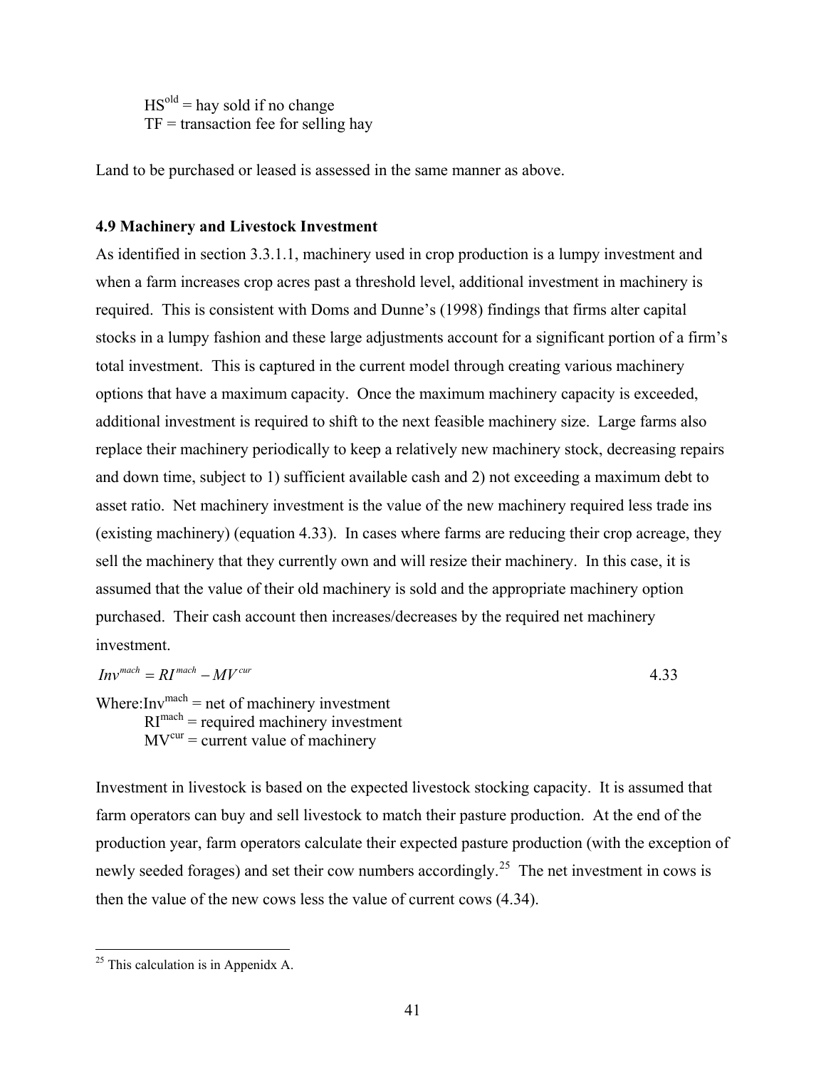$HS^{old}$ = hay sold if no change
TF = transaction fee for selling hay

Land to be purchased or leased is assessed in the same manner as above.

### 4.9 Machinery and Livestock Investment

As identified in section 3.3.1.1, machinery used in crop production is a lumpy investment and when a farm increases crop acres past a threshold level, additional investment in machinery is required. This is consistent with Doms and Dunne's (1998) findings that firms alter capital stocks in a lumpy fashion and these large adjustments account for a significant portion of a firm's total investment. This is captured in the current model through creating various machinery options that have a maximum capacity. Once the maximum machinery capacity is exceeded, additional investment is required to shift to the next feasible machinery size. Large farms also replace their machinery periodically to keep a relatively new machinery stock, decreasing repairs and down time, subject to 1) sufficient available cash and 2) not exceeding a maximum debt to asset ratio. Net machinery investment is the value of the new machinery required less trade ins (existing machinery) (equation 4.33). In cases where farms are reducing their crop acreage, they sell the machinery that they currently own and will resize their machinery. In this case, it is assumed that the value of their old machinery is sold and the appropriate machinery option purchased. Their cash account then increases/decreases by the required net machinery investment.

$$Inv^{mach} = RI^{mach} - MV^{cur} \qquad 4.33$$

Where: $Inv^{mach}$ = net of machinery investment
$RI^{mach}$ = required machinery investment
$MV^{cur}$ = current value of machinery

Investment in livestock is based on the expected livestock stocking capacity. It is assumed that farm operators can buy and sell livestock to match their pasture production. At the end of the production year, farm operators calculate their expected pasture production (with the exception of newly seeded forages) and set their cow numbers accordingly.[25] The net investment in cows is then the value of the new cows less the value of current cows (4.34).

[25] This calculation is in Appenidx A.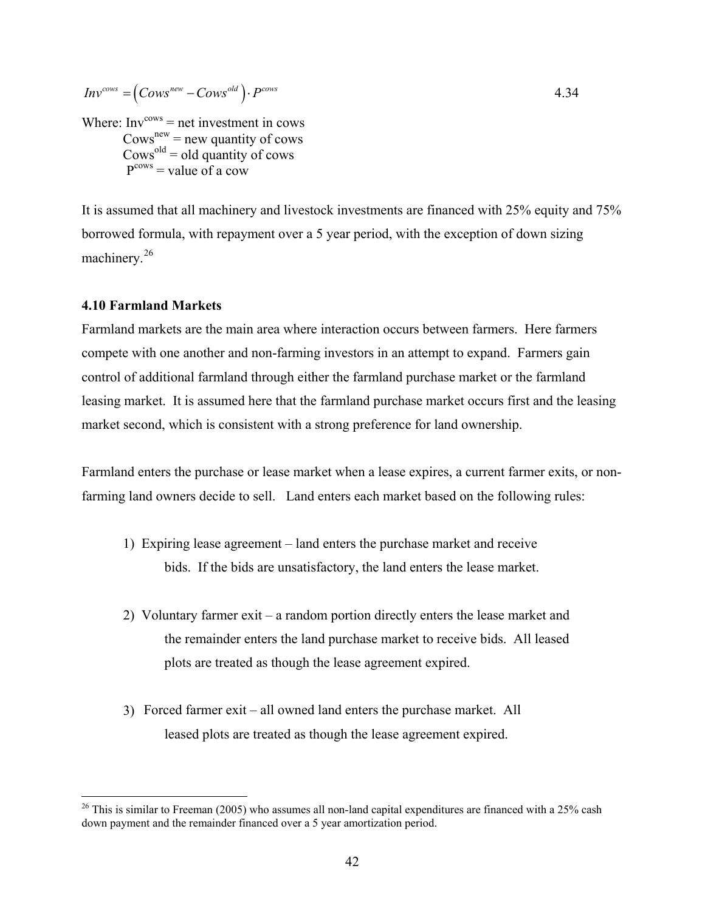$$Inv^{cows} = \left(Cows^{new} - Cows^{old}\right) \cdot P^{cows} \tag{4.34}$$

Where: $Inv^{cows}$ = net investment in cows
$Cows^{new}$ = new quantity of cows
$Cows^{old}$ = old quantity of cows
$P^{cows}$ = value of a cow

It is assumed that all machinery and livestock investments are financed with 25% equity and 75% borrowed formula, with repayment over a 5 year period, with the exception of down sizing machinery.[26]

### 4.10 Farmland Markets

Farmland markets are the main area where interaction occurs between farmers. Here farmers compete with one another and non-farming investors in an attempt to expand. Farmers gain control of additional farmland through either the farmland purchase market or the farmland leasing market. It is assumed here that the farmland purchase market occurs first and the leasing market second, which is consistent with a strong preference for land ownership.

Farmland enters the purchase or lease market when a lease expires, a current farmer exits, or non-farming land owners decide to sell. Land enters each market based on the following rules:

1) Expiring lease agreement – land enters the purchase market and receive bids. If the bids are unsatisfactory, the land enters the lease market.

2) Voluntary farmer exit – a random portion directly enters the lease market and the remainder enters the land purchase market to receive bids. All leased plots are treated as though the lease agreement expired.

3) Forced farmer exit – all owned land enters the purchase market. All leased plots are treated as though the lease agreement expired.

[26] This is similar to Freeman (2005) who assumes all non-land capital expenditures are financed with a 25% cash down payment and the remainder financed over a 5 year amortization period.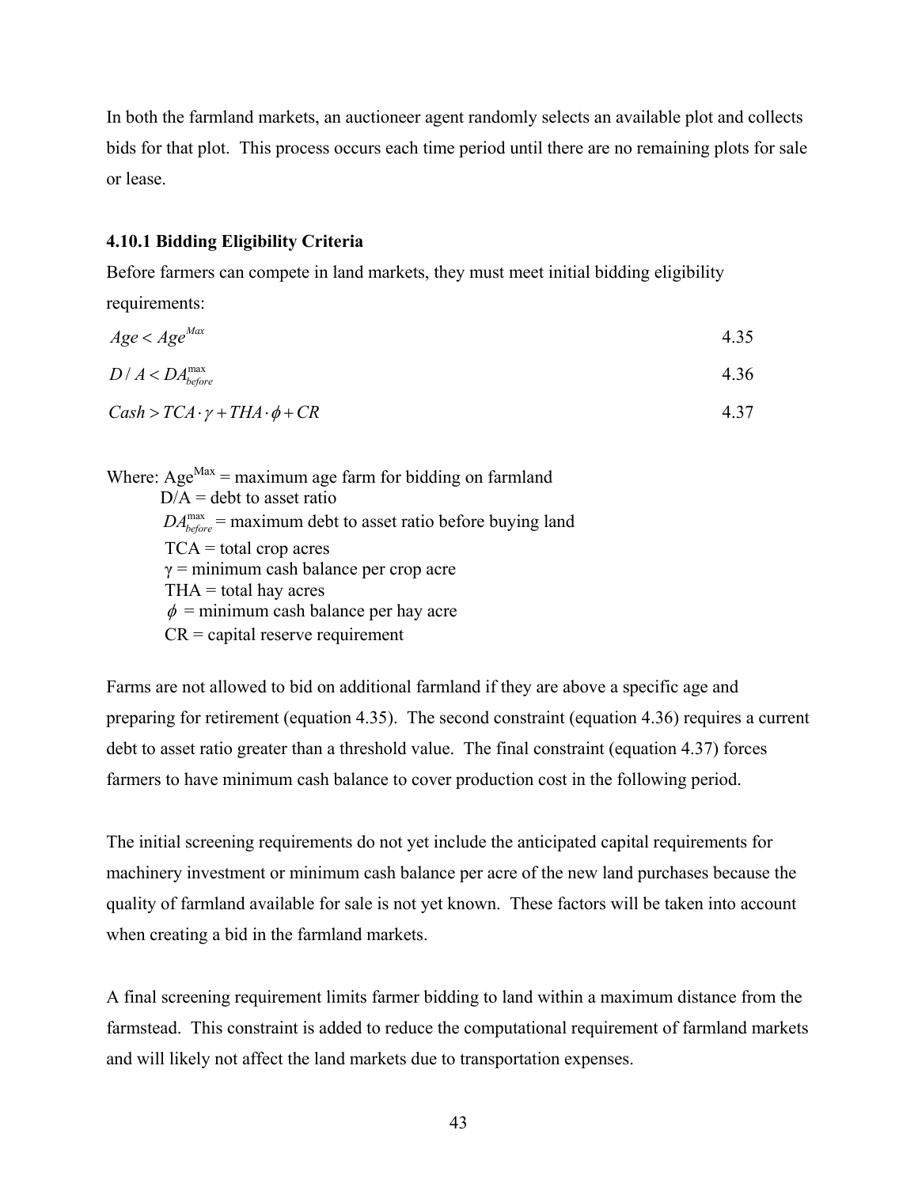In both the farmland markets, an auctioneer agent randomly selects an available plot and collects bids for that plot. This process occurs each time period until there are no remaining plots for sale or lease.

### 4.10.1 Bidding Eligibility Criteria

Before farmers can compete in land markets, they must meet initial bidding eligibility requirements:

$$Age < Age^{Max} \tag{4.35}$$

$$D/A < DA^{\max}_{before} \tag{4.36}$$

$$Cash > TCA \cdot \gamma + THA \cdot \phi + CR \tag{4.37}$$

Where: $Age^{Max}$ = maximum age farm for bidding on farmland
$D/A$ = debt to asset ratio
$DA^{\max}_{before}$ = maximum debt to asset ratio before buying land
TCA = total crop acres
$\gamma$ = minimum cash balance per crop acre
THA = total hay acres
$\phi$ = minimum cash balance per hay acre
CR = capital reserve requirement

Farms are not allowed to bid on additional farmland if they are above a specific age and preparing for retirement (equation 4.35). The second constraint (equation 4.36) requires a current debt to asset ratio greater than a threshold value. The final constraint (equation 4.37) forces farmers to have minimum cash balance to cover production cost in the following period.

The initial screening requirements do not yet include the anticipated capital requirements for machinery investment or minimum cash balance per acre of the new land purchases because the quality of farmland available for sale is not yet known. These factors will be taken into account when creating a bid in the farmland markets.

A final screening requirement limits farmer bidding to land within a maximum distance from the farmstead. This constraint is added to reduce the computational requirement of farmland markets and will likely not affect the land markets due to transportation expenses.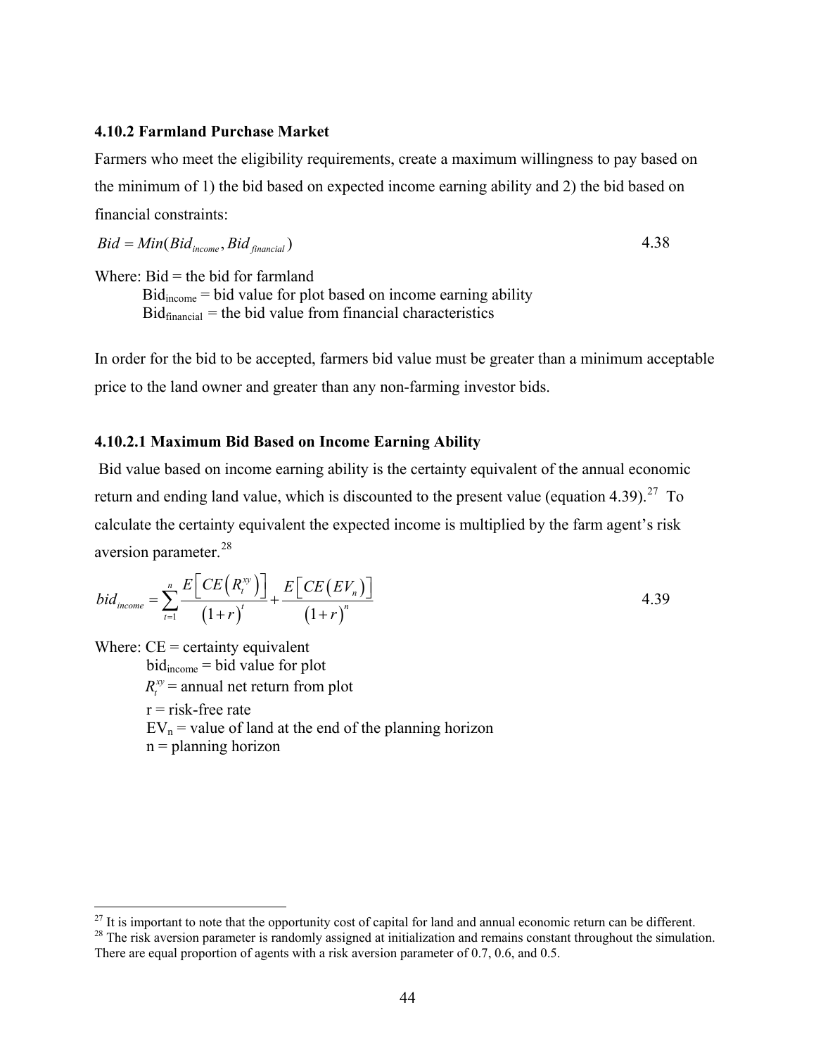### 4.10.2 Farmland Purchase Market

Farmers who meet the eligibility requirements, create a maximum willingness to pay based on the minimum of 1) the bid based on expected income earning ability and 2) the bid based on financial constraints:

$$Bid = Min(Bid_{income}, Bid_{financial}) \tag{4.38}$$

Where: Bid = the bid for farmland

$Bid_{income}$ = bid value for plot based on income earning ability

$Bid_{financial}$ = the bid value from financial characteristics

In order for the bid to be accepted, farmers bid value must be greater than a minimum acceptable price to the land owner and greater than any non-farming investor bids.

#### 4.10.2.1 Maximum Bid Based on Income Earning Ability

Bid value based on income earning ability is the certainty equivalent of the annual economic return and ending land value, which is discounted to the present value (equation 4.39).[27] To calculate the certainty equivalent the expected income is multiplied by the farm agent's risk aversion parameter.[28]

$$bid_{income} = \sum_{t=1}^{n} \frac{E\left[CE\left(R_t^{xy}\right)\right]}{\left(1+r\right)^t} + \frac{E\left[CE\left(EV_n\right)\right]}{\left(1+r\right)^n} \tag{4.39}$$

Where: CE = certainty equivalent

$bid_{income}$ = bid value for plot

$R_t^{xy}$ = annual net return from plot

r = risk-free rate

$EV_n$ = value of land at the end of the planning horizon

n = planning horizon

---

[27] It is important to note that the opportunity cost of capital for land and annual economic return can be different.

[28] The risk aversion parameter is randomly assigned at initialization and remains constant throughout the simulation. There are equal proportion of agents with a risk aversion parameter of 0.7, 0.6, and 0.5.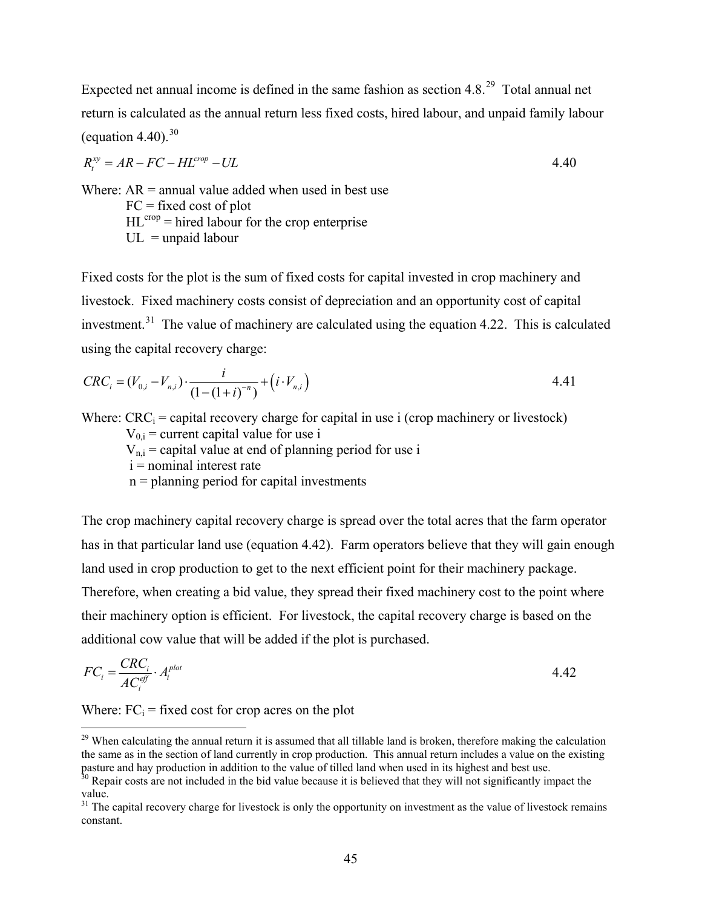Expected net annual income is defined in the same fashion as section 4.8.[29] Total annual net return is calculated as the annual return less fixed costs, hired labour, and unpaid family labour (equation 4.40).[30]

$$R_t^{xy} = AR - FC - HL^{crop} - UL \qquad 4.40$$

Where: AR = annual value added when used in best use
FC = fixed cost of plot
$HL^{crop}$ = hired labour for the crop enterprise
UL = unpaid labour

Fixed costs for the plot is the sum of fixed costs for capital invested in crop machinery and livestock. Fixed machinery costs consist of depreciation and an opportunity cost of capital investment.[31] The value of machinery are calculated using the equation 4.22. This is calculated using the capital recovery charge:

$$CRC_i = (V_{0,i} - V_{n,i}) \cdot \frac{i}{(1-(1+i)^{-n})} + \left(i \cdot V_{n,i}\right) \qquad 4.41$$

Where: $CRC_i$ = capital recovery charge for capital in use i (crop machinery or livestock)
$V_{0,i}$ = current capital value for use i
$V_{n,i}$ = capital value at end of planning period for use i
i = nominal interest rate
n = planning period for capital investments

The crop machinery capital recovery charge is spread over the total acres that the farm operator has in that particular land use (equation 4.42). Farm operators believe that they will gain enough land used in crop production to get to the next efficient point for their machinery package. Therefore, when creating a bid value, they spread their fixed machinery cost to the point where their machinery option is efficient. For livestock, the capital recovery charge is based on the additional cow value that will be added if the plot is purchased.

$$FC_i = \frac{CRC_i}{AC_i^{eff}} \cdot A_i^{plot} \qquad 4.42$$

Where: $FC_i$ = fixed cost for crop acres on the plot

[29] When calculating the annual return it is assumed that all tillable land is broken, therefore making the calculation the same as in the section of land currently in crop production. This annual return includes a value on the existing pasture and hay production in addition to the value of tilled land when used in its highest and best use.

[30] Repair costs are not included in the bid value because it is believed that they will not significantly impact the value.

[31] The capital recovery charge for livestock is only the opportunity on investment as the value of livestock remains constant.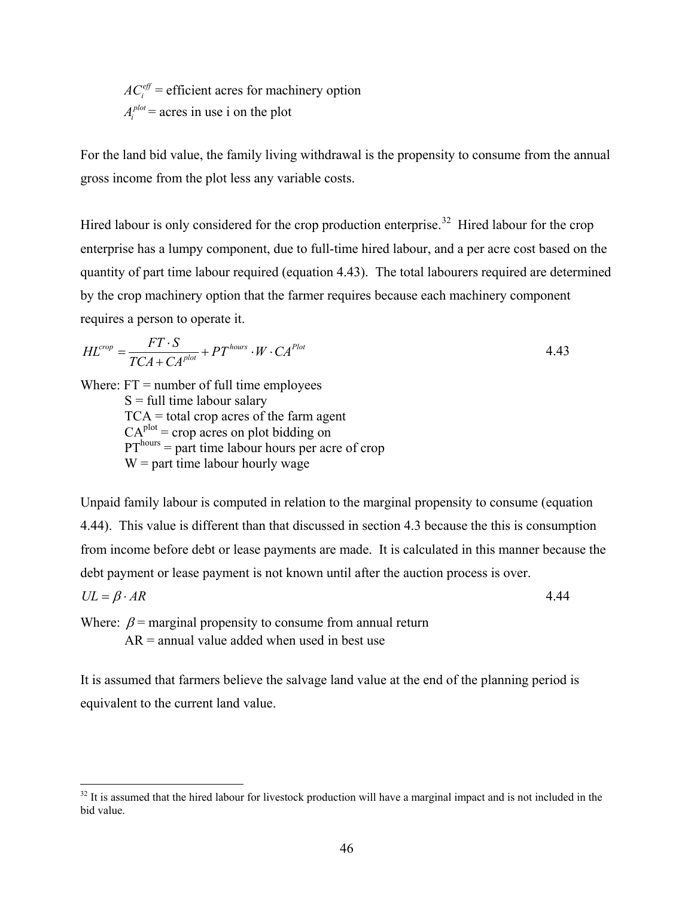$AC_i^{eff}$ = efficient acres for machinery option
$A_i^{plot}$ = acres in use i on the plot

For the land bid value, the family living withdrawal is the propensity to consume from the annual gross income from the plot less any variable costs.

Hired labour is only considered for the crop production enterprise.[32] Hired labour for the crop enterprise has a lumpy component, due to full-time hired labour, and a per acre cost based on the quantity of part time labour required (equation 4.43). The total labourers required are determined by the crop machinery option that the farmer requires because each machinery component requires a person to operate it.

$$HL^{crop} = \frac{FT \cdot S}{TCA + CA^{plot}} + PT^{hours} \cdot W \cdot CA^{Plot} \qquad 4.43$$

Where: FT = number of full time employees
S = full time labour salary
TCA = total crop acres of the farm agent
$CA^{plot}$ = crop acres on plot bidding on
$PT^{hours}$ = part time labour hours per acre of crop
W = part time labour hourly wage

Unpaid family labour is computed in relation to the marginal propensity to consume (equation 4.44). This value is different than that discussed in section 4.3 because the this is consumption from income before debt or lease payments are made. It is calculated in this manner because the debt payment or lease payment is not known until after the auction process is over.

$$UL = \beta \cdot AR \qquad 4.44$$

Where: $\beta$ = marginal propensity to consume from annual return
AR = annual value added when used in best use

It is assumed that farmers believe the salvage land value at the end of the planning period is equivalent to the current land value.

[32] It is assumed that the hired labour for livestock production will have a marginal impact and is not included in the bid value.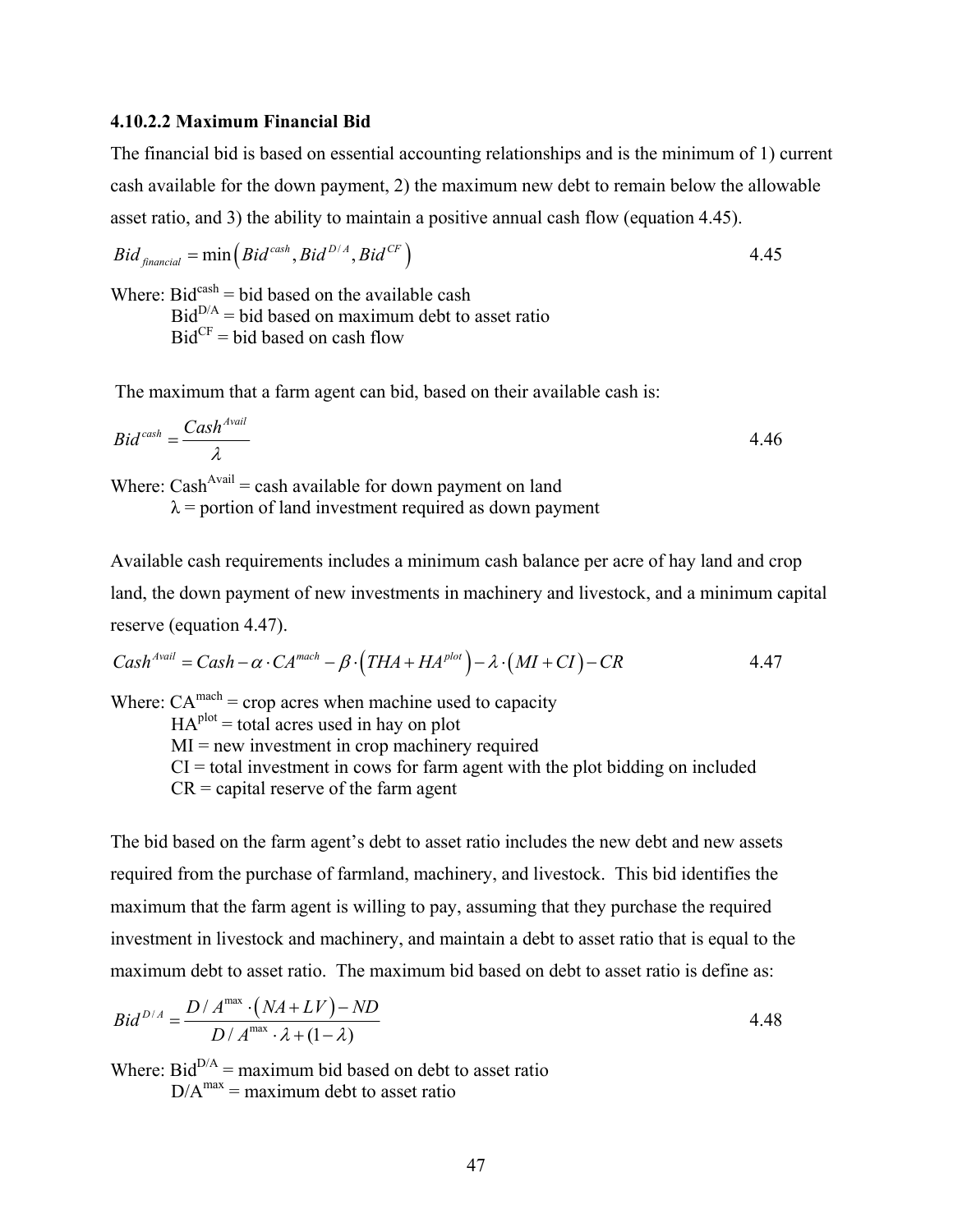#### 4.10.2.2 Maximum Financial Bid

The financial bid is based on essential accounting relationships and is the minimum of 1) current cash available for the down payment, 2) the maximum new debt to remain below the allowable asset ratio, and 3) the ability to maintain a positive annual cash flow (equation 4.45).

$$Bid_{financial} = \min\left(Bid^{cash}, Bid^{D/A}, Bid^{CF}\right) \tag{4.45}$$

Where: $Bid^{cash}$ = bid based on the available cash
$Bid^{D/A}$ = bid based on maximum debt to asset ratio
$Bid^{CF}$ = bid based on cash flow

The maximum that a farm agent can bid, based on their available cash is:

$$Bid^{cash} = \frac{Cash^{Avail}}{\lambda} \tag{4.46}$$

Where: $Cash^{Avail}$ = cash available for down payment on land
$\lambda$ = portion of land investment required as down payment

Available cash requirements includes a minimum cash balance per acre of hay land and crop land, the down payment of new investments in machinery and livestock, and a minimum capital reserve (equation 4.47).

$$Cash^{Avail} = Cash - \alpha \cdot CA^{mach} - \beta \cdot \left(THA + HA^{plot}\right) - \lambda \cdot \left(MI + CI\right) - CR \tag{4.47}$$

Where: $CA^{mach}$ = crop acres when machine used to capacity
$HA^{plot}$ = total acres used in hay on plot
MI = new investment in crop machinery required
CI = total investment in cows for farm agent with the plot bidding on included
CR = capital reserve of the farm agent

The bid based on the farm agent's debt to asset ratio includes the new debt and new assets required from the purchase of farmland, machinery, and livestock. This bid identifies the maximum that the farm agent is willing to pay, assuming that they purchase the required investment in livestock and machinery, and maintain a debt to asset ratio that is equal to the maximum debt to asset ratio. The maximum bid based on debt to asset ratio is define as:

$$Bid^{D/A} = \frac{D/A^{\max} \cdot \left(NA + LV\right) - ND}{D/A^{\max} \cdot \lambda + (1-\lambda)} \tag{4.48}$$

Where: $Bid^{D/A}$ = maximum bid based on debt to asset ratio
$D/A^{max}$ = maximum debt to asset ratio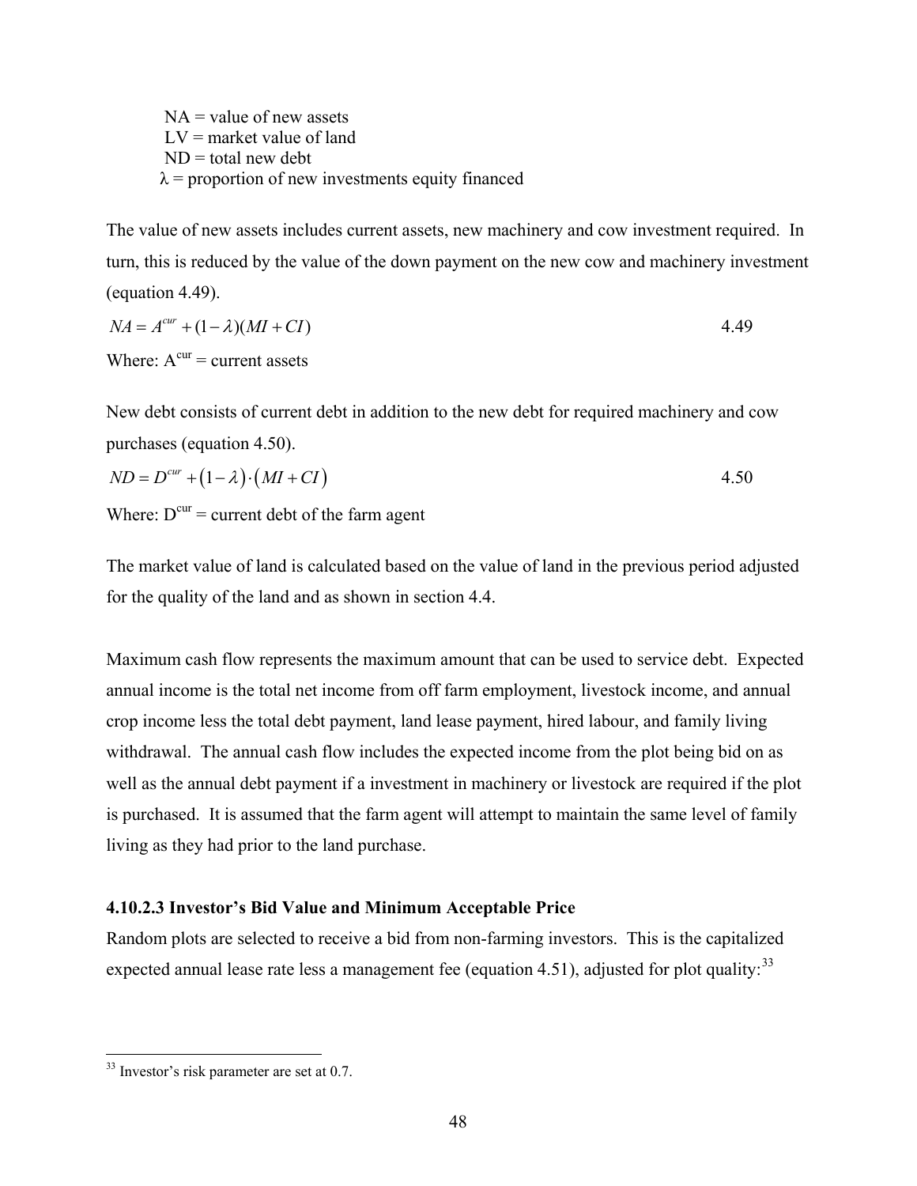NA = value of new assets
LV = market value of land
ND = total new debt
$\lambda$ = proportion of new investments equity financed

The value of new assets includes current assets, new machinery and cow investment required. In turn, this is reduced by the value of the down payment on the new cow and machinery investment (equation 4.49).

$$NA = A^{cur} + (1-\lambda)(MI + CI) \qquad 4.49$$

Where: $A^{cur}$ = current assets

New debt consists of current debt in addition to the new debt for required machinery and cow purchases (equation 4.50).

$$ND = D^{cur} + (1-\lambda)\cdot(MI + CI) \qquad 4.50$$

Where: $D^{cur}$ = current debt of the farm agent

The market value of land is calculated based on the value of land in the previous period adjusted for the quality of the land and as shown in section 4.4.

Maximum cash flow represents the maximum amount that can be used to service debt. Expected annual income is the total net income from off farm employment, livestock income, and annual crop income less the total debt payment, land lease payment, hired labour, and family living withdrawal. The annual cash flow includes the expected income from the plot being bid on as well as the annual debt payment if a investment in machinery or livestock are required if the plot is purchased. It is assumed that the farm agent will attempt to maintain the same level of family living as they had prior to the land purchase.

#### 4.10.2.3 Investor's Bid Value and Minimum Acceptable Price

Random plots are selected to receive a bid from non-farming investors. This is the capitalized expected annual lease rate less a management fee (equation 4.51), adjusted for plot quality:[33]

---

[33] Investor's risk parameter are set at 0.7.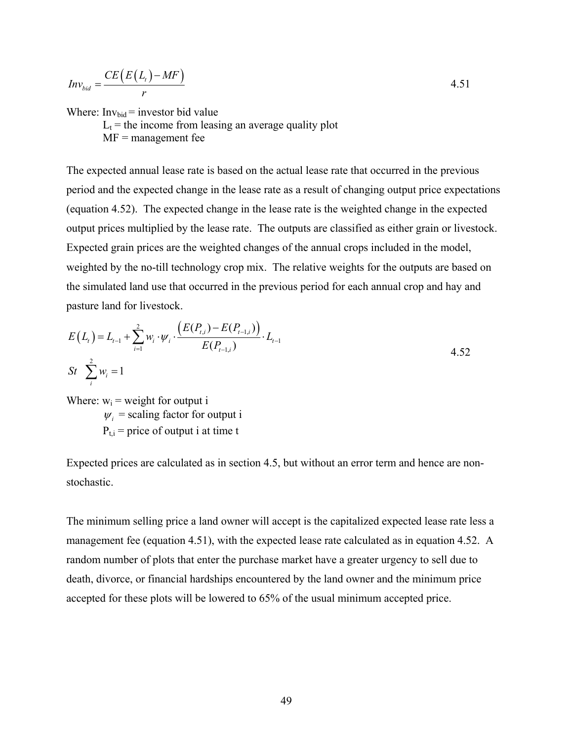$$Inv_{bid} = \frac{CE\left(E\left(L_t\right) - MF\right)}{r} \tag{4.51}$$

Where: $Inv_{bid}$ = investor bid value

$L_t$ = the income from leasing an average quality plot

MF = management fee

The expected annual lease rate is based on the actual lease rate that occurred in the previous period and the expected change in the lease rate as a result of changing output price expectations (equation 4.52). The expected change in the lease rate is the weighted change in the expected output prices multiplied by the lease rate. The outputs are classified as either grain or livestock. Expected grain prices are the weighted changes of the annual crops included in the model, weighted by the no-till technology crop mix. The relative weights for the outputs are based on the simulated land use that occurred in the previous period for each annual crop and hay and pasture land for livestock.

$$E\left(L_t\right) = L_{t-1} + \sum_{i=1}^{2} w_i \cdot \psi_i \cdot \frac{\left(E(P_{t,i}) - E(P_{t-1,i})\right)}{E(P_{t-1,i})} \cdot L_{t-1}$$

$$St \quad \sum_{i}^{2} w_i = 1 \tag{4.52}$$

Where: $w_i$ = weight for output i

$\psi_i$ = scaling factor for output i

$P_{t,i}$ = price of output i at time t

Expected prices are calculated as in section 4.5, but without an error term and hence are non-stochastic.

The minimum selling price a land owner will accept is the capitalized expected lease rate less a management fee (equation 4.51), with the expected lease rate calculated as in equation 4.52. A random number of plots that enter the purchase market have a greater urgency to sell due to death, divorce, or financial hardships encountered by the land owner and the minimum price accepted for these plots will be lowered to 65% of the usual minimum accepted price.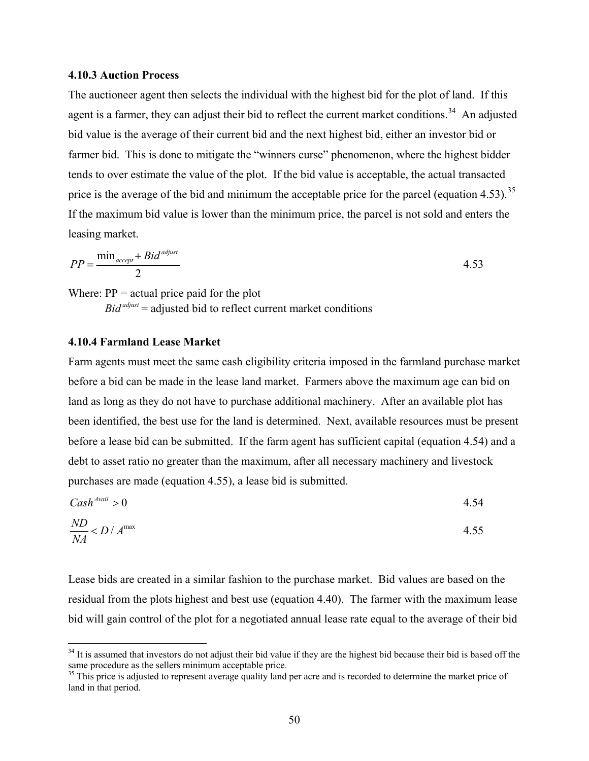### 4.10.3 Auction Process

The auctioneer agent then selects the individual with the highest bid for the plot of land. If this agent is a farmer, they can adjust their bid to reflect the current market conditions.[34] An adjusted bid value is the average of their current bid and the next highest bid, either an investor bid or farmer bid. This is done to mitigate the "winners curse" phenomenon, where the highest bidder tends to over estimate the value of the plot. If the bid value is acceptable, the actual transacted price is the average of the bid and minimum the acceptable price for the parcel (equation 4.53).[35] If the maximum bid value is lower than the minimum price, the parcel is not sold and enters the leasing market.

$$PP = \frac{\min_{accept} + Bid^{adjust}}{2} \qquad 4.53$$

Where: PP = actual price paid for the plot

$Bid^{adjust}$ = adjusted bid to reflect current market conditions

### 4.10.4 Farmland Lease Market

Farm agents must meet the same cash eligibility criteria imposed in the farmland purchase market before a bid can be made in the lease land market. Farmers above the maximum age can bid on land as long as they do not have to purchase additional machinery. After an available plot has been identified, the best use for the land is determined. Next, available resources must be present before a lease bid can be submitted. If the farm agent has sufficient capital (equation 4.54) and a debt to asset ratio no greater than the maximum, after all necessary machinery and livestock purchases are made (equation 4.55), a lease bid is submitted.

$$Cash^{Avail} > 0 \qquad 4.54$$

$$\frac{ND}{NA} < D/A^{\max} \qquad 4.55$$

Lease bids are created in a similar fashion to the purchase market. Bid values are based on the residual from the plots highest and best use (equation 4.40). The farmer with the maximum lease bid will gain control of the plot for a negotiated annual lease rate equal to the average of their bid

[34] It is assumed that investors do not adjust their bid value if they are the highest bid because their bid is based off the same procedure as the sellers minimum acceptable price.

[35] This price is adjusted to represent average quality land per acre and is recorded to determine the market price of land in that period.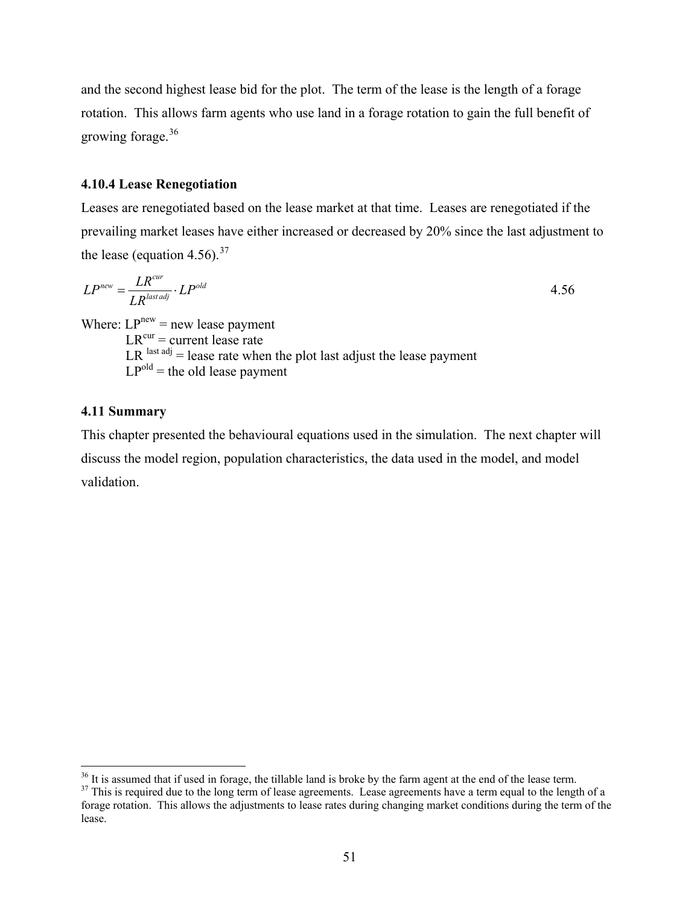and the second highest lease bid for the plot. The term of the lease is the length of a forage rotation. This allows farm agents who use land in a forage rotation to gain the full benefit of growing forage.[36]

### 4.10.4 Lease Renegotiation

Leases are renegotiated based on the lease market at that time. Leases are renegotiated if the prevailing market leases have either increased or decreased by 20% since the last adjustment to the lease (equation 4.56).[37]

$$LP^{new} = \frac{LR^{cur}}{LR^{last\,adj}} \cdot LP^{old} \tag{4.56}$$

Where: $LP^{new}$ = new lease payment
$LR^{cur}$ = current lease rate
$LR^{last\,adj}$ = lease rate when the plot last adjust the lease payment
$LP^{old}$ = the old lease payment

## 4.11 Summary

This chapter presented the behavioural equations used in the simulation. The next chapter will discuss the model region, population characteristics, the data used in the model, and model validation.

---

[36] It is assumed that if used in forage, the tillable land is broke by the farm agent at the end of the lease term.

[37] This is required due to the long term of lease agreements. Lease agreements have a term equal to the length of a forage rotation. This allows the adjustments to lease rates during changing market conditions during the term of the lease.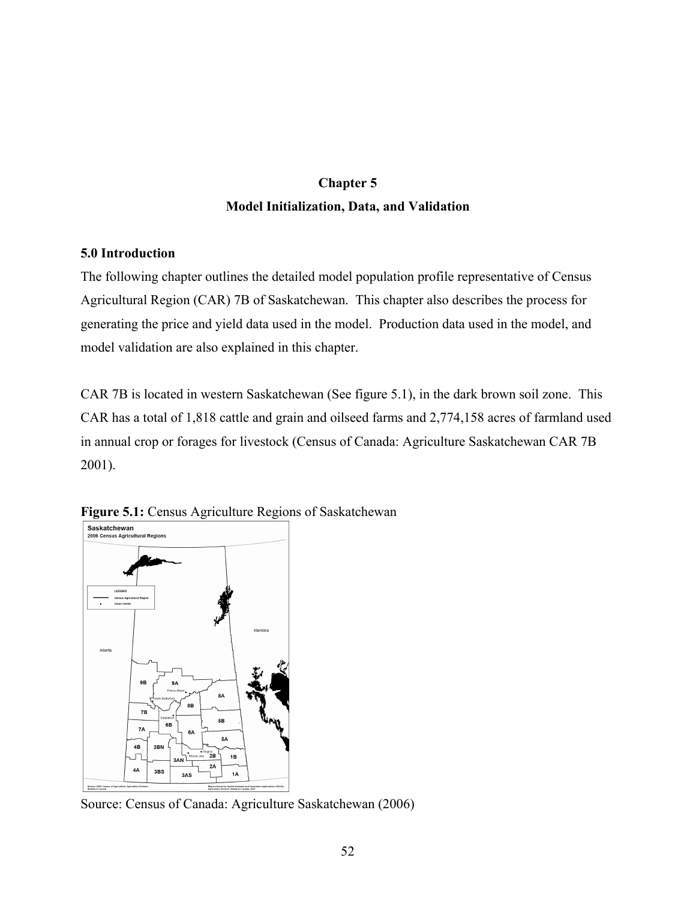# Chapter 5

## Model Initialization, Data, and Validation

### 5.0 Introduction

The following chapter outlines the detailed model population profile representative of Census Agricultural Region (CAR) 7B of Saskatchewan. This chapter also describes the process for generating the price and yield data used in the model. Production data used in the model, and model validation are also explained in this chapter.

CAR 7B is located in western Saskatchewan (See figure 5.1), in the dark brown soil zone. This CAR has a total of 1,818 cattle and grain and oilseed farms and 2,774,158 acres of farmland used in annual crop or forages for livestock (Census of Canada: Agriculture Saskatchewan CAR 7B 2001).

**Figure 5.1:** Census Agriculture Regions of Saskatchewan

Saskatchewan
2006 Census Agricultural Regions

LEGEND
Census Agricultural Region
Urban Centre

Manitoba
Alberta

9B
9A
Prince Albert
8A
North Battleford
8B
7B
Saskatoon
5B
6B
7A
6A
5A
4B
3BN
Regina
Moose Jaw
2B
1B
3AN
2A
4A
3BS
3AS
1A

Source: 2006 Census of Agriculture, Agriculture Division, Statistics Canada
Map produced by Spatial Analysis and Geomatics Applications (SAGA), Agriculture Division, Statistics Canada, 2007

Source: Census of Canada: Agriculture Saskatchewan (2006)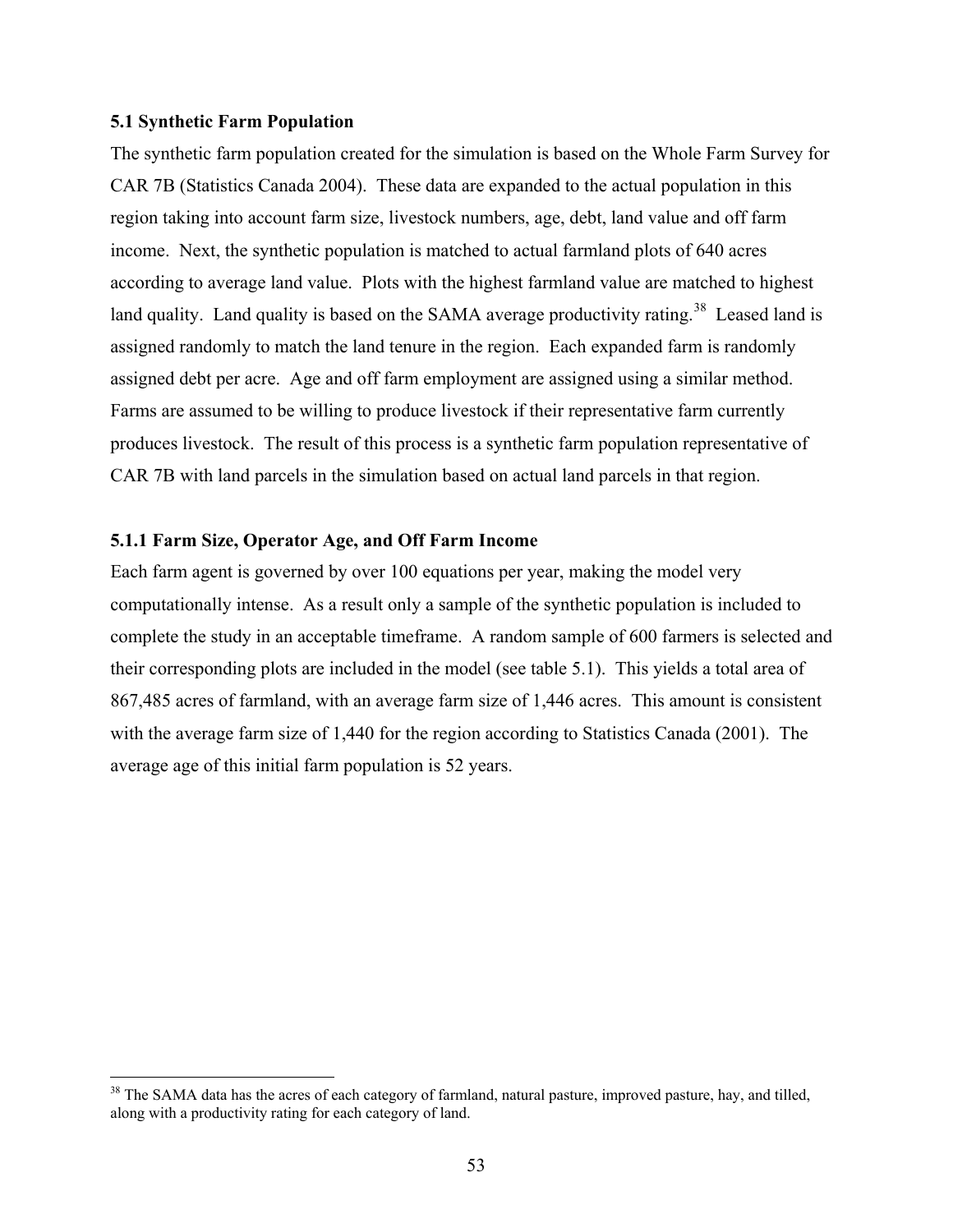### 5.1 Synthetic Farm Population

The synthetic farm population created for the simulation is based on the Whole Farm Survey for CAR 7B (Statistics Canada 2004). These data are expanded to the actual population in this region taking into account farm size, livestock numbers, age, debt, land value and off farm income. Next, the synthetic population is matched to actual farmland plots of 640 acres according to average land value. Plots with the highest farmland value are matched to highest land quality. Land quality is based on the SAMA average productivity rating.[38] Leased land is assigned randomly to match the land tenure in the region. Each expanded farm is randomly assigned debt per acre. Age and off farm employment are assigned using a similar method. Farms are assumed to be willing to produce livestock if their representative farm currently produces livestock. The result of this process is a synthetic farm population representative of CAR 7B with land parcels in the simulation based on actual land parcels in that region.

#### 5.1.1 Farm Size, Operator Age, and Off Farm Income

Each farm agent is governed by over 100 equations per year, making the model very computationally intense. As a result only a sample of the synthetic population is included to complete the study in an acceptable timeframe. A random sample of 600 farmers is selected and their corresponding plots are included in the model (see table 5.1). This yields a total area of 867,485 acres of farmland, with an average farm size of 1,446 acres. This amount is consistent with the average farm size of 1,440 for the region according to Statistics Canada (2001). The average age of this initial farm population is 52 years.

[38] The SAMA data has the acres of each category of farmland, natural pasture, improved pasture, hay, and tilled, along with a productivity rating for each category of land.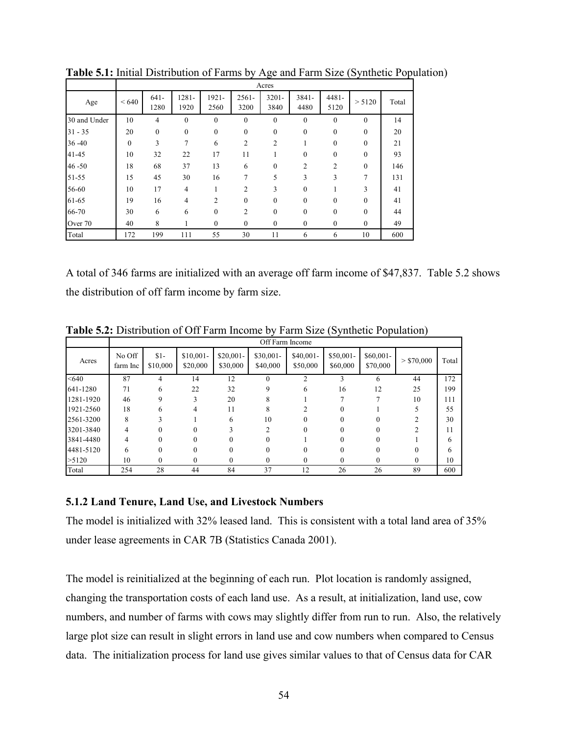**Table 5.1:** Initial Distribution of Farms by Age and Farm Size (Synthetic Population)

| | Acres | | | | | | | | | |
|---|---|---|---|---|---|---|---|---|---|---|
| Age | < 640 | 641-1280 | 1281-1920 | 1921-2560 | 2561-3200 | 3201-3840 | 3841-4480 | 4481-5120 | > 5120 | Total |
| 30 and Under | 10 | 4 | 0 | 0 | 0 | 0 | 0 | 0 | 0 | 14 |
| 31 - 35 | 20 | 0 | 0 | 0 | 0 | 0 | 0 | 0 | 0 | 20 |
| 36 -40 | 0 | 3 | 7 | 6 | 2 | 2 | 1 | 0 | 0 | 21 |
| 41-45 | 10 | 32 | 22 | 17 | 11 | 1 | 0 | 0 | 0 | 93 |
| 46 -50 | 18 | 68 | 37 | 13 | 6 | 0 | 2 | 2 | 0 | 146 |
| 51-55 | 15 | 45 | 30 | 16 | 7 | 5 | 3 | 3 | 7 | 131 |
| 56-60 | 10 | 17 | 4 | 1 | 2 | 3 | 0 | 1 | 3 | 41 |
| 61-65 | 19 | 16 | 4 | 2 | 0 | 0 | 0 | 0 | 0 | 41 |
| 66-70 | 30 | 6 | 6 | 0 | 2 | 0 | 0 | 0 | 0 | 44 |
| Over 70 | 40 | 8 | 1 | 0 | 0 | 0 | 0 | 0 | 0 | 49 |
| Total | 172 | 199 | 111 | 55 | 30 | 11 | 6 | 6 | 10 | 600 |

A total of 346 farms are initialized with an average off farm income of $47,837. Table 5.2 shows the distribution of off farm income by farm size.

**Table 5.2:** Distribution of Off Farm Income by Farm Size (Synthetic Population)

| | Off Farm Income | | | | | | | | | |
|---|---|---|---|---|---|---|---|---|---|---|
| Acres | No Off farm Inc | $1-$10,000 | $10,001-$20,000 | $20,001-$30,000 | $30,001-$40,000 | $40,001-$50,000 | $50,001-$60,000 | $60,001-$70,000 | > $70,000 | Total |
| <640 | 87 | 4 | 14 | 12 | 0 | 2 | 3 | 6 | 44 | 172 |
| 641-1280 | 71 | 6 | 22 | 32 | 9 | 6 | 16 | 12 | 25 | 199 |
| 1281-1920 | 46 | 9 | 3 | 20 | 8 | 1 | 7 | 7 | 10 | 111 |
| 1921-2560 | 18 | 6 | 4 | 11 | 8 | 2 | 0 | 1 | 5 | 55 |
| 2561-3200 | 8 | 3 | 1 | 6 | 10 | 0 | 0 | 0 | 2 | 30 |
| 3201-3840 | 4 | 0 | 0 | 3 | 2 | 0 | 0 | 0 | 2 | 11 |
| 3841-4480 | 4 | 0 | 0 | 0 | 0 | 1 | 0 | 0 | 1 | 6 |
| 4481-5120 | 6 | 0 | 0 | 0 | 0 | 0 | 0 | 0 | 0 | 6 |
| >5120 | 10 | 0 | 0 | 0 | 0 | 0 | 0 | 0 | 0 | 10 |
| Total | 254 | 28 | 44 | 84 | 37 | 12 | 26 | 26 | 89 | 600 |

### 5.1.2 Land Tenure, Land Use, and Livestock Numbers

The model is initialized with 32% leased land. This is consistent with a total land area of 35% under lease agreements in CAR 7B (Statistics Canada 2001).

The model is reinitialized at the beginning of each run. Plot location is randomly assigned, changing the transportation costs of each land use. As a result, at initialization, land use, cow numbers, and number of farms with cows may slightly differ from run to run. Also, the relatively large plot size can result in slight errors in land use and cow numbers when compared to Census data. The initialization process for land use gives similar values to that of Census data for CAR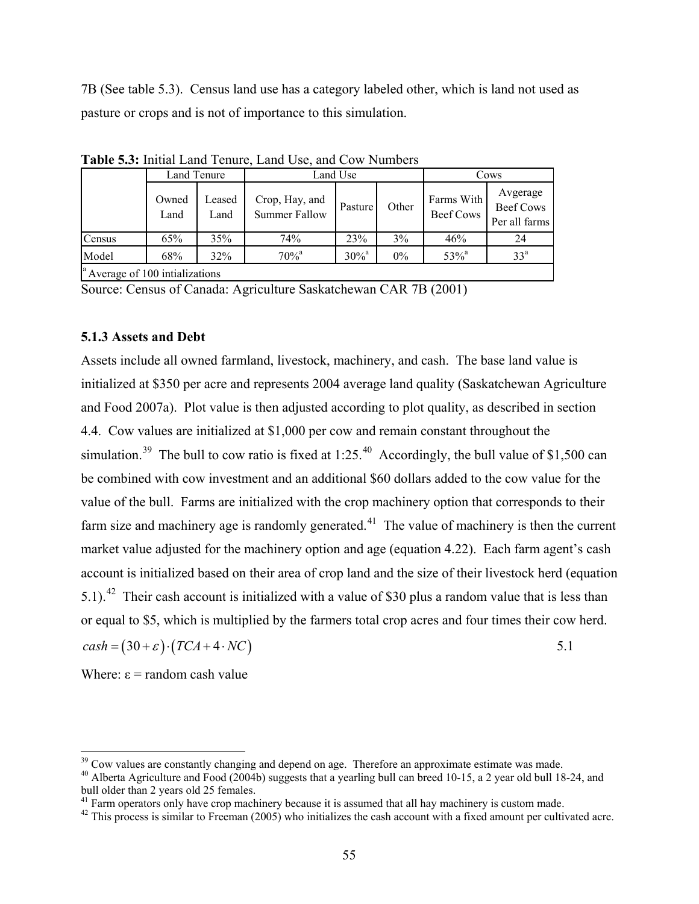7B (See table 5.3). Census land use has a category labeled other, which is land not used as pasture or crops and is not of importance to this simulation.

**Table 5.3:** Initial Land Tenure, Land Use, and Cow Numbers

| | Land Tenure | | Land Use | | | Cows | |
|---|---|---|---|---|---|---|---|
| | Owned Land | Leased Land | Crop, Hay, and Summer Fallow | Pasture | Other | Farms With Beef Cows | Avgerage Beef Cows Per all farms |
| Census | 65% | 35% | 74% | 23% | 3% | 46% | 24 |
| Model | 68% | 32% | 70%[a] | 30%[a] | 0% | 53%[a] | 33[a] |

[a] Average of 100 intializations

Source: Census of Canada: Agriculture Saskatchewan CAR 7B (2001)

### 5.1.3 Assets and Debt

Assets include all owned farmland, livestock, machinery, and cash. The base land value is initialized at $350 per acre and represents 2004 average land quality (Saskatchewan Agriculture and Food 2007a). Plot value is then adjusted according to plot quality, as described in section 4.4. Cow values are initialized at $1,000 per cow and remain constant throughout the simulation.[39] The bull to cow ratio is fixed at 1:25.[40] Accordingly, the bull value of $1,500 can be combined with cow investment and an additional $60 dollars added to the cow value for the value of the bull. Farms are initialized with the crop machinery option that corresponds to their farm size and machinery age is randomly generated.[41] The value of machinery is then the current market value adjusted for the machinery option and age (equation 4.22). Each farm agent's cash account is initialized based on their area of crop land and the size of their livestock herd (equation 5.1).[42] Their cash account is initialized with a value of $30 plus a random value that is less than or equal to $5, which is multiplied by the farmers total crop acres and four times their cow herd.

$$cash = (30 + \varepsilon) \cdot (TCA + 4 \cdot NC) \qquad 5.1$$

Where: $\varepsilon$ = random cash value

---

[39] Cow values are constantly changing and depend on age. Therefore an approximate estimate was made.

[40] Alberta Agriculture and Food (2004b) suggests that a yearling bull can breed 10-15, a 2 year old bull 18-24, and bull older than 2 years old 25 females.

[41] Farm operators only have crop machinery because it is assumed that all hay machinery is custom made.

[42] This process is similar to Freeman (2005) who initializes the cash account with a fixed amount per cultivated acre.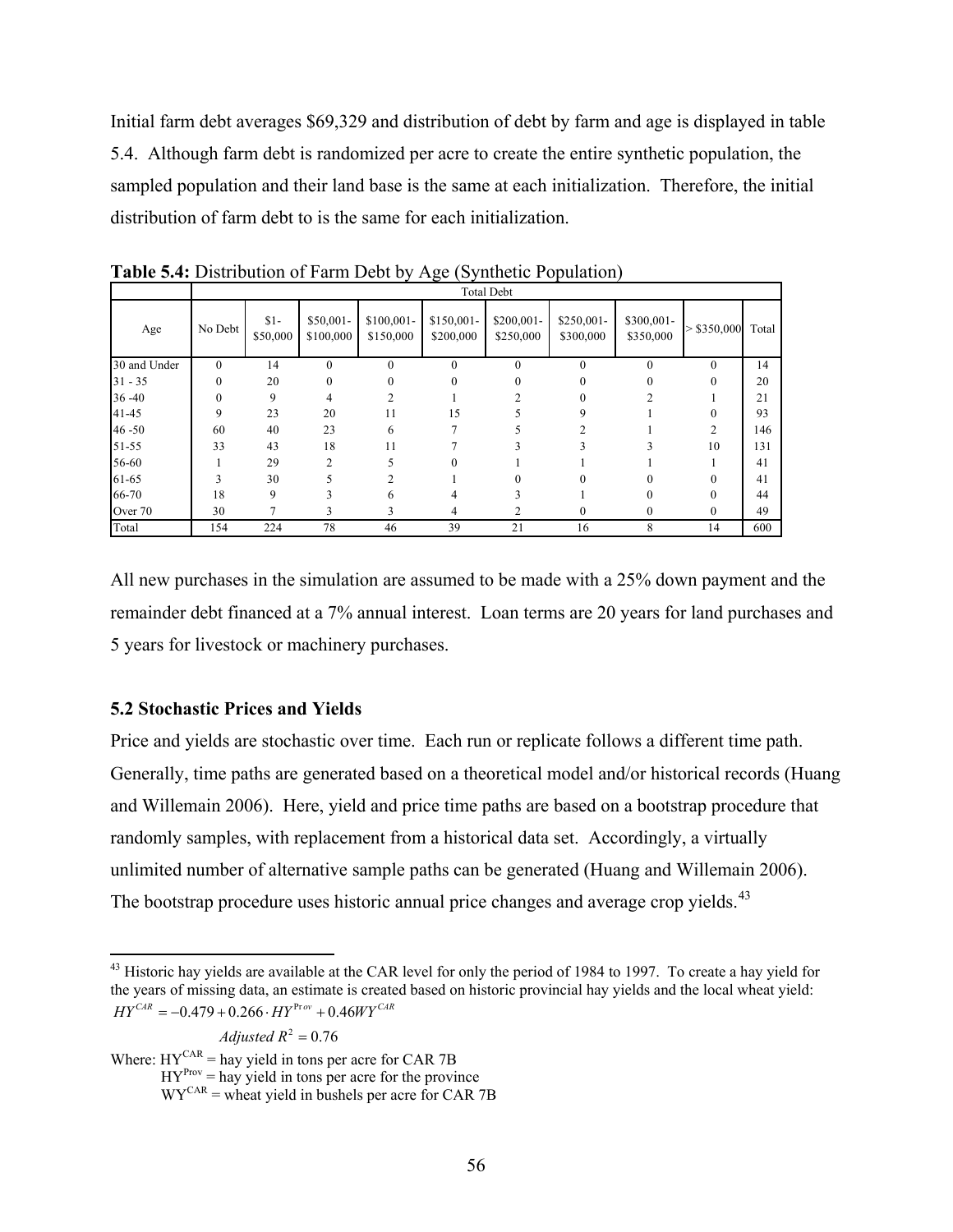Initial farm debt averages $69,329 and distribution of debt by farm and age is displayed in table 5.4. Although farm debt is randomized per acre to create the entire synthetic population, the sampled population and their land base is the same at each initialization. Therefore, the initial distribution of farm debt to is the same for each initialization.

**Table 5.4:** Distribution of Farm Debt by Age (Synthetic Population)

| | Total Debt | | | | | | | | | |
|---|---|---|---|---|---|---|---|---|---|---|
| Age | No Debt | $1-$50,000 | $50,001-$100,000 | $100,001-$150,000 | $150,001-$200,000 | $200,001-$250,000 | $250,001-$300,000 | $300,001-$350,000 | > $350,000 | Total |
| 30 and Under | 0 | 14 | 0 | 0 | 0 | 0 | 0 | 0 | 0 | 14 |
| 31 - 35 | 0 | 20 | 0 | 0 | 0 | 0 | 0 | 0 | 0 | 20 |
| 36 -40 | 0 | 9 | 4 | 2 | 1 | 2 | 0 | 2 | 1 | 21 |
| 41-45 | 9 | 23 | 20 | 11 | 15 | 5 | 9 | 1 | 0 | 93 |
| 46 -50 | 60 | 40 | 23 | 6 | 7 | 5 | 2 | 1 | 2 | 146 |
| 51-55 | 33 | 43 | 18 | 11 | 7 | 3 | 3 | 3 | 10 | 131 |
| 56-60 | 1 | 29 | 2 | 5 | 0 | 1 | 1 | 1 | 1 | 41 |
| 61-65 | 3 | 30 | 5 | 2 | 1 | 0 | 0 | 0 | 0 | 41 |
| 66-70 | 18 | 9 | 3 | 6 | 4 | 3 | 1 | 0 | 0 | 44 |
| Over 70 | 30 | 7 | 3 | 3 | 4 | 2 | 0 | 0 | 0 | 49 |
| Total | 154 | 224 | 78 | 46 | 39 | 21 | 16 | 8 | 14 | 600 |

All new purchases in the simulation are assumed to be made with a 25% down payment and the remainder debt financed at a 7% annual interest. Loan terms are 20 years for land purchases and 5 years for livestock or machinery purchases.

### 5.2 Stochastic Prices and Yields

Price and yields are stochastic over time. Each run or replicate follows a different time path. Generally, time paths are generated based on a theoretical model and/or historical records (Huang and Willemain 2006). Here, yield and price time paths are based on a bootstrap procedure that randomly samples, with replacement from a historical data set. Accordingly, a virtually unlimited number of alternative sample paths can be generated (Huang and Willemain 2006). The bootstrap procedure uses historic annual price changes and average crop yields.[43]

[43] Historic hay yields are available at the CAR level for only the period of 1984 to 1997. To create a hay yield for the years of missing data, an estimate is created based on historic provincial hay yields and the local wheat yield:

$$HY^{CAR} = -0.479 + 0.266 \cdot HY^{Prov} + 0.46WY^{CAR}$$

$$Adjusted\ R^2 = 0.76$$

Where: $HY^{CAR}$ = hay yield in tons per acre for CAR 7B
$HY^{Prov}$ = hay yield in tons per acre for the province
$WY^{CAR}$ = wheat yield in bushels per acre for CAR 7B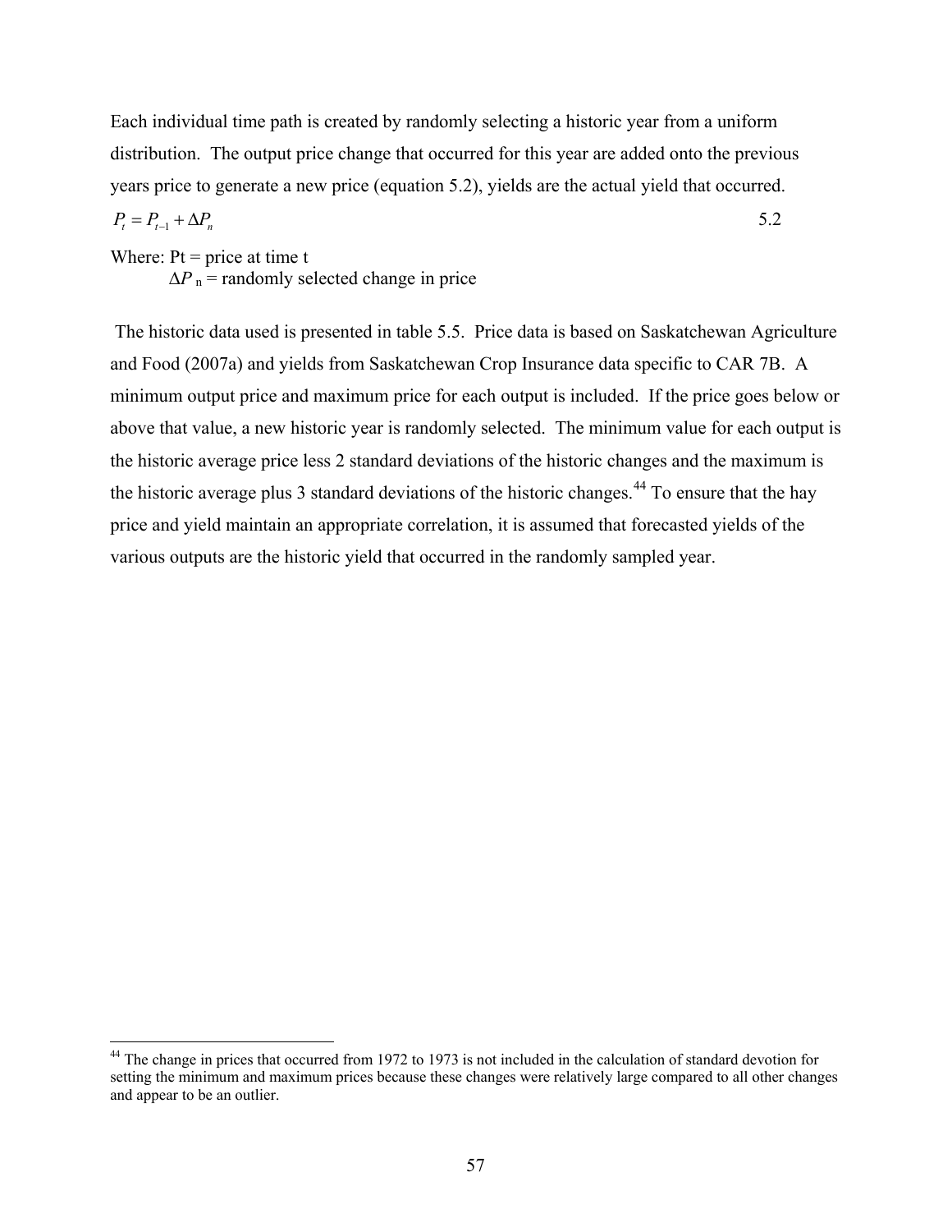Each individual time path is created by randomly selecting a historic year from a uniform distribution. The output price change that occurred for this year are added onto the previous years price to generate a new price (equation 5.2), yields are the actual yield that occurred.

$$P_t = P_{t-1} + \Delta P_n \qquad 5.2$$

Where: Pt = price at time t

$\Delta P_n$ = randomly selected change in price

The historic data used is presented in table 5.5. Price data is based on Saskatchewan Agriculture and Food (2007a) and yields from Saskatchewan Crop Insurance data specific to CAR 7B. A minimum output price and maximum price for each output is included. If the price goes below or above that value, a new historic year is randomly selected. The minimum value for each output is the historic average price less 2 standard deviations of the historic changes and the maximum is the historic average plus 3 standard deviations of the historic changes.[44] To ensure that the hay price and yield maintain an appropriate correlation, it is assumed that forecasted yields of the various outputs are the historic yield that occurred in the randomly sampled year.

[44] The change in prices that occurred from 1972 to 1973 is not included in the calculation of standard devotion for setting the minimum and maximum prices because these changes were relatively large compared to all other changes and appear to be an outlier.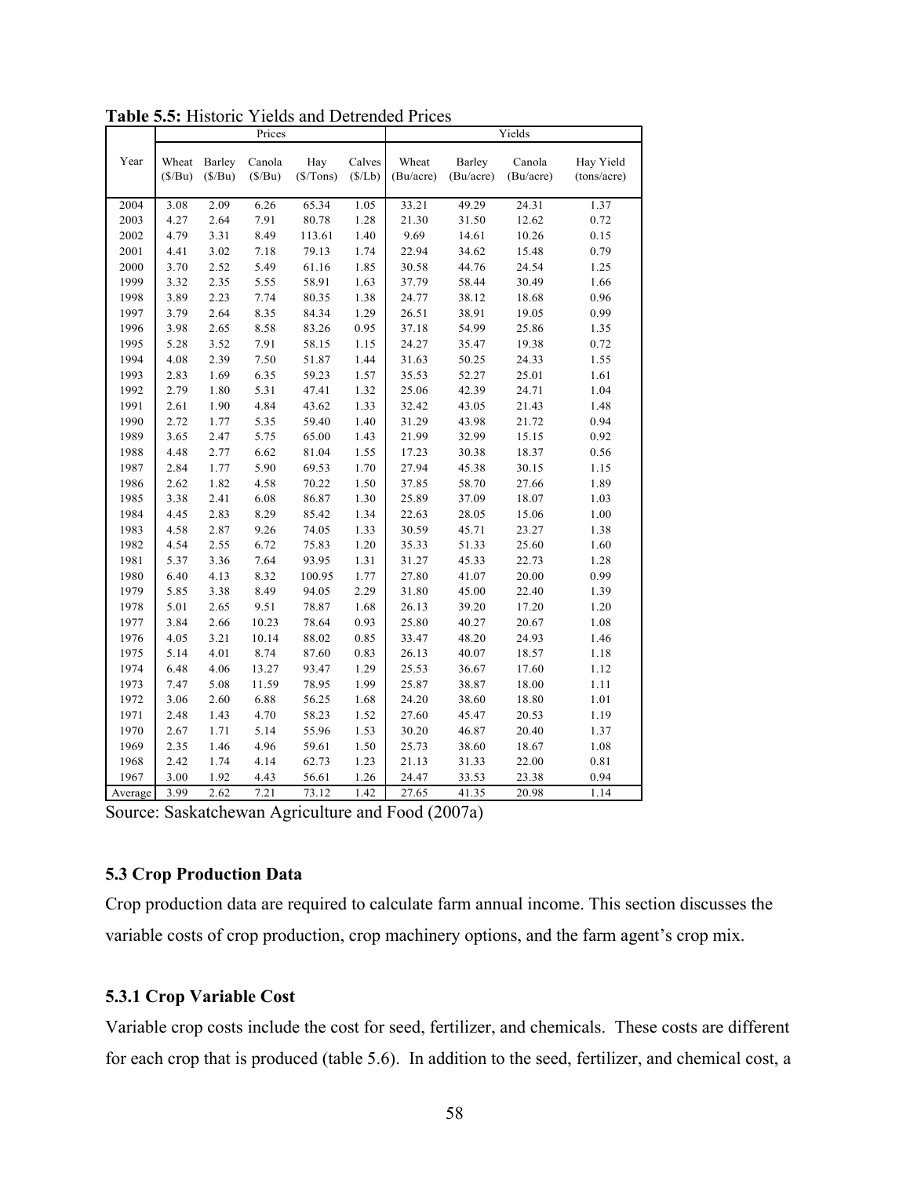**Table 5.5:** Historic Yields and Detrended Prices

| Year | Prices | | | | | Yields | | | |
|---|---|---|---|---|---|---|---|---|---|
| | Wheat ($/Bu) | Barley ($/Bu) | Canola ($/Bu) | Hay ($/Tons) | Calves ($/Lb) | Wheat (Bu/acre) | Barley (Bu/acre) | Canola (Bu/acre) | Hay Yield (tons/acre) |
| 2004 | 3.08 | 2.09 | 6.26 | 65.34 | 1.05 | 33.21 | 49.29 | 24.31 | 1.37 |
| 2003 | 4.27 | 2.64 | 7.91 | 80.78 | 1.28 | 21.30 | 31.50 | 12.62 | 0.72 |
| 2002 | 4.79 | 3.31 | 8.49 | 113.61 | 1.40 | 9.69 | 14.61 | 10.26 | 0.15 |
| 2001 | 4.41 | 3.02 | 7.18 | 79.13 | 1.74 | 22.94 | 34.62 | 15.48 | 0.79 |
| 2000 | 3.70 | 2.52 | 5.49 | 61.16 | 1.85 | 30.58 | 44.76 | 24.54 | 1.25 |
| 1999 | 3.32 | 2.35 | 5.55 | 58.91 | 1.63 | 37.79 | 58.44 | 30.49 | 1.66 |
| 1998 | 3.89 | 2.23 | 7.74 | 80.35 | 1.38 | 24.77 | 38.12 | 18.68 | 0.96 |
| 1997 | 3.79 | 2.64 | 8.35 | 84.34 | 1.29 | 26.51 | 38.91 | 19.05 | 0.99 |
| 1996 | 3.98 | 2.65 | 8.58 | 83.26 | 0.95 | 37.18 | 54.99 | 25.86 | 1.35 |
| 1995 | 5.28 | 3.52 | 7.91 | 58.15 | 1.15 | 24.27 | 35.47 | 19.38 | 0.72 |
| 1994 | 4.08 | 2.39 | 7.50 | 51.87 | 1.44 | 31.63 | 50.25 | 24.33 | 1.55 |
| 1993 | 2.83 | 1.69 | 6.35 | 59.23 | 1.57 | 35.53 | 52.27 | 25.01 | 1.61 |
| 1992 | 2.79 | 1.80 | 5.31 | 47.41 | 1.32 | 25.06 | 42.39 | 24.71 | 1.04 |
| 1991 | 2.61 | 1.90 | 4.84 | 43.62 | 1.33 | 32.42 | 43.05 | 21.43 | 1.48 |
| 1990 | 2.72 | 1.77 | 5.35 | 59.40 | 1.40 | 31.29 | 43.98 | 21.72 | 0.94 |
| 1989 | 3.65 | 2.47 | 5.75 | 65.00 | 1.43 | 21.99 | 32.99 | 15.15 | 0.92 |
| 1988 | 4.48 | 2.77 | 6.62 | 81.04 | 1.55 | 17.23 | 30.38 | 18.37 | 0.56 |
| 1987 | 2.84 | 1.77 | 5.90 | 69.53 | 1.70 | 27.94 | 45.38 | 30.15 | 1.15 |
| 1986 | 2.62 | 1.82 | 4.58 | 70.22 | 1.50 | 37.85 | 58.70 | 27.66 | 1.89 |
| 1985 | 3.38 | 2.41 | 6.08 | 86.87 | 1.30 | 25.89 | 37.09 | 18.07 | 1.03 |
| 1984 | 4.45 | 2.83 | 8.29 | 85.42 | 1.34 | 22.63 | 28.05 | 15.06 | 1.00 |
| 1983 | 4.58 | 2.87 | 9.26 | 74.05 | 1.33 | 30.59 | 45.71 | 23.27 | 1.38 |
| 1982 | 4.54 | 2.55 | 6.72 | 75.83 | 1.20 | 35.33 | 51.33 | 25.60 | 1.60 |
| 1981 | 5.37 | 3.36 | 7.64 | 93.95 | 1.31 | 31.27 | 45.33 | 22.73 | 1.28 |
| 1980 | 6.40 | 4.13 | 8.32 | 100.95 | 1.77 | 27.80 | 41.07 | 20.00 | 0.99 |
| 1979 | 5.85 | 3.38 | 8.49 | 94.05 | 2.29 | 31.80 | 45.00 | 22.40 | 1.39 |
| 1978 | 5.01 | 2.65 | 9.51 | 78.87 | 1.68 | 26.13 | 39.20 | 17.20 | 1.20 |
| 1977 | 3.84 | 2.66 | 10.23 | 78.64 | 0.93 | 25.80 | 40.27 | 20.67 | 1.08 |
| 1976 | 4.05 | 3.21 | 10.14 | 88.02 | 0.85 | 33.47 | 48.20 | 24.93 | 1.46 |
| 1975 | 5.14 | 4.01 | 8.74 | 87.60 | 0.83 | 26.13 | 40.07 | 18.57 | 1.18 |
| 1974 | 6.48 | 4.06 | 13.27 | 93.47 | 1.29 | 25.53 | 36.67 | 17.60 | 1.12 |
| 1973 | 7.47 | 5.08 | 11.59 | 78.95 | 1.99 | 25.87 | 38.87 | 18.00 | 1.11 |
| 1972 | 3.06 | 2.60 | 6.88 | 56.25 | 1.68 | 24.20 | 38.60 | 18.80 | 1.01 |
| 1971 | 2.48 | 1.43 | 4.70 | 58.23 | 1.52 | 27.60 | 45.47 | 20.53 | 1.19 |
| 1970 | 2.67 | 1.71 | 5.14 | 55.96 | 1.53 | 30.20 | 46.87 | 20.40 | 1.37 |
| 1969 | 2.35 | 1.46 | 4.96 | 59.61 | 1.50 | 25.73 | 38.60 | 18.67 | 1.08 |
| 1968 | 2.42 | 1.74 | 4.14 | 62.73 | 1.23 | 21.13 | 31.33 | 22.00 | 0.81 |
| 1967 | 3.00 | 1.92 | 4.43 | 56.61 | 1.26 | 24.47 | 33.53 | 23.38 | 0.94 |
| Average | 3.99 | 2.62 | 7.21 | 73.12 | 1.42 | 27.65 | 41.35 | 20.98 | 1.14 |

Source: Saskatchewan Agriculture and Food (2007a)

### 5.3 Crop Production Data

Crop production data are required to calculate farm annual income. This section discusses the variable costs of crop production, crop machinery options, and the farm agent's crop mix.

#### 5.3.1 Crop Variable Cost

Variable crop costs include the cost for seed, fertilizer, and chemicals. These costs are different for each crop that is produced (table 5.6). In addition to the seed, fertilizer, and chemical cost, a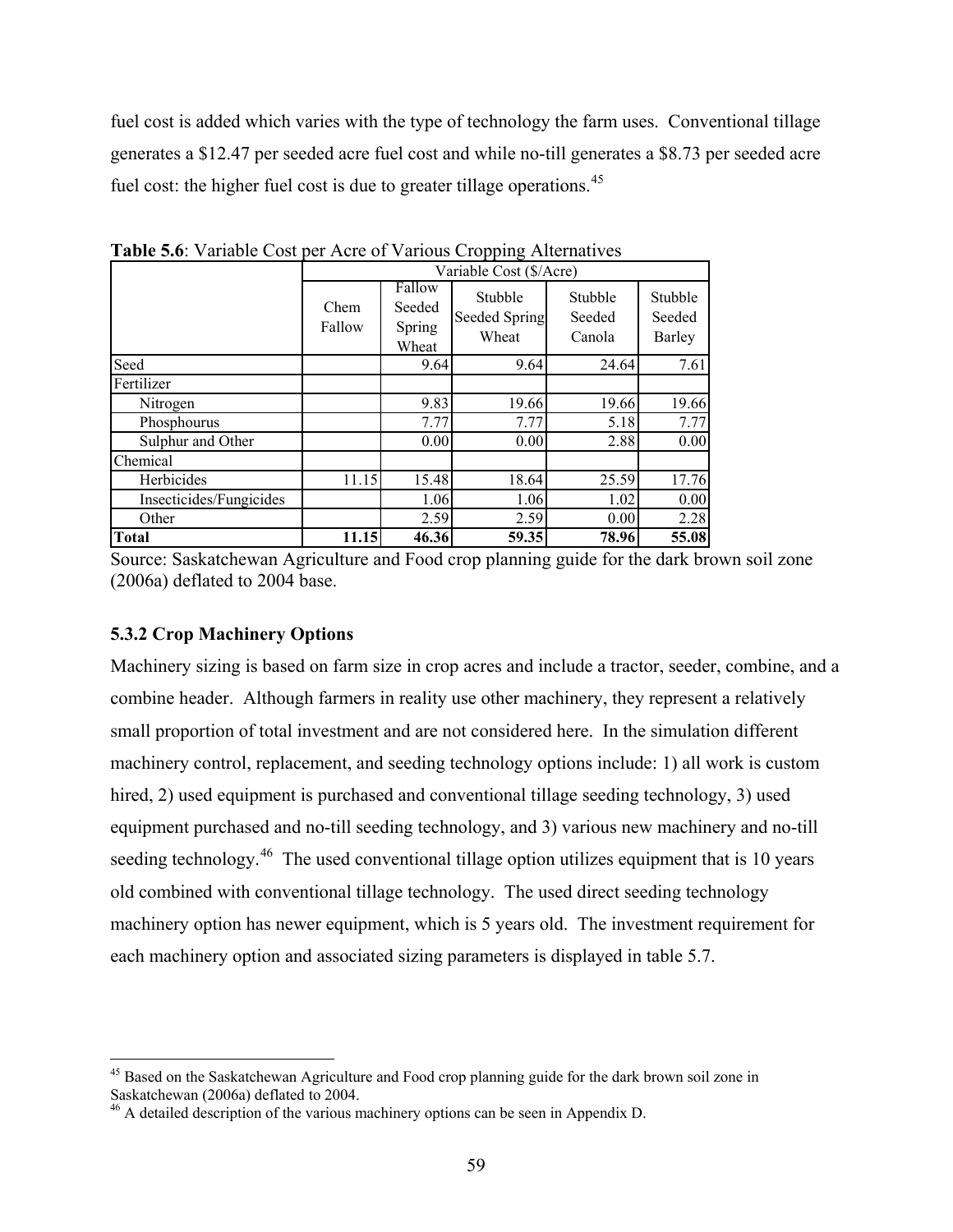fuel cost is added which varies with the type of technology the farm uses. Conventional tillage generates a \$12.47 per seeded acre fuel cost and while no-till generates a \$8.73 per seeded acre fuel cost: the higher fuel cost is due to greater tillage operations.[45]

**Table 5.6**: Variable Cost per Acre of Various Cropping Alternatives

| | Variable Cost (\$/Acre) | | | | |
|---|---|---|---|---|---|
| | Chem Fallow | Fallow Seeded Spring Wheat | Stubble Seeded Spring Wheat | Stubble Seeded Canola | Stubble Seeded Barley |
| Seed | | 9.64 | 9.64 | 24.64 | 7.61 |
| Fertilizer | | | | | |
| Nitrogen | | 9.83 | 19.66 | 19.66 | 19.66 |
| Phosphourus | | 7.77 | 7.77 | 5.18 | 7.77 |
| Sulphur and Other | | 0.00 | 0.00 | 2.88 | 0.00 |
| Chemical | | | | | |
| Herbicides | 11.15 | 15.48 | 18.64 | 25.59 | 17.76 |
| Insecticides/Fungicides | | 1.06 | 1.06 | 1.02 | 0.00 |
| Other | | 2.59 | 2.59 | 0.00 | 2.28 |
| **Total** | **11.15** | **46.36** | **59.35** | **78.96** | **55.08** |

Source: Saskatchewan Agriculture and Food crop planning guide for the dark brown soil zone (2006a) deflated to 2004 base.

### 5.3.2 Crop Machinery Options

Machinery sizing is based on farm size in crop acres and include a tractor, seeder, combine, and a combine header. Although farmers in reality use other machinery, they represent a relatively small proportion of total investment and are not considered here. In the simulation different machinery control, replacement, and seeding technology options include: 1) all work is custom hired, 2) used equipment is purchased and conventional tillage seeding technology, 3) used equipment purchased and no-till seeding technology, and 3) various new machinery and no-till seeding technology.[46] The used conventional tillage option utilizes equipment that is 10 years old combined with conventional tillage technology. The used direct seeding technology machinery option has newer equipment, which is 5 years old. The investment requirement for each machinery option and associated sizing parameters is displayed in table 5.7.

[45] Based on the Saskatchewan Agriculture and Food crop planning guide for the dark brown soil zone in Saskatchewan (2006a) deflated to 2004.

[46] A detailed description of the various machinery options can be seen in Appendix D.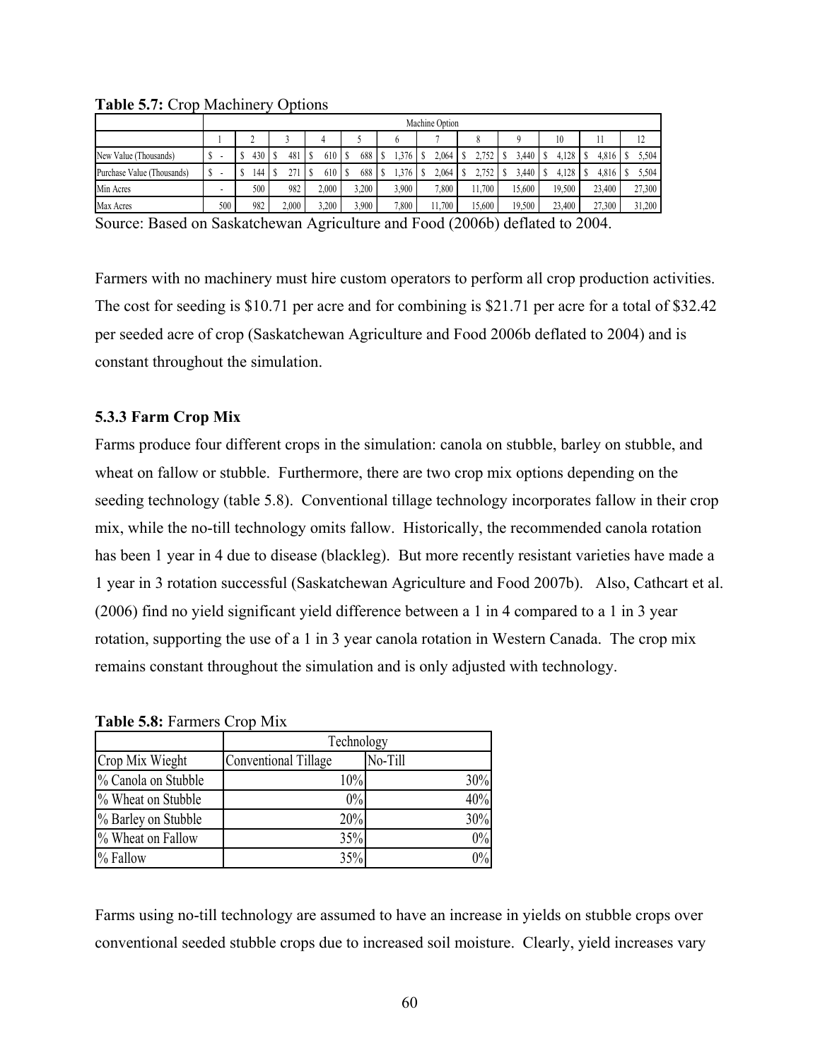**Table 5.7:** Crop Machinery Options

| | Machine Option | | | | | | | | | | | |
|---|---|---|---|---|---|---|---|---|---|---|---|---|
| | 1 | 2 | 3 | 4 | 5 | 6 | 7 | 8 | 9 | 10 | 11 | 12 |
| New Value (Thousands) | $ - | $ 430 | $ 481 | $ 610 | $ 688 | $ 1,376 | $ 2,064 | $ 2,752 | $ 3,440 | $ 4,128 | $ 4,816 | $ 5,504 |
| Purchase Value (Thousands) | $ - | $ 144 | $ 271 | $ 610 | $ 688 | $ 1,376 | $ 2,064 | $ 2,752 | $ 3,440 | $ 4,128 | $ 4,816 | $ 5,504 |
| Min Acres | - | 500 | 982 | 2,000 | 3,200 | 3,900 | 7,800 | 11,700 | 15,600 | 19,500 | 23,400 | 27,300 |
| Max Acres | 500 | 982 | 2,000 | 3,200 | 3,900 | 7,800 | 11,700 | 15,600 | 19,500 | 23,400 | 27,300 | 31,200 |

Source: Based on Saskatchewan Agriculture and Food (2006b) deflated to 2004.

Farmers with no machinery must hire custom operators to perform all crop production activities. The cost for seeding is $10.71 per acre and for combining is $21.71 per acre for a total of $32.42 per seeded acre of crop (Saskatchewan Agriculture and Food 2006b deflated to 2004) and is constant throughout the simulation.

### 5.3.3 Farm Crop Mix

Farms produce four different crops in the simulation: canola on stubble, barley on stubble, and wheat on fallow or stubble. Furthermore, there are two crop mix options depending on the seeding technology (table 5.8). Conventional tillage technology incorporates fallow in their crop mix, while the no-till technology omits fallow. Historically, the recommended canola rotation has been 1 year in 4 due to disease (blackleg). But more recently resistant varieties have made a 1 year in 3 rotation successful (Saskatchewan Agriculture and Food 2007b). Also, Cathcart et al. (2006) find no yield significant yield difference between a 1 in 4 compared to a 1 in 3 year rotation, supporting the use of a 1 in 3 year canola rotation in Western Canada. The crop mix remains constant throughout the simulation and is only adjusted with technology.

**Table 5.8:** Farmers Crop Mix

| | Technology | |
|---|---|---|
| Crop Mix Wieght | Conventional Tillage | No-Till |
| % Canola on Stubble | 10% | 30% |
| % Wheat on Stubble | 0% | 40% |
| % Barley on Stubble | 20% | 30% |
| % Wheat on Fallow | 35% | 0% |
| % Fallow | 35% | 0% |

Farms using no-till technology are assumed to have an increase in yields on stubble crops over conventional seeded stubble crops due to increased soil moisture. Clearly, yield increases vary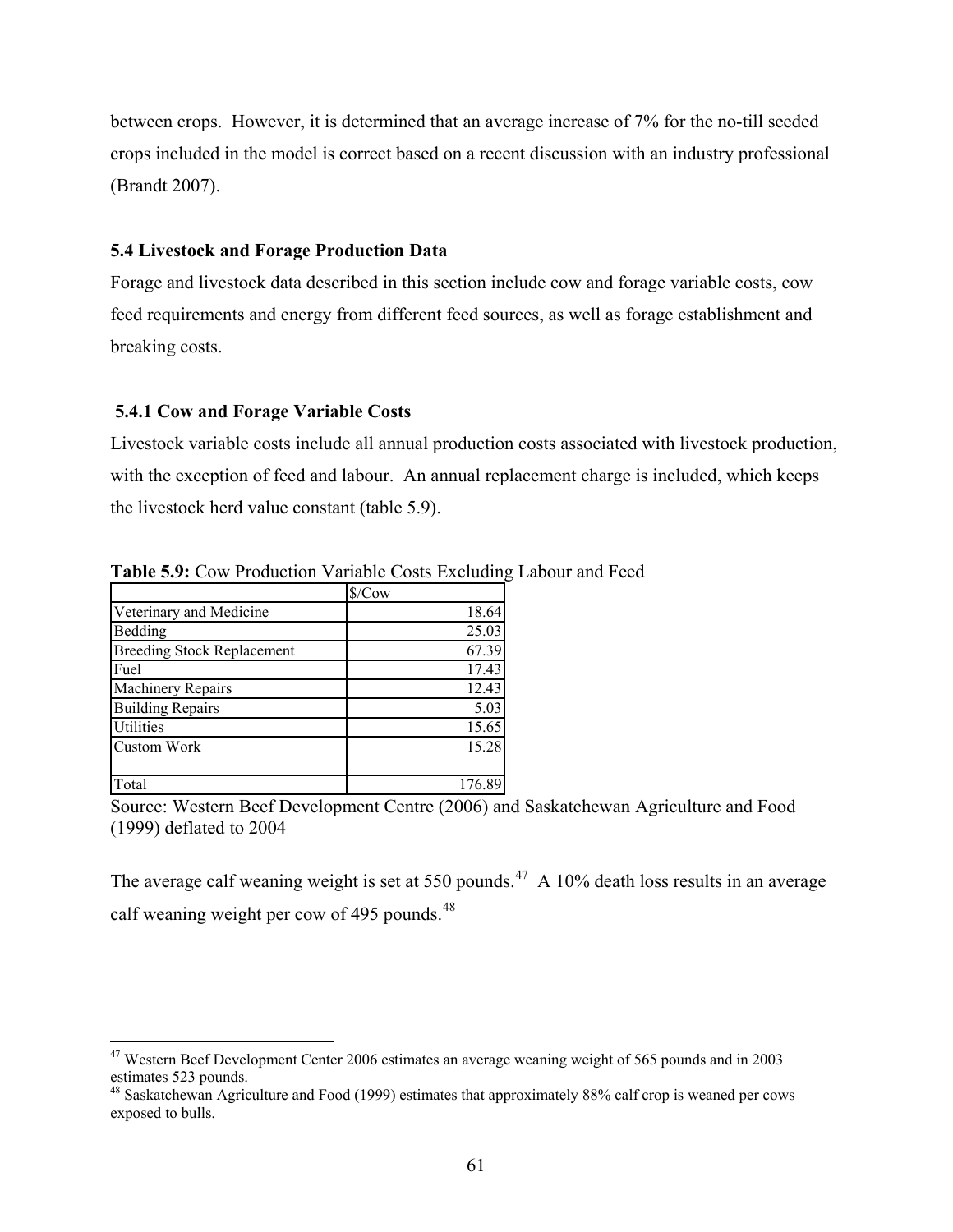between crops. However, it is determined that an average increase of 7% for the no-till seeded crops included in the model is correct based on a recent discussion with an industry professional (Brandt 2007).

### 5.4 Livestock and Forage Production Data

Forage and livestock data described in this section include cow and forage variable costs, cow feed requirements and energy from different feed sources, as well as forage establishment and breaking costs.

#### 5.4.1 Cow and Forage Variable Costs

Livestock variable costs include all annual production costs associated with livestock production, with the exception of feed and labour. An annual replacement charge is included, which keeps the livestock herd value constant (table 5.9).

**Table 5.9:** Cow Production Variable Costs Excluding Labour and Feed

| | $/Cow |
|---|---|
| Veterinary and Medicine | 18.64 |
| Bedding | 25.03 |
| Breeding Stock Replacement | 67.39 |
| Fuel | 17.43 |
| Machinery Repairs | 12.43 |
| Building Repairs | 5.03 |
| Utilities | 15.65 |
| Custom Work | 15.28 |
| | |
| Total | 176.89 |

Source: Western Beef Development Centre (2006) and Saskatchewan Agriculture and Food (1999) deflated to 2004

The average calf weaning weight is set at 550 pounds.[47] A 10% death loss results in an average calf weaning weight per cow of 495 pounds.[48]

---

[47] Western Beef Development Center 2006 estimates an average weaning weight of 565 pounds and in 2003 estimates 523 pounds.

[48] Saskatchewan Agriculture and Food (1999) estimates that approximately 88% calf crop is weaned per cows exposed to bulls.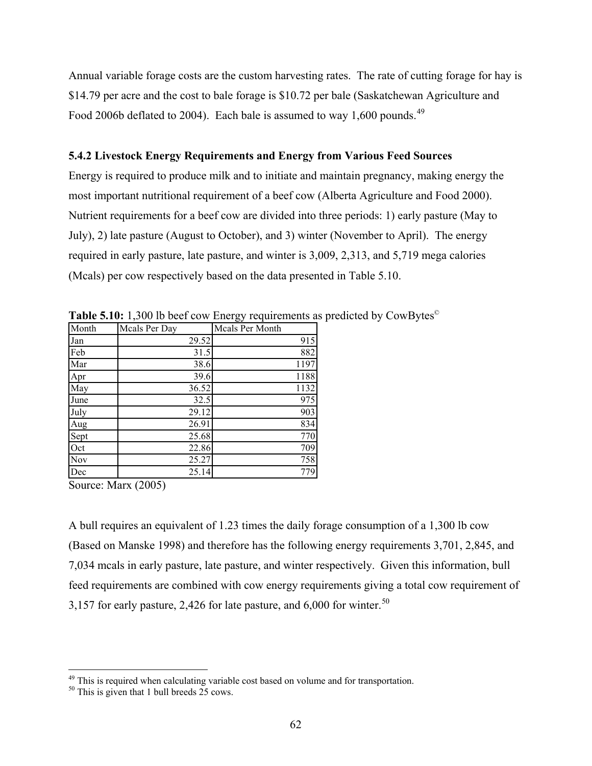Annual variable forage costs are the custom harvesting rates. The rate of cutting forage for hay is $14.79 per acre and the cost to bale forage is $10.72 per bale (Saskatchewan Agriculture and Food 2006b deflated to 2004). Each bale is assumed to way 1,600 pounds.[49]

### 5.4.2 Livestock Energy Requirements and Energy from Various Feed Sources

Energy is required to produce milk and to initiate and maintain pregnancy, making energy the most important nutritional requirement of a beef cow (Alberta Agriculture and Food 2000). Nutrient requirements for a beef cow are divided into three periods: 1) early pasture (May to July), 2) late pasture (August to October), and 3) winter (November to April). The energy required in early pasture, late pasture, and winter is 3,009, 2,313, and 5,719 mega calories (Mcals) per cow respectively based on the data presented in Table 5.10.

**Table 5.10:** 1,300 lb beef cow Energy requirements as predicted by CowBytes©

| Month | Mcals Per Day | Mcals Per Month |
|---|---|---|
| Jan | 29.52 | 915 |
| Feb | 31.5 | 882 |
| Mar | 38.6 | 1197 |
| Apr | 39.6 | 1188 |
| May | 36.52 | 1132 |
| June | 32.5 | 975 |
| July | 29.12 | 903 |
| Aug | 26.91 | 834 |
| Sept | 25.68 | 770 |
| Oct | 22.86 | 709 |
| Nov | 25.27 | 758 |
| Dec | 25.14 | 779 |

Source: Marx (2005)

A bull requires an equivalent of 1.23 times the daily forage consumption of a 1,300 lb cow (Based on Manske 1998) and therefore has the following energy requirements 3,701, 2,845, and 7,034 mcals in early pasture, late pasture, and winter respectively. Given this information, bull feed requirements are combined with cow energy requirements giving a total cow requirement of 3,157 for early pasture, 2,426 for late pasture, and 6,000 for winter.[50]

---

[49] This is required when calculating variable cost based on volume and for transportation.

[50] This is given that 1 bull breeds 25 cows.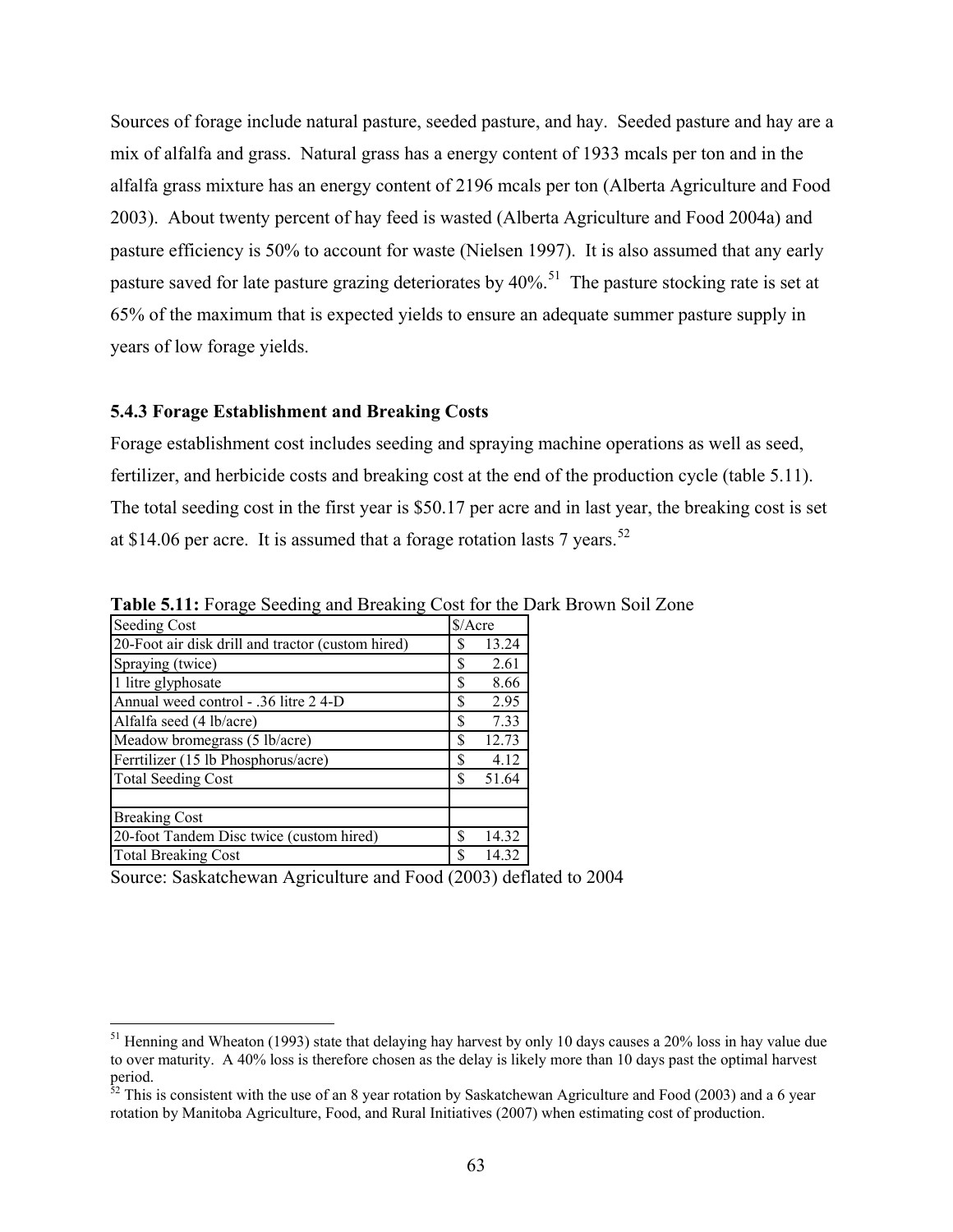Sources of forage include natural pasture, seeded pasture, and hay. Seeded pasture and hay are a mix of alfalfa and grass. Natural grass has a energy content of 1933 mcals per ton and in the alfalfa grass mixture has an energy content of 2196 mcals per ton (Alberta Agriculture and Food 2003). About twenty percent of hay feed is wasted (Alberta Agriculture and Food 2004a) and pasture efficiency is 50% to account for waste (Nielsen 1997). It is also assumed that any early pasture saved for late pasture grazing deteriorates by 40%.[51] The pasture stocking rate is set at 65% of the maximum that is expected yields to ensure an adequate summer pasture supply in years of low forage yields.

### 5.4.3 Forage Establishment and Breaking Costs

Forage establishment cost includes seeding and spraying machine operations as well as seed, fertilizer, and herbicide costs and breaking cost at the end of the production cycle (table 5.11). The total seeding cost in the first year is \$50.17 per acre and in last year, the breaking cost is set at \$14.06 per acre. It is assumed that a forage rotation lasts 7 years.[52]

**Table 5.11:** Forage Seeding and Breaking Cost for the Dark Brown Soil Zone

| Seeding Cost | \$/Acre |
|---|---|
| 20-Foot air disk drill and tractor (custom hired) | \$ 13.24 |
| Spraying (twice) | \$ 2.61 |
| 1 litre glyphosate | \$ 8.66 |
| Annual weed control - .36 litre 2 4-D | \$ 2.95 |
| Alfalfa seed (4 lb/acre) | \$ 7.33 |
| Meadow bromegrass (5 lb/acre) | \$ 12.73 |
| Ferrtilizer (15 lb Phosphorus/acre) | \$ 4.12 |
| Total Seeding Cost | \$ 51.64 |
| | |
| Breaking Cost | |
| 20-foot Tandem Disc twice (custom hired) | \$ 14.32 |
| Total Breaking Cost | \$ 14.32 |

Source: Saskatchewan Agriculture and Food (2003) deflated to 2004

---

[51] Henning and Wheaton (1993) state that delaying hay harvest by only 10 days causes a 20% loss in hay value due to over maturity. A 40% loss is therefore chosen as the delay is likely more than 10 days past the optimal harvest period.

[52] This is consistent with the use of an 8 year rotation by Saskatchewan Agriculture and Food (2003) and a 6 year rotation by Manitoba Agriculture, Food, and Rural Initiatives (2007) when estimating cost of production.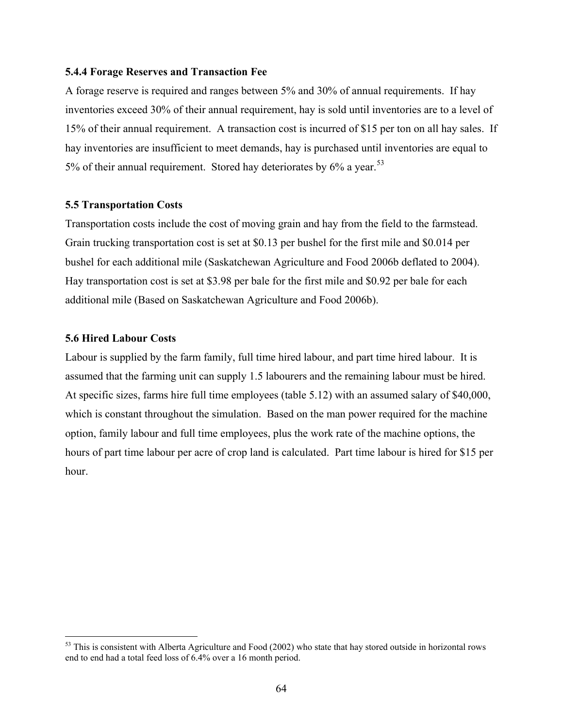### 5.4.4 Forage Reserves and Transaction Fee

A forage reserve is required and ranges between 5% and 30% of annual requirements. If hay inventories exceed 30% of their annual requirement, hay is sold until inventories are to a level of 15% of their annual requirement. A transaction cost is incurred of $15 per ton on all hay sales. If hay inventories are insufficient to meet demands, hay is purchased until inventories are equal to 5% of their annual requirement. Stored hay deteriorates by 6% a year.[53]

## 5.5 Transportation Costs

Transportation costs include the cost of moving grain and hay from the field to the farmstead. Grain trucking transportation cost is set at $0.13 per bushel for the first mile and $0.014 per bushel for each additional mile (Saskatchewan Agriculture and Food 2006b deflated to 2004). Hay transportation cost is set at $3.98 per bale for the first mile and $0.92 per bale for each additional mile (Based on Saskatchewan Agriculture and Food 2006b).

## 5.6 Hired Labour Costs

Labour is supplied by the farm family, full time hired labour, and part time hired labour. It is assumed that the farming unit can supply 1.5 labourers and the remaining labour must be hired. At specific sizes, farms hire full time employees (table 5.12) with an assumed salary of $40,000, which is constant throughout the simulation. Based on the man power required for the machine option, family labour and full time employees, plus the work rate of the machine options, the hours of part time labour per acre of crop land is calculated. Part time labour is hired for $15 per hour.

---

[53] This is consistent with Alberta Agriculture and Food (2002) who state that hay stored outside in horizontal rows end to end had a total feed loss of 6.4% over a 16 month period.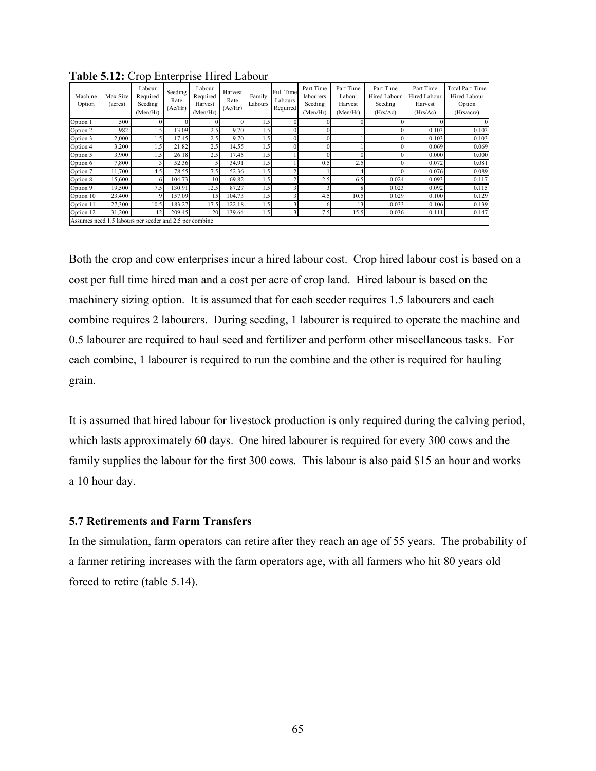**Table 5.12:** Crop Enterprise Hired Labour

| Machine Option | Max Size (acres) | Labour Required Seeding (Men/Hr) | Seeding Rate (Ac/Hr) | Labour Required Harvest (Men/Hr) | Harvest Rate (Ac/Hr) | Family Labours | Full Time Labours Required | Part Time labourers Seeding (Men/Hr) | Part Time Labour Harvest (Men/Hr) | Part Time Hired Labour Seeding (Hrs/Ac) | Part Time Hired Labour Harvest (Hrs/Ac) | Total Part Time Hired Labour Option (Hrs/acre) |
|---|---|---|---|---|---|---|---|---|---|---|---|---|
| Option 1 | 500 | 0 | 0 | 0 | 0 | 1.5 | 0 | 0 | 0 | 0 | 0 | 0 |
| Option 2 | 982 | 1.5 | 13.09 | 2.5 | 9.70 | 1.5 | 0 | 0 | 1 | 0 | 0.103 | 0.103 |
| Option 3 | 2,000 | 1.5 | 17.45 | 2.5 | 9.70 | 1.5 | 0 | 0 | 1 | 0 | 0.103 | 0.103 |
| Option 4 | 3,200 | 1.5 | 21.82 | 2.5 | 14.55 | 1.5 | 0 | 0 | 1 | 0 | 0.069 | 0.069 |
| Option 5 | 3,900 | 1.5 | 26.18 | 2.5 | 17.45 | 1.5 | 1 | 0 | 0 | 0 | 0.000 | 0.000 |
| Option 6 | 7,800 | 3 | 52.36 | 5 | 34.91 | 1.5 | 1 | 0.5 | 2.5 | 0 | 0.072 | 0.081 |
| Option 7 | 11,700 | 4.5 | 78.55 | 7.5 | 52.36 | 1.5 | 2 | 1 | 4 | 0 | 0.076 | 0.089 |
| Option 8 | 15,600 | 6 | 104.73 | 10 | 69.82 | 1.5 | 2 | 2.5 | 6.5 | 0.024 | 0.093 | 0.117 |
| Option 9 | 19,500 | 7.5 | 130.91 | 12.5 | 87.27 | 1.5 | 3 | 3 | 8 | 0.023 | 0.092 | 0.115 |
| Option 10 | 23,400 | 9 | 157.09 | 15 | 104.73 | 1.5 | 3 | 4.5 | 10.5 | 0.029 | 0.100 | 0.129 |
| Option 11 | 27,300 | 10.5 | 183.27 | 17.5 | 122.18 | 1.5 | 3 | 6 | 13 | 0.033 | 0.106 | 0.139 |
| Option 12 | 31,200 | 12 | 209.45 | 20 | 139.64 | 1.5 | 3 | 7.5 | 15.5 | 0.036 | 0.111 | 0.147 |

Assumes need 1.5 labours per seeder and 2.5 per combine

Both the crop and cow enterprises incur a hired labour cost. Crop hired labour cost is based on a cost per full time hired man and a cost per acre of crop land. Hired labour is based on the machinery sizing option. It is assumed that for each seeder requires 1.5 labourers and each combine requires 2 labourers. During seeding, 1 labourer is required to operate the machine and 0.5 labourer are required to haul seed and fertilizer and perform other miscellaneous tasks. For each combine, 1 labourer is required to run the combine and the other is required for hauling grain.

It is assumed that hired labour for livestock production is only required during the calving period, which lasts approximately 60 days. One hired labourer is required for every 300 cows and the family supplies the labour for the first 300 cows. This labour is also paid $15 an hour and works a 10 hour day.

### 5.7 Retirements and Farm Transfers

In the simulation, farm operators can retire after they reach an age of 55 years. The probability of a farmer retiring increases with the farm operators age, with all farmers who hit 80 years old forced to retire (table 5.14).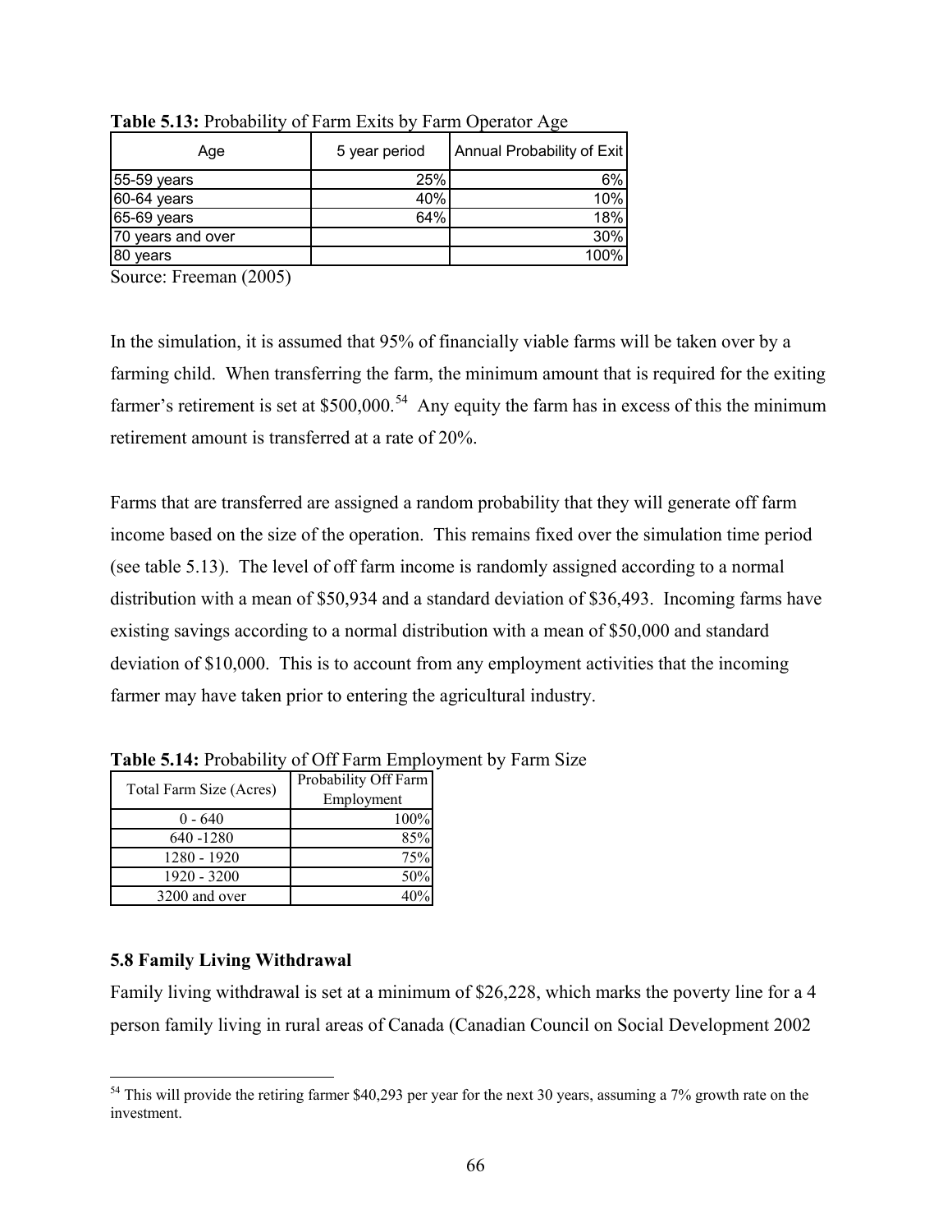**Table 5.13:** Probability of Farm Exits by Farm Operator Age

| Age | 5 year period | Annual Probability of Exit |
| --- | --- | --- |
| 55-59 years | 25% | 6% |
| 60-64 years | 40% | 10% |
| 65-69 years | 64% | 18% |
| 70 years and over | | 30% |
| 80 years | | 100% |

Source: Freeman (2005)

In the simulation, it is assumed that 95% of financially viable farms will be taken over by a farming child. When transferring the farm, the minimum amount that is required for the exiting farmer's retirement is set at $500,000.[54] Any equity the farm has in excess of this the minimum retirement amount is transferred at a rate of 20%.

Farms that are transferred are assigned a random probability that they will generate off farm income based on the size of the operation. This remains fixed over the simulation time period (see table 5.13). The level of off farm income is randomly assigned according to a normal distribution with a mean of $50,934 and a standard deviation of $36,493. Incoming farms have existing savings according to a normal distribution with a mean of $50,000 and standard deviation of $10,000. This is to account from any employment activities that the incoming farmer may have taken prior to entering the agricultural industry.

**Table 5.14:** Probability of Off Farm Employment by Farm Size

| Total Farm Size (Acres) | Probability Off Farm Employment |
| --- | --- |
| 0 - 640 | 100% |
| 640 -1280 | 85% |
| 1280 - 1920 | 75% |
| 1920 - 3200 | 50% |
| 3200 and over | 40% |

### 5.8 Family Living Withdrawal

Family living withdrawal is set at a minimum of $26,228, which marks the poverty line for a 4 person family living in rural areas of Canada (Canadian Council on Social Development 2002

[54] This will provide the retiring farmer $40,293 per year for the next 30 years, assuming a 7% growth rate on the investment.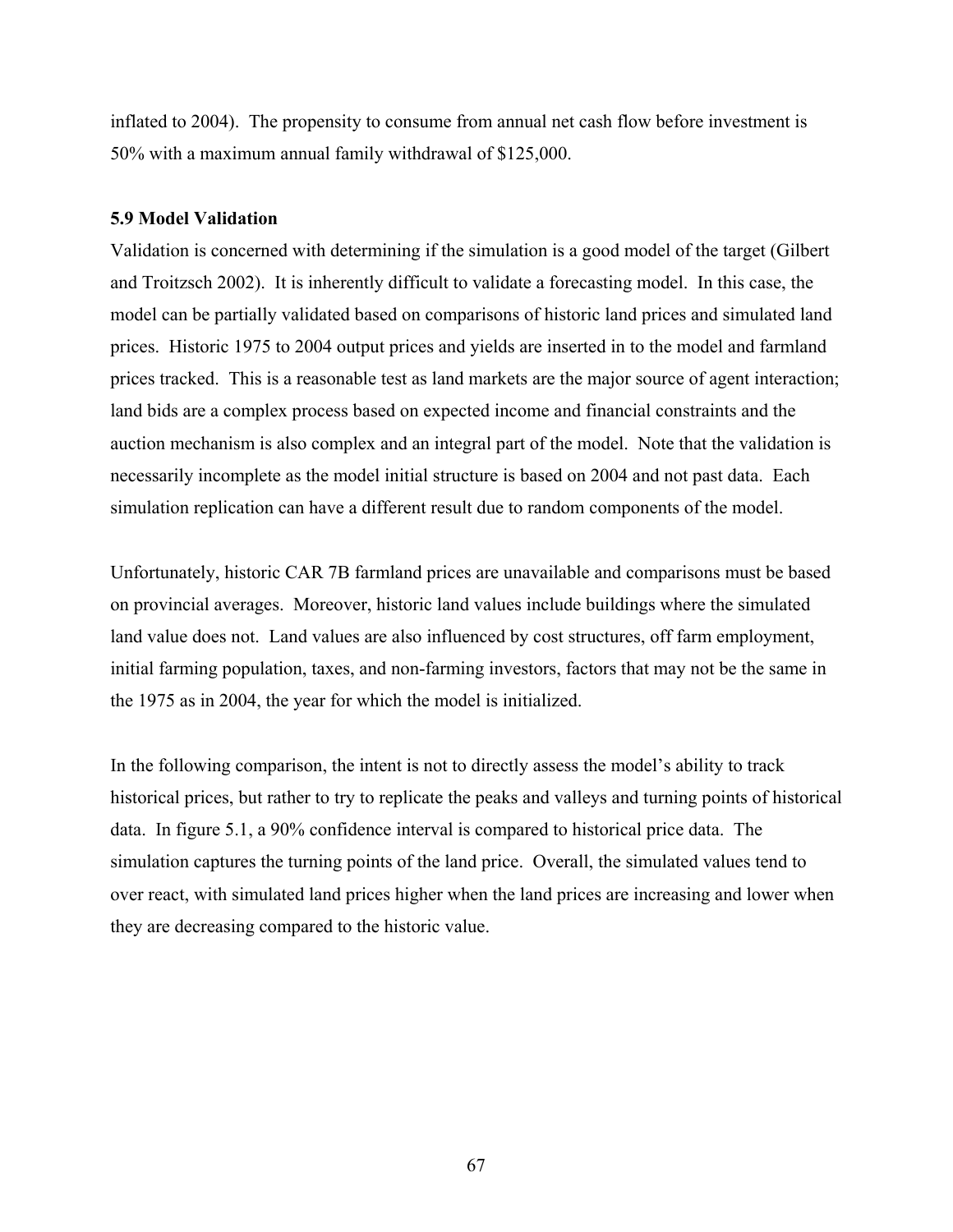inflated to 2004). The propensity to consume from annual net cash flow before investment is 50% with a maximum annual family withdrawal of $125,000.

### 5.9 Model Validation

Validation is concerned with determining if the simulation is a good model of the target (Gilbert and Troitzsch 2002). It is inherently difficult to validate a forecasting model. In this case, the model can be partially validated based on comparisons of historic land prices and simulated land prices. Historic 1975 to 2004 output prices and yields are inserted in to the model and farmland prices tracked. This is a reasonable test as land markets are the major source of agent interaction; land bids are a complex process based on expected income and financial constraints and the auction mechanism is also complex and an integral part of the model. Note that the validation is necessarily incomplete as the model initial structure is based on 2004 and not past data. Each simulation replication can have a different result due to random components of the model.

Unfortunately, historic CAR 7B farmland prices are unavailable and comparisons must be based on provincial averages. Moreover, historic land values include buildings where the simulated land value does not. Land values are also influenced by cost structures, off farm employment, initial farming population, taxes, and non-farming investors, factors that may not be the same in the 1975 as in 2004, the year for which the model is initialized.

In the following comparison, the intent is not to directly assess the model's ability to track historical prices, but rather to try to replicate the peaks and valleys and turning points of historical data. In figure 5.1, a 90% confidence interval is compared to historical price data. The simulation captures the turning points of the land price. Overall, the simulated values tend to over react, with simulated land prices higher when the land prices are increasing and lower when they are decreasing compared to the historic value.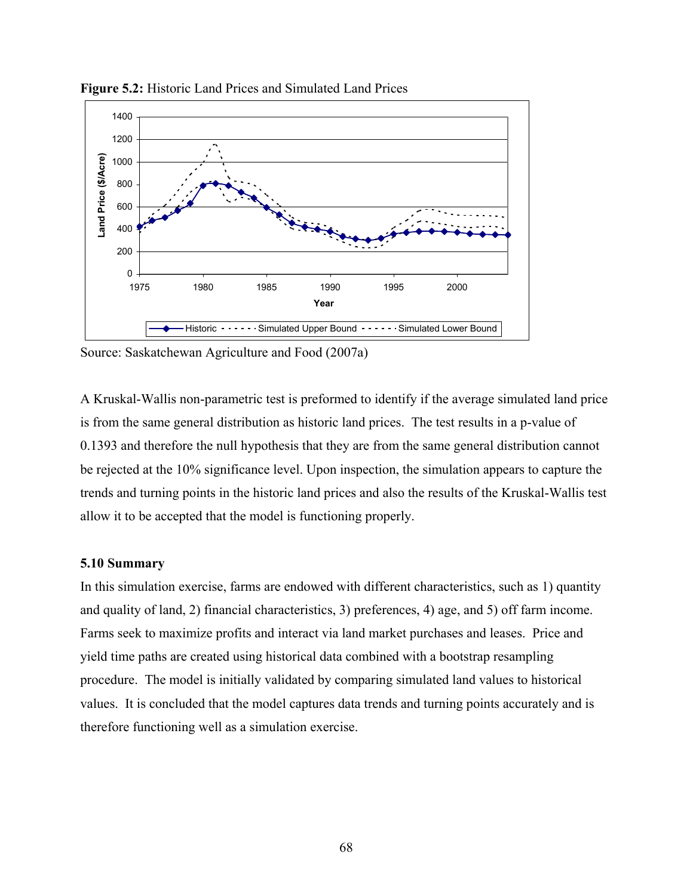**Figure 5.2:** Historic Land Prices and Simulated Land Prices

Land Price ($/Acre)

1400
1200
1000
800
600
400
200
0

1975 1980 1985 1990 1995 2000

Year

Historic  Simulated Upper Bound  Simulated Lower Bound

Source: Saskatchewan Agriculture and Food (2007a)

A Kruskal-Wallis non-parametric test is preformed to identify if the average simulated land price is from the same general distribution as historic land prices. The test results in a p-value of 0.1393 and therefore the null hypothesis that they are from the same general distribution cannot be rejected at the 10% significance level. Upon inspection, the simulation appears to capture the trends and turning points in the historic land prices and also the results of the Kruskal-Wallis test allow it to be accepted that the model is functioning properly.

### 5.10 Summary

In this simulation exercise, farms are endowed with different characteristics, such as 1) quantity and quality of land, 2) financial characteristics, 3) preferences, 4) age, and 5) off farm income. Farms seek to maximize profits and interact via land market purchases and leases. Price and yield time paths are created using historical data combined with a bootstrap resampling procedure. The model is initially validated by comparing simulated land values to historical values. It is concluded that the model captures data trends and turning points accurately and is therefore functioning well as a simulation exercise.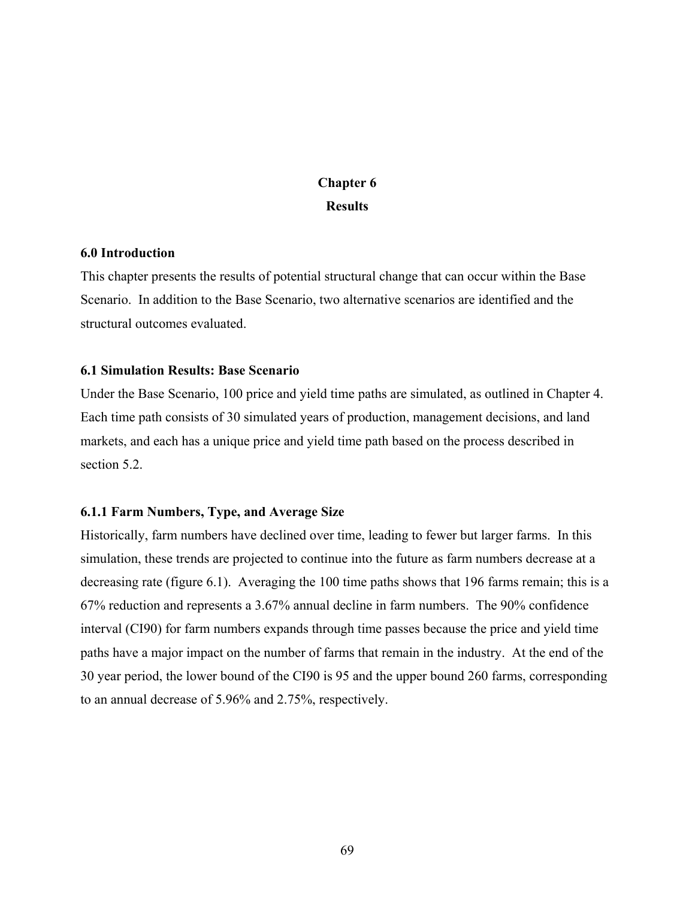# Chapter 6
# Results

## 6.0 Introduction

This chapter presents the results of potential structural change that can occur within the Base Scenario. In addition to the Base Scenario, two alternative scenarios are identified and the structural outcomes evaluated.

## 6.1 Simulation Results: Base Scenario

Under the Base Scenario, 100 price and yield time paths are simulated, as outlined in Chapter 4. Each time path consists of 30 simulated years of production, management decisions, and land markets, and each has a unique price and yield time path based on the process described in section 5.2.

### 6.1.1 Farm Numbers, Type, and Average Size

Historically, farm numbers have declined over time, leading to fewer but larger farms. In this simulation, these trends are projected to continue into the future as farm numbers decrease at a decreasing rate (figure 6.1). Averaging the 100 time paths shows that 196 farms remain; this is a 67% reduction and represents a 3.67% annual decline in farm numbers. The 90% confidence interval (CI90) for farm numbers expands through time passes because the price and yield time paths have a major impact on the number of farms that remain in the industry. At the end of the 30 year period, the lower bound of the CI90 is 95 and the upper bound 260 farms, corresponding to an annual decrease of 5.96% and 2.75%, respectively.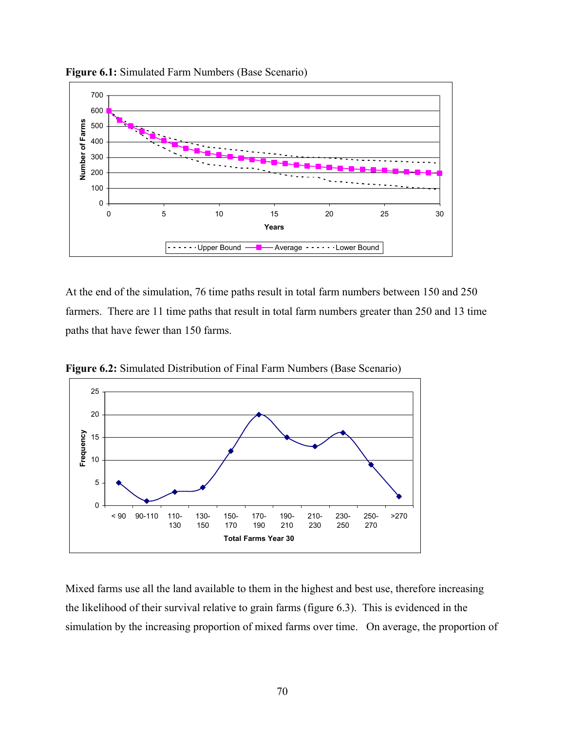**Figure 6.1:** Simulated Farm Numbers (Base Scenario)

700
600
500
400
300
200
100
0

Number of Farms

0 5 10 15 20 25 30

Years

Upper Bound Average Lower Bound

At the end of the simulation, 76 time paths result in total farm numbers between 150 and 250 farmers. There are 11 time paths that result in total farm numbers greater than 250 and 13 time paths that have fewer than 150 farms.

**Figure 6.2:** Simulated Distribution of Final Farm Numbers (Base Scenario)

25
20
15
10
5
0

Frequency

< 90 90-110 110-130 130-150 150-170 170-190 190-210 210-230 230-250 250-270 >270

Total Farms Year 30

Mixed farms use all the land available to them in the highest and best use, therefore increasing the likelihood of their survival relative to grain farms (figure 6.3). This is evidenced in the simulation by the increasing proportion of mixed farms over time. On average, the proportion of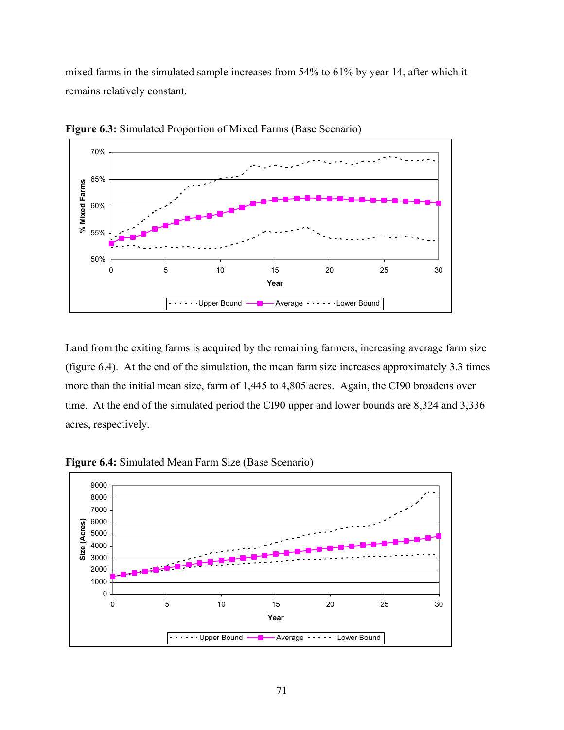mixed farms in the simulated sample increases from 54% to 61% by year 14, after which it remains relatively constant.

**Figure 6.3:** Simulated Proportion of Mixed Farms (Base Scenario)

70%
65%
60%
55%
50%
% Mixed Farms
0 5 10 15 20 25 30
Year
Upper Bound
Average
Lower Bound

Land from the exiting farms is acquired by the remaining farmers, increasing average farm size (figure 6.4). At the end of the simulation, the mean farm size increases approximately 3.3 times more than the initial mean size, farm of 1,445 to 4,805 acres. Again, the CI90 broadens over time. At the end of the simulated period the CI90 upper and lower bounds are 8,324 and 3,336 acres, respectively.

**Figure 6.4:** Simulated Mean Farm Size (Base Scenario)

9000
8000
7000
6000
5000
4000
3000
2000
1000
0
Size (Acres)
0 5 10 15 20 25 30
Year
Upper Bound
Average
Lower Bound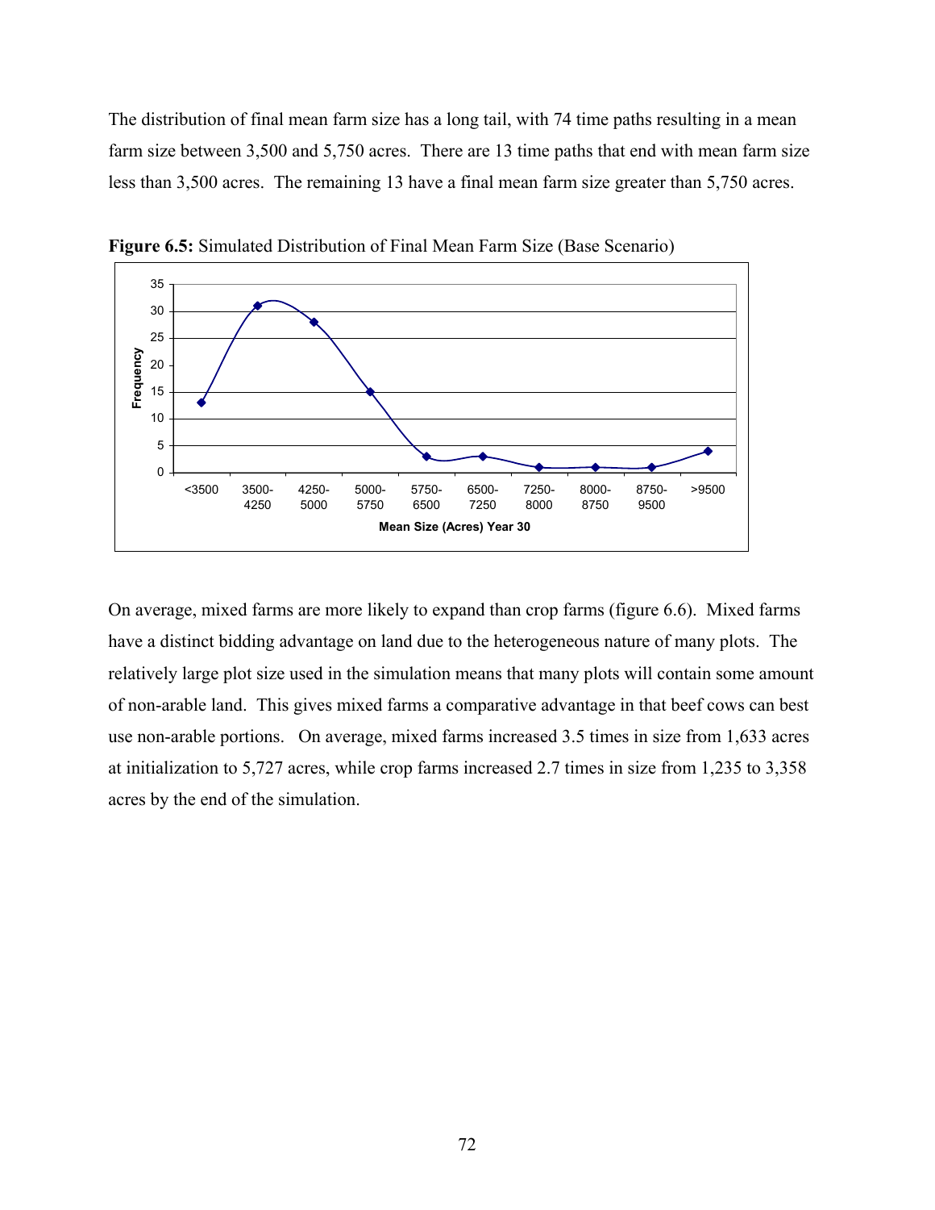The distribution of final mean farm size has a long tail, with 74 time paths resulting in a mean farm size between 3,500 and 5,750 acres. There are 13 time paths that end with mean farm size less than 3,500 acres. The remaining 13 have a final mean farm size greater than 5,750 acres.

**Figure 6.5:** Simulated Distribution of Final Mean Farm Size (Base Scenario)

Frequency

35
30
25
20
15
10
5
0

<3500
3500-4250
4250-5000
5000-5750
5750-6500
6500-7250
7250-8000
8000-8750
8750-9500
>9500

Mean Size (Acres) Year 30

On average, mixed farms are more likely to expand than crop farms (figure 6.6). Mixed farms have a distinct bidding advantage on land due to the heterogeneous nature of many plots. The relatively large plot size used in the simulation means that many plots will contain some amount of non-arable land. This gives mixed farms a comparative advantage in that beef cows can best use non-arable portions. On average, mixed farms increased 3.5 times in size from 1,633 acres at initialization to 5,727 acres, while crop farms increased 2.7 times in size from 1,235 to 3,358 acres by the end of the simulation.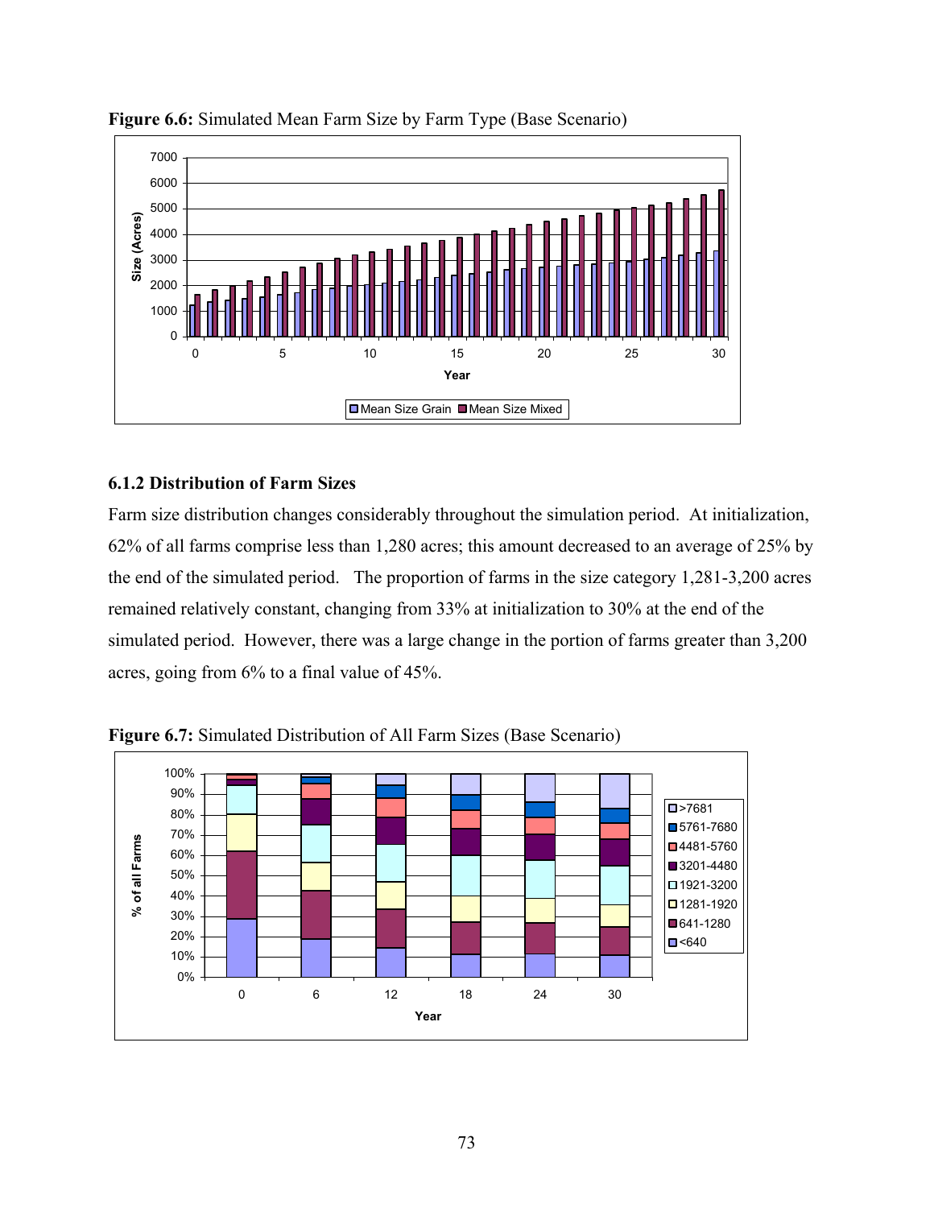**Figure 6.6:** Simulated Mean Farm Size by Farm Type (Base Scenario)

### 6.1.2 Distribution of Farm Sizes

Farm size distribution changes considerably throughout the simulation period. At initialization, 62% of all farms comprise less than 1,280 acres; this amount decreased to an average of 25% by the end of the simulated period. The proportion of farms in the size category 1,281-3,200 acres remained relatively constant, changing from 33% at initialization to 30% at the end of the simulated period. However, there was a large change in the portion of farms greater than 3,200 acres, going from 6% to a final value of 45%.

**Figure 6.7:** Simulated Distribution of All Farm Sizes (Base Scenario)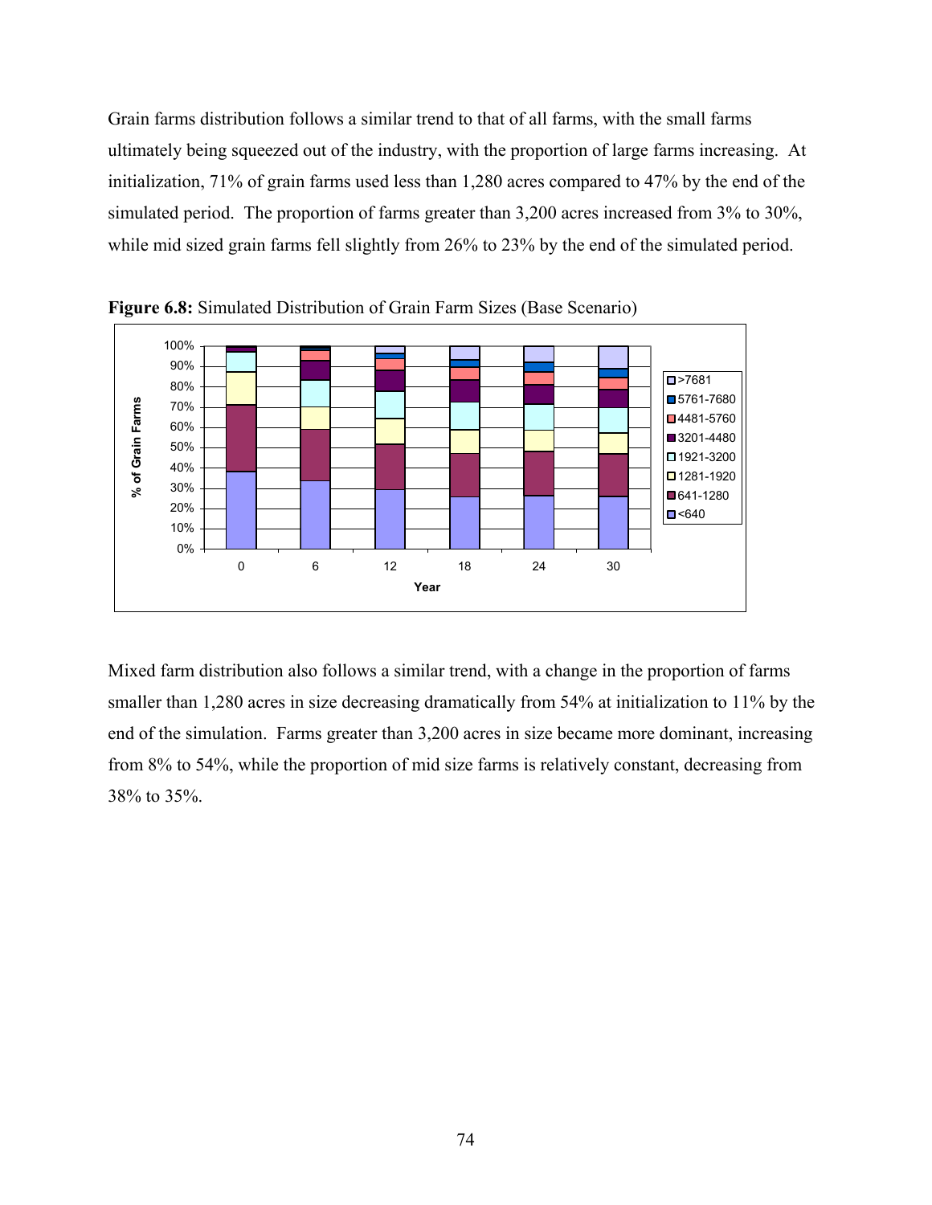Grain farms distribution follows a similar trend to that of all farms, with the small farms ultimately being squeezed out of the industry, with the proportion of large farms increasing. At initialization, 71% of grain farms used less than 1,280 acres compared to 47% by the end of the simulated period. The proportion of farms greater than 3,200 acres increased from 3% to 30%, while mid sized grain farms fell slightly from 26% to 23% by the end of the simulated period.

**Figure 6.8:** Simulated Distribution of Grain Farm Sizes (Base Scenario)

% of Grain Farms

100%
90%
80%
70%
60%
50%
40%
30%
20%
10%
0%

0
6
12
18
24
30

Year

>7681
5761-7680
4481-5760
3201-4480
1921-3200
1281-1920
641-1280
<640

Mixed farm distribution also follows a similar trend, with a change in the proportion of farms smaller than 1,280 acres in size decreasing dramatically from 54% at initialization to 11% by the end of the simulation. Farms greater than 3,200 acres in size became more dominant, increasing from 8% to 54%, while the proportion of mid size farms is relatively constant, decreasing from 38% to 35%.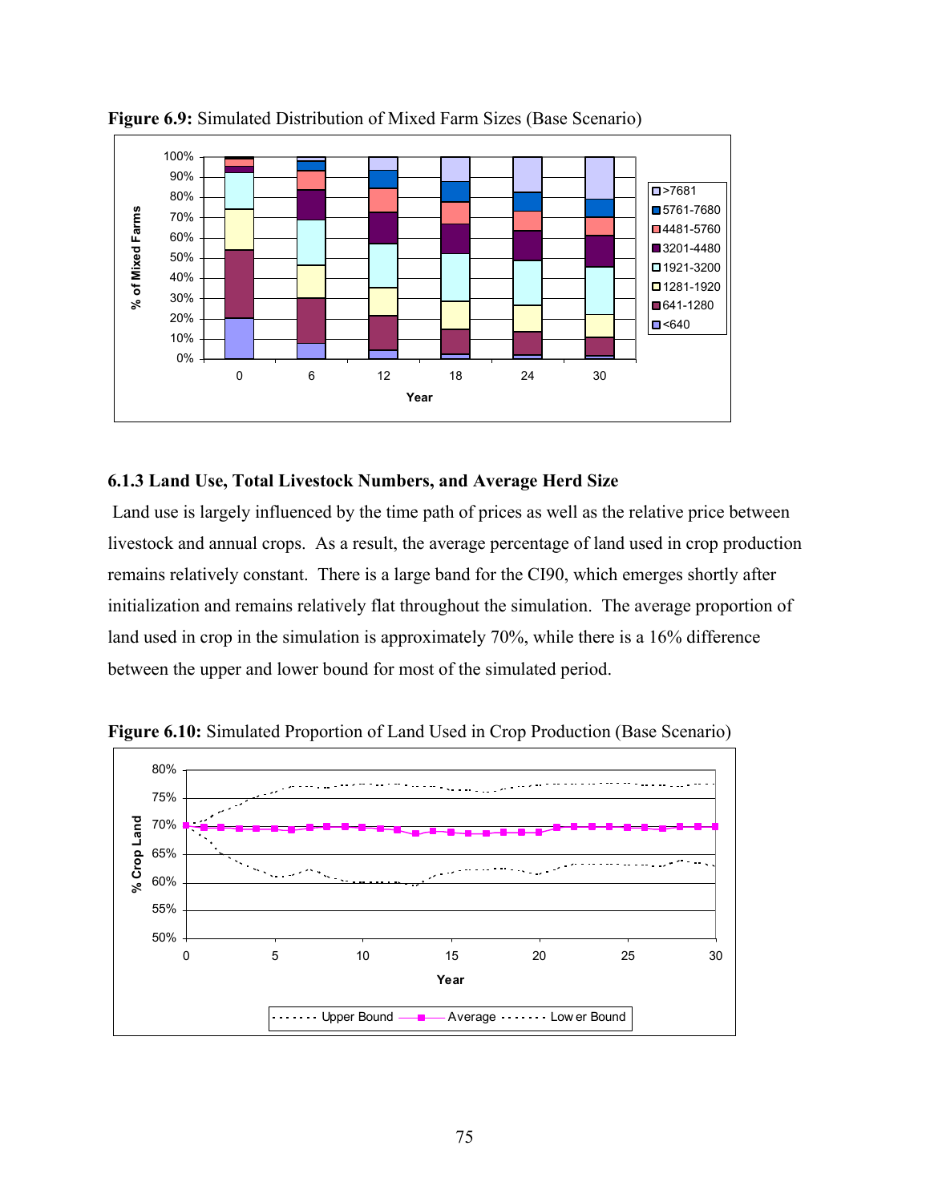**Figure 6.9:** Simulated Distribution of Mixed Farm Sizes (Base Scenario)

### 6.1.3 Land Use, Total Livestock Numbers, and Average Herd Size

Land use is largely influenced by the time path of prices as well as the relative price between livestock and annual crops. As a result, the average percentage of land used in crop production remains relatively constant. There is a large band for the CI90, which emerges shortly after initialization and remains relatively flat throughout the simulation. The average proportion of land used in crop in the simulation is approximately 70%, while there is a 16% difference between the upper and lower bound for most of the simulated period.

**Figure 6.10:** Simulated Proportion of Land Used in Crop Production (Base Scenario)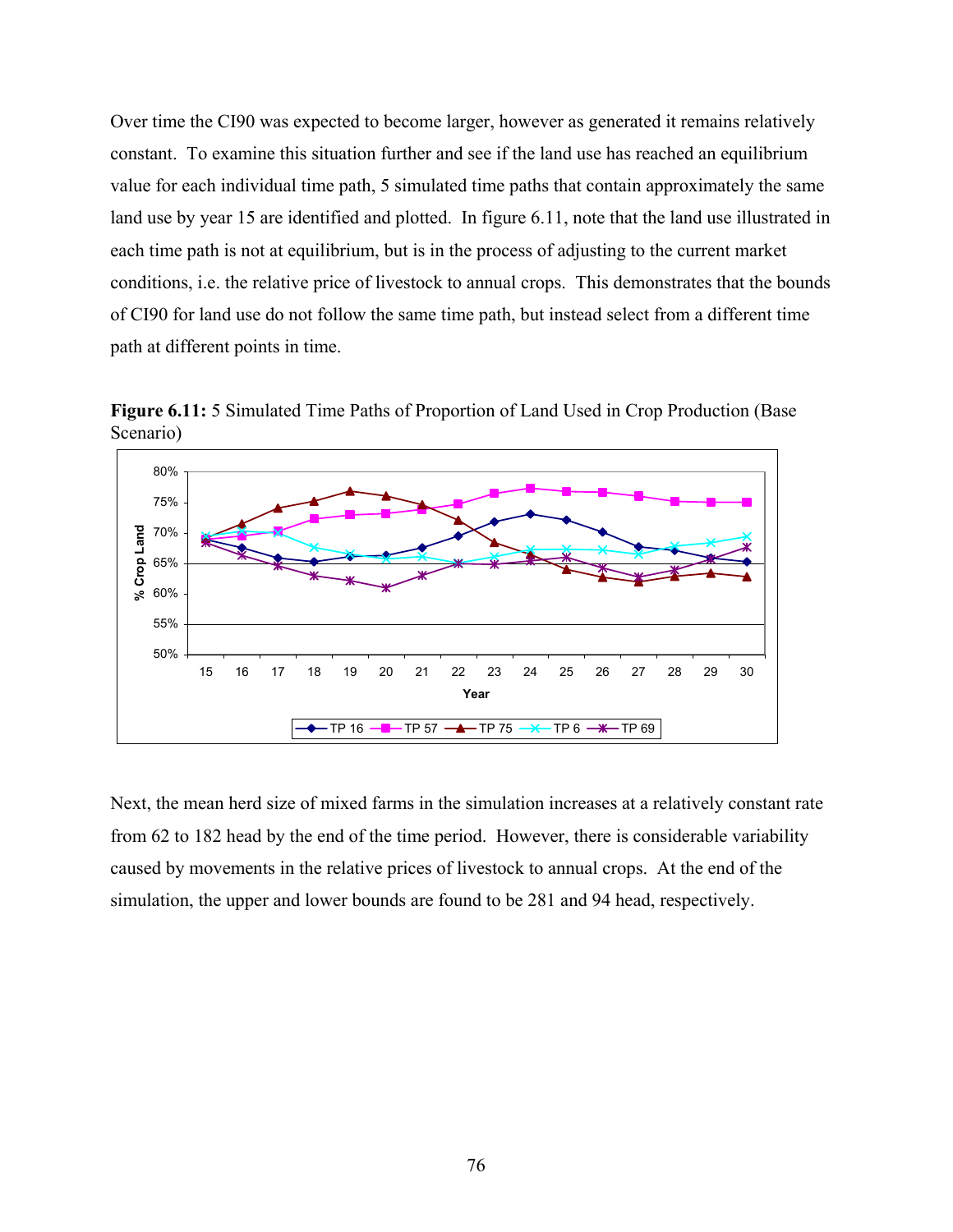Over time the CI90 was expected to become larger, however as generated it remains relatively constant. To examine this situation further and see if the land use has reached an equilibrium value for each individual time path, 5 simulated time paths that contain approximately the same land use by year 15 are identified and plotted. In figure 6.11, note that the land use illustrated in each time path is not at equilibrium, but is in the process of adjusting to the current market conditions, i.e. the relative price of livestock to annual crops. This demonstrates that the bounds of CI90 for land use do not follow the same time path, but instead select from a different time path at different points in time.

**Figure 6.11:** 5 Simulated Time Paths of Proportion of Land Used in Crop Production (Base Scenario)

Next, the mean herd size of mixed farms in the simulation increases at a relatively constant rate from 62 to 182 head by the end of the time period. However, there is considerable variability caused by movements in the relative prices of livestock to annual crops. At the end of the simulation, the upper and lower bounds are found to be 281 and 94 head, respectively.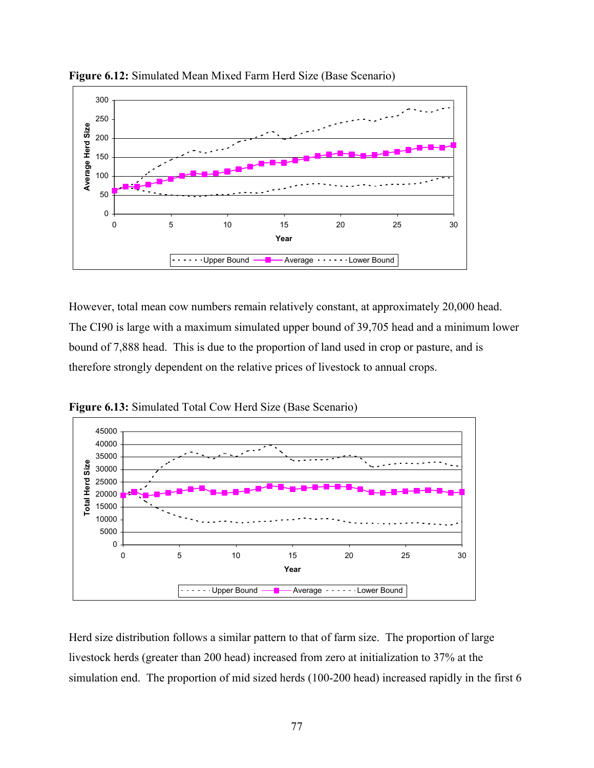**Figure 6.12:** Simulated Mean Mixed Farm Herd Size (Base Scenario)

Average Herd Size

300
250
200
150
100
50
0

0 5 10 15 20 25 30

Year

Upper Bound — Average — Lower Bound

However, total mean cow numbers remain relatively constant, at approximately 20,000 head. The CI90 is large with a maximum simulated upper bound of 39,705 head and a minimum lower bound of 7,888 head. This is due to the proportion of land used in crop or pasture, and is therefore strongly dependent on the relative prices of livestock to annual crops.

**Figure 6.13:** Simulated Total Cow Herd Size (Base Scenario)

Total Herd Size

45000
40000
35000
30000
25000
20000
15000
10000
5000
0

0 5 10 15 20 25 30

Year

Upper Bound — Average — Lower Bound

Herd size distribution follows a similar pattern to that of farm size. The proportion of large livestock herds (greater than 200 head) increased from zero at initialization to 37% at the simulation end. The proportion of mid sized herds (100-200 head) increased rapidly in the first 6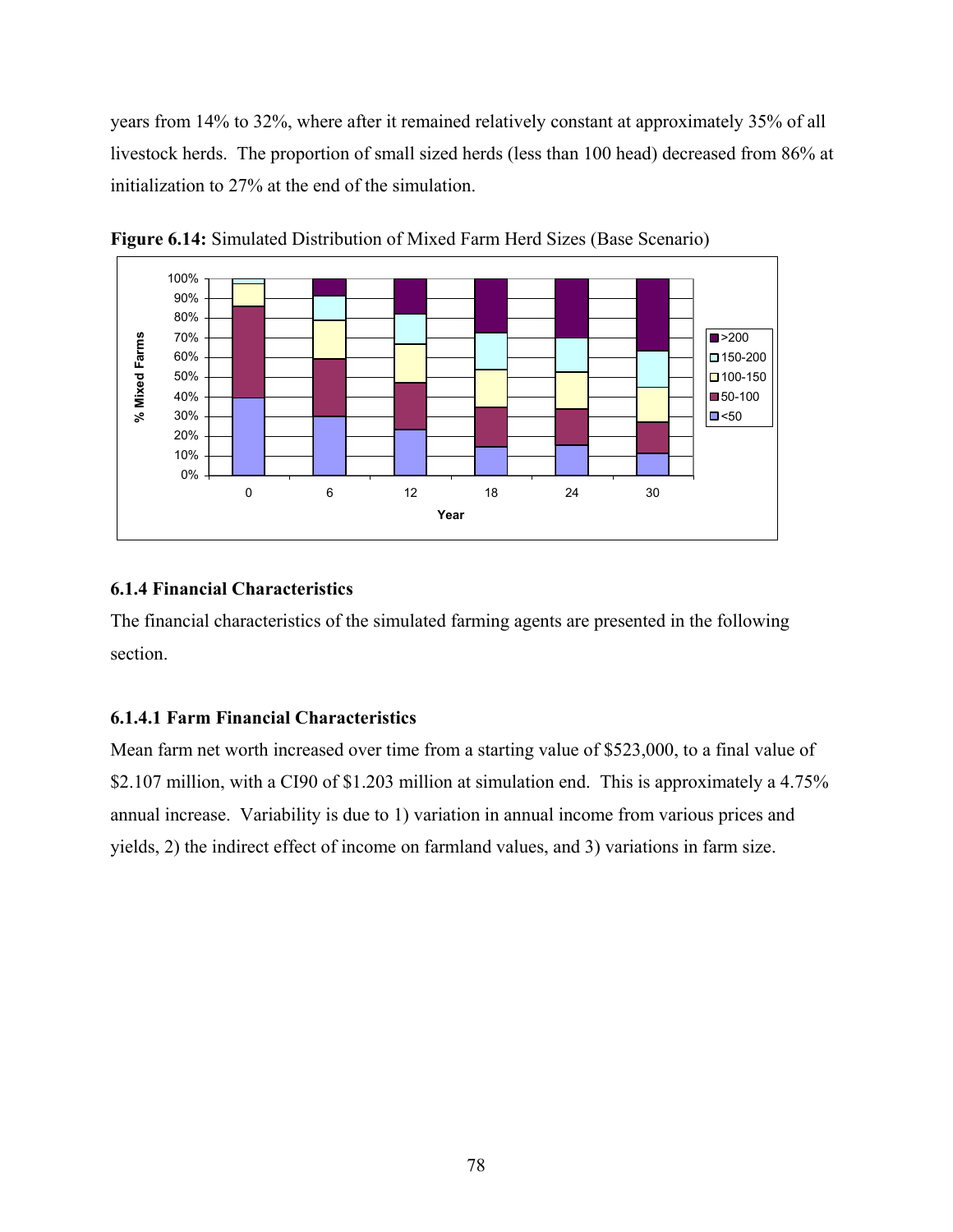years from 14% to 32%, where after it remained relatively constant at approximately 35% of all livestock herds. The proportion of small sized herds (less than 100 head) decreased from 86% at initialization to 27% at the end of the simulation.

**Figure 6.14:** Simulated Distribution of Mixed Farm Herd Sizes (Base Scenario)

% Mixed Farms

100%
90%
80%
70%
60%
50%
40%
30%
20%
10%
0%

0
6
12
18
24
30

Year

>200
150-200
100-150
50-100
<50

### 6.1.4 Financial Characteristics

The financial characteristics of the simulated farming agents are presented in the following section.

#### 6.1.4.1 Farm Financial Characteristics

Mean farm net worth increased over time from a starting value of \$523,000, to a final value of \$2.107 million, with a CI90 of \$1.203 million at simulation end. This is approximately a 4.75% annual increase. Variability is due to 1) variation in annual income from various prices and yields, 2) the indirect effect of income on farmland values, and 3) variations in farm size.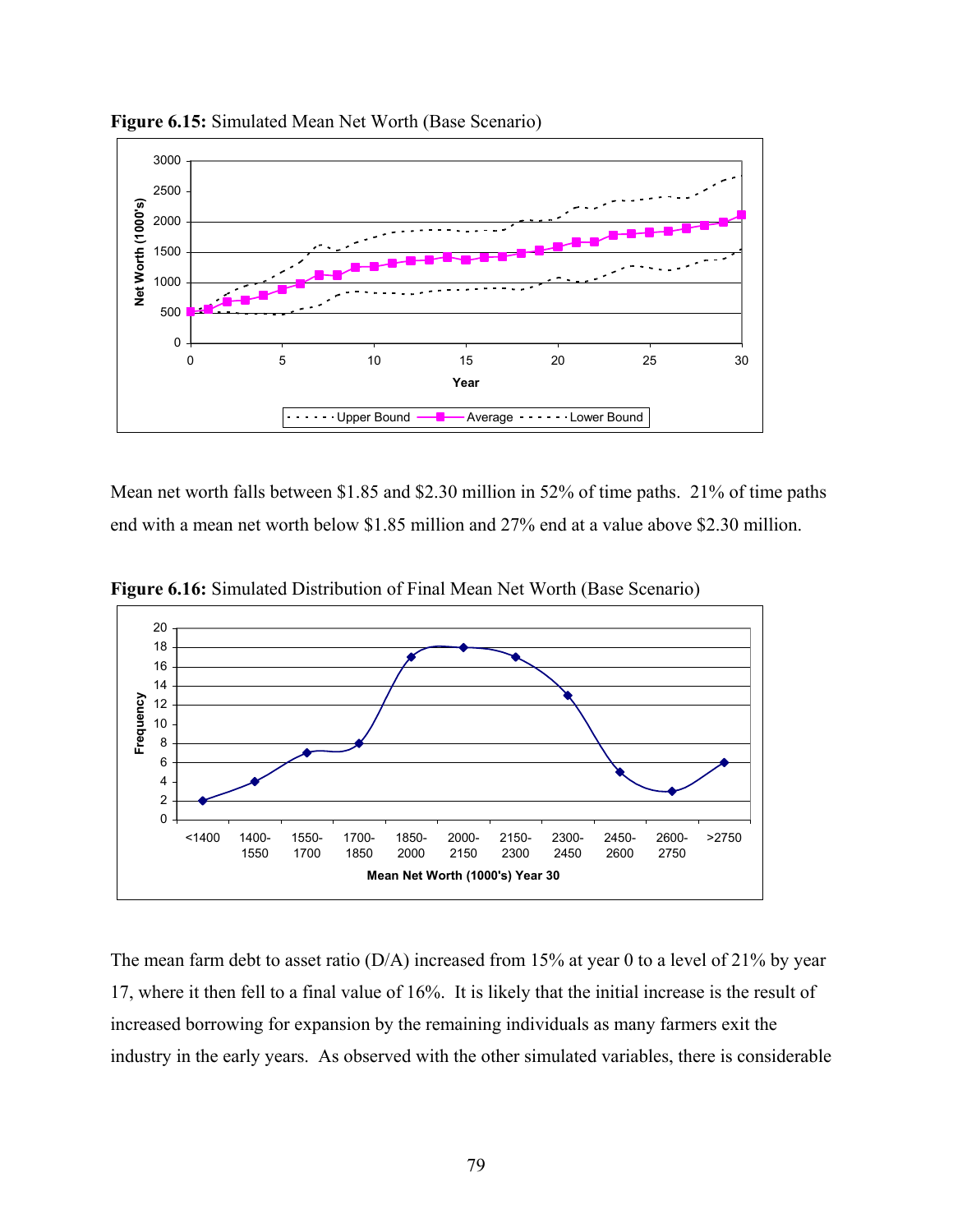**Figure 6.15:** Simulated Mean Net Worth (Base Scenario)

Net Worth (1000's)

3000
2500
2000
1500
1000
500
0

0 5 10 15 20 25 30

Year

Upper Bound
Average
Lower Bound

Mean net worth falls between $1.85 and $2.30 million in 52% of time paths. 21% of time paths end with a mean net worth below $1.85 million and 27% end at a value above $2.30 million.

**Figure 6.16:** Simulated Distribution of Final Mean Net Worth (Base Scenario)

Frequency

20
18
16
14
12
10
8
6
4
2
0

<1400 1400-1550 1550-1700 1700-1850 1850-2000 2000-2150 2150-2300 2300-2450 2450-2600 2600-2750 >2750

Mean Net Worth (1000's) Year 30

The mean farm debt to asset ratio (D/A) increased from 15% at year 0 to a level of 21% by year 17, where it then fell to a final value of 16%. It is likely that the initial increase is the result of increased borrowing for expansion by the remaining individuals as many farmers exit the industry in the early years. As observed with the other simulated variables, there is considerable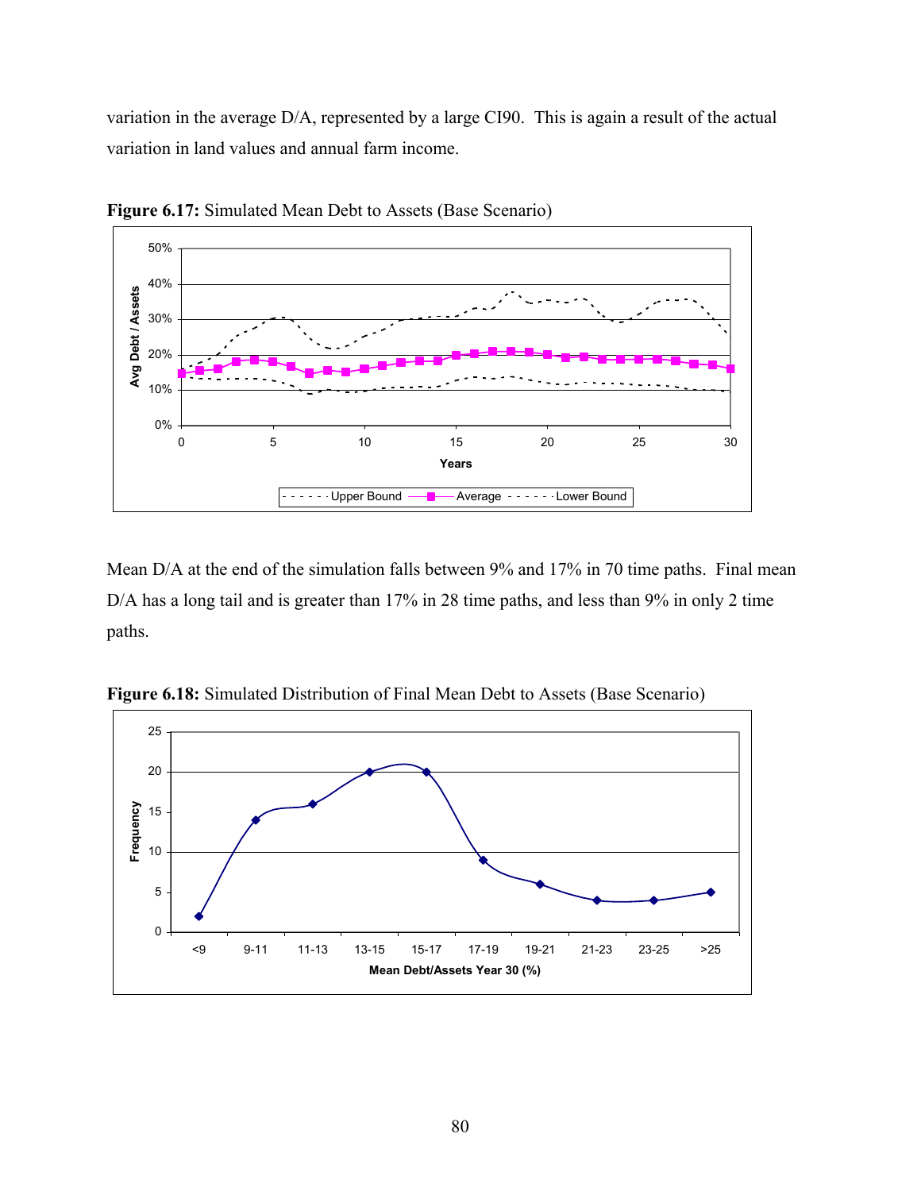variation in the average D/A, represented by a large CI90. This is again a result of the actual variation in land values and annual farm income.

**Figure 6.17:** Simulated Mean Debt to Assets (Base Scenario)

50%
40%
30%
20%
10%
0%
Avg Debt / Assets
0
5
10
15
20
25
30
Years
Upper Bound
Average
Lower Bound

Mean D/A at the end of the simulation falls between 9% and 17% in 70 time paths. Final mean D/A has a long tail and is greater than 17% in 28 time paths, and less than 9% in only 2 time paths.

**Figure 6.18:** Simulated Distribution of Final Mean Debt to Assets (Base Scenario)

25
20
15
10
5
0
Frequency
<9
9-11
11-13
13-15
15-17
17-19
19-21
21-23
23-25
>25
Mean Debt/Assets Year 30 (%)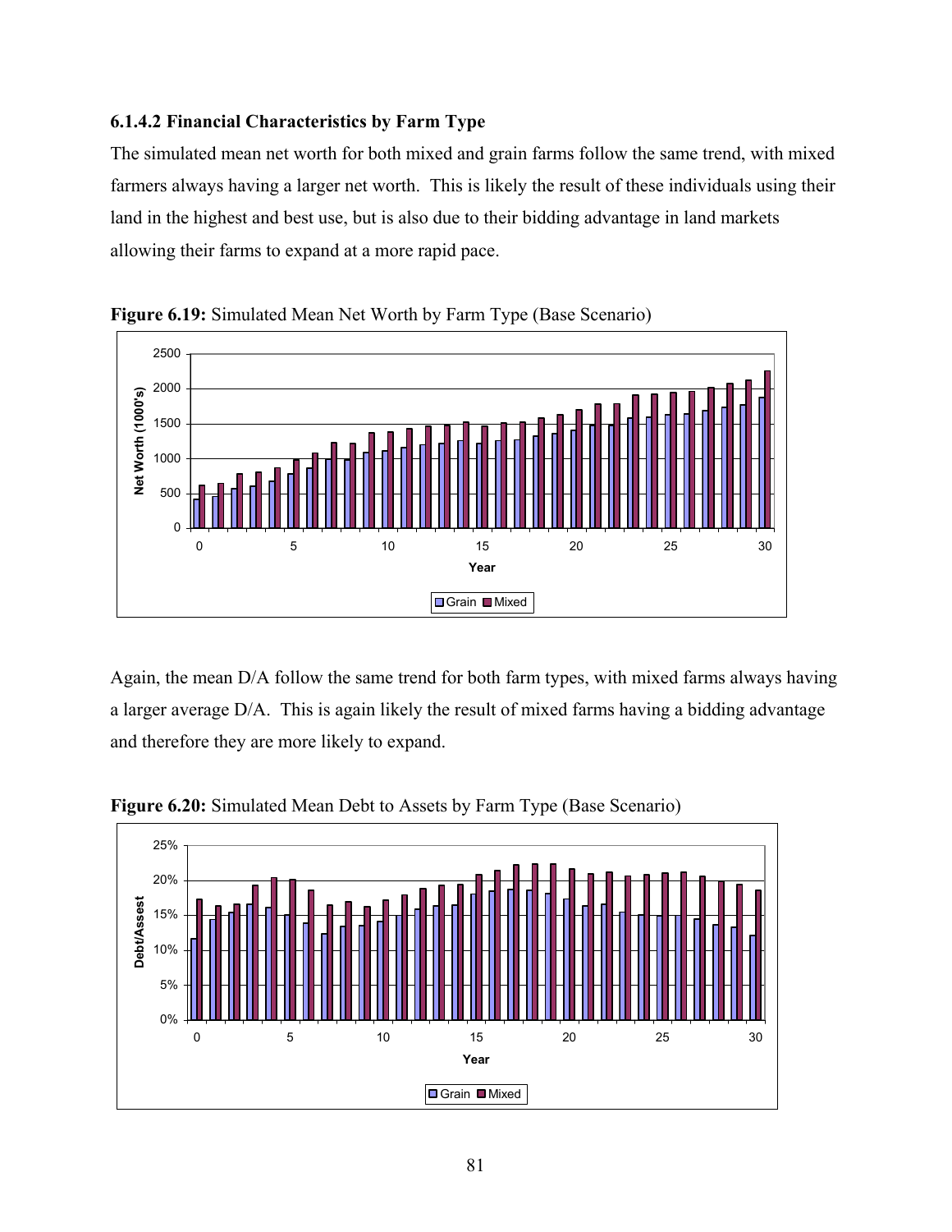#### 6.1.4.2 Financial Characteristics by Farm Type

The simulated mean net worth for both mixed and grain farms follow the same trend, with mixed farmers always having a larger net worth. This is likely the result of these individuals using their land in the highest and best use, but is also due to their bidding advantage in land markets allowing their farms to expand at a more rapid pace.

**Figure 6.19:** Simulated Mean Net Worth by Farm Type (Base Scenario)

Net Worth (1000's)
2500
2000
1500
1000
500
0
0 5 10 15 20 25 30
Year
Grain Mixed

Again, the mean D/A follow the same trend for both farm types, with mixed farms always having a larger average D/A. This is again likely the result of mixed farms having a bidding advantage and therefore they are more likely to expand.

**Figure 6.20:** Simulated Mean Debt to Assets by Farm Type (Base Scenario)

Debt/Assest
25%
20%
15%
10%
5%
0%
0 5 10 15 20 25 30
Year
Grain Mixed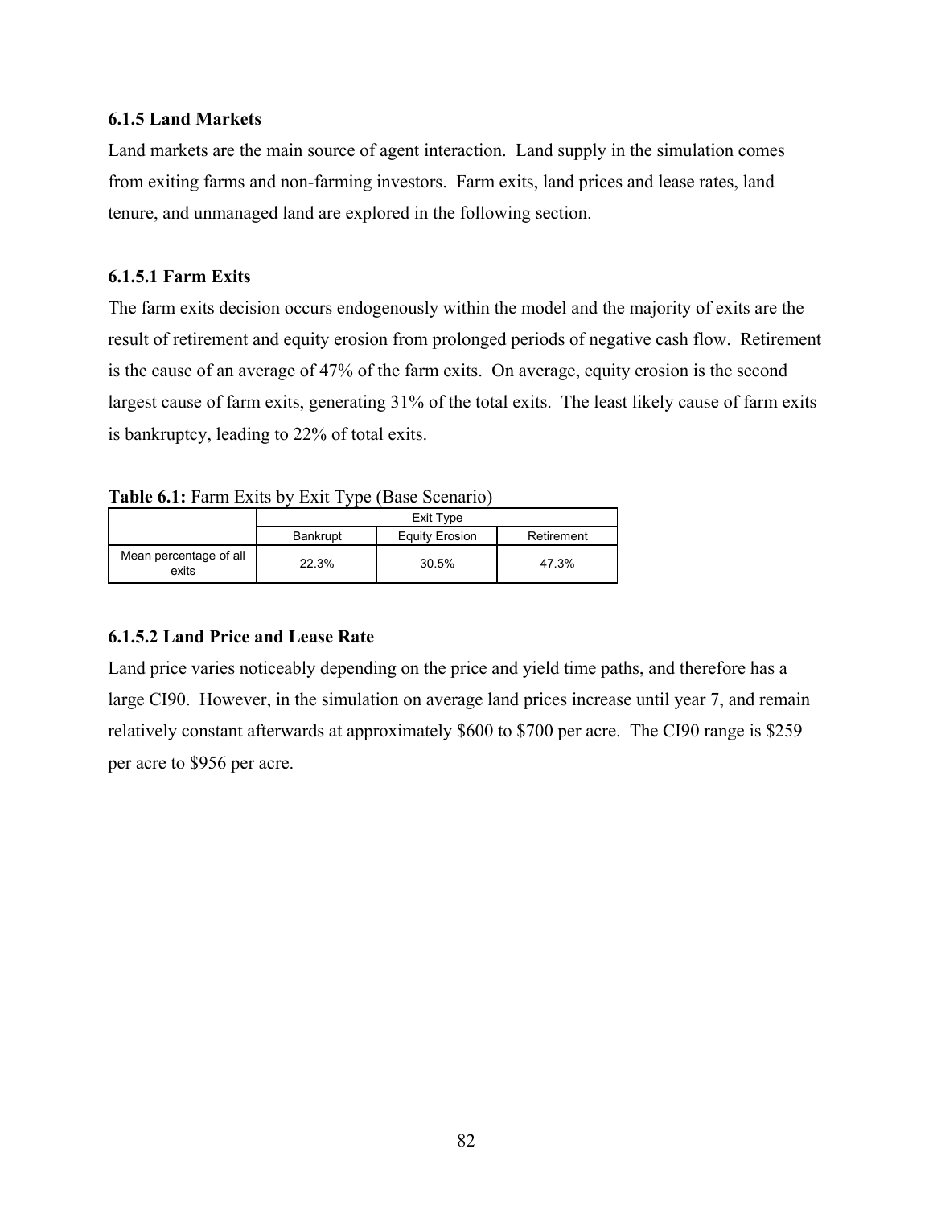### 6.1.5 Land Markets

Land markets are the main source of agent interaction. Land supply in the simulation comes from exiting farms and non-farming investors. Farm exits, land prices and lease rates, land tenure, and unmanaged land are explored in the following section.

#### 6.1.5.1 Farm Exits

The farm exits decision occurs endogenously within the model and the majority of exits are the result of retirement and equity erosion from prolonged periods of negative cash flow. Retirement is the cause of an average of 47% of the farm exits. On average, equity erosion is the second largest cause of farm exits, generating 31% of the total exits. The least likely cause of farm exits is bankruptcy, leading to 22% of total exits.

**Table 6.1:** Farm Exits by Exit Type (Base Scenario)

| | Exit Type | | |
|---|---|---|---|
| | Bankrupt | Equity Erosion | Retirement |
| Mean percentage of all exits | 22.3% | 30.5% | 47.3% |

#### 6.1.5.2 Land Price and Lease Rate

Land price varies noticeably depending on the price and yield time paths, and therefore has a large CI90. However, in the simulation on average land prices increase until year 7, and remain relatively constant afterwards at approximately $600 to $700 per acre. The CI90 range is $259 per acre to $956 per acre.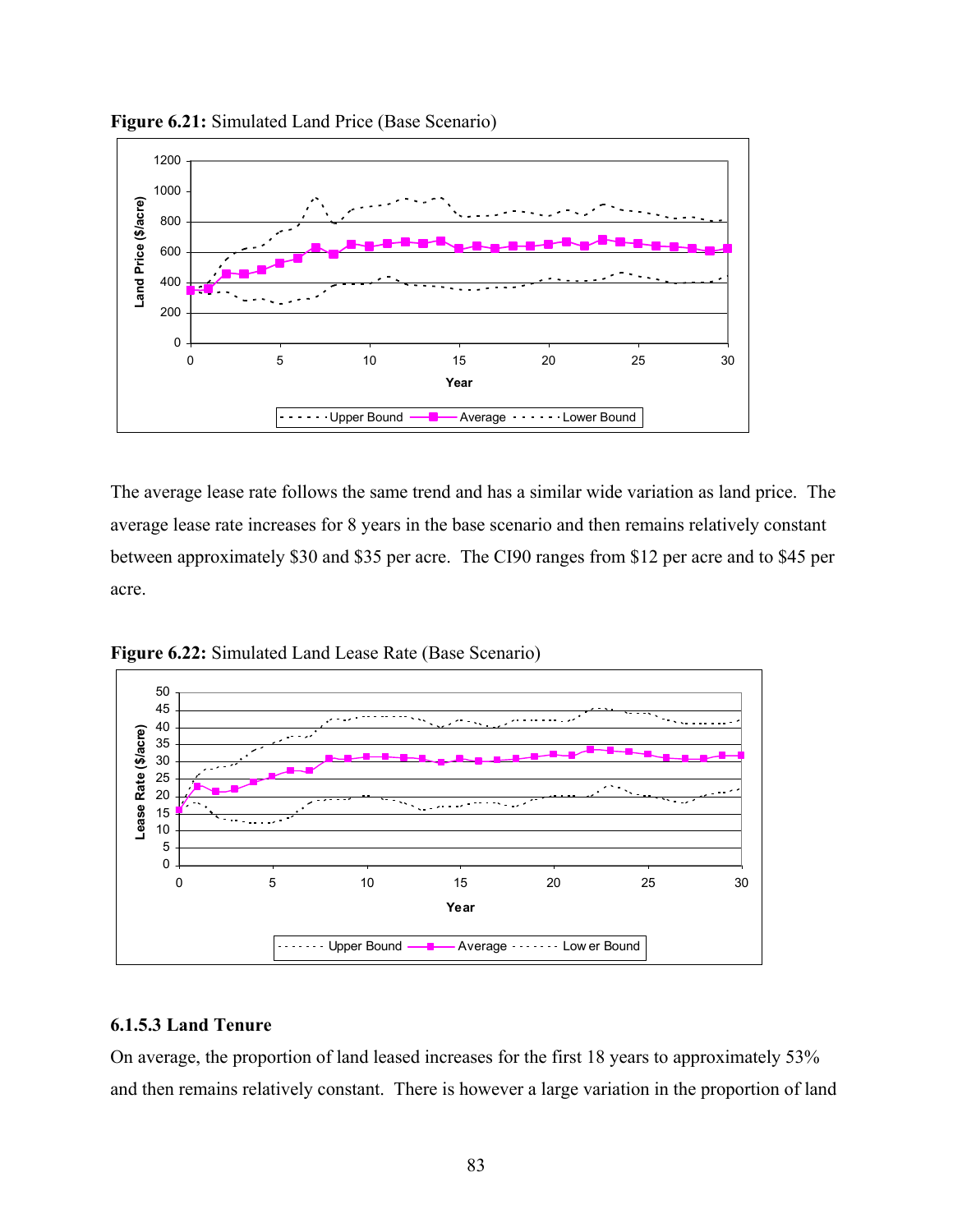**Figure 6.21:** Simulated Land Price (Base Scenario)

The average lease rate follows the same trend and has a similar wide variation as land price. The average lease rate increases for 8 years in the base scenario and then remains relatively constant between approximately \$30 and \$35 per acre. The CI90 ranges from \$12 per acre and to \$45 per acre.

**Figure 6.22:** Simulated Land Lease Rate (Base Scenario)

#### 6.1.5.3 Land Tenure

On average, the proportion of land leased increases for the first 18 years to approximately 53% and then remains relatively constant. There is however a large variation in the proportion of land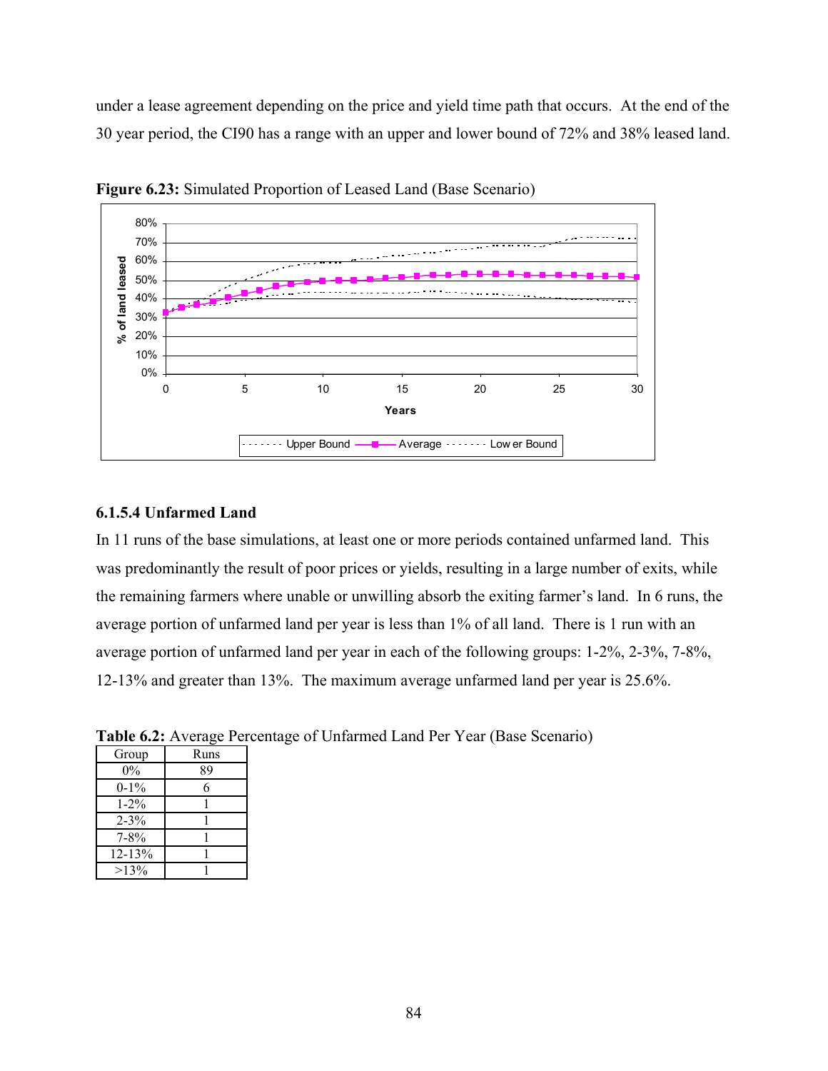under a lease agreement depending on the price and yield time path that occurs. At the end of the 30 year period, the CI90 has a range with an upper and lower bound of 72% and 38% leased land.

**Figure 6.23:** Simulated Proportion of Leased Land (Base Scenario)

80%
70%
60%
50%
40%
30%
20%
10%
0%

% of land leased

0 5 10 15 20 25 30

Years

Upper Bound Average Lower Bound

#### 6.1.5.4 Unfarmed Land

In 11 runs of the base simulations, at least one or more periods contained unfarmed land. This was predominantly the result of poor prices or yields, resulting in a large number of exits, while the remaining farmers where unable or unwilling absorb the exiting farmer's land. In 6 runs, the average portion of unfarmed land per year is less than 1% of all land. There is 1 run with an average portion of unfarmed land per year in each of the following groups: 1-2%, 2-3%, 7-8%, 12-13% and greater than 13%. The maximum average unfarmed land per year is 25.6%.

**Table 6.2:** Average Percentage of Unfarmed Land Per Year (Base Scenario)

| Group | Runs |
|---|---|
| 0% | 89 |
| 0-1% | 6 |
| 1-2% | 1 |
| 2-3% | 1 |
| 7-8% | 1 |
| 12-13% | 1 |
| >13% | 1 |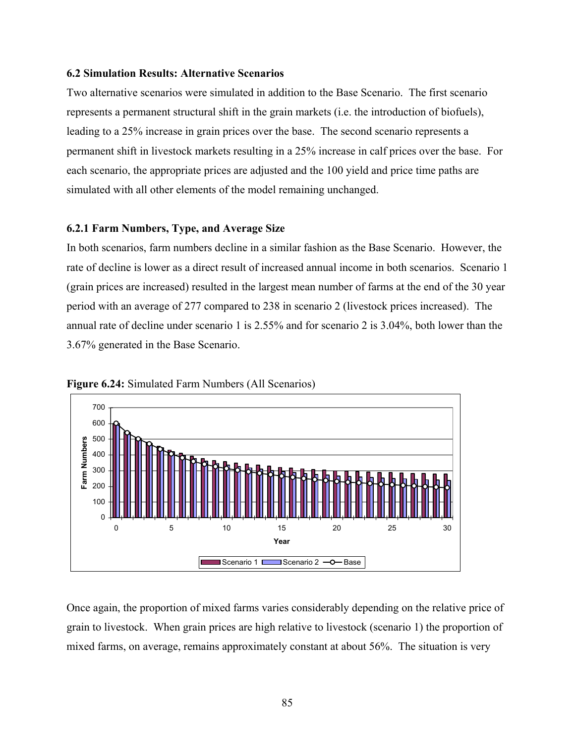### 6.2 Simulation Results: Alternative Scenarios

Two alternative scenarios were simulated in addition to the Base Scenario. The first scenario represents a permanent structural shift in the grain markets (i.e. the introduction of biofuels), leading to a 25% increase in grain prices over the base. The second scenario represents a permanent shift in livestock markets resulting in a 25% increase in calf prices over the base. For each scenario, the appropriate prices are adjusted and the 100 yield and price time paths are simulated with all other elements of the model remaining unchanged.

### 6.2.1 Farm Numbers, Type, and Average Size

In both scenarios, farm numbers decline in a similar fashion as the Base Scenario. However, the rate of decline is lower as a direct result of increased annual income in both scenarios. Scenario 1 (grain prices are increased) resulted in the largest mean number of farms at the end of the 30 year period with an average of 277 compared to 238 in scenario 2 (livestock prices increased). The annual rate of decline under scenario 1 is 2.55% and for scenario 2 is 3.04%, both lower than the 3.67% generated in the Base Scenario.

**Figure 6.24:** Simulated Farm Numbers (All Scenarios)

Farm Numbers
700
600
500
400
300
200
100
0
0
5
10
15
20
25
30
Year
Scenario 1
Scenario 2
Base

Once again, the proportion of mixed farms varies considerably depending on the relative price of grain to livestock. When grain prices are high relative to livestock (scenario 1) the proportion of mixed farms, on average, remains approximately constant at about 56%. The situation is very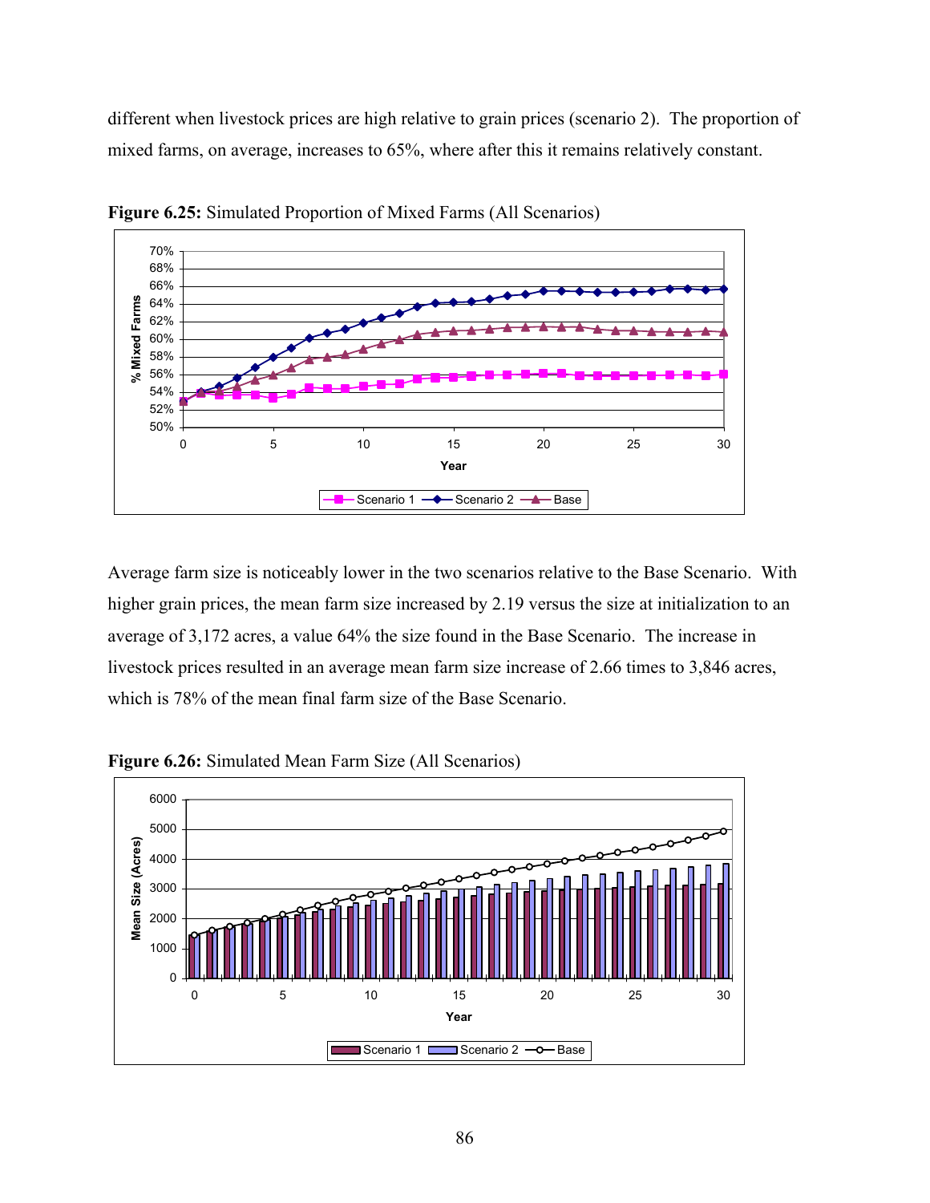different when livestock prices are high relative to grain prices (scenario 2). The proportion of mixed farms, on average, increases to 65%, where after this it remains relatively constant.

**Figure 6.25:** Simulated Proportion of Mixed Farms (All Scenarios)

% Mixed Farms

70%
68%
66%
64%
62%
60%
58%
56%
54%
52%
50%

0 5 10 15 20 25 30

Year

Scenario 1 Scenario 2 Base

Average farm size is noticeably lower in the two scenarios relative to the Base Scenario. With higher grain prices, the mean farm size increased by 2.19 versus the size at initialization to an average of 3,172 acres, a value 64% the size found in the Base Scenario. The increase in livestock prices resulted in an average mean farm size increase of 2.66 times to 3,846 acres, which is 78% of the mean final farm size of the Base Scenario.

**Figure 6.26:** Simulated Mean Farm Size (All Scenarios)

Mean Size (Acres)

6000
5000
4000
3000
2000
1000
0

0 5 10 15 20 25 30

Year

Scenario 1 Scenario 2 Base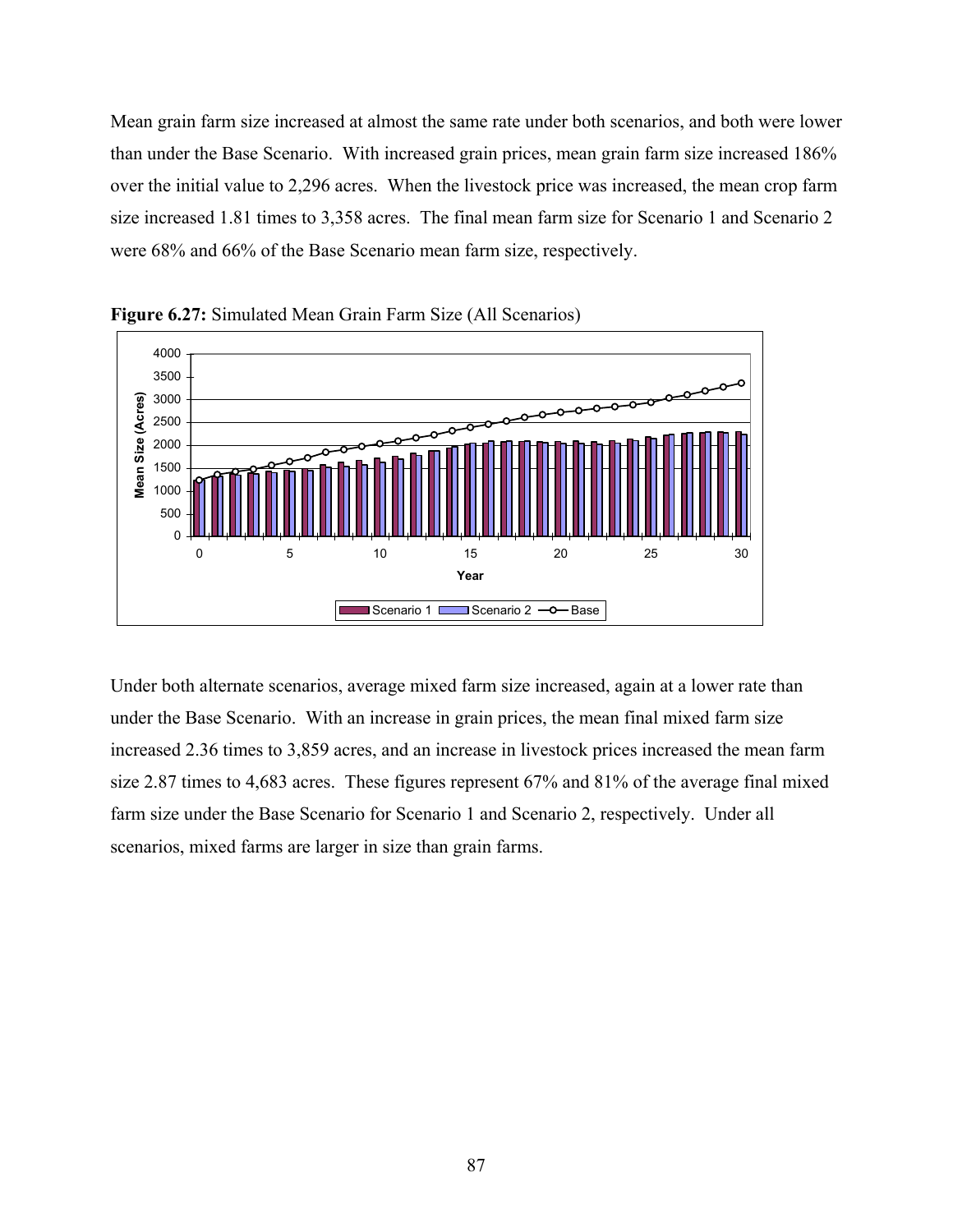Mean grain farm size increased at almost the same rate under both scenarios, and both were lower than under the Base Scenario. With increased grain prices, mean grain farm size increased 186% over the initial value to 2,296 acres. When the livestock price was increased, the mean crop farm size increased 1.81 times to 3,358 acres. The final mean farm size for Scenario 1 and Scenario 2 were 68% and 66% of the Base Scenario mean farm size, respectively.

**Figure 6.27:** Simulated Mean Grain Farm Size (All Scenarios)

Mean Size (Acres)

4000
3500
3000
2500
2000
1500
1000
500
0

0 5 10 15 20 25 30

Year

Scenario 1 Scenario 2 Base

Under both alternate scenarios, average mixed farm size increased, again at a lower rate than under the Base Scenario. With an increase in grain prices, the mean final mixed farm size increased 2.36 times to 3,859 acres, and an increase in livestock prices increased the mean farm size 2.87 times to 4,683 acres. These figures represent 67% and 81% of the average final mixed farm size under the Base Scenario for Scenario 1 and Scenario 2, respectively. Under all scenarios, mixed farms are larger in size than grain farms.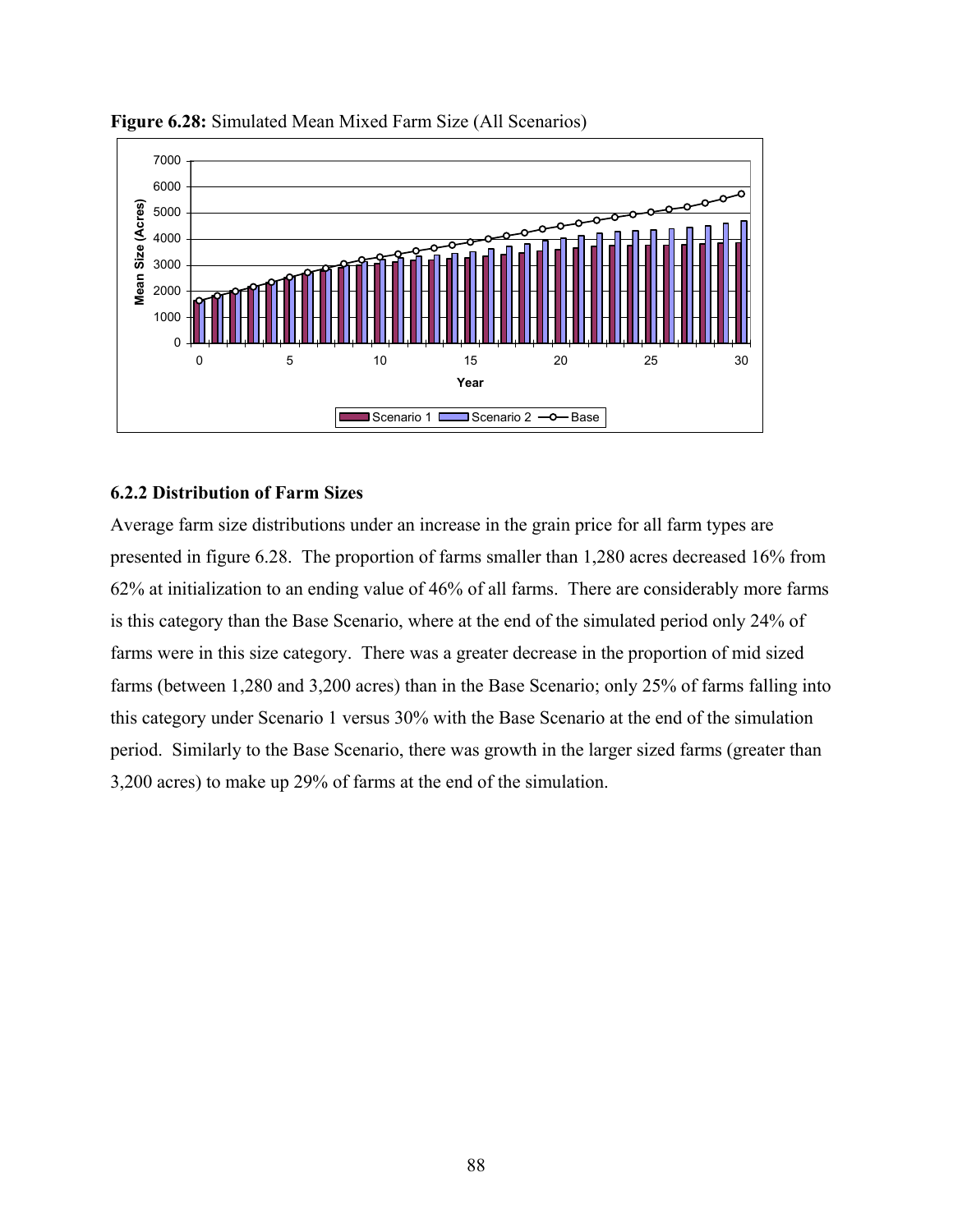**Figure 6.28:** Simulated Mean Mixed Farm Size (All Scenarios)

Mean Size (Acres)

7000
6000
5000
4000
3000
2000
1000
0

0 5 10 15 20 25 30

Year

Scenario 1 Scenario 2 Base

### 6.2.2 Distribution of Farm Sizes

Average farm size distributions under an increase in the grain price for all farm types are presented in figure 6.28. The proportion of farms smaller than 1,280 acres decreased 16% from 62% at initialization to an ending value of 46% of all farms. There are considerably more farms is this category than the Base Scenario, where at the end of the simulated period only 24% of farms were in this size category. There was a greater decrease in the proportion of mid sized farms (between 1,280 and 3,200 acres) than in the Base Scenario; only 25% of farms falling into this category under Scenario 1 versus 30% with the Base Scenario at the end of the simulation period. Similarly to the Base Scenario, there was growth in the larger sized farms (greater than 3,200 acres) to make up 29% of farms at the end of the simulation.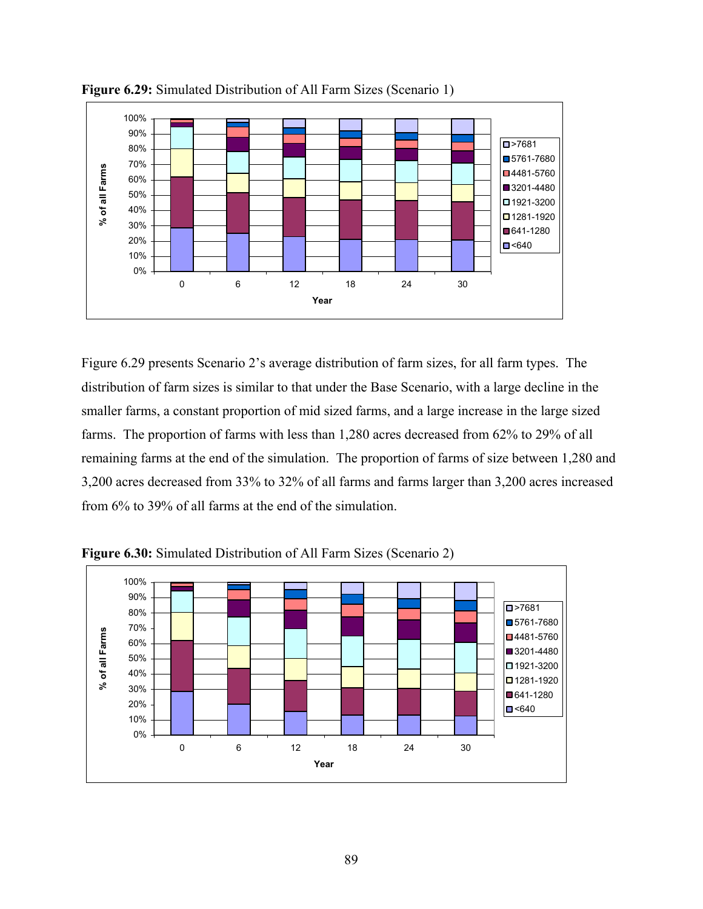**Figure 6.29:** Simulated Distribution of All Farm Sizes (Scenario 1)

100%
90%
80%
70%
60%
50%
40%
30%
20%
10%
0%

% of all Farms

0
6
12
18
24
30

Year

>7681
5761-7680
4481-5760
3201-4480
1921-3200
1281-1920
641-1280
<640

Figure 6.29 presents Scenario 2's average distribution of farm sizes, for all farm types. The distribution of farm sizes is similar to that under the Base Scenario, with a large decline in the smaller farms, a constant proportion of mid sized farms, and a large increase in the large sized farms. The proportion of farms with less than 1,280 acres decreased from 62% to 29% of all remaining farms at the end of the simulation. The proportion of farms of size between 1,280 and 3,200 acres decreased from 33% to 32% of all farms and farms larger than 3,200 acres increased from 6% to 39% of all farms at the end of the simulation.

**Figure 6.30:** Simulated Distribution of All Farm Sizes (Scenario 2)

100%
90%
80%
70%
60%
50%
40%
30%
20%
10%
0%

% of all Farms

0
6
12
18
24
30

Year

>7681
5761-7680
4481-5760
3201-4480
1921-3200
1281-1920
641-1280
<640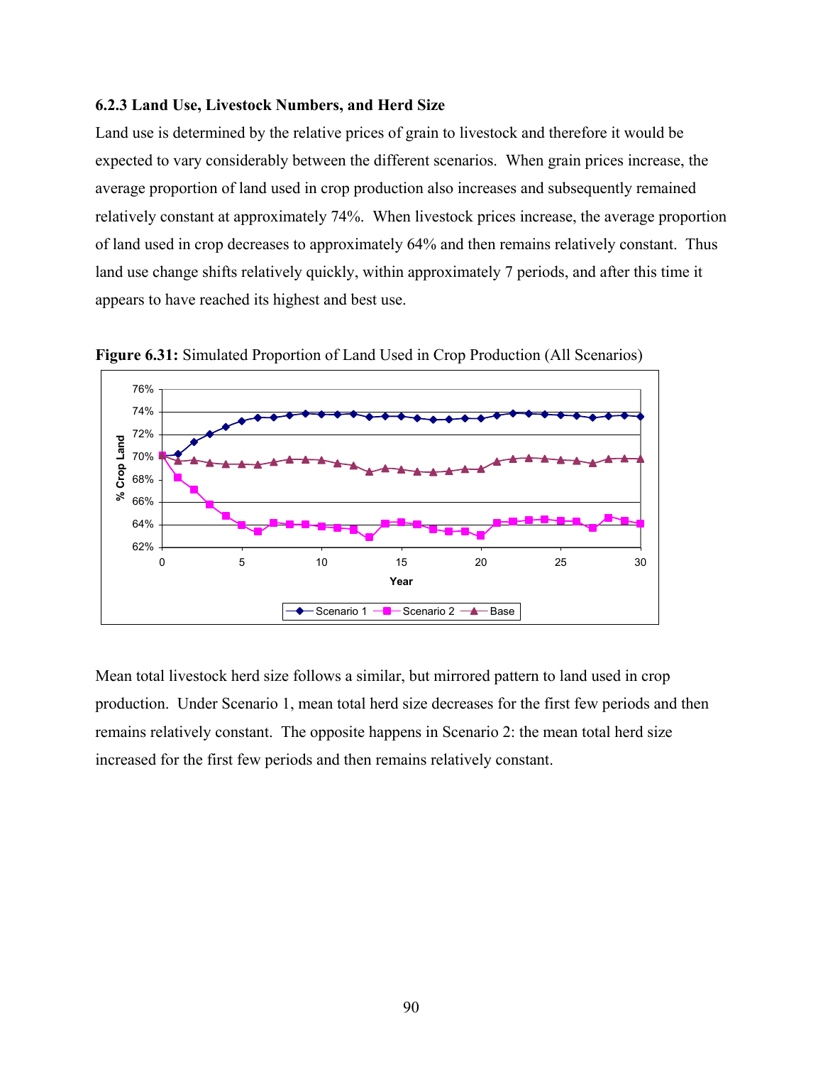### 6.2.3 Land Use, Livestock Numbers, and Herd Size

Land use is determined by the relative prices of grain to livestock and therefore it would be expected to vary considerably between the different scenarios. When grain prices increase, the average proportion of land used in crop production also increases and subsequently remained relatively constant at approximately 74%. When livestock prices increase, the average proportion of land used in crop decreases to approximately 64% and then remains relatively constant. Thus land use change shifts relatively quickly, within approximately 7 periods, and after this time it appears to have reached its highest and best use.

**Figure 6.31:** Simulated Proportion of Land Used in Crop Production (All Scenarios)

% Crop Land

76%
74%
72%
70%
68%
66%
64%
62%

0 5 10 15 20 25 30

Year

Scenario 1 Scenario 2 Base

Mean total livestock herd size follows a similar, but mirrored pattern to land used in crop production. Under Scenario 1, mean total herd size decreases for the first few periods and then remains relatively constant. The opposite happens in Scenario 2: the mean total herd size increased for the first few periods and then remains relatively constant.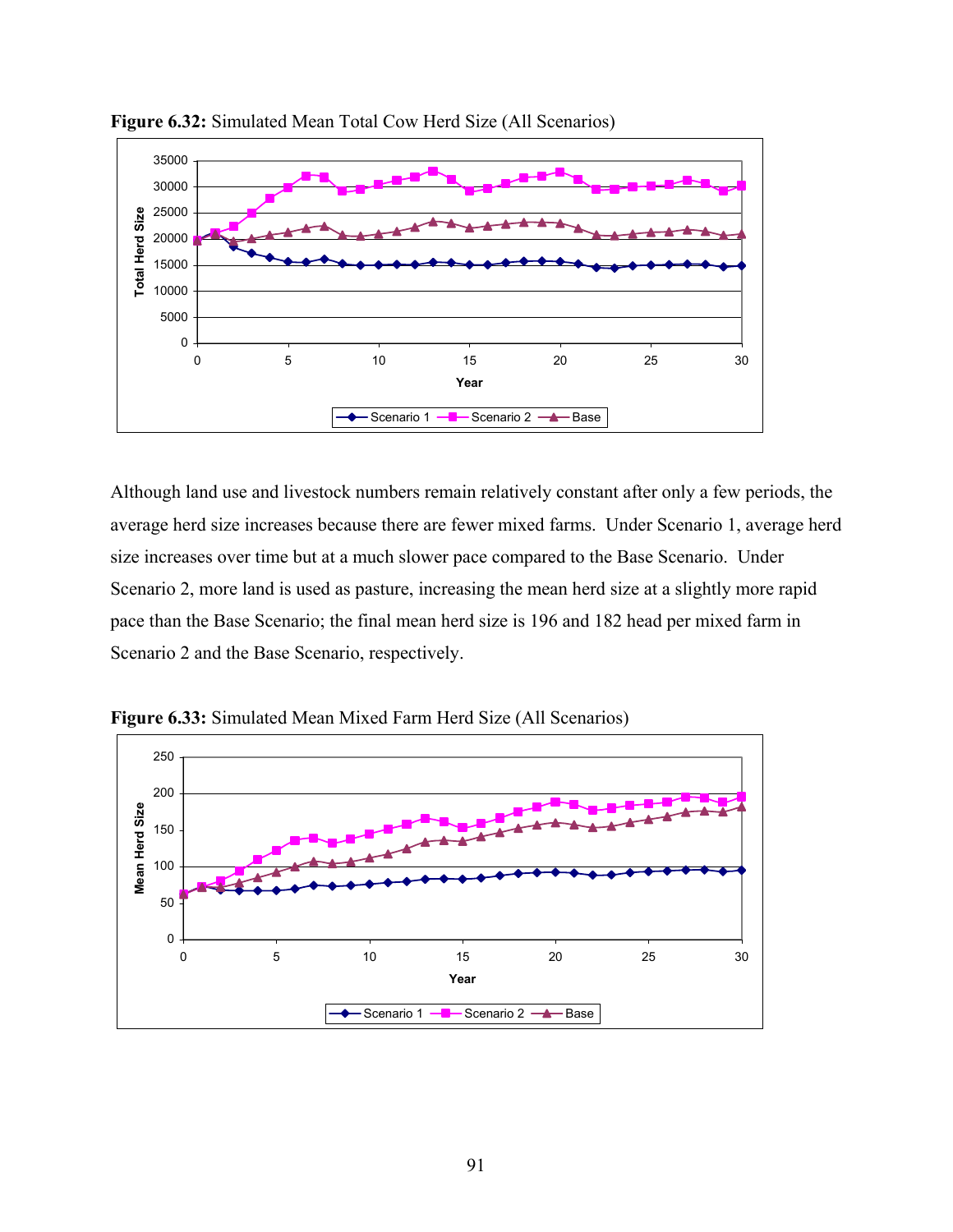**Figure 6.32:** Simulated Mean Total Cow Herd Size (All Scenarios)

Although land use and livestock numbers remain relatively constant after only a few periods, the average herd size increases because there are fewer mixed farms. Under Scenario 1, average herd size increases over time but at a much slower pace compared to the Base Scenario. Under Scenario 2, more land is used as pasture, increasing the mean herd size at a slightly more rapid pace than the Base Scenario; the final mean herd size is 196 and 182 head per mixed farm in Scenario 2 and the Base Scenario, respectively.

**Figure 6.33:** Simulated Mean Mixed Farm Herd Size (All Scenarios)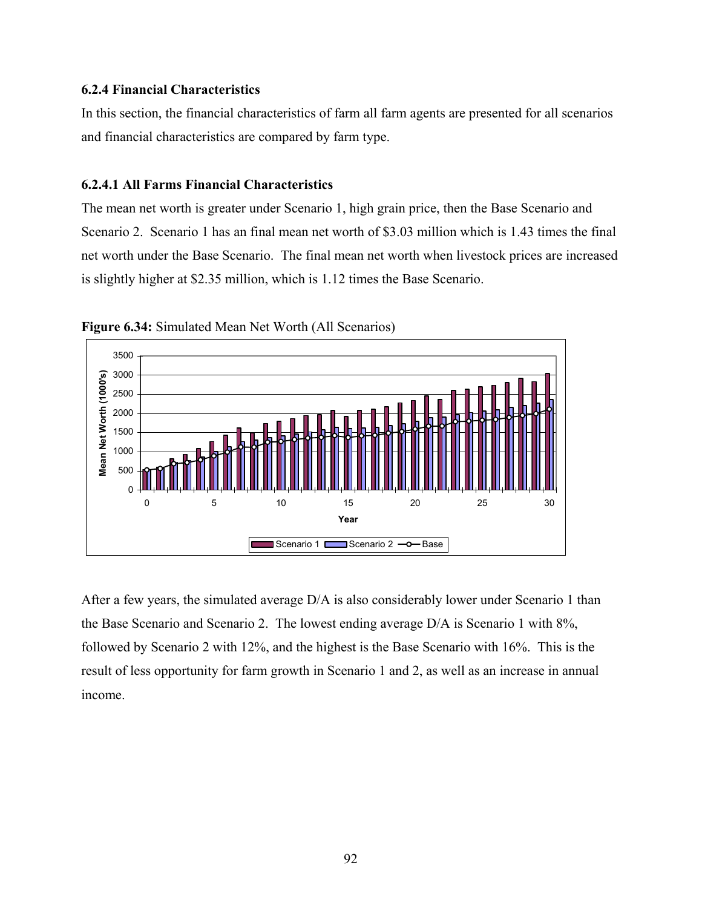### 6.2.4 Financial Characteristics

In this section, the financial characteristics of farm all farm agents are presented for all scenarios and financial characteristics are compared by farm type.

#### 6.2.4.1 All Farms Financial Characteristics

The mean net worth is greater under Scenario 1, high grain price, then the Base Scenario and Scenario 2. Scenario 1 has an final mean net worth of $3.03 million which is 1.43 times the final net worth under the Base Scenario. The final mean net worth when livestock prices are increased is slightly higher at $2.35 million, which is 1.12 times the Base Scenario.

**Figure 6.34:** Simulated Mean Net Worth (All Scenarios)

Mean Net Worth (1000's)
3500
3000
2500
2000
1500
1000
500
0
0
5
10
15
20
25
30
Year
Scenario 1
Scenario 2
Base

After a few years, the simulated average D/A is also considerably lower under Scenario 1 than the Base Scenario and Scenario 2. The lowest ending average D/A is Scenario 1 with 8%, followed by Scenario 2 with 12%, and the highest is the Base Scenario with 16%. This is the result of less opportunity for farm growth in Scenario 1 and 2, as well as an increase in annual income.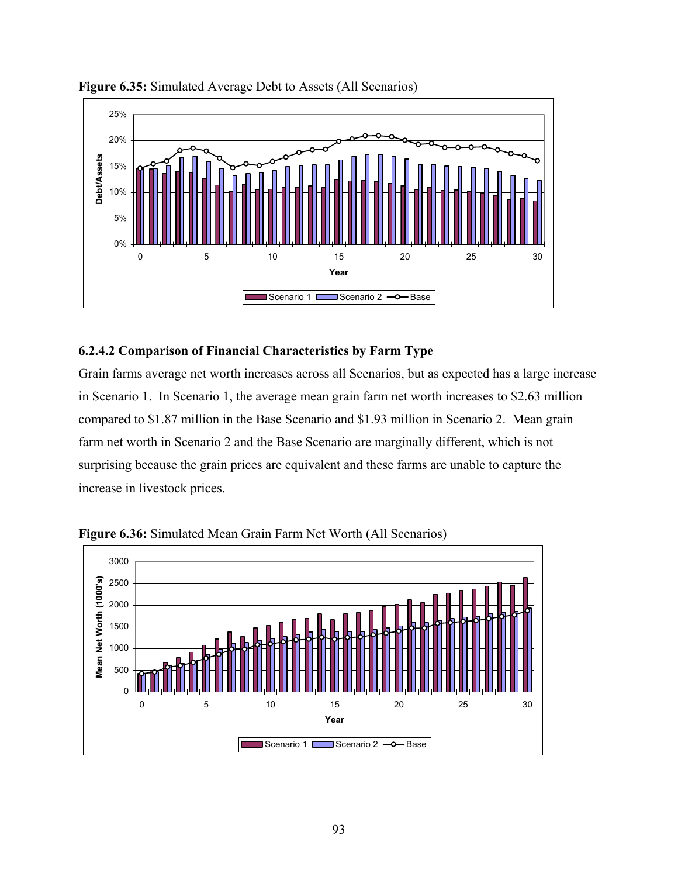**Figure 6.35:** Simulated Average Debt to Assets (All Scenarios)

25%
20%
15%
10%
5%
0%
Debt/Assets
0
5
10
15
20
25
30
Year
Scenario 1
Scenario 2
Base

### 6.2.4.2 Comparison of Financial Characteristics by Farm Type

Grain farms average net worth increases across all Scenarios, but as expected has a large increase in Scenario 1. In Scenario 1, the average mean grain farm net worth increases to $2.63 million compared to $1.87 million in the Base Scenario and $1.93 million in Scenario 2. Mean grain farm net worth in Scenario 2 and the Base Scenario are marginally different, which is not surprising because the grain prices are equivalent and these farms are unable to capture the increase in livestock prices.

**Figure 6.36:** Simulated Mean Grain Farm Net Worth (All Scenarios)

3000
2500
2000
1500
1000
500
0
Mean Net Worth (1000's)
0
5
10
15
20
25
30
Year
Scenario 1
Scenario 2
Base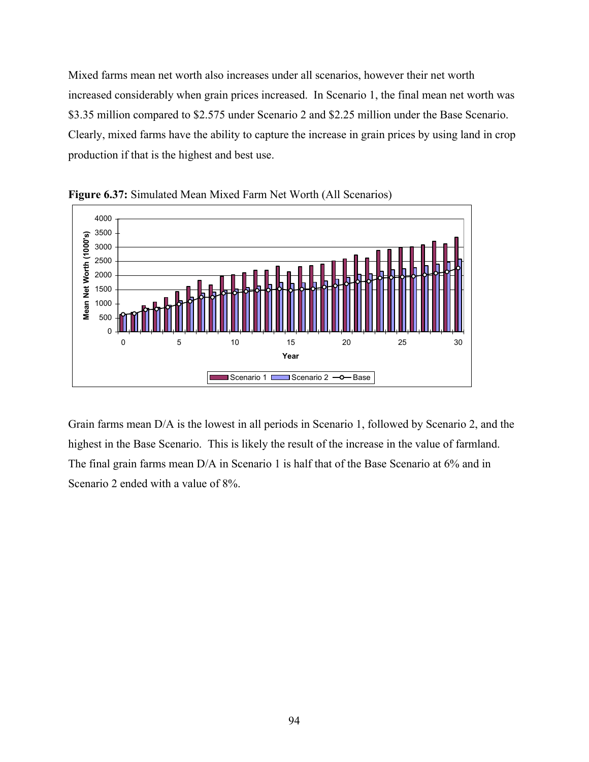Mixed farms mean net worth also increases under all scenarios, however their net worth increased considerably when grain prices increased. In Scenario 1, the final mean net worth was \$3.35 million compared to \$2.575 under Scenario 2 and \$2.25 million under the Base Scenario. Clearly, mixed farms have the ability to capture the increase in grain prices by using land in crop production if that is the highest and best use.

**Figure 6.37:** Simulated Mean Mixed Farm Net Worth (All Scenarios)

Mean Net Worth (1000's)
4000
3500
3000
2500
2000
1500
1000
500
0
0 5 10 15 20 25 30
Year
Scenario 1 Scenario 2 Base

Grain farms mean D/A is the lowest in all periods in Scenario 1, followed by Scenario 2, and the highest in the Base Scenario. This is likely the result of the increase in the value of farmland. The final grain farms mean D/A in Scenario 1 is half that of the Base Scenario at 6% and in Scenario 2 ended with a value of 8%.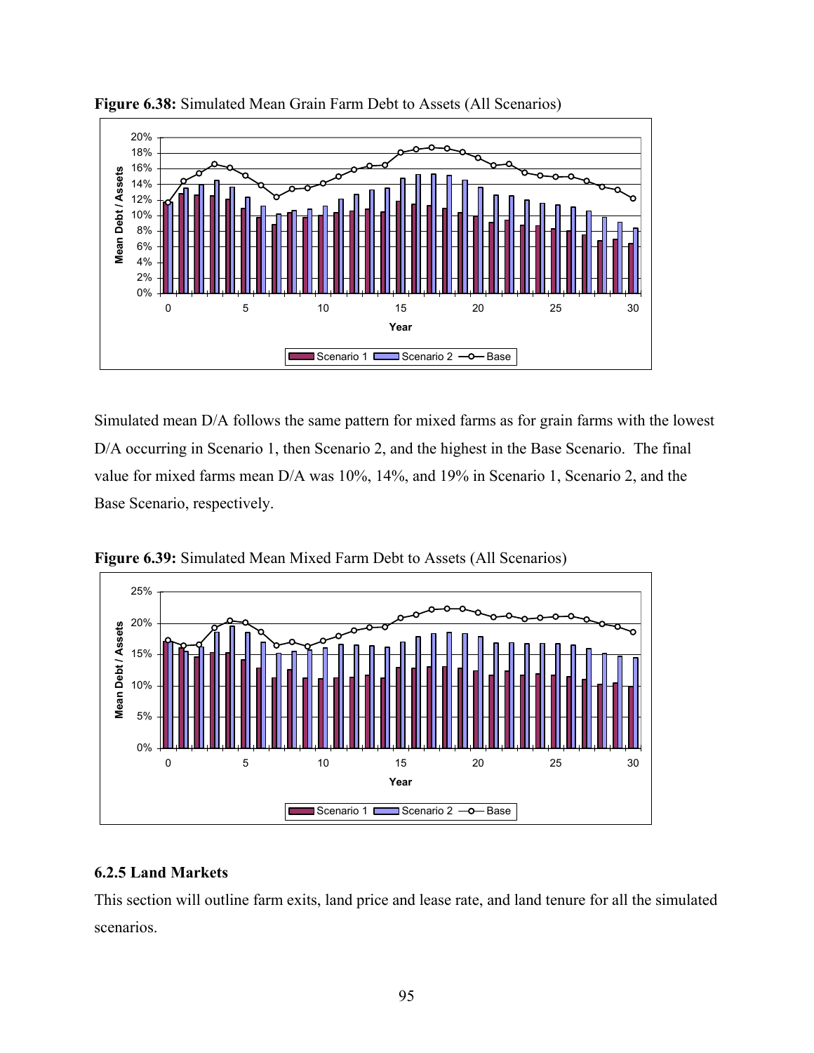**Figure 6.38:** Simulated Mean Grain Farm Debt to Assets (All Scenarios)

20%
18%
16%
14%
12%
10%
8%
6%
4%
2%
0%

Mean Debt / Assets

0
5
10
15
20
25
30

Year

Scenario 1 Scenario 2 Base

Simulated mean D/A follows the same pattern for mixed farms as for grain farms with the lowest D/A occurring in Scenario 1, then Scenario 2, and the highest in the Base Scenario. The final value for mixed farms mean D/A was 10%, 14%, and 19% in Scenario 1, Scenario 2, and the Base Scenario, respectively.

**Figure 6.39:** Simulated Mean Mixed Farm Debt to Assets (All Scenarios)

25%
20%
15%
10%
5%
0%

Mean Debt / Assets

0
5
10
15
20
25
30

Year

Scenario 1 Scenario 2 Base

### 6.2.5 Land Markets

This section will outline farm exits, land price and lease rate, and land tenure for all the simulated scenarios.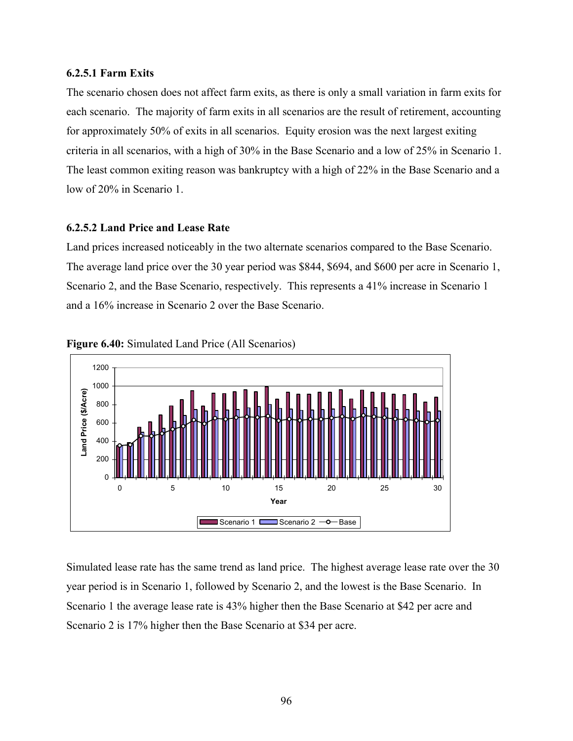#### 6.2.5.1 Farm Exits

The scenario chosen does not affect farm exits, as there is only a small variation in farm exits for each scenario. The majority of farm exits in all scenarios are the result of retirement, accounting for approximately 50% of exits in all scenarios. Equity erosion was the next largest exiting criteria in all scenarios, with a high of 30% in the Base Scenario and a low of 25% in Scenario 1. The least common exiting reason was bankruptcy with a high of 22% in the Base Scenario and a low of 20% in Scenario 1.

#### 6.2.5.2 Land Price and Lease Rate

Land prices increased noticeably in the two alternate scenarios compared to the Base Scenario. The average land price over the 30 year period was $844, $694, and $600 per acre in Scenario 1, Scenario 2, and the Base Scenario, respectively. This represents a 41% increase in Scenario 1 and a 16% increase in Scenario 2 over the Base Scenario.

**Figure 6.40:** Simulated Land Price (All Scenarios)

Simulated lease rate has the same trend as land price. The highest average lease rate over the 30 year period is in Scenario 1, followed by Scenario 2, and the lowest is the Base Scenario. In Scenario 1 the average lease rate is 43% higher then the Base Scenario at $42 per acre and Scenario 2 is 17% higher then the Base Scenario at $34 per acre.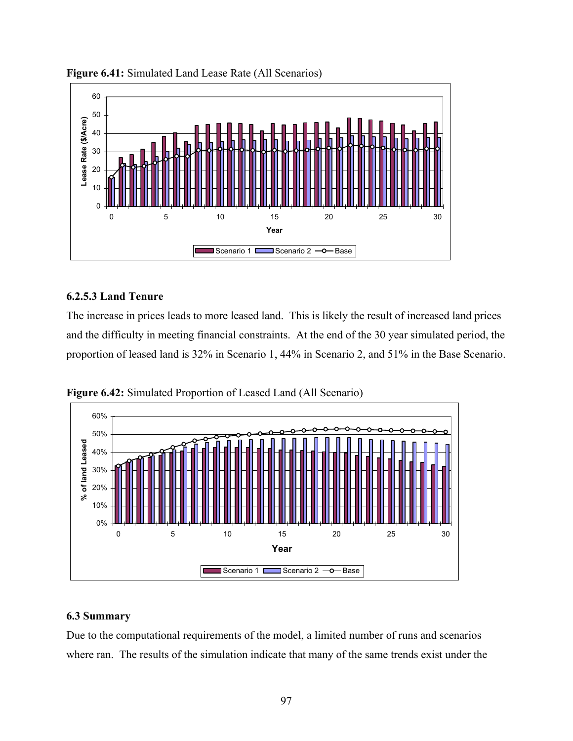**Figure 6.41:** Simulated Land Lease Rate (All Scenarios)

60
50
40
30
20
10
0
Lease Rate ($/Acre)
0 5 10 15 20 25 30
Year
Scenario 1 Scenario 2 Base

### 6.2.5.3 Land Tenure

The increase in prices leads to more leased land. This is likely the result of increased land prices and the difficulty in meeting financial constraints. At the end of the 30 year simulated period, the proportion of leased land is 32% in Scenario 1, 44% in Scenario 2, and 51% in the Base Scenario.

**Figure 6.42:** Simulated Proportion of Leased Land (All Scenario)

60%
50%
40%
30%
20%
10%
0%
% of land Leased
0 5 10 15 20 25 30
Year
Scenario 1 Scenario 2 Base

## 6.3 Summary

Due to the computational requirements of the model, a limited number of runs and scenarios where ran. The results of the simulation indicate that many of the same trends exist under the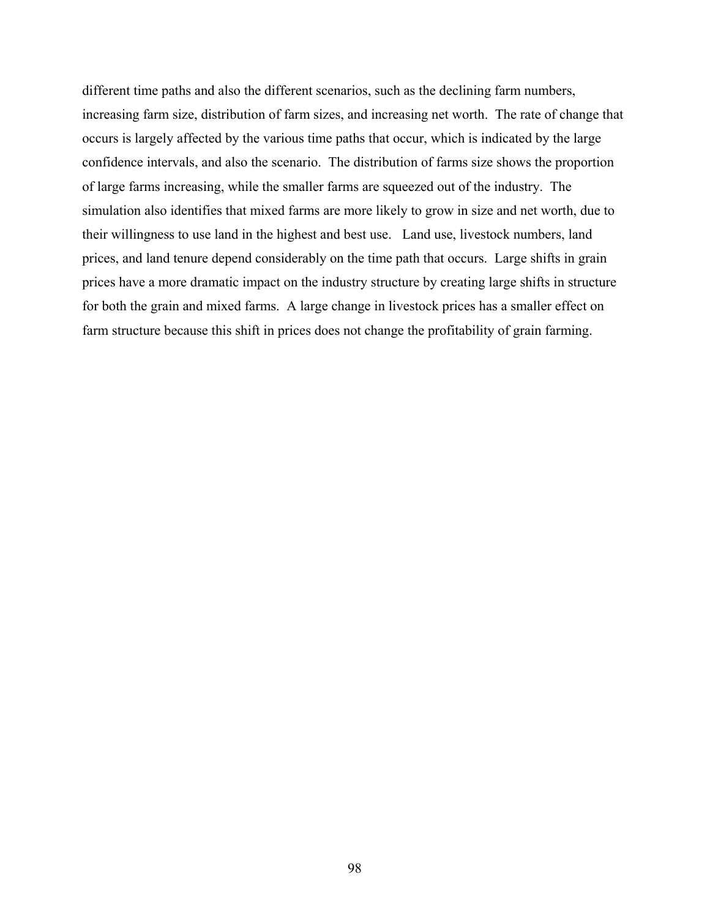different time paths and also the different scenarios, such as the declining farm numbers, increasing farm size, distribution of farm sizes, and increasing net worth. The rate of change that occurs is largely affected by the various time paths that occur, which is indicated by the large confidence intervals, and also the scenario. The distribution of farms size shows the proportion of large farms increasing, while the smaller farms are squeezed out of the industry. The simulation also identifies that mixed farms are more likely to grow in size and net worth, due to their willingness to use land in the highest and best use. Land use, livestock numbers, land prices, and land tenure depend considerably on the time path that occurs. Large shifts in grain prices have a more dramatic impact on the industry structure by creating large shifts in structure for both the grain and mixed farms. A large change in livestock prices has a smaller effect on farm structure because this shift in prices does not change the profitability of grain farming.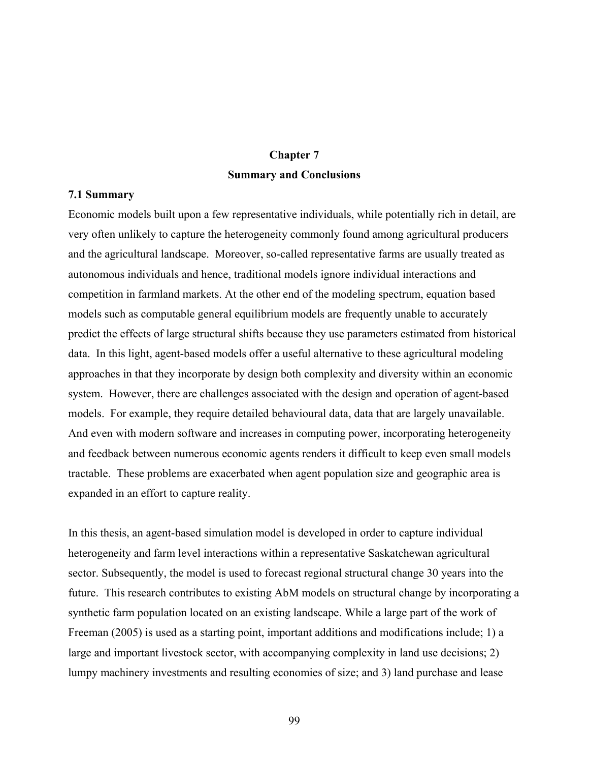# Chapter 7
# Summary and Conclusions

## 7.1 Summary

Economic models built upon a few representative individuals, while potentially rich in detail, are very often unlikely to capture the heterogeneity commonly found among agricultural producers and the agricultural landscape. Moreover, so-called representative farms are usually treated as autonomous individuals and hence, traditional models ignore individual interactions and competition in farmland markets. At the other end of the modeling spectrum, equation based models such as computable general equilibrium models are frequently unable to accurately predict the effects of large structural shifts because they use parameters estimated from historical data. In this light, agent-based models offer a useful alternative to these agricultural modeling approaches in that they incorporate by design both complexity and diversity within an economic system. However, there are challenges associated with the design and operation of agent-based models. For example, they require detailed behavioural data, data that are largely unavailable. And even with modern software and increases in computing power, incorporating heterogeneity and feedback between numerous economic agents renders it difficult to keep even small models tractable. These problems are exacerbated when agent population size and geographic area is expanded in an effort to capture reality.

In this thesis, an agent-based simulation model is developed in order to capture individual heterogeneity and farm level interactions within a representative Saskatchewan agricultural sector. Subsequently, the model is used to forecast regional structural change 30 years into the future. This research contributes to existing AbM models on structural change by incorporating a synthetic farm population located on an existing landscape. While a large part of the work of Freeman (2005) is used as a starting point, important additions and modifications include; 1) a large and important livestock sector, with accompanying complexity in land use decisions; 2) lumpy machinery investments and resulting economies of size; and 3) land purchase and lease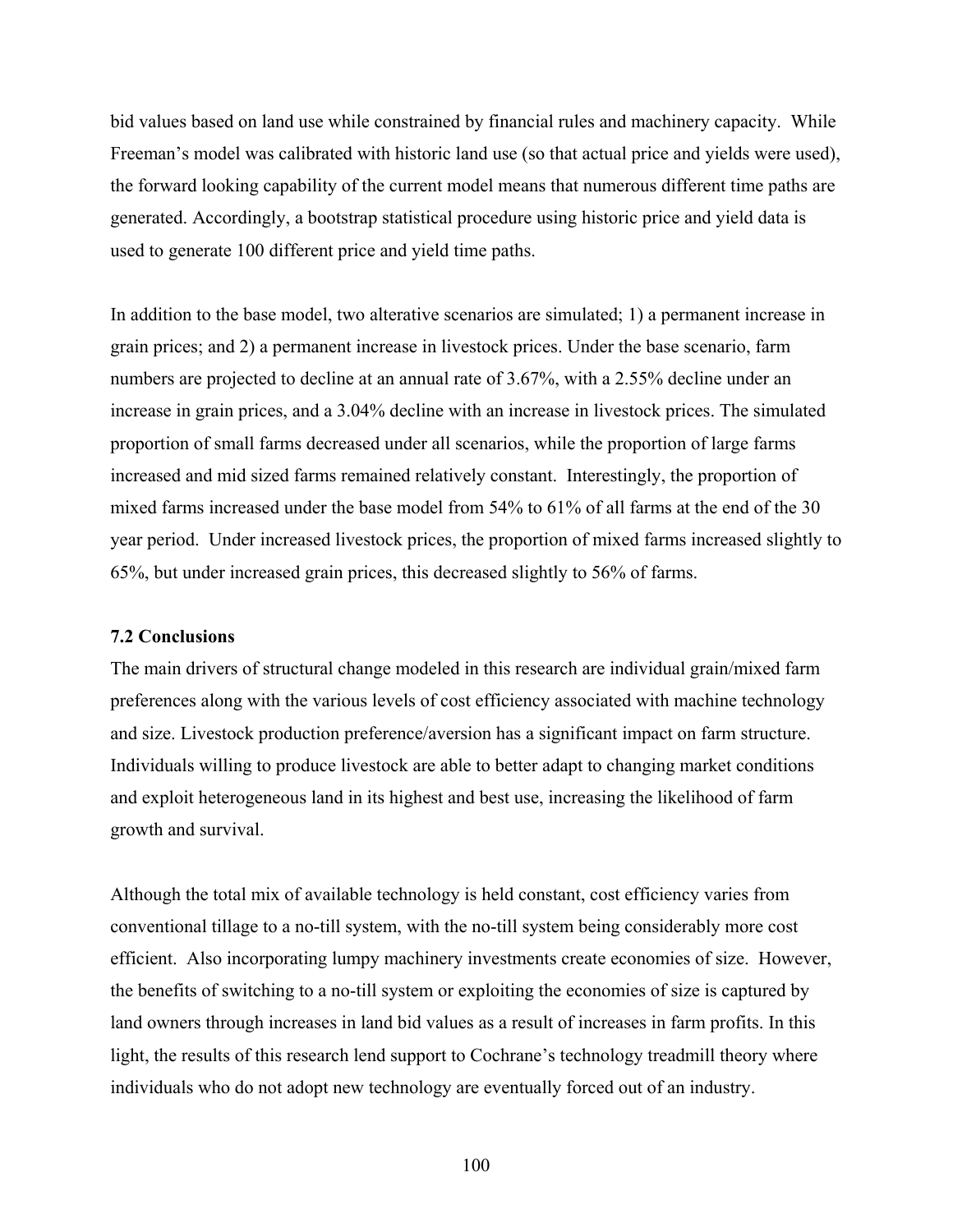bid values based on land use while constrained by financial rules and machinery capacity. While Freeman's model was calibrated with historic land use (so that actual price and yields were used), the forward looking capability of the current model means that numerous different time paths are generated. Accordingly, a bootstrap statistical procedure using historic price and yield data is used to generate 100 different price and yield time paths.

In addition to the base model, two alterative scenarios are simulated; 1) a permanent increase in grain prices; and 2) a permanent increase in livestock prices. Under the base scenario, farm numbers are projected to decline at an annual rate of 3.67%, with a 2.55% decline under an increase in grain prices, and a 3.04% decline with an increase in livestock prices. The simulated proportion of small farms decreased under all scenarios, while the proportion of large farms increased and mid sized farms remained relatively constant. Interestingly, the proportion of mixed farms increased under the base model from 54% to 61% of all farms at the end of the 30 year period. Under increased livestock prices, the proportion of mixed farms increased slightly to 65%, but under increased grain prices, this decreased slightly to 56% of farms.

### 7.2 Conclusions

The main drivers of structural change modeled in this research are individual grain/mixed farm preferences along with the various levels of cost efficiency associated with machine technology and size. Livestock production preference/aversion has a significant impact on farm structure. Individuals willing to produce livestock are able to better adapt to changing market conditions and exploit heterogeneous land in its highest and best use, increasing the likelihood of farm growth and survival.

Although the total mix of available technology is held constant, cost efficiency varies from conventional tillage to a no-till system, with the no-till system being considerably more cost efficient. Also incorporating lumpy machinery investments create economies of size. However, the benefits of switching to a no-till system or exploiting the economies of size is captured by land owners through increases in land bid values as a result of increases in farm profits. In this light, the results of this research lend support to Cochrane's technology treadmill theory where individuals who do not adopt new technology are eventually forced out of an industry.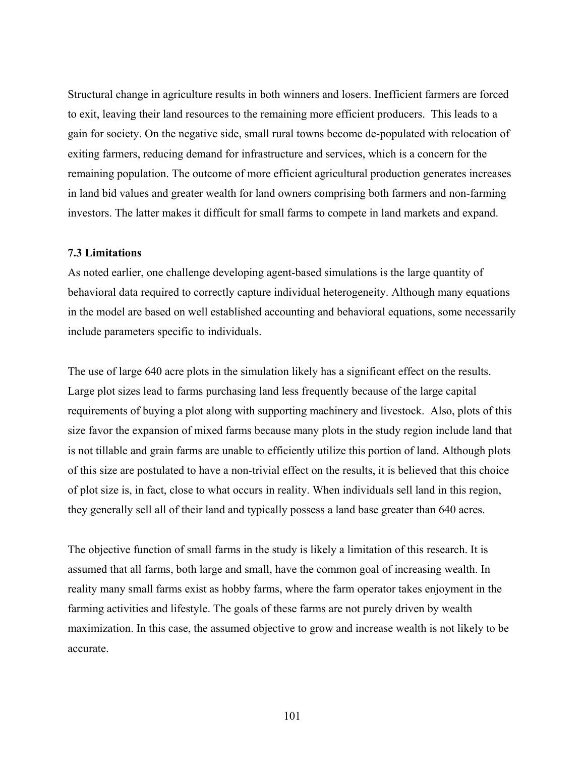Structural change in agriculture results in both winners and losers. Inefficient farmers are forced to exit, leaving their land resources to the remaining more efficient producers. This leads to a gain for society. On the negative side, small rural towns become de-populated with relocation of exiting farmers, reducing demand for infrastructure and services, which is a concern for the remaining population. The outcome of more efficient agricultural production generates increases in land bid values and greater wealth for land owners comprising both farmers and non-farming investors. The latter makes it difficult for small farms to compete in land markets and expand.

### 7.3 Limitations

As noted earlier, one challenge developing agent-based simulations is the large quantity of behavioral data required to correctly capture individual heterogeneity. Although many equations in the model are based on well established accounting and behavioral equations, some necessarily include parameters specific to individuals.

The use of large 640 acre plots in the simulation likely has a significant effect on the results. Large plot sizes lead to farms purchasing land less frequently because of the large capital requirements of buying a plot along with supporting machinery and livestock. Also, plots of this size favor the expansion of mixed farms because many plots in the study region include land that is not tillable and grain farms are unable to efficiently utilize this portion of land. Although plots of this size are postulated to have a non-trivial effect on the results, it is believed that this choice of plot size is, in fact, close to what occurs in reality. When individuals sell land in this region, they generally sell all of their land and typically possess a land base greater than 640 acres.

The objective function of small farms in the study is likely a limitation of this research. It is assumed that all farms, both large and small, have the common goal of increasing wealth. In reality many small farms exist as hobby farms, where the farm operator takes enjoyment in the farming activities and lifestyle. The goals of these farms are not purely driven by wealth maximization. In this case, the assumed objective to grow and increase wealth is not likely to be accurate.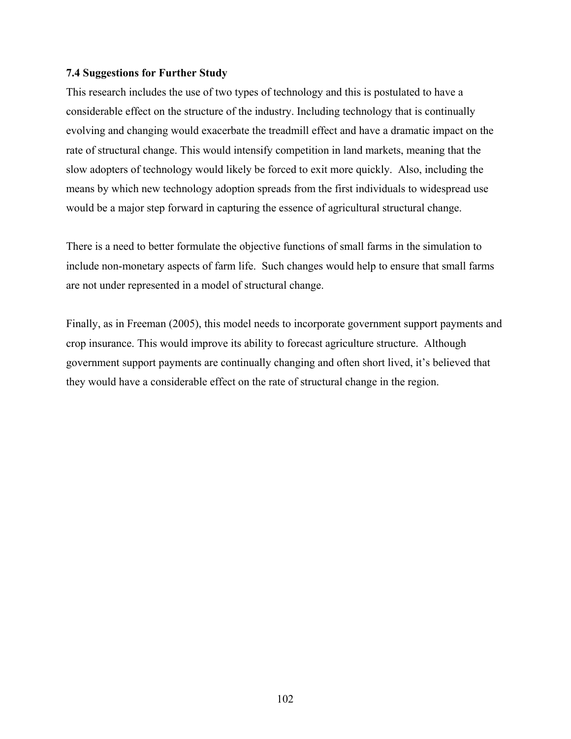### 7.4 Suggestions for Further Study

This research includes the use of two types of technology and this is postulated to have a considerable effect on the structure of the industry. Including technology that is continually evolving and changing would exacerbate the treadmill effect and have a dramatic impact on the rate of structural change. This would intensify competition in land markets, meaning that the slow adopters of technology would likely be forced to exit more quickly. Also, including the means by which new technology adoption spreads from the first individuals to widespread use would be a major step forward in capturing the essence of agricultural structural change.

There is a need to better formulate the objective functions of small farms in the simulation to include non-monetary aspects of farm life. Such changes would help to ensure that small farms are not under represented in a model of structural change.

Finally, as in Freeman (2005), this model needs to incorporate government support payments and crop insurance. This would improve its ability to forecast agriculture structure. Although government support payments are continually changing and often short lived, it's believed that they would have a considerable effect on the rate of structural change in the region.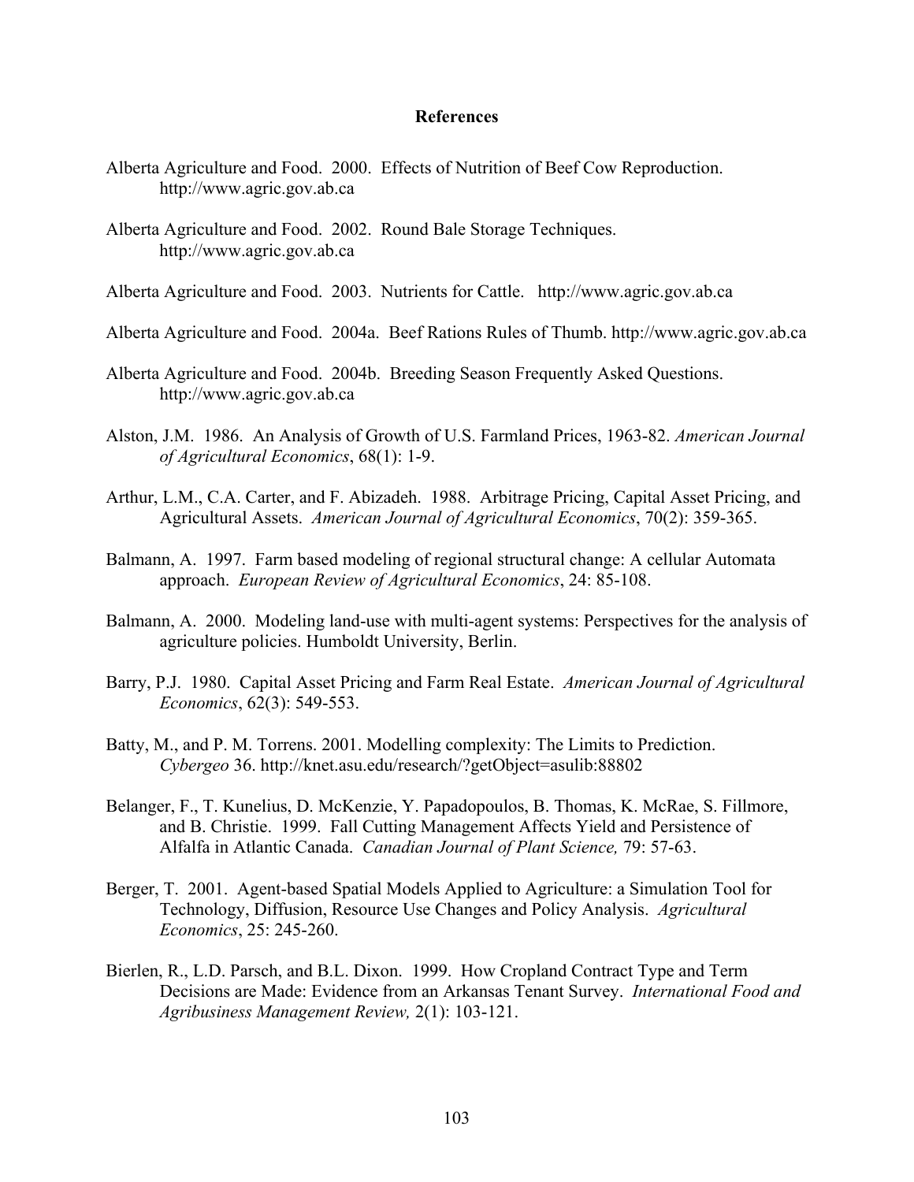# References

Alberta Agriculture and Food. 2000. Effects of Nutrition of Beef Cow Reproduction. http://www.agric.gov.ab.ca

Alberta Agriculture and Food. 2002. Round Bale Storage Techniques. http://www.agric.gov.ab.ca

Alberta Agriculture and Food. 2003. Nutrients for Cattle. http://www.agric.gov.ab.ca

Alberta Agriculture and Food. 2004a. Beef Rations Rules of Thumb. http://www.agric.gov.ab.ca

Alberta Agriculture and Food. 2004b. Breeding Season Frequently Asked Questions. http://www.agric.gov.ab.ca

Alston, J.M. 1986. An Analysis of Growth of U.S. Farmland Prices, 1963-82. *American Journal of Agricultural Economics*, 68(1): 1-9.

Arthur, L.M., C.A. Carter, and F. Abizadeh. 1988. Arbitrage Pricing, Capital Asset Pricing, and Agricultural Assets. *American Journal of Agricultural Economics*, 70(2): 359-365.

Balmann, A. 1997. Farm based modeling of regional structural change: A cellular Automata approach. *European Review of Agricultural Economics*, 24: 85-108.

Balmann, A. 2000. Modeling land-use with multi-agent systems: Perspectives for the analysis of agriculture policies. Humboldt University, Berlin.

Barry, P.J. 1980. Capital Asset Pricing and Farm Real Estate. *American Journal of Agricultural Economics*, 62(3): 549-553.

Batty, M., and P. M. Torrens. 2001. Modelling complexity: The Limits to Prediction. *Cybergeo* 36. http://knet.asu.edu/research/?getObject=asulib:88802

Belanger, F., T. Kunelius, D. McKenzie, Y. Papadopoulos, B. Thomas, K. McRae, S. Fillmore, and B. Christie. 1999. Fall Cutting Management Affects Yield and Persistence of Alfalfa in Atlantic Canada. *Canadian Journal of Plant Science,* 79: 57-63.

Berger, T. 2001. Agent-based Spatial Models Applied to Agriculture: a Simulation Tool for Technology, Diffusion, Resource Use Changes and Policy Analysis. *Agricultural Economics*, 25: 245-260.

Bierlen, R., L.D. Parsch, and B.L. Dixon. 1999. How Cropland Contract Type and Term Decisions are Made: Evidence from an Arkansas Tenant Survey. *International Food and Agribusiness Management Review,* 2(1): 103-121.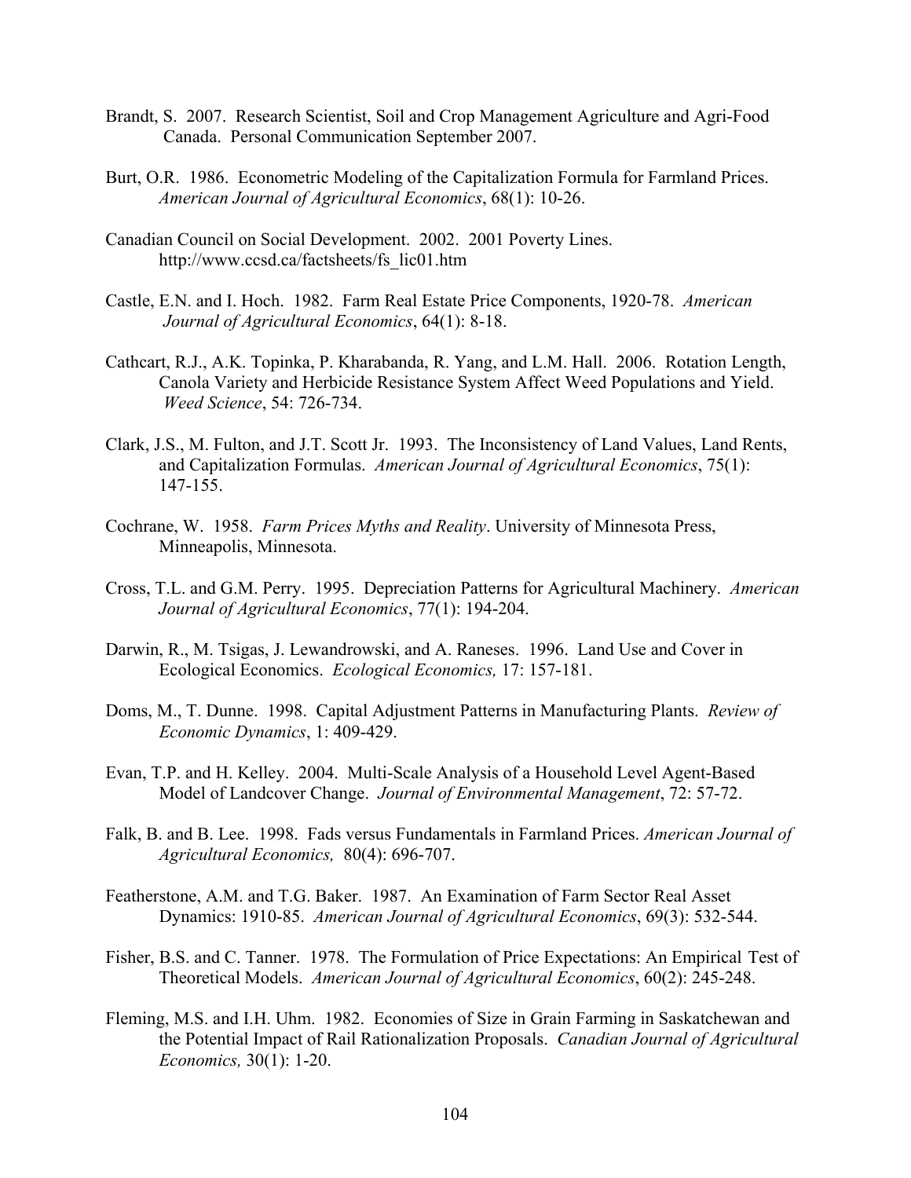Brandt, S. 2007. Research Scientist, Soil and Crop Management Agriculture and Agri-Food Canada. Personal Communication September 2007.

Burt, O.R. 1986. Econometric Modeling of the Capitalization Formula for Farmland Prices. *American Journal of Agricultural Economics*, 68(1): 10-26.

Canadian Council on Social Development. 2002. 2001 Poverty Lines. http://www.ccsd.ca/factsheets/fs_lic01.htm

Castle, E.N. and I. Hoch. 1982. Farm Real Estate Price Components, 1920-78. *American Journal of Agricultural Economics*, 64(1): 8-18.

Cathcart, R.J., A.K. Topinka, P. Kharabanda, R. Yang, and L.M. Hall. 2006. Rotation Length, Canola Variety and Herbicide Resistance System Affect Weed Populations and Yield. *Weed Science*, 54: 726-734.

Clark, J.S., M. Fulton, and J.T. Scott Jr. 1993. The Inconsistency of Land Values, Land Rents, and Capitalization Formulas. *American Journal of Agricultural Economics*, 75(1): 147-155.

Cochrane, W. 1958. *Farm Prices Myths and Reality*. University of Minnesota Press, Minneapolis, Minnesota.

Cross, T.L. and G.M. Perry. 1995. Depreciation Patterns for Agricultural Machinery. *American Journal of Agricultural Economics*, 77(1): 194-204.

Darwin, R., M. Tsigas, J. Lewandrowski, and A. Raneses. 1996. Land Use and Cover in Ecological Economics. *Ecological Economics,* 17: 157-181.

Doms, M., T. Dunne. 1998. Capital Adjustment Patterns in Manufacturing Plants. *Review of Economic Dynamics*, 1: 409-429.

Evan, T.P. and H. Kelley. 2004. Multi-Scale Analysis of a Household Level Agent-Based Model of Landcover Change. *Journal of Environmental Management*, 72: 57-72.

Falk, B. and B. Lee. 1998. Fads versus Fundamentals in Farmland Prices. *American Journal of Agricultural Economics,* 80(4): 696-707.

Featherstone, A.M. and T.G. Baker. 1987. An Examination of Farm Sector Real Asset Dynamics: 1910-85. *American Journal of Agricultural Economics*, 69(3): 532-544.

Fisher, B.S. and C. Tanner. 1978. The Formulation of Price Expectations: An Empirical Test of Theoretical Models. *American Journal of Agricultural Economics*, 60(2): 245-248.

Fleming, M.S. and I.H. Uhm. 1982. Economies of Size in Grain Farming in Saskatchewan and the Potential Impact of Rail Rationalization Proposals. *Canadian Journal of Agricultural Economics,* 30(1): 1-20.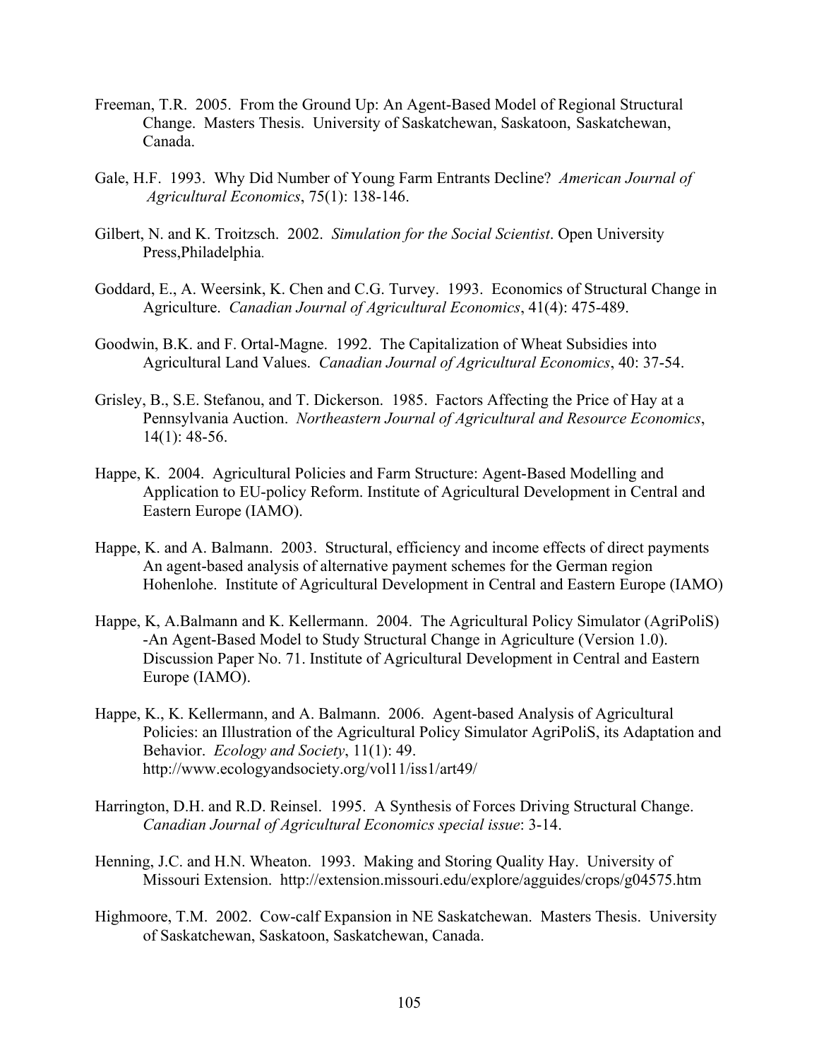Freeman, T.R. 2005. From the Ground Up: An Agent-Based Model of Regional Structural Change. Masters Thesis. University of Saskatchewan, Saskatoon, Saskatchewan, Canada.

Gale, H.F. 1993. Why Did Number of Young Farm Entrants Decline? *American Journal of Agricultural Economics*, 75(1): 138-146.

Gilbert, N. and K. Troitzsch. 2002. *Simulation for the Social Scientist*. Open University Press,Philadelphia.

Goddard, E., A. Weersink, K. Chen and C.G. Turvey. 1993. Economics of Structural Change in Agriculture. *Canadian Journal of Agricultural Economics*, 41(4): 475-489.

Goodwin, B.K. and F. Ortal-Magne. 1992. The Capitalization of Wheat Subsidies into Agricultural Land Values. *Canadian Journal of Agricultural Economics*, 40: 37-54.

Grisley, B., S.E. Stefanou, and T. Dickerson. 1985. Factors Affecting the Price of Hay at a Pennsylvania Auction. *Northeastern Journal of Agricultural and Resource Economics*, 14(1): 48-56.

Happe, K. 2004. Agricultural Policies and Farm Structure: Agent-Based Modelling and Application to EU-policy Reform. Institute of Agricultural Development in Central and Eastern Europe (IAMO).

Happe, K. and A. Balmann. 2003. Structural, efficiency and income effects of direct payments An agent-based analysis of alternative payment schemes for the German region Hohenlohe. Institute of Agricultural Development in Central and Eastern Europe (IAMO)

Happe, K, A.Balmann and K. Kellermann. 2004. The Agricultural Policy Simulator (AgriPoliS) -An Agent-Based Model to Study Structural Change in Agriculture (Version 1.0). Discussion Paper No. 71. Institute of Agricultural Development in Central and Eastern Europe (IAMO).

Happe, K., K. Kellermann, and A. Balmann. 2006. Agent-based Analysis of Agricultural Policies: an Illustration of the Agricultural Policy Simulator AgriPoliS, its Adaptation and Behavior. *Ecology and Society*, 11(1): 49. http://www.ecologyandsociety.org/vol11/iss1/art49/

Harrington, D.H. and R.D. Reinsel. 1995. A Synthesis of Forces Driving Structural Change. *Canadian Journal of Agricultural Economics special issue*: 3-14.

Henning, J.C. and H.N. Wheaton. 1993. Making and Storing Quality Hay. University of Missouri Extension. http://extension.missouri.edu/explore/agguides/crops/g04575.htm

Highmoore, T.M. 2002. Cow-calf Expansion in NE Saskatchewan. Masters Thesis. University of Saskatchewan, Saskatoon, Saskatchewan, Canada.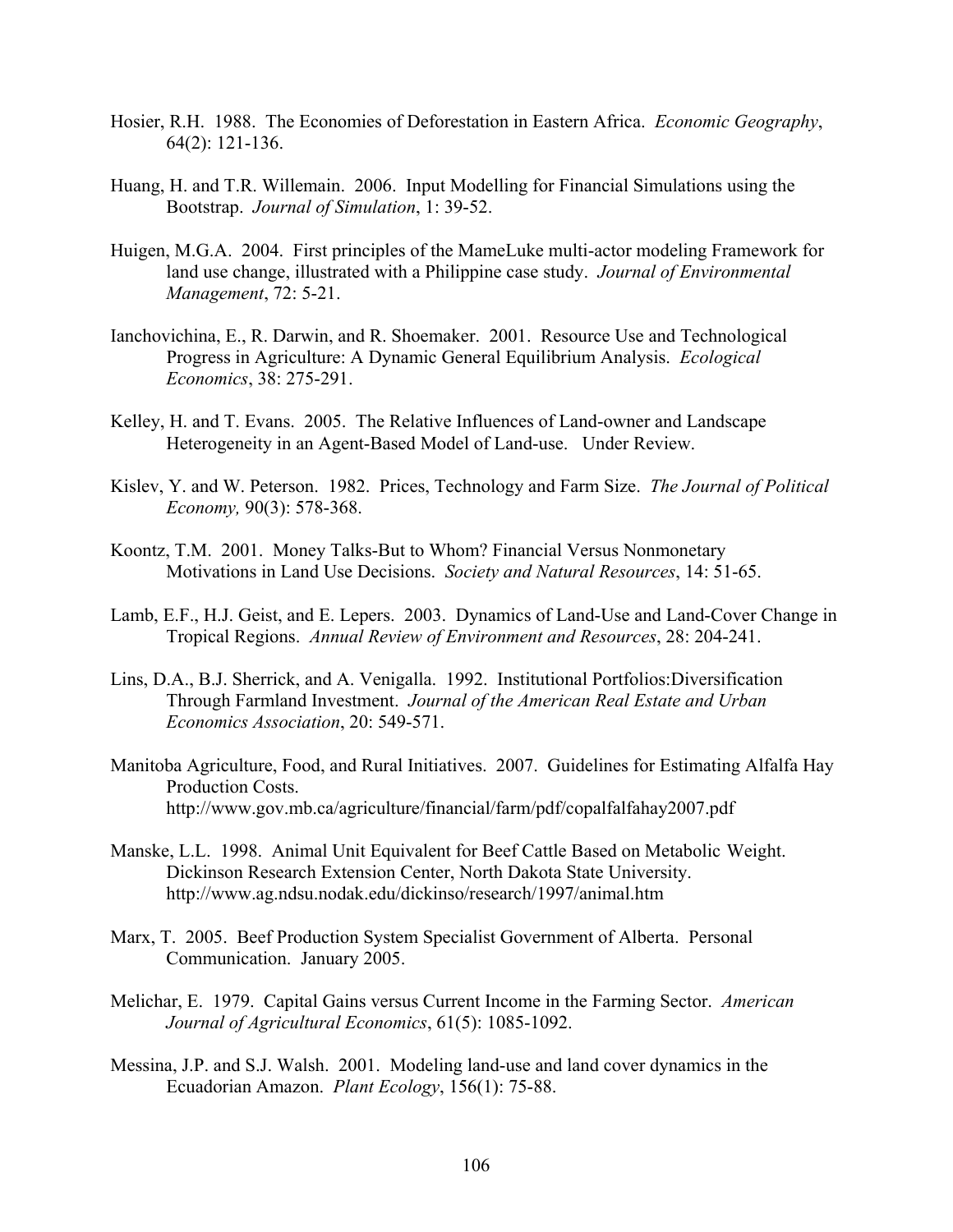Hosier, R.H. 1988. The Economies of Deforestation in Eastern Africa. *Economic Geography*, 64(2): 121-136.

Huang, H. and T.R. Willemain. 2006. Input Modelling for Financial Simulations using the Bootstrap. *Journal of Simulation*, 1: 39-52.

Huigen, M.G.A. 2004. First principles of the MameLuke multi-actor modeling Framework for land use change, illustrated with a Philippine case study. *Journal of Environmental Management*, 72: 5-21.

Ianchovichina, E., R. Darwin, and R. Shoemaker. 2001. Resource Use and Technological Progress in Agriculture: A Dynamic General Equilibrium Analysis. *Ecological Economics*, 38: 275-291.

Kelley, H. and T. Evans. 2005. The Relative Influences of Land-owner and Landscape Heterogeneity in an Agent-Based Model of Land-use. Under Review.

Kislev, Y. and W. Peterson. 1982. Prices, Technology and Farm Size. *The Journal of Political Economy,* 90(3): 578-368.

Koontz, T.M. 2001. Money Talks-But to Whom? Financial Versus Nonmonetary Motivations in Land Use Decisions. *Society and Natural Resources*, 14: 51-65.

Lamb, E.F., H.J. Geist, and E. Lepers. 2003. Dynamics of Land-Use and Land-Cover Change in Tropical Regions. *Annual Review of Environment and Resources*, 28: 204-241.

Lins, D.A., B.J. Sherrick, and A. Venigalla. 1992. Institutional Portfolios:Diversification Through Farmland Investment. *Journal of the American Real Estate and Urban Economics Association*, 20: 549-571.

Manitoba Agriculture, Food, and Rural Initiatives. 2007. Guidelines for Estimating Alfalfa Hay Production Costs. http://www.gov.mb.ca/agriculture/financial/farm/pdf/copalfalfahay2007.pdf

Manske, L.L. 1998. Animal Unit Equivalent for Beef Cattle Based on Metabolic Weight. Dickinson Research Extension Center, North Dakota State University. http://www.ag.ndsu.nodak.edu/dickinso/research/1997/animal.htm

Marx, T. 2005. Beef Production System Specialist Government of Alberta. Personal Communication. January 2005.

Melichar, E. 1979. Capital Gains versus Current Income in the Farming Sector. *American Journal of Agricultural Economics*, 61(5): 1085-1092.

Messina, J.P. and S.J. Walsh. 2001. Modeling land-use and land cover dynamics in the Ecuadorian Amazon. *Plant Ecology*, 156(1): 75-88.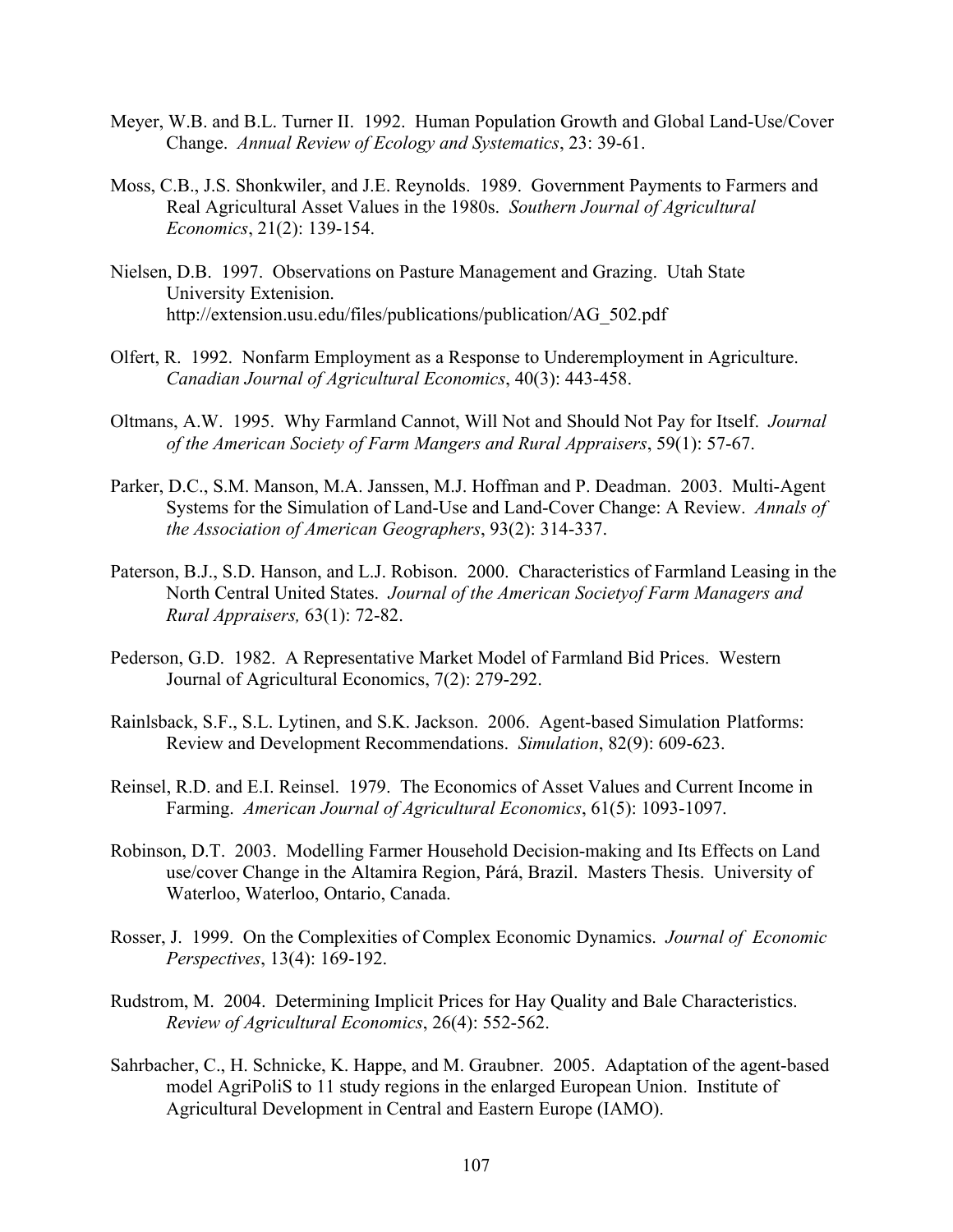Meyer, W.B. and B.L. Turner II. 1992. Human Population Growth and Global Land-Use/Cover Change. *Annual Review of Ecology and Systematics*, 23: 39-61.

Moss, C.B., J.S. Shonkwiler, and J.E. Reynolds. 1989. Government Payments to Farmers and Real Agricultural Asset Values in the 1980s. *Southern Journal of Agricultural Economics*, 21(2): 139-154.

Nielsen, D.B. 1997. Observations on Pasture Management and Grazing. Utah State University Extenision. http://extension.usu.edu/files/publications/publication/AG_502.pdf

Olfert, R. 1992. Nonfarm Employment as a Response to Underemployment in Agriculture. *Canadian Journal of Agricultural Economics*, 40(3): 443-458.

Oltmans, A.W. 1995. Why Farmland Cannot, Will Not and Should Not Pay for Itself. *Journal of the American Society of Farm Mangers and Rural Appraisers*, 59(1): 57-67.

Parker, D.C., S.M. Manson, M.A. Janssen, M.J. Hoffman and P. Deadman. 2003. Multi-Agent Systems for the Simulation of Land-Use and Land-Cover Change: A Review. *Annals of the Association of American Geographers*, 93(2): 314-337.

Paterson, B.J., S.D. Hanson, and L.J. Robison. 2000. Characteristics of Farmland Leasing in the North Central United States. *Journal of the American Societyof Farm Managers and Rural Appraisers,* 63(1): 72-82.

Pederson, G.D. 1982. A Representative Market Model of Farmland Bid Prices. Western Journal of Agricultural Economics, 7(2): 279-292.

Rainlsback, S.F., S.L. Lytinen, and S.K. Jackson. 2006. Agent-based Simulation Platforms: Review and Development Recommendations. *Simulation*, 82(9): 609-623.

Reinsel, R.D. and E.I. Reinsel. 1979. The Economics of Asset Values and Current Income in Farming. *American Journal of Agricultural Economics*, 61(5): 1093-1097.

Robinson, D.T. 2003. Modelling Farmer Household Decision-making and Its Effects on Land use/cover Change in the Altamira Region, Párá, Brazil. Masters Thesis. University of Waterloo, Waterloo, Ontario, Canada.

Rosser, J. 1999. On the Complexities of Complex Economic Dynamics. *Journal of Economic Perspectives*, 13(4): 169-192.

Rudstrom, M. 2004. Determining Implicit Prices for Hay Quality and Bale Characteristics. *Review of Agricultural Economics*, 26(4): 552-562.

Sahrbacher, C., H. Schnicke, K. Happe, and M. Graubner. 2005. Adaptation of the agent-based model AgriPoliS to 11 study regions in the enlarged European Union. Institute of Agricultural Development in Central and Eastern Europe (IAMO).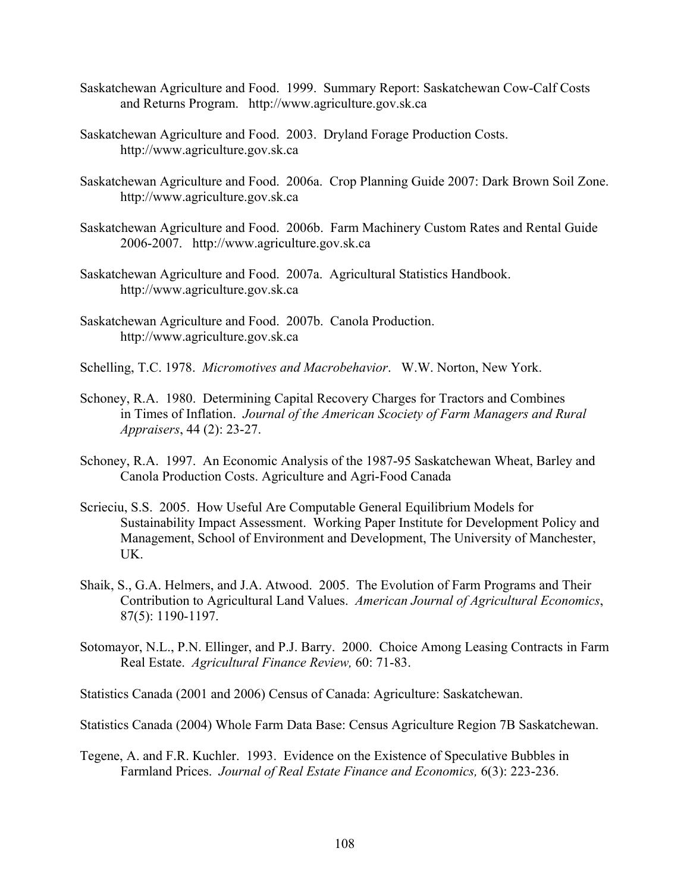Saskatchewan Agriculture and Food. 1999. Summary Report: Saskatchewan Cow-Calf Costs and Returns Program. http://www.agriculture.gov.sk.ca

Saskatchewan Agriculture and Food. 2003. Dryland Forage Production Costs. http://www.agriculture.gov.sk.ca

Saskatchewan Agriculture and Food. 2006a. Crop Planning Guide 2007: Dark Brown Soil Zone. http://www.agriculture.gov.sk.ca

Saskatchewan Agriculture and Food. 2006b. Farm Machinery Custom Rates and Rental Guide 2006-2007. http://www.agriculture.gov.sk.ca

Saskatchewan Agriculture and Food. 2007a. Agricultural Statistics Handbook. http://www.agriculture.gov.sk.ca

Saskatchewan Agriculture and Food. 2007b. Canola Production. http://www.agriculture.gov.sk.ca

Schelling, T.C. 1978. *Micromotives and Macrobehavior*. W.W. Norton, New York.

Schoney, R.A. 1980. Determining Capital Recovery Charges for Tractors and Combines in Times of Inflation. *Journal of the American Scociety of Farm Managers and Rural Appraisers*, 44 (2): 23-27.

Schoney, R.A. 1997. An Economic Analysis of the 1987-95 Saskatchewan Wheat, Barley and Canola Production Costs. Agriculture and Agri-Food Canada

Scrieciu, S.S. 2005. How Useful Are Computable General Equilibrium Models for Sustainability Impact Assessment. Working Paper Institute for Development Policy and Management, School of Environment and Development, The University of Manchester, UK.

Shaik, S., G.A. Helmers, and J.A. Atwood. 2005. The Evolution of Farm Programs and Their Contribution to Agricultural Land Values. *American Journal of Agricultural Economics*, 87(5): 1190-1197.

Sotomayor, N.L., P.N. Ellinger, and P.J. Barry. 2000. Choice Among Leasing Contracts in Farm Real Estate. *Agricultural Finance Review,* 60: 71-83.

Statistics Canada (2001 and 2006) Census of Canada: Agriculture: Saskatchewan.

Statistics Canada (2004) Whole Farm Data Base: Census Agriculture Region 7B Saskatchewan.

Tegene, A. and F.R. Kuchler. 1993. Evidence on the Existence of Speculative Bubbles in Farmland Prices. *Journal of Real Estate Finance and Economics,* 6(3): 223-236.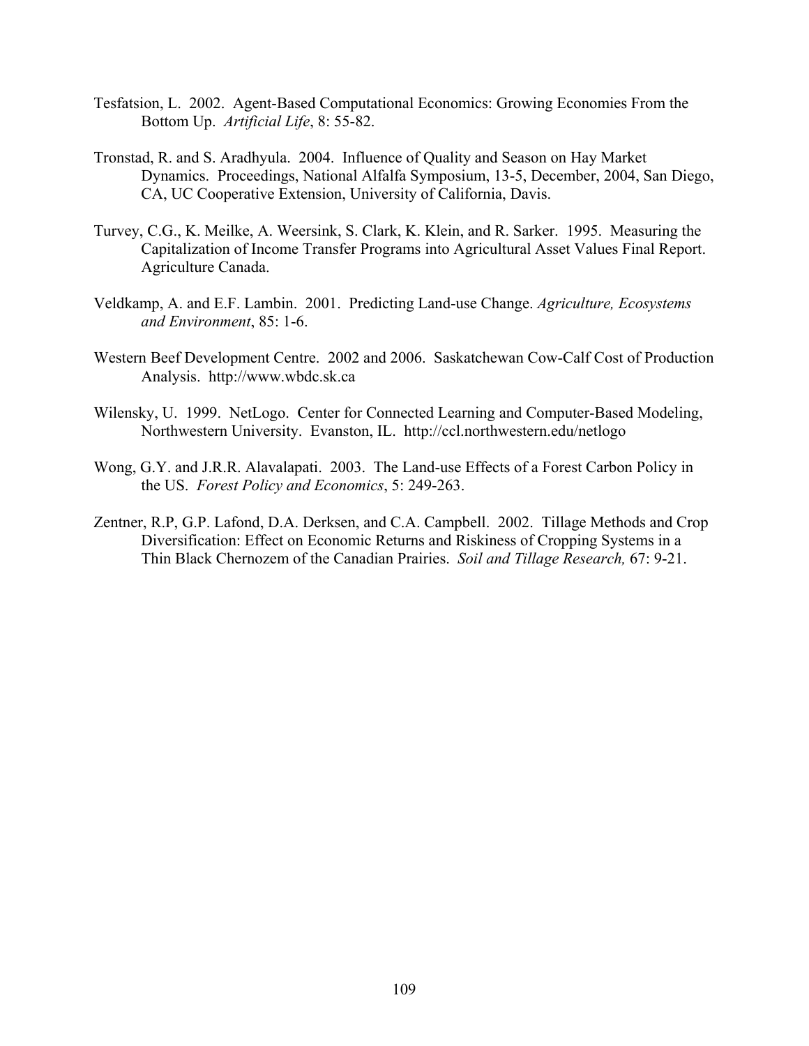Tesfatsion, L. 2002. Agent-Based Computational Economics: Growing Economies From the Bottom Up. *Artificial Life*, 8: 55-82.

Tronstad, R. and S. Aradhyula. 2004. Influence of Quality and Season on Hay Market Dynamics. Proceedings, National Alfalfa Symposium, 13-5, December, 2004, San Diego, CA, UC Cooperative Extension, University of California, Davis.

Turvey, C.G., K. Meilke, A. Weersink, S. Clark, K. Klein, and R. Sarker. 1995. Measuring the Capitalization of Income Transfer Programs into Agricultural Asset Values Final Report. Agriculture Canada.

Veldkamp, A. and E.F. Lambin. 2001. Predicting Land-use Change. *Agriculture, Ecosystems and Environment*, 85: 1-6.

Western Beef Development Centre. 2002 and 2006. Saskatchewan Cow-Calf Cost of Production Analysis. http://www.wbdc.sk.ca

Wilensky, U. 1999. NetLogo. Center for Connected Learning and Computer-Based Modeling, Northwestern University. Evanston, IL. http://ccl.northwestern.edu/netlogo

Wong, G.Y. and J.R.R. Alavalapati. 2003. The Land-use Effects of a Forest Carbon Policy in the US. *Forest Policy and Economics*, 5: 249-263.

Zentner, R.P, G.P. Lafond, D.A. Derksen, and C.A. Campbell. 2002. Tillage Methods and Crop Diversification: Effect on Economic Returns and Riskiness of Cropping Systems in a Thin Black Chernozem of the Canadian Prairies. *Soil and Tillage Research,* 67: 9-21.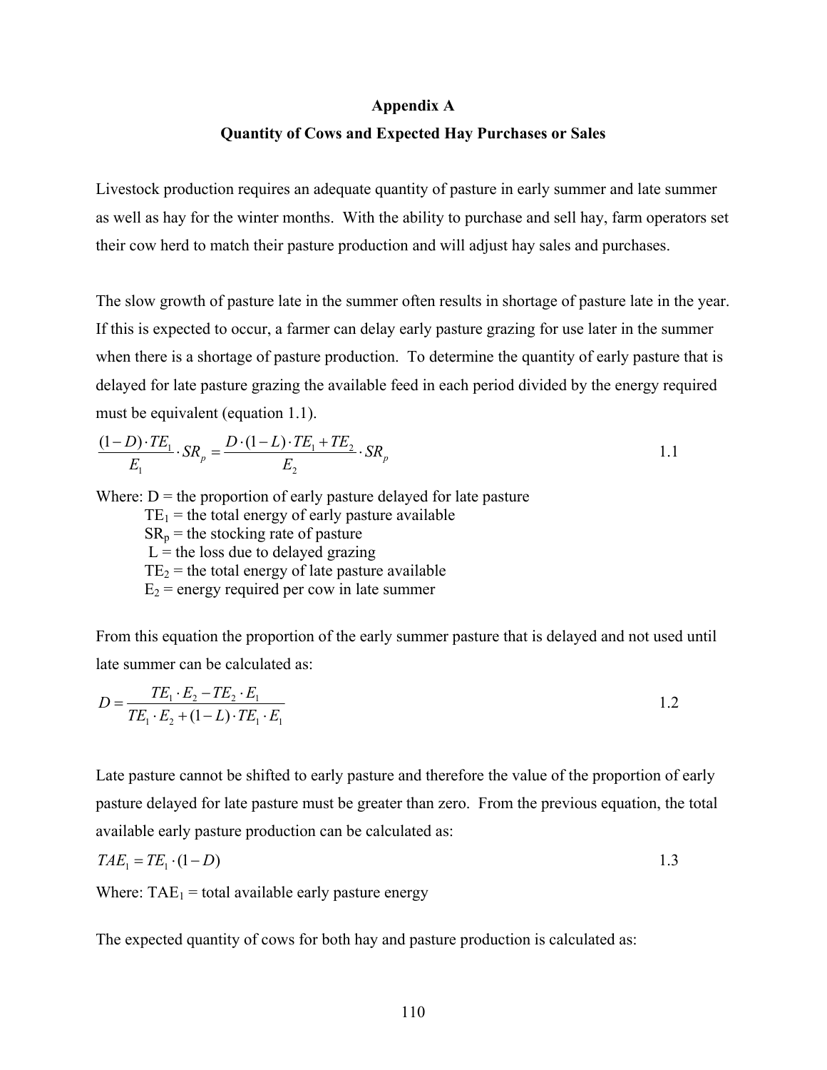# Appendix A

## Quantity of Cows and Expected Hay Purchases or Sales

Livestock production requires an adequate quantity of pasture in early summer and late summer as well as hay for the winter months. With the ability to purchase and sell hay, farm operators set their cow herd to match their pasture production and will adjust hay sales and purchases.

The slow growth of pasture late in the summer often results in shortage of pasture late in the year. If this is expected to occur, a farmer can delay early pasture grazing for use later in the summer when there is a shortage of pasture production. To determine the quantity of early pasture that is delayed for late pasture grazing the available feed in each period divided by the energy required must be equivalent (equation 1.1).

$$\frac{(1-D)\cdot TE_1}{E_1}\cdot SR_p = \frac{D\cdot(1-L)\cdot TE_1 + TE_2}{E_2}\cdot SR_p \qquad 1.1$$

Where: D = the proportion of early pasture delayed for late pasture
$TE_1$ = the total energy of early pasture available
$SR_p$ = the stocking rate of pasture
L = the loss due to delayed grazing
$TE_2$ = the total energy of late pasture available
$E_2$ = energy required per cow in late summer

From this equation the proportion of the early summer pasture that is delayed and not used until late summer can be calculated as:

$$D = \frac{TE_1\cdot E_2 - TE_2\cdot E_1}{TE_1\cdot E_2 + (1-L)\cdot TE_1\cdot E_1} \qquad 1.2$$

Late pasture cannot be shifted to early pasture and therefore the value of the proportion of early pasture delayed for late pasture must be greater than zero. From the previous equation, the total available early pasture production can be calculated as:

$$TAE_1 = TE_1\cdot(1-D) \qquad 1.3$$

Where: $TAE_1$ = total available early pasture energy

The expected quantity of cows for both hay and pasture production is calculated as: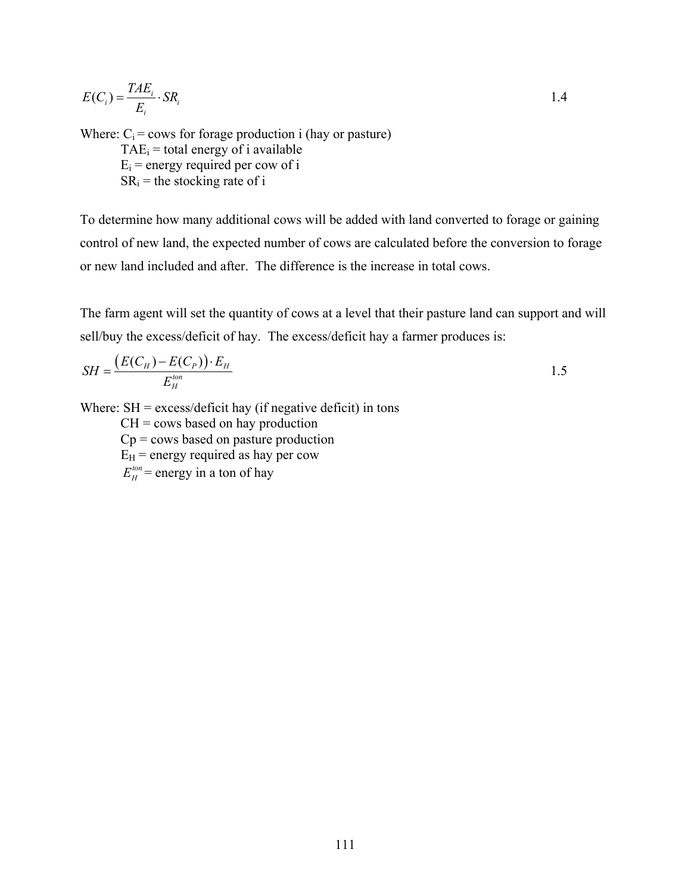$$E(C_i) = \frac{TAE_i}{E_i} \cdot SR_i \qquad 1.4$$

Where: $C_i$ = cows for forage production i (hay or pasture)
$TAE_i$ = total energy of i available
$E_i$ = energy required per cow of i
$SR_i$ = the stocking rate of i

To determine how many additional cows will be added with land converted to forage or gaining control of new land, the expected number of cows are calculated before the conversion to forage or new land included and after. The difference is the increase in total cows.

The farm agent will set the quantity of cows at a level that their pasture land can support and will sell/buy the excess/deficit of hay. The excess/deficit hay a farmer produces is:

$$SH = \frac{\left(E(C_H) - E(C_P)\right) \cdot E_H}{E_H^{ton}} \qquad 1.5$$

Where: SH = excess/deficit hay (if negative deficit) in tons
CH = cows based on hay production
Cp = cows based on pasture production
$E_H$ = energy required as hay per cow
$E_H^{ton}$ = energy in a ton of hay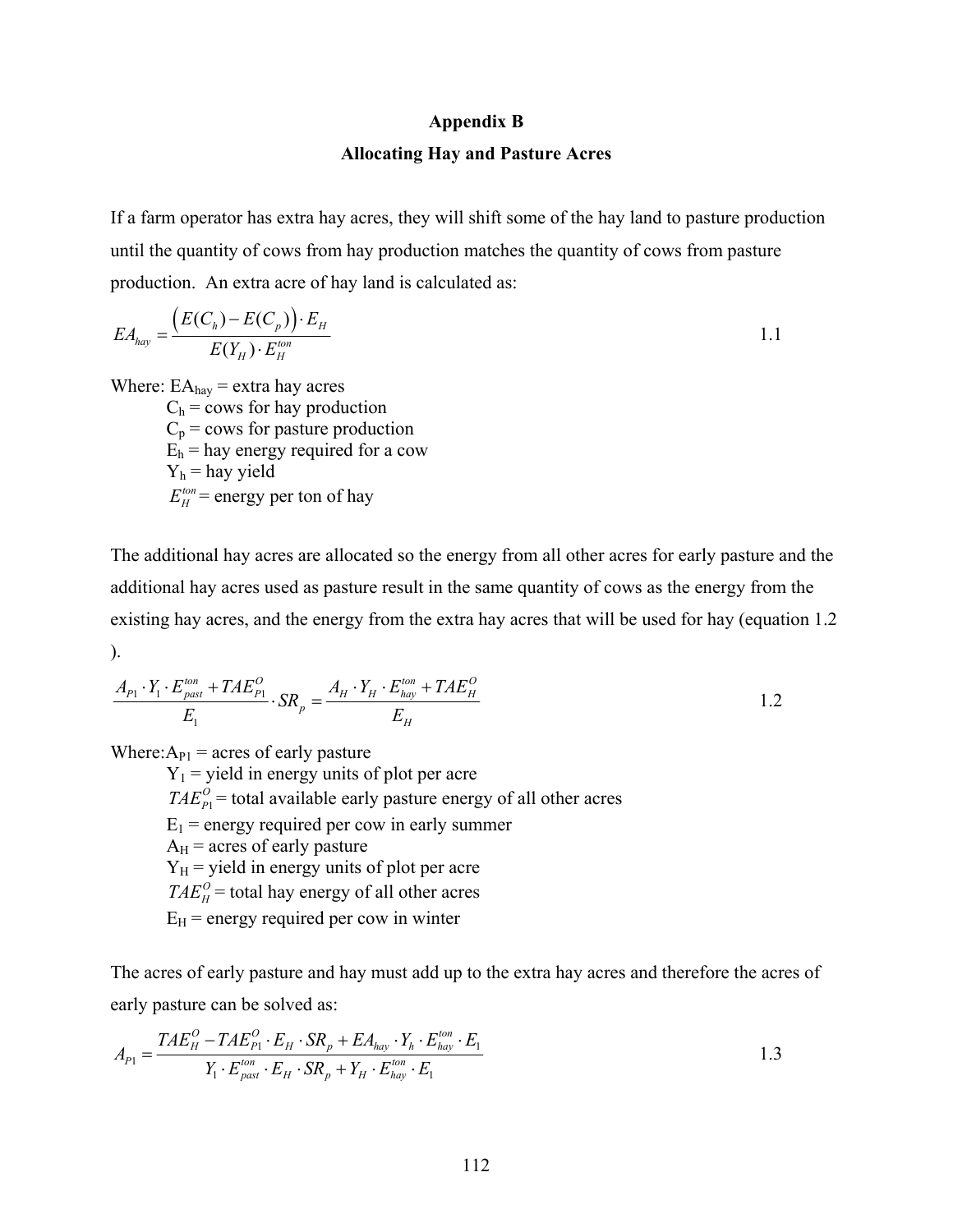# Appendix B

## Allocating Hay and Pasture Acres

If a farm operator has extra hay acres, they will shift some of the hay land to pasture production until the quantity of cows from hay production matches the quantity of cows from pasture production. An extra acre of hay land is calculated as:

$$EA_{hay} = \frac{\left(E(C_h) - E(C_p)\right) \cdot E_H}{E(Y_H) \cdot E_H^{ton}} \tag{1.1}$$

Where: $EA_{hay}$ = extra hay acres

$C_h$ = cows for hay production

$C_p$ = cows for pasture production

$E_h$ = hay energy required for a cow

$Y_h$ = hay yield

$E_H^{ton}$ = energy per ton of hay

The additional hay acres are allocated so the energy from all other acres for early pasture and the additional hay acres used as pasture result in the same quantity of cows as the energy from the existing hay acres, and the energy from the extra hay acres that will be used for hay (equation 1.2 ).

$$\frac{A_{P1} \cdot Y_1 \cdot E_{past}^{ton} + TAE_{P1}^{O}}{E_1} \cdot SR_p = \frac{A_H \cdot Y_H \cdot E_{hay}^{ton} + TAE_H^{O}}{E_H} \tag{1.2}$$

Where: $A_{P1}$ = acres of early pasture

$Y_1$ = yield in energy units of plot per acre

$TAE_{P1}^{O}$ = total available early pasture energy of all other acres

$E_1$ = energy required per cow in early summer

$A_H$ = acres of early pasture

$Y_H$ = yield in energy units of plot per acre

$TAE_H^{O}$ = total hay energy of all other acres

$E_H$ = energy required per cow in winter

The acres of early pasture and hay must add up to the extra hay acres and therefore the acres of early pasture can be solved as:

$$A_{P1} = \frac{TAE_H^{O} - TAE_{P1}^{O} \cdot E_H \cdot SR_p + EA_{hay} \cdot Y_h \cdot E_{hay}^{ton} \cdot E_1}{Y_1 \cdot E_{past}^{ton} \cdot E_H \cdot SR_p + Y_H \cdot E_{hay}^{ton} \cdot E_1} \tag{1.3}$$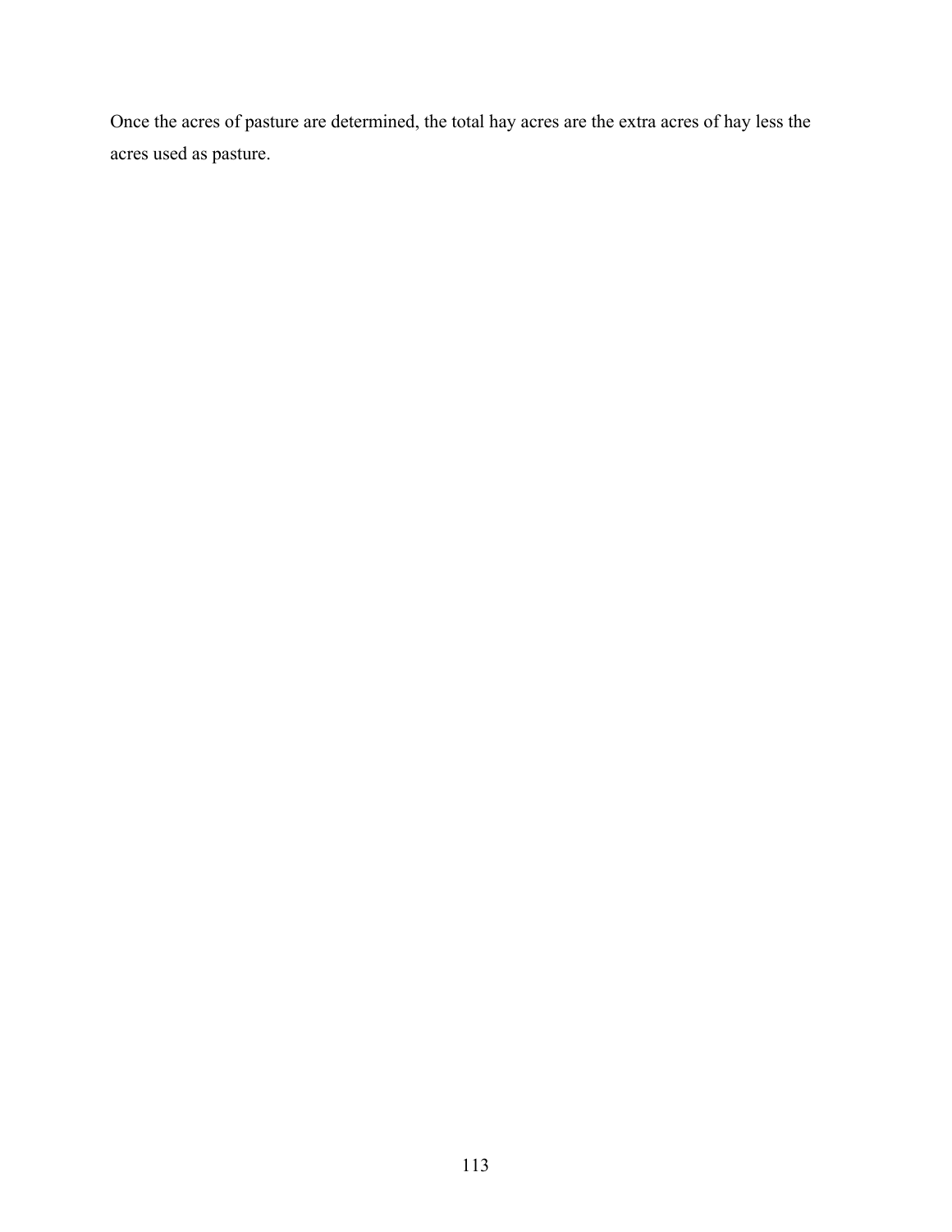Once the acres of pasture are determined, the total hay acres are the extra acres of hay less the acres used as pasture.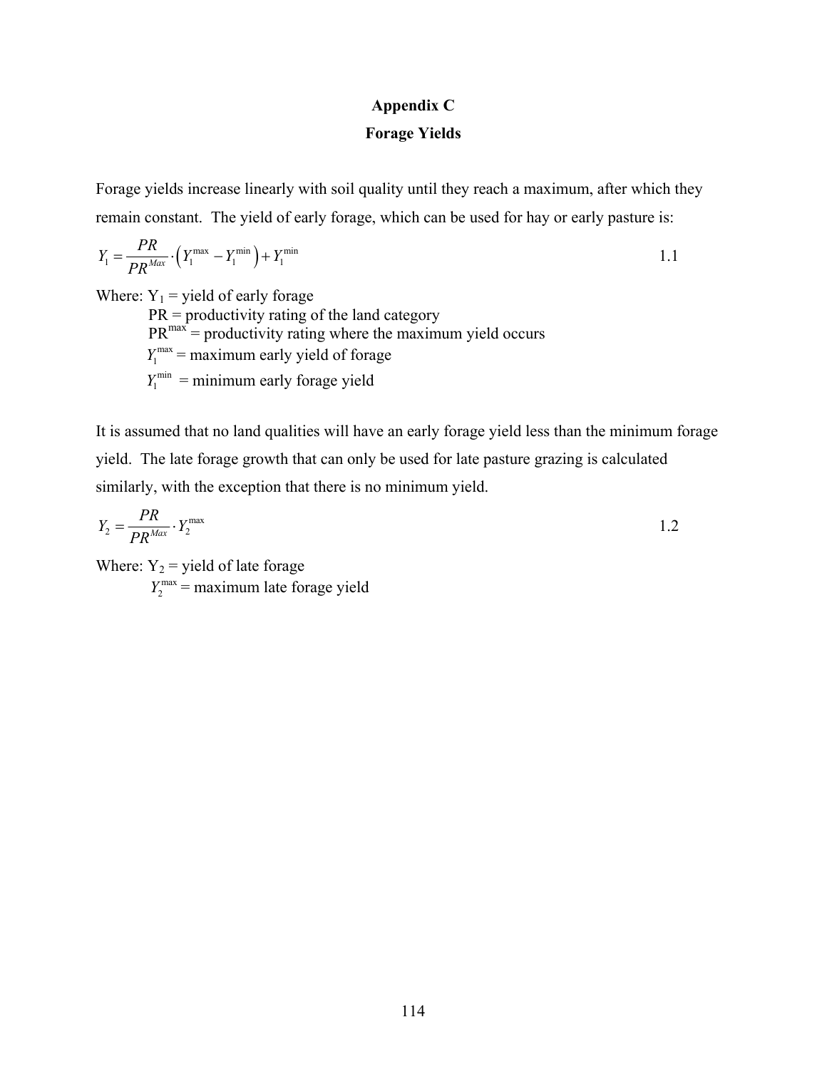# Appendix C

## Forage Yields

Forage yields increase linearly with soil quality until they reach a maximum, after which they remain constant. The yield of early forage, which can be used for hay or early pasture is:

$$Y_1 = \frac{PR}{PR^{Max}} \cdot \left( Y_1^{\max} - Y_1^{\min} \right) + Y_1^{\min} \qquad 1.1$$

Where: $Y_1$ = yield of early forage

PR = productivity rating of the land category

$PR^{max}$ = productivity rating where the maximum yield occurs

$Y_1^{\max}$ = maximum early yield of forage

$Y_1^{\min}$ = minimum early forage yield

It is assumed that no land qualities will have an early forage yield less than the minimum forage yield. The late forage growth that can only be used for late pasture grazing is calculated similarly, with the exception that there is no minimum yield.

$$Y_2 = \frac{PR}{PR^{Max}} \cdot Y_2^{\max} \qquad 1.2$$

Where: $Y_2$ = yield of late forage

$Y_2^{\max}$ = maximum late forage yield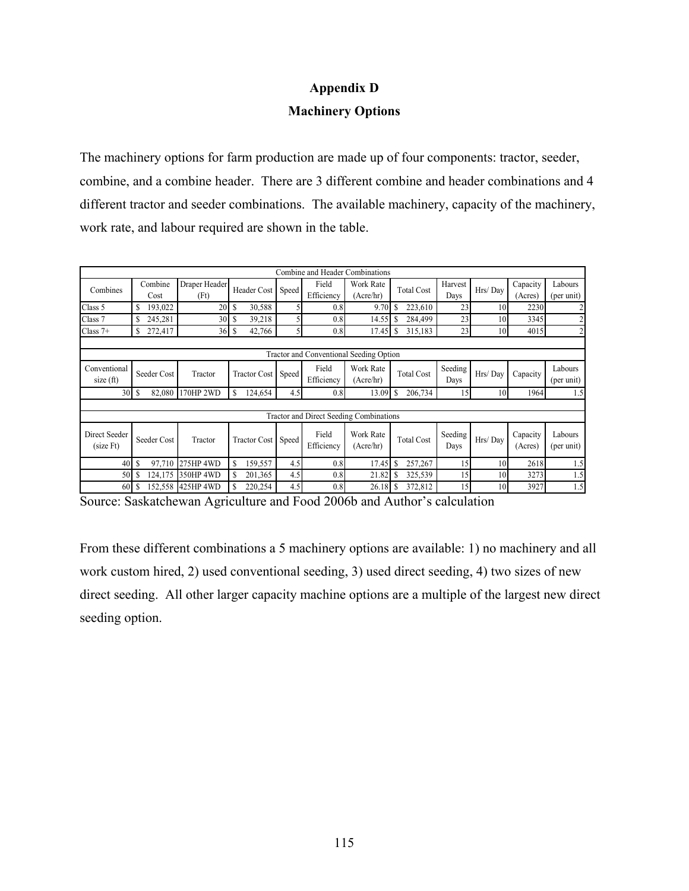# Appendix D

## Machinery Options

The machinery options for farm production are made up of four components: tractor, seeder, combine, and a combine header. There are 3 different combine and header combinations and 4 different tractor and seeder combinations. The available machinery, capacity of the machinery, work rate, and labour required are shown in the table.

| Combine and Header Combinations | | | | | | | | | | | |
|---|---|---|---|---|---|---|---|---|---|---|---|
| Combines | Combine Cost | Draper Header (Ft) | Header Cost | Speed | Field Efficiency | Work Rate (Acre/hr) | Total Cost | Harvest Days | Hrs/ Day | Capacity (Acres) | Labours (per unit) |
| Class 5 | $ 193,022 | 20 | $ 30,588 | 5 | 0.8 | 9.70 | $ 223,610 | 23 | 10 | 2230 | 2 |
| Class 7 | $ 245,281 | 30 | $ 39,218 | 5 | 0.8 | 14.55 | $ 284,499 | 23 | 10 | 3345 | 2 |
| Class 7+ | $ 272,417 | 36 | $ 42,766 | 5 | 0.8 | 17.45 | $ 315,183 | 23 | 10 | 4015 | 2 |
| | | | | | | | | | | | |
| **Tractor and Conventional Seeding Option** | | | | | | | | | | | |
| Conventional size (ft) | Seeder Cost | Tractor | Tractor Cost | Speed | Field Efficiency | Work Rate (Acre/hr) | Total Cost | Seeding Days | Hrs/ Day | Capacity | Labours (per unit) |
| 30 | $ 82,080 | 170HP 2WD | $ 124,654 | 4.5 | 0.8 | 13.09 | $ 206,734 | 15 | 10 | 1964 | 1.5 |
| | | | | | | | | | | | |
| **Tractor and Direct Seeding Combinations** | | | | | | | | | | | |
| Direct Seeder (size Ft) | Seeder Cost | Tractor | Tractor Cost | Speed | Field Efficiency | Work Rate (Acre/hr) | Total Cost | Seeding Days | Hrs/ Day | Capacity (Acres) | Labours (per unit) |
| 40 | $ 97,710 | 275HP 4WD | $ 159,557 | 4.5 | 0.8 | 17.45 | $ 257,267 | 15 | 10 | 2618 | 1.5 |
| 50 | $ 124,175 | 350HP 4WD | $ 201,365 | 4.5 | 0.8 | 21.82 | $ 325,539 | 15 | 10 | 3273 | 1.5 |
| 60 | $ 152,558 | 425HP 4WD | $ 220,254 | 4.5 | 0.8 | 26.18 | $ 372,812 | 15 | 10 | 3927 | 1.5 |

Source: Saskatchewan Agriculture and Food 2006b and Author's calculation

From these different combinations a 5 machinery options are available: 1) no machinery and all work custom hired, 2) used conventional seeding, 3) used direct seeding, 4) two sizes of new direct seeding. All other larger capacity machine options are a multiple of the largest new direct seeding option.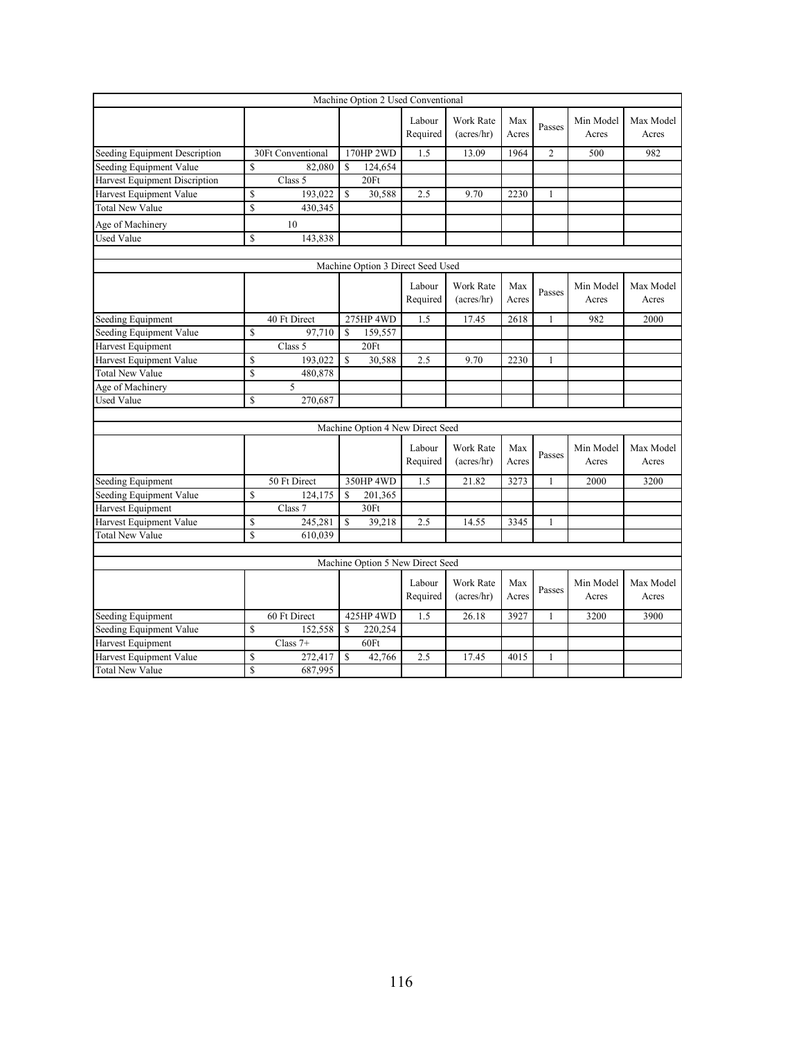| Machine Option 2 Used Conventional | | | | | | | | |
|---|---|---|---|---|---|---|---|---|
| | | | Labour Required | Work Rate (acres/hr) | Max Acres | Passes | Min Model Acres | Max Model Acres |
| Seeding Equipment Description | 30Ft Conventional | 170HP 2WD | 1.5 | 13.09 | 1964 | 2 | 500 | 982 |
| Seeding Equipment Value | $ 82,080 | $ 124,654 | | | | | | |
| Harvest Equipment Discription | Class 5 | 20Ft | | | | | | |
| Harvest Equipment Value | $ 193,022 | $ 30,588 | 2.5 | 9.70 | 2230 | 1 | | |
| Total New Value | $ 430,345 | | | | | | | |
| Age of Machinery | 10 | | | | | | | |
| Used Value | $ 143,838 | | | | | | | |

| Machine Option 3 Direct Seed Used | | | | | | | | |
|---|---|---|---|---|---|---|---|---|
| | | | Labour Required | Work Rate (acres/hr) | Max Acres | Passes | Min Model Acres | Max Model Acres |
| Seeding Equipment | 40 Ft Direct | 275HP 4WD | 1.5 | 17.45 | 2618 | 1 | 982 | 2000 |
| Seeding Equipment Value | $ 97,710 | $ 159,557 | | | | | | |
| Harvest Equipment | Class 5 | 20Ft | | | | | | |
| Harvest Equipment Value | $ 193,022 | $ 30,588 | 2.5 | 9.70 | 2230 | 1 | | |
| Total New Value | $ 480,878 | | | | | | | |
| Age of Machinery | 5 | | | | | | | |
| Used Value | $ 270,687 | | | | | | | |

| Machine Option 4 New Direct Seed | | | | | | | | |
|---|---|---|---|---|---|---|---|---|
| | | | Labour Required | Work Rate (acres/hr) | Max Acres | Passes | Min Model Acres | Max Model Acres |
| Seeding Equipment | 50 Ft Direct | 350HP 4WD | 1.5 | 21.82 | 3273 | 1 | 2000 | 3200 |
| Seeding Equipment Value | $ 124,175 | $ 201,365 | | | | | | |
| Harvest Equipment | Class 7 | 30Ft | | | | | | |
| Harvest Equipment Value | $ 245,281 | $ 39,218 | 2.5 | 14.55 | 3345 | 1 | | |
| Total New Value | $ 610,039 | | | | | | | |

| Machine Option 5 New Direct Seed | | | | | | | | |
|---|---|---|---|---|---|---|---|---|
| | | | Labour Required | Work Rate (acres/hr) | Max Acres | Passes | Min Model Acres | Max Model Acres |
| Seeding Equipment | 60 Ft Direct | 425HP 4WD | 1.5 | 26.18 | 3927 | 1 | 3200 | 3900 |
| Seeding Equipment Value | $ 152,558 | $ 220,254 | | | | | | |
| Harvest Equipment | Class 7+ | 60Ft | | | | | | |
| Harvest Equipment Value | $ 272,417 | $ 42,766 | 2.5 | 17.45 | 4015 | 1 | | |
| Total New Value | $ 687,995 | | | | | | | |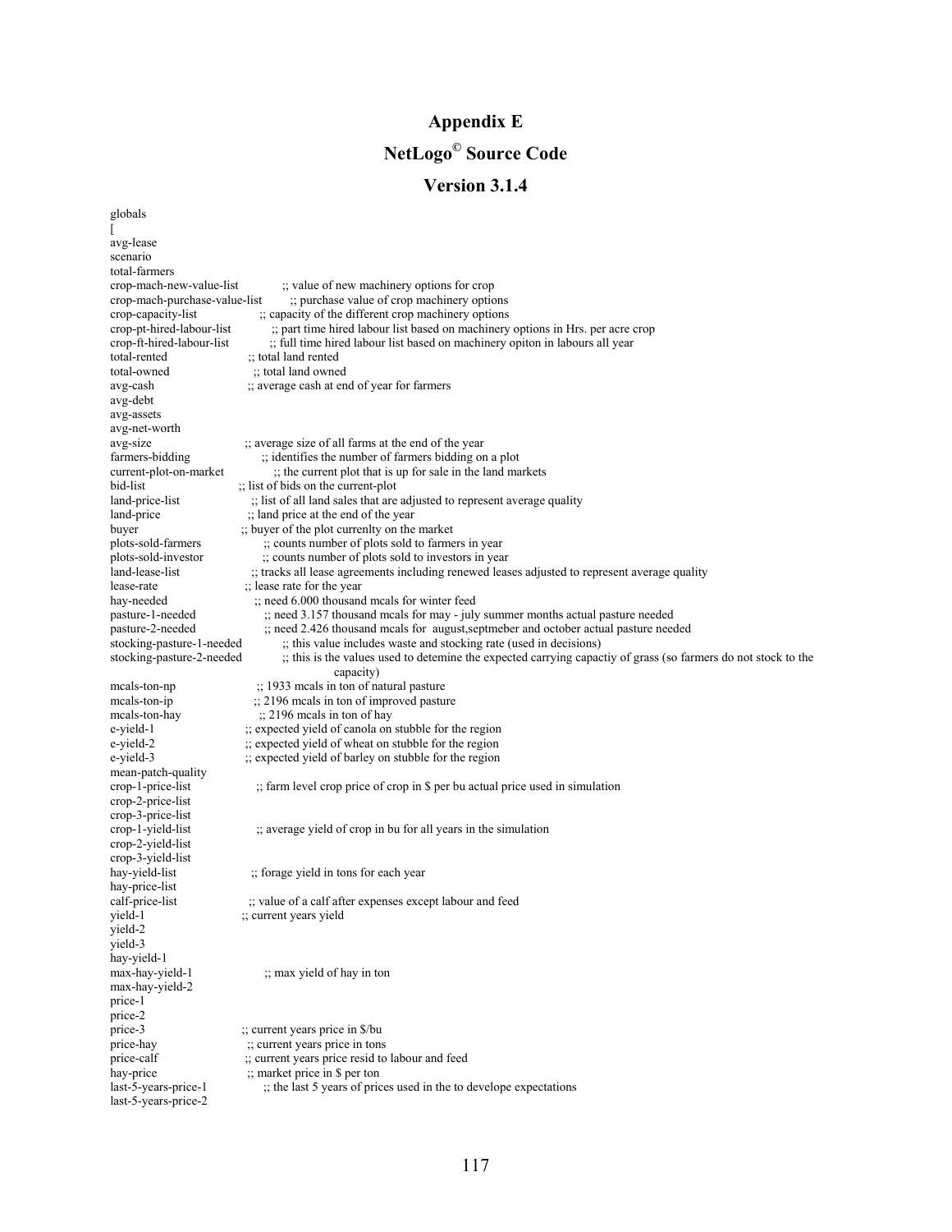# Appendix E

# NetLogo© Source Code

# Version 3.1.4

```
globals
[
avg-lease
scenario
total-farmers
crop-mach-new-value-list            ;; value of new machinery options for crop
crop-mach-purchase-value-list       ;; purchase value of crop machinery options
crop-capacity-list                  ;; capacity of the different crop machinery options
crop-pt-hired-labour-list           ;; part time hired labour list based on machinery options in Hrs. per acre crop
crop-ft-hired-labour-list           ;; full time hired labour list based on machinery opiton in labours all year
total-rented                        ;; total land rented
total-owned                         ;; total land owned
avg-cash                            ;; average cash at end of year for farmers
avg-debt
avg-assets
avg-net-worth
avg-size                            ;; average size of all farms at the end of the year
farmers-bidding                     ;; identifies the number of farmers bidding on a plot
current-plot-on-market              ;; the current plot that is up for sale in the land markets
bid-list                            ;; list of bids on the current-plot
land-price-list                     ;; list of all land sales that are adjusted to represent average quality
land-price                          ;; land price at the end of the year
buyer                               ;; buyer of the plot currenlty on the market
plots-sold-farmers                  ;; counts number of plots sold to farmers in year
plots-sold-investor                 ;; counts number of plots sold to investors in year
land-lease-list                     ;; tracks all lease agreements including renewed leases adjusted to represent average quality
lease-rate                          ;; lease rate for the year
hay-needed                          ;; need 6.000 thousand mcals for winter feed
pasture-1-needed                    ;; need 3.157 thousand mcals for may - july summer months actual pasture needed
pasture-2-needed                    ;; need 2.426 thousand mcals for  august,septmeber and october actual pasture needed
stocking-pasture-1-needed           ;; this value includes waste and stocking rate (used in decisions)
stocking-pasture-2-needed           ;; this is the values used to detemine the expected carrying capactiy of grass (so farmers do not stock to the
                                    capacity)
mcals-ton-np                        ;; 1933 mcals in ton of natural pasture
mcals-ton-ip                        ;; 2196 mcals in ton of improved pasture
mcals-ton-hay                       ;; 2196 mcals in ton of hay
e-yield-1                           ;; expected yield of canola on stubble for the region
e-yield-2                           ;; expected yield of wheat on stubble for the region
e-yield-3                           ;; expected yield of barley on stubble for the region
mean-patch-quality
crop-1-price-list                   ;; farm level crop price of crop in $ per bu actual price used in simulation
crop-2-price-list
crop-3-price-list
crop-1-yield-list                   ;; average yield of crop in bu for all years in the simulation
crop-2-yield-list
crop-3-yield-list
hay-yield-list                      ;; forage yield in tons for each year
hay-price-list
calf-price-list                     ;; value of a calf after expenses except labour and feed
yield-1                             ;; current years yield
yield-2
yield-3
hay-yield-1
max-hay-yield-1                     ;; max yield of hay in ton
max-hay-yield-2
price-1
price-2
price-3                             ;; current years price in $/bu
price-hay                           ;; current years price in tons
price-calf                          ;; current years price resid to labour and feed
hay-price                           ;; market price in $ per ton
last-5-years-price-1                ;; the last 5 years of prices used in the to develope expectations
last-5-years-price-2
```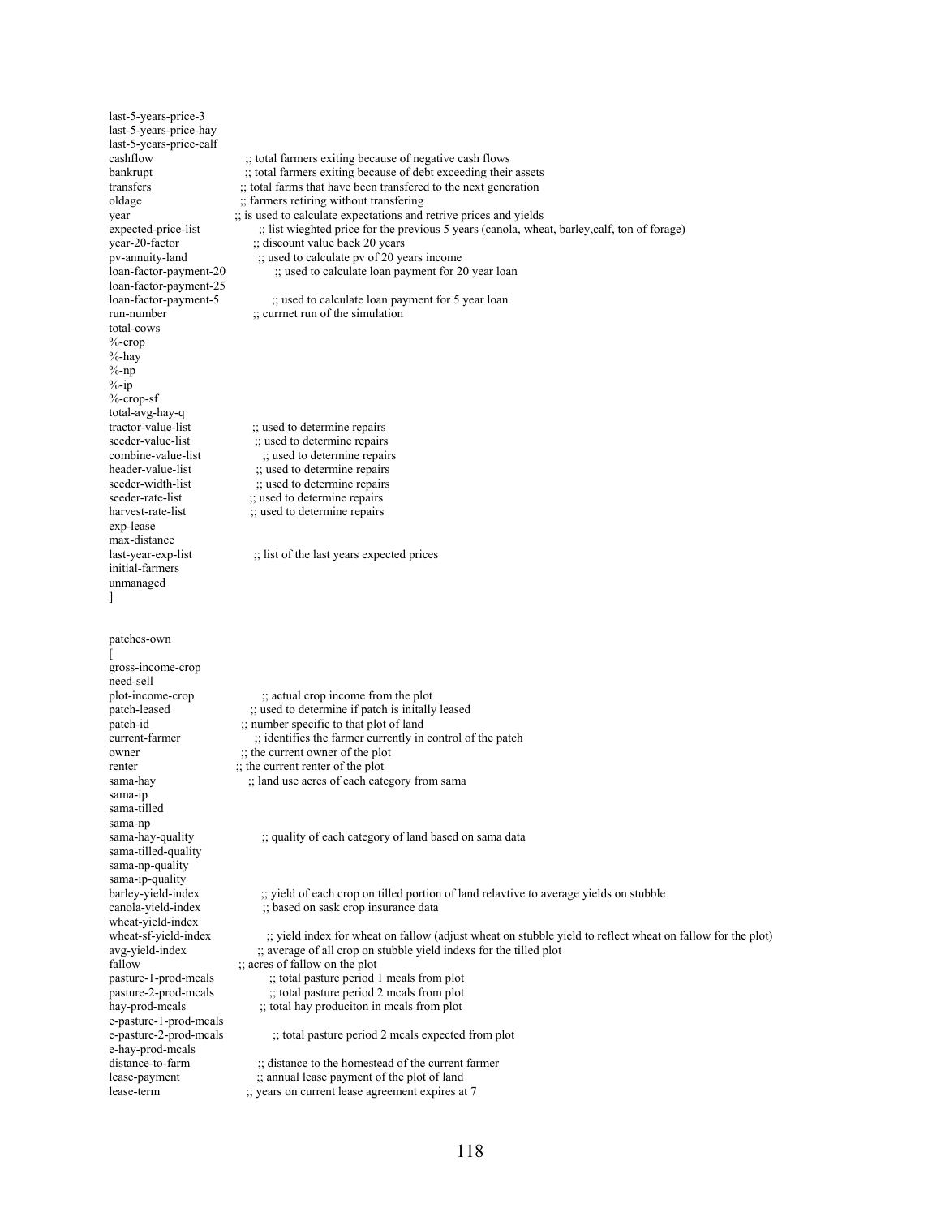```
last-5-years-price-3
last-5-years-price-hay
last-5-years-price-calf
cashflow                        ;; total farmers exiting because of negative cash flows
bankrupt                        ;; total farmers exiting because of debt exceeding their assets
transfers                       ;; total farms that have been transfered to the next generation
oldage                          ;; farmers retiring without transfering
year                            ;; is used to calculate expectations and retrive prices and yields
expected-price-list             ;; list wieghted price for the previous 5 years (canola, wheat, barley,calf, ton of forage)
year-20-factor                  ;; discount value back 20 years
pv-annuity-land                 ;; used to calculate pv of 20 years income
loan-factor-payment-20          ;; used to calculate loan payment for 20 year loan
loan-factor-payment-25
loan-factor-payment-5           ;; used to calculate loan payment for 5 year loan
run-number                      ;; currnet run of the simulation
total-cows
%-crop
%-hay
%-np
%-ip
%-crop-sf
total-avg-hay-q
tractor-value-list              ;; used to determine repairs
seeder-value-list               ;; used to determine repairs
combine-value-list              ;; used to determine repairs
header-value-list               ;; used to determine repairs
seeder-width-list               ;; used to determine repairs
seeder-rate-list                ;; used to determine repairs
harvest-rate-list               ;; used to determine repairs
exp-lease
max-distance
last-year-exp-list              ;; list of the last years expected prices
initial-farmers
unmanaged
]


patches-own
[
gross-income-crop
need-sell
plot-income-crop                ;; actual crop income from the plot
patch-leased                    ;; used to determine if patch is initally leased
patch-id                        ;; number specific to that plot of land
current-farmer                  ;; identifies the farmer currently in control of the patch
owner                           ;; the current owner of the plot
renter                          ;; the current renter of the plot
sama-hay                        ;; land use acres of each category from sama
sama-ip
sama-tilled
sama-np
sama-hay-quality                ;; quality of each category of land based on sama data
sama-tilled-quality
sama-np-quality
sama-ip-quality
barley-yield-index              ;; yield of each crop on tilled portion of land relavtive to average yields on stubble
canola-yield-index              ;; based on sask crop insurance data
wheat-yield-index
wheat-sf-yield-index            ;; yield index for wheat on fallow (adjust wheat on stubble yield to reflect wheat on fallow for the plot)
avg-yield-index                 ;; average of all crop on stubble yield indexs for the tilled plot
fallow                          ;; acres of fallow on the plot
pasture-1-prod-mcals            ;; total pasture period 1 mcals from plot
pasture-2-prod-mcals            ;; total pasture period 2 mcals from plot
hay-prod-mcals                  ;; total hay produciton in mcals from plot
e-pasture-1-prod-mcals
e-pasture-2-prod-mcals          ;; total pasture period 2 mcals expected from plot
e-hay-prod-mcals
distance-to-farm                ;; distance to the homestead of the current farmer
lease-payment                   ;; annual lease payment of the plot of land
lease-term                      ;; years on current lease agreement expires at 7
```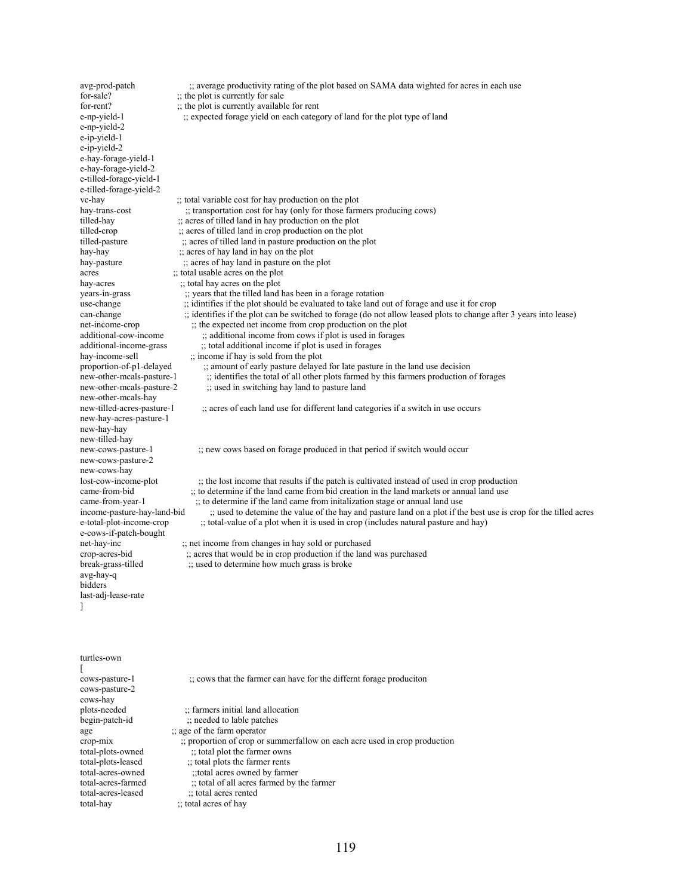```
avg-prod-patch                 ;; average productivity rating of the plot based on SAMA data wighted for acres in each use
for-sale?                      ;; the plot is currently for sale
for-rent?                      ;; the plot is currently available for rent
e-np-yield-1                   ;; expected forage yield on each category of land for the plot type of land
e-np-yield-2
e-ip-yield-1
e-ip-yield-2
e-hay-forage-yield-1
e-hay-forage-yield-2
e-tilled-forage-yield-1
e-tilled-forage-yield-2
vc-hay                         ;; total variable cost for hay production on the plot
hay-trans-cost                 ;; transportation cost for hay (only for those farmers producing cows)
tilled-hay                     ;; acres of tilled land in hay production on the plot
tilled-crop                    ;; acres of tilled land in crop production on the plot
tilled-pasture                 ;; acres of tilled land in pasture production on the plot
hay-hay                        ;; acres of hay land in hay on the plot
hay-pasture                    ;; acres of hay land in pasture on the plot
acres                          ;; total usable acres on the plot
hay-acres                      ;; total hay acres on the plot
years-in-grass                 ;; years that the tilled land has been in a forage rotation
use-change                     ;; idintifies if the plot should be evaluated to take land out of forage and use it for crop
can-change                     ;; identifies if the plot can be switched to forage (do not allow leased plots to change after 3 years into lease)
net-income-crop                ;; the expected net income from crop production on the plot
additional-cow-income          ;; additional income from cows if plot is used in forages
additional-income-grass        ;; total additional income if plot is used in forages
hay-income-sell                ;; income if hay is sold from the plot
proportion-of-p1-delayed       ;; amount of early pasture delayed for late pasture in the land use decision
new-other-mcals-pasture-1      ;; identifies the total of all other plots farmed by this farmers production of forages
new-other-mcals-pasture-2      ;; used in switching hay land to pasture land
new-other-mcals-hay
new-tilled-acres-pasture-1     ;; acres of each land use for different land categories if a switch in use occurs
new-hay-acres-pasture-1
new-hay-hay
new-tilled-hay
new-cows-pasture-1             ;; new cows based on forage produced in that period if switch would occur
new-cows-pasture-2
new-cows-hay
lost-cow-income-plot           ;; the lost income that results if the patch is cultivated instead of used in crop production
came-from-bid                  ;; to determine if the land came from bid creation in the land markets or annual land use
came-from-year-1               ;; to determine if the land came from initalization stage or annual land use
income-pasture-hay-land-bid    ;; used to detemine the value of the hay and pasture land on a plot if the best use is crop for the tilled acres
e-total-plot-income-crop       ;; total-value of a plot when it is used in crop (includes natural pasture and hay)
e-cows-if-patch-bought
net-hay-inc                    ;; net income from changes in hay sold or purchased
crop-acres-bid                 ;; acres that would be in crop production if the land was purchased
break-grass-tilled             ;; used to determine how much grass is broke
avg-hay-q
bidders
last-adj-lease-rate
]




turtles-own
[
cows-pasture-1                 ;; cows that the farmer can have for the differnt forage produciton
cows-pasture-2
cows-hay
plots-needed                   ;; farmers initial land allocation
begin-patch-id                 ;; needed to lable patches
age                            ;; age of the farm operator
crop-mix                       ;; proportion of crop or summerfallow on each acre used in crop production
total-plots-owned              ;; total plot the farmer owns
total-plots-leased             ;; total plots the farmer rents
total-acres-owned              ;;total acres owned by farmer
total-acres-farmed             ;; total of all acres farmed by the farmer
total-acres-leased             ;; total acres rented
total-hay                      ;; total acres of hay
```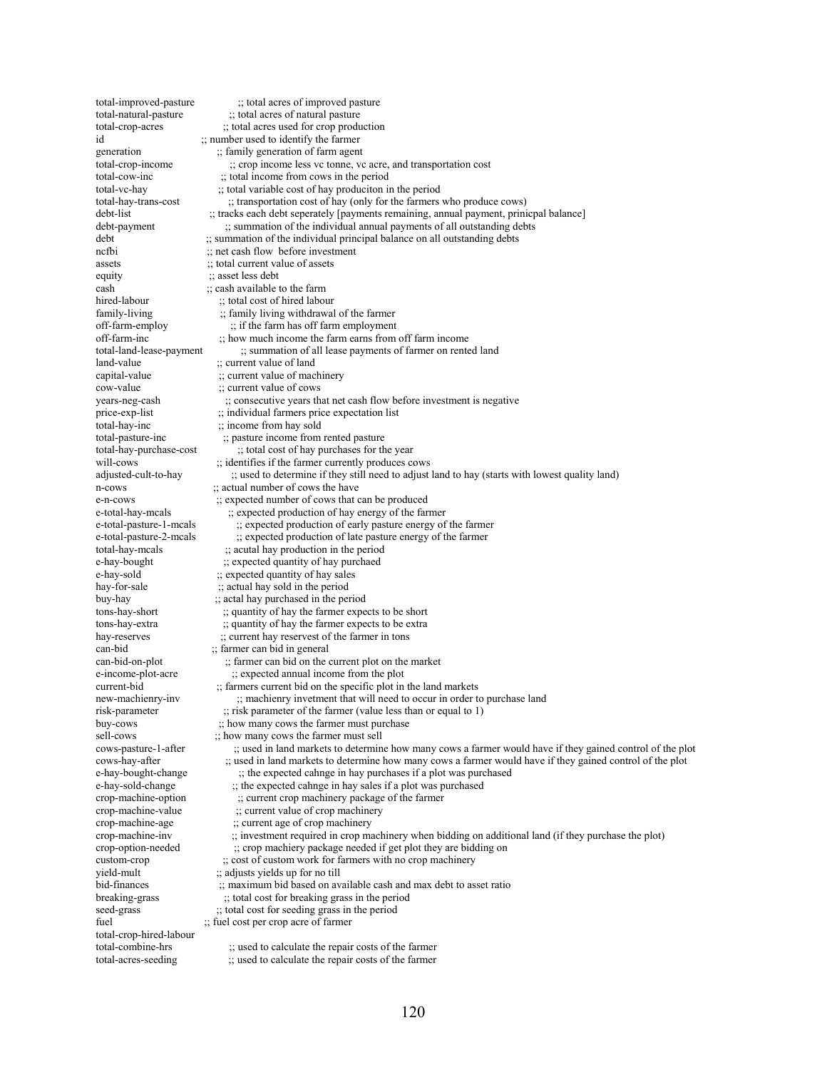```
total-improved-pasture          ;; total acres of improved pasture
total-natural-pasture           ;; total acres of natural pasture
total-crop-acres                ;; total acres used for crop production
id                              ;; number used to identify the farmer
generation                      ;; family generation of farm agent
total-crop-income               ;; crop income less vc tonne, vc acre, and transportation cost
total-cow-inc                   ;; total income from cows in the period
total-vc-hay                    ;; total variable cost of hay produciton in the period
total-hay-trans-cost            ;; transportation cost of hay (only for the farmers who produce cows)
debt-list                       ;; tracks each debt seperately [payments remaining, annual payment, prinicpal balance]
debt-payment                    ;; summation of the individual annual payments of all outstanding debts
debt                            ;; summation of the individual principal balance on all outstanding debts
ncfbi                           ;; net cash flow  before investment
assets                          ;; total current value of assets
equity                          ;; asset less debt
cash                            ;; cash available to the farm
hired-labour                    ;; total cost of hired labour
family-living                   ;; family living withdrawal of the farmer
off-farm-employ                 ;; if the farm has off farm employment
off-farm-inc                    ;; how much income the farm earns from off farm income
total-land-lease-payment        ;; summation of all lease payments of farmer on rented land
land-value                      ;; current value of land
capital-value                   ;; current value of machinery
cow-value                       ;; current value of cows
years-neg-cash                  ;; consecutive years that net cash flow before investment is negative
price-exp-list                  ;; individual farmers price expectation list
total-hay-inc                   ;; income from hay sold
total-pasture-inc               ;; pasture income from rented pasture
total-hay-purchase-cost         ;; total cost of hay purchases for the year
will-cows                       ;; identifies if the farmer currently produces cows
adjusted-cult-to-hay            ;; used to determine if they still need to adjust land to hay (starts with lowest quality land)
n-cows                          ;; actual number of cows the have
e-n-cows                        ;; expected number of cows that can be produced
e-total-hay-mcals               ;; expected production of hay energy of the farmer
e-total-pasture-1-mcals         ;; expected production of early pasture energy of the farmer
e-total-pasture-2-mcals         ;; expected production of late pasture energy of the farmer
total-hay-mcals                 ;; acutal hay production in the period
e-hay-bought                    ;; expected quantity of hay purchaed
e-hay-sold                      ;; expected quantity of hay sales
hay-for-sale                    ;; actual hay sold in the period
buy-hay                         ;; actal hay purchased in the period
tons-hay-short                  ;; quantity of hay the farmer expects to be short
tons-hay-extra                  ;; quantity of hay the farmer expects to be extra
hay-reserves                    ;; current hay reservest of the farmer in tons
can-bid                         ;; farmer can bid in general
can-bid-on-plot                 ;; farmer can bid on the current plot on the market
e-income-plot-acre              ;; expected annual income from the plot
current-bid                     ;; farmers current bid on the specific plot in the land markets
new-machienry-inv               ;; machienry invetment that will need to occur in order to purchase land
risk-parameter                  ;; risk parameter of the farmer (value less than or equal to 1)
buy-cows                        ;; how many cows the farmer must purchase
sell-cows                       ;; how many cows the farmer must sell
cows-pasture-1-after            ;; used in land markets to determine how many cows a farmer would have if they gained control of the plot
cows-hay-after                  ;; used in land markets to determine how many cows a farmer would have if they gained control of the plot
e-hay-bought-change             ;; the expected cahnge in hay purchases if a plot was purchased
e-hay-sold-change               ;; the expected cahnge in hay sales if a plot was purchased
crop-machine-option             ;; current crop machinery package of the farmer
crop-machine-value              ;; current value of crop machinery
crop-machine-age                ;; current age of crop machinery
crop-machine-inv                ;; investment required in crop machinery when bidding on additional land (if they purchase the plot)
crop-option-needed              ;; crop machiery package needed if get plot they are bidding on
custom-crop                     ;; cost of custom work for farmers with no crop machinery
yield-mult                      ;; adjusts yields up for no till
bid-finances                    ;; maximum bid based on available cash and max debt to asset ratio
breaking-grass                  ;; total cost for breaking grass in the period
seed-grass                      ;; total cost for seeding grass in the period
fuel                            ;; fuel cost per crop acre of farmer
total-crop-hired-labour
total-combine-hrs               ;; used to calculate the repair costs of the farmer
total-acres-seeding             ;; used to calculate the repair costs of the farmer
```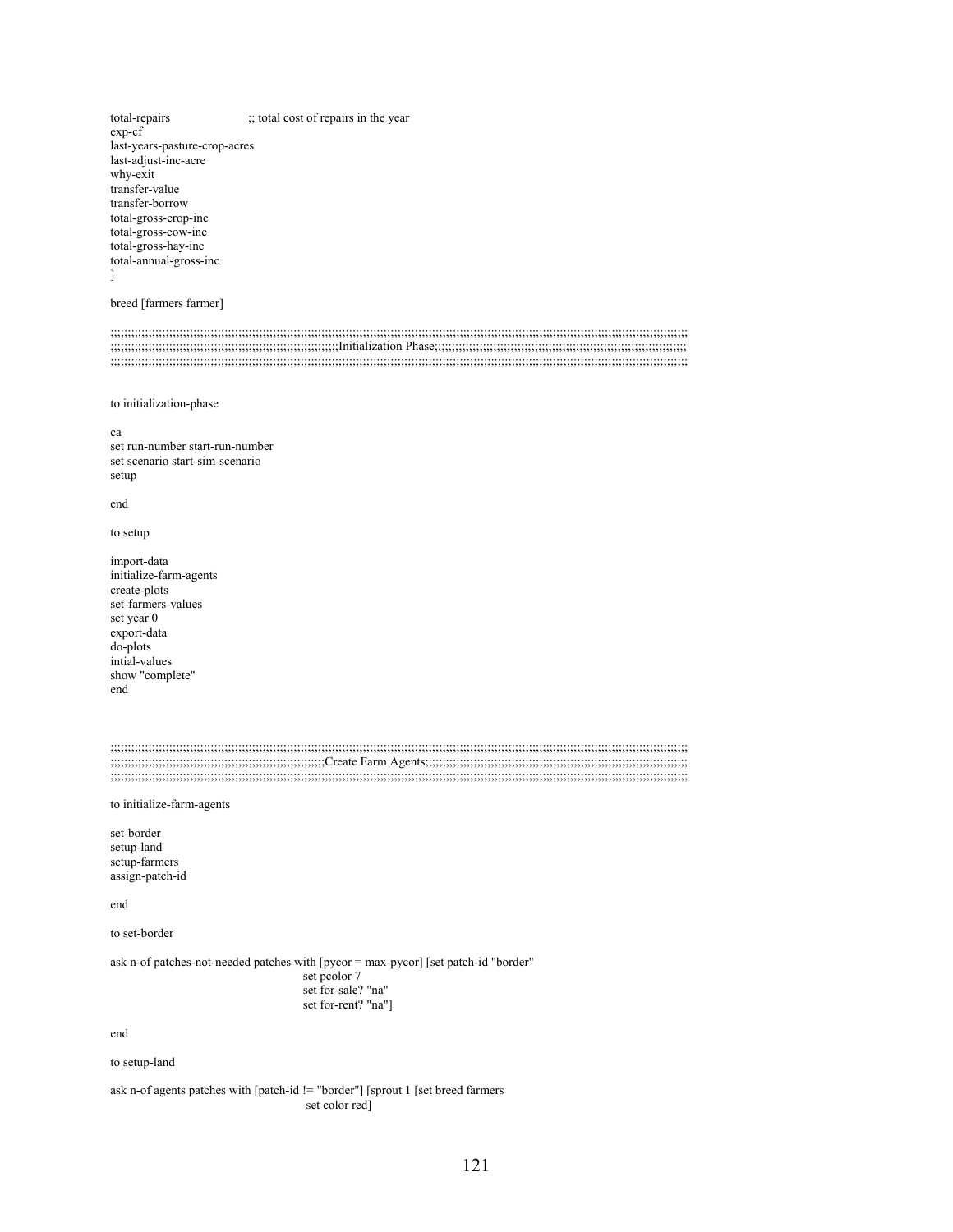```
total-repairs                    ;; total cost of repairs in the year
exp-cf
last-years-pasture-crop-acres
last-adjust-inc-acre
why-exit
transfer-value
transfer-borrow
total-gross-crop-inc
total-gross-cow-inc
total-gross-hay-inc
total-annual-gross-inc
]

breed [farmers farmer]

;;;;;;;;;;;;;;;;;;;;;;;;;;;;;;;;;;;;;;;;;;;;;;;;;;;;;;;;;;;;;;;;;;;;;;;;;;;;;;;;;;;;;;;;;;;;;;;;;;;;;;;;;;;;;;;;;;;;;;;;;;;;;;;;;;;;;;;;;;;;;;;;;;;;;;;;;;;;;;;
;;;;;;;;;;;;;;;;;;;;;;;;;;;;;;;;;;;;;;;;;;;;;;;;;;;;;;;;;;;;;;;;;Initialization Phase;;;;;;;;;;;;;;;;;;;;;;;;;;;;;;;;;;;;;;;;;;;;;;;;;;;;;;;;;;;;;;;;;;;;;;;;;;
;;;;;;;;;;;;;;;;;;;;;;;;;;;;;;;;;;;;;;;;;;;;;;;;;;;;;;;;;;;;;;;;;;;;;;;;;;;;;;;;;;;;;;;;;;;;;;;;;;;;;;;;;;;;;;;;;;;;;;;;;;;;;;;;;;;;;;;;;;;;;;;;;;;;;;;;;;;;;;;;;


to initialization-phase

ca
set run-number start-run-number
set scenario start-sim-scenario
setup

end

to setup

import-data
initialize-farm-agents
create-plots
set-farmers-values
set year 0
export-data
do-plots
intial-values
show "complete"
end



;;;;;;;;;;;;;;;;;;;;;;;;;;;;;;;;;;;;;;;;;;;;;;;;;;;;;;;;;;;;;;;;;;;;;;;;;;;;;;;;;;;;;;;;;;;;;;;;;;;;;;;;;;;;;;;;;;;;;;;;;;;;;;;;;;;;;;;;;;;;;;;;;;;;;;;;;;;;;;;
;;;;;;;;;;;;;;;;;;;;;;;;;;;;;;;;;;;;;;;;;;;;;;;;;;;;;;;;;;;;;;;;Create Farm Agents;;;;;;;;;;;;;;;;;;;;;;;;;;;;;;;;;;;;;;;;;;;;;;;;;;;;;;;;;;;;;;;;;;;;;;;;;;;
;;;;;;;;;;;;;;;;;;;;;;;;;;;;;;;;;;;;;;;;;;;;;;;;;;;;;;;;;;;;;;;;;;;;;;;;;;;;;;;;;;;;;;;;;;;;;;;;;;;;;;;;;;;;;;;;;;;;;;;;;;;;;;;;;;;;;;;;;;;;;;;;;;;;;;;;;;;;;;;;;

to initialize-farm-agents

set-border
setup-land
setup-farmers
assign-patch-id

end

to set-border

ask n-of patches-not-needed patches with [pycor = max-pycor] [set patch-id "border"
                                                set pcolor 7
                                                set for-sale? "na"
                                                set for-rent? "na"]

end

to setup-land

ask n-of agents patches with [patch-id != "border"] [sprout 1 [set breed farmers
                                                 set color red]
```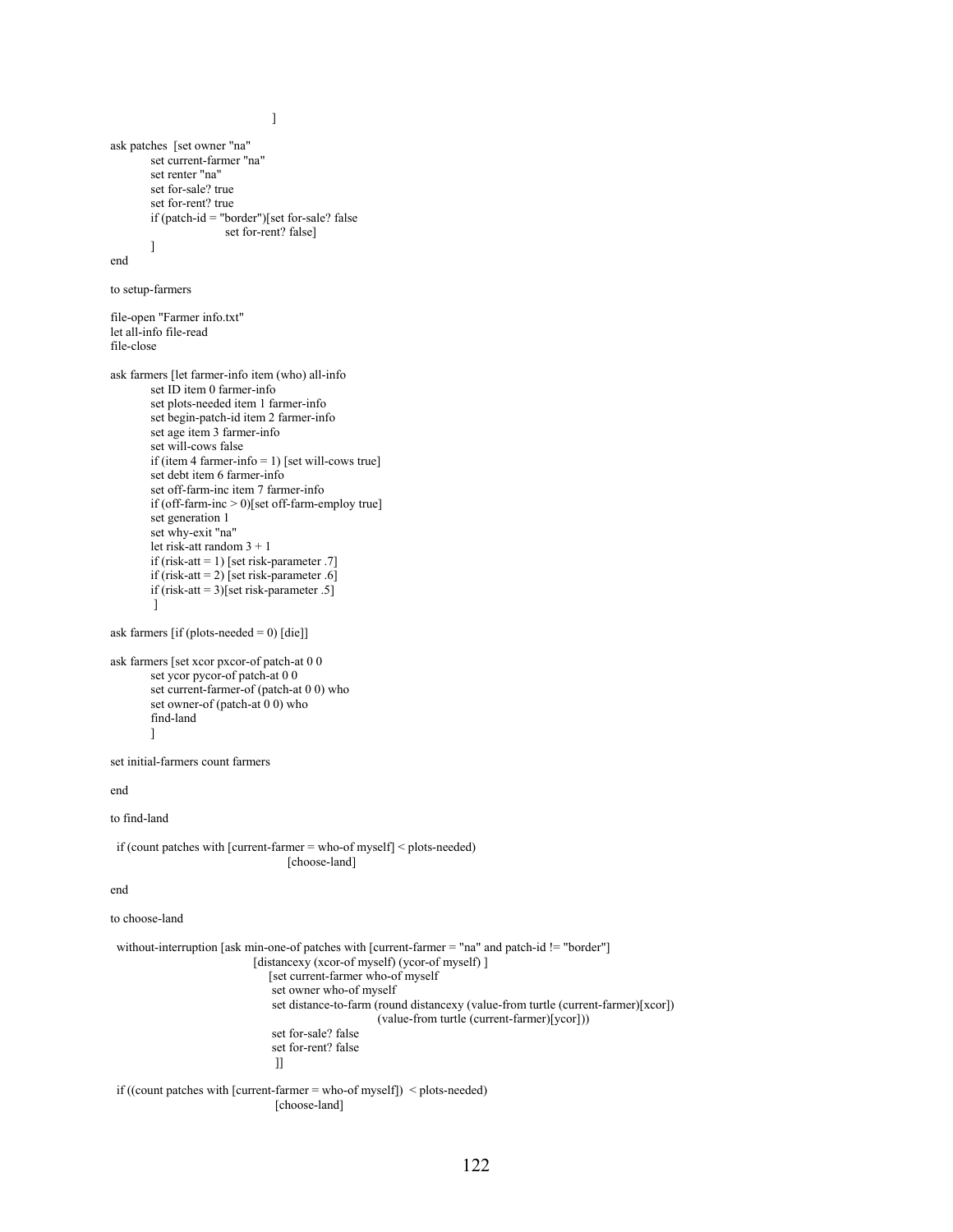```
                                        ]

ask patches  [set owner "na"
           set current-farmer "na"
           set renter "na"
           set for-sale? true
           set for-rent? true
           if (patch-id = "border")[set for-sale? false
                                set for-rent? false]
           ]
end

to setup-farmers

file-open "Farmer info.txt"
let all-info file-read
file-close

ask farmers [let farmer-info item (who) all-info
           set ID item 0 farmer-info
           set plots-needed item 1 farmer-info
           set begin-patch-id item 2 farmer-info
           set age item 3 farmer-info
           set will-cows false
           if (item 4 farmer-info = 1) [set will-cows true]
           set debt item 6 farmer-info
           set off-farm-inc item 7 farmer-info
           if (off-farm-inc > 0)[set off-farm-employ true]
           set generation 1
           set why-exit "na"
           let risk-att random 3 + 1
           if (risk-att = 1) [set risk-parameter .7]
           if (risk-att = 2) [set risk-parameter .6]
           if (risk-att = 3)[set risk-parameter .5]
            ]

ask farmers [if (plots-needed = 0) [die]]

ask farmers [set xcor pxcor-of patch-at 0 0
           set ycor pycor-of patch-at 0 0
           set current-farmer-of (patch-at 0 0) who
           set owner-of (patch-at 0 0) who
           find-land
           ]

set initial-farmers count farmers

end

to find-land

  if (count patches with [current-farmer = who-of myself] < plots-needed)
                                                  [choose-land]

end

to choose-land

  without-interruption [ask min-one-of patches with [current-farmer = "na" and patch-id != "border"]
                                        [distancexy (xcor-of myself) (ycor-of myself) ]
                                           [set current-farmer who-of myself
                                            set owner who-of myself
                                            set distance-to-farm (round distancexy (value-from turtle (current-farmer)[xcor])
                                                                         (value-from turtle (current-farmer)[ycor]))
                                            set for-sale? false
                                            set for-rent? false
                                             ]]

  if ((count patches with [current-farmer = who-of myself])  < plots-needed)
                                              [choose-land]
```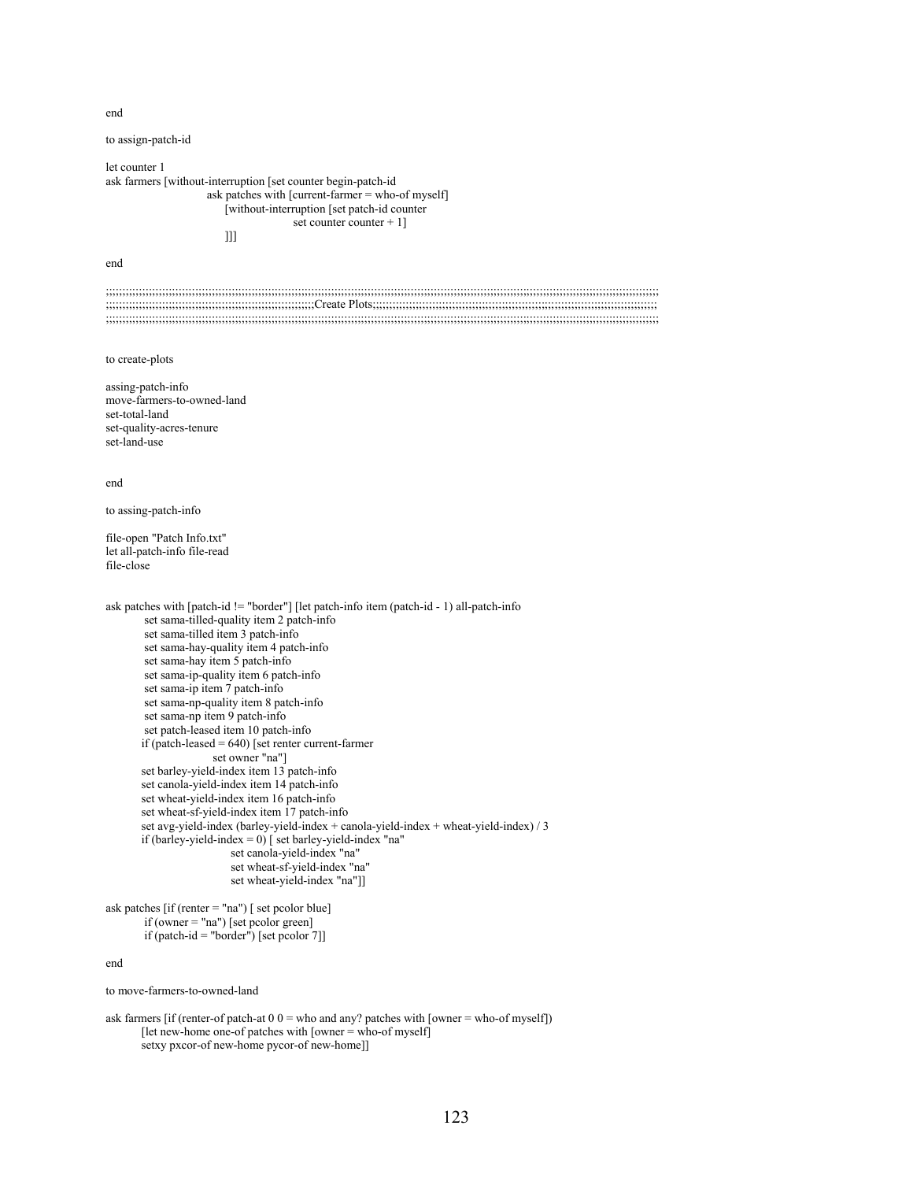```
end

to assign-patch-id

let counter 1
ask farmers [without-interruption [set counter begin-patch-id
                                ask patches with [current-farmer = who-of myself]
                                    [without-interruption [set patch-id counter
                                                        set counter counter + 1]
                                    ]]]

end

;;;;;;;;;;;;;;;;;;;;;;;;;;;;;;;;;;;;;;;;;;;;;;;;;;;;;;;;;;;;;;;;;;;;;;;;;;;;;;;;;;;;;;;;;;;;;;;;;;;;;;;;;;;;;;;;;;;;;;;;;;;;;;;;;;;;;;;;;;;;;;;;;;;;;;;;;;;;;;;;;;;;;;;;;;;;;
;;;;;;;;;;;;;;;;;;;;;;;;;;;;;;;;;;;;;;;;;;;;;;;;;;;;;;;;;;;;;;;;;;;;;Create Plots;;;;;;;;;;;;;;;;;;;;;;;;;;;;;;;;;;;;;;;;;;;;;;;;;;;;;;;;;;;;;;;;;;;;;;;;;;;;;;;;;;;;;;;;;;;;
;;;;;;;;;;;;;;;;;;;;;;;;;;;;;;;;;;;;;;;;;;;;;;;;;;;;;;;;;;;;;;;;;;;;;;;;;;;;;;;;;;;;;;;;;;;;;;;;;;;;;;;;;;;;;;;;;;;;;;;;;;;;;;;;;;;;;;;;;;;;;;;;;;;;;;;;;;;;;;;;;;;;;;;;;;;;;;


to create-plots

assing-patch-info
move-farmers-to-owned-land
set-total-land
set-quality-acres-tenure
set-land-use


end

to assing-patch-info

file-open "Patch Info.txt"
let all-patch-info file-read
file-close


ask patches with [patch-id != "border"] [let patch-info item (patch-id - 1) all-patch-info
          set sama-tilled-quality item 2 patch-info
          set sama-tilled item 3 patch-info
          set sama-hay-quality item 4 patch-info
          set sama-hay item 5 patch-info
          set sama-ip-quality item 6 patch-info
          set sama-ip item 7 patch-info
          set sama-np-quality item 8 patch-info
          set sama-np item 9 patch-info
          set patch-leased item 10 patch-info
         if (patch-leased = 640) [set renter current-farmer
                                set owner "na"]
         set barley-yield-index item 13 patch-info
         set canola-yield-index item 14 patch-info
         set wheat-yield-index item 16 patch-info
         set wheat-sf-yield-index item 17 patch-info
         set avg-yield-index (barley-yield-index + canola-yield-index + wheat-yield-index) / 3
         if (barley-yield-index = 0) [ set barley-yield-index "na"
                                     set canola-yield-index "na"
                                     set wheat-sf-yield-index "na"
                                     set wheat-yield-index "na"]]

ask patches [if (renter = "na") [ set pcolor blue]
          if (owner = "na") [set pcolor green]
          if (patch-id = "border") [set pcolor 7]]

end

to move-farmers-to-owned-land

ask farmers [if (renter-of patch-at 0 0 = who and any? patches with [owner = who-of myself])
         [let new-home one-of patches with [owner = who-of myself]
         setxy pxcor-of new-home pycor-of new-home]]
```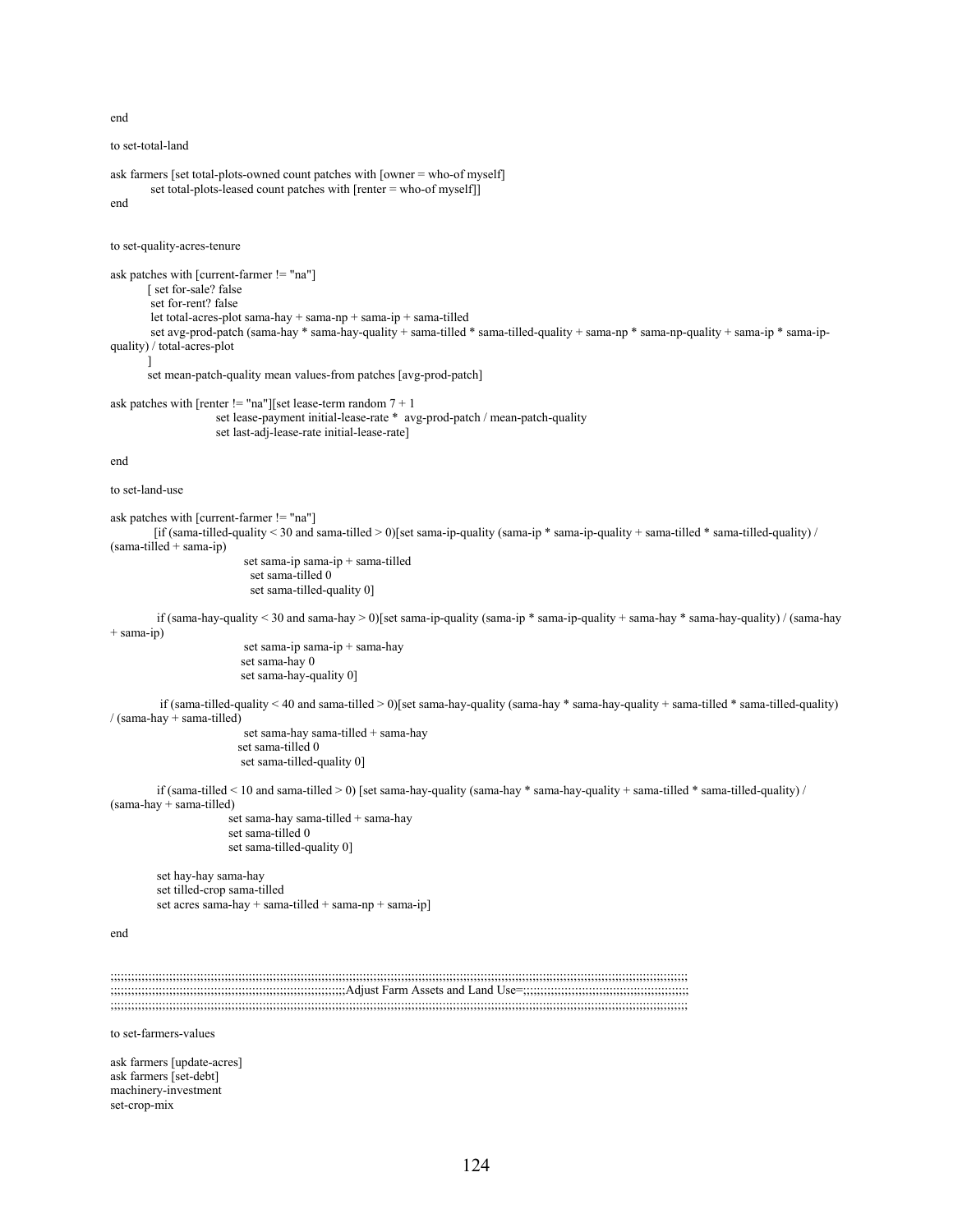```
end

to set-total-land

ask farmers [set total-plots-owned count patches with [owner = who-of myself]
          set total-plots-leased count patches with [renter = who-of myself]]
end


to set-quality-acres-tenure

ask patches with [current-farmer != "na"]
          [ set for-sale? false
           set for-rent? false
           let total-acres-plot sama-hay + sama-np + sama-ip + sama-tilled
           set avg-prod-patch (sama-hay * sama-hay-quality + sama-tilled * sama-tilled-quality + sama-np * sama-np-quality + sama-ip * sama-ip-
quality) / total-acres-plot
          ]
          set mean-patch-quality mean values-from patches [avg-prod-patch]

ask patches with [renter != "na"][set lease-term random 7 + 1
                              set lease-payment initial-lease-rate *  avg-prod-patch / mean-patch-quality
                              set last-adj-lease-rate initial-lease-rate]

end

to set-land-use

ask patches with [current-farmer != "na"]
            [if (sama-tilled-quality < 30 and sama-tilled > 0)[set sama-ip-quality (sama-ip * sama-ip-quality + sama-tilled * sama-tilled-quality) /
(sama-tilled + sama-ip)
                                    set sama-ip sama-ip + sama-tilled
                                      set sama-tilled 0
                                      set sama-tilled-quality 0]

             if (sama-hay-quality < 30 and sama-hay > 0)[set sama-ip-quality (sama-ip * sama-ip-quality + sama-hay * sama-hay-quality) / (sama-hay
+ sama-ip)
                                    set sama-ip sama-ip + sama-hay
                                   set sama-hay 0
                                   set sama-hay-quality 0]

              if (sama-tilled-quality < 40 and sama-tilled > 0)[set sama-hay-quality (sama-hay * sama-hay-quality + sama-tilled * sama-tilled-quality)
/ (sama-hay + sama-tilled)
                                    set sama-hay sama-tilled + sama-hay
                                  set sama-tilled 0
                                   set sama-tilled-quality 0]

             if (sama-tilled < 10 and sama-tilled > 0) [set sama-hay-quality (sama-hay * sama-hay-quality + sama-tilled * sama-tilled-quality) /
(sama-hay + sama-tilled)
                                 set sama-hay sama-tilled + sama-hay
                                 set sama-tilled 0
                                 set sama-tilled-quality 0]

             set hay-hay sama-hay
             set tilled-crop sama-tilled
             set acres sama-hay + sama-tilled + sama-np + sama-ip]

end


;;;;;;;;;;;;;;;;;;;;;;;;;;;;;;;;;;;;;;;;;;;;;;;;;;;;;;;;;;;;;;;;;;;;;;;;;;;;;;;;;;;;;;;;;;;;;;;;;;;;;;;;;;;;;;;;;;;;;;;;;;;;;;;;;;;;;;;;;;;;;;;;;;;
;;;;;;;;;;;;;;;;;;;;;;;;;;;;;;;;;;;;;;;;;;;;;;;;;;;;;;;;;;;;;;;;Adjust Farm Assets and Land Use=;;;;;;;;;;;;;;;;;;;;;;;;;;;;;;;;;;;;;;;;;;;;;;;
;;;;;;;;;;;;;;;;;;;;;;;;;;;;;;;;;;;;;;;;;;;;;;;;;;;;;;;;;;;;;;;;;;;;;;;;;;;;;;;;;;;;;;;;;;;;;;;;;;;;;;;;;;;;;;;;;;;;;;;;;;;;;;;;;;;;;;;;;;;;;;;;;;;;

to set-farmers-values

ask farmers [update-acres]
ask farmers [set-debt]
machinery-investment
set-crop-mix
```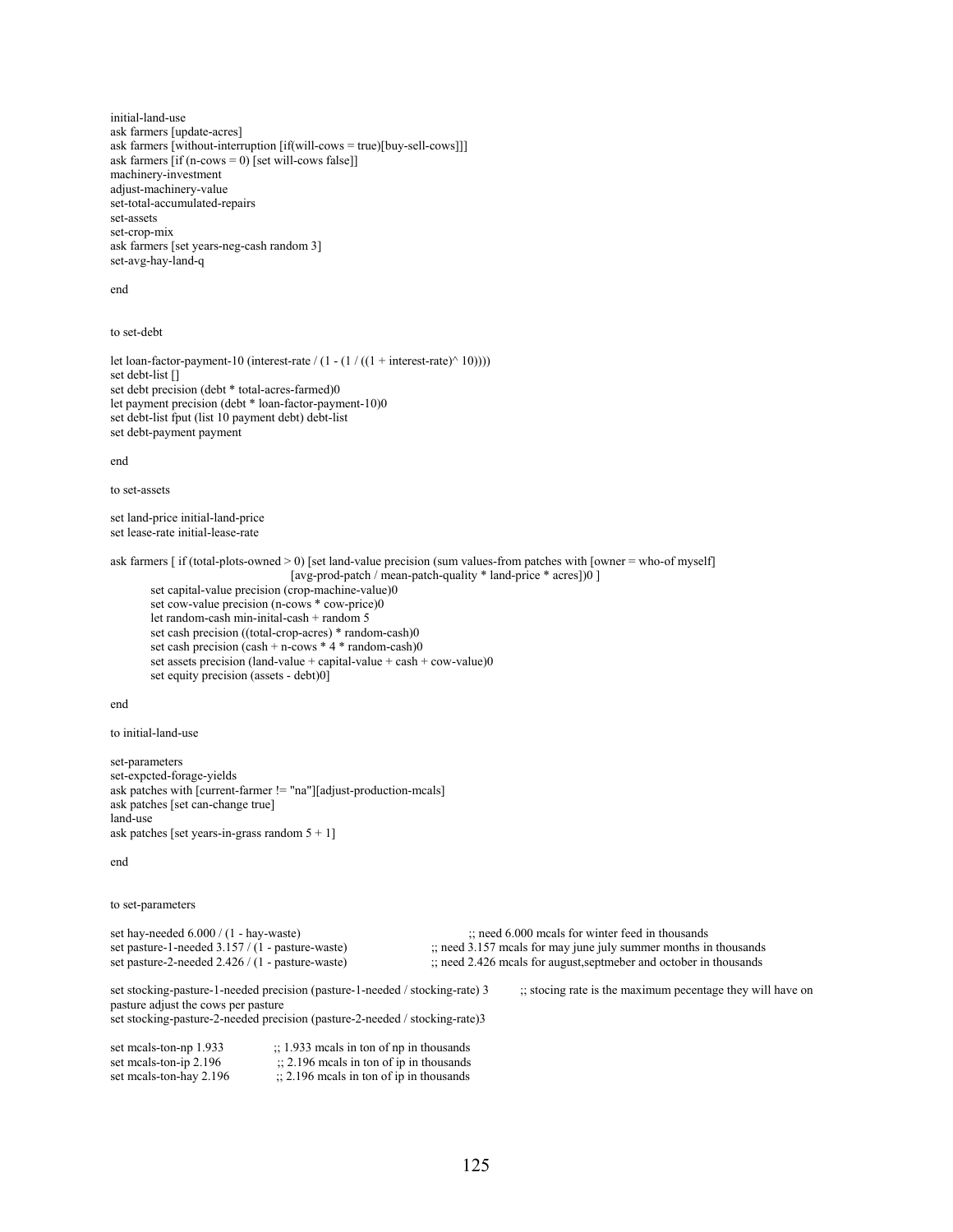```
initial-land-use
ask farmers [update-acres]
ask farmers [without-interruption [if(will-cows = true)[buy-sell-cows]]]
ask farmers [if (n-cows = 0) [set will-cows false]]
machinery-investment
adjust-machinery-value
set-total-accumulated-repairs
set-assets
set-crop-mix
ask farmers [set years-neg-cash random 3]
set-avg-hay-land-q

end


to set-debt

let loan-factor-payment-10 (interest-rate / (1 - (1 / ((1 + interest-rate)^ 10))))
set debt-list []
set debt precision (debt * total-acres-farmed)0
let payment precision (debt * loan-factor-payment-10)0
set debt-list fput (list 10 payment debt) debt-list
set debt-payment payment

end

to set-assets

set land-price initial-land-price
set lease-rate initial-lease-rate

ask farmers [ if (total-plots-owned > 0) [set land-value precision (sum values-from patches with [owner = who-of myself]
                                        [avg-prod-patch / mean-patch-quality * land-price * acres])0 ]
        set capital-value precision (crop-machine-value)0
        set cow-value precision (n-cows * cow-price)0
        let random-cash min-inital-cash + random 5
        set cash precision ((total-crop-acres) * random-cash)0
        set cash precision (cash + n-cows * 4 * random-cash)0
        set assets precision (land-value + capital-value + cash + cow-value)0
        set equity precision (assets - debt)0]

end

to initial-land-use

set-parameters
set-expcted-forage-yields
ask patches with [current-farmer != "na"][adjust-production-mcals]
ask patches [set can-change true]
land-use
ask patches [set years-in-grass random 5 + 1]

end


to set-parameters

set hay-needed 6.000 / (1 - hay-waste)                          ;; need 6.000 mcals for winter feed in thousands
set pasture-1-needed 3.157 / (1 - pasture-waste)                ;; need 3.157 mcals for may june july summer months in thousands
set pasture-2-needed 2.426 / (1 - pasture-waste)                ;; need 2.426 mcals for august,septmeber and october in thousands

set stocking-pasture-1-needed precision (pasture-1-needed / stocking-rate) 3       ;; stocing rate is the maximum pecentage they will have on
pasture adjust the cows per pasture
set stocking-pasture-2-needed precision (pasture-2-needed / stocking-rate)3

set mcals-ton-np 1.933          ;; 1.933 mcals in ton of np in thousands
set mcals-ton-ip 2.196          ;; 2.196 mcals in ton of ip in thousands
set mcals-ton-hay 2.196         ;; 2.196 mcals in ton of ip in thousands
```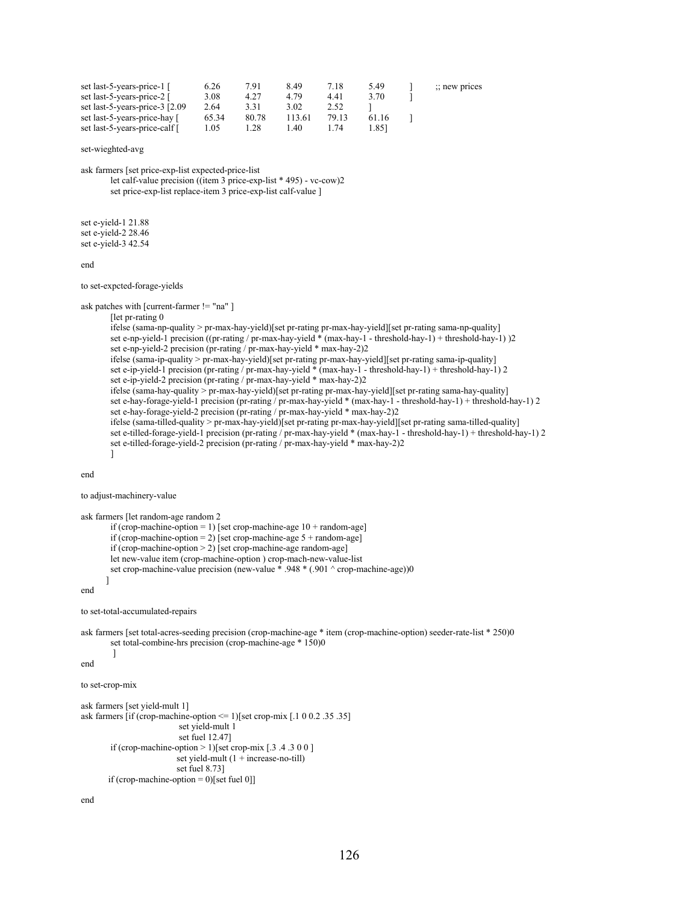```
set last-5-years-price-1 [      6.26      7.91      8.49      7.18      5.49      ]      ;; new prices
set last-5-years-price-2 [      3.08      4.27      4.79      4.41      3.70      ]
set last-5-years-price-3 [2.09  2.64      3.31      3.02      2.52      ]
set last-5-years-price-hay [    65.34     80.78     113.61    79.13     61.16     ]
set last-5-years-price-calf [   1.05      1.28      1.40      1.74      1.85]

set-wieghted-avg

ask farmers [set price-exp-list expected-price-list
        let calf-value precision ((item 3 price-exp-list * 495) - vc-cow)2
        set price-exp-list replace-item 3 price-exp-list calf-value ]


set e-yield-1 21.88
set e-yield-2 28.46
set e-yield-3 42.54

end

to set-expcted-forage-yields

ask patches with [current-farmer != "na" ]
        [let pr-rating 0
        ifelse (sama-np-quality > pr-max-hay-yield)[set pr-rating pr-max-hay-yield][set pr-rating sama-np-quality]
        set e-np-yield-1 precision ((pr-rating / pr-max-hay-yield * (max-hay-1 - threshold-hay-1) + threshold-hay-1) )2
        set e-np-yield-2 precision (pr-rating / pr-max-hay-yield * max-hay-2)2
        ifelse (sama-ip-quality > pr-max-hay-yield)[set pr-rating pr-max-hay-yield][set pr-rating sama-ip-quality]
        set e-ip-yield-1 precision (pr-rating / pr-max-hay-yield * (max-hay-1 - threshold-hay-1) + threshold-hay-1) 2
        set e-ip-yield-2 precision (pr-rating / pr-max-hay-yield * max-hay-2)2
        ifelse (sama-hay-quality > pr-max-hay-yield)[set pr-rating pr-max-hay-yield][set pr-rating sama-hay-quality]
        set e-hay-forage-yield-1 precision (pr-rating / pr-max-hay-yield * (max-hay-1 - threshold-hay-1) + threshold-hay-1) 2
        set e-hay-forage-yield-2 precision (pr-rating / pr-max-hay-yield * max-hay-2)2
        ifelse (sama-tilled-quality > pr-max-hay-yield)[set pr-rating pr-max-hay-yield][set pr-rating sama-tilled-quality]
        set e-tilled-forage-yield-1 precision (pr-rating / pr-max-hay-yield * (max-hay-1 - threshold-hay-1) + threshold-hay-1) 2
        set e-tilled-forage-yield-2 precision (pr-rating / pr-max-hay-yield * max-hay-2)2
        ]

end

to adjust-machinery-value

ask farmers [let random-age random 2
        if (crop-machine-option = 1) [set crop-machine-age 10 + random-age]
        if (crop-machine-option = 2) [set crop-machine-age 5 + random-age]
        if (crop-machine-option > 2) [set crop-machine-age random-age]
        let new-value item (crop-machine-option ) crop-mach-new-value-list
        set crop-machine-value precision (new-value * .948 * (.901 ^ crop-machine-age))0
      ]
end

to set-total-accumulated-repairs

ask farmers [set total-acres-seeding precision (crop-machine-age * item (crop-machine-option) seeder-rate-list * 250)0
        set total-combine-hrs precision (crop-machine-age * 150)0
         ]
end

to set-crop-mix

ask farmers [set yield-mult 1]
ask farmers [if (crop-machine-option <= 1)[set crop-mix [.1 0 0.2 .35 .35]
                              set yield-mult 1
                              set fuel 12.47]
        if (crop-machine-option > 1)[set crop-mix [.3 .4 .3 0 0 ]
                             set yield-mult (1 + increase-no-till)
                             set fuel 8.73]
       if (crop-machine-option = 0)[set fuel 0]]

end
```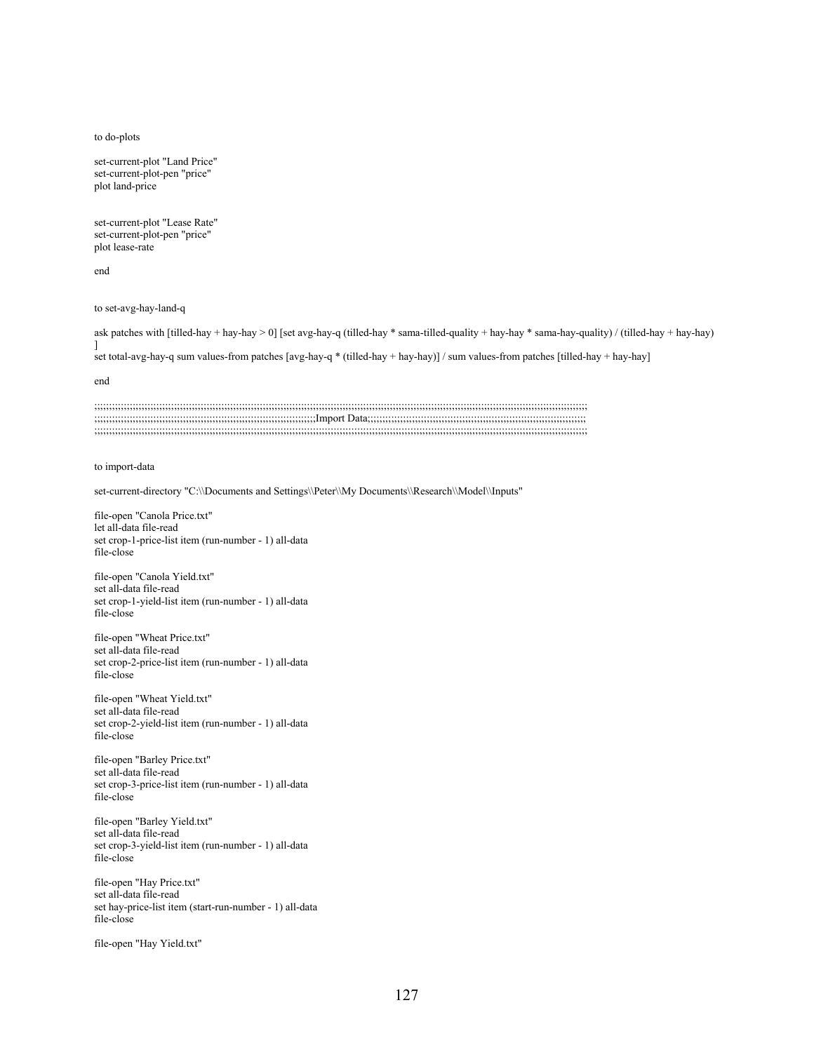```
to do-plots

set-current-plot "Land Price"
set-current-plot-pen "price"
plot land-price


set-current-plot "Lease Rate"
set-current-plot-pen "price"
plot lease-rate

end


to set-avg-hay-land-q

ask patches with [tilled-hay + hay-hay > 0] [set avg-hay-q (tilled-hay * sama-tilled-quality + hay-hay * sama-hay-quality) / (tilled-hay + hay-hay)
]
set total-avg-hay-q sum values-from patches [avg-hay-q * (tilled-hay + hay-hay)] / sum values-from patches [tilled-hay + hay-hay]

end

;;;;;;;;;;;;;;;;;;;;;;;;;;;;;;;;;;;;;;;;;;;;;;;;;;;;;;;;;;;;;;;;;;;;;;;;;;;;;;;;;;;;;;;;;;;;;;;;;;;;;;;;;;;;;;;;;;;;;;;;;;;;;;;;;;;;;;;;;;;;;;;;;;;;
;;;;;;;;;;;;;;;;;;;;;;;;;;;;;;;;;;;;;;;;;;;;;;;;;;;;;;;;;;;;;Import Data;;;;;;;;;;;;;;;;;;;;;;;;;;;;;;;;;;;;;;;;;;;;;;;;;;;;;;;;;;;;;;;;;;;;;;;;;;
;;;;;;;;;;;;;;;;;;;;;;;;;;;;;;;;;;;;;;;;;;;;;;;;;;;;;;;;;;;;;;;;;;;;;;;;;;;;;;;;;;;;;;;;;;;;;;;;;;;;;;;;;;;;;;;;;;;;;;;;;;;;;;;;;;;;;;;;;;;;;;;;;;;;


to import-data

set-current-directory "C:\\Documents and Settings\\Peter\\My Documents\\Research\\Model\\Inputs"

file-open "Canola Price.txt"
let all-data file-read
set crop-1-price-list item (run-number - 1) all-data
file-close

file-open "Canola Yield.txt"
set all-data file-read
set crop-1-yield-list item (run-number - 1) all-data
file-close

file-open "Wheat Price.txt"
set all-data file-read
set crop-2-price-list item (run-number - 1) all-data
file-close

file-open "Wheat Yield.txt"
set all-data file-read
set crop-2-yield-list item (run-number - 1) all-data
file-close

file-open "Barley Price.txt"
set all-data file-read
set crop-3-price-list item (run-number - 1) all-data
file-close

file-open "Barley Yield.txt"
set all-data file-read
set crop-3-yield-list item (run-number - 1) all-data
file-close

file-open "Hay Price.txt"
set all-data file-read
set hay-price-list item (start-run-number - 1) all-data
file-close

file-open "Hay Yield.txt"
```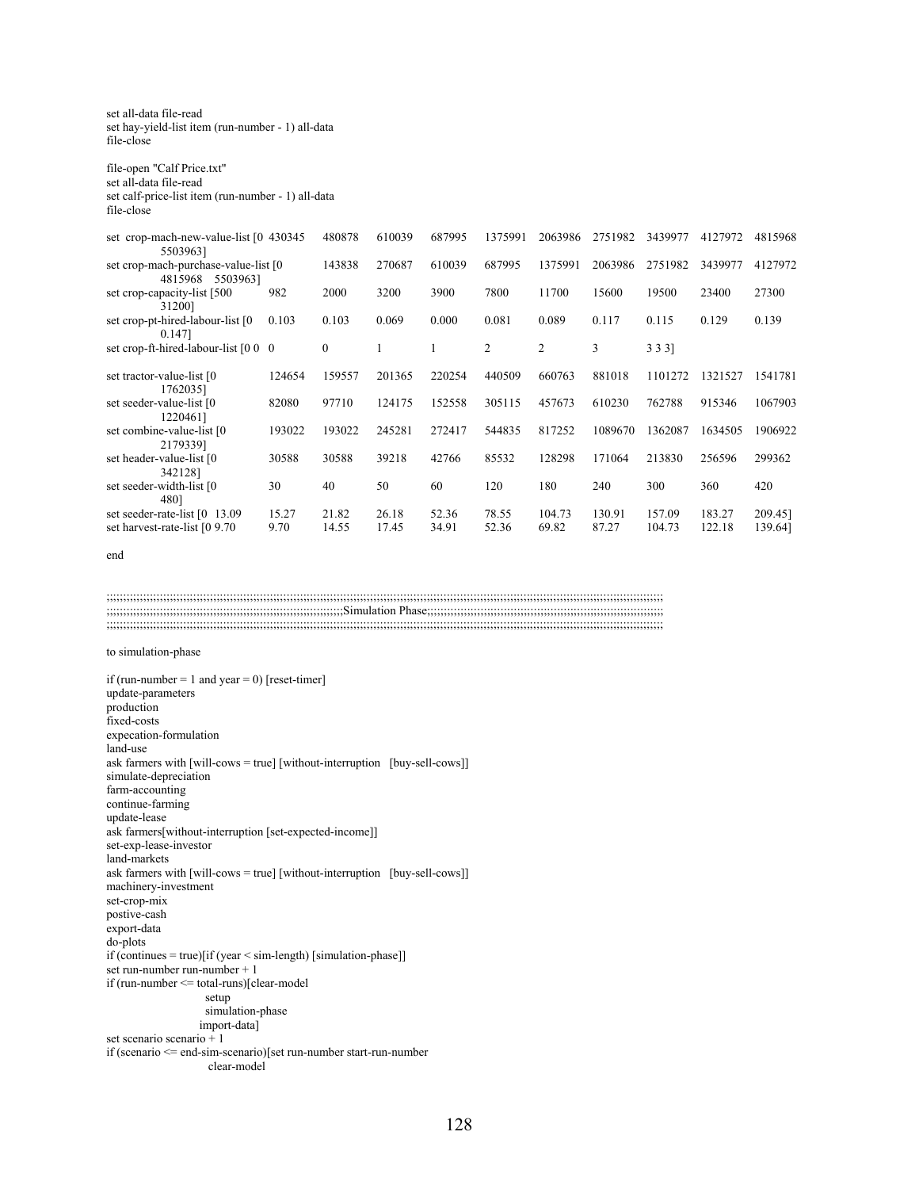```
set all-data file-read
set hay-yield-list item (run-number - 1) all-data
file-close

file-open "Calf Price.txt"
set all-data file-read
set calf-price-list item (run-number - 1) all-data
file-close

set  crop-mach-new-value-list [0  430345    480878    610039    687995    1375991   2063986   2751982   3439977   4127972   4815968
         5503963]
set crop-mach-purchase-value-list [0        143838    270687    610039    687995    1375991   2063986   2751982   3439977   4127972
         4815968    5503963]
set crop-capacity-list [500      982       2000      3200      3900      7800      11700     15600     19500     23400     27300
         31200]
set crop-pt-hired-labour-list [0   0.103     0.103     0.069     0.000     0.081     0.089     0.117     0.115     0.129     0.139
         0.147]
set crop-ft-hired-labour-list [0 0   0         0         1         1         2         2         3         3 3 3]

set tractor-value-list [0          124654    159557    201365    220254    440509    660763    881018    1101272   1321527   1541781
         1762035]
set seeder-value-list [0           82080     97710     124175    152558    305115    457673    610230    762788    915346    1067903
         1220461]
set combine-value-list [0          193022    193022    245281    272417    544835    817252    1089670   1362087   1634505   1906922
         2179339]
set header-value-list [0           30588     30588     39218     42766     85532     128298    171064    213830    256596    299362
         342128]
set seeder-width-list [0           30        40        50        60        120       180       240       300       360       420
         480]
set seeder-rate-list [0  13.09     15.27     21.82     26.18     52.36     78.55     104.73    130.91    157.09    183.27    209.45]
set harvest-rate-list [0 9.70      9.70      14.55     17.45     34.91     52.36     69.82     87.27     104.73    122.18    139.64]

end


;;;;;;;;;;;;;;;;;;;;;;;;;;;;;;;;;;;;;;;;;;;;;;;;;;;;;;;;;;;;;;;;;;;;;;;;;;;;;;;;;;;;;;;;;;;;;;;;;;;;;;;;;;;;;;;;;;;;;;;;;;;;;;;;;;;;;;;;;;;
;;;;;;;;;;;;;;;;;;;;;;;;;;;;;;;;;;;;;;;;;;;;;;;;;;;;;;;;;;;;;;Simulation Phase;;;;;;;;;;;;;;;;;;;;;;;;;;;;;;;;;;;;;;;;;;;;;;;;;;;;;;;;;;;;;;
;;;;;;;;;;;;;;;;;;;;;;;;;;;;;;;;;;;;;;;;;;;;;;;;;;;;;;;;;;;;;;;;;;;;;;;;;;;;;;;;;;;;;;;;;;;;;;;;;;;;;;;;;;;;;;;;;;;;;;;;;;;;;;;;;;;;;;;;;;;

to simulation-phase

if (run-number = 1 and year = 0) [reset-timer]
update-parameters
production
fixed-costs
expecation-formulation
land-use
ask farmers with [will-cows = true] [without-interruption   [buy-sell-cows]]
simulate-depreciation
farm-accounting
continue-farming
update-lease
ask farmers[without-interruption [set-expected-income]]
set-exp-lease-investor
land-markets
ask farmers with [will-cows = true] [without-interruption   [buy-sell-cows]]
machinery-investment
set-crop-mix
postive-cash
export-data
do-plots
if (continues = true)[if (year < sim-length) [simulation-phase]]
set run-number run-number + 1
if (run-number <= total-runs)[clear-model
                    setup
                    simulation-phase
                   import-data]
set scenario scenario + 1
if (scenario <= end-sim-scenario)[set run-number start-run-number
                     clear-model
```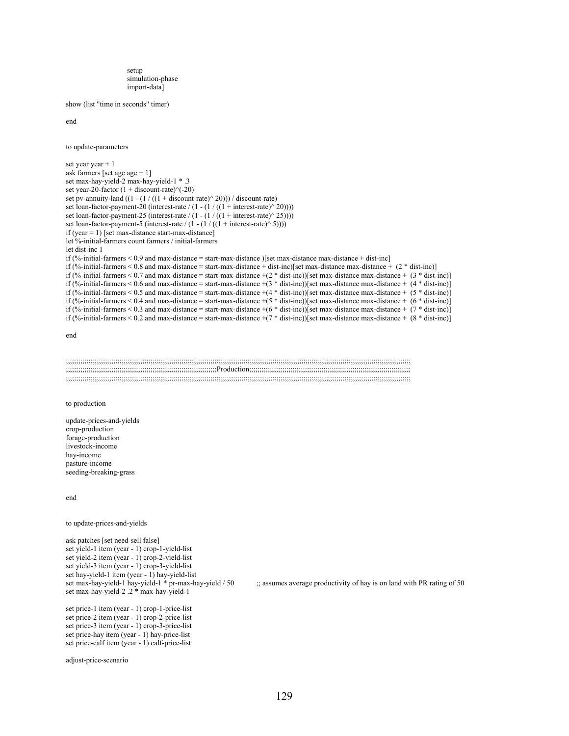```
                    setup
                    simulation-phase
                    import-data]

show (list "time in seconds" timer)

end


to update-parameters

set year year + 1
ask farmers [set age age + 1]
set max-hay-yield-2 max-hay-yield-1 * .3
set year-20-factor (1 + discount-rate)^(-20)
set pv-annuity-land ((1 - (1 / ((1 + discount-rate)^ 20))) / discount-rate)
set loan-factor-payment-20 (interest-rate / (1 - (1 / ((1 + interest-rate)^ 20))))
set loan-factor-payment-25 (interest-rate / (1 - (1 / ((1 + interest-rate)^ 25))))
set loan-factor-payment-5 (interest-rate / (1 - (1 / ((1 + interest-rate)^ 5))))
if (year = 1) [set max-distance start-max-distance]
let %-initial-farmers count farmers / initial-farmers
let dist-inc 1
if (%-initial-farmers < 0.9 and max-distance = start-max-distance )[set max-distance max-distance + dist-inc]
if (%-initial-farmers < 0.8 and max-distance = start-max-distance + dist-inc)[set max-distance max-distance +  (2 * dist-inc)]
if (%-initial-farmers < 0.7 and max-distance = start-max-distance +(2 * dist-inc))[set max-distance max-distance +  (3 * dist-inc)]
if (%-initial-farmers < 0.6 and max-distance = start-max-distance +(3 * dist-inc))[set max-distance max-distance +  (4 * dist-inc)]
if (%-initial-farmers < 0.5 and max-distance = start-max-distance +(4 * dist-inc))[set max-distance max-distance +  (5 * dist-inc)]
if (%-initial-farmers < 0.4 and max-distance = start-max-distance +(5 * dist-inc))[set max-distance max-distance +  (6 * dist-inc)]
if (%-initial-farmers < 0.3 and max-distance = start-max-distance +(6 * dist-inc))[set max-distance max-distance +  (7 * dist-inc)]
if (%-initial-farmers < 0.2 and max-distance = start-max-distance +(7 * dist-inc))[set max-distance max-distance +  (8 * dist-inc)]

end


;;;;;;;;;;;;;;;;;;;;;;;;;;;;;;;;;;;;;;;;;;;;;;;;;;;;;;;;;;;;;;;;;;;;;;;;;;;;;;;;;;;;;;;;;;;;;;;;;;;;;;;;;;;;;;;;;;;;;;;;;;;;;;;;;;;;;;;;;;;;;;;;;;;;;
;;;;;;;;;;;;;;;;;;;;;;;;;;;;;;;;;;;;;;;;;;;;;;;;;;;;;;;;;;;;;;;;;;;;;;;Production;;;;;;;;;;;;;;;;;;;;;;;;;;;;;;;;;;;;;;;;;;;;;;;;;;;;;;;;;;;;;;;;;;;;;;;;;;;
;;;;;;;;;;;;;;;;;;;;;;;;;;;;;;;;;;;;;;;;;;;;;;;;;;;;;;;;;;;;;;;;;;;;;;;;;;;;;;;;;;;;;;;;;;;;;;;;;;;;;;;;;;;;;;;;;;;;;;;;;;;;;;;;;;;;;;;;;;;;;;;;;;;;;


to production

update-prices-and-yields
crop-production
forage-production
livestock-income
hay-income
pasture-income
seeding-breaking-grass


end


to update-prices-and-yields

ask patches [set need-sell false]
set yield-1 item (year - 1) crop-1-yield-list
set yield-2 item (year - 1) crop-2-yield-list
set yield-3 item (year - 1) crop-3-yield-list
set hay-yield-1 item (year - 1) hay-yield-list
set max-hay-yield-1 hay-yield-1 * pr-max-hay-yield / 50           ;; assumes average productivity of hay is on land with PR rating of 50
set max-hay-yield-2 .2 * max-hay-yield-1

set price-1 item (year - 1) crop-1-price-list
set price-2 item (year - 1) crop-2-price-list
set price-3 item (year - 1) crop-3-price-list
set price-hay item (year - 1) hay-price-list
set price-calf item (year - 1) calf-price-list

adjust-price-scenario
```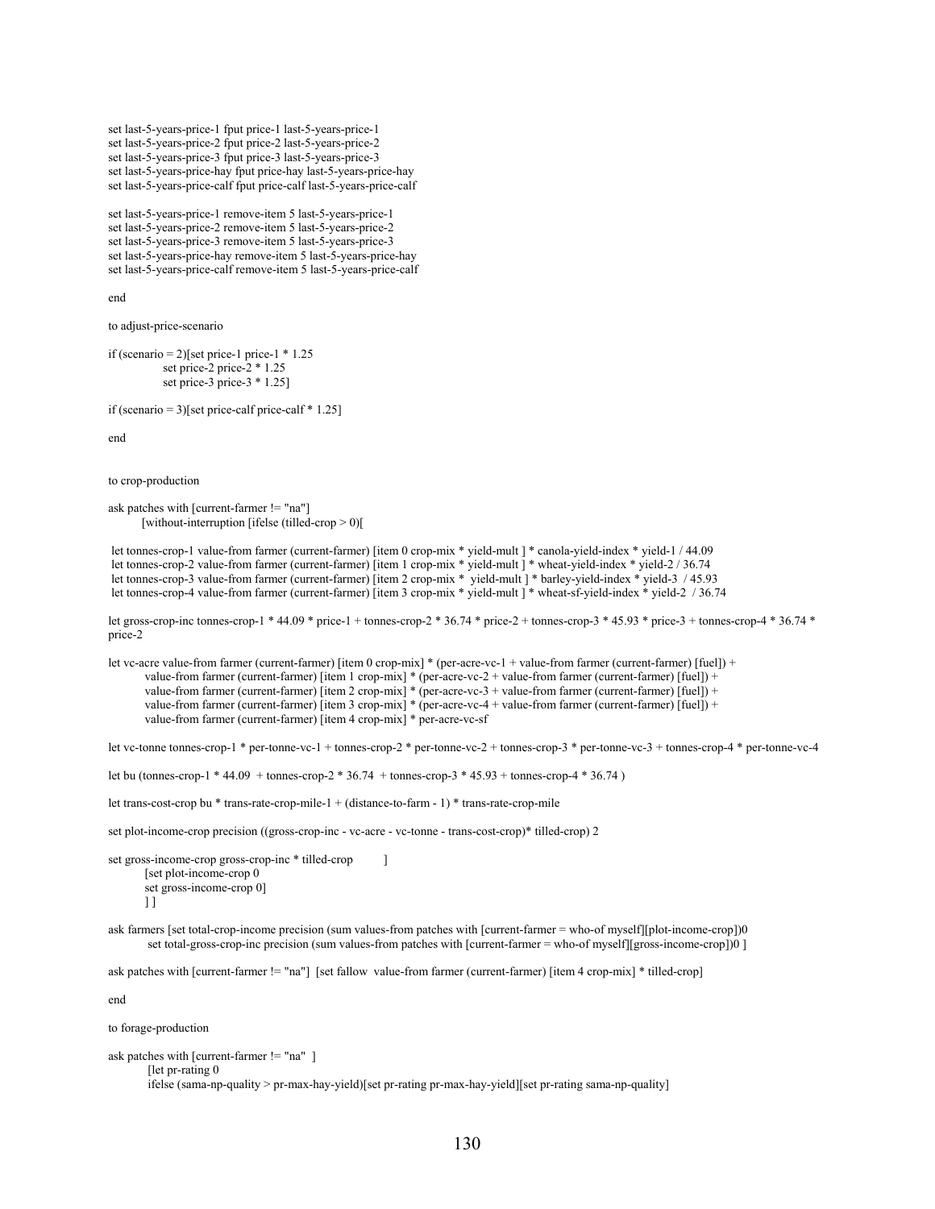```
set last-5-years-price-1 fput price-1 last-5-years-price-1
set last-5-years-price-2 fput price-2 last-5-years-price-2
set last-5-years-price-3 fput price-3 last-5-years-price-3
set last-5-years-price-hay fput price-hay last-5-years-price-hay
set last-5-years-price-calf fput price-calf last-5-years-price-calf

set last-5-years-price-1 remove-item 5 last-5-years-price-1
set last-5-years-price-2 remove-item 5 last-5-years-price-2
set last-5-years-price-3 remove-item 5 last-5-years-price-3
set last-5-years-price-hay remove-item 5 last-5-years-price-hay
set last-5-years-price-calf remove-item 5 last-5-years-price-calf

end

to adjust-price-scenario

if (scenario = 2)[set price-1 price-1 * 1.25
                  set price-2 price-2 * 1.25
                  set price-3 price-3 * 1.25]

if (scenario = 3)[set price-calf price-calf * 1.25]

end


to crop-production

ask patches with [current-farmer != "na"]
        [without-interruption [ifelse (tilled-crop > 0)[

 let tonnes-crop-1 value-from farmer (current-farmer) [item 0 crop-mix * yield-mult ] * canola-yield-index * yield-1 / 44.09
 let tonnes-crop-2 value-from farmer (current-farmer) [item 1 crop-mix * yield-mult ] * wheat-yield-index * yield-2 / 36.74
 let tonnes-crop-3 value-from farmer (current-farmer) [item 2 crop-mix *  yield-mult ] * barley-yield-index * yield-3  / 45.93
 let tonnes-crop-4 value-from farmer (current-farmer) [item 3 crop-mix * yield-mult ] * wheat-sf-yield-index * yield-2  / 36.74

let gross-crop-inc tonnes-crop-1 * 44.09 * price-1 + tonnes-crop-2 * 36.74 * price-2 + tonnes-crop-3 * 45.93 * price-3 + tonnes-crop-4 * 36.74 *
price-2

let vc-acre value-from farmer (current-farmer) [item 0 crop-mix] * (per-acre-vc-1 + value-from farmer (current-farmer) [fuel]) +
        value-from farmer (current-farmer) [item 1 crop-mix] * (per-acre-vc-2 + value-from farmer (current-farmer) [fuel]) +
        value-from farmer (current-farmer) [item 2 crop-mix] * (per-acre-vc-3 + value-from farmer (current-farmer) [fuel]) +
        value-from farmer (current-farmer) [item 3 crop-mix] * (per-acre-vc-4 + value-from farmer (current-farmer) [fuel]) +
        value-from farmer (current-farmer) [item 4 crop-mix] * per-acre-vc-sf

let vc-tonne tonnes-crop-1 * per-tonne-vc-1 + tonnes-crop-2 * per-tonne-vc-2 + tonnes-crop-3 * per-tonne-vc-3 + tonnes-crop-4 * per-tonne-vc-4

let bu (tonnes-crop-1 * 44.09  + tonnes-crop-2 * 36.74  + tonnes-crop-3 * 45.93 + tonnes-crop-4 * 36.74 )

let trans-cost-crop bu * trans-rate-crop-mile-1 + (distance-to-farm - 1) * trans-rate-crop-mile

set plot-income-crop precision ((gross-crop-inc - vc-acre - vc-tonne - trans-cost-crop)* tilled-crop) 2

set gross-income-crop gross-crop-inc * tilled-crop        ]
        [set plot-income-crop 0
        set gross-income-crop 0]
        ] ]

ask farmers [set total-crop-income precision (sum values-from patches with [current-farmer = who-of myself][plot-income-crop])0
         set total-gross-crop-inc precision (sum values-from patches with [current-farmer = who-of myself][gross-income-crop])0 ]

ask patches with [current-farmer != "na"]  [set fallow  value-from farmer (current-farmer) [item 4 crop-mix] * tilled-crop]

end

to forage-production

ask patches with [current-farmer != "na"  ]
         [let pr-rating 0
         ifelse (sama-np-quality > pr-max-hay-yield)[set pr-rating pr-max-hay-yield][set pr-rating sama-np-quality]
```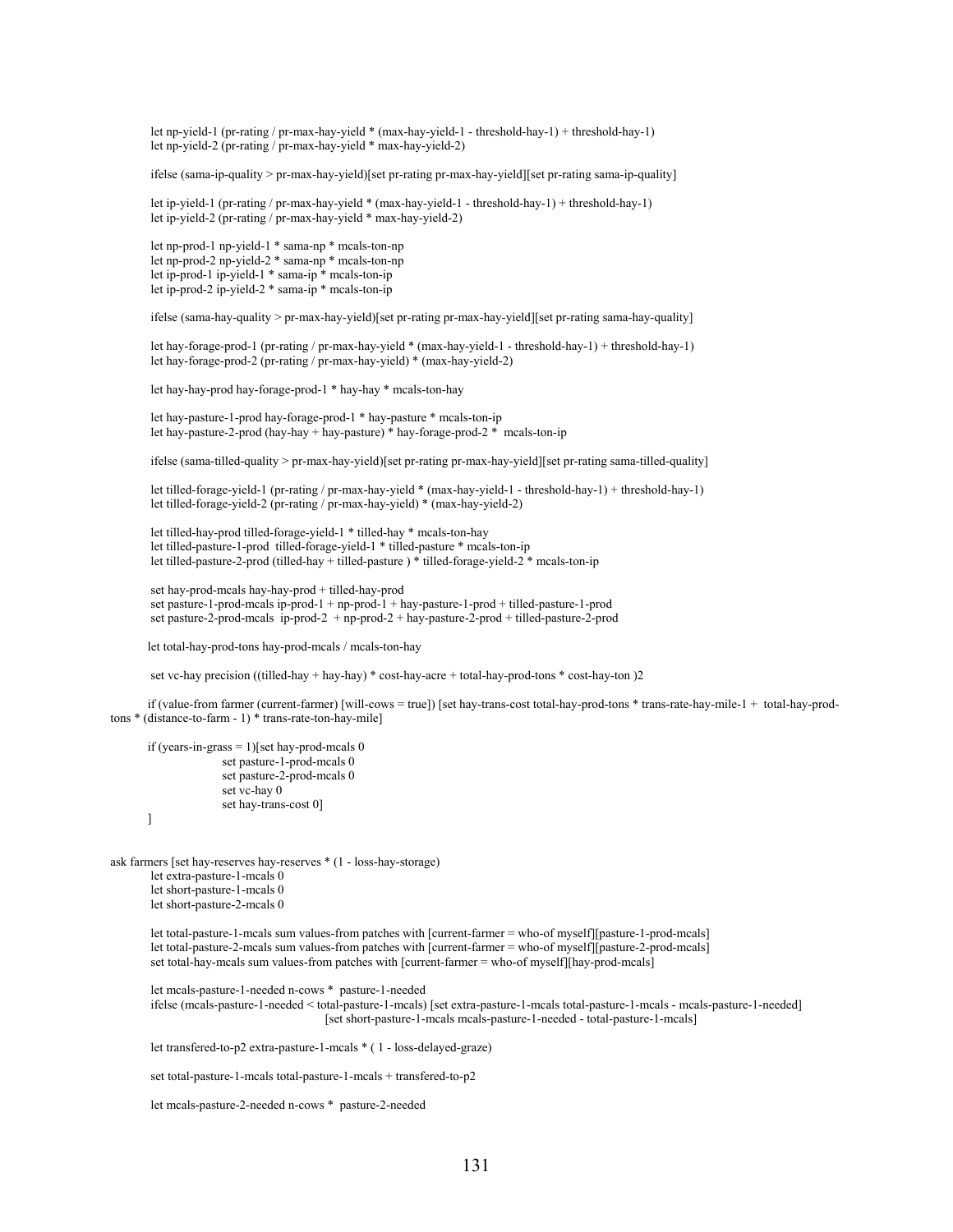```
          let np-yield-1 (pr-rating / pr-max-hay-yield * (max-hay-yield-1 - threshold-hay-1) + threshold-hay-1)
          let np-yield-2 (pr-rating / pr-max-hay-yield * max-hay-yield-2)

          ifelse (sama-ip-quality > pr-max-hay-yield)[set pr-rating pr-max-hay-yield][set pr-rating sama-ip-quality]

          let ip-yield-1 (pr-rating / pr-max-hay-yield * (max-hay-yield-1 - threshold-hay-1) + threshold-hay-1)
          let ip-yield-2 (pr-rating / pr-max-hay-yield * max-hay-yield-2)

          let np-prod-1 np-yield-1 * sama-np * mcals-ton-np
          let np-prod-2 np-yield-2 * sama-np * mcals-ton-np
          let ip-prod-1 ip-yield-1 * sama-ip * mcals-ton-ip
          let ip-prod-2 ip-yield-2 * sama-ip * mcals-ton-ip

          ifelse (sama-hay-quality > pr-max-hay-yield)[set pr-rating pr-max-hay-yield][set pr-rating sama-hay-quality]

          let hay-forage-prod-1 (pr-rating / pr-max-hay-yield * (max-hay-yield-1 - threshold-hay-1) + threshold-hay-1)
          let hay-forage-prod-2 (pr-rating / pr-max-hay-yield) * (max-hay-yield-2)

          let hay-hay-prod hay-forage-prod-1 * hay-hay * mcals-ton-hay

          let hay-pasture-1-prod hay-forage-prod-1 * hay-pasture * mcals-ton-ip
          let hay-pasture-2-prod (hay-hay + hay-pasture) * hay-forage-prod-2 *  mcals-ton-ip

          ifelse (sama-tilled-quality > pr-max-hay-yield)[set pr-rating pr-max-hay-yield][set pr-rating sama-tilled-quality]

          let tilled-forage-yield-1 (pr-rating / pr-max-hay-yield * (max-hay-yield-1 - threshold-hay-1) + threshold-hay-1)
          let tilled-forage-yield-2 (pr-rating / pr-max-hay-yield) * (max-hay-yield-2)

          let tilled-hay-prod tilled-forage-yield-1 * tilled-hay * mcals-ton-hay
          let tilled-pasture-1-prod  tilled-forage-yield-1 * tilled-pasture * mcals-ton-ip
          let tilled-pasture-2-prod (tilled-hay + tilled-pasture ) * tilled-forage-yield-2 * mcals-ton-ip

          set hay-prod-mcals hay-hay-prod + tilled-hay-prod
          set pasture-1-prod-mcals ip-prod-1 + np-prod-1 + hay-pasture-1-prod + tilled-pasture-1-prod
          set pasture-2-prod-mcals  ip-prod-2  + np-prod-2 + hay-pasture-2-prod + tilled-pasture-2-prod

         let total-hay-prod-tons hay-prod-mcals / mcals-ton-hay

          set vc-hay precision ((tilled-hay + hay-hay) * cost-hay-acre + total-hay-prod-tons * cost-hay-ton )2

         if (value-from farmer (current-farmer) [will-cows = true]) [set hay-trans-cost total-hay-prod-tons * trans-rate-hay-mile-1 +  total-hay-prod-
tons * (distance-to-farm - 1) * trans-rate-ton-hay-mile]

         if (years-in-grass = 1)[set hay-prod-mcals 0
                          set pasture-1-prod-mcals 0
                          set pasture-2-prod-mcals 0
                          set vc-hay 0
                          set hay-trans-cost 0]
         ]


ask farmers [set hay-reserves hay-reserves * (1 - loss-hay-storage)
          let extra-pasture-1-mcals 0
          let short-pasture-1-mcals 0
          let short-pasture-2-mcals 0

          let total-pasture-1-mcals sum values-from patches with [current-farmer = who-of myself][pasture-1-prod-mcals]
          let total-pasture-2-mcals sum values-from patches with [current-farmer = who-of myself][pasture-2-prod-mcals]
          set total-hay-mcals sum values-from patches with [current-farmer = who-of myself][hay-prod-mcals]

          let mcals-pasture-1-needed n-cows *  pasture-1-needed
          ifelse (mcals-pasture-1-needed < total-pasture-1-mcals) [set extra-pasture-1-mcals total-pasture-1-mcals - mcals-pasture-1-needed]
                                                  [set short-pasture-1-mcals mcals-pasture-1-needed - total-pasture-1-mcals]

          let transfered-to-p2 extra-pasture-1-mcals * ( 1 - loss-delayed-graze)

          set total-pasture-1-mcals total-pasture-1-mcals + transfered-to-p2

          let mcals-pasture-2-needed n-cows *  pasture-2-needed
```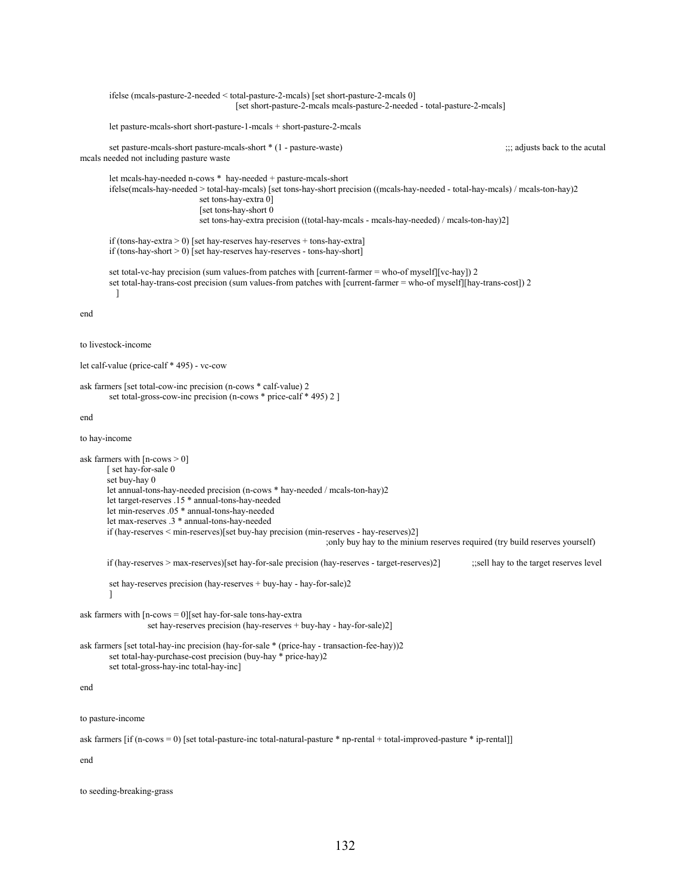```
          ifelse (mcals-pasture-2-needed < total-pasture-2-mcals) [set short-pasture-2-mcals 0]
                                        [set short-pasture-2-mcals mcals-pasture-2-needed - total-pasture-2-mcals]

          let pasture-mcals-short short-pasture-1-mcals + short-pasture-2-mcals

          set pasture-mcals-short pasture-mcals-short * (1 - pasture-waste)                    ;;; adjusts back to the acutal
mcals needed not including pasture waste

          let mcals-hay-needed n-cows *  hay-needed + pasture-mcals-short
          ifelse(mcals-hay-needed > total-hay-mcals) [set tons-hay-short precision ((mcals-hay-needed - total-hay-mcals) / mcals-ton-hay)2
                              set tons-hay-extra 0]
                              [set tons-hay-short 0
                              set tons-hay-extra precision ((total-hay-mcals - mcals-hay-needed) / mcals-ton-hay)2]

          if (tons-hay-extra > 0) [set hay-reserves hay-reserves + tons-hay-extra]
          if (tons-hay-short > 0) [set hay-reserves hay-reserves - tons-hay-short]

          set total-vc-hay precision (sum values-from patches with [current-farmer = who-of myself][vc-hay]) 2
          set total-hay-trans-cost precision (sum values-from patches with [current-farmer = who-of myself][hay-trans-cost]) 2
            ]

end


to livestock-income

let calf-value (price-calf * 495) - vc-cow

ask farmers [set total-cow-inc precision (n-cows * calf-value) 2
          set total-gross-cow-inc precision (n-cows * price-calf * 495) 2 ]

end

to hay-income

ask farmers with [n-cows > 0]
         [ set hay-for-sale 0
          set buy-hay 0
          let annual-tons-hay-needed precision (n-cows * hay-needed / mcals-ton-hay)2
          let target-reserves .15 * annual-tons-hay-needed
          let min-reserves .05 * annual-tons-hay-needed
          let max-reserves .3 * annual-tons-hay-needed
          if (hay-reserves < min-reserves)[set buy-hay precision (min-reserves - hay-reserves)2]
                                                  ;only buy hay to the minium reserves required (try build reserves yourself)

          if (hay-reserves > max-reserves)[set hay-for-sale precision (hay-reserves - target-reserves)2]          ;;sell hay to the target reserves level

           set hay-reserves precision (hay-reserves + buy-hay - hay-for-sale)2
           ]

ask farmers with [n-cows = 0][set hay-for-sale tons-hay-extra
                    set hay-reserves precision (hay-reserves + buy-hay - hay-for-sale)2]

ask farmers [set total-hay-inc precision (hay-for-sale * (price-hay - transaction-fee-hay))2
          set total-hay-purchase-cost precision (buy-hay * price-hay)2
          set total-gross-hay-inc total-hay-inc]

end


to pasture-income

ask farmers [if (n-cows = 0) [set total-pasture-inc total-natural-pasture * np-rental + total-improved-pasture * ip-rental]]

end


to seeding-breaking-grass
```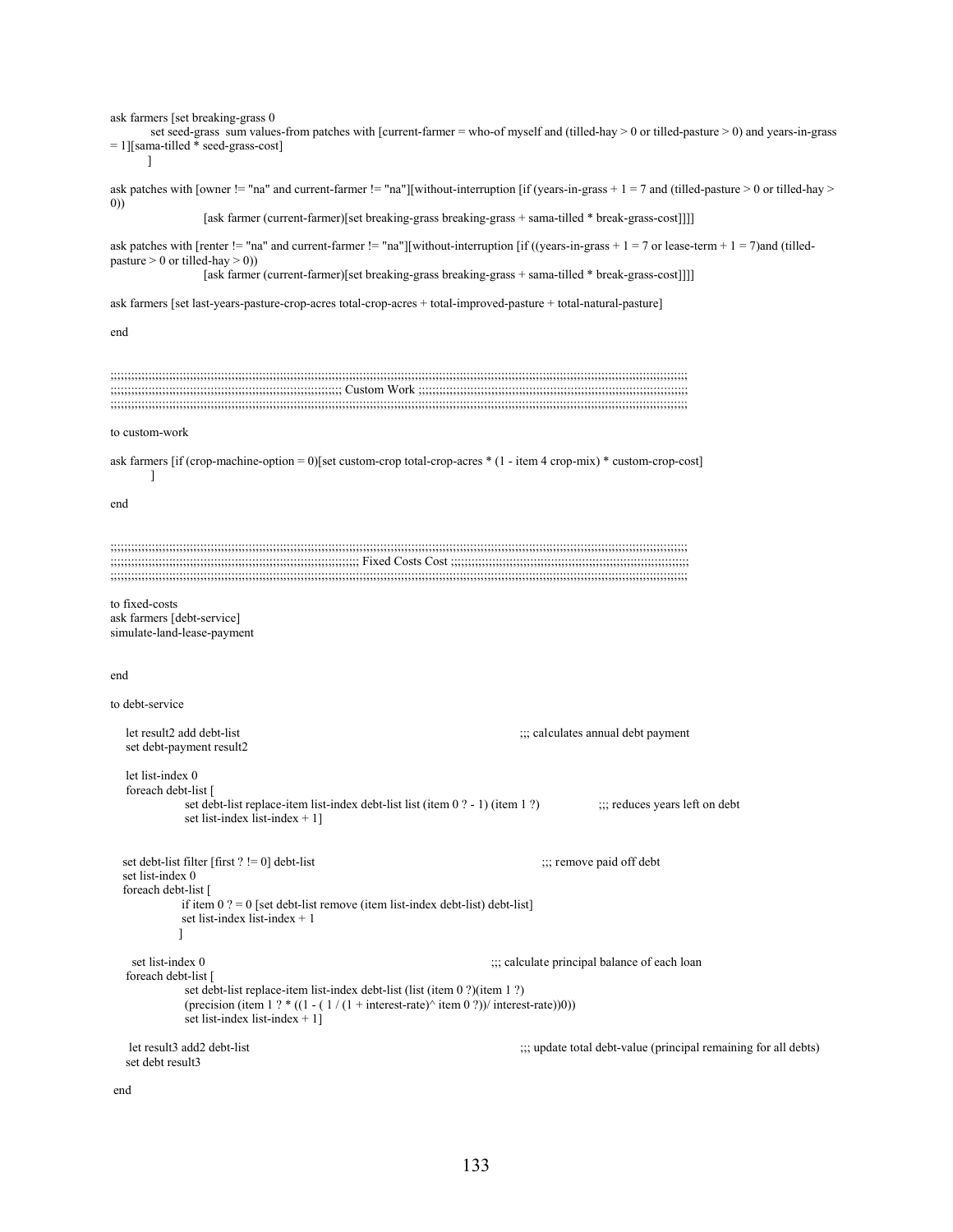```
ask farmers [set breaking-grass 0
           set seed-grass  sum values-from patches with [current-farmer = who-of myself and (tilled-hay > 0 or tilled-pasture > 0) and years-in-grass
= 1][sama-tilled * seed-grass-cost]
          ]

ask patches with [owner != "na" and current-farmer != "na"][without-interruption [if (years-in-grass + 1 = 7 and (tilled-pasture > 0 or tilled-hay >
0))
                        [ask farmer (current-farmer)[set breaking-grass breaking-grass + sama-tilled * break-grass-cost]]]]

ask patches with [renter != "na" and current-farmer != "na"][without-interruption [if ((years-in-grass + 1 = 7 or lease-term + 1 = 7)and (tilled-
pasture > 0 or tilled-hay > 0))
                        [ask farmer (current-farmer)[set breaking-grass breaking-grass + sama-tilled * break-grass-cost]]]]

ask farmers [set last-years-pasture-crop-acres total-crop-acres + total-improved-pasture + total-natural-pasture]

end


;;;;;;;;;;;;;;;;;;;;;;;;;;;;;;;;;;;;;;;;;;;;;;;;;;;;;;;;;;;;;;;;;;;;;;;;;;;;;;;;;;;;;;;;;;;;;;;;;;;;;;;;;;;;;;;;;;;;;;;;;;;;;;;;;;;;;;;;;;;;;;;;;;;;;;;;;;;;;
;;;;;;;;;;;;;;;;;;;;;;;;;;;;;;;;;;;;;;;;;;;;;;;;;;;;;;;;;;;;;;;;;;;;;;; Custom Work ;;;;;;;;;;;;;;;;;;;;;;;;;;;;;;;;;;;;;;;;;;;;;;;;;;;;;;;;;;;;;;;;;;;;;;;;;;
;;;;;;;;;;;;;;;;;;;;;;;;;;;;;;;;;;;;;;;;;;;;;;;;;;;;;;;;;;;;;;;;;;;;;;;;;;;;;;;;;;;;;;;;;;;;;;;;;;;;;;;;;;;;;;;;;;;;;;;;;;;;;;;;;;;;;;;;;;;;;;;;;;;;;;;;;;;;;;;

to custom-work

ask farmers [if (crop-machine-option = 0)[set custom-crop total-crop-acres * (1 - item 4 crop-mix) * custom-crop-cost]
          ]

end


;;;;;;;;;;;;;;;;;;;;;;;;;;;;;;;;;;;;;;;;;;;;;;;;;;;;;;;;;;;;;;;;;;;;;;;;;;;;;;;;;;;;;;;;;;;;;;;;;;;;;;;;;;;;;;;;;;;;;;;;;;;;;;;;;;;;;;;;;;;;;;;;;;;;;;;;;;;;;
;;;;;;;;;;;;;;;;;;;;;;;;;;;;;;;;;;;;;;;;;;;;;;;;;;;;;;;;;;;;;;;;;;;;;;;; Fixed Costs Cost ;;;;;;;;;;;;;;;;;;;;;;;;;;;;;;;;;;;;;;;;;;;;;;;;;;;;;;;;;;;;;;;;;;;
;;;;;;;;;;;;;;;;;;;;;;;;;;;;;;;;;;;;;;;;;;;;;;;;;;;;;;;;;;;;;;;;;;;;;;;;;;;;;;;;;;;;;;;;;;;;;;;;;;;;;;;;;;;;;;;;;;;;;;;;;;;;;;;;;;;;;;;;;;;;;;;;;;;;;;;;;;;;;;;

to fixed-costs
ask farmers [debt-service]
simulate-land-lease-payment


end

to debt-service

    let result2 add debt-list                                                          ;;; calculates annual debt payment
    set debt-payment result2

    let list-index 0
    foreach debt-list [
                    set debt-list replace-item list-index debt-list list (item 0 ? - 1) (item 1 ?)           ;;; reduces years left on debt
                    set list-index list-index + 1]


   set debt-list filter [first ? != 0] debt-list                                          ;;; remove paid off debt
   set list-index 0
   foreach debt-list [
                  if item 0 ? = 0 [set debt-list remove (item list-index debt-list) debt-list]
                  set list-index list-index + 1
                 ]

      set list-index 0                                                                 ;;; calculate principal balance of each loan
    foreach debt-list [
                    set debt-list replace-item list-index debt-list (list (item 0 ?)(item 1 ?)
                    (precision (item 1 ? * ((1 - ( 1 / (1 + interest-rate)^ item 0 ?))/ interest-rate))0)))
                    set list-index list-index + 1]

     let result3 add2 debt-list                                                         ;;; update total debt-value (principal remaining for all debts)
    set debt result3

 end
```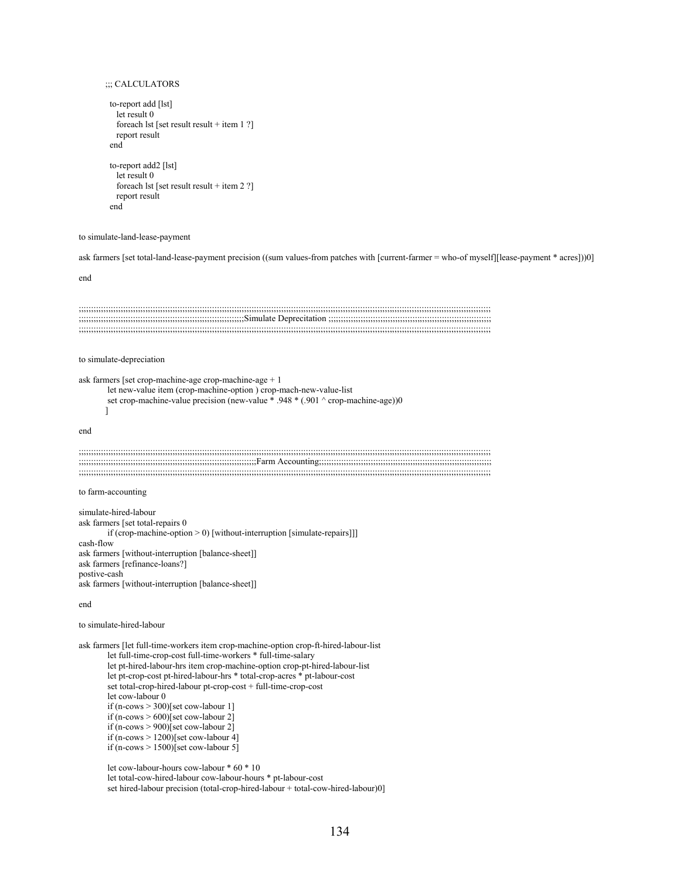```
;;; CALCULATORS

  to-report add [lst]
    let result 0
    foreach lst [set result result + item 1 ?]
    report result
  end

  to-report add2 [lst]
    let result 0
    foreach lst [set result result + item 2 ?]
    report result
  end


to simulate-land-lease-payment

ask farmers [set total-land-lease-payment precision ((sum values-from patches with [current-farmer = who-of myself][lease-payment * acres]))0]

end


;;;;;;;;;;;;;;;;;;;;;;;;;;;;;;;;;;;;;;;;;;;;;;;;;;;;;;;;;;;;;;;;;;;;;;;;;;;;;;;;;;;;;;;;;;;;;;;;;;;;;;;;;;;;;;;;;;;;;;;;;;;;;;;;;;;;;;;;;;;;;;;;;;;;;;;;
;;;;;;;;;;;;;;;;;;;;;;;;;;;;;;;;;;;;;;;;;;;;;;;;;;;;;;;;;;;;;;;;;;;;Simulate Deprecitation ;;;;;;;;;;;;;;;;;;;;;;;;;;;;;;;;;;;;;;;;;;;;;;;;;;;;;;;;;;;;;;;;;;;
;;;;;;;;;;;;;;;;;;;;;;;;;;;;;;;;;;;;;;;;;;;;;;;;;;;;;;;;;;;;;;;;;;;;;;;;;;;;;;;;;;;;;;;;;;;;;;;;;;;;;;;;;;;;;;;;;;;;;;;;;;;;;;;;;;;;;;;;;;;;;;;;;;;;;;;;;


to simulate-depreciation

ask farmers [set crop-machine-age crop-machine-age + 1
        let new-value item (crop-machine-option ) crop-mach-new-value-list
        set crop-machine-value precision (new-value * .948 * (.901 ^ crop-machine-age))0
        ]

end

;;;;;;;;;;;;;;;;;;;;;;;;;;;;;;;;;;;;;;;;;;;;;;;;;;;;;;;;;;;;;;;;;;;;;;;;;;;;;;;;;;;;;;;;;;;;;;;;;;;;;;;;;;;;;;;;;;;;;;;;;;;;;;;;;;;;;;;;;;;;;;;;;;;;;;;;;
;;;;;;;;;;;;;;;;;;;;;;;;;;;;;;;;;;;;;;;;;;;;;;;;;;;;;;;;;;;;;;;;;;;;;;;;;Farm Accounting;;;;;;;;;;;;;;;;;;;;;;;;;;;;;;;;;;;;;;;;;;;;;;;;;;;;;;;;;;;;;;;;;;;;;;
;;;;;;;;;;;;;;;;;;;;;;;;;;;;;;;;;;;;;;;;;;;;;;;;;;;;;;;;;;;;;;;;;;;;;;;;;;;;;;;;;;;;;;;;;;;;;;;;;;;;;;;;;;;;;;;;;;;;;;;;;;;;;;;;;;;;;;;;;;;;;;;;;;;;;;;;;

to farm-accounting

simulate-hired-labour
ask farmers [set total-repairs 0
        if (crop-machine-option > 0) [without-interruption [simulate-repairs]]]
cash-flow
ask farmers [without-interruption [balance-sheet]]
ask farmers [refinance-loans?]
postive-cash
ask farmers [without-interruption [balance-sheet]]

end

to simulate-hired-labour

ask farmers [let full-time-workers item crop-machine-option crop-ft-hired-labour-list
        let full-time-crop-cost full-time-workers * full-time-salary
        let pt-hired-labour-hrs item crop-machine-option crop-pt-hired-labour-list
        let pt-crop-cost pt-hired-labour-hrs * total-crop-acres * pt-labour-cost
        set total-crop-hired-labour pt-crop-cost + full-time-crop-cost
        let cow-labour 0
        if (n-cows > 300)[set cow-labour 1]
        if (n-cows > 600)[set cow-labour 2]
        if (n-cows > 900)[set cow-labour 2]
        if (n-cows > 1200)[set cow-labour 4]
        if (n-cows > 1500)[set cow-labour 5]

        let cow-labour-hours cow-labour * 60 * 10
        let total-cow-hired-labour cow-labour-hours * pt-labour-cost
        set hired-labour precision (total-crop-hired-labour + total-cow-hired-labour)0]
```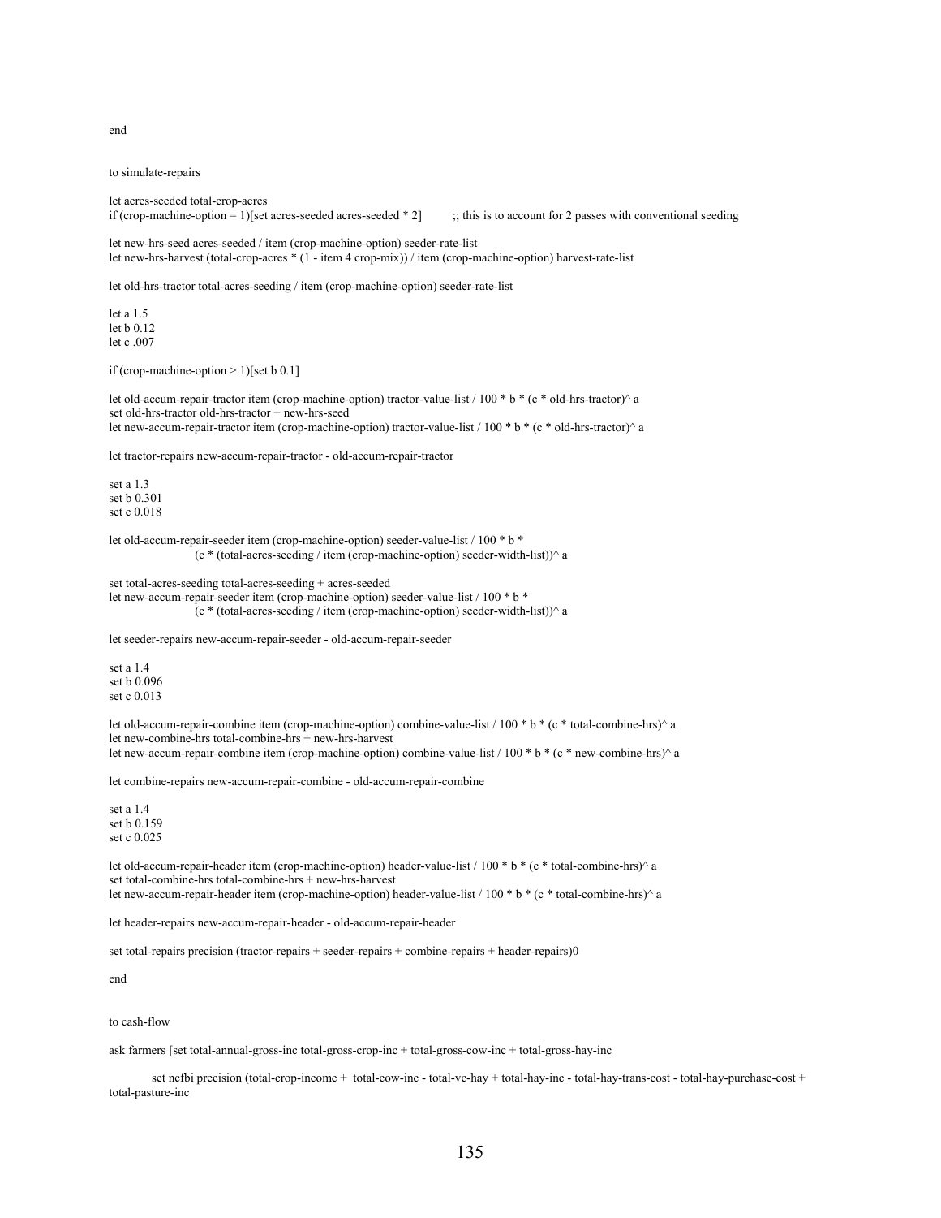```
end


to simulate-repairs

let acres-seeded total-crop-acres
if (crop-machine-option = 1)[set acres-seeded acres-seeded * 2]          ;; this is to account for 2 passes with conventional seeding

let new-hrs-seed acres-seeded / item (crop-machine-option) seeder-rate-list
let new-hrs-harvest (total-crop-acres * (1 - item 4 crop-mix)) / item (crop-machine-option) harvest-rate-list

let old-hrs-tractor total-acres-seeding / item (crop-machine-option) seeder-rate-list

let a 1.5
let b 0.12
let c .007

if (crop-machine-option > 1)[set b 0.1]

let old-accum-repair-tractor item (crop-machine-option) tractor-value-list / 100 * b * (c * old-hrs-tractor)^ a
set old-hrs-tractor old-hrs-tractor + new-hrs-seed
let new-accum-repair-tractor item (crop-machine-option) tractor-value-list / 100 * b * (c * old-hrs-tractor)^ a

let tractor-repairs new-accum-repair-tractor - old-accum-repair-tractor

set a 1.3
set b 0.301
set c 0.018

let old-accum-repair-seeder item (crop-machine-option) seeder-value-list / 100 * b *
                         (c * (total-acres-seeding / item (crop-machine-option) seeder-width-list))^ a

set total-acres-seeding total-acres-seeding + acres-seeded
let new-accum-repair-seeder item (crop-machine-option) seeder-value-list / 100 * b *
                         (c * (total-acres-seeding / item (crop-machine-option) seeder-width-list))^ a

let seeder-repairs new-accum-repair-seeder - old-accum-repair-seeder

set a 1.4
set b 0.096
set c 0.013

let old-accum-repair-combine item (crop-machine-option) combine-value-list / 100 * b * (c * total-combine-hrs)^ a
let new-combine-hrs total-combine-hrs + new-hrs-harvest
let new-accum-repair-combine item (crop-machine-option) combine-value-list / 100 * b * (c * new-combine-hrs)^ a

let combine-repairs new-accum-repair-combine - old-accum-repair-combine

set a 1.4
set b 0.159
set c 0.025

let old-accum-repair-header item (crop-machine-option) header-value-list / 100 * b * (c * total-combine-hrs)^ a
set total-combine-hrs total-combine-hrs + new-hrs-harvest
let new-accum-repair-header item (crop-machine-option) header-value-list / 100 * b * (c * total-combine-hrs)^ a

let header-repairs new-accum-repair-header - old-accum-repair-header

set total-repairs precision (tractor-repairs + seeder-repairs + combine-repairs + header-repairs)0

end


to cash-flow

ask farmers [set total-annual-gross-inc total-gross-crop-inc + total-gross-cow-inc + total-gross-hay-inc

            set ncfbi precision (total-crop-income +  total-cow-inc - total-vc-hay + total-hay-inc - total-hay-trans-cost - total-hay-purchase-cost +
total-pasture-inc
```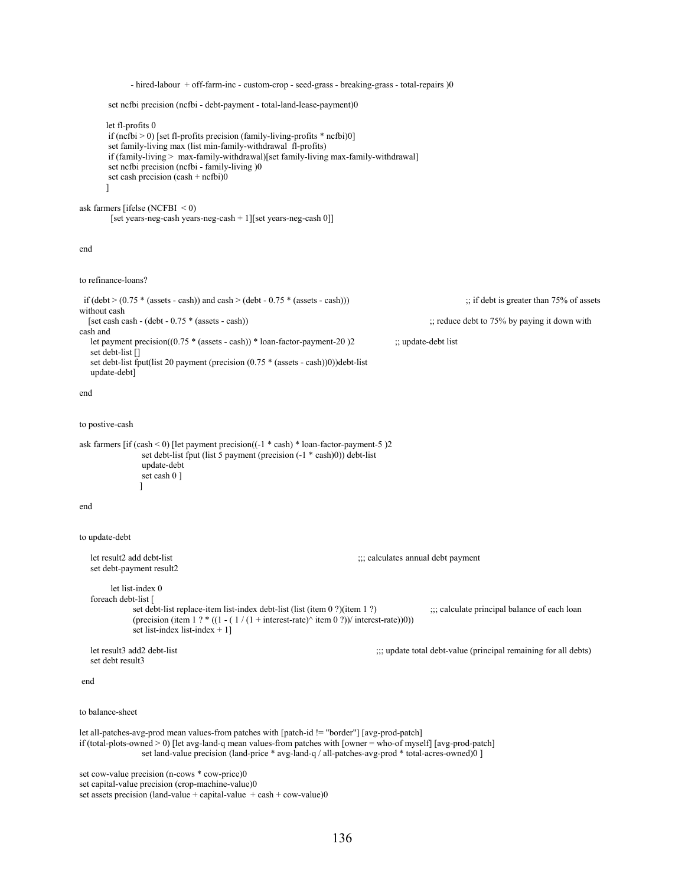```
                    - hired-labour  + off-farm-inc - custom-crop - seed-grass - breaking-grass - total-repairs )0

           set ncfbi precision (ncfbi - debt-payment - total-land-lease-payment)0

          let fl-profits 0
           if (ncfbi > 0) [set fl-profits precision (family-living-profits * ncfbi)0]
           set family-living max (list min-family-withdrawal  fl-profits)
           if (family-living >  max-family-withdrawal)[set family-living max-family-withdrawal]
           set ncfbi precision (ncfbi - family-living )0
           set cash precision (cash + ncfbi)0
          ]

ask farmers [ifelse (NCFBI  < 0)
            [set years-neg-cash years-neg-cash + 1][set years-neg-cash 0]]


end


to refinance-loans?

  if (debt > (0.75 * (assets - cash)) and cash > (debt - 0.75 * (assets - cash)))                                              ;; if debt is greater than 75% of assets
without cash
    [set cash cash - (debt - 0.75 * (assets - cash))                                                                     ;; reduce debt to 75% by paying it down with
cash and
     let payment precision((0.75 * (assets - cash)) * loan-factor-payment-20 )2                 ;; update-debt list
     set debt-list []
     set debt-list fput(list 20 payment (precision (0.75 * (assets - cash))0))debt-list
     update-debt]

end


to postive-cash

ask farmers [if (cash < 0) [let payment precision((-1 * cash) * loan-factor-payment-5 )2
                         set debt-list fput (list 5 payment (precision (-1 * cash)0)) debt-list
                         update-debt
                         set cash 0 ]
                        ]

end


to update-debt

     let result2 add debt-list                                                                    ;;; calculates annual debt payment
     set debt-payment result2

            let list-index 0
     foreach debt-list [
                     set debt-list replace-item list-index debt-list (list (item 0 ?)(item 1 ?)                      ;;; calculate principal balance of each loan
                     (precision (item 1 ? * ((1 - ( 1 / (1 + interest-rate)^ item 0 ?))/ interest-rate))0))
                     set list-index list-index + 1]

     let result3 add2 debt-list                                                                         ;;; update total debt-value (principal remaining for all debts)
     set debt result3

 end


to balance-sheet

let all-patches-avg-prod mean values-from patches with [patch-id != "border"] [avg-prod-patch]
if (total-plots-owned > 0) [let avg-land-q mean values-from patches with [owner = who-of myself] [avg-prod-patch]
                         set land-value precision (land-price * avg-land-q / all-patches-avg-prod * total-acres-owned)0 ]

set cow-value precision (n-cows * cow-price)0
set capital-value precision (crop-machine-value)0
set assets precision (land-value + capital-value  + cash + cow-value)0
```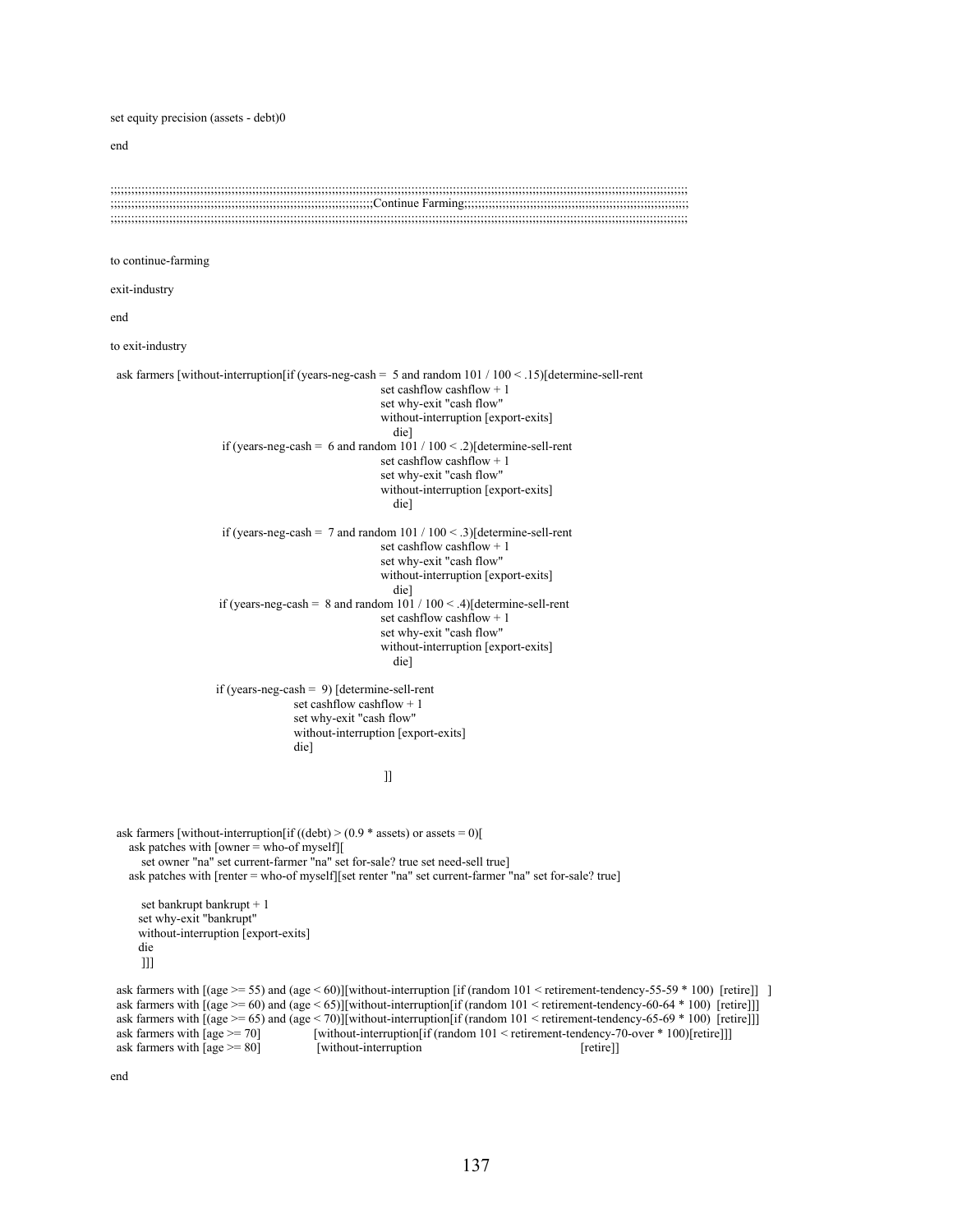```
set equity precision (assets - debt)0

end


;;;;;;;;;;;;;;;;;;;;;;;;;;;;;;;;;;;;;;;;;;;;;;;;;;;;;;;;;;;;;;;;;;;;;;;;;;;;;;;;;;;;;;;;;;;;;;;;;;;;;;;;;;;;;;;;;;;;;;;;;;;;;;;;;;;;;;;;;;;;;;;;;;;;;;;;;;;;;;;;;;;;;;;;;;;;
;;;;;;;;;;;;;;;;;;;;;;;;;;;;;;;;;;;;;;;;;;;;;;;;;;;;;;;;;;;;;;;;;;;;;;;;;;;;;;;Continue Farming;;;;;;;;;;;;;;;;;;;;;;;;;;;;;;;;;;;;;;;;;;;;;;;;;;;;;;;;;;;;;;;;;;
;;;;;;;;;;;;;;;;;;;;;;;;;;;;;;;;;;;;;;;;;;;;;;;;;;;;;;;;;;;;;;;;;;;;;;;;;;;;;;;;;;;;;;;;;;;;;;;;;;;;;;;;;;;;;;;;;;;;;;;;;;;;;;;;;;;;;;;;;;;;;;;;;;;;;;;;;;;;;;;;;;;;;;;;;;;;;


to continue-farming

exit-industry

end

to exit-industry

  ask farmers [without-interruption[if (years-neg-cash =  5 and random 101 / 100 < .15)[determine-sell-rent
                                                              set cashflow cashflow + 1
                                                              set why-exit "cash flow"
                                                              without-interruption [export-exits]
                                                                 die]
                            if (years-neg-cash =  6 and random 101 / 100 < .2)[determine-sell-rent
                                                              set cashflow cashflow + 1
                                                              set why-exit "cash flow"
                                                              without-interruption [export-exits]
                                                                 die]

                            if (years-neg-cash =  7 and random 101 / 100 < .3)[determine-sell-rent
                                                              set cashflow cashflow + 1
                                                              set why-exit "cash flow"
                                                              without-interruption [export-exits]
                                                                 die]
                           if (years-neg-cash =  8 and random 101 / 100 < .4)[determine-sell-rent
                                                              set cashflow cashflow + 1
                                                              set why-exit "cash flow"
                                                              without-interruption [export-exits]
                                                                 die]

                           if (years-neg-cash =  9) [determine-sell-rent
                                               set cashflow cashflow + 1
                                               set why-exit "cash flow"
                                               without-interruption [export-exits]
                                               die]

                                                               ]]



  ask farmers [without-interruption[if ((debt) > (0.9 * assets) or assets = 0)[
     ask patches with [owner = who-of myself][
         set owner "na" set current-farmer "na" set for-sale? true set need-sell true]
     ask patches with [renter = who-of myself][set renter "na" set current-farmer "na" set for-sale? true]

         set bankrupt bankrupt + 1
        set why-exit "bankrupt"
        without-interruption [export-exits]
        die
         ]]]

  ask farmers with [(age >= 55) and (age < 60)][without-interruption [if (random 101 < retirement-tendency-55-59 * 100)  [retire]]   ]
  ask farmers with [(age >= 60) and (age < 65)][without-interruption[if (random 101 < retirement-tendency-60-64 * 100)  [retire]]]
  ask farmers with [(age >= 65) and (age < 70)][without-interruption[if (random 101 < retirement-tendency-65-69 * 100)  [retire]]]
  ask farmers with [age >= 70]                [without-interruption[if (random 101 < retirement-tendency-70-over * 100)[retire]]]
  ask farmers with [age >= 80]                 [without-interruption                                             [retire]]

end
```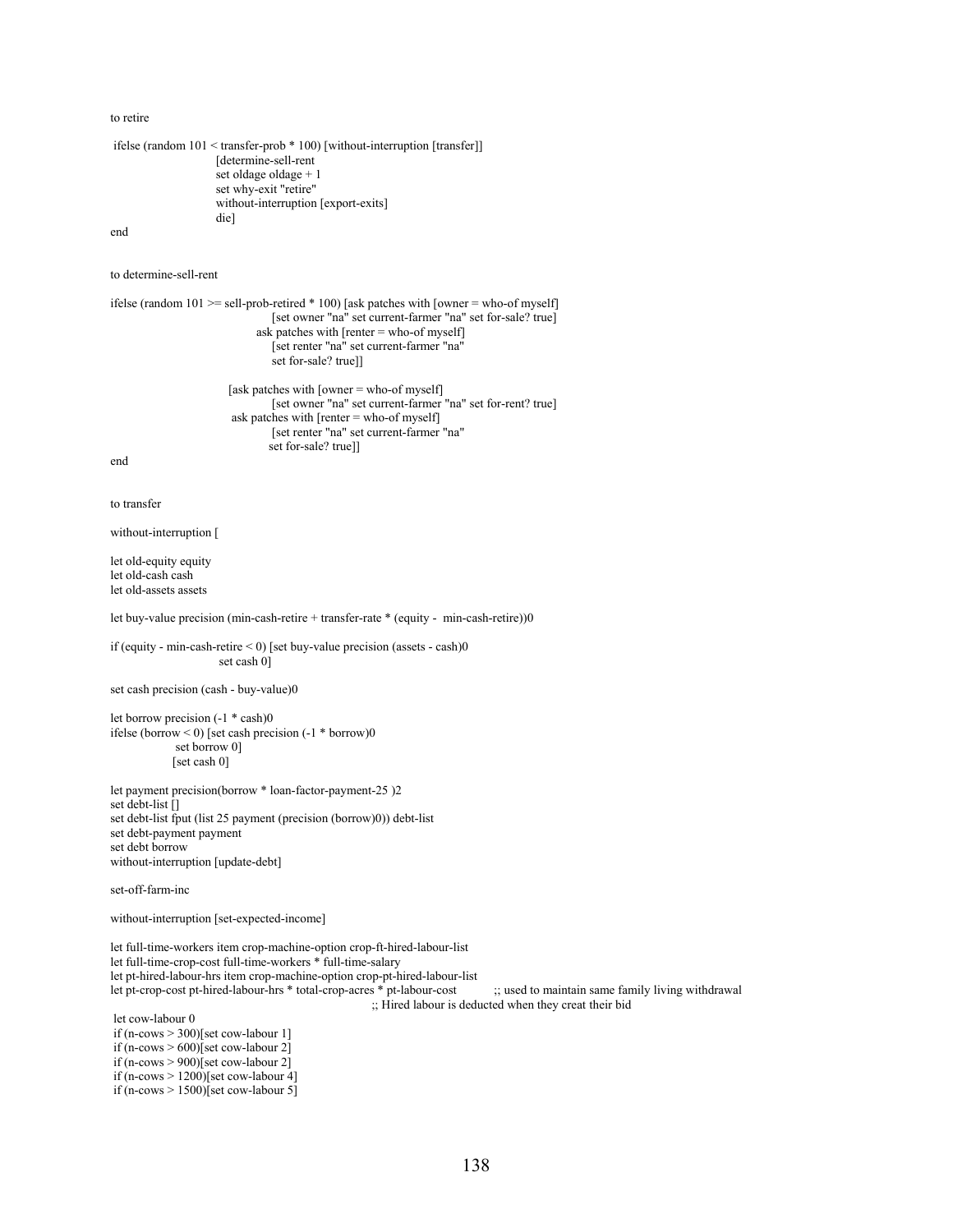```
to retire

 ifelse (random 101 < transfer-prob * 100) [without-interruption [transfer]]
                              [determine-sell-rent
                              set oldage oldage + 1
                              set why-exit "retire"
                              without-interruption [export-exits]
                              die]
end


to determine-sell-rent

ifelse (random 101 >= sell-prob-retired * 100) [ask patches with [owner = who-of myself]
                                         [set owner "na" set current-farmer "na" set for-sale? true]
                                     ask patches with [renter = who-of myself]
                                         [set renter "na" set current-farmer "na"
                                         set for-sale? true]]

                                 [ask patches with [owner = who-of myself]
                                         [set owner "na" set current-farmer "na" set for-rent? true]
                                  ask patches with [renter = who-of myself]
                                         [set renter "na" set current-farmer "na"
                                        set for-sale? true]]
end


to transfer

without-interruption [

let old-equity equity
let old-cash cash
let old-assets assets

let buy-value precision (min-cash-retire + transfer-rate * (equity -  min-cash-retire))0

if (equity - min-cash-retire < 0) [set buy-value precision (assets - cash)0
                                set cash 0]

set cash precision (cash - buy-value)0

let borrow precision (-1 * cash)0
ifelse (borrow < 0) [set cash precision (-1 * borrow)0
                   set borrow 0]
                  [set cash 0]

let payment precision(borrow * loan-factor-payment-25 )2
set debt-list []
set debt-list fput (list 25 payment (precision (borrow)0)) debt-list
set debt-payment payment
set debt borrow
without-interruption [update-debt]

set-off-farm-inc

without-interruption [set-expected-income]

let full-time-workers item crop-machine-option crop-ft-hired-labour-list
let full-time-crop-cost full-time-workers * full-time-salary
let pt-hired-labour-hrs item crop-machine-option crop-pt-hired-labour-list
let pt-crop-cost pt-hired-labour-hrs * total-crop-acres * pt-labour-cost          ;; used to maintain same family living withdrawal
                                                                      ;; Hired labour is deducted when they creat their bid
 let cow-labour 0
 if (n-cows > 300)[set cow-labour 1]
 if (n-cows > 600)[set cow-labour 2]
 if (n-cows > 900)[set cow-labour 2]
 if (n-cows > 1200)[set cow-labour 4]
 if (n-cows > 1500)[set cow-labour 5]
```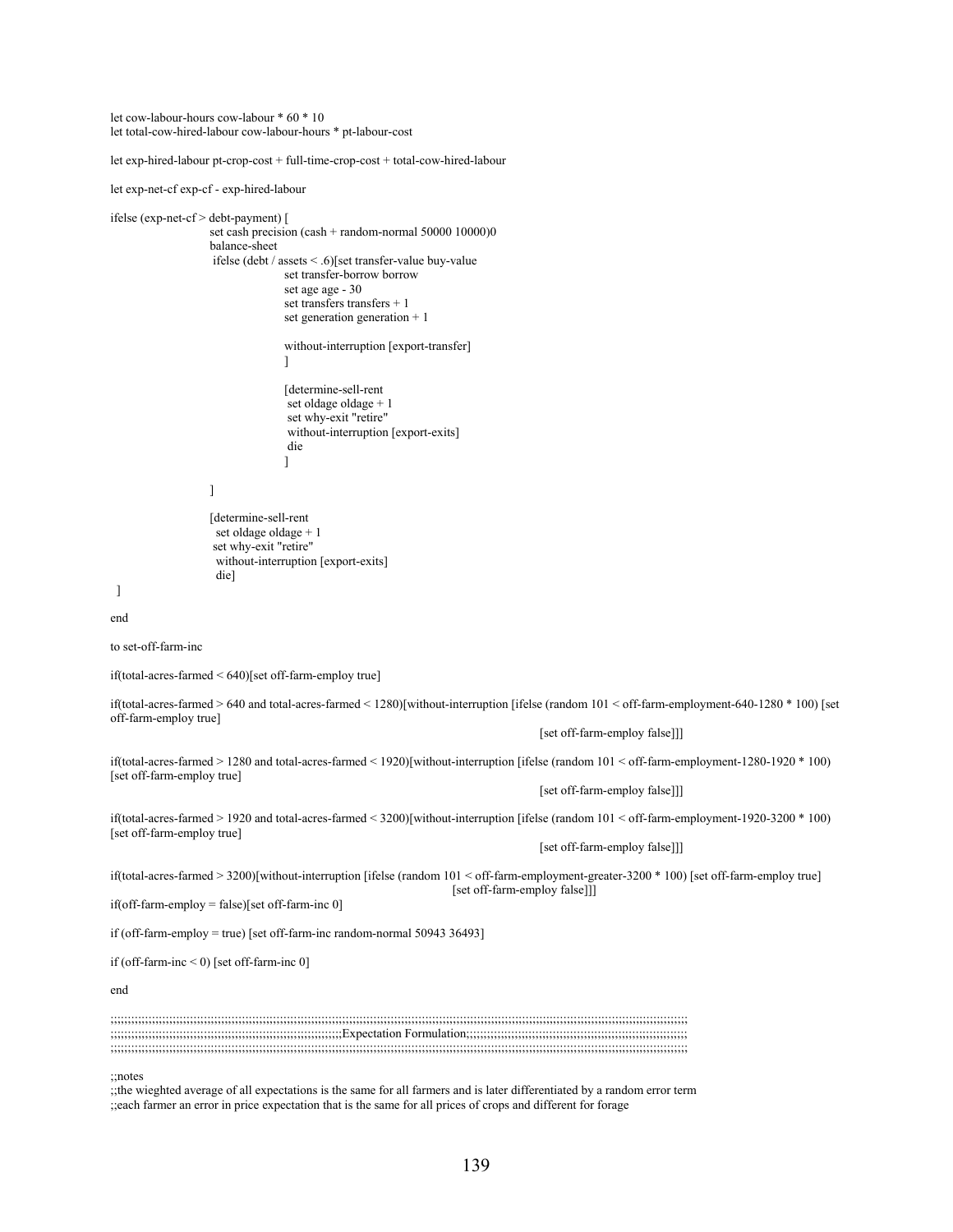```
let cow-labour-hours cow-labour * 60 * 10
let total-cow-hired-labour cow-labour-hours * pt-labour-cost

let exp-hired-labour pt-crop-cost + full-time-crop-cost + total-cow-hired-labour

let exp-net-cf exp-cf - exp-hired-labour

ifelse (exp-net-cf > debt-payment) [
                        set cash precision (cash + random-normal 50000 10000)0
                        balance-sheet
                         ifelse (debt / assets < .6)[set transfer-value buy-value
                                        set transfer-borrow borrow
                                        set age age - 30
                                        set transfers transfers + 1
                                        set generation generation + 1

                                        without-interruption [export-transfer]
                                        ]

                                        [determine-sell-rent
                                         set oldage oldage + 1
                                         set why-exit "retire"
                                         without-interruption [export-exits]
                                         die
                                        ]

                        ]

                        [determine-sell-rent
                          set oldage oldage + 1
                         set why-exit "retire"
                          without-interruption [export-exits]
                          die]
  ]

end

to set-off-farm-inc

if(total-acres-farmed < 640)[set off-farm-employ true]

if(total-acres-farmed > 640 and total-acres-farmed < 1280)[without-interruption [ifelse (random 101 < off-farm-employment-640-1280 * 100) [set off-farm-employ true]
                                                                                                    [set off-farm-employ false]]]

if(total-acres-farmed > 1280 and total-acres-farmed < 1920)[without-interruption [ifelse (random 101 < off-farm-employment-1280-1920 * 100) [set off-farm-employ true]
                                                                                                    [set off-farm-employ false]]]

if(total-acres-farmed > 1920 and total-acres-farmed < 3200)[without-interruption [ifelse (random 101 < off-farm-employment-1920-3200 * 100) [set off-farm-employ true]
                                                                                                    [set off-farm-employ false]]]

if(total-acres-farmed > 3200)[without-interruption [ifelse (random 101 < off-farm-employment-greater-3200 * 100) [set off-farm-employ true]
                                                                                       [set off-farm-employ false]]]
if(off-farm-employ = false)[set off-farm-inc 0]

if (off-farm-employ = true) [set off-farm-inc random-normal 50943 36493]

if (off-farm-inc < 0) [set off-farm-inc 0]

end

;;;;;;;;;;;;;;;;;;;;;;;;;;;;;;;;;;;;;;;;;;;;;;;;;;;;;;;;;;;;;;;;;;;;;;;;;;;;;;;;;;;;;;;;;;;;;;;;;;;;;;;;;;;;;;;;;;;;;;;;;;;;;;;;;;;;;;;;;;;;;;;;;;;;;;;;
;;;;;;;;;;;;;;;;;;;;;;;;;;;;;;;;;;;;;;;;;;;;;;;;;;;;;;;;;;;;;;;;Expectation Formulation;;;;;;;;;;;;;;;;;;;;;;;;;;;;;;;;;;;;;;;;;;;;;;;;;;;;;;;;;;;;;;;
;;;;;;;;;;;;;;;;;;;;;;;;;;;;;;;;;;;;;;;;;;;;;;;;;;;;;;;;;;;;;;;;;;;;;;;;;;;;;;;;;;;;;;;;;;;;;;;;;;;;;;;;;;;;;;;;;;;;;;;;;;;;;;;;;;;;;;;;;;;;;;;;;;;;;;;;;

;;notes
;;the wieghted average of all expectations is the same for all farmers and is later differentiated by a random error term
;;each farmer an error in price expectation that is the same for all prices of crops and different for forage
```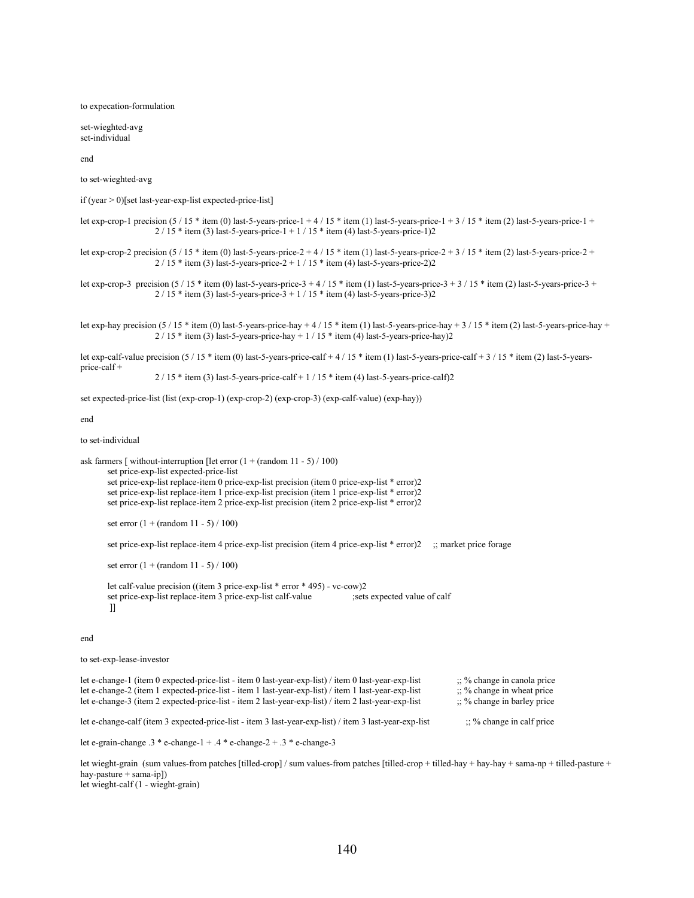```
to expecation-formulation

set-wieghted-avg
set-individual

end

to set-wieghted-avg

if (year > 0)[set last-year-exp-list expected-price-list]

let exp-crop-1 precision (5 / 15 * item (0) last-5-years-price-1 + 4 / 15 * item (1) last-5-years-price-1 + 3 / 15 * item (2) last-5-years-price-1 +
                         2 / 15 * item (3) last-5-years-price-1 + 1 / 15 * item (4) last-5-years-price-1)2

let exp-crop-2 precision (5 / 15 * item (0) last-5-years-price-2 + 4 / 15 * item (1) last-5-years-price-2 + 3 / 15 * item (2) last-5-years-price-2 +
                         2 / 15 * item (3) last-5-years-price-2 + 1 / 15 * item (4) last-5-years-price-2)2

let exp-crop-3  precision (5 / 15 * item (0) last-5-years-price-3 + 4 / 15 * item (1) last-5-years-price-3 + 3 / 15 * item (2) last-5-years-price-3 +
                         2 / 15 * item (3) last-5-years-price-3 + 1 / 15 * item (4) last-5-years-price-3)2


let exp-hay precision (5 / 15 * item (0) last-5-years-price-hay + 4 / 15 * item (1) last-5-years-price-hay + 3 / 15 * item (2) last-5-years-price-hay +
                         2 / 15 * item (3) last-5-years-price-hay + 1 / 15 * item (4) last-5-years-price-hay)2

let exp-calf-value precision (5 / 15 * item (0) last-5-years-price-calf + 4 / 15 * item (1) last-5-years-price-calf + 3 / 15 * item (2) last-5-years-
price-calf +
                         2 / 15 * item (3) last-5-years-price-calf + 1 / 15 * item (4) last-5-years-price-calf)2

set expected-price-list (list (exp-crop-1) (exp-crop-2) (exp-crop-3) (exp-calf-value) (exp-hay))

end

to set-individual

ask farmers [ without-interruption [let error (1 + (random 11 - 5) / 100)
          set price-exp-list expected-price-list
          set price-exp-list replace-item 0 price-exp-list precision (item 0 price-exp-list * error)2
          set price-exp-list replace-item 1 price-exp-list precision (item 1 price-exp-list * error)2
          set price-exp-list replace-item 2 price-exp-list precision (item 2 price-exp-list * error)2

          set error (1 + (random 11 - 5) / 100)

          set price-exp-list replace-item 4 price-exp-list precision (item 4 price-exp-list * error)2     ;; market price forage

          set error (1 + (random 11 - 5) / 100)

          let calf-value precision ((item 3 price-exp-list * error * 495) - vc-cow)2
          set price-exp-list replace-item 3 price-exp-list calf-value                 ;sets expected value of calf
           ]]


end

to set-exp-lease-investor

let e-change-1 (item 0 expected-price-list - item 0 last-year-exp-list) / item 0 last-year-exp-list               ;; % change in canola price
let e-change-2 (item 1 expected-price-list - item 1 last-year-exp-list) / item 1 last-year-exp-list               ;; % change in wheat price
let e-change-3 (item 2 expected-price-list - item 2 last-year-exp-list) / item 2 last-year-exp-list               ;; % change in barley price

let e-change-calf (item 3 expected-price-list - item 3 last-year-exp-list) / item 3 last-year-exp-list              ;; % change in calf price

let e-grain-change .3 * e-change-1 + .4 * e-change-2 + .3 * e-change-3

let wieght-grain  (sum values-from patches [tilled-crop] / sum values-from patches [tilled-crop + tilled-hay + hay-hay + sama-np + tilled-pasture +
hay-pasture + sama-ip])
let wieght-calf (1 - wieght-grain)
```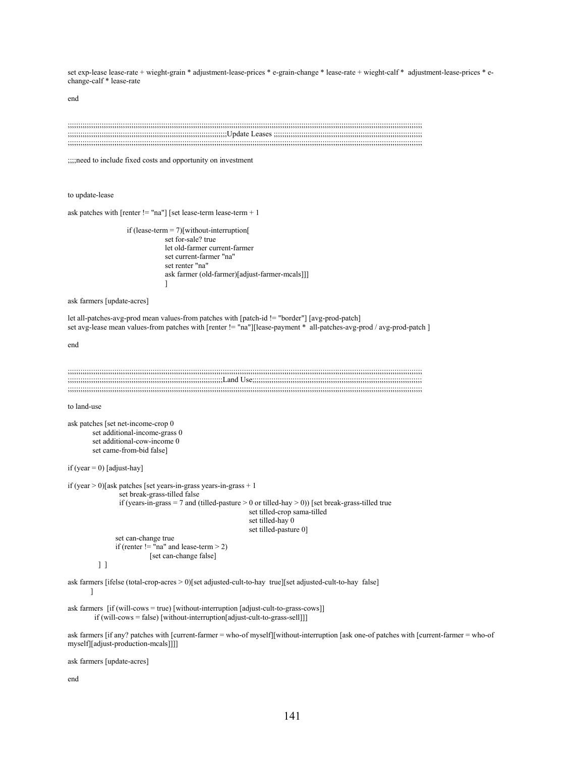```
set exp-lease lease-rate + wieght-grain * adjustment-lease-prices * e-grain-change * lease-rate + wieght-calf *  adjustment-lease-prices * e-change-calf * lease-rate

end


;;;;;;;;;;;;;;;;;;;;;;;;;;;;;;;;;;;;;;;;;;;;;;;;;;;;;;;;;;;;;;;;;;;;;;;;;;;;;;;;;;;;;;;;;;;;;;;;;;;;;;;;;;;;;;;;;;;;;;;;;;;;;;;;;;;;;;;;;;;;;;;;;;;;;;;;;;;;;;;;;;;;
;;;;;;;;;;;;;;;;;;;;;;;;;;;;;;;;;;;;;;;;;;;;;;;;;;;;;;;;;;;;;;;;;;;;;;;;;;;;Update Leases ;;;;;;;;;;;;;;;;;;;;;;;;;;;;;;;;;;;;;;;;;;;;;;;;;;;;;;;;;;;;;;;;;;;;;;;;;;;;
;;;;;;;;;;;;;;;;;;;;;;;;;;;;;;;;;;;;;;;;;;;;;;;;;;;;;;;;;;;;;;;;;;;;;;;;;;;;;;;;;;;;;;;;;;;;;;;;;;;;;;;;;;;;;;;;;;;;;;;;;;;;;;;;;;;;;;;;;;;;;;;;;;;;;;;;;;;;;;;;;;;;;

;;;;need to include fixed costs and opportunity on investment



to update-lease

ask patches with [renter != "na"] [set lease-term lease-term + 1

                        if (lease-term = 7)[without-interruption[
                                        set for-sale? true
                                        let old-farmer current-farmer
                                        set current-farmer "na"
                                        set renter "na"
                                        ask farmer (old-farmer)[adjust-farmer-mcals]]]
                                        ]

ask farmers [update-acres]

let all-patches-avg-prod mean values-from patches with [patch-id != "border"] [avg-prod-patch]
set avg-lease mean values-from patches with [renter != "na"][lease-payment *  all-patches-avg-prod / avg-prod-patch ]

end


;;;;;;;;;;;;;;;;;;;;;;;;;;;;;;;;;;;;;;;;;;;;;;;;;;;;;;;;;;;;;;;;;;;;;;;;;;;;;;;;;;;;;;;;;;;;;;;;;;;;;;;;;;;;;;;;;;;;;;;;;;;;;;;;;;;;;;;;;;;;;;;;;;;;;;;;;;;;;;;;;;;;
;;;;;;;;;;;;;;;;;;;;;;;;;;;;;;;;;;;;;;;;;;;;;;;;;;;;;;;;;;;;;;;;;;;;;;;;;;;;Land Use;;;;;;;;;;;;;;;;;;;;;;;;;;;;;;;;;;;;;;;;;;;;;;;;;;;;;;;;;;;;;;;;;;;;;;;;;;;;;;;;
;;;;;;;;;;;;;;;;;;;;;;;;;;;;;;;;;;;;;;;;;;;;;;;;;;;;;;;;;;;;;;;;;;;;;;;;;;;;;;;;;;;;;;;;;;;;;;;;;;;;;;;;;;;;;;;;;;;;;;;;;;;;;;;;;;;;;;;;;;;;;;;;;;;;;;;;;;;;;;;;;;;;;

to land-use

ask patches [set net-income-crop 0
        set additional-income-grass 0
        set additional-cow-income 0
        set came-from-bid false]

if (year = 0) [adjust-hay]

if (year > 0)[ask patches [set years-in-grass years-in-grass + 1
                  set break-grass-tilled false
                  if (years-in-grass = 7 and (tilled-pasture > 0 or tilled-hay > 0)) [set break-grass-tilled true
                                                                set tilled-crop sama-tilled
                                                                set tilled-hay 0
                                                                set tilled-pasture 0]
                set can-change true
                if (renter != "na" and lease-term > 2)
                          [set can-change false]
          ]  ]

ask farmers [ifelse (total-crop-acres > 0)[set adjusted-cult-to-hay  true][set adjusted-cult-to-hay  false]
        ]

ask farmers  [if (will-cows = true) [without-interruption [adjust-cult-to-grass-cows]]
         if (will-cows = false) [without-interruption[adjust-cult-to-grass-sell]]]

ask farmers [if any? patches with [current-farmer = who-of myself][without-interruption [ask one-of patches with [current-farmer = who-of myself][adjust-production-mcals]]]]

ask farmers [update-acres]

end
```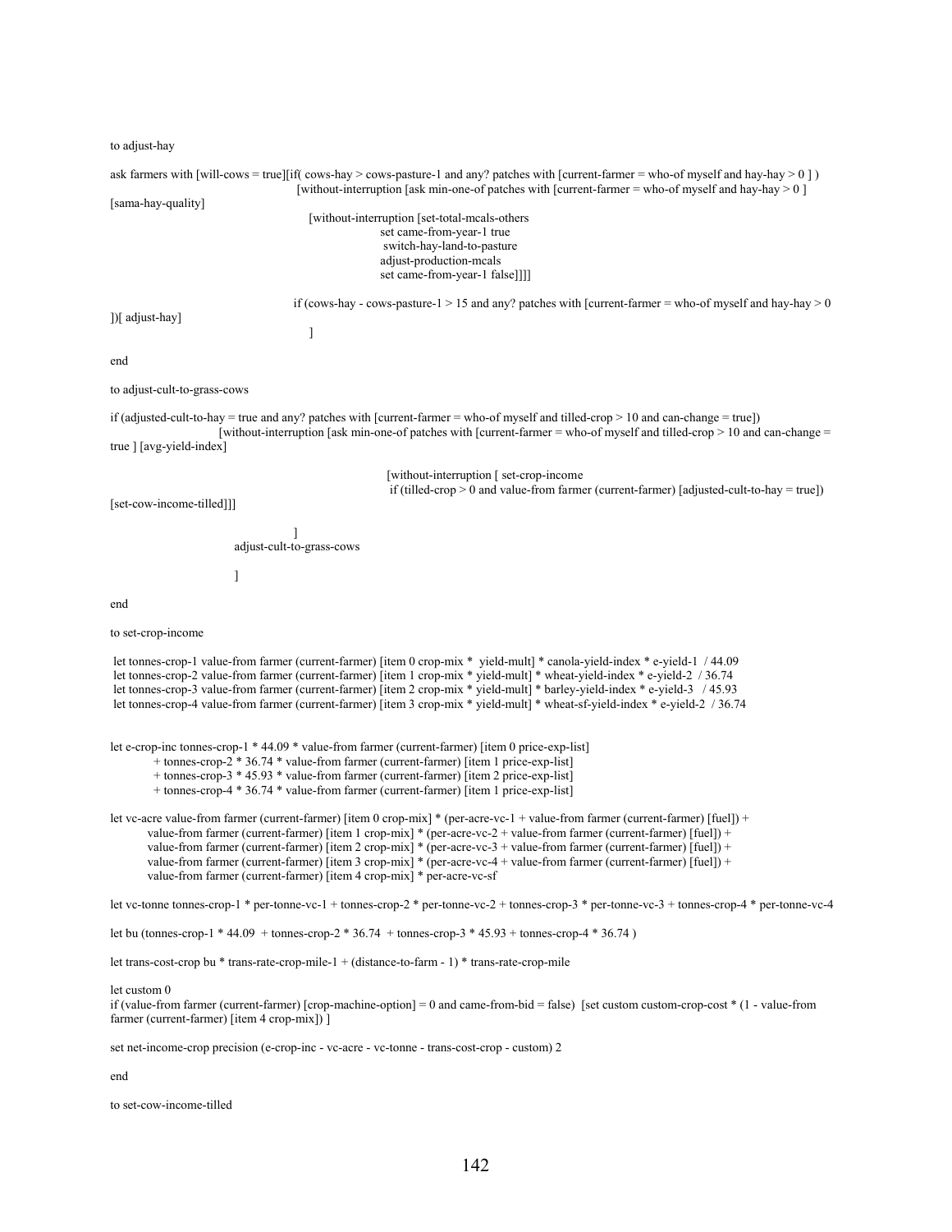```
to adjust-hay

ask farmers with [will-cows = true][if( cows-hay > cows-pasture-1 and any? patches with [current-farmer = who-of myself and hay-hay > 0 ] )
                                        [without-interruption [ask min-one-of patches with [current-farmer = who-of myself and hay-hay > 0 ]
[sama-hay-quality]
                                          [without-interruption [set-total-mcals-others
                                                       set came-from-year-1 true
                                                        switch-hay-land-to-pasture
                                                       adjust-production-mcals
                                                       set came-from-year-1 false]]]]

                                        if (cows-hay - cows-pasture-1 > 15 and any? patches with [current-farmer = who-of myself and hay-hay > 0
])[ adjust-hay]
                                          ]

end

to adjust-cult-to-grass-cows

if (adjusted-cult-to-hay = true and any? patches with [current-farmer = who-of myself and tilled-crop > 10 and can-change = true])
                              [without-interruption [ask min-one-of patches with [current-farmer = who-of myself and tilled-crop > 10 and can-change =
true ] [avg-yield-index]

                                                             [without-interruption [ set-crop-income
                                                              if (tilled-crop > 0 and value-from farmer (current-farmer) [adjusted-cult-to-hay = true])
[set-cow-income-tilled]]]

                                         ]
                              adjust-cult-to-grass-cows

                              ]

end

to set-crop-income

 let tonnes-crop-1 value-from farmer (current-farmer) [item 0 crop-mix *  yield-mult] * canola-yield-index * e-yield-1  / 44.09
 let tonnes-crop-2 value-from farmer (current-farmer) [item 1 crop-mix * yield-mult] * wheat-yield-index * e-yield-2  / 36.74
 let tonnes-crop-3 value-from farmer (current-farmer) [item 2 crop-mix * yield-mult] * barley-yield-index * e-yield-3   / 45.93
 let tonnes-crop-4 value-from farmer (current-farmer) [item 3 crop-mix * yield-mult] * wheat-sf-yield-index * e-yield-2  / 36.74


let e-crop-inc tonnes-crop-1 * 44.09 * value-from farmer (current-farmer) [item 0 price-exp-list]
            + tonnes-crop-2 * 36.74 * value-from farmer (current-farmer) [item 1 price-exp-list]
            + tonnes-crop-3 * 45.93 * value-from farmer (current-farmer) [item 2 price-exp-list]
            + tonnes-crop-4 * 36.74 * value-from farmer (current-farmer) [item 1 price-exp-list]

let vc-acre value-from farmer (current-farmer) [item 0 crop-mix] * (per-acre-vc-1 + value-from farmer (current-farmer) [fuel]) +
          value-from farmer (current-farmer) [item 1 crop-mix] * (per-acre-vc-2 + value-from farmer (current-farmer) [fuel]) +
          value-from farmer (current-farmer) [item 2 crop-mix] * (per-acre-vc-3 + value-from farmer (current-farmer) [fuel]) +
          value-from farmer (current-farmer) [item 3 crop-mix] * (per-acre-vc-4 + value-from farmer (current-farmer) [fuel]) +
          value-from farmer (current-farmer) [item 4 crop-mix] * per-acre-vc-sf

let vc-tonne tonnes-crop-1 * per-tonne-vc-1 + tonnes-crop-2 * per-tonne-vc-2 + tonnes-crop-3 * per-tonne-vc-3 + tonnes-crop-4 * per-tonne-vc-4

let bu (tonnes-crop-1 * 44.09  + tonnes-crop-2 * 36.74  + tonnes-crop-3 * 45.93 + tonnes-crop-4 * 36.74 )

let trans-cost-crop bu * trans-rate-crop-mile-1 + (distance-to-farm - 1) * trans-rate-crop-mile

let custom 0
if (value-from farmer (current-farmer) [crop-machine-option] = 0 and came-from-bid = false)  [set custom custom-crop-cost * (1 - value-from
farmer (current-farmer) [item 4 crop-mix]) ]

set net-income-crop precision (e-crop-inc - vc-acre - vc-tonne - trans-cost-crop - custom) 2

end

to set-cow-income-tilled
```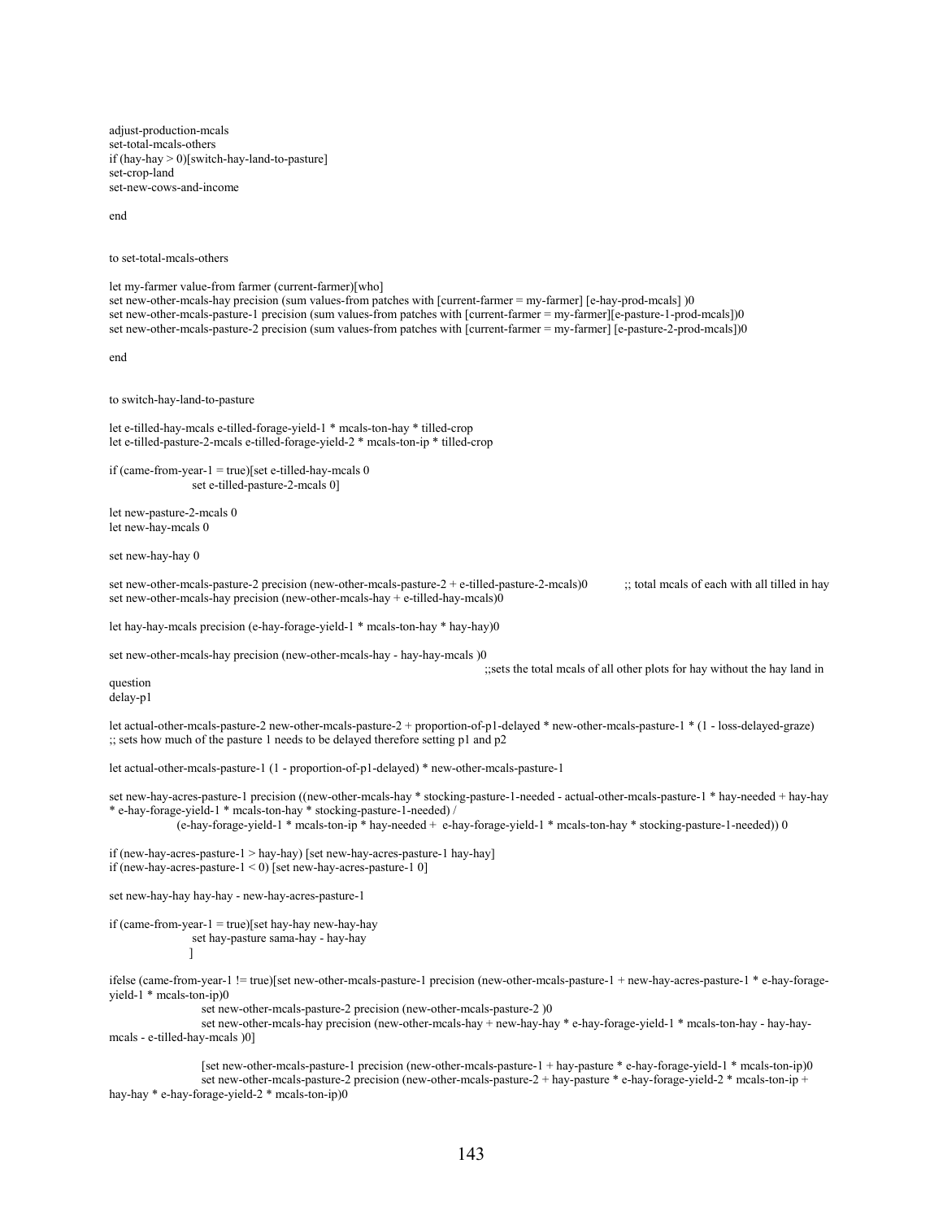```
adjust-production-mcals
set-total-mcals-others
if (hay-hay > 0)[switch-hay-land-to-pasture]
set-crop-land
set-new-cows-and-income

end


to set-total-mcals-others

let my-farmer value-from farmer (current-farmer)[who]
set new-other-mcals-hay precision (sum values-from patches with [current-farmer = my-farmer] [e-hay-prod-mcals] )0
set new-other-mcals-pasture-1 precision (sum values-from patches with [current-farmer = my-farmer][e-pasture-1-prod-mcals])0
set new-other-mcals-pasture-2 precision (sum values-from patches with [current-farmer = my-farmer] [e-pasture-2-prod-mcals])0

end


to switch-hay-land-to-pasture

let e-tilled-hay-mcals e-tilled-forage-yield-1 * mcals-ton-hay * tilled-crop
let e-tilled-pasture-2-mcals e-tilled-forage-yield-2 * mcals-ton-ip * tilled-crop

if (came-from-year-1 = true)[set e-tilled-hay-mcals 0
                    set e-tilled-pasture-2-mcals 0]

let new-pasture-2-mcals 0
let new-hay-mcals 0

set new-hay-hay 0

set new-other-mcals-pasture-2 precision (new-other-mcals-pasture-2 + e-tilled-pasture-2-mcals)0          ;; total mcals of each with all tilled in hay
set new-other-mcals-hay precision (new-other-mcals-hay + e-tilled-hay-mcals)0

let hay-hay-mcals precision (e-hay-forage-yield-1 * mcals-ton-hay * hay-hay)0

set new-other-mcals-hay precision (new-other-mcals-hay - hay-hay-mcals )0
                                                                  ;;sets the total mcals of all other plots for hay without the hay land in
question
delay-p1

let actual-other-mcals-pasture-2 new-other-mcals-pasture-2 + proportion-of-p1-delayed * new-other-mcals-pasture-1 * (1 - loss-delayed-graze)
;; sets how much of the pasture 1 needs to be delayed therefore setting p1 and p2

let actual-other-mcals-pasture-1 (1 - proportion-of-p1-delayed) * new-other-mcals-pasture-1

set new-hay-acres-pasture-1 precision ((new-other-mcals-hay * stocking-pasture-1-needed - actual-other-mcals-pasture-1 * hay-needed + hay-hay
* e-hay-forage-yield-1 * mcals-ton-hay * stocking-pasture-1-needed) /
              (e-hay-forage-yield-1 * mcals-ton-ip * hay-needed +  e-hay-forage-yield-1 * mcals-ton-hay * stocking-pasture-1-needed)) 0

if (new-hay-acres-pasture-1 > hay-hay) [set new-hay-acres-pasture-1 hay-hay]
if (new-hay-acres-pasture-1 < 0) [set new-hay-acres-pasture-1 0]

set new-hay-hay hay-hay - new-hay-acres-pasture-1

if (came-from-year-1 = true)[set hay-hay new-hay-hay
                    set hay-pasture sama-hay - hay-hay
                   ]

ifelse (came-from-year-1 != true)[set new-other-mcals-pasture-1 precision (new-other-mcals-pasture-1 + new-hay-acres-pasture-1 * e-hay-forage-
yield-1 * mcals-ton-ip)0
                        set new-other-mcals-pasture-2 precision (new-other-mcals-pasture-2 )0
                        set new-other-mcals-hay precision (new-other-mcals-hay + new-hay-hay * e-hay-forage-yield-1 * mcals-ton-hay - hay-hay-
mcals - e-tilled-hay-mcals )0]

                        [set new-other-mcals-pasture-1 precision (new-other-mcals-pasture-1 + hay-pasture * e-hay-forage-yield-1 * mcals-ton-ip)0
                        set new-other-mcals-pasture-2 precision (new-other-mcals-pasture-2 + hay-pasture * e-hay-forage-yield-2 * mcals-ton-ip +
hay-hay * e-hay-forage-yield-2 * mcals-ton-ip)0
```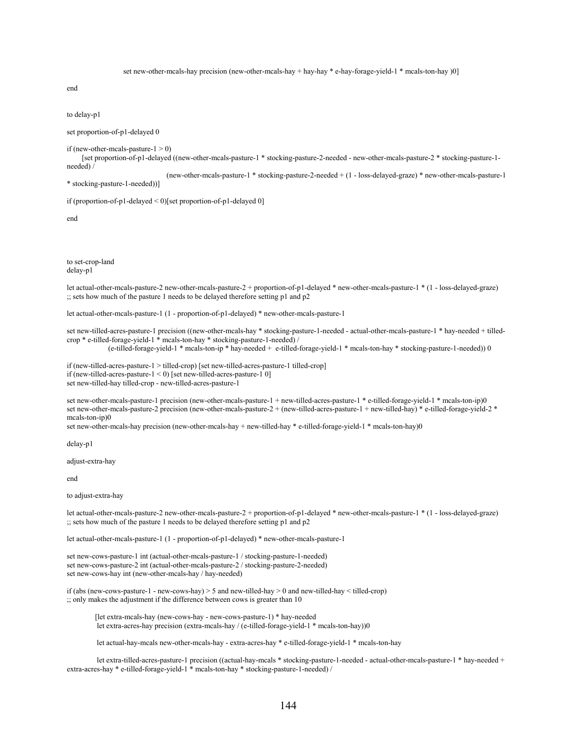```
                    set new-other-mcals-hay precision (new-other-mcals-hay + hay-hay * e-hay-forage-yield-1 * mcals-ton-hay )0]

end


to delay-p1

set proportion-of-p1-delayed 0

if (new-other-mcals-pasture-1 > 0)
       [set proportion-of-p1-delayed ((new-other-mcals-pasture-1 * stocking-pasture-2-needed - new-other-mcals-pasture-2 * stocking-pasture-1-
needed) /
                                   (new-other-mcals-pasture-1 * stocking-pasture-2-needed + (1 - loss-delayed-graze) * new-other-mcals-pasture-1
* stocking-pasture-1-needed))]

if (proportion-of-p1-delayed < 0)[set proportion-of-p1-delayed 0]

end




to set-crop-land
delay-p1

let actual-other-mcals-pasture-2 new-other-mcals-pasture-2 + proportion-of-p1-delayed * new-other-mcals-pasture-1 * (1 - loss-delayed-graze)
;; sets how much of the pasture 1 needs to be delayed therefore setting p1 and p2

let actual-other-mcals-pasture-1 (1 - proportion-of-p1-delayed) * new-other-mcals-pasture-1

set new-tilled-acres-pasture-1 precision ((new-other-mcals-hay * stocking-pasture-1-needed - actual-other-mcals-pasture-1 * hay-needed + tilled-
crop * e-tilled-forage-yield-1 * mcals-ton-hay * stocking-pasture-1-needed) /
                 (e-tilled-forage-yield-1 * mcals-ton-ip * hay-needed +  e-tilled-forage-yield-1 * mcals-ton-hay * stocking-pasture-1-needed)) 0

if (new-tilled-acres-pasture-1 > tilled-crop) [set new-tilled-acres-pasture-1 tilled-crop]
if (new-tilled-acres-pasture-1 < 0) [set new-tilled-acres-pasture-1 0]
set new-tilled-hay tilled-crop - new-tilled-acres-pasture-1

set new-other-mcals-pasture-1 precision (new-other-mcals-pasture-1 + new-tilled-acres-pasture-1 * e-tilled-forage-yield-1 * mcals-ton-ip)0
set new-other-mcals-pasture-2 precision (new-other-mcals-pasture-2 + (new-tilled-acres-pasture-1 + new-tilled-hay) * e-tilled-forage-yield-2 *
mcals-ton-ip)0
set new-other-mcals-hay precision (new-other-mcals-hay + new-tilled-hay * e-tilled-forage-yield-1 * mcals-ton-hay)0

delay-p1

adjust-extra-hay

end

to adjust-extra-hay

let actual-other-mcals-pasture-2 new-other-mcals-pasture-2 + proportion-of-p1-delayed * new-other-mcals-pasture-1 * (1 - loss-delayed-graze)
;; sets how much of the pasture 1 needs to be delayed therefore setting p1 and p2

let actual-other-mcals-pasture-1 (1 - proportion-of-p1-delayed) * new-other-mcals-pasture-1

set new-cows-pasture-1 int (actual-other-mcals-pasture-1 / stocking-pasture-1-needed)
set new-cows-pasture-2 int (actual-other-mcals-pasture-2 / stocking-pasture-2-needed)
set new-cows-hay int (new-other-mcals-hay / hay-needed)

if (abs (new-cows-pasture-1 - new-cows-hay) > 5 and new-tilled-hay > 0 and new-tilled-hay < tilled-crop)
;; only makes the adjustment if the difference between cows is greater than 10

           [let extra-mcals-hay (new-cows-hay - new-cows-pasture-1) * hay-needed
            let extra-acres-hay precision (extra-mcals-hay / (e-tilled-forage-yield-1 * mcals-ton-hay))0

            let actual-hay-mcals new-other-mcals-hay - extra-acres-hay * e-tilled-forage-yield-1 * mcals-ton-hay

            let extra-tilled-acres-pasture-1 precision ((actual-hay-mcals * stocking-pasture-1-needed - actual-other-mcals-pasture-1 * hay-needed +
extra-acres-hay * e-tilled-forage-yield-1 * mcals-ton-hay * stocking-pasture-1-needed) /
```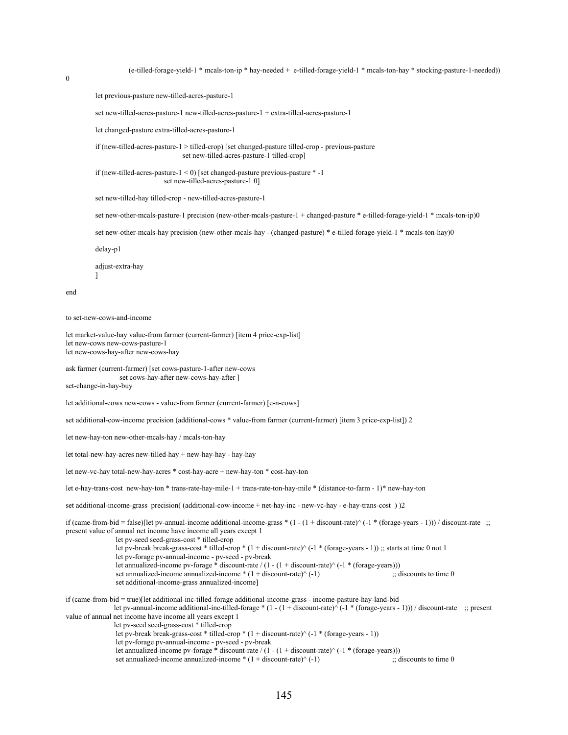```
                    (e-tilled-forage-yield-1 * mcals-ton-ip * hay-needed +  e-tilled-forage-yield-1 * mcals-ton-hay * stocking-pasture-1-needed))
0

          let previous-pasture new-tilled-acres-pasture-1

          set new-tilled-acres-pasture-1 new-tilled-acres-pasture-1 + extra-tilled-acres-pasture-1

          let changed-pasture extra-tilled-acres-pasture-1

          if (new-tilled-acres-pasture-1 > tilled-crop) [set changed-pasture tilled-crop - previous-pasture
                                                         set new-tilled-acres-pasture-1 tilled-crop]

          if (new-tilled-acres-pasture-1 < 0) [set changed-pasture previous-pasture * -1
                                               set new-tilled-acres-pasture-1 0]

          set new-tilled-hay tilled-crop - new-tilled-acres-pasture-1

          set new-other-mcals-pasture-1 precision (new-other-mcals-pasture-1 + changed-pasture * e-tilled-forage-yield-1 * mcals-ton-ip)0

          set new-other-mcals-hay precision (new-other-mcals-hay - (changed-pasture) * e-tilled-forage-yield-1 * mcals-ton-hay)0

          delay-p1

          adjust-extra-hay
          ]

end


to set-new-cows-and-income

let market-value-hay value-from farmer (current-farmer) [item 4 price-exp-list]
let new-cows new-cows-pasture-1
let new-cows-hay-after new-cows-hay

ask farmer (current-farmer) [set cows-pasture-1-after new-cows
                 set cows-hay-after new-cows-hay-after ]
set-change-in-hay-buy

let additional-cows new-cows - value-from farmer (current-farmer) [e-n-cows]

set additional-cow-income precision (additional-cows * value-from farmer (current-farmer) [item 3 price-exp-list]) 2

let new-hay-ton new-other-mcals-hay / mcals-ton-hay

let total-new-hay-acres new-tilled-hay + new-hay-hay - hay-hay

let new-vc-hay total-new-hay-acres * cost-hay-acre + new-hay-ton * cost-hay-ton

let e-hay-trans-cost  new-hay-ton * trans-rate-hay-mile-1 + trans-rate-ton-hay-mile * (distance-to-farm - 1)* new-hay-ton

set additional-income-grass  precision( (additional-cow-income + net-hay-inc - new-vc-hay - e-hay-trans-cost  ) )2

if (came-from-bid = false)[let pv-annual-income additional-income-grass * (1 - (1 + discount-rate)^ (-1 * (forage-years - 1))) / discount-rate   ;;
present value of annual net income have income all years except 1
            let pv-seed seed-grass-cost * tilled-crop
            let pv-break break-grass-cost * tilled-crop * (1 + discount-rate)^ (-1 * (forage-years - 1)) ;; starts at time 0 not 1
            let pv-forage pv-annual-income - pv-seed - pv-break
            let annualized-income pv-forage * discount-rate / (1 - (1 + discount-rate)^ (-1 * (forage-years)))
            set annualized-income annualized-income * (1 + discount-rate)^ (-1)                    ;; discounts to time 0
            set additional-income-grass annualized-income]

if (came-from-bid = true)[let additional-inc-tilled-forage additional-income-grass - income-pasture-hay-land-bid
            let pv-annual-income additional-inc-tilled-forage * (1 - (1 + discount-rate)^ (-1 * (forage-years - 1))) / discount-rate    ;; present
value of annual net income have income all years except 1
            let pv-seed seed-grass-cost * tilled-crop
            let pv-break break-grass-cost * tilled-crop * (1 + discount-rate)^ (-1 * (forage-years - 1))
            let pv-forage pv-annual-income - pv-seed - pv-break
            let annualized-income pv-forage * discount-rate / (1 - (1 + discount-rate)^ (-1 * (forage-years)))
            set annualized-income annualized-income * (1 + discount-rate)^ (-1)                    ;; discounts to time 0
```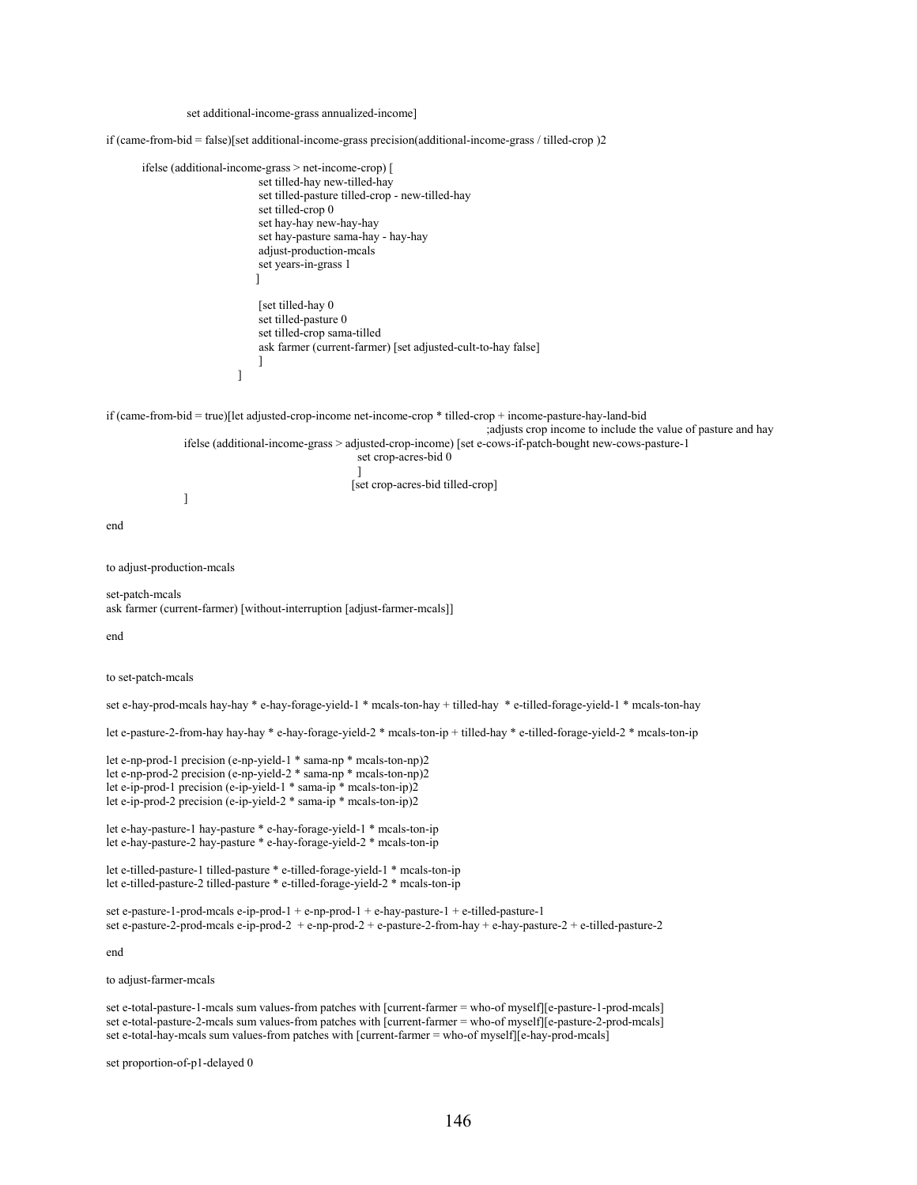```
                        set additional-income-grass annualized-income]

if (came-from-bid = false)[set additional-income-grass precision(additional-income-grass / tilled-crop )2

           ifelse (additional-income-grass > net-income-crop) [
                                        set tilled-hay new-tilled-hay
                                        set tilled-pasture tilled-crop - new-tilled-hay
                                        set tilled-crop 0
                                        set hay-hay new-hay-hay
                                        set hay-pasture sama-hay - hay-hay
                                        adjust-production-mcals
                                        set years-in-grass 1
                                       ]

                                        [set tilled-hay 0
                                        set tilled-pasture 0
                                        set tilled-crop sama-tilled
                                        ask farmer (current-farmer) [set adjusted-cult-to-hay false]
                                        ]
                                  ]


if (came-from-bid = true)[let adjusted-crop-income net-income-crop * tilled-crop + income-pasture-hay-land-bid
                                                                                                    ;adjusts crop income to include the value of pasture and hay
                      ifelse (additional-income-grass > adjusted-crop-income) [set e-cows-if-patch-bought new-cows-pasture-1
                                                                          set crop-acres-bid 0
                                                                          ]
                                                                         [set crop-acres-bid tilled-crop]
                      ]

end


to adjust-production-mcals

set-patch-mcals
ask farmer (current-farmer) [without-interruption [adjust-farmer-mcals]]

end


to set-patch-mcals

set e-hay-prod-mcals hay-hay * e-hay-forage-yield-1 * mcals-ton-hay + tilled-hay  * e-tilled-forage-yield-1 * mcals-ton-hay

let e-pasture-2-from-hay hay-hay * e-hay-forage-yield-2 * mcals-ton-ip + tilled-hay * e-tilled-forage-yield-2 * mcals-ton-ip

let e-np-prod-1 precision (e-np-yield-1 * sama-np * mcals-ton-np)2
let e-np-prod-2 precision (e-np-yield-2 * sama-np * mcals-ton-np)2
let e-ip-prod-1 precision (e-ip-yield-1 * sama-ip * mcals-ton-ip)2
let e-ip-prod-2 precision (e-ip-yield-2 * sama-ip * mcals-ton-ip)2

let e-hay-pasture-1 hay-pasture * e-hay-forage-yield-1 * mcals-ton-ip
let e-hay-pasture-2 hay-pasture * e-hay-forage-yield-2 * mcals-ton-ip

let e-tilled-pasture-1 tilled-pasture * e-tilled-forage-yield-1 * mcals-ton-ip
let e-tilled-pasture-2 tilled-pasture * e-tilled-forage-yield-2 * mcals-ton-ip

set e-pasture-1-prod-mcals e-ip-prod-1 + e-np-prod-1 + e-hay-pasture-1 + e-tilled-pasture-1
set e-pasture-2-prod-mcals e-ip-prod-2  + e-np-prod-2 + e-pasture-2-from-hay + e-hay-pasture-2 + e-tilled-pasture-2

end

to adjust-farmer-mcals

set e-total-pasture-1-mcals sum values-from patches with [current-farmer = who-of myself][e-pasture-1-prod-mcals]
set e-total-pasture-2-mcals sum values-from patches with [current-farmer = who-of myself][e-pasture-2-prod-mcals]
set e-total-hay-mcals sum values-from patches with [current-farmer = who-of myself][e-hay-prod-mcals]

set proportion-of-p1-delayed 0
```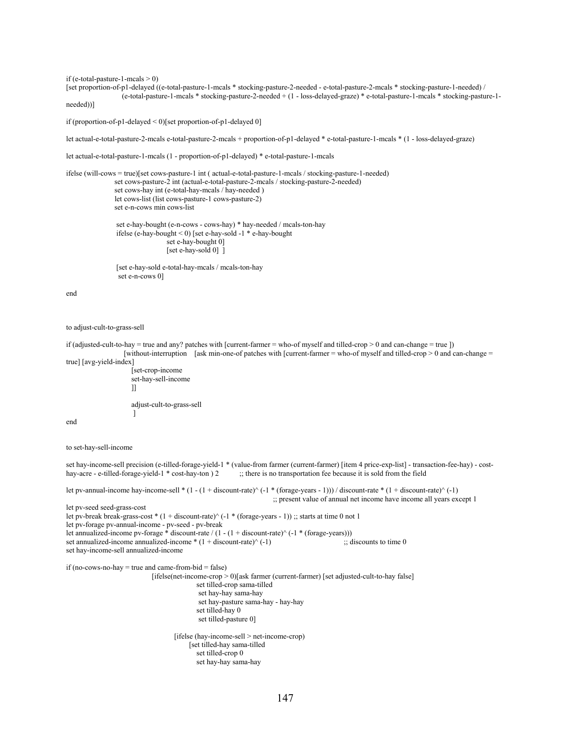```
if (e-total-pasture-1-mcals > 0)
[set proportion-of-p1-delayed ((e-total-pasture-1-mcals * stocking-pasture-2-needed - e-total-pasture-2-mcals * stocking-pasture-1-needed) /
                         (e-total-pasture-1-mcals * stocking-pasture-2-needed + (1 - loss-delayed-graze) * e-total-pasture-1-mcals * stocking-pasture-1-
needed))]

if (proportion-of-p1-delayed < 0)[set proportion-of-p1-delayed 0]

let actual-e-total-pasture-2-mcals e-total-pasture-2-mcals + proportion-of-p1-delayed * e-total-pasture-1-mcals * (1 - loss-delayed-graze)

let actual-e-total-pasture-1-mcals (1 - proportion-of-p1-delayed) * e-total-pasture-1-mcals

ifelse (will-cows = true)[set cows-pasture-1 int ( actual-e-total-pasture-1-mcals / stocking-pasture-1-needed)
                     set cows-pasture-2 int (actual-e-total-pasture-2-mcals / stocking-pasture-2-needed)
                     set cows-hay int (e-total-hay-mcals / hay-needed )
                     let cows-list (list cows-pasture-1 cows-pasture-2)
                     set e-n-cows min cows-list

                      set e-hay-bought (e-n-cows - cows-hay) * hay-needed / mcals-ton-hay
                      ifelse (e-hay-bought < 0) [set e-hay-sold -1 * e-hay-bought
                                          set e-hay-bought 0]
                                          [set e-hay-sold 0]  ]

                      [set e-hay-sold e-total-hay-mcals / mcals-ton-hay
                       set e-n-cows 0]

end



to adjust-cult-to-grass-sell

if (adjusted-cult-to-hay = true and any? patches with [current-farmer = who-of myself and tilled-crop > 0 and can-change = true ])
                         [without-interruption    [ask min-one-of patches with [current-farmer = who-of myself and tilled-crop > 0 and can-change =
true] [avg-yield-index]
                            [set-crop-income
                             set-hay-sell-income
                             ]]

                             adjust-cult-to-grass-sell
                              ]
end


to set-hay-sell-income

set hay-income-sell precision (e-tilled-forage-yield-1 * (value-from farmer (current-farmer) [item 4 price-exp-list] - transaction-fee-hay) - cost-
hay-acre - e-tilled-forage-yield-1 * cost-hay-ton ) 2          ;; there is no transportation fee because it is sold from the field

let pv-annual-income hay-income-sell * (1 - (1 + discount-rate)^ (-1 * (forage-years - 1))) / discount-rate * (1 + discount-rate)^ (-1)
                                                                                         ;; present value of annual net income have income all years except 1
let pv-seed seed-grass-cost
let pv-break break-grass-cost * (1 + discount-rate)^ (-1 * (forage-years - 1)) ;; starts at time 0 not 1
let pv-forage pv-annual-income - pv-seed - pv-break
let annualized-income pv-forage * discount-rate / (1 - (1 + discount-rate)^ (-1 * (forage-years)))
set annualized-income annualized-income * (1 + discount-rate)^ (-1)                    ;; discounts to time 0
set hay-income-sell annualized-income

if (no-cows-no-hay = true and came-from-bid = false)
                                [ifelse(net-income-crop > 0)[ask farmer (current-farmer) [set adjusted-cult-to-hay false]
                                              set tilled-crop sama-tilled
                                               set hay-hay sama-hay
                                               set hay-pasture sama-hay - hay-hay
                                              set tilled-hay 0
                                               set tilled-pasture 0]

                                       [ifelse (hay-income-sell > net-income-crop)
                                           [set tilled-hay sama-tilled
                                              set tilled-crop 0
                                              set hay-hay sama-hay
```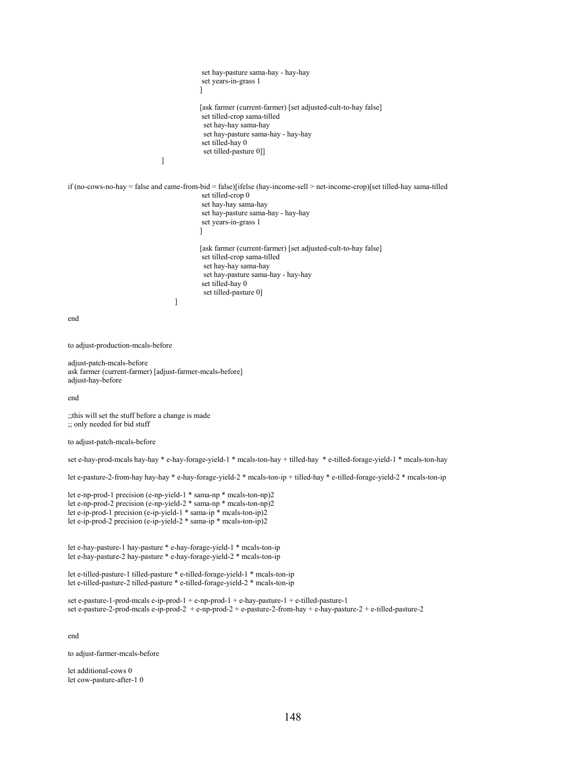```
                                                 set hay-pasture sama-hay - hay-hay
                                                 set years-in-grass 1
                                                ]

                                                [ask farmer (current-farmer) [set adjusted-cult-to-hay false]
                                                 set tilled-crop sama-tilled
                                                  set hay-hay sama-hay
                                                  set hay-pasture sama-hay - hay-hay
                                                 set tilled-hay 0
                                                  set tilled-pasture 0]]
                                   ]


if (no-cows-no-hay = false and came-from-bid = false)[ifelse (hay-income-sell > net-income-crop)[set tilled-hay sama-tilled
                                                 set tilled-crop 0
                                                 set hay-hay sama-hay
                                                 set hay-pasture sama-hay - hay-hay
                                                 set years-in-grass 1
                                                ]

                                                [ask farmer (current-farmer) [set adjusted-cult-to-hay false]
                                                 set tilled-crop sama-tilled
                                                  set hay-hay sama-hay
                                                  set hay-pasture sama-hay - hay-hay
                                                 set tilled-hay 0
                                                  set tilled-pasture 0]
                                        ]

end


to adjust-production-mcals-before

adjust-patch-mcals-before
ask farmer (current-farmer) [adjust-farmer-mcals-before]
adjust-hay-before

end

;;this will set the stuff before a change is made
;; only needed for bid stuff

to adjust-patch-mcals-before

set e-hay-prod-mcals hay-hay * e-hay-forage-yield-1 * mcals-ton-hay + tilled-hay  * e-tilled-forage-yield-1 * mcals-ton-hay

let e-pasture-2-from-hay hay-hay * e-hay-forage-yield-2 * mcals-ton-ip + tilled-hay * e-tilled-forage-yield-2 * mcals-ton-ip

let e-np-prod-1 precision (e-np-yield-1 * sama-np * mcals-ton-np)2
let e-np-prod-2 precision (e-np-yield-2 * sama-np * mcals-ton-np)2
let e-ip-prod-1 precision (e-ip-yield-1 * sama-ip * mcals-ton-ip)2
let e-ip-prod-2 precision (e-ip-yield-2 * sama-ip * mcals-ton-ip)2


let e-hay-pasture-1 hay-pasture * e-hay-forage-yield-1 * mcals-ton-ip
let e-hay-pasture-2 hay-pasture * e-hay-forage-yield-2 * mcals-ton-ip

let e-tilled-pasture-1 tilled-pasture * e-tilled-forage-yield-1 * mcals-ton-ip
let e-tilled-pasture-2 tilled-pasture * e-tilled-forage-yield-2 * mcals-ton-ip

set e-pasture-1-prod-mcals e-ip-prod-1 + e-np-prod-1 + e-hay-pasture-1 + e-tilled-pasture-1
set e-pasture-2-prod-mcals e-ip-prod-2  + e-np-prod-2 + e-pasture-2-from-hay + e-hay-pasture-2 + e-tilled-pasture-2


end

to adjust-farmer-mcals-before

let additional-cows 0
let cow-pasture-after-1 0
```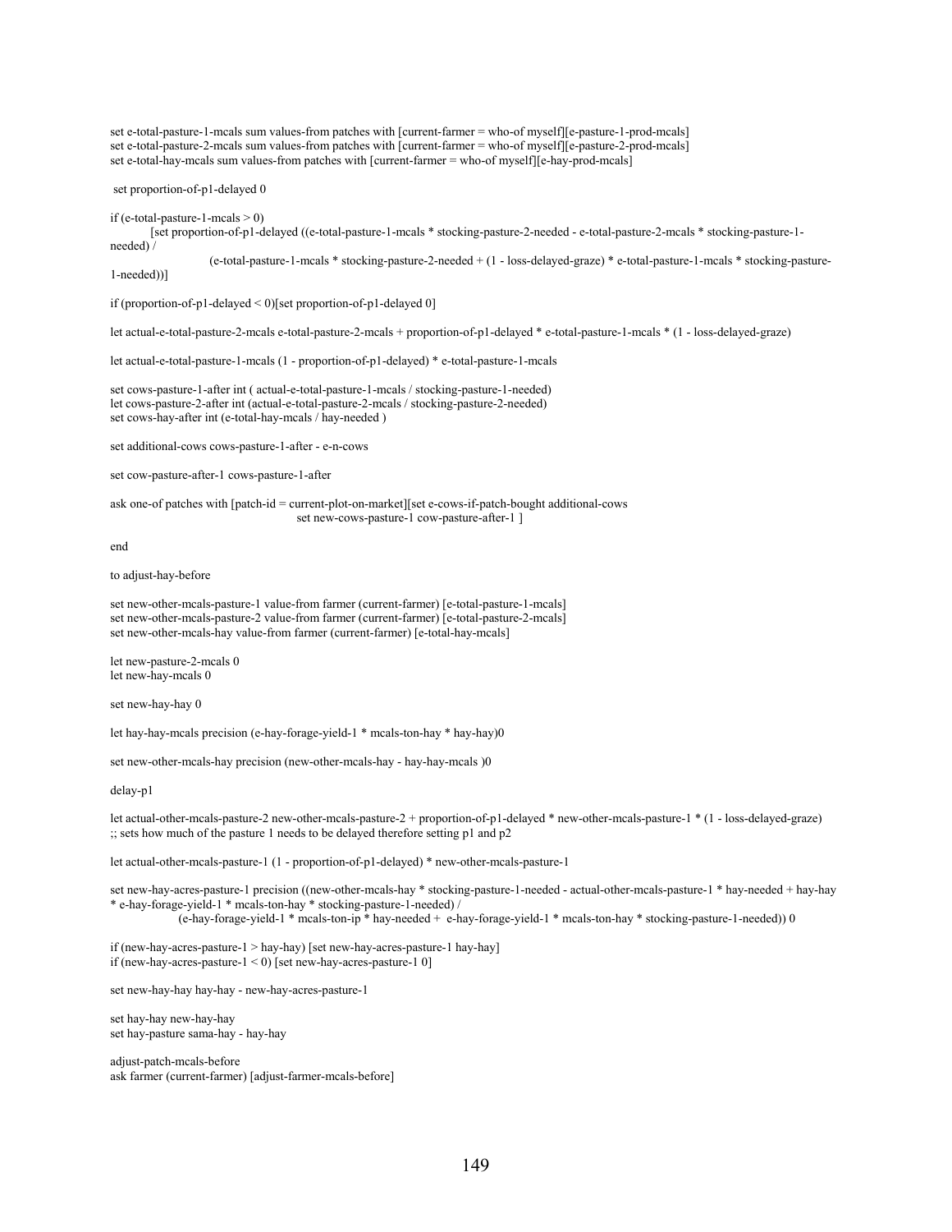```
set e-total-pasture-1-mcals sum values-from patches with [current-farmer = who-of myself][e-pasture-1-prod-mcals]
set e-total-pasture-2-mcals sum values-from patches with [current-farmer = who-of myself][e-pasture-2-prod-mcals]
set e-total-hay-mcals sum values-from patches with [current-farmer = who-of myself][e-hay-prod-mcals]

 set proportion-of-p1-delayed 0

if (e-total-pasture-1-mcals > 0)
        [set proportion-of-p1-delayed ((e-total-pasture-1-mcals * stocking-pasture-2-needed - e-total-pasture-2-mcals * stocking-pasture-1-
needed) /
                    (e-total-pasture-1-mcals * stocking-pasture-2-needed + (1 - loss-delayed-graze) * e-total-pasture-1-mcals * stocking-pasture-
1-needed))]

if (proportion-of-p1-delayed < 0)[set proportion-of-p1-delayed 0]

let actual-e-total-pasture-2-mcals e-total-pasture-2-mcals + proportion-of-p1-delayed * e-total-pasture-1-mcals * (1 - loss-delayed-graze)

let actual-e-total-pasture-1-mcals (1 - proportion-of-p1-delayed) * e-total-pasture-1-mcals

set cows-pasture-1-after int ( actual-e-total-pasture-1-mcals / stocking-pasture-1-needed)
let cows-pasture-2-after int (actual-e-total-pasture-2-mcals / stocking-pasture-2-needed)
set cows-hay-after int (e-total-hay-mcals / hay-needed )

set additional-cows cows-pasture-1-after - e-n-cows

set cow-pasture-after-1 cows-pasture-1-after

ask one-of patches with [patch-id = current-plot-on-market][set e-cows-if-patch-bought additional-cows
                                        set new-cows-pasture-1 cow-pasture-after-1 ]

end

to adjust-hay-before

set new-other-mcals-pasture-1 value-from farmer (current-farmer) [e-total-pasture-1-mcals]
set new-other-mcals-pasture-2 value-from farmer (current-farmer) [e-total-pasture-2-mcals]
set new-other-mcals-hay value-from farmer (current-farmer) [e-total-hay-mcals]

let new-pasture-2-mcals 0
let new-hay-mcals 0

set new-hay-hay 0

let hay-hay-mcals precision (e-hay-forage-yield-1 * mcals-ton-hay * hay-hay)0

set new-other-mcals-hay precision (new-other-mcals-hay - hay-hay-mcals )0

delay-p1

let actual-other-mcals-pasture-2 new-other-mcals-pasture-2 + proportion-of-p1-delayed * new-other-mcals-pasture-1 * (1 - loss-delayed-graze)
;; sets how much of the pasture 1 needs to be delayed therefore setting p1 and p2

let actual-other-mcals-pasture-1 (1 - proportion-of-p1-delayed) * new-other-mcals-pasture-1

set new-hay-acres-pasture-1 precision ((new-other-mcals-hay * stocking-pasture-1-needed - actual-other-mcals-pasture-1 * hay-needed + hay-hay
* e-hay-forage-yield-1 * mcals-ton-hay * stocking-pasture-1-needed) /
             (e-hay-forage-yield-1 * mcals-ton-ip * hay-needed +  e-hay-forage-yield-1 * mcals-ton-hay * stocking-pasture-1-needed)) 0

if (new-hay-acres-pasture-1 > hay-hay) [set new-hay-acres-pasture-1 hay-hay]
if (new-hay-acres-pasture-1 < 0) [set new-hay-acres-pasture-1 0]

set new-hay-hay hay-hay - new-hay-acres-pasture-1

set hay-hay new-hay-hay
set hay-pasture sama-hay - hay-hay

adjust-patch-mcals-before
ask farmer (current-farmer) [adjust-farmer-mcals-before]
```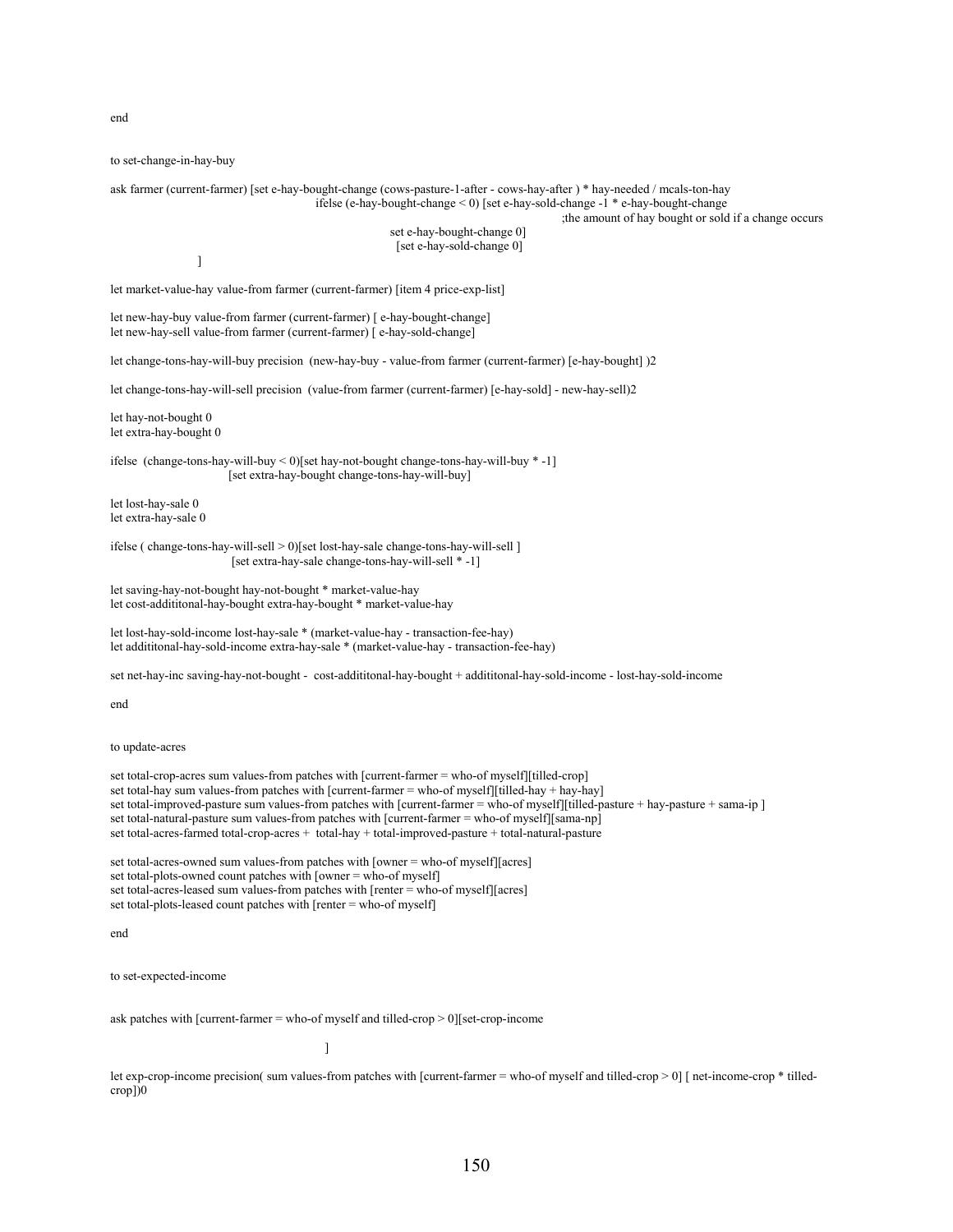```
end


to set-change-in-hay-buy

ask farmer (current-farmer) [set e-hay-bought-change (cows-pasture-1-after - cows-hay-after ) * hay-needed / mcals-ton-hay
                                                  ifelse (e-hay-bought-change < 0) [set e-hay-sold-change -1 * e-hay-bought-change
                                                                                                            ;the amount of hay bought or sold if a change occurs
                                                                  set e-hay-bought-change 0]
                                                                   [set e-hay-sold-change 0]
             ]

let market-value-hay value-from farmer (current-farmer) [item 4 price-exp-list]

let new-hay-buy value-from farmer (current-farmer) [ e-hay-bought-change]
let new-hay-sell value-from farmer (current-farmer) [ e-hay-sold-change]

let change-tons-hay-will-buy precision  (new-hay-buy - value-from farmer (current-farmer) [e-hay-bought] )2

let change-tons-hay-will-sell precision  (value-from farmer (current-farmer) [e-hay-sold] - new-hay-sell)2

let hay-not-bought 0
let extra-hay-bought 0

ifelse  (change-tons-hay-will-buy < 0)[set hay-not-bought change-tons-hay-will-buy * -1]
                          [set extra-hay-bought change-tons-hay-will-buy]

let lost-hay-sale 0
let extra-hay-sale 0

ifelse ( change-tons-hay-will-sell > 0)[set lost-hay-sale change-tons-hay-will-sell ]
                          [set extra-hay-sale change-tons-hay-will-sell * -1]

let saving-hay-not-bought hay-not-bought * market-value-hay
let cost-addititonal-hay-bought extra-hay-bought * market-value-hay

let lost-hay-sold-income lost-hay-sale * (market-value-hay - transaction-fee-hay)
let addititonal-hay-sold-income extra-hay-sale * (market-value-hay - transaction-fee-hay)

set net-hay-inc saving-hay-not-bought -  cost-addititonal-hay-bought + addititonal-hay-sold-income - lost-hay-sold-income

end


to update-acres

set total-crop-acres sum values-from patches with [current-farmer = who-of myself][tilled-crop]
set total-hay sum values-from patches with [current-farmer = who-of myself][tilled-hay + hay-hay]
set total-improved-pasture sum values-from patches with [current-farmer = who-of myself][tilled-pasture + hay-pasture + sama-ip ]
set total-natural-pasture sum values-from patches with [current-farmer = who-of myself][sama-np]
set total-acres-farmed total-crop-acres +  total-hay + total-improved-pasture + total-natural-pasture

set total-acres-owned sum values-from patches with [owner = who-of myself][acres]
set total-plots-owned count patches with [owner = who-of myself]
set total-acres-leased sum values-from patches with [renter = who-of myself][acres]
set total-plots-leased count patches with [renter = who-of myself]

end


to set-expected-income


ask patches with [current-farmer = who-of myself and tilled-crop > 0][set-crop-income

                                                  ]

let exp-crop-income precision( sum values-from patches with [current-farmer = who-of myself and tilled-crop > 0] [ net-income-crop * tilled-crop])0
```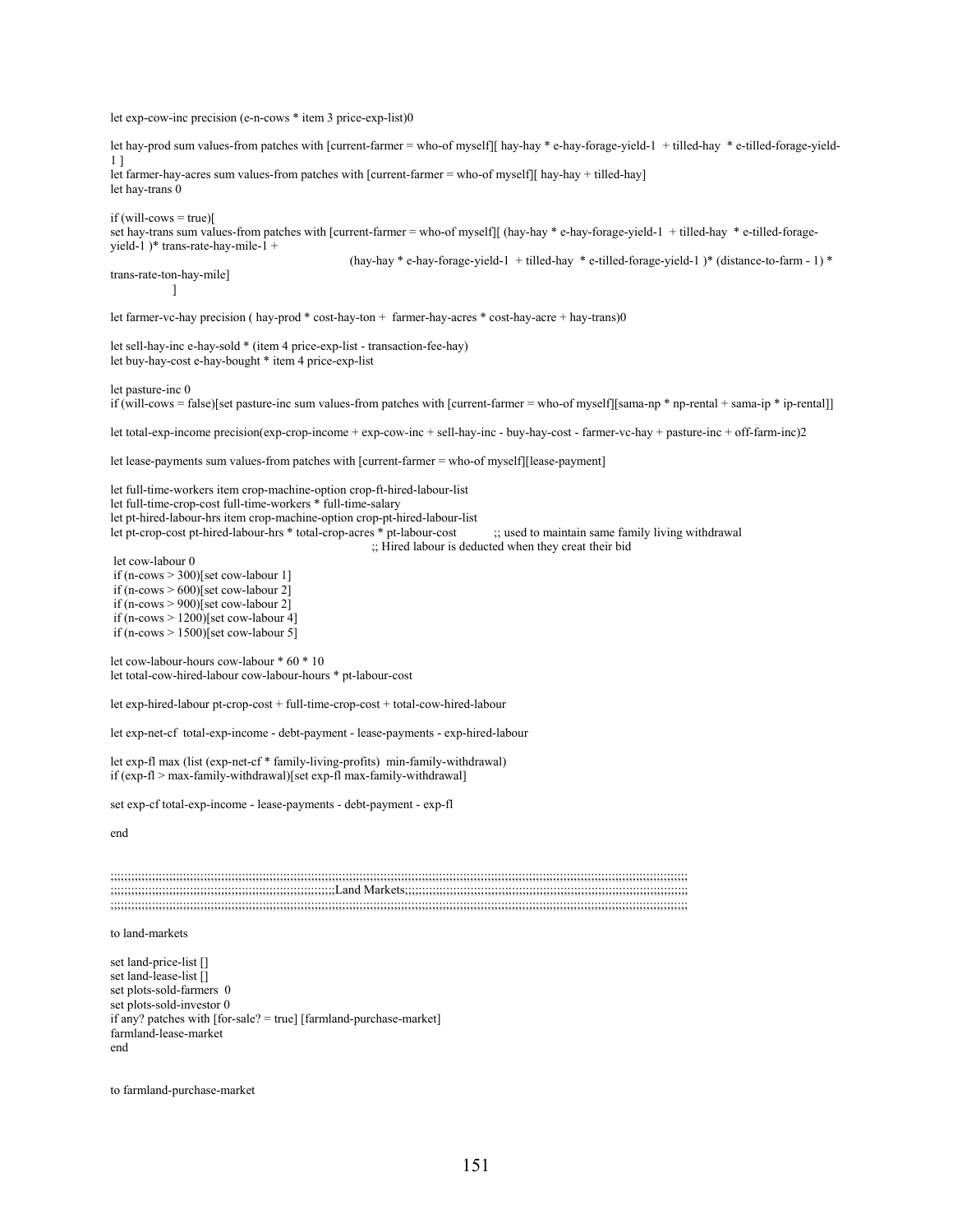```
let exp-cow-inc precision (e-n-cows * item 3 price-exp-list)0

let hay-prod sum values-from patches with [current-farmer = who-of myself][ hay-hay * e-hay-forage-yield-1  + tilled-hay  * e-tilled-forage-yield-1 ]
let farmer-hay-acres sum values-from patches with [current-farmer = who-of myself][ hay-hay + tilled-hay]
let hay-trans 0

if (will-cows = true)[
set hay-trans sum values-from patches with [current-farmer = who-of myself][ (hay-hay * e-hay-forage-yield-1  + tilled-hay  * e-tilled-forage-yield-1 )* trans-rate-hay-mile-1 +
                                                (hay-hay * e-hay-forage-yield-1  + tilled-hay  * e-tilled-forage-yield-1 )* (distance-to-farm - 1) * trans-rate-ton-hay-mile]
                  ]

let farmer-vc-hay precision ( hay-prod * cost-hay-ton +  farmer-hay-acres * cost-hay-acre + hay-trans)0

let sell-hay-inc e-hay-sold * (item 4 price-exp-list - transaction-fee-hay)
let buy-hay-cost e-hay-bought * item 4 price-exp-list

let pasture-inc 0
if (will-cows = false)[set pasture-inc sum values-from patches with [current-farmer = who-of myself][sama-np * np-rental + sama-ip * ip-rental]]

let total-exp-income precision(exp-crop-income + exp-cow-inc + sell-hay-inc - buy-hay-cost - farmer-vc-hay + pasture-inc + off-farm-inc)2

let lease-payments sum values-from patches with [current-farmer = who-of myself][lease-payment]

let full-time-workers item crop-machine-option crop-ft-hired-labour-list
let full-time-crop-cost full-time-workers * full-time-salary
let pt-hired-labour-hrs item crop-machine-option crop-pt-hired-labour-list
let pt-crop-cost pt-hired-labour-hrs * total-crop-acres * pt-labour-cost          ;; used to maintain same family living withdrawal
                                                                                  ;; Hired labour is deducted when they creat their bid
 let cow-labour 0
 if (n-cows > 300)[set cow-labour 1]
 if (n-cows > 600)[set cow-labour 2]
 if (n-cows > 900)[set cow-labour 2]
 if (n-cows > 1200)[set cow-labour 4]
 if (n-cows > 1500)[set cow-labour 5]

let cow-labour-hours cow-labour * 60 * 10
let total-cow-hired-labour cow-labour-hours * pt-labour-cost

let exp-hired-labour pt-crop-cost + full-time-crop-cost + total-cow-hired-labour

let exp-net-cf  total-exp-income - debt-payment - lease-payments - exp-hired-labour

let exp-fl max (list (exp-net-cf * family-living-profits)  min-family-withdrawal)
if (exp-fl > max-family-withdrawal)[set exp-fl max-family-withdrawal]

set exp-cf total-exp-income - lease-payments - debt-payment - exp-fl

end


;;;;;;;;;;;;;;;;;;;;;;;;;;;;;;;;;;;;;;;;;;;;;;;;;;;;;;;;;;;;;;;;;;;;;;;;;;;;;;;;;;;;;;;;;;;;;;;;;;;;;;;;;;;;;;;;;;;;;;;;;;;;;;;;;;;;;;;;;;;;;
;;;;;;;;;;;;;;;;;;;;;;;;;;;;;;;;;;;;;;;;;;;;;;;;;;;;;;;;;;;;;;Land Markets;;;;;;;;;;;;;;;;;;;;;;;;;;;;;;;;;;;;;;;;;;;;;;;;;;;;;;;;;;;;;;;;;;;;;;
;;;;;;;;;;;;;;;;;;;;;;;;;;;;;;;;;;;;;;;;;;;;;;;;;;;;;;;;;;;;;;;;;;;;;;;;;;;;;;;;;;;;;;;;;;;;;;;;;;;;;;;;;;;;;;;;;;;;;;;;;;;;;;;;;;;;;;;;;;;;;

to land-markets

set land-price-list []
set land-lease-list []
set plots-sold-farmers  0
set plots-sold-investor 0
if any? patches with [for-sale? = true] [farmland-purchase-market]
farmland-lease-market
end


to farmland-purchase-market
```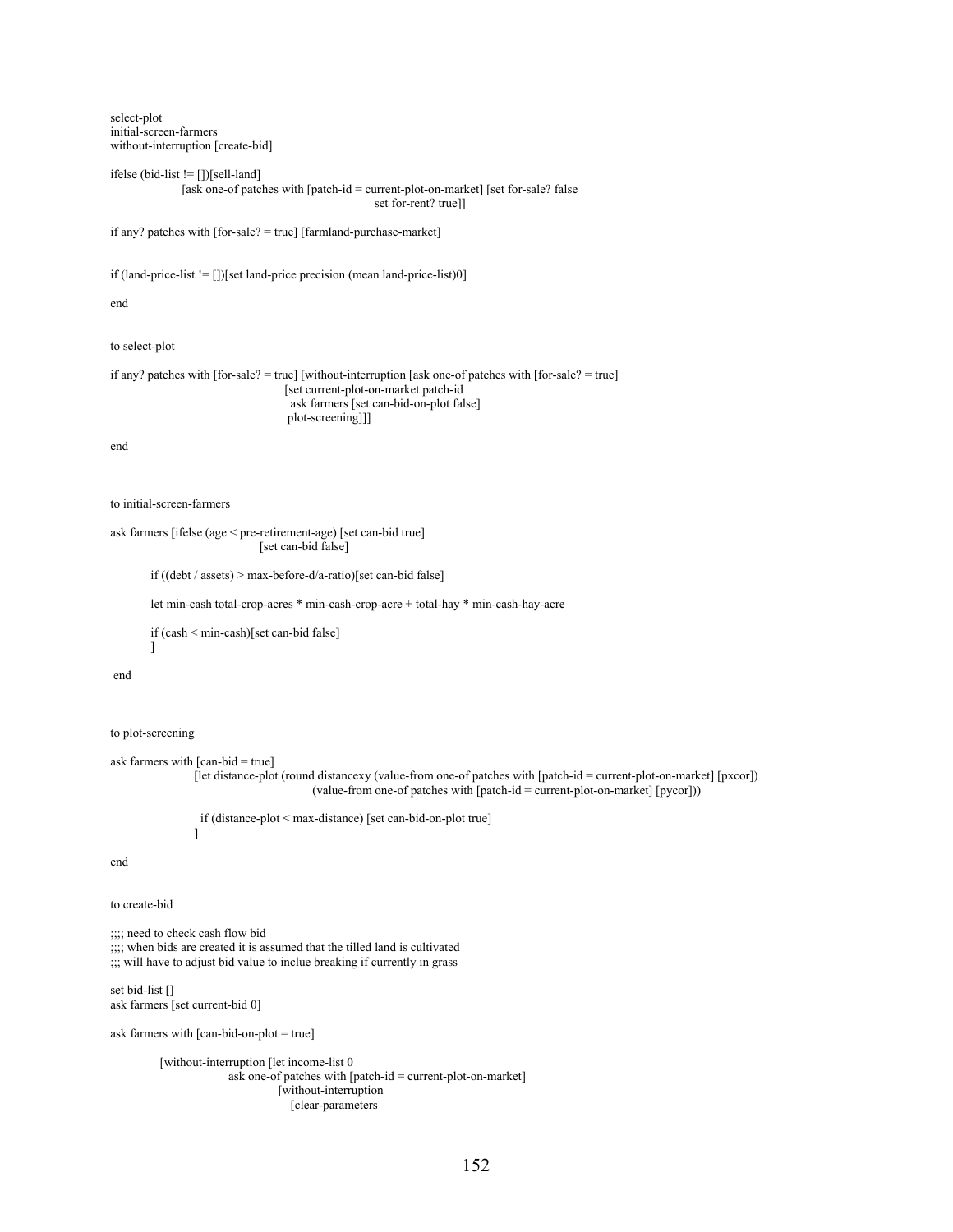```
select-plot
initial-screen-farmers
without-interruption [create-bid]

ifelse (bid-list != [])[sell-land]
                    [ask one-of patches with [patch-id = current-plot-on-market] [set for-sale? false
                                                                    set for-rent? true]]

if any? patches with [for-sale? = true] [farmland-purchase-market]


if (land-price-list != [])[set land-price precision (mean land-price-list)0]

end


to select-plot

if any? patches with [for-sale? = true] [without-interruption [ask one-of patches with [for-sale? = true]
                                                [set current-plot-on-market patch-id
                                                 ask farmers [set can-bid-on-plot false]
                                                plot-screening]]]

end



to initial-screen-farmers

ask farmers [ifelse (age < pre-retirement-age) [set can-bid true]
                                        [set can-bid false]

           if ((debt / assets) > max-before-d/a-ratio)[set can-bid false]

           let min-cash total-crop-acres * min-cash-crop-acre + total-hay * min-cash-hay-acre

           if (cash < min-cash)[set can-bid false]
           ]

 end



to plot-screening

ask farmers with [can-bid = true]
                         [let distance-plot (round distancexy (value-from one-of patches with [patch-id = current-plot-on-market] [pxcor])
                                                      (value-from one-of patches with [patch-id = current-plot-on-market] [pycor]))

                          if (distance-plot < max-distance) [set can-bid-on-plot true]
                         ]

end


to create-bid

;;;; need to check cash flow bid
;;;; when bids are created it is assumed that the tilled land is cultivated
;;; will have to adjust bid value to inclue breaking if currently in grass

set bid-list []
ask farmers [set current-bid 0]

ask farmers with [can-bid-on-plot = true]

              [without-interruption [let income-list 0
                                   ask one-of patches with [patch-id = current-plot-on-market]
                                                [without-interruption
                                                   [clear-parameters
```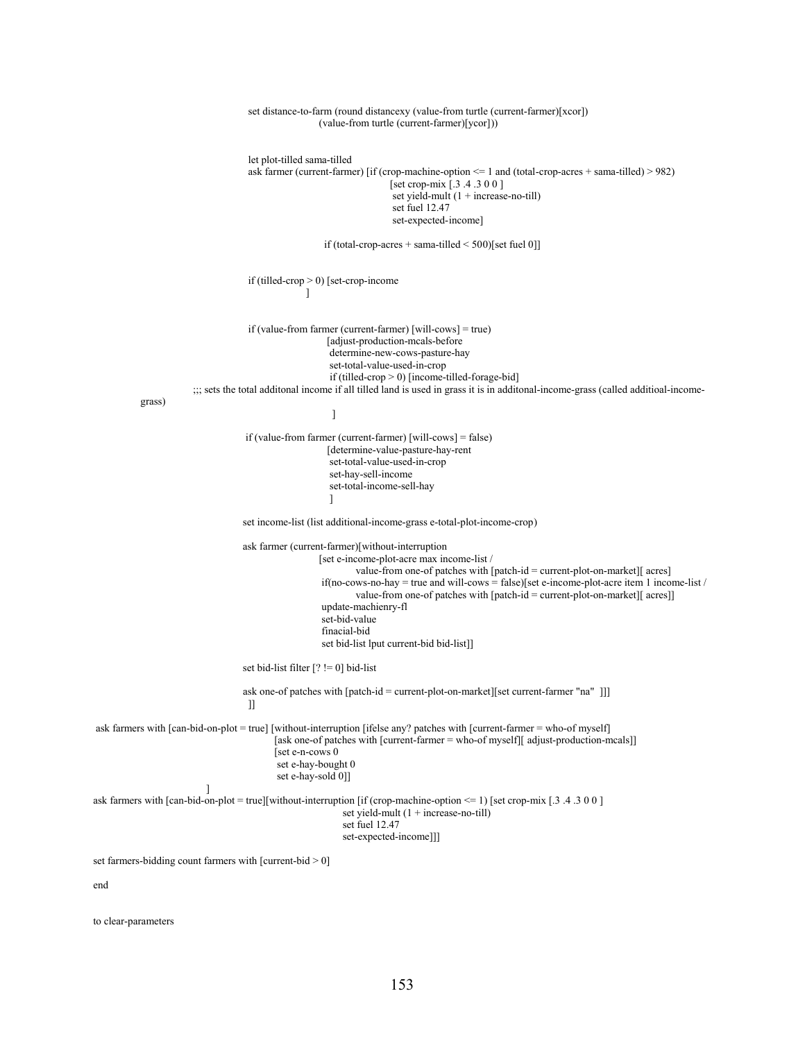```
                    set distance-to-farm (round distancexy (value-from turtle (current-farmer)[xcor])
                              (value-from turtle (current-farmer)[ycor]))


                    let plot-tilled sama-tilled
                    ask farmer (current-farmer) [if (crop-machine-option <= 1 and (total-crop-acres + sama-tilled) > 982)
                                                    [set crop-mix [.3 .4 .3 0 0 ]
                                                     set yield-mult (1 + increase-no-till)
                                                     set fuel 12.47
                                                     set-expected-income]

                                  if (total-crop-acres + sama-tilled < 500)[set fuel 0]]


                    if (tilled-crop > 0) [set-crop-income
                              ]


                    if (value-from farmer (current-farmer) [will-cows] = true)
                                  [adjust-production-mcals-before
                                   determine-new-cows-pasture-hay
                                   set-total-value-used-in-crop
                                   if (tilled-crop > 0) [income-tilled-forage-bid]
               ;;; sets the total additonal income if all tilled land is used in grass it is in additonal-income-grass (called additioal-income-
        grass)
                                   ]

                    if (value-from farmer (current-farmer) [will-cows] = false)
                                  [determine-value-pasture-hay-rent
                                   set-total-value-used-in-crop
                                   set-hay-sell-income
                                   set-total-income-sell-hay
                                   ]

                   set income-list (list additional-income-grass e-total-plot-income-crop)

                   ask farmer (current-farmer)[without-interruption
                               [set e-income-plot-acre max income-list /
                                        value-from one-of patches with [patch-id = current-plot-on-market][ acres]
                                if(no-cows-no-hay = true and will-cows = false)[set e-income-plot-acre item 1 income-list /
                                        value-from one-of patches with [patch-id = current-plot-on-market][ acres]]
                                update-machienry-fl
                                set-bid-value
                                finacial-bid
                                set bid-list lput current-bid bid-list]]

                   set bid-list filter [? != 0] bid-list

                   ask one-of patches with [patch-id = current-plot-on-market][set current-farmer "na"  ]]]
                    ]]

ask farmers with [can-bid-on-plot = true] [without-interruption [ifelse any? patches with [current-farmer = who-of myself]
                              [ask one-of patches with [current-farmer = who-of myself][ adjust-production-mcals]]
                              [set e-n-cows 0
                               set e-hay-bought 0
                               set e-hay-sold 0]]
                    ]
ask farmers with [can-bid-on-plot = true][without-interruption [if (crop-machine-option <= 1) [set crop-mix [.3 .4 .3 0 0 ]
                                                  set yield-mult (1 + increase-no-till)
                                                  set fuel 12.47
                                                  set-expected-income]]]

set farmers-bidding count farmers with [current-bid > 0]

end


to clear-parameters
```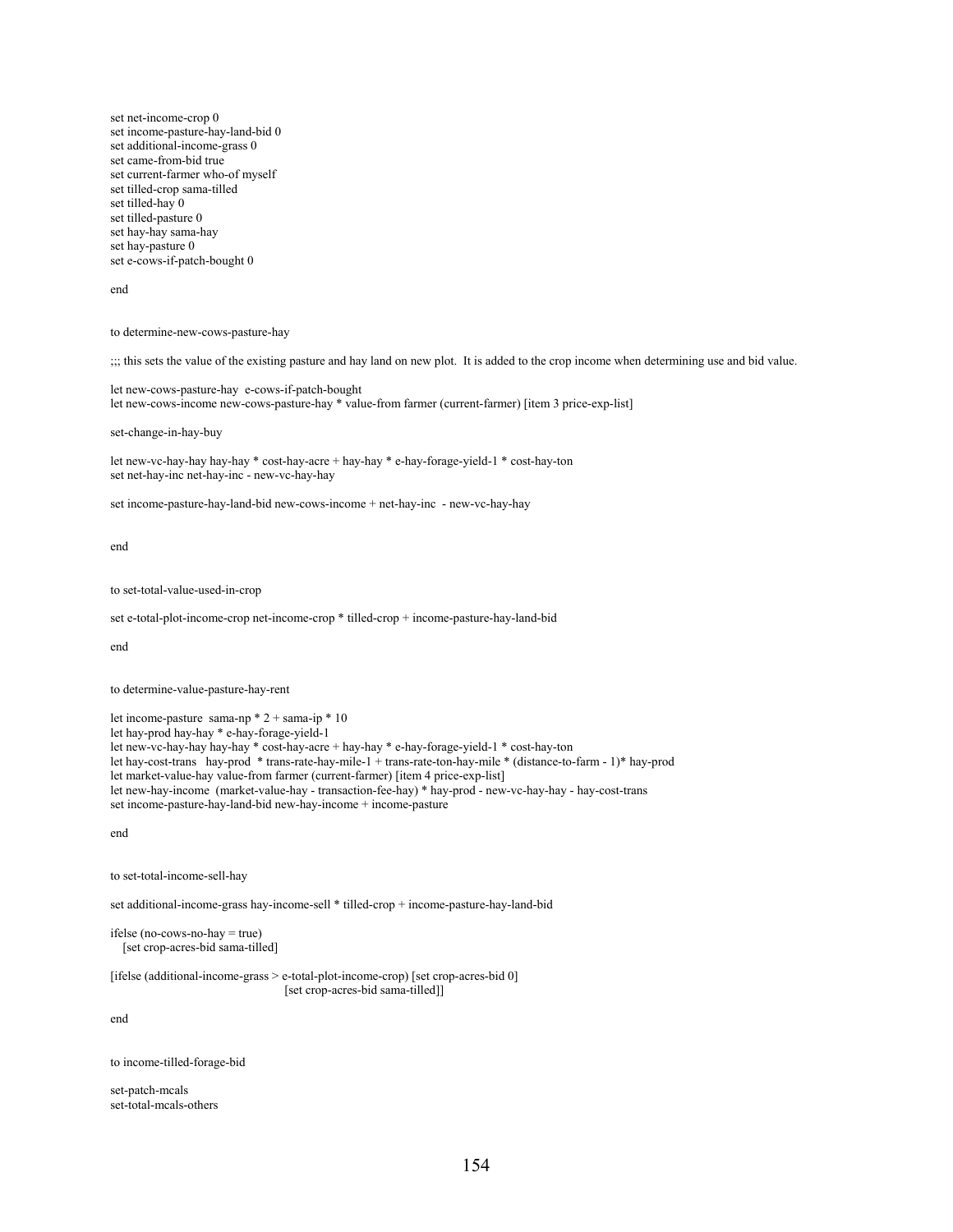```
set net-income-crop 0
set income-pasture-hay-land-bid 0
set additional-income-grass 0
set came-from-bid true
set current-farmer who-of myself
set tilled-crop sama-tilled
set tilled-hay 0
set tilled-pasture 0
set hay-hay sama-hay
set hay-pasture 0
set e-cows-if-patch-bought 0

end


to determine-new-cows-pasture-hay

;;; this sets the value of the existing pasture and hay land on new plot.  It is added to the crop income when determining use and bid value.

let new-cows-pasture-hay  e-cows-if-patch-bought
let new-cows-income new-cows-pasture-hay * value-from farmer (current-farmer) [item 3 price-exp-list]

set-change-in-hay-buy

let new-vc-hay-hay hay-hay * cost-hay-acre + hay-hay * e-hay-forage-yield-1 * cost-hay-ton
set net-hay-inc net-hay-inc - new-vc-hay-hay

set income-pasture-hay-land-bid new-cows-income + net-hay-inc  - new-vc-hay-hay


end


to set-total-value-used-in-crop

set e-total-plot-income-crop net-income-crop * tilled-crop + income-pasture-hay-land-bid

end


to determine-value-pasture-hay-rent

let income-pasture  sama-np * 2 + sama-ip * 10
let hay-prod hay-hay * e-hay-forage-yield-1
let new-vc-hay-hay hay-hay * cost-hay-acre + hay-hay * e-hay-forage-yield-1 * cost-hay-ton
let hay-cost-trans   hay-prod  * trans-rate-hay-mile-1 + trans-rate-ton-hay-mile * (distance-to-farm - 1)* hay-prod
let market-value-hay value-from farmer (current-farmer) [item 4 price-exp-list]
let new-hay-income  (market-value-hay - transaction-fee-hay) * hay-prod - new-vc-hay-hay - hay-cost-trans
set income-pasture-hay-land-bid new-hay-income + income-pasture

end


to set-total-income-sell-hay

set additional-income-grass hay-income-sell * tilled-crop + income-pasture-hay-land-bid

ifelse (no-cows-no-hay = true)
   [set crop-acres-bid sama-tilled]

[ifelse (additional-income-grass > e-total-plot-income-crop) [set crop-acres-bid 0]
                                              [set crop-acres-bid sama-tilled]]

end


to income-tilled-forage-bid

set-patch-mcals
set-total-mcals-others
```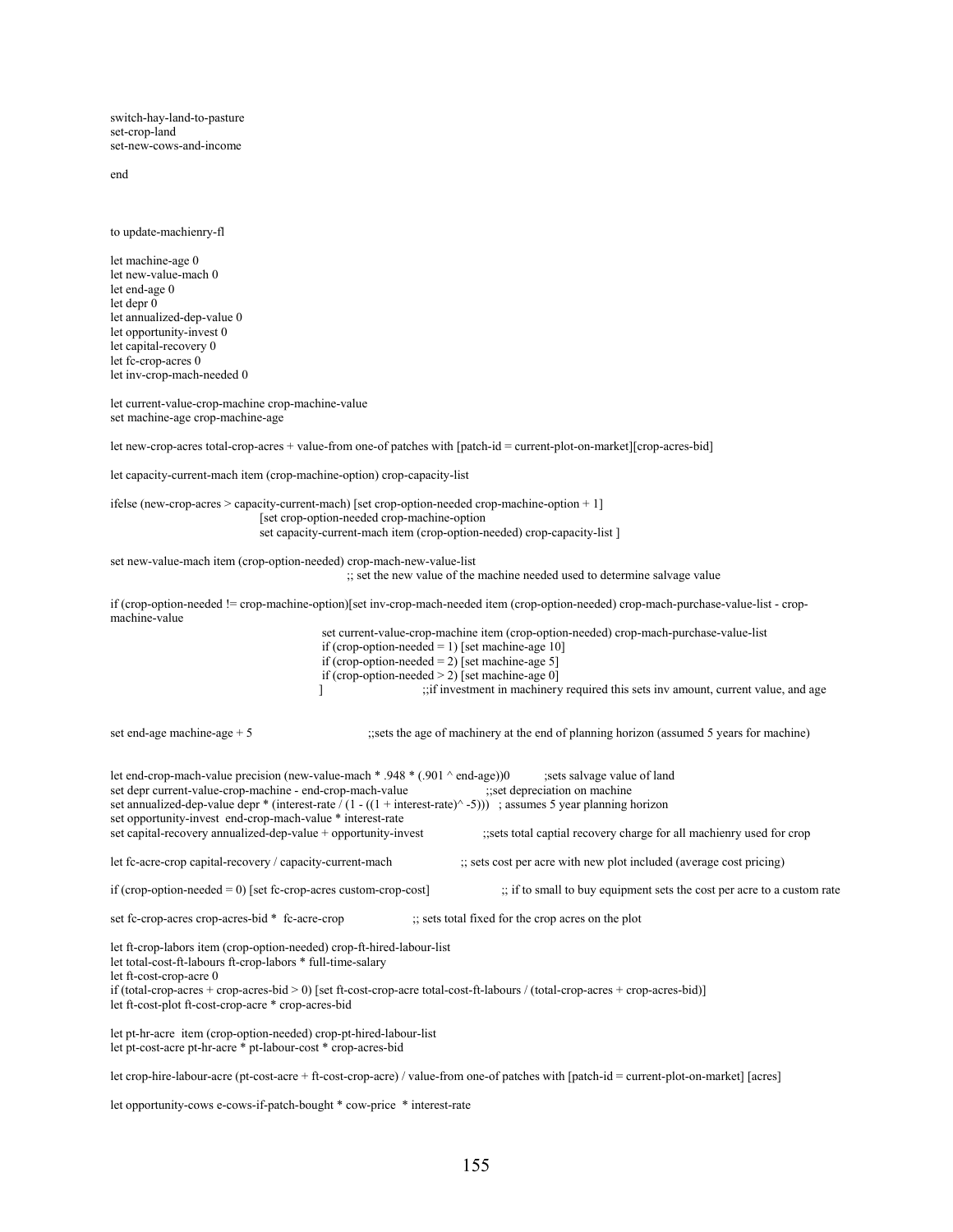```
switch-hay-land-to-pasture
set-crop-land
set-new-cows-and-income

end



to update-machienry-fl

let machine-age 0
let new-value-mach 0
let end-age 0
let depr 0
let annualized-dep-value 0
let opportunity-invest 0
let capital-recovery 0
let fc-crop-acres 0
let inv-crop-mach-needed 0

let current-value-crop-machine crop-machine-value
set machine-age crop-machine-age

let new-crop-acres total-crop-acres + value-from one-of patches with [patch-id = current-plot-on-market][crop-acres-bid]

let capacity-current-mach item (crop-machine-option) crop-capacity-list

ifelse (new-crop-acres > capacity-current-mach) [set crop-option-needed crop-machine-option + 1]
                                        [set crop-option-needed crop-machine-option
                                        set capacity-current-mach item (crop-option-needed) crop-capacity-list ]

set new-value-mach item (crop-option-needed) crop-mach-new-value-list
                                                        ;; set the new value of the machine needed used to determine salvage value

if (crop-option-needed != crop-machine-option)[set inv-crop-mach-needed item (crop-option-needed) crop-mach-purchase-value-list - crop-
machine-value
                                                  set current-value-crop-machine item (crop-option-needed) crop-mach-purchase-value-list
                                                  if (crop-option-needed = 1) [set machine-age 10]
                                                  if (crop-option-needed = 2) [set machine-age 5]
                                                  if (crop-option-needed > 2) [set machine-age 0]
                                                 ]                  ;;if investment in machinery required this sets inv amount, current value, and age


set end-age machine-age + 5                          ;;sets the age of machinery at the end of planning horizon (assumed 5 years for machine)


let end-crop-mach-value precision (new-value-mach * .948 * (.901 ^ end-age))0          ;sets salvage value of land
set depr current-value-crop-machine - end-crop-mach-value                    ;;set depreciation on machine
set annualized-dep-value depr * (interest-rate / (1 - ((1 + interest-rate)^ -5)))   ; assumes 5 year planning horizon
set opportunity-invest  end-crop-mach-value * interest-rate
set capital-recovery annualized-dep-value + opportunity-invest              ;;sets total captial recovery charge for all machienry used for crop

let fc-acre-crop capital-recovery / capacity-current-mach                ;; sets cost per acre with new plot included (average cost pricing)

if (crop-option-needed = 0) [set fc-crop-acres custom-crop-cost]                ;; if to small to buy equipment sets the cost per acre to a custom rate

set fc-crop-acres crop-acres-bid *  fc-acre-crop                ;; sets total fixed for the crop acres on the plot

let ft-crop-labors item (crop-option-needed) crop-ft-hired-labour-list
let total-cost-ft-labours ft-crop-labors * full-time-salary
let ft-cost-crop-acre 0
if (total-crop-acres + crop-acres-bid > 0) [set ft-cost-crop-acre total-cost-ft-labours / (total-crop-acres + crop-acres-bid)]
let ft-cost-plot ft-cost-crop-acre * crop-acres-bid

let pt-hr-acre  item (crop-option-needed) crop-pt-hired-labour-list
let pt-cost-acre pt-hr-acre * pt-labour-cost * crop-acres-bid

let crop-hire-labour-acre (pt-cost-acre + ft-cost-crop-acre) / value-from one-of patches with [patch-id = current-plot-on-market] [acres]

let opportunity-cows e-cows-if-patch-bought * cow-price  * interest-rate
```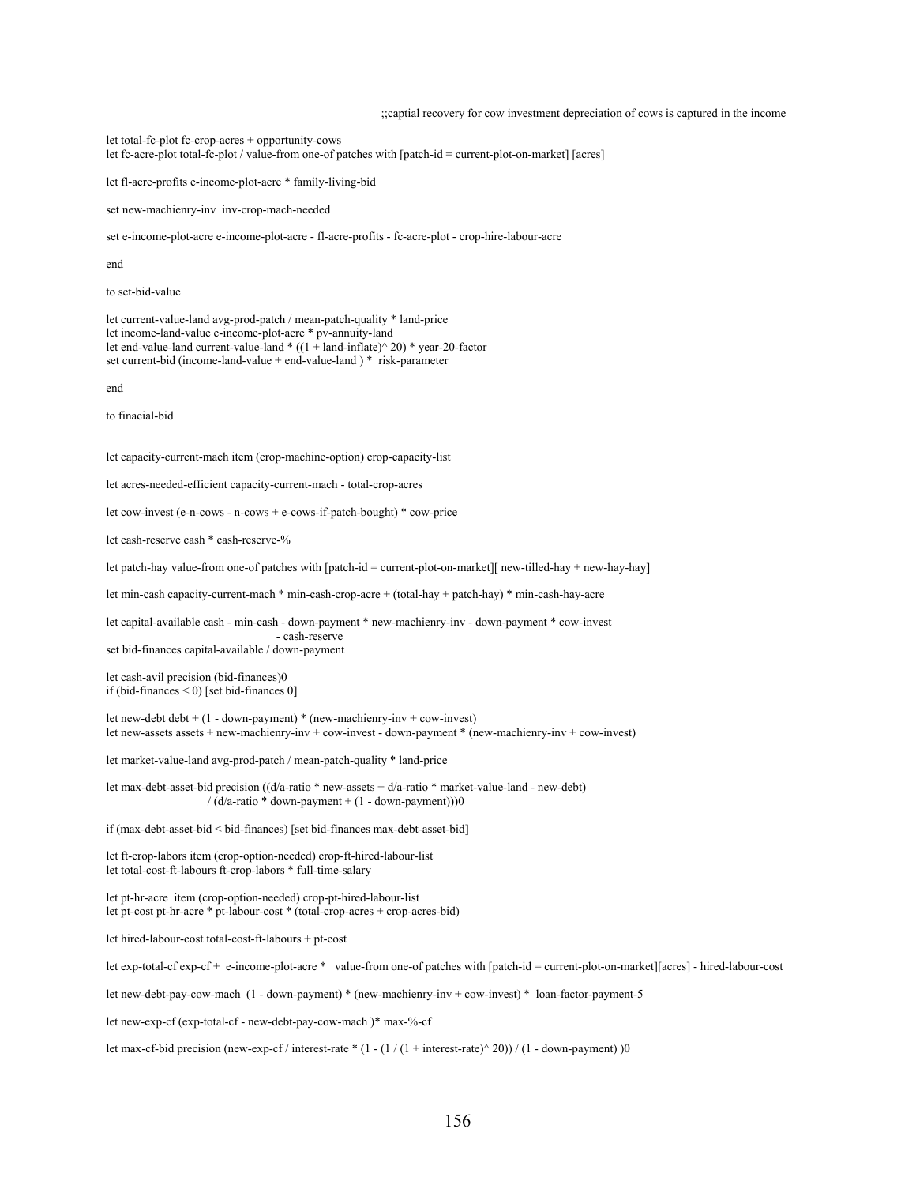```
                                                                              ;;captial recovery for cow investment depreciation of cows is captured in the income

let total-fc-plot fc-crop-acres + opportunity-cows
let fc-acre-plot total-fc-plot / value-from one-of patches with [patch-id = current-plot-on-market] [acres]

let fl-acre-profits e-income-plot-acre * family-living-bid

set new-machienry-inv  inv-crop-mach-needed

set e-income-plot-acre e-income-plot-acre - fl-acre-profits - fc-acre-plot - crop-hire-labour-acre

end

to set-bid-value

let current-value-land avg-prod-patch / mean-patch-quality * land-price
let income-land-value e-income-plot-acre * pv-annuity-land
let end-value-land current-value-land * ((1 + land-inflate)^ 20) * year-20-factor
set current-bid (income-land-value + end-value-land ) *  risk-parameter

end

to finacial-bid


let capacity-current-mach item (crop-machine-option) crop-capacity-list

let acres-needed-efficient capacity-current-mach - total-crop-acres

let cow-invest (e-n-cows - n-cows + e-cows-if-patch-bought) * cow-price

let cash-reserve cash * cash-reserve-%

let patch-hay value-from one-of patches with [patch-id = current-plot-on-market][ new-tilled-hay + new-hay-hay]

let min-cash capacity-current-mach * min-cash-crop-acre + (total-hay + patch-hay) * min-cash-hay-acre

let capital-available cash - min-cash - down-payment * new-machienry-inv - down-payment * cow-invest
                                                - cash-reserve
set bid-finances capital-available / down-payment

let cash-avil precision (bid-finances)0
if (bid-finances < 0) [set bid-finances 0]

let new-debt debt + (1 - down-payment) * (new-machienry-inv + cow-invest)
let new-assets assets + new-machienry-inv + cow-invest - down-payment * (new-machienry-inv + cow-invest)

let market-value-land avg-prod-patch / mean-patch-quality * land-price

let max-debt-asset-bid precision ((d/a-ratio * new-assets + d/a-ratio * market-value-land - new-debt)
                          / (d/a-ratio * down-payment + (1 - down-payment)))0

if (max-debt-asset-bid < bid-finances) [set bid-finances max-debt-asset-bid]

let ft-crop-labors item (crop-option-needed) crop-ft-hired-labour-list
let total-cost-ft-labours ft-crop-labors * full-time-salary

let pt-hr-acre  item (crop-option-needed) crop-pt-hired-labour-list
let pt-cost pt-hr-acre * pt-labour-cost * (total-crop-acres + crop-acres-bid)

let hired-labour-cost total-cost-ft-labours + pt-cost

let exp-total-cf exp-cf +  e-income-plot-acre *   value-from one-of patches with [patch-id = current-plot-on-market][acres] - hired-labour-cost

let new-debt-pay-cow-mach  (1 - down-payment) * (new-machienry-inv + cow-invest) *  loan-factor-payment-5

let new-exp-cf (exp-total-cf - new-debt-pay-cow-mach )* max-%-cf

let max-cf-bid precision (new-exp-cf / interest-rate * (1 - (1 / (1 + interest-rate)^ 20)) / (1 - down-payment) )0
```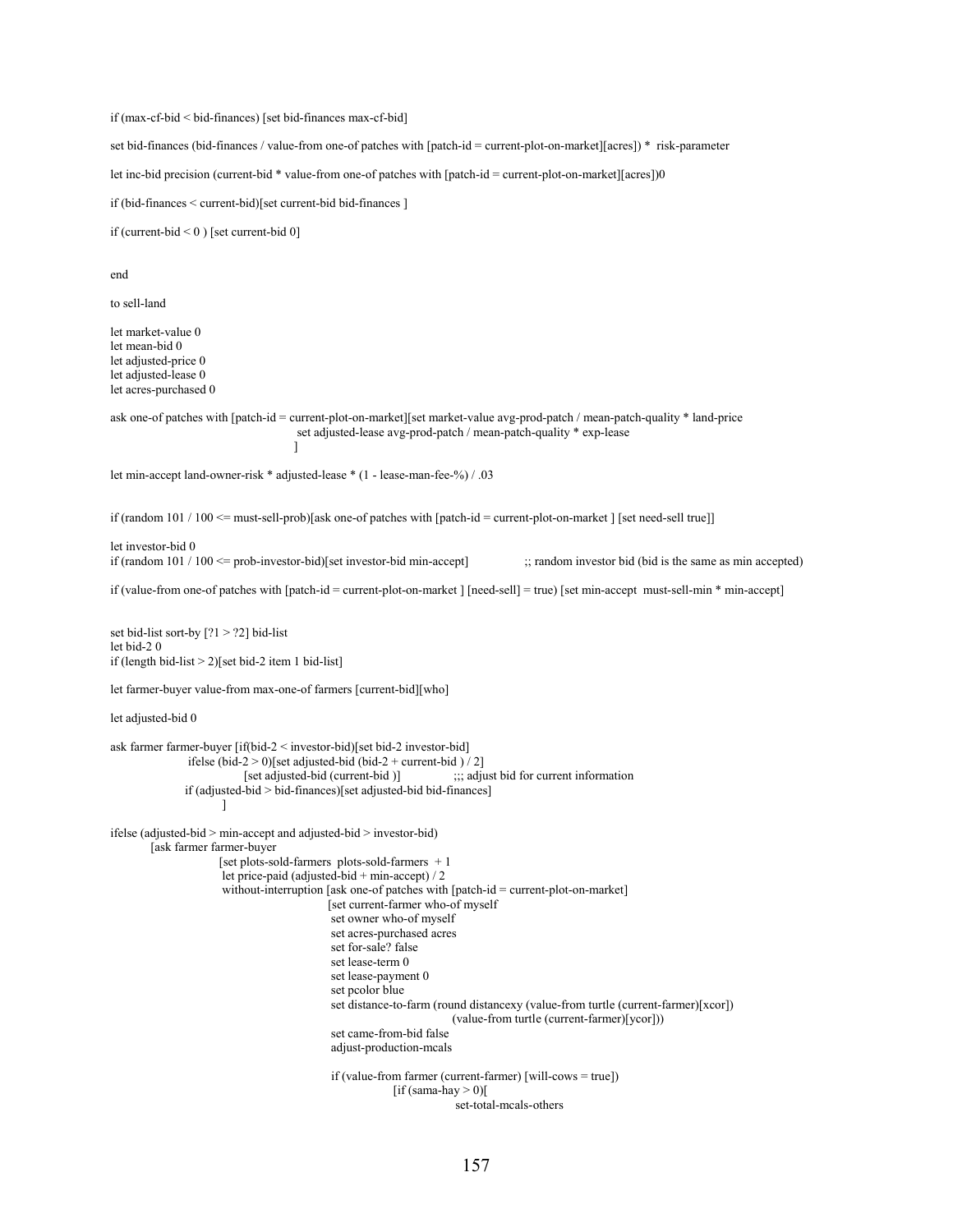```
if (max-cf-bid < bid-finances) [set bid-finances max-cf-bid]

set bid-finances (bid-finances / value-from one-of patches with [patch-id = current-plot-on-market][acres]) *  risk-parameter

let inc-bid precision (current-bid * value-from one-of patches with [patch-id = current-plot-on-market][acres])0

if (bid-finances < current-bid)[set current-bid bid-finances ]

if (current-bid < 0 ) [set current-bid 0]


end

to sell-land

let market-value 0
let mean-bid 0
let adjusted-price 0
let adjusted-lease 0
let acres-purchased 0

ask one-of patches with [patch-id = current-plot-on-market][set market-value avg-prod-patch / mean-patch-quality * land-price
                                                         set adjusted-lease avg-prod-patch / mean-patch-quality * exp-lease
                                                        ]

let min-accept land-owner-risk * adjusted-lease * (1 - lease-man-fee-%) / .03


if (random 101 / 100 <= must-sell-prob)[ask one-of patches with [patch-id = current-plot-on-market ] [set need-sell true]]

let investor-bid 0
if (random 101 / 100 <= prob-investor-bid)[set investor-bid min-accept]                  ;; random investor bid (bid is the same as min accepted)

if (value-from one-of patches with [patch-id = current-plot-on-market ] [need-sell] = true) [set min-accept  must-sell-min * min-accept]


set bid-list sort-by [?1 > ?2] bid-list
let bid-2 0
if (length bid-list > 2)[set bid-2 item 1 bid-list]

let farmer-buyer value-from max-one-of farmers [current-bid][who]

let adjusted-bid 0

ask farmer farmer-buyer [if(bid-2 < investor-bid)[set bid-2 investor-bid]
                        ifelse (bid-2 > 0)[set adjusted-bid (bid-2 + current-bid ) / 2]
                                   [set adjusted-bid (current-bid )]                ;;; adjust bid for current information
                       if (adjusted-bid > bid-finances)[set adjusted-bid bid-finances]
                                 ]

ifelse (adjusted-bid > min-accept and adjusted-bid > investor-bid)
            [ask farmer farmer-buyer
                              [set plots-sold-farmers  plots-sold-farmers  + 1
                               let price-paid (adjusted-bid + min-accept) / 2
                               without-interruption [ask one-of patches with [patch-id = current-plot-on-market]
                                                          [set current-farmer who-of myself
                                                           set owner who-of myself
                                                           set acres-purchased acres
                                                           set for-sale? false
                                                           set lease-term 0
                                                           set lease-payment 0
                                                           set pcolor blue
                                                           set distance-to-farm (round distancexy (value-from turtle (current-farmer)[xcor])
                                                                                   (value-from turtle (current-farmer)[ycor]))
                                                           set came-from-bid false
                                                           adjust-production-mcals

                                                           if (value-from farmer (current-farmer) [will-cows = true])
                                                                        [if (sama-hay > 0)[
                                                                                   set-total-mcals-others
```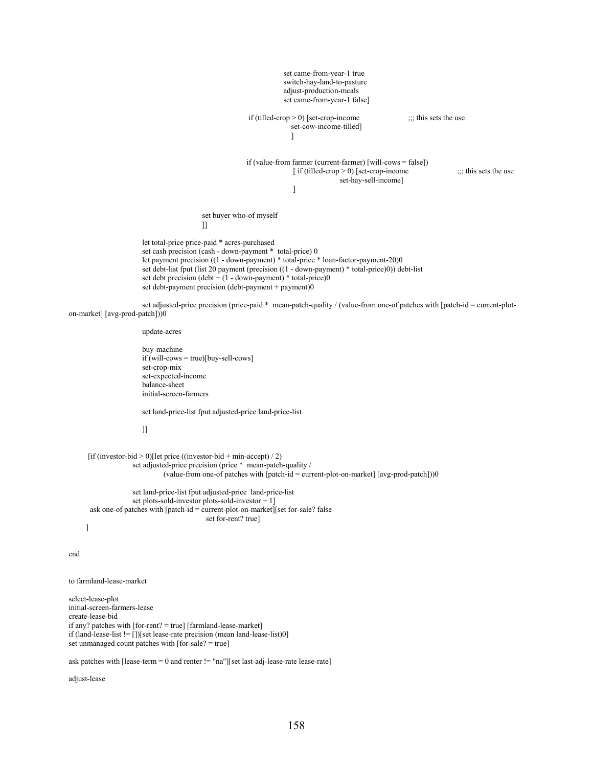```
                                        set came-from-year-1 true
                                        switch-hay-land-to-pasture
                                        adjust-production-mcals
                                        set came-from-year-1 false]

                                if (tilled-crop > 0) [set-crop-income                    ;;; this sets the use
                                        set-cow-income-tilled]
                                        ]


                                if (value-from farmer (current-farmer) [will-cows = false])
                                        [ if (tilled-crop > 0) [set-crop-income                    ;;; this sets the use
                                                set-hay-sell-income]
                                        ]


                        set buyer who-of myself
                        ]]

                let total-price price-paid * acres-purchased
                set cash precision (cash - down-payment *  total-price) 0
                let payment precision ((1 - down-payment) * total-price * loan-factor-payment-20)0
                set debt-list fput (list 20 payment (precision ((1 - down-payment) * total-price)0)) debt-list
                set debt precision (debt + (1 - down-payment) * total-price)0
                set debt-payment precision (debt-payment + payment)0

                set adjusted-price precision (price-paid *  mean-patch-quality / (value-from one-of patches with [patch-id = current-plot-
on-market] [avg-prod-patch]))0

                update-acres

                buy-machine
                if (will-cows = true)[buy-sell-cows]
                set-crop-mix
                set-expected-income
                balance-sheet
                initial-screen-farmers

                set land-price-list fput adjusted-price land-price-list

                ]]


    [if (investor-bid > 0)[let price ((investor-bid + min-accept) / 2)
                set adjusted-price precision (price *  mean-patch-quality /
                        (value-from one-of patches with [patch-id = current-plot-on-market] [avg-prod-patch]))0

                set land-price-list fput adjusted-price  land-price-list
                set plots-sold-investor plots-sold-investor + 1]
     ask one-of patches with [patch-id = current-plot-on-market][set for-sale? false
                                        set for-rent? true]
    ]


end


to farmland-lease-market

select-lease-plot
initial-screen-farmers-lease
create-lease-bid
if any? patches with [for-rent? = true] [farmland-lease-market]
if (land-lease-list != [])[set lease-rate precision (mean land-lease-list)0]
set unmanaged count patches with [for-sale? = true]

ask patches with [lease-term = 0 and renter != "na"][set last-adj-lease-rate lease-rate]

adjust-lease
```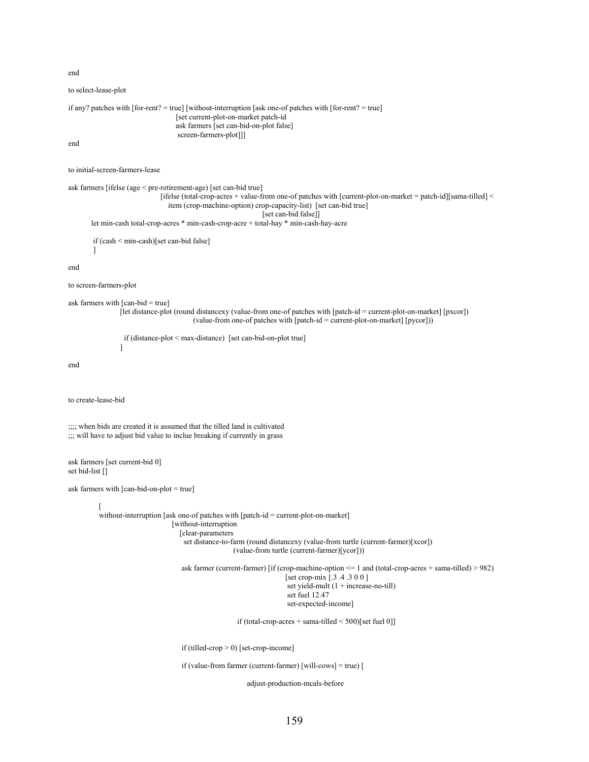```
end

to select-lease-plot

if any? patches with [for-rent? = true] [without-interruption [ask one-of patches with [for-rent? = true]
                                                [set current-plot-on-market patch-id
                                                ask farmers [set can-bid-on-plot false]
                                                 screen-farmers-plot]]]
end


to initial-screen-farmers-lease

ask farmers [ifelse (age < pre-retirement-age) [set can-bid true]
                                        [ifelse (total-crop-acres + value-from one-of patches with [current-plot-on-market = patch-id][sama-tilled] <
                                            item (crop-machine-option) crop-capacity-list)  [set can-bid true]
                                                                                        [set can-bid false]]
           let min-cash total-crop-acres * min-cash-crop-acre + total-hay * min-cash-hay-acre

            if (cash < min-cash)[set can-bid false]
            ]

end

to screen-farmers-plot

ask farmers with [can-bid = true]
                        [let distance-plot (round distancexy (value-from one-of patches with [patch-id = current-plot-on-market] [pxcor])
                                                    (value-from one-of patches with [patch-id = current-plot-on-market] [pycor]))

                          if (distance-plot < max-distance)  [set can-bid-on-plot true]
                        ]

end



to create-lease-bid


;;;; when bids are created it is assumed that the tilled land is cultivated
;;; will have to adjust bid value to inclue breaking if currently in grass


ask farmers [set current-bid 0]
set bid-list []

ask farmers with [can-bid-on-plot = true]

              [
              without-interruption [ask one-of patches with [patch-id = current-plot-on-market]
                                              [without-interruption
                                                 [clear-parameters
                                                   set distance-to-farm (round distancexy (value-from turtle (current-farmer)[xcor])
                                                                              (value-from turtle (current-farmer)[ycor]))

                                                  ask farmer (current-farmer) [if (crop-machine-option <= 1 and (total-crop-acres + sama-tilled) > 982)
                                                                                  [set crop-mix [.3 .4 .3 0 0 ]
                                                                                   set yield-mult (1 + increase-no-till)
                                                                                   set fuel 12.47
                                                                                   set-expected-income]

                                                                if (total-crop-acres + sama-tilled < 500)[set fuel 0]]


                                                  if (tilled-crop > 0) [set-crop-income]

                                                  if (value-from farmer (current-farmer) [will-cows] = true) [

                                                                        adjust-production-mcals-before
```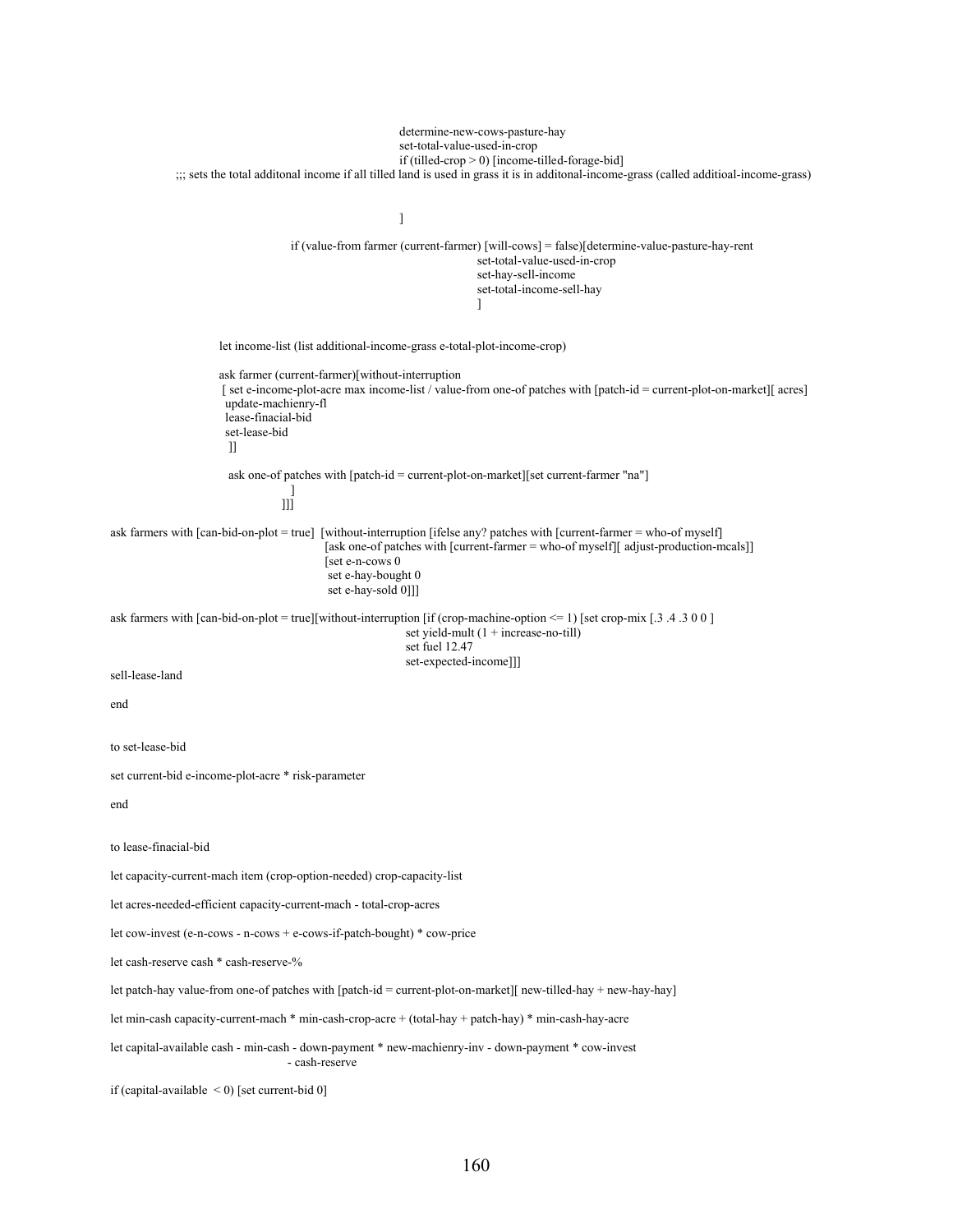```
                                        determine-new-cows-pasture-hay
                                        set-total-value-used-in-crop
                                        if (tilled-crop > 0) [income-tilled-forage-bid]
        ;;; sets the total additonal income if all tilled land is used in grass it is in additonal-income-grass (called additioal-income-grass)


                                        ]

                              if (value-from farmer (current-farmer) [will-cows] = false)[determine-value-pasture-hay-rent
                                                  set-total-value-used-in-crop
                                                  set-hay-sell-income
                                                  set-total-income-sell-hay
                                                  ]


                    let income-list (list additional-income-grass e-total-plot-income-crop)

                    ask farmer (current-farmer)[without-interruption
                     [ set e-income-plot-acre max income-list / value-from one-of patches with [patch-id = current-plot-on-market][ acres]
                      update-machienry-fl
                      lease-finacial-bid
                      set-lease-bid
                       ]]

                      ask one-of patches with [patch-id = current-plot-on-market][set current-farmer "na"]
                                    ]
                                  ]]]

ask farmers with [can-bid-on-plot = true]  [without-interruption [ifelse any? patches with [current-farmer = who-of myself]
                                        [ask one-of patches with [current-farmer = who-of myself][ adjust-production-mcals]]
                                        [set e-n-cows 0
                                         set e-hay-bought 0
                                         set e-hay-sold 0]]]

ask farmers with [can-bid-on-plot = true][without-interruption [if (crop-machine-option <= 1) [set crop-mix [.3 .4 .3 0 0 ]
                                                  set yield-mult (1 + increase-no-till)
                                                  set fuel 12.47
                                                  set-expected-income]]]
sell-lease-land

end


to set-lease-bid

set current-bid e-income-plot-acre * risk-parameter

end


to lease-finacial-bid

let capacity-current-mach item (crop-option-needed) crop-capacity-list

let acres-needed-efficient capacity-current-mach - total-crop-acres

let cow-invest (e-n-cows - n-cows + e-cows-if-patch-bought) * cow-price

let cash-reserve cash * cash-reserve-%

let patch-hay value-from one-of patches with [patch-id = current-plot-on-market][ new-tilled-hay + new-hay-hay]

let min-cash capacity-current-mach * min-cash-crop-acre + (total-hay + patch-hay) * min-cash-hay-acre

let capital-available cash - min-cash - down-payment * new-machienry-inv - down-payment * cow-invest
                          - cash-reserve

if (capital-available  < 0) [set current-bid 0]
```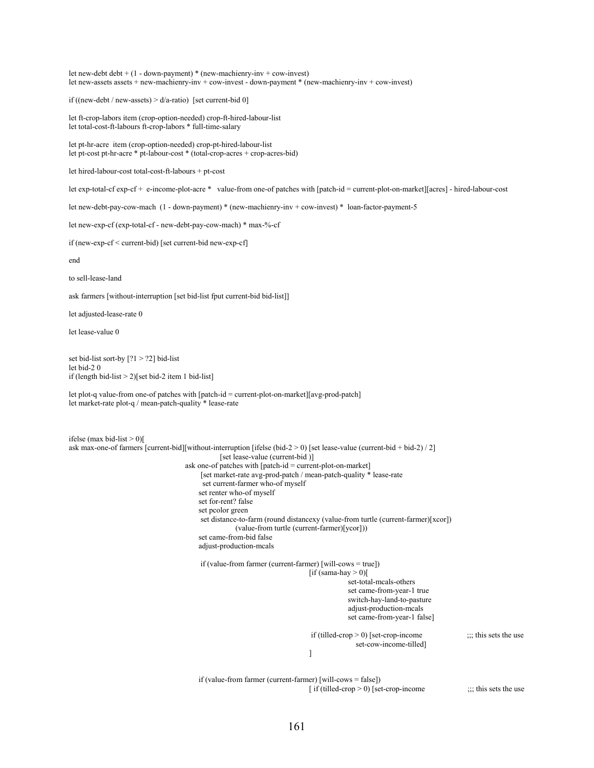```
let new-debt debt + (1 - down-payment) * (new-machienry-inv + cow-invest)
let new-assets assets + new-machienry-inv + cow-invest - down-payment * (new-machienry-inv + cow-invest)

if ((new-debt / new-assets) > d/a-ratio)  [set current-bid 0]

let ft-crop-labors item (crop-option-needed) crop-ft-hired-labour-list
let total-cost-ft-labours ft-crop-labors * full-time-salary

let pt-hr-acre  item (crop-option-needed) crop-pt-hired-labour-list
let pt-cost pt-hr-acre * pt-labour-cost * (total-crop-acres + crop-acres-bid)

let hired-labour-cost total-cost-ft-labours + pt-cost

let exp-total-cf exp-cf +  e-income-plot-acre *   value-from one-of patches with [patch-id = current-plot-on-market][acres] - hired-labour-cost

let new-debt-pay-cow-mach  (1 - down-payment) * (new-machienry-inv + cow-invest) *  loan-factor-payment-5

let new-exp-cf (exp-total-cf - new-debt-pay-cow-mach) * max-%-cf

if (new-exp-cf < current-bid) [set current-bid new-exp-cf]

end

to sell-lease-land

ask farmers [without-interruption [set bid-list fput current-bid bid-list]]

let adjusted-lease-rate 0

let lease-value 0


set bid-list sort-by [?1 > ?2] bid-list
let bid-2 0
if (length bid-list > 2)[set bid-2 item 1 bid-list]

let plot-q value-from one-of patches with [patch-id = current-plot-on-market][avg-prod-patch]
let market-rate plot-q / mean-patch-quality * lease-rate



ifelse (max bid-list > 0)[
ask max-one-of farmers [current-bid][without-interruption [ifelse (bid-2 > 0) [set lease-value (current-bid + bid-2) / 2]
                                                          [set lease-value (current-bid )]
                                              ask one-of patches with [patch-id = current-plot-on-market]
                                                    [set market-rate avg-prod-patch / mean-patch-quality * lease-rate
                                                     set current-farmer who-of myself
                                                    set renter who-of myself
                                                    set for-rent? false
                                                    set pcolor green
                                                     set distance-to-farm (round distancexy (value-from turtle (current-farmer)[xcor])
                                                                (value-from turtle (current-farmer)[ycor]))
                                                    set came-from-bid false
                                                    adjust-production-mcals

                                                     if (value-from farmer (current-farmer) [will-cows = true])
                                                                                     [if (sama-hay > 0)[
                                                                                                set-total-mcals-others
                                                                                                set came-from-year-1 true
                                                                                                switch-hay-land-to-pasture
                                                                                                adjust-production-mcals
                                                                                                set came-from-year-1 false]

                                                                                      if (tilled-crop > 0) [set-crop-income                       ;;; this sets the use
                                                                                                set-cow-income-tilled]
                                                                                     ]


                                                    if (value-from farmer (current-farmer) [will-cows = false])
                                                                                     [ if (tilled-crop > 0) [set-crop-income                      ;;; this sets the use
```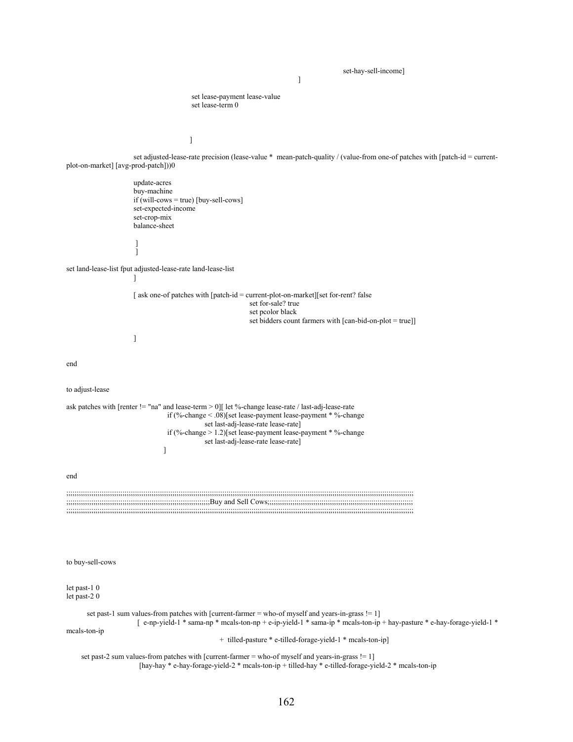```
                                                                                                set-hay-sell-income]
                                                                              ]

                                   set lease-payment lease-value
                                   set lease-term 0



                                   ]

                    set adjusted-lease-rate precision (lease-value *  mean-patch-quality / (value-from one-of patches with [patch-id = current-
plot-on-market] [avg-prod-patch]))0

                    update-acres
                    buy-machine
                    if (will-cows = true) [buy-sell-cows]
                    set-expected-income
                    set-crop-mix
                    balance-sheet

                     ]
                     ]

set land-lease-list fput adjusted-lease-rate land-lease-list
                    ]

                    [ ask one-of patches with [patch-id = current-plot-on-market][set for-rent? false
                                                          set for-sale? true
                                                          set pcolor black
                                                          set bidders count farmers with [can-bid-on-plot = true]]

                    ]


end


to adjust-lease

ask patches with [renter != "na" and lease-term > 0][ let %-change lease-rate / last-adj-lease-rate
                              if (%-change < .08)[set lease-payment lease-payment * %-change
                                        set last-adj-lease-rate lease-rate]
                              if (%-change > 1.2)[set lease-payment lease-payment * %-change
                                        set last-adj-lease-rate lease-rate]
                             ]


end

;;;;;;;;;;;;;;;;;;;;;;;;;;;;;;;;;;;;;;;;;;;;;;;;;;;;;;;;;;;;;;;;;;;;;;;;;;;;;;;;;;;;;;;;;;;;;;;;;;;;;;;;;;;;;;;;;;;;;;;;;;;;;;;;;;;;;;;;;;;;;;;;
;;;;;;;;;;;;;;;;;;;;;;;;;;;;;;;;;;;;;;;;;;;;;;;;;;;;;;;;;;;;;;;;;Buy and Sell Cows;;;;;;;;;;;;;;;;;;;;;;;;;;;;;;;;;;;;;;;;;;;;;;;;;;;;;;;;;;;;;;;;;
;;;;;;;;;;;;;;;;;;;;;;;;;;;;;;;;;;;;;;;;;;;;;;;;;;;;;;;;;;;;;;;;;;;;;;;;;;;;;;;;;;;;;;;;;;;;;;;;;;;;;;;;;;;;;;;;;;;;;;;;;;;;;;;;;;;;;;;;;;;;;;;;




to buy-sell-cows


let past-1 0
let past-2 0

     set past-1 sum values-from patches with [current-farmer = who-of myself and years-in-grass != 1]
                    [  e-np-yield-1 * sama-np * mcals-ton-np + e-ip-yield-1 * sama-ip * mcals-ton-ip + hay-pasture * e-hay-forage-yield-1 *
mcals-ton-ip
                                             +  tilled-pasture * e-tilled-forage-yield-1 * mcals-ton-ip]

    set past-2 sum values-from patches with [current-farmer = who-of myself and years-in-grass != 1]
                    [hay-hay * e-hay-forage-yield-2 * mcals-ton-ip + tilled-hay * e-tilled-forage-yield-2 * mcals-ton-ip
```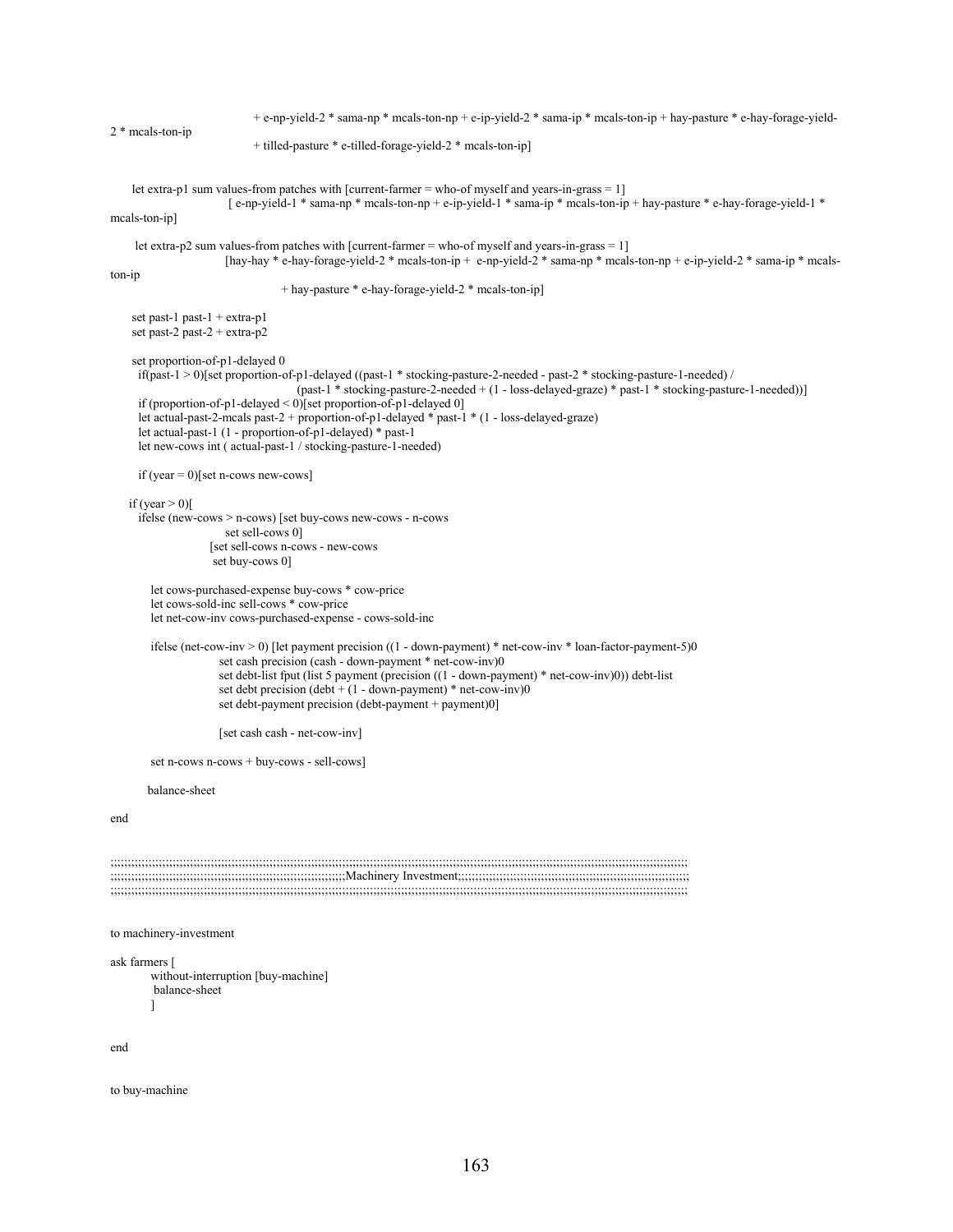```
                                   + e-np-yield-2 * sama-np * mcals-ton-np + e-ip-yield-2 * sama-ip * mcals-ton-ip + hay-pasture * e-hay-forage-yield-
2 * mcals-ton-ip
                                   + tilled-pasture * e-tilled-forage-yield-2 * mcals-ton-ip]


      let extra-p1 sum values-from patches with [current-farmer = who-of myself and years-in-grass = 1]
                              [ e-np-yield-1 * sama-np * mcals-ton-np + e-ip-yield-1 * sama-ip * mcals-ton-ip + hay-pasture * e-hay-forage-yield-1 *
mcals-ton-ip]

       let extra-p2 sum values-from patches with [current-farmer = who-of myself and years-in-grass = 1]
                             [hay-hay * e-hay-forage-yield-2 * mcals-ton-ip +  e-np-yield-2 * sama-np * mcals-ton-np + e-ip-yield-2 * sama-ip * mcals-
ton-ip
                                          + hay-pasture * e-hay-forage-yield-2 * mcals-ton-ip]

      set past-1 past-1 + extra-p1
      set past-2 past-2 + extra-p2

      set proportion-of-p1-delayed 0
        if(past-1 > 0)[set proportion-of-p1-delayed ((past-1 * stocking-pasture-2-needed - past-2 * stocking-pasture-1-needed) /
                                                 (past-1 * stocking-pasture-2-needed + (1 - loss-delayed-graze) * past-1 * stocking-pasture-1-needed))]
        if (proportion-of-p1-delayed < 0)[set proportion-of-p1-delayed 0]
        let actual-past-2-mcals past-2 + proportion-of-p1-delayed * past-1 * (1 - loss-delayed-graze)
        let actual-past-1 (1 - proportion-of-p1-delayed) * past-1
        let new-cows int ( actual-past-1 / stocking-pasture-1-needed)

        if (year = 0)[set n-cows new-cows]

     if (year > 0)[
        ifelse (new-cows > n-cows) [set buy-cows new-cows - n-cows
                                 set sell-cows 0]
                            [set sell-cows n-cows - new-cows
                             set buy-cows 0]

           let cows-purchased-expense buy-cows * cow-price
           let cows-sold-inc sell-cows * cow-price
           let net-cow-inv cows-purchased-expense - cows-sold-inc

           ifelse (net-cow-inv > 0) [let payment precision ((1 - down-payment) * net-cow-inv * loan-factor-payment-5)0
                              set cash precision (cash - down-payment * net-cow-inv)0
                              set debt-list fput (list 5 payment (precision ((1 - down-payment) * net-cow-inv)0)) debt-list
                              set debt precision (debt + (1 - down-payment) * net-cow-inv)0
                              set debt-payment precision (debt-payment + payment)0]

                              [set cash cash - net-cow-inv]

           set n-cows n-cows + buy-cows - sell-cows]

          balance-sheet

end


;;;;;;;;;;;;;;;;;;;;;;;;;;;;;;;;;;;;;;;;;;;;;;;;;;;;;;;;;;;;;;;;;;;;;;;;;;;;;;;;;;;;;;;;;;;;;;;;;;;;;;;;;;;;;;;;;;;;;;;;;;;;;;;;;;;;;;;;;;;;;;;
;;;;;;;;;;;;;;;;;;;;;;;;;;;;;;;;;;;;;;;;;;;;;;;;;;;;;;;;;;;;;;;;;Machinery Investment;;;;;;;;;;;;;;;;;;;;;;;;;;;;;;;;;;;;;;;;;;;;;;;;;;;;;;;;;;;;;;;;
;;;;;;;;;;;;;;;;;;;;;;;;;;;;;;;;;;;;;;;;;;;;;;;;;;;;;;;;;;;;;;;;;;;;;;;;;;;;;;;;;;;;;;;;;;;;;;;;;;;;;;;;;;;;;;;;;;;;;;;;;;;;;;;;;;;;;;;;;;;;;;;


to machinery-investment

ask farmers [
           without-interruption [buy-machine]
            balance-sheet
           ]


end


to buy-machine
```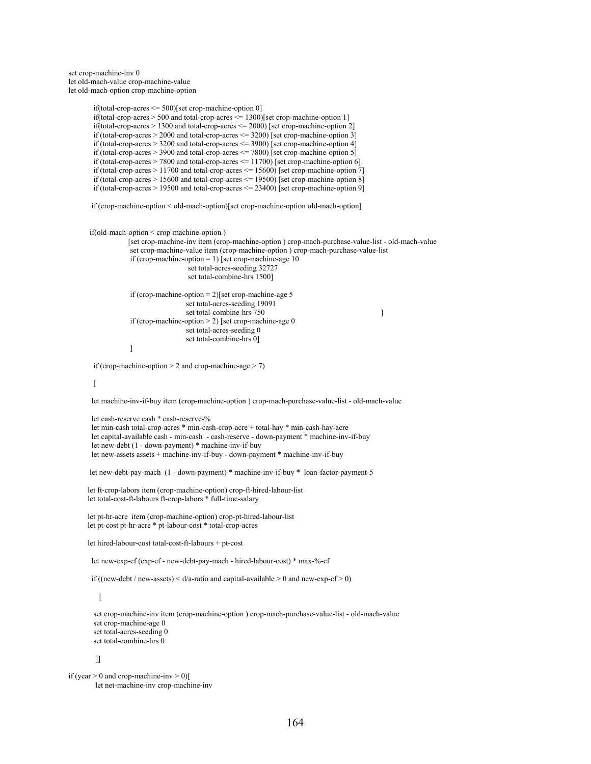```
set crop-machine-inv 0
let old-mach-value crop-machine-value
let old-mach-option crop-machine-option

        if(total-crop-acres <= 500)[set crop-machine-option 0]
        if(total-crop-acres > 500 and total-crop-acres <= 1300)[set crop-machine-option 1]
        if(total-crop-acres > 1300 and total-crop-acres <= 2000) [set crop-machine-option 2]
        if (total-crop-acres > 2000 and total-crop-acres <= 3200) [set crop-machine-option 3]
        if (total-crop-acres > 3200 and total-crop-acres <= 3900) [set crop-machine-option 4]
        if (total-crop-acres > 3900 and total-crop-acres <= 7800) [set crop-machine-option 5]
        if (total-crop-acres > 7800 and total-crop-acres <= 11700) [set crop-machine-option 6]
        if (total-crop-acres > 11700 and total-crop-acres <= 15600) [set crop-machine-option 7]
        if (total-crop-acres > 15600 and total-crop-acres <= 19500) [set crop-machine-option 8]
        if (total-crop-acres > 19500 and total-crop-acres <= 23400) [set crop-machine-option 9]

       if (crop-machine-option < old-mach-option)[set crop-machine-option old-mach-option]


      if(old-mach-option < crop-machine-option )
                  [set crop-machine-inv item (crop-machine-option ) crop-mach-purchase-value-list - old-mach-value
                   set crop-machine-value item (crop-machine-option ) crop-mach-purchase-value-list
                   if (crop-machine-option = 1) [set crop-machine-age 10
                                                 set total-acres-seeding 32727
                                                 set total-combine-hrs 1500]

                   if (crop-machine-option = 2)[set crop-machine-age 5
                                                set total-acres-seeding 19091
                                                set total-combine-hrs 750                                    ]
                   if (crop-machine-option > 2) [set crop-machine-age 0
                                                set total-acres-seeding 0
                                                set total-combine-hrs 0]
                   ]

        if (crop-machine-option > 2 and crop-machine-age > 7)

        [

       let machine-inv-if-buy item (crop-machine-option ) crop-mach-purchase-value-list - old-mach-value

       let cash-reserve cash * cash-reserve-%
       let min-cash total-crop-acres * min-cash-crop-acre + total-hay * min-cash-hay-acre
       let capital-available cash - min-cash  - cash-reserve - down-payment * machine-inv-if-buy
       let new-debt (1 - down-payment) * machine-inv-if-buy
       let new-assets assets + machine-inv-if-buy - down-payment * machine-inv-if-buy

      let new-debt-pay-mach  (1 - down-payment) * machine-inv-if-buy *  loan-factor-payment-5

     let ft-crop-labors item (crop-machine-option) crop-ft-hired-labour-list
     let total-cost-ft-labours ft-crop-labors * full-time-salary

     let pt-hr-acre  item (crop-machine-option) crop-pt-hired-labour-list
     let pt-cost pt-hr-acre * pt-labour-cost * total-crop-acres

     let hired-labour-cost total-cost-ft-labours + pt-cost

       let new-exp-cf (exp-cf - new-debt-pay-mach - hired-labour-cost) * max-%-cf

       if ((new-debt / new-assets) < d/a-ratio and capital-available > 0 and new-exp-cf > 0)

          [

        set crop-machine-inv item (crop-machine-option ) crop-mach-purchase-value-list - old-mach-value
        set crop-machine-age 0
        set total-acres-seeding 0
        set total-combine-hrs 0

         ]]

if (year > 0 and crop-machine-inv > 0)[
          let net-machine-inv crop-machine-inv
```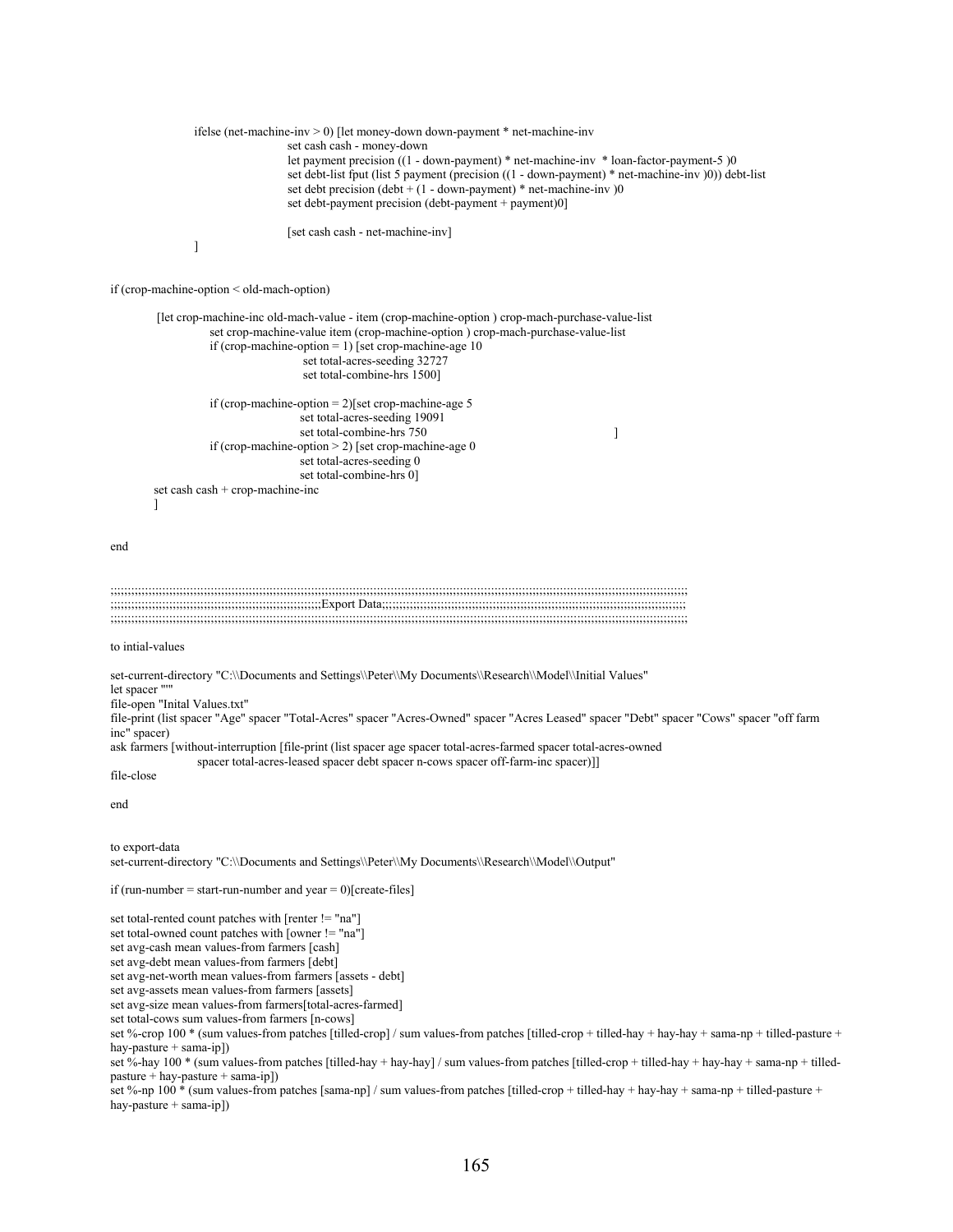```
            ifelse (net-machine-inv > 0) [let money-down down-payment * net-machine-inv
                              set cash cash - money-down
                              let payment precision ((1 - down-payment) * net-machine-inv  * loan-factor-payment-5 )0
                              set debt-list fput (list 5 payment (precision ((1 - down-payment) * net-machine-inv )0)) debt-list
                              set debt precision (debt + (1 - down-payment) * net-machine-inv )0
                              set debt-payment precision (debt-payment + payment)0]

                              [set cash cash - net-machine-inv]
            ]


if (crop-machine-option < old-mach-option)

     [let crop-machine-inc old-mach-value - item (crop-machine-option ) crop-mach-purchase-value-list
            set crop-machine-value item (crop-machine-option ) crop-mach-purchase-value-list
            if (crop-machine-option = 1) [set crop-machine-age 10
                                 set total-acres-seeding 32727
                                 set total-combine-hrs 1500]

            if (crop-machine-option = 2)[set crop-machine-age 5
                                set total-acres-seeding 19091
                                set total-combine-hrs 750                                    ]
            if (crop-machine-option > 2) [set crop-machine-age 0
                                set total-acres-seeding 0
                                set total-combine-hrs 0]
     set cash cash + crop-machine-inc
     ]


end


;;;;;;;;;;;;;;;;;;;;;;;;;;;;;;;;;;;;;;;;;;;;;;;;;;;;;;;;;;;;;;;;;;;;;;;;;;;;;;;;;;;;;;;;;;;;;;;;;;;;;;;;;;;;;;;;;;;;;;;;;;;;;;;;;;;;;;;;;;;;;;;
;;;;;;;;;;;;;;;;;;;;;;;;;;;;;;;;;;;;;;;;;;;;;;;;;;;;;;;;;;;;;;;Export Data;;;;;;;;;;;;;;;;;;;;;;;;;;;;;;;;;;;;;;;;;;;;;;;;;;;;;;;;;;;;;;;;;;;;;;;;;;;;;;;
;;;;;;;;;;;;;;;;;;;;;;;;;;;;;;;;;;;;;;;;;;;;;;;;;;;;;;;;;;;;;;;;;;;;;;;;;;;;;;;;;;;;;;;;;;;;;;;;;;;;;;;;;;;;;;;;;;;;;;;;;;;;;;;;;;;;;;;;;;;;;;;

to intial-values

set-current-directory "C:\\Documents and Settings\\Peter\\My Documents\\Research\\Model\\Initial Values"
let spacer ""
file-open "Inital Values.txt"
file-print (list spacer "Age" spacer "Total-Acres" spacer "Acres-Owned" spacer "Acres Leased" spacer "Debt" spacer "Cows" spacer "off farm
inc" spacer)
ask farmers [without-interruption [file-print (list spacer age spacer total-acres-farmed spacer total-acres-owned
         spacer total-acres-leased spacer debt spacer n-cows spacer off-farm-inc spacer)]]
file-close

end


to export-data
set-current-directory "C:\\Documents and Settings\\Peter\\My Documents\\Research\\Model\\Output"

if (run-number = start-run-number and year = 0)[create-files]

set total-rented count patches with [renter != "na"]
set total-owned count patches with [owner != "na"]
set avg-cash mean values-from farmers [cash]
set avg-debt mean values-from farmers [debt]
set avg-net-worth mean values-from farmers [assets - debt]
set avg-assets mean values-from farmers [assets]
set avg-size mean values-from farmers[total-acres-farmed]
set total-cows sum values-from farmers [n-cows]
set %-crop 100 * (sum values-from patches [tilled-crop] / sum values-from patches [tilled-crop + tilled-hay + hay-hay + sama-np + tilled-pasture +
hay-pasture + sama-ip])
set %-hay 100 * (sum values-from patches [tilled-hay + hay-hay] / sum values-from patches [tilled-crop + tilled-hay + hay-hay + sama-np + tilled-
pasture + hay-pasture + sama-ip])
set %-np 100 * (sum values-from patches [sama-np] / sum values-from patches [tilled-crop + tilled-hay + hay-hay + sama-np + tilled-pasture +
hay-pasture + sama-ip])
```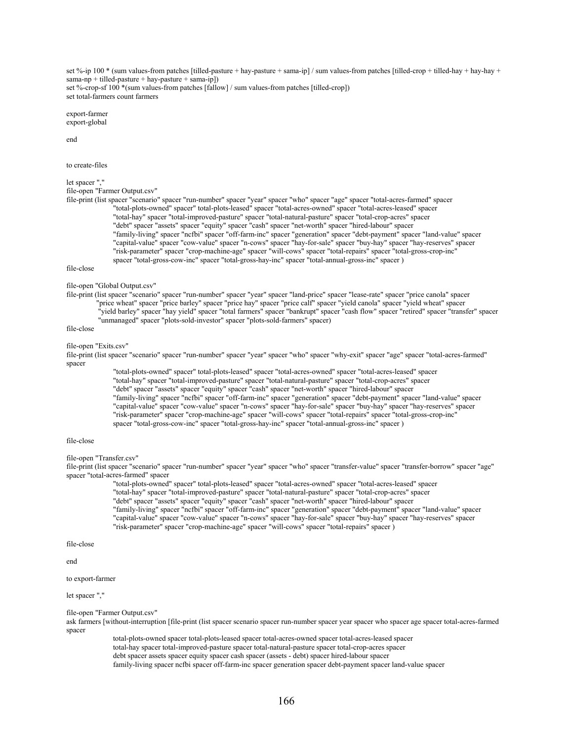```
set %-ip 100 * (sum values-from patches [tilled-pasture + hay-pasture + sama-ip] / sum values-from patches [tilled-crop + tilled-hay + hay-hay +
sama-np + tilled-pasture + hay-pasture + sama-ip])
set %-crop-sf 100 *(sum values-from patches [fallow] / sum values-from patches [tilled-crop])
set total-farmers count farmers

export-farmer
export-global

end


to create-files

let spacer ","
file-open "Farmer Output.csv"
file-print (list spacer "scenario" spacer "run-number" spacer "year" spacer "who" spacer "age" spacer "total-acres-farmed" spacer
                    "total-plots-owned" spacer" total-plots-leased" spacer "total-acres-owned" spacer "total-acres-leased" spacer
                    "total-hay" spacer "total-improved-pasture" spacer "total-natural-pasture" spacer "total-crop-acres" spacer
                    "debt" spacer "assets" spacer "equity" spacer "cash" spacer "net-worth" spacer "hired-labour" spacer
                    "family-living" spacer "ncfbi" spacer "off-farm-inc" spacer "generation" spacer "debt-payment" spacer "land-value" spacer
                    "capital-value" spacer "cow-value" spacer "n-cows" spacer "hay-for-sale" spacer "buy-hay" spacer "hay-reserves" spacer
                    "risk-parameter" spacer "crop-machine-age" spacer "will-cows" spacer "total-repairs" spacer "total-gross-crop-inc"
                    spacer "total-gross-cow-inc" spacer "total-gross-hay-inc" spacer "total-annual-gross-inc" spacer )
file-close

file-open "Global Output.csv"
file-print (list spacer "scenario" spacer "run-number" spacer "year" spacer "land-price" spacer "lease-rate" spacer "price canola" spacer
              "price wheat" spacer "price barley" spacer "price hay" spacer "price calf" spacer "yield canola" spacer "yield wheat" spacer
               "yield barley" spacer "hay yield" spacer "total farmers" spacer "bankrupt" spacer "cash flow" spacer "retired" spacer "transfer" spacer
               "unmanaged" spacer "plots-sold-investor" spacer "plots-sold-farmers" spacer)
file-close

file-open "Exits.csv"
file-print (list spacer "scenario" spacer "run-number" spacer "year" spacer "who" spacer "why-exit" spacer "age" spacer "total-acres-farmed"
spacer
                    "total-plots-owned" spacer" total-plots-leased" spacer "total-acres-owned" spacer "total-acres-leased" spacer
                    "total-hay" spacer "total-improved-pasture" spacer "total-natural-pasture" spacer "total-crop-acres" spacer
                    "debt" spacer "assets" spacer "equity" spacer "cash" spacer "net-worth" spacer "hired-labour" spacer
                    "family-living" spacer "ncfbi" spacer "off-farm-inc" spacer "generation" spacer "debt-payment" spacer "land-value" spacer
                    "capital-value" spacer "cow-value" spacer "n-cows" spacer "hay-for-sale" spacer "buy-hay" spacer "hay-reserves" spacer
                    "risk-parameter" spacer "crop-machine-age" spacer "will-cows" spacer "total-repairs" spacer "total-gross-crop-inc"
                    spacer "total-gross-cow-inc" spacer "total-gross-hay-inc" spacer "total-annual-gross-inc" spacer )

file-close

file-open "Transfer.csv"
file-print (list spacer "scenario" spacer "run-number" spacer "year" spacer "who" spacer "transfer-value" spacer "transfer-borrow" spacer "age"
spacer "total-acres-farmed" spacer
                    "total-plots-owned" spacer" total-plots-leased" spacer "total-acres-owned" spacer "total-acres-leased" spacer
                    "total-hay" spacer "total-improved-pasture" spacer "total-natural-pasture" spacer "total-crop-acres" spacer
                    "debt" spacer "assets" spacer "equity" spacer "cash" spacer "net-worth" spacer "hired-labour" spacer
                    "family-living" spacer "ncfbi" spacer "off-farm-inc" spacer "generation" spacer "debt-payment" spacer "land-value" spacer
                    "capital-value" spacer "cow-value" spacer "n-cows" spacer "hay-for-sale" spacer "buy-hay" spacer "hay-reserves" spacer
                    "risk-parameter" spacer "crop-machine-age" spacer "will-cows" spacer "total-repairs" spacer )

file-close

end

to export-farmer

let spacer ","

file-open "Farmer Output.csv"
ask farmers [without-interruption [file-print (list spacer scenario spacer run-number spacer year spacer who spacer age spacer total-acres-farmed
spacer
                    total-plots-owned spacer total-plots-leased spacer total-acres-owned spacer total-acres-leased spacer
                    total-hay spacer total-improved-pasture spacer total-natural-pasture spacer total-crop-acres spacer
                    debt spacer assets spacer equity spacer cash spacer (assets - debt) spacer hired-labour spacer
                    family-living spacer ncfbi spacer off-farm-inc spacer generation spacer debt-payment spacer land-value spacer
```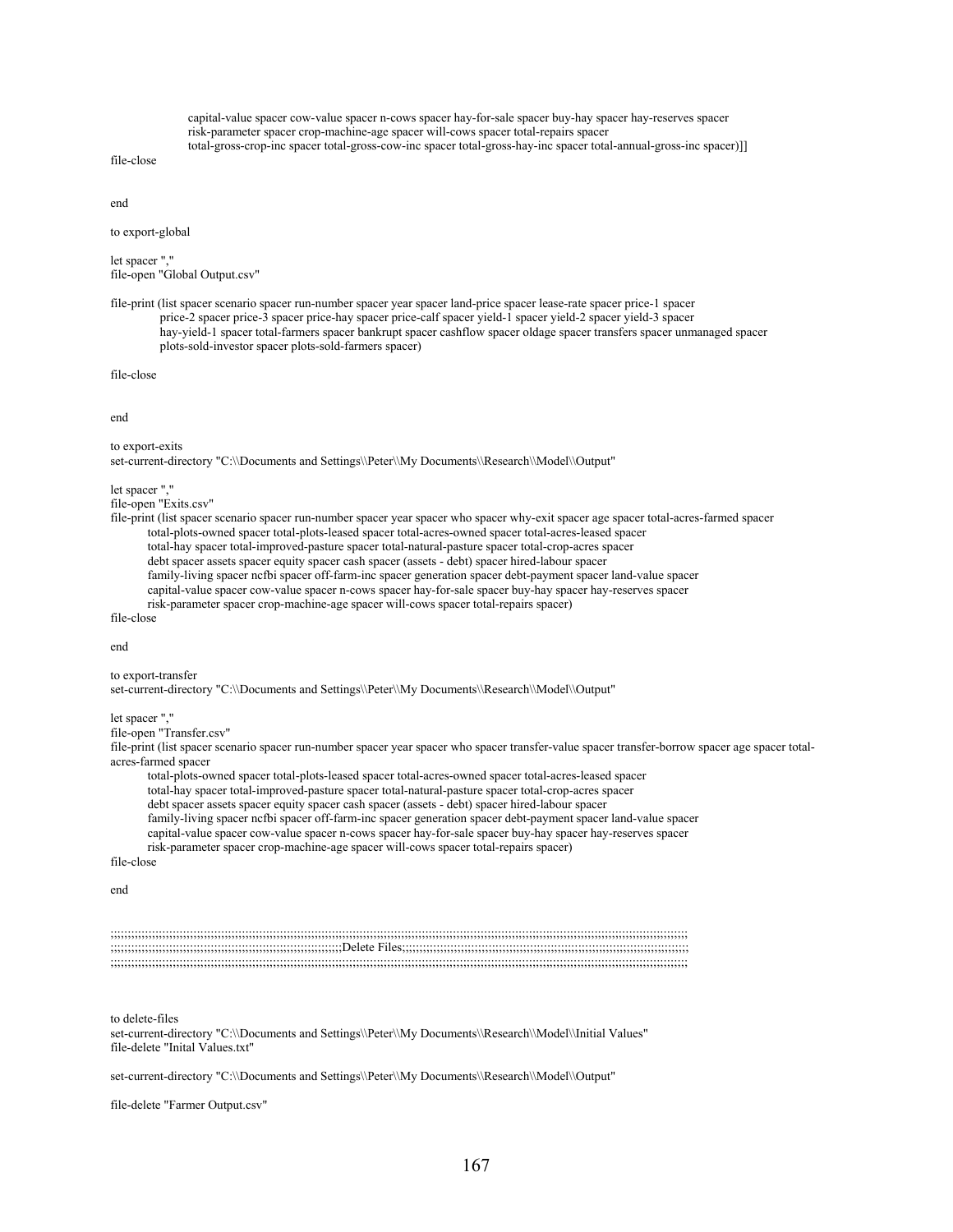```
        capital-value spacer cow-value spacer n-cows spacer hay-for-sale spacer buy-hay spacer hay-reserves spacer
        risk-parameter spacer crop-machine-age spacer will-cows spacer total-repairs spacer
        total-gross-crop-inc spacer total-gross-cow-inc spacer total-gross-hay-inc spacer total-annual-gross-inc spacer)]]
file-close


end

to export-global

let spacer ","
file-open "Global Output.csv"

file-print (list spacer scenario spacer run-number spacer year spacer land-price spacer lease-rate spacer price-1 spacer
      price-2 spacer price-3 spacer price-hay spacer price-calf spacer yield-1 spacer yield-2 spacer yield-3 spacer
      hay-yield-1 spacer total-farmers spacer bankrupt spacer cashflow spacer oldage spacer transfers spacer unmanaged spacer
      plots-sold-investor spacer plots-sold-farmers spacer)

file-close


end

to export-exits
set-current-directory "C:\\Documents and Settings\\Peter\\My Documents\\Research\\Model\\Output"

let spacer ","
file-open "Exits.csv"
file-print (list spacer scenario spacer run-number spacer year spacer who spacer why-exit spacer age spacer total-acres-farmed spacer
    total-plots-owned spacer total-plots-leased spacer total-acres-owned spacer total-acres-leased spacer
    total-hay spacer total-improved-pasture spacer total-natural-pasture spacer total-crop-acres spacer
    debt spacer assets spacer equity spacer cash spacer (assets - debt) spacer hired-labour spacer
    family-living spacer ncfbi spacer off-farm-inc spacer generation spacer debt-payment spacer land-value spacer
    capital-value spacer cow-value spacer n-cows spacer hay-for-sale spacer buy-hay spacer hay-reserves spacer
    risk-parameter spacer crop-machine-age spacer will-cows spacer total-repairs spacer)
file-close

end

to export-transfer
set-current-directory "C:\\Documents and Settings\\Peter\\My Documents\\Research\\Model\\Output"

let spacer ","
file-open "Transfer.csv"
file-print (list spacer scenario spacer run-number spacer year spacer who spacer transfer-value spacer transfer-borrow spacer age spacer total-acres-farmed spacer
    total-plots-owned spacer total-plots-leased spacer total-acres-owned spacer total-acres-leased spacer
    total-hay spacer total-improved-pasture spacer total-natural-pasture spacer total-crop-acres spacer
    debt spacer assets spacer equity spacer cash spacer (assets - debt) spacer hired-labour spacer
    family-living spacer ncfbi spacer off-farm-inc spacer generation spacer debt-payment spacer land-value spacer
    capital-value spacer cow-value spacer n-cows spacer hay-for-sale spacer buy-hay spacer hay-reserves spacer
    risk-parameter spacer crop-machine-age spacer will-cows spacer total-repairs spacer)
file-close

end


;;;;;;;;;;;;;;;;;;;;;;;;;;;;;;;;;;;;;;;;;;;;;;;;;;;;;;;;;;;;;;;;;;;;;;;;;;;;;;;;;;;;;;;;;;;;;;;;;;;;;;;;;;;;;;;;;;;;;;;;;;;;;;;;;;;;;;;;;;;;;;;;;;;;;;;;;;;;;;;;;;;;;;;;;;;;;
;;;;;;;;;;;;;;;;;;;;;;;;;;;;;;;;;;;;;;;;;;;;;;;;;;;;;;;;;;;;;;;;;;;;;;;;;;Delete Files;;;;;;;;;;;;;;;;;;;;;;;;;;;;;;;;;;;;;;;;;;;;;;;;;;;;;;;;;;;;;;;;;;;;;;;;;;;;;;;;;;;;;;
;;;;;;;;;;;;;;;;;;;;;;;;;;;;;;;;;;;;;;;;;;;;;;;;;;;;;;;;;;;;;;;;;;;;;;;;;;;;;;;;;;;;;;;;;;;;;;;;;;;;;;;;;;;;;;;;;;;;;;;;;;;;;;;;;;;;;;;;;;;;;;;;;;;;;;;;;;;;;;;;;;;;;;;;;;;;;



to delete-files
set-current-directory "C:\\Documents and Settings\\Peter\\My Documents\\Research\\Model\\Initial Values"
file-delete "Inital Values.txt"

set-current-directory "C:\\Documents and Settings\\Peter\\My Documents\\Research\\Model\\Output"

file-delete "Farmer Output.csv"
```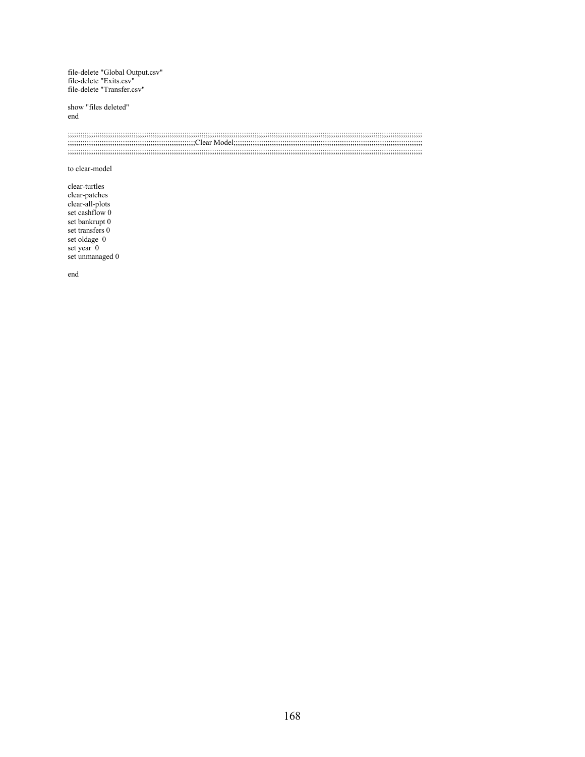```
file-delete "Global Output.csv"
file-delete "Exits.csv"
file-delete "Transfer.csv"

show "files deleted"
end

;;;;;;;;;;;;;;;;;;;;;;;;;;;;;;;;;;;;;;;;;;;;;;;;;;;;;;;;;;;;;;;;;;;;;;;;;;;;;;;;;;;;;;;;;;;;;;;;;;;;;;;;;;;;;;;;;;;;;;;;;;;;;;;;;;;;;;;;;;;;;;;;;;;;;;;;;;;;;;;;;;;;;;;;;;;;;;;;;;;;;
;;;;;;;;;;;;;;;;;;;;;;;;;;;;;;;;;;;;;;;;;;;;;;;;;;;;;;;;;;;;;;Clear Model;;;;;;;;;;;;;;;;;;;;;;;;;;;;;;;;;;;;;;;;;;;;;;;;;;;;;;;;;;;;;;;;;;;;;;;;;;;;;;;;;;;;;;;;;;;;;;;;;;;;;;;;;;;;;;
;;;;;;;;;;;;;;;;;;;;;;;;;;;;;;;;;;;;;;;;;;;;;;;;;;;;;;;;;;;;;;;;;;;;;;;;;;;;;;;;;;;;;;;;;;;;;;;;;;;;;;;;;;;;;;;;;;;;;;;;;;;;;;;;;;;;;;;;;;;;;;;;;;;;;;;;;;;;;;;;;;;;;;;;;;;;;;;;;;;;;;;;

to clear-model

clear-turtles
clear-patches
clear-all-plots
set cashflow 0
set bankrupt 0
set transfers 0
set oldage  0
set year  0
set unmanaged 0

end
```